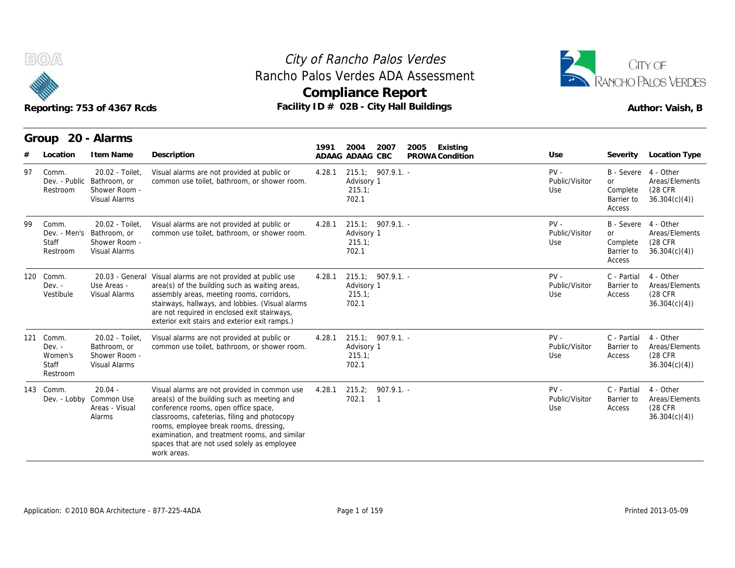# City of Rancho Palos Verdes

## Rancho Palos Verdes ADA Assessment

## Compliance Report

Reporting: 753 of 4367 Rcds

**Facility ID # 02B - City Hall Buildings**

Author: Vaish, B

## Group 20 - Alarms

| # | Location | Item Name | Description | 1991 ADAAG | 2004 ADAAG | 2007 CBC | 2005 PROWA | Existing Condition | Use | Severity | Location Type |
|---|---|---|---|---|---|---|---|---|---|---|---|
| 97 | Comm. Dev. - Public Restroom | 20.02 - Toilet, Bathroom, or Shower Room - Visual Alarms | Visual alarms are not provided at public or common use toilet, bathroom, or shower room. | 4.28.1 | 215.1; Advisory 215.1; 702.1 | 907.9.1. 1 | - | | PV - Public/Visitor Use | B - Severe or Complete Barrier to Access | 4 - Other Areas/Elements (28 CFR 36.304(c)(4)) |
| 99 | Comm. Dev. - Men's Staff Restroom | 20.02 - Toilet, Bathroom, or Shower Room - Visual Alarms | Visual alarms are not provided at public or common use toilet, bathroom, or shower room. | 4.28.1 | 215.1; Advisory 215.1; 702.1 | 907.9.1. 1 | - | | PV - Public/Visitor Use | B - Severe or Complete Barrier to Access | 4 - Other Areas/Elements (28 CFR 36.304(c)(4)) |
| 120 | Comm. Dev. - Vestibule | 20.03 - General Use Areas - Visual Alarms | Visual alarms are not provided at public use area(s) of the building such as waiting areas, assembly areas, meeting rooms, corridors, stairways, hallways, and lobbies. (Visual alarms are not required in enclosed exit stairways, exterior exit stairs and exterior exit ramps.) | 4.28.1 | 215.1; Advisory 215.1; 702.1 | 907.9.1. 1 | - | | PV - Public/Visitor Use | C - Partial Barrier to Access | 4 - Other Areas/Elements (28 CFR 36.304(c)(4)) |
| 121 | Comm. Dev. - Women's Staff Restroom | 20.02 - Toilet, Bathroom, or Shower Room - Visual Alarms | Visual alarms are not provided at public or common use toilet, bathroom, or shower room. | 4.28.1 | 215.1; Advisory 215.1; 702.1 | 907.9.1. 1 | - | | PV - Public/Visitor Use | C - Partial Barrier to Access | 4 - Other Areas/Elements (28 CFR 36.304(c)(4)) |
| 143 | Comm. Dev. - Lobby | 20.04 - Common Use Areas - Visual Alarms | Visual alarms are not provided in common use area(s) of the building such as meeting and conference rooms, open office space, classrooms, cafeterias, filing and photocopy rooms, employee break rooms, dressing, examination, and treatment rooms, and similar spaces that are not used solely as employee work areas. | 4.28.1 | 215.2; 702.1 | 907.9.1. 1 | - | | PV - Public/Visitor Use | C - Partial Barrier to Access | 4 - Other Areas/Elements (28 CFR 36.304(c)(4)) |

Application: ©2010 BOA Architecture - 877-225-4ADA

Printed 2013-05-09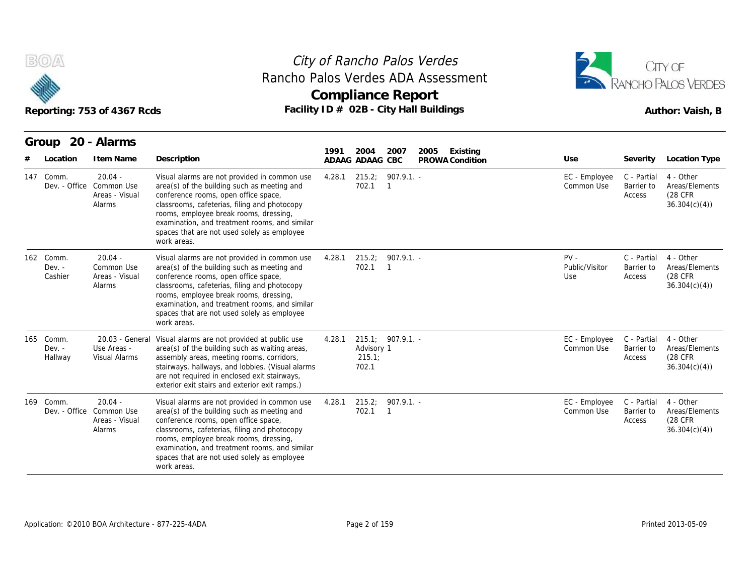# City of Rancho Palos Verdes
## Rancho Palos Verdes ADA Assessment
## Compliance Report

Reporting: 753 of 4367 Rcds

Facility ID # 02B - City Hall Buildings

Author: Vaish, B

### Group 20 - Alarms

| # | Location | Item Name | Description | 1991 ADAAG | 2004 ADAAG | 2007 CBC | 2005 PROWA | Existing Condition | Use | Severity | Location Type |
|---|---|---|---|---|---|---|---|---|---|---|---|
| 147 | Comm. Dev. - Office | 20.04 - Common Use Areas - Visual Alarms | Visual alarms are not provided in common use area(s) of the building such as meeting and conference rooms, open office space, classrooms, cafeterias, filing and photocopy rooms, employee break rooms, dressing, examination, and treatment rooms, and similar spaces that are not used solely as employee work areas. | 4.28.1 | 215.2; 702.1 | 907.9.1.1 | - | | EC - Employee Common Use | C - Partial Barrier to Access | 4 - Other Areas/Elements (28 CFR 36.304(c)(4)) |
| 162 | Comm. Dev. - Cashier | 20.04 - Common Use Areas - Visual Alarms | Visual alarms are not provided in common use area(s) of the building such as meeting and conference rooms, open office space, classrooms, cafeterias, filing and photocopy rooms, employee break rooms, dressing, examination, and treatment rooms, and similar spaces that are not used solely as employee work areas. | 4.28.1 | 215.2; 702.1 | 907.9.1.1 | - | | PV - Public/Visitor Use | C - Partial Barrier to Access | 4 - Other Areas/Elements (28 CFR 36.304(c)(4)) |
| 165 | Comm. Dev. - Hallway | 20.03 - General Use Areas - Visual Alarms | Visual alarms are not provided at public use area(s) of the building such as waiting areas, assembly areas, meeting rooms, corridors, stairways, hallways, and lobbies. (Visual alarms are not required in enclosed exit stairways, exterior exit stairs and exterior exit ramps.) | 4.28.1 | 215.1; Advisory 215.1; 702.1 | 907.9.1.1 | - | | EC - Employee Common Use | C - Partial Barrier to Access | 4 - Other Areas/Elements (28 CFR 36.304(c)(4)) |
| 169 | Comm. Dev. - Office | 20.04 - Common Use Areas - Visual Alarms | Visual alarms are not provided in common use area(s) of the building such as meeting and conference rooms, open office space, classrooms, cafeterias, filing and photocopy rooms, employee break rooms, dressing, examination, and treatment rooms, and similar spaces that are not used solely as employee work areas. | 4.28.1 | 215.2; 702.1 | 907.9.1.1 | - | | EC - Employee Common Use | C - Partial Barrier to Access | 4 - Other Areas/Elements (28 CFR 36.304(c)(4)) |

Application: ©2010 BOA Architecture - 877-225-4ADA

Printed 2013-05-09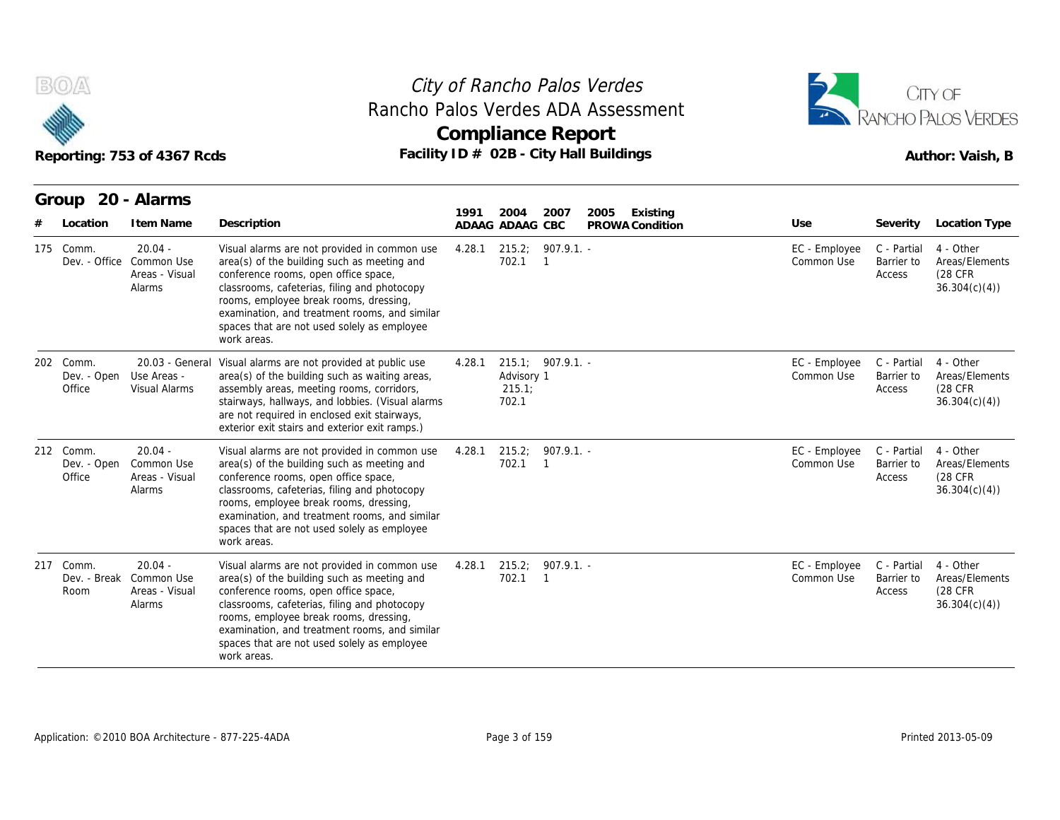# City of Rancho Palos Verdes

## Rancho Palos Verdes ADA Assessment

## Compliance Report

Reporting: 753 of 4367 Rcds

Facility ID # 02B - City Hall Buildings

Author: Vaish, B

### Group 20 - Alarms

| # | Location | Item Name | Description | 1991 ADAAG | 2004 ADAAG | 2007 CBC | 2005 PROWA | Existing Condition | Use | Severity | Location Type |
|---|---|---|---|---|---|---|---|---|---|---|---|
| 175 | Comm. Dev. - Office | 20.04 - Common Use Areas - Visual Alarms | Visual alarms are not provided in common use area(s) of the building such as meeting and conference rooms, open office space, classrooms, cafeterias, filing and photocopy rooms, employee break rooms, dressing, examination, and treatment rooms, and similar spaces that are not used solely as employee work areas. | 4.28.1 | 215.2; 702.1 | 907.9.1.1 | - | | EC - Employee Common Use | C - Partial Barrier to Access | 4 - Other Areas/Elements (28 CFR 36.304(c)(4)) |
| 202 | Comm. Dev. - Open Office | 20.03 - General Use Areas - Visual Alarms | Visual alarms are not provided at public use area(s) of the building such as waiting areas, assembly areas, meeting rooms, corridors, stairways, hallways, and lobbies. (Visual alarms are not required in enclosed exit stairways, exterior exit stairs and exterior exit ramps.) | 4.28.1 | 215.1; Advisory 215.1; 702.1 | 907.9.1.1 | - | | EC - Employee Common Use | C - Partial Barrier to Access | 4 - Other Areas/Elements (28 CFR 36.304(c)(4)) |
| 212 | Comm. Dev. - Open Office | 20.04 - Common Use Areas - Visual Alarms | Visual alarms are not provided in common use area(s) of the building such as meeting and conference rooms, open office space, classrooms, cafeterias, filing and photocopy rooms, employee break rooms, dressing, examination, and treatment rooms, and similar spaces that are not used solely as employee work areas. | 4.28.1 | 215.2; 702.1 | 907.9.1.1 | - | | EC - Employee Common Use | C - Partial Barrier to Access | 4 - Other Areas/Elements (28 CFR 36.304(c)(4)) |
| 217 | Comm. Dev. - Break Room | 20.04 - Common Use Areas - Visual Alarms | Visual alarms are not provided in common use area(s) of the building such as meeting and conference rooms, open office space, classrooms, cafeterias, filing and photocopy rooms, employee break rooms, dressing, examination, and treatment rooms, and similar spaces that are not used solely as employee work areas. | 4.28.1 | 215.2; 702.1 | 907.9.1.1 | - | | EC - Employee Common Use | C - Partial Barrier to Access | 4 - Other Areas/Elements (28 CFR 36.304(c)(4)) |

Application: ©2010 BOA Architecture - 877-225-4ADA

Printed 2013-05-09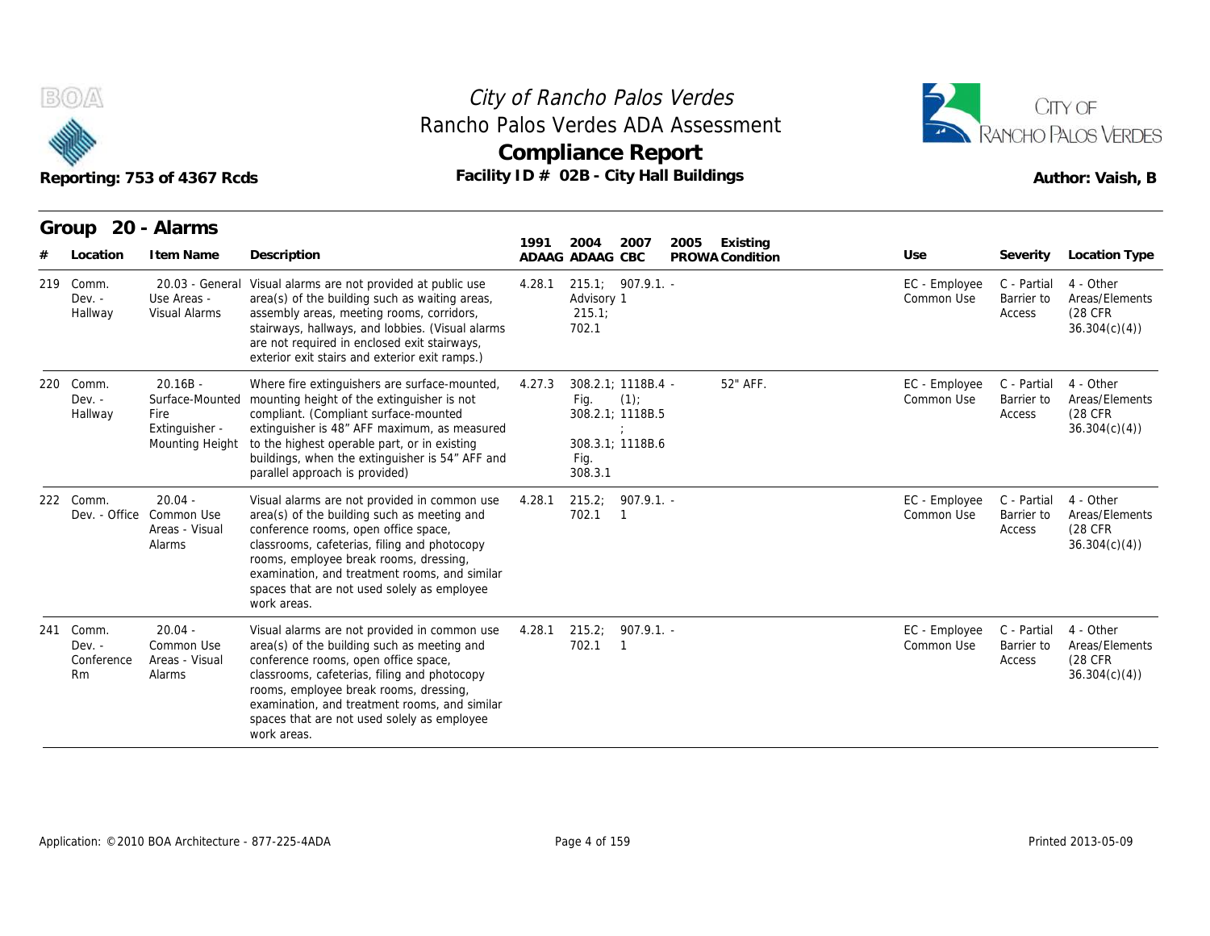# City of Rancho Palos Verdes

## Rancho Palos Verdes ADA Assessment

## Compliance Report

Reporting: 753 of 4367 Rcds

Facility ID # 02B - City Hall Buildings

Author: Vaish, B

### Group 20 - Alarms

| # | Location | Item Name | Description | 1991 ADAAG | 2004 ADAAG | 2007 CBC | 2005 PROWA | Existing Condition | Use | Severity | Location Type |
|---|---|---|---|---|---|---|---|---|---|---|---|
| 219 | Comm. Dev. - Hallway | 20.03 - General Use Areas - Visual Alarms | Visual alarms are not provided at public use area(s) of the building such as waiting areas, assembly areas, meeting rooms, corridors, stairways, hallways, and lobbies. (Visual alarms are not required in enclosed exit stairways, exterior exit stairs and exterior exit ramps.) | 4.28.1 | 215.1; Advisory 215.1; 702.1 | 907.9.1. 1 | - | | EC - Employee Common Use | C - Partial Barrier to Access | 4 - Other Areas/Elements (28 CFR 36.304(c)(4)) |
| 220 | Comm. Dev. - Hallway | 20.16B - Surface-Mounted Fire Extinguisher - Mounting Height | Where fire extinguishers are surface-mounted, mounting height of the extinguisher is not compliant. (Compliant surface-mounted extinguisher is 48" AFF maximum, as measured to the highest operable part, or in existing buildings, when the extinguisher is 54" AFF and parallel approach is provided) | 4.27.3 | 308.2.1; Fig. 308.2.1; 308.3.1; Fig. 308.3.1 | 1118B.4 (1); 1118B.5 ; 1118B.6 | - | 52" AFF. | EC - Employee Common Use | C - Partial Barrier to Access | 4 - Other Areas/Elements (28 CFR 36.304(c)(4)) |
| 222 | Comm. Dev. - Office | 20.04 - Common Use Areas - Visual Alarms | Visual alarms are not provided in common use area(s) of the building such as meeting and conference rooms, open office space, classrooms, cafeterias, filing and photocopy rooms, employee break rooms, dressing, examination, and treatment rooms, and similar spaces that are not used solely as employee work areas. | 4.28.1 | 215.2; 702.1 | 907.9.1. 1 | - | | EC - Employee Common Use | C - Partial Barrier to Access | 4 - Other Areas/Elements (28 CFR 36.304(c)(4)) |
| 241 | Comm. Dev. - Conference Rm | 20.04 - Common Use Areas - Visual Alarms | Visual alarms are not provided in common use area(s) of the building such as meeting and conference rooms, open office space, classrooms, cafeterias, filing and photocopy rooms, employee break rooms, dressing, examination, and treatment rooms, and similar spaces that are not used solely as employee work areas. | 4.28.1 | 215.2; 702.1 | 907.9.1. 1 | - | | EC - Employee Common Use | C - Partial Barrier to Access | 4 - Other Areas/Elements (28 CFR 36.304(c)(4)) |

Application: ©2010 BOA Architecture - 877-225-4ADA

Printed 2013-05-09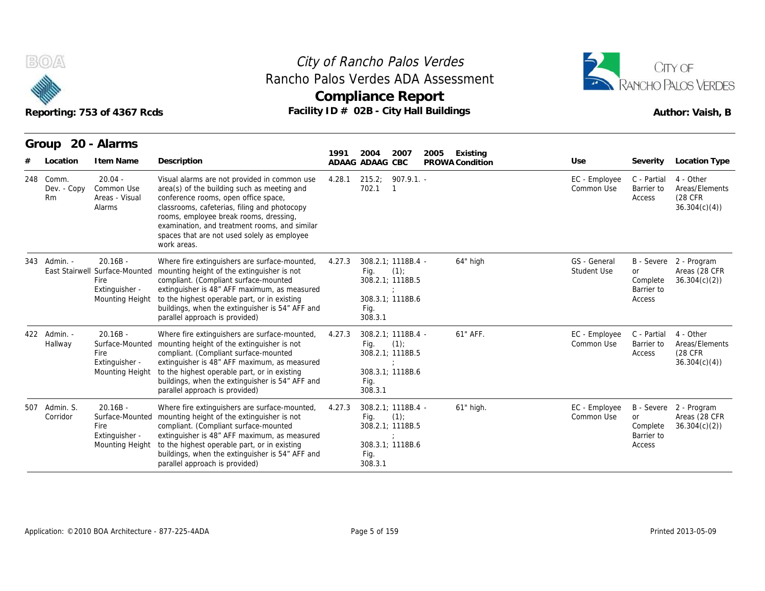# City of Rancho Palos Verdes
## Rancho Palos Verdes ADA Assessment
## Compliance Report

Reporting: 753 of 4367 Rcds

Facility ID # 02B - City Hall Buildings

Author: Vaish, B

### Group 20 - Alarms

| # | Location | Item Name | Description | 1991 ADAAG | 2004 ADAAG | 2007 CBC | 2005 PROWA | Existing Condition | Use | Severity | Location Type |
|---|---|---|---|---|---|---|---|---|---|---|---|
| 248 | Comm. Dev. - Copy Rm | 20.04 - Common Use Areas - Visual Alarms | Visual alarms are not provided in common use area(s) of the building such as meeting and conference rooms, open office space, classrooms, cafeterias, filing and photocopy rooms, employee break rooms, dressing, examination, and treatment rooms, and similar spaces that are not used solely as employee work areas. | 4.28.1 | 215.2; 702.1 | 907.9.1.1 | - | | EC - Employee Common Use | C - Partial Barrier to Access | 4 - Other Areas/Elements (28 CFR 36.304(c)(4)) |
| 343 | Admin. - East Stairwell | 20.16B - Surface-Mounted Fire Extinguisher - Mounting Height | Where fire extinguishers are surface-mounted, mounting height of the extinguisher is not compliant. (Compliant surface-mounted extinguisher is 48" AFF maximum, as measured to the highest operable part, or in existing buildings, when the extinguisher is 54" AFF and parallel approach is provided) | 4.27.3 | 308.2.1; Fig. 308.2.1; 308.3.1; Fig. 308.3.1 | 1118B.4 (1); 1118B.5; 1118B.6 | - | 64" high | GS - General Student Use | B - Severe or Complete Barrier to Access | 2 - Program Areas (28 CFR 36.304(c)(2)) |
| 422 | Admin. - Hallway | 20.16B - Surface-Mounted Fire Extinguisher - Mounting Height | Where fire extinguishers are surface-mounted, mounting height of the extinguisher is not compliant. (Compliant surface-mounted extinguisher is 48" AFF maximum, as measured to the highest operable part, or in existing buildings, when the extinguisher is 54" AFF and parallel approach is provided) | 4.27.3 | 308.2.1; Fig. 308.2.1; 308.3.1; Fig. 308.3.1 | 1118B.4 (1); 1118B.5; 1118B.6 | - | 61" AFF. | EC - Employee Common Use | C - Partial Barrier to Access | 4 - Other Areas/Elements (28 CFR 36.304(c)(4)) |
| 507 | Admin. S. Corridor | 20.16B - Surface-Mounted Fire Extinguisher - Mounting Height | Where fire extinguishers are surface-mounted, mounting height of the extinguisher is not compliant. (Compliant surface-mounted extinguisher is 48" AFF maximum, as measured to the highest operable part, or in existing buildings, when the extinguisher is 54" AFF and parallel approach is provided) | 4.27.3 | 308.2.1; Fig. 308.2.1; 308.3.1; Fig. 308.3.1 | 1118B.4 (1); 1118B.5; 1118B.6 | - | 61" high. | EC - Employee Common Use | B - Severe or Complete Barrier to Access | 2 - Program Areas (28 CFR 36.304(c)(2)) |

Application: ©2010 BOA Architecture - 877-225-4ADA

Printed 2013-05-09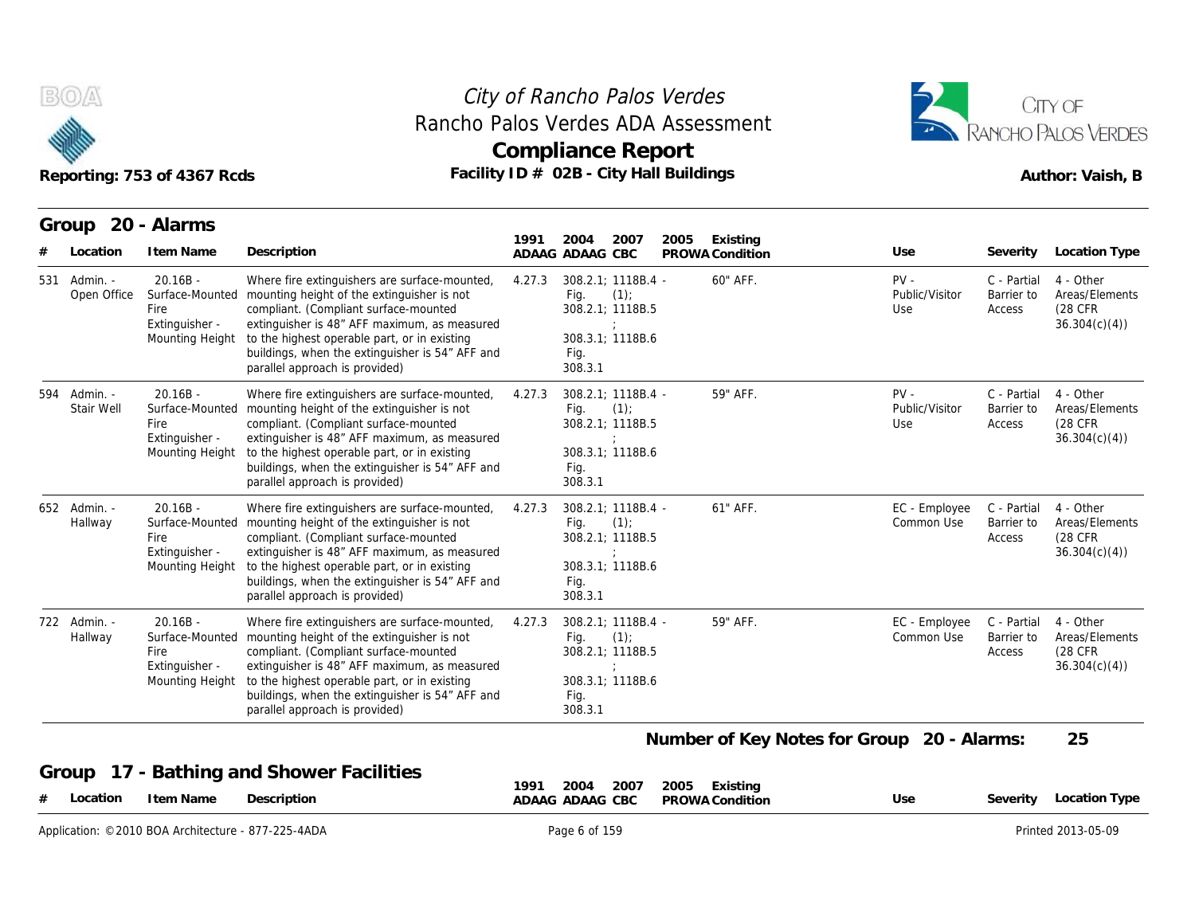# City of Rancho Palos Verdes
## Rancho Palos Verdes ADA Assessment
## Compliance Report

Reporting: 753 of 4367 Rcds

Facility ID # 02B - City Hall Buildings

Author: Vaish, B

## Group 20 - Alarms

| # | Location | Item Name | Description | 1991 ADAAG | 2004 ADAAG | 2007 CBC | 2005 PROWA | Existing Condition | Use | Severity | Location Type |
|---|---|---|---|---|---|---|---|---|---|---|---|
| 531 | Admin. - Open Office | 20.16B - Surface-Mounted Fire Extinguisher - Mounting Height | Where fire extinguishers are surface-mounted, mounting height of the extinguisher is not compliant. (Compliant surface-mounted extinguisher is 48" AFF maximum, as measured to the highest operable part, or in existing buildings, when the extinguisher is 54" AFF and parallel approach is provided) | 4.27.3 | 308.2.1; Fig. 308.2.1; 308.3.1; Fig. 308.3.1 | 1118B.4 - (1); 1118B.5 ; 1118B.6 | | 60" AFF. | PV - Public/Visitor Use | C - Partial Barrier to Access | 4 - Other Areas/Elements (28 CFR 36.304(c)(4)) |
| 594 | Admin. - Stair Well | 20.16B - Surface-Mounted Fire Extinguisher - Mounting Height | Where fire extinguishers are surface-mounted, mounting height of the extinguisher is not compliant. (Compliant surface-mounted extinguisher is 48" AFF maximum, as measured to the highest operable part, or in existing buildings, when the extinguisher is 54" AFF and parallel approach is provided) | 4.27.3 | 308.2.1; Fig. 308.2.1; 308.3.1; Fig. 308.3.1 | 1118B.4 - (1); 1118B.5 ; 1118B.6 | | 59" AFF. | PV - Public/Visitor Use | C - Partial Barrier to Access | 4 - Other Areas/Elements (28 CFR 36.304(c)(4)) |
| 652 | Admin. - Hallway | 20.16B - Surface-Mounted Fire Extinguisher - Mounting Height | Where fire extinguishers are surface-mounted, mounting height of the extinguisher is not compliant. (Compliant surface-mounted extinguisher is 48" AFF maximum, as measured to the highest operable part, or in existing buildings, when the extinguisher is 54" AFF and parallel approach is provided) | 4.27.3 | 308.2.1; Fig. 308.2.1; 308.3.1; Fig. 308.3.1 | 1118B.4 - (1); 1118B.5 ; 1118B.6 | | 61" AFF. | EC - Employee Common Use | C - Partial Barrier to Access | 4 - Other Areas/Elements (28 CFR 36.304(c)(4)) |
| 722 | Admin. - Hallway | 20.16B - Surface-Mounted Fire Extinguisher - Mounting Height | Where fire extinguishers are surface-mounted, mounting height of the extinguisher is not compliant. (Compliant surface-mounted extinguisher is 48" AFF maximum, as measured to the highest operable part, or in existing buildings, when the extinguisher is 54" AFF and parallel approach is provided) | 4.27.3 | 308.2.1; Fig. 308.2.1; 308.3.1; Fig. 308.3.1 | 1118B.4 - (1); 1118B.5 ; 1118B.6 | | 59" AFF. | EC - Employee Common Use | C - Partial Barrier to Access | 4 - Other Areas/Elements (28 CFR 36.304(c)(4)) |

**Number of Key Notes for Group 20 - Alarms: 25**

## Group 17 - Bathing and Shower Facilities

| # | Location | Item Name | Description | 1991 ADAAG | 2004 ADAAG | 2007 CBC | 2005 PROWA | Existing Condition | Use | Severity | Location Type |
|---|---|---|---|---|---|---|---|---|---|---|---|

Application: ©2010 BOA Architecture - 877-225-4ADA

Printed 2013-05-09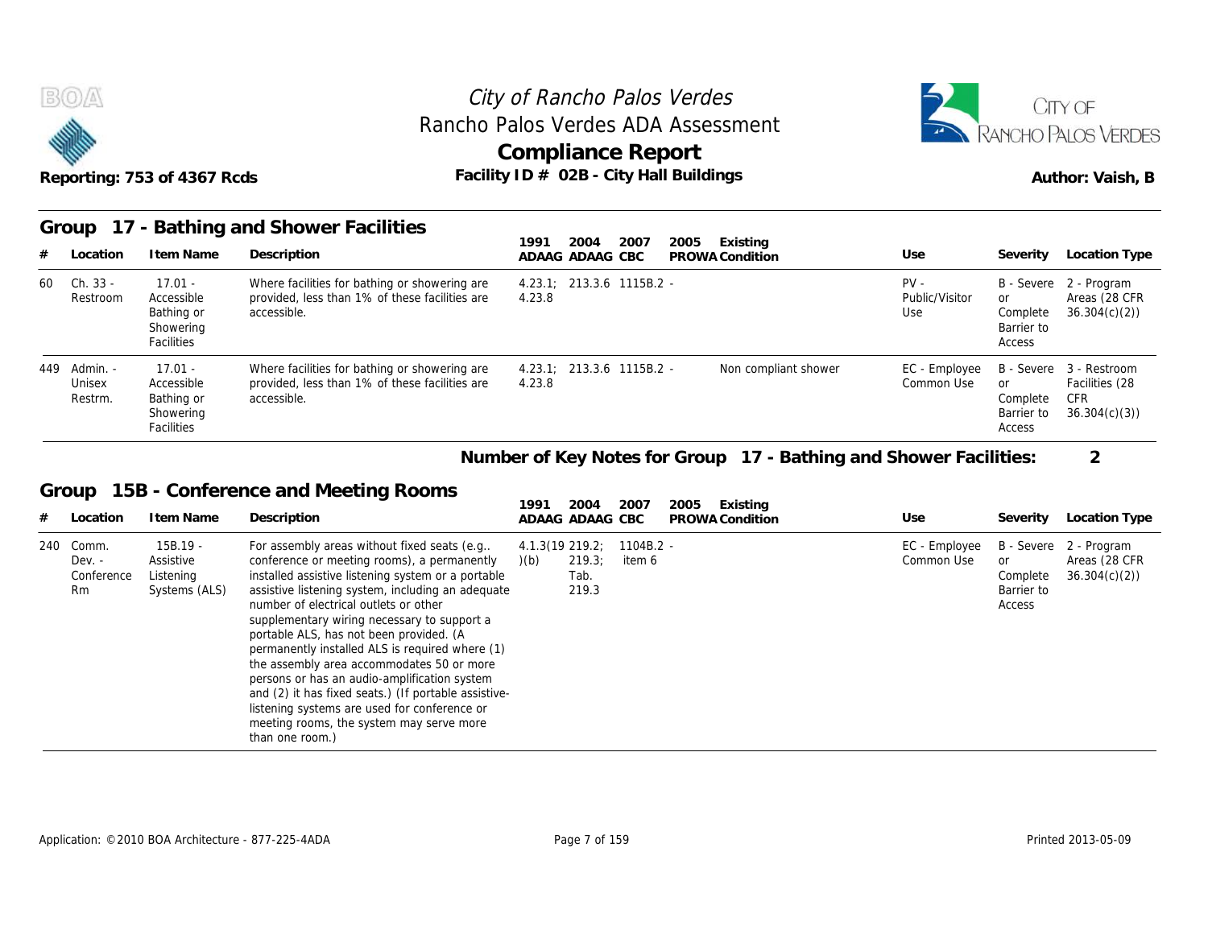## Group 17 - Bathing and Shower Facilities

| # | Location | Item Name | Description | 1991 ADAAG | 2004 ADAAG | 2007 CBC | 2005 PROWA | Existing Condition | Use | Severity | Location Type |
|---|---|---|---|---|---|---|---|---|---|---|---|
| 60 | Ch. 33 - Restroom | 17.01 - Accessible Bathing or Showering Facilities | Where facilities for bathing or showering are provided, less than 1% of these facilities are accessible. | 4.23.1; 4.23.8 | 213.3.6 | 1115B.2 | - | | PV - Public/Visitor Use | B - Severe or Complete Barrier to Access | 2 - Program Areas (28 CFR 36.304(c)(2)) |
| 449 | Admin. - Unisex Restrm. | 17.01 - Accessible Bathing or Showering Facilities | Where facilities for bathing or showering are provided, less than 1% of these facilities are accessible. | 4.23.1; 4.23.8 | 213.3.6 | 1115B.2 | - | Non compliant shower | EC - Employee Common Use | B - Severe or Complete Barrier to Access | 3 - Restroom Facilities (28 CFR 36.304(c)(3)) |

**Number of Key Notes for Group 17 - Bathing and Shower Facilities: 2**

## Group 15B - Conference and Meeting Rooms

| # | Location | Item Name | Description | 1991 ADAAG | 2004 ADAAG | 2007 CBC | 2005 PROWA | Existing Condition | Use | Severity | Location Type |
|---|---|---|---|---|---|---|---|---|---|---|---|
| 240 | Comm. Dev. - Conference Rm | 15B.19 - Assistive Listening Systems (ALS) | For assembly areas without fixed seats (e.g.. conference or meeting rooms), a permanently installed assistive listening system or a portable assistive listening system, including an adequate number of electrical outlets or other supplementary wiring necessary to support a portable ALS, has not been provided. (A permanently installed ALS is required where (1) the assembly area accommodates 50 or more persons or has an audio-amplification system and (2) it has fixed seats.) (If portable assistive-listening systems are used for conference or meeting rooms, the system may serve more than one room.) | 4.1.3(19)(b) | 219.2; 219.3; Tab. 219.3 | 1104B.2 item 6 | - | | EC - Employee Common Use | B - Severe or Complete Barrier to Access | 2 - Program Areas (28 CFR 36.304(c)(2)) |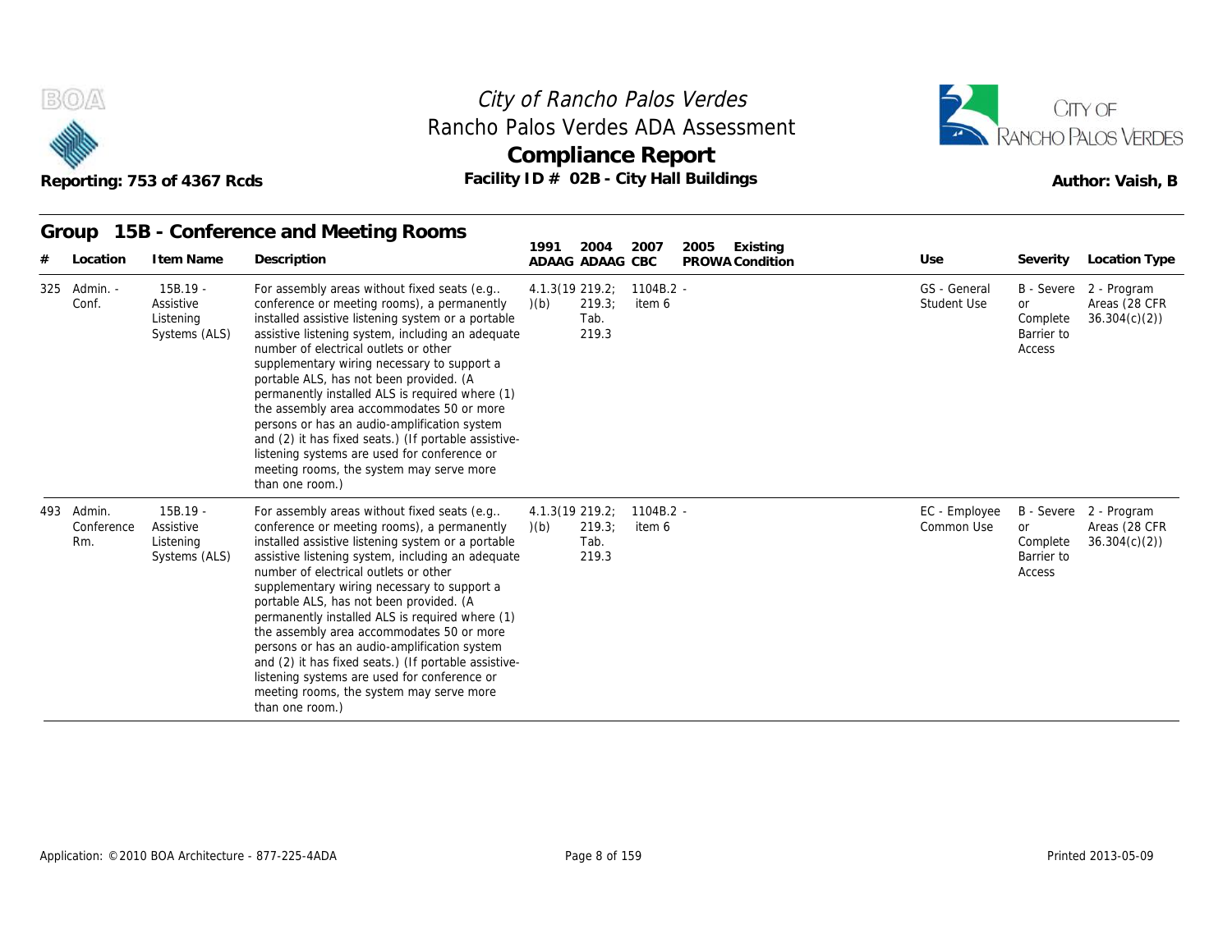# City of Rancho Palos Verdes
## Rancho Palos Verdes ADA Assessment
## Compliance Report

Reporting: 753 of 4367 Rcds

Facility ID # 02B - City Hall Buildings

Author: Vaish, B

### Group 15B - Conference and Meeting Rooms

| # | Location | Item Name | Description | 1991 ADAAG | 2004 ADAAG | 2007 CBC | 2005 PROWA | Existing Condition | Use | Severity | Location Type |
|---|---|---|---|---|---|---|---|---|---|---|---|
| 325 | Admin. - Conf. | 15B.19 - Assistive Listening Systems (ALS) | For assembly areas without fixed seats (e.g.. conference or meeting rooms), a permanently installed assistive listening system or a portable assistive listening system, including an adequate number of electrical outlets or other supplementary wiring necessary to support a portable ALS, has not been provided. (A permanently installed ALS is required where (1) the assembly area accommodates 50 or more persons or has an audio-amplification system and (2) it has fixed seats.) (If portable assistive-listening systems are used for conference or meeting rooms, the system may serve more than one room.) | 4.1.3(19)(b) | 219.2; 219.3; Tab. 219.3 | 1104B.2 - item 6 | | | GS - General Student Use | B - Severe or Complete Barrier to Access | 2 - Program Areas (28 CFR 36.304(c)(2)) |
| 493 | Admin. Conference Rm. | 15B.19 - Assistive Listening Systems (ALS) | For assembly areas without fixed seats (e.g.. conference or meeting rooms), a permanently installed assistive listening system or a portable assistive listening system, including an adequate number of electrical outlets or other supplementary wiring necessary to support a portable ALS, has not been provided. (A permanently installed ALS is required where (1) the assembly area accommodates 50 or more persons or has an audio-amplification system and (2) it has fixed seats.) (If portable assistive-listening systems are used for conference or meeting rooms, the system may serve more than one room.) | 4.1.3(19)(b) | 219.2; 219.3; Tab. 219.3 | 1104B.2 - item 6 | | | EC - Employee Common Use | B - Severe or Complete Barrier to Access | 2 - Program Areas (28 CFR 36.304(c)(2)) |

Application: ©2010 BOA Architecture - 877-225-4ADA

Printed 2013-05-09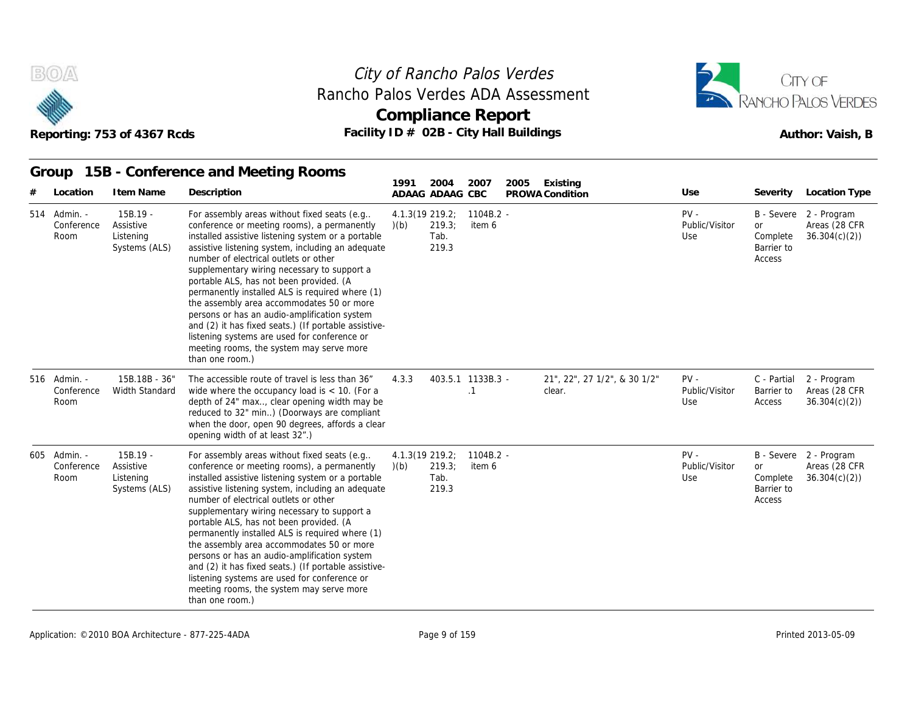# City of Rancho Palos Verdes
## Rancho Palos Verdes ADA Assessment
## Compliance Report

Reporting: 753 of 4367 Rcds

Facility ID # 02B - City Hall Buildings

Author: Vaish, B

### Group 15B - Conference and Meeting Rooms

| # | Location | Item Name | Description | 1991 ADAAG | 2004 ADAAG | 2007 CBC | 2005 PROWA | Existing Condition | Use | Severity | Location Type |
|---|---|---|---|---|---|---|---|---|---|---|---|
| 514 | Admin. - Conference Room | 15B.19 - Assistive Listening Systems (ALS) | For assembly areas without fixed seats (e.g.. conference or meeting rooms), a permanently installed assistive listening system or a portable assistive listening system, including an adequate number of electrical outlets or other supplementary wiring necessary to support a portable ALS, has not been provided. (A permanently installed ALS is required where (1) the assembly area accommodates 50 or more persons or has an audio-amplification system and (2) it has fixed seats.) (If portable assistive-listening systems are used for conference or meeting rooms, the system may serve more than one room.) | 4.1.3(19)(b) | 219.2; 219.3; Tab. 219.3 | 1104B.2 - item 6 | | | PV - Public/Visitor Use | B - Severe or Complete Barrier to Access | 2 - Program Areas (28 CFR 36.304(c)(2)) |
| 516 | Admin. - Conference Room | 15B.18B - 36" Width Standard | The accessible route of travel is less than 36" wide where the occupancy load is < 10. (For a depth of 24" max.., clear opening width may be reduced to 32" min..) (Doorways are compliant when the door, open 90 degrees, affords a clear opening width of at least 32".) | 4.3.3 | 403.5.1 | 1133B.3 - .1 | | 21", 22", 27 1/2", & 30 1/2" clear. | PV - Public/Visitor Use | C - Partial Barrier to Access | 2 - Program Areas (28 CFR 36.304(c)(2)) |
| 605 | Admin. - Conference Room | 15B.19 - Assistive Listening Systems (ALS) | For assembly areas without fixed seats (e.g.. conference or meeting rooms), a permanently installed assistive listening system or a portable assistive listening system, including an adequate number of electrical outlets or other supplementary wiring necessary to support a portable ALS, has not been provided. (A permanently installed ALS is required where (1) the assembly area accommodates 50 or more persons or has an audio-amplification system and (2) it has fixed seats.) (If portable assistive-listening systems are used for conference or meeting rooms, the system may serve more than one room.) | 4.1.3(19)(b) | 219.2; 219.3; Tab. 219.3 | 1104B.2 - item 6 | | | PV - Public/Visitor Use | B - Severe or Complete Barrier to Access | 2 - Program Areas (28 CFR 36.304(c)(2)) |

Application: ©2010 BOA Architecture - 877-225-4ADA

Printed 2013-05-09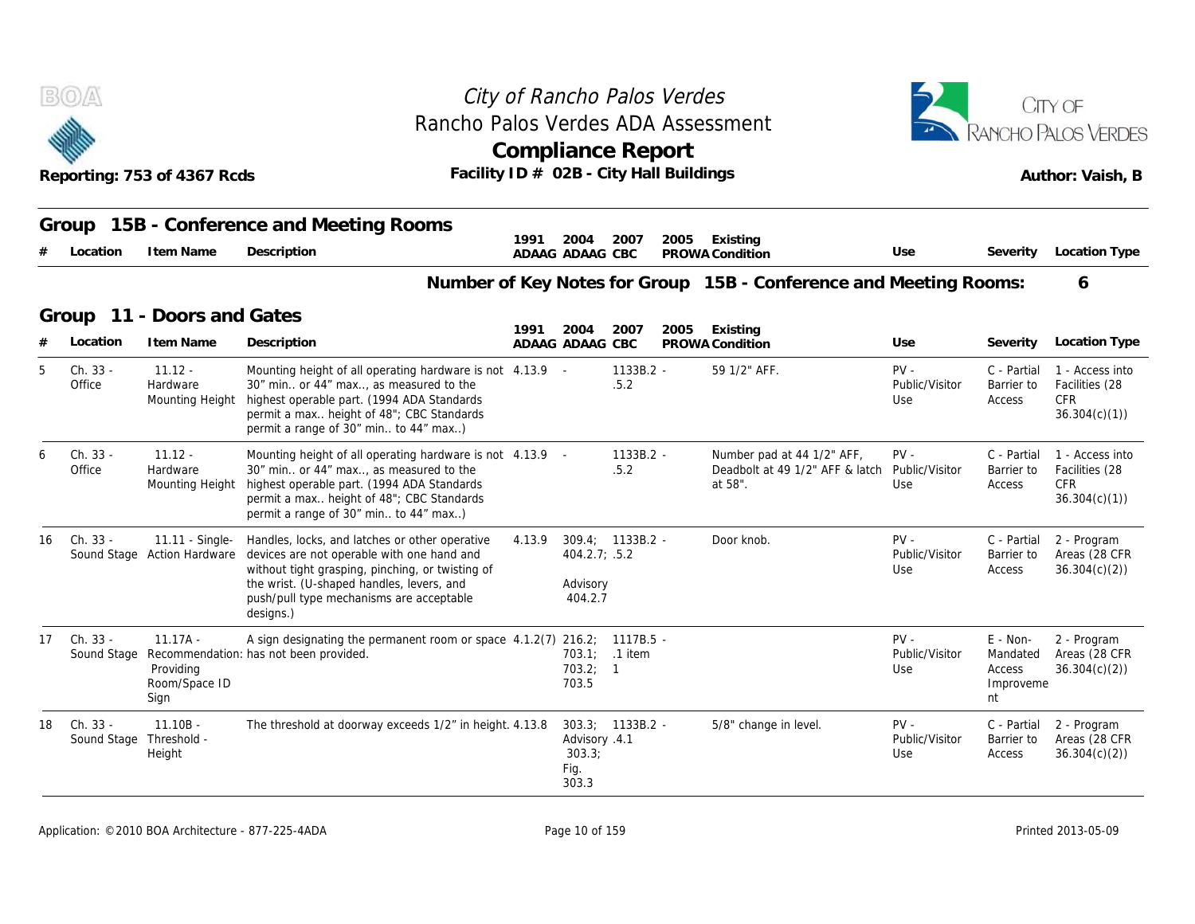# City of Rancho Palos Verdes
## Rancho Palos Verdes ADA Assessment
## Compliance Report

Reporting: 753 of 4367 Rcds

Facility ID # 02B - City Hall Buildings

Author: Vaish, B

## Group 15B - Conference and Meeting Rooms

| # | Location | Item Name | Description | 1991 ADAAG | 2004 ADAAG | 2007 CBC | 2005 PROWA | Existing Condition | Use | Severity | Location Type |
|---|---|---|---|---|---|---|---|---|---|---|---|

**Number of Key Notes for Group 15B - Conference and Meeting Rooms: 6**

## Group 11 - Doors and Gates

| # | Location | Item Name | Description | 1991 ADAAG | 2004 ADAAG | 2007 CBC | 2005 PROWA | Existing Condition | Use | Severity | Location Type |
|---|---|---|---|---|---|---|---|---|---|---|---|
| 5 | Ch. 33 - Office | 11.12 - Hardware Mounting Height | Mounting height of all operating hardware is not 30" min.. or 44" max.., as measured to the highest operable part. (1994 ADA Standards permit a max.. height of 48"; CBC Standards permit a range of 30" min.. to 44" max..) | 4.13.9 | - | 1133B.2 - .5.2 | | 59 1/2" AFF. | PV - Public/Visitor Use | C - Partial Barrier to Access | 1 - Access into Facilities (28 CFR 36.304(c)(1)) |
| 6 | Ch. 33 - Office | 11.12 - Hardware Mounting Height | Mounting height of all operating hardware is not 30" min.. or 44" max.., as measured to the highest operable part. (1994 ADA Standards permit a max.. height of 48"; CBC Standards permit a range of 30" min.. to 44" max..) | 4.13.9 | - | 1133B.2 - .5.2 | | Number pad at 44 1/2" AFF, Deadbolt at 49 1/2" AFF & latch at 58". | PV - Public/Visitor Use | C - Partial Barrier to Access | 1 - Access into Facilities (28 CFR 36.304(c)(1)) |
| 16 | Ch. 33 - Sound Stage | 11.11 - Single-Action Hardware | Handles, locks, and latches or other operative devices are not operable with one hand and without tight grasping, pinching, or twisting of the wrist. (U-shaped handles, levers, and push/pull type mechanisms are acceptable designs.) | 4.13.9 | 309.4; 404.2.7; Advisory 404.2.7 | 1133B.2 - .5.2 | | Door knob. | PV - Public/Visitor Use | C - Partial Barrier to Access | 2 - Program Areas (28 CFR 36.304(c)(2)) |
| 17 | Ch. 33 - Sound Stage | 11.17A - Recommendation: Providing Room/Space ID Sign | A sign designating the permanent room or space has not been provided. | 4.1.2(7) | 216.2; 703.1; 703.2; 703.5 | 1117B.5 - .1 item 1 | | | PV - Public/Visitor Use | E - Non-Mandated Access Improvement | 2 - Program Areas (28 CFR 36.304(c)(2)) |
| 18 | Ch. 33 - Sound Stage | 11.10B - Threshold - Height | The threshold at doorway exceeds 1/2" in height. | 4.13.8 | 303.3; Advisory 303.3; Fig. 303.3 | 1133B.2 - .4.1 | | 5/8" change in level. | PV - Public/Visitor Use | C - Partial Barrier to Access | 2 - Program Areas (28 CFR 36.304(c)(2)) |

Application: ©2010 BOA Architecture - 877-225-4ADA

Printed 2013-05-09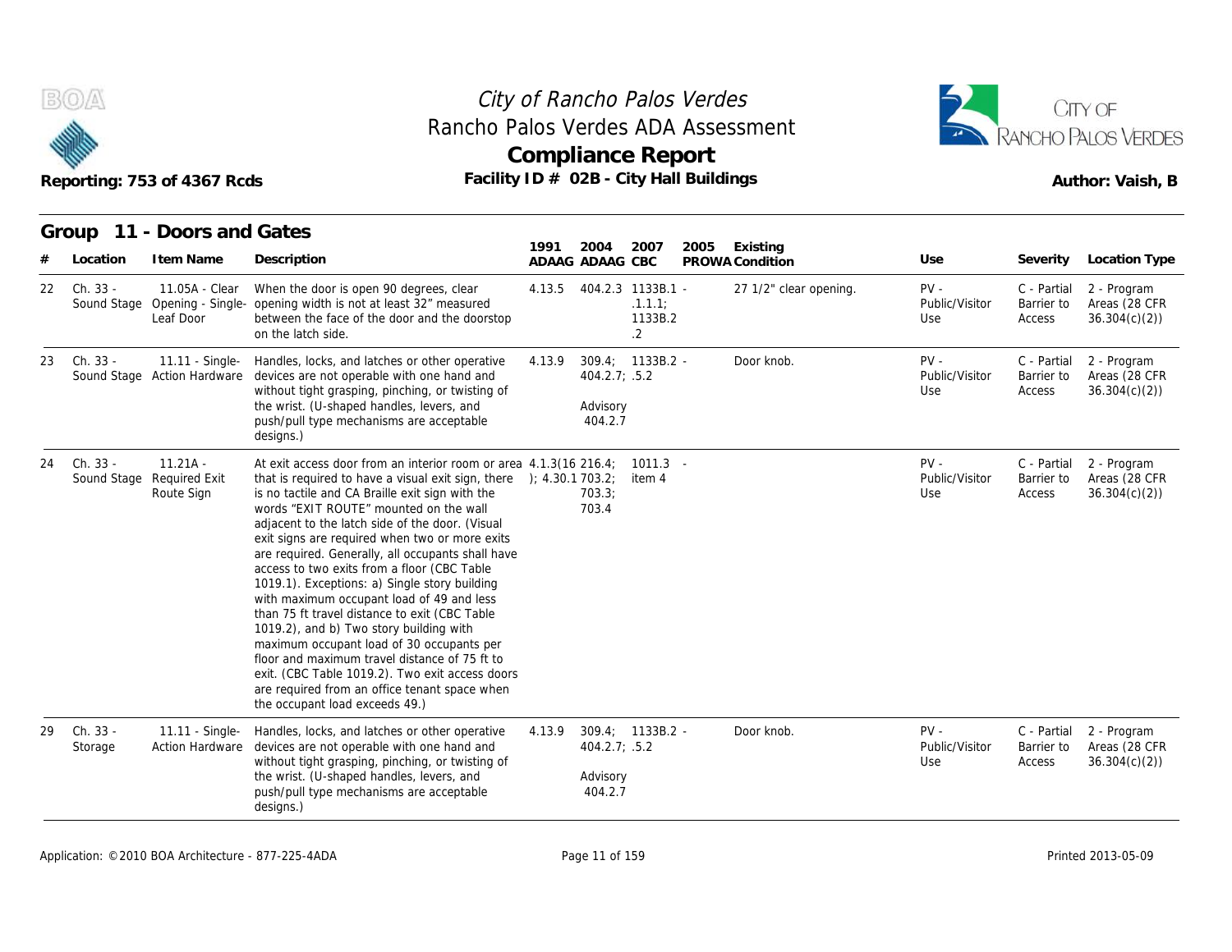# City of Rancho Palos Verdes
## Rancho Palos Verdes ADA Assessment
## Compliance Report

Reporting: 753 of 4367 Rcds

Facility ID # 02B - City Hall Buildings

Author: Vaish, B

### Group 11 - Doors and Gates

| # | Location | Item Name | Description | 1991 ADAAG | 2004 ADAAG | 2007 CBC | 2005 PROWA | Existing Condition | Use | Severity | Location Type |
|---|---|---|---|---|---|---|---|---|---|---|---|
| 22 | Ch. 33 - Sound Stage | 11.05A - Clear Opening - Single-Leaf Door | When the door is open 90 degrees, clear opening width is not at least 32" measured between the face of the door and the doorstop on the latch side. | 4.13.5 | 404.2.3 | 1133B.1.1.1; 1133B.2.2 | - | 27 1/2" clear opening. | PV - Public/Visitor Use | C - Partial Barrier to Access | 2 - Program Areas (28 CFR 36.304(c)(2)) |
| 23 | Ch. 33 - Sound Stage | 11.11 - Single-Action Hardware | Handles, locks, and latches or other operative devices are not operable with one hand and without tight grasping, pinching, or twisting of the wrist. (U-shaped handles, levers, and push/pull type mechanisms are acceptable designs.) | 4.13.9 | 309.4; 404.2.7; Advisory 404.2.7 | 1133B.2.5.2 | - | Door knob. | PV - Public/Visitor Use | C - Partial Barrier to Access | 2 - Program Areas (28 CFR 36.304(c)(2)) |
| 24 | Ch. 33 - Sound Stage | 11.21A - Required Exit Route Sign | At exit access door from an interior room or area that is required to have a visual exit sign, there is no tactile and CA Braille exit sign with the words "EXIT ROUTE" mounted on the wall adjacent to the latch side of the door. (Visual exit signs are required when two or more exits are required. Generally, all occupants shall have access to two exits from a floor (CBC Table 1019.1). Exceptions: a) Single story building with maximum occupant load of 49 and less than 75 ft travel distance to exit (CBC Table 1019.2), and b) Two story building with maximum occupant load of 30 occupants per floor and maximum travel distance of 75 ft to exit. (CBC Table 1019.2). Two exit access doors are required from an office tenant space when the occupant load exceeds 49.) | 4.1.3(16); 4.30.1 | 216.4; 703.2; 703.3; 703.4 | 1011.3 item 4 | - | | PV - Public/Visitor Use | C - Partial Barrier to Access | 2 - Program Areas (28 CFR 36.304(c)(2)) |
| 29 | Ch. 33 - Storage | 11.11 - Single-Action Hardware | Handles, locks, and latches or other operative devices are not operable with one hand and without tight grasping, pinching, or twisting of the wrist. (U-shaped handles, levers, and push/pull type mechanisms are acceptable designs.) | 4.13.9 | 309.4; 404.2.7; Advisory 404.2.7 | 1133B.2.5.2 | - | Door knob. | PV - Public/Visitor Use | C - Partial Barrier to Access | 2 - Program Areas (28 CFR 36.304(c)(2)) |

Application: ©2010 BOA Architecture - 877-225-4ADA

Printed 2013-05-09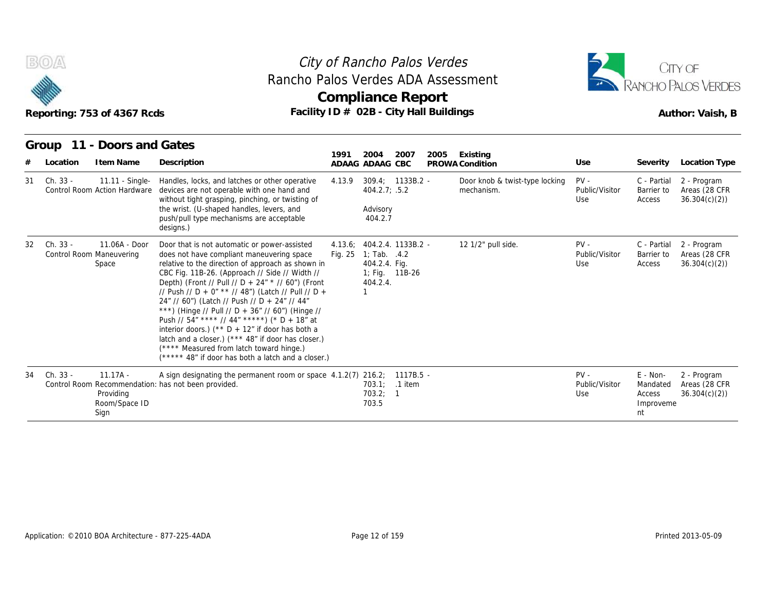## Group 11 - Doors and Gates

| # | Location | Item Name | Description | 1991 ADAAG | 2004 ADAAG | 2007 CBC | 2005 PROWA | Existing Condition | Use | Severity | Location Type |
|---|---|---|---|---|---|---|---|---|---|---|---|
| 31 | Ch. 33 - Control Room | 11.11 - Single-Action Hardware | Handles, locks, and latches or other operative devices are not operable with one hand and without tight grasping, pinching, or twisting of the wrist. (U-shaped handles, levers, and push/pull type mechanisms are acceptable designs.) | 4.13.9 | 309.4; 404.2.7; Advisory 404.2.7 | 1133B.2 - .5.2 | | Door knob & twist-type locking mechanism. | PV - Public/Visitor Use | C - Partial Barrier to Access | 2 - Program Areas (28 CFR 36.304(c)(2)) |
| 32 | Ch. 33 - Control Room | 11.06A - Door Maneuvering Space | Door that is not automatic or power-assisted does not have compliant maneuvering space relative to the direction of approach as shown in CBC Fig. 11B-26. (Approach // Side // Width // Depth) (Front // Pull // D + 24" * // 60") (Front // Push // D + 0" ** // 48") (Latch // Pull // D + 24" // 60") (Latch // Push // D + 24" // 44" ***) (Hinge // Pull // D + 36" // 60") (Hinge // Push // 54" **** // 44" *****) (* D + 18" at interior doors.) (** D + 12" if door has both a latch and a closer.) (*** 48" if door has closer.) (**** Measured from latch toward hinge.) (***** 48" if door has both a latch and a closer.) | 4.13.6; Fig. 25 | 404.2.4. 1; Tab. 404.2.4. 1; Fig. 404.2.4. 1 | 1133B.2 - .4.2 Fig. 11B-26 | | 12 1/2" pull side. | PV - Public/Visitor Use | C - Partial Barrier to Access | 2 - Program Areas (28 CFR 36.304(c)(2)) |
| 34 | Ch. 33 - Control Room | 11.17A - Recommendation: Providing Room/Space ID Sign | A sign designating the permanent room or space has not been provided. | 4.1.2(7) | 216.2; 703.1; 703.2; 703.5 | 1117B.5 - .1 item 1 | | | PV - Public/Visitor Use | E - Non-Mandated Access Improvement | 2 - Program Areas (28 CFR 36.304(c)(2)) |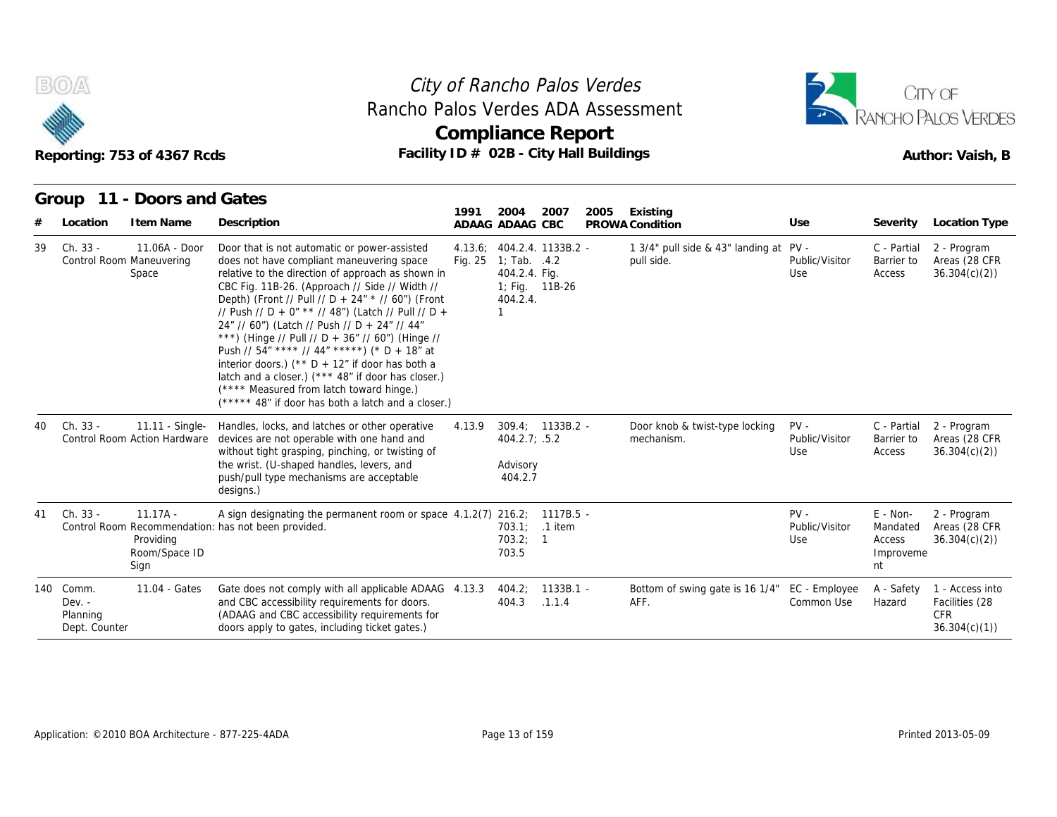## Group 11 - Doors and Gates

| # | Location | Item Name | Description | 1991 ADAAG | 2004 ADAAG | 2007 CBC | 2005 PROWA | Existing Condition | Use | Severity | Location Type |
|---|---|---|---|---|---|---|---|---|---|---|---|
| 39 | Ch. 33 - Control Room | 11.06A - Door Maneuvering Space | Door that is not automatic or power-assisted does not have compliant maneuvering space relative to the direction of approach as shown in CBC Fig. 11B-26. (Approach // Side // Width // Depth) (Front // Pull // D + 24" * // 60") (Front // Push // D + 0" ** // 48") (Latch // Pull // D + 24" // 60") (Latch // Push // D + 24" // 44" ***) (Hinge // Pull // D + 36" // 60") (Hinge // Push // 54" **** // 44" *****) (* D + 18" at interior doors.) (** D + 12" if door has both a latch and a closer.) (*** 48" if door has closer.) (**** Measured from latch toward hinge.) (***** 48" if door has both a latch and a closer.) | 4.13.6; Fig. 25 | 404.2.4.1; Tab. 404.2.4. 1; Fig. 404.2.4. 1 | 1133B.2 - .4.2 Fig. 11B-26 | | 1 3/4" pull side & 43" landing at pull side. | PV - Public/Visitor Use | C - Partial Barrier to Access | 2 - Program Areas (28 CFR 36.304(c)(2)) |
| 40 | Ch. 33 - Control Room | 11.11 - Single-Action Hardware | Handles, locks, and latches or other operative devices are not operable with one hand and without tight grasping, pinching, or twisting of the wrist. (U-shaped handles, levers, and push/pull type mechanisms are acceptable designs.) | 4.13.9 | 309.4; 404.2.7; Advisory 404.2.7 | 1133B.2 - .5.2 | | Door knob & twist-type locking mechanism. | PV - Public/Visitor Use | C - Partial Barrier to Access | 2 - Program Areas (28 CFR 36.304(c)(2)) |
| 41 | Ch. 33 - Control Room | 11.17A - Recommendation: Providing Room/Space ID Sign | A sign designating the permanent room or space has not been provided. | 4.1.2(7) | 216.2; 703.1; 703.2; 703.5 | 1117B.5 - .1 item 1 | | | PV - Public/Visitor Use | E - Non-Mandated Access Improvement | 2 - Program Areas (28 CFR 36.304(c)(2)) |
| 140 | Comm. Dev. - Planning Dept. Counter | 11.04 - Gates | Gate does not comply with all applicable ADAAG and CBC accessibility requirements for doors. (ADAAG and CBC accessibility requirements for doors apply to gates, including ticket gates.) | 4.13.3 | 404.2; 404.3 | 1133B.1 - .1.1.4 | | Bottom of swing gate is 16 1/4" AFF. | EC - Employee Common Use | A - Safety Hazard | 1 - Access into Facilities (28 CFR 36.304(c)(1)) |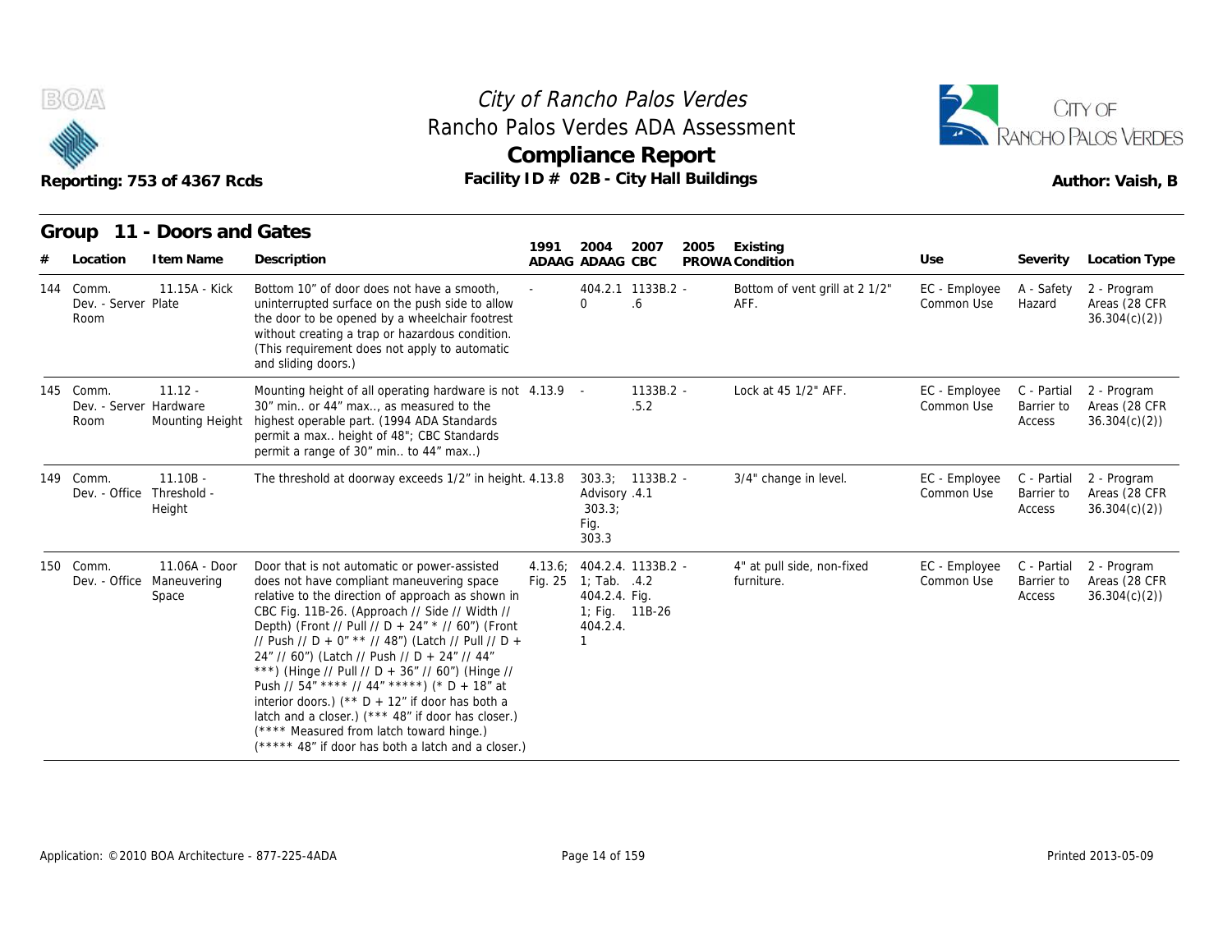# City of Rancho Palos Verdes
## Rancho Palos Verdes ADA Assessment
## Compliance Report

Reporting: 753 of 4367 Rcds — Facility ID # 02B - City Hall Buildings — Author: Vaish, B

### Group 11 - Doors and Gates

| # | Location | Item Name | Description | 1991 ADAAG | 2004 ADAAG | 2007 CBC | 2005 PROWA | Existing Condition | Use | Severity | Location Type |
|---|---|---|---|---|---|---|---|---|---|---|---|
| 144 | Comm. Dev. - Server Room | 11.15A - Kick Plate | Bottom 10" of door does not have a smooth, uninterrupted surface on the push side to allow the door to be opened by a wheelchair footrest without creating a trap or hazardous condition. (This requirement does not apply to automatic and sliding doors.) | - | 404.2.10 | 1133B.2 - .6 | | Bottom of vent grill at 2 1/2" AFF. | EC - Employee Common Use | A - Safety Hazard | 2 - Program Areas (28 CFR 36.304(c)(2)) |
| 145 | Comm. Dev. - Server Room | 11.12 - Hardware Mounting Height | Mounting height of all operating hardware is not 30" min.. or 44" max.., as measured to the highest operable part. (1994 ADA Standards permit a max.. height of 48"; CBC Standards permit a range of 30" min.. to 44" max..) | 4.13.9 | - | 1133B.2 - .5.2 | | Lock at 45 1/2" AFF. | EC - Employee Common Use | C - Partial Barrier to Access | 2 - Program Areas (28 CFR 36.304(c)(2)) |
| 149 | Comm. Dev. - Office | 11.10B - Threshold - Height | The threshold at doorway exceeds 1/2" in height. | 4.13.8 | 303.3; Advisory 303.3; Fig. 303.3 | 1133B.2 - .4.1 | | 3/4" change in level. | EC - Employee Common Use | C - Partial Barrier to Access | 2 - Program Areas (28 CFR 36.304(c)(2)) |
| 150 | Comm. Dev. - Office | 11.06A - Door Maneuvering Space | Door that is not automatic or power-assisted does not have compliant maneuvering space relative to the direction of approach as shown in CBC Fig. 11B-26. (Approach // Side // Width // Depth) (Front // Pull // D + 24" * // 60") (Front // Push // D + 0" ** // 48") (Latch // Pull // D + 24" // 60") (Latch // Push // D + 24" // 44" ***) (Hinge // Pull // D + 36" // 60") (Hinge // Push // 54" **** // 44" *****) (* D + 18" at interior doors.) (** D + 12" if door has both a latch and a closer.) (*** 48" if door has closer.) (**** Measured from latch toward hinge.) (***** 48" if door has both a latch and a closer.) | 4.13.6; Fig. 25 | 404.2.4.1; Tab. 404.2.4.1; Fig. 404.2.4.1 | 1133B.2 - .4.2 Fig. 11B-26 | | 4" at pull side, non-fixed furniture. | EC - Employee Common Use | C - Partial Barrier to Access | 2 - Program Areas (28 CFR 36.304(c)(2)) |

Application: ©2010 BOA Architecture - 877-225-4ADA — Printed 2013-05-09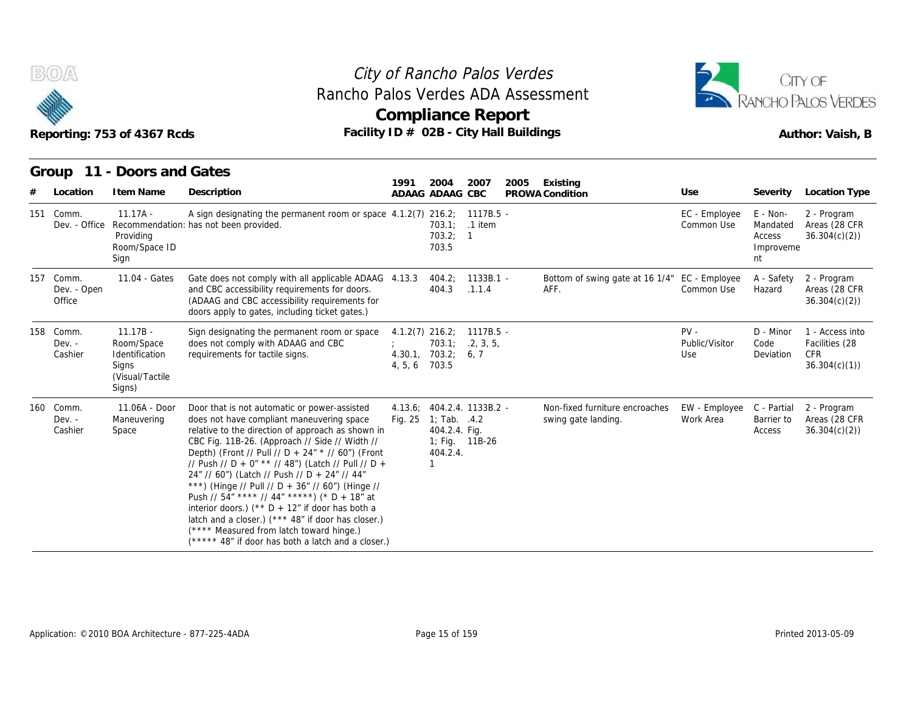# City of Rancho Palos Verdes
## Rancho Palos Verdes ADA Assessment
## Compliance Report

Reporting: 753 of 4367 Rcds

Facility ID # 02B - City Hall Buildings

Author: Vaish, B

### Group 11 - Doors and Gates

| # | Location | Item Name | Description | 1991 ADAAG | 2004 ADAAG | 2007 CBC | 2005 PROWA | Existing Condition | Use | Severity | Location Type |
|---|---|---|---|---|---|---|---|---|---|---|---|
| 151 | Comm. Dev. - Office | 11.17A - Recommendation: Providing Room/Space ID Sign | A sign designating the permanent room or space has not been provided. | 4.1.2(7) | 216.2; 703.1; 703.2; 703.5 | 1117B.5 - .1 item 1 | | | EC - Employee Common Use | E - Non-Mandated Access Improvement | 2 - Program Areas (28 CFR 36.304(c)(2)) |
| 157 | Comm. Dev. - Open Office | 11.04 - Gates | Gate does not comply with all applicable ADAAG and CBC accessibility requirements for doors. (ADAAG and CBC accessibility requirements for doors apply to gates, including ticket gates.) | 4.13.3 | 404.2; 404.3 | 1133B.1 - .1.1.4 | | Bottom of swing gate at 16 1/4" AFF. | EC - Employee Common Use | A - Safety Hazard | 2 - Program Areas (28 CFR 36.304(c)(2)) |
| 158 | Comm. Dev. - Cashier | 11.17B - Room/Space Identification Signs (Visual/Tactile Signs) | Sign designating the permanent room or space does not comply with ADAAG and CBC requirements for tactile signs. | 4.1.2(7); 4.30.1, 4, 5, 6 | 216.2; 703.1; 703.2; 703.5 | 1117B.5 - .2, 3, 5, 6, 7 | | | PV - Public/Visitor Use | D - Minor Code Deviation | 1 - Access into Facilities (28 CFR 36.304(c)(1)) |
| 160 | Comm. Dev. - Cashier | 11.06A - Door Maneuvering Space | Door that is not automatic or power-assisted does not have compliant maneuvering space relative to the direction of approach as shown in CBC Fig. 11B-26. (Approach // Side // Width // Depth) (Front // Pull // D + 24" * // 60") (Front // Push // D + 0" ** // 48") (Latch // Pull // D + 24" // 60") (Latch // Push // D + 24" // 44" ***) (Hinge // Pull // D + 36" // 60") (Hinge // Push // 54" **** // 44" *****) (* D + 18" at interior doors.) (** D + 12" if door has both a latch and a closer.) (*** 48" if door has closer.) (**** Measured from latch toward hinge.) (***** 48" if door has both a latch and a closer.) | 4.13.6; Fig. 25 | 404.2.4.1; Tab. 404.2.4.1; Fig. 404.2.4.1 | 1133B.2 - .4.2 Fig. 11B-26 | | Non-fixed furniture encroaches swing gate landing. | EW - Employee Work Area | C - Partial Barrier to Access | 2 - Program Areas (28 CFR 36.304(c)(2)) |

Application: ©2010 BOA Architecture - 877-225-4ADA

Printed 2013-05-09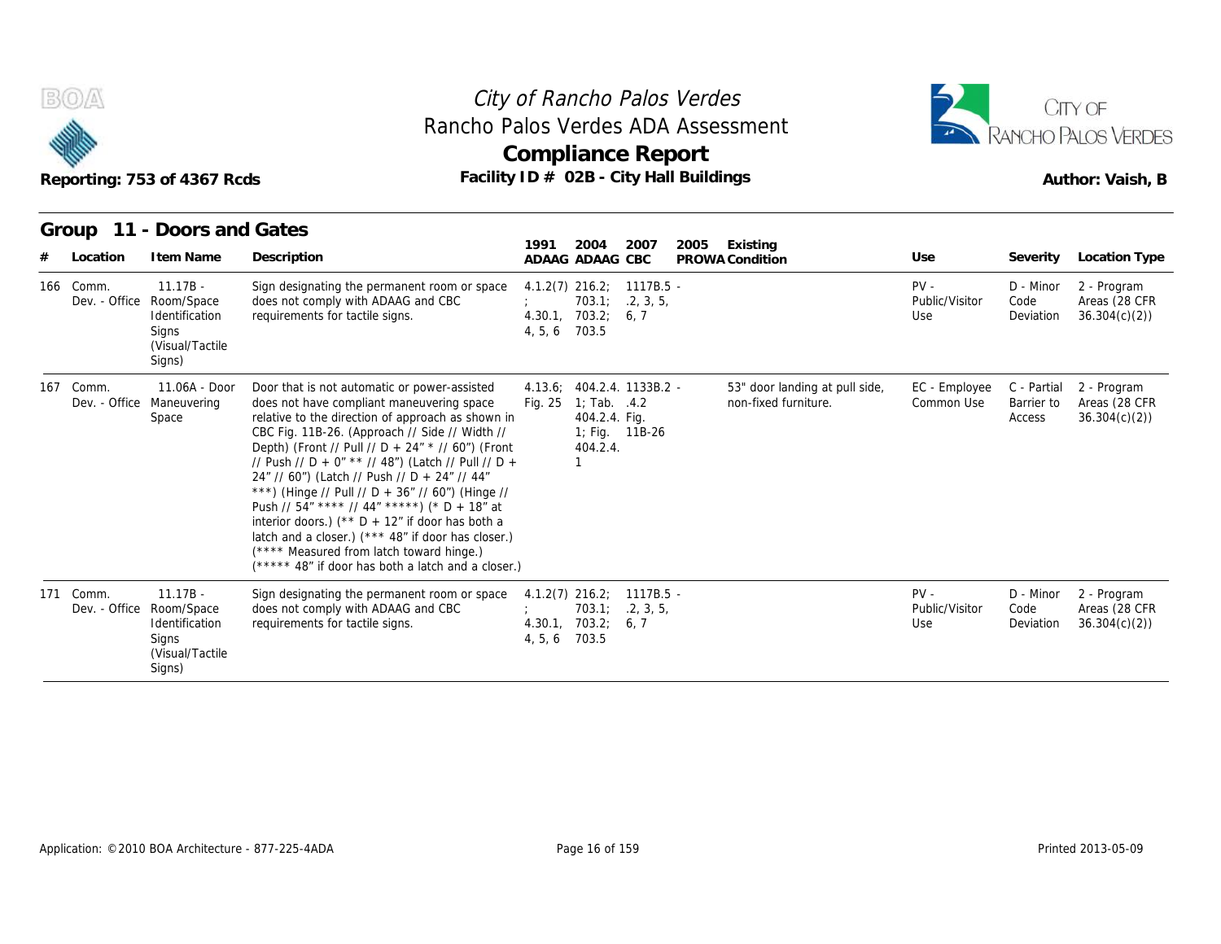# City of Rancho Palos Verdes
## Rancho Palos Verdes ADA Assessment
## Compliance Report

Reporting: 753 of 4367 Rcds

Facility ID # 02B - City Hall Buildings

Author: Vaish, B

## Group 11 - Doors and Gates

| # | Location | Item Name | Description | 1991 ADAAG | 2004 ADAAG | 2007 CBC | 2005 PROWA | Existing Condition | Use | Severity | Location Type |
|---|---|---|---|---|---|---|---|---|---|---|---|
| 166 | Comm. Dev. - Office | 11.17B - Room/Space Identification Signs (Visual/Tactile Signs) | Sign designating the permanent room or space does not comply with ADAAG and CBC requirements for tactile signs. | 4.1.2(7); 4.30.1, 4, 5, 6 | 216.2; 703.1; 703.2; 703.5 | 1117B.5 - .2, 3, 5, 6, 7 | | | PV - Public/Visitor Use | D - Minor Code Deviation | 2 - Program Areas (28 CFR 36.304(c)(2)) |
| 167 | Comm. Dev. - Office | 11.06A - Door Maneuvering Space | Door that is not automatic or power-assisted does not have compliant maneuvering space relative to the direction of approach as shown in CBC Fig. 11B-26. (Approach // Side // Width // Depth) (Front // Pull // D + 24" * // 60") (Front // Push // D + 0" ** // 48") (Latch // Pull // D + 24" // 60") (Latch // Push // D + 24" // 44" ***) (Hinge // Pull // D + 36" // 60") (Hinge // Push // 54" **** // 44" *****) (* D + 18" at interior doors.) (** D + 12" if door has both a latch and a closer.) (*** 48" if door has closer.) (**** Measured from latch toward hinge.) (***** 48" if door has both a latch and a closer.) | 4.13.6; Fig. 25 | 404.2.4. 1; Tab. 404.2.4. 1; Fig. 404.2.4. 1 | 1133B.2 - .4.2 Fig. 11B-26 | | 53" door landing at pull side, non-fixed furniture. | EC - Employee Common Use | C - Partial Barrier to Access | 2 - Program Areas (28 CFR 36.304(c)(2)) |
| 171 | Comm. Dev. - Office | 11.17B - Room/Space Identification Signs (Visual/Tactile Signs) | Sign designating the permanent room or space does not comply with ADAAG and CBC requirements for tactile signs. | 4.1.2(7); 4.30.1, 4, 5, 6 | 216.2; 703.1; 703.2; 703.5 | 1117B.5 - .2, 3, 5, 6, 7 | | | PV - Public/Visitor Use | D - Minor Code Deviation | 2 - Program Areas (28 CFR 36.304(c)(2)) |

Application: ©2010 BOA Architecture - 877-225-4ADA

Printed 2013-05-09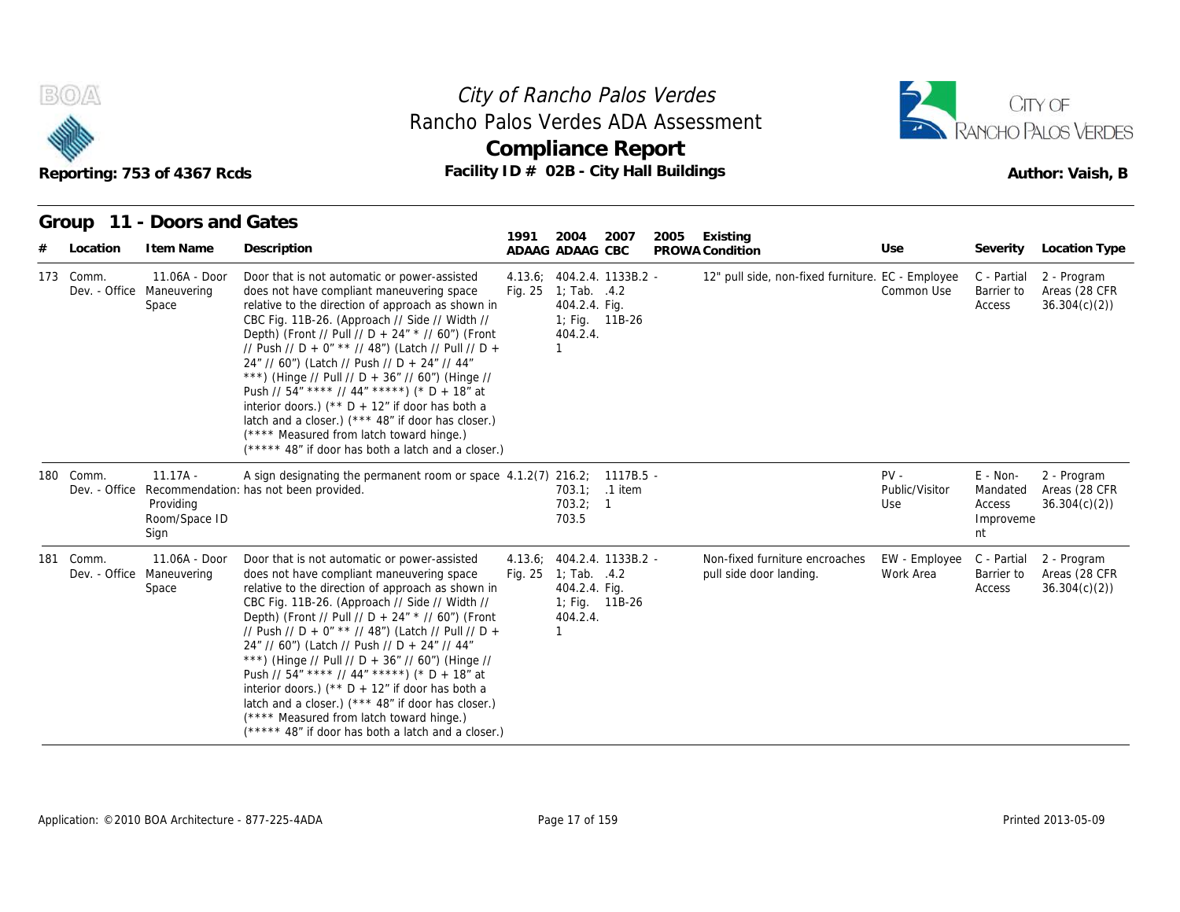City of Rancho Palos Verdes
Rancho Palos Verdes ADA Assessment
**Compliance Report**

Reporting: 753 of 4367 Rcds

Facility ID # 02B - City Hall Buildings

Author: Vaish, B

## Group 11 - Doors and Gates

| # | Location | Item Name | Description | 1991 ADAAG | 2004 ADAAG | 2007 CBC | 2005 PROWA | Existing Condition | Use | Severity | Location Type |
|---|---|---|---|---|---|---|---|---|---|---|---|
| 173 | Comm. Dev. - Office | 11.06A - Door Maneuvering Space | Door that is not automatic or power-assisted does not have compliant maneuvering space relative to the direction of approach as shown in CBC Fig. 11B-26. (Approach // Side // Width // Depth) (Front // Pull // D + 24" * // 60") (Front // Push // D + 0" ** // 48") (Latch // Pull // D + 24" // 60") (Latch // Push // D + 24" // 44" ***) (Hinge // Pull // D + 36" // 60") (Hinge // Push // 54" **** // 44" *****) (* D + 18" at interior doors.) (** D + 12" if door has both a latch and a closer.) (*** 48" if door has closer.) (**** Measured from latch toward hinge.) (***** 48" if door has both a latch and a closer.) | 4.13.6; Fig. 25 | 404.2.4. 1; Tab. 404.2.4. 1; Fig. 404.2.4. 1 | 1133B.2 .4.2 Fig. 11B-26 | - | 12" pull side, non-fixed furniture. | EC - Employee Common Use | C - Partial Barrier to Access | 2 - Program Areas (28 CFR 36.304(c)(2)) |
| 180 | Comm. Dev. - Office | 11.17A - Recommendation: Providing Room/Space ID Sign | A sign designating the permanent room or space has not been provided. | 4.1.2(7) | 216.2; 703.1; 703.2; 703.5 | 1117B.5 .1 item 1 | - | | PV - Public/Visitor Use | E - Non-Mandated Access Improvement | 2 - Program Areas (28 CFR 36.304(c)(2)) |
| 181 | Comm. Dev. - Office | 11.06A - Door Maneuvering Space | Door that is not automatic or power-assisted does not have compliant maneuvering space relative to the direction of approach as shown in CBC Fig. 11B-26. (Approach // Side // Width // Depth) (Front // Pull // D + 24" * // 60") (Front // Push // D + 0" ** // 48") (Latch // Pull // D + 24" // 60") (Latch // Push // D + 24" // 44" ***) (Hinge // Pull // D + 36" // 60") (Hinge // Push // 54" **** // 44" *****) (* D + 18" at interior doors.) (** D + 12" if door has both a latch and a closer.) (*** 48" if door has closer.) (**** Measured from latch toward hinge.) (***** 48" if door has both a latch and a closer.) | 4.13.6; Fig. 25 | 404.2.4. 1; Tab. 404.2.4. 1; Fig. 404.2.4. 1 | 1133B.2 .4.2 Fig. 11B-26 | - | Non-fixed furniture encroaches pull side door landing. | EW - Employee Work Area | C - Partial Barrier to Access | 2 - Program Areas (28 CFR 36.304(c)(2)) |

Application: ©2010 BOA Architecture - 877-225-4ADA

Printed 2013-05-09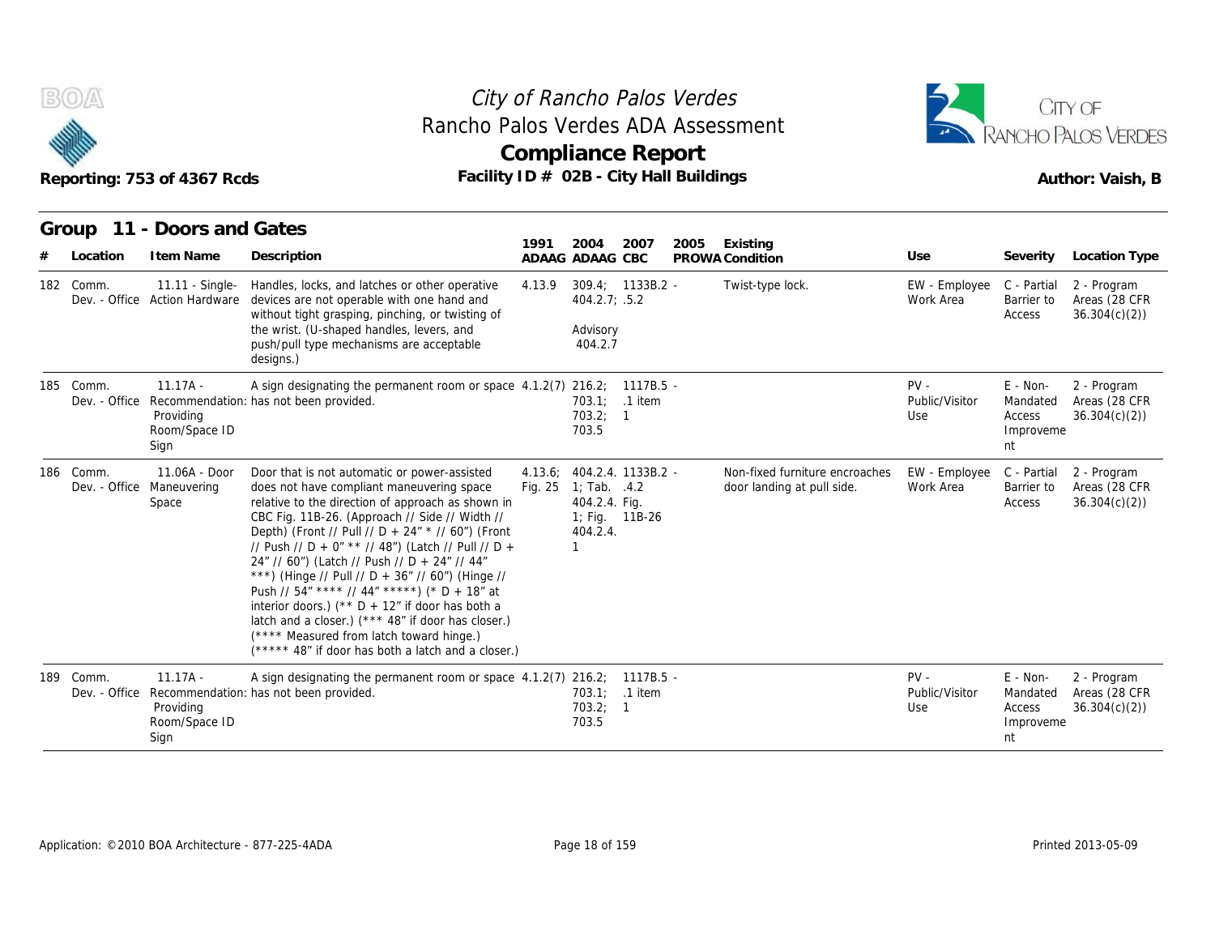# City of Rancho Palos Verdes
## Rancho Palos Verdes ADA Assessment
## Compliance Report

Reporting: 753 of 4367 Rcds

Facility ID # 02B - City Hall Buildings

Author: Vaish, B

### Group 11 - Doors and Gates

| # | Location | Item Name | Description | 1991 ADAAG | 2004 ADAAG | 2007 CBC | 2005 PROWA | Existing Condition | Use | Severity | Location Type |
|---|---|---|---|---|---|---|---|---|---|---|---|
| 182 | Comm. Dev. - Office | 11.11 - Single-Action Hardware | Handles, locks, and latches or other operative devices are not operable with one hand and without tight grasping, pinching, or twisting of the wrist. (U-shaped handles, levers, and push/pull type mechanisms are acceptable designs.) | 4.13.9 | 309.4; 404.2.7; Advisory 404.2.7 | 1133B.2 - .5.2 | | Twist-type lock. | EW - Employee Work Area | C - Partial Barrier to Access | 2 - Program Areas (28 CFR 36.304(c)(2)) |
| 185 | Comm. Dev. - Office | 11.17A - Recommendation: Providing Room/Space ID Sign | A sign designating the permanent room or space has not been provided. | 4.1.2(7) | 216.2; 703.1; 703.2; 703.5 | 1117B.5 - .1 item 1 | | | PV - Public/Visitor Use | E - Non-Mandated Access Improvement | 2 - Program Areas (28 CFR 36.304(c)(2)) |
| 186 | Comm. Dev. - Office | 11.06A - Door Maneuvering Space | Door that is not automatic or power-assisted does not have compliant maneuvering space relative to the direction of approach as shown in CBC Fig. 11B-26. (Approach // Side // Width // Depth) (Front // Pull // D + 24" * // 60") (Front // Push // D + 0" ** // 48") (Latch // Pull // D + 24" // 60") (Latch // Push // D + 24" // 44" ***) (Hinge // Pull // D + 36" // 60") (Hinge // Push // 54" **** // 44" *****) (* D + 18" at interior doors.) (** D + 12" if door has both a latch and a closer.) (*** 48" if door has closer.) (**** Measured from latch toward hinge.) (***** 48" if door has both a latch and a closer.) | 4.13.6; Fig. 25 | 404.2.4.1; Tab. 404.2.4. 1; Fig. 404.2.4. 1 | 1133B.2 - .4.2 Fig. 11B-26 | | Non-fixed furniture encroaches door landing at pull side. | EW - Employee Work Area | C - Partial Barrier to Access | 2 - Program Areas (28 CFR 36.304(c)(2)) |
| 189 | Comm. Dev. - Office | 11.17A - Recommendation: Providing Room/Space ID Sign | A sign designating the permanent room or space has not been provided. | 4.1.2(7) | 216.2; 703.1; 703.2; 703.5 | 1117B.5 - .1 item 1 | | | PV - Public/Visitor Use | E - Non-Mandated Access Improvement | 2 - Program Areas (28 CFR 36.304(c)(2)) |

Application: ©2010 BOA Architecture - 877-225-4ADA

Printed 2013-05-09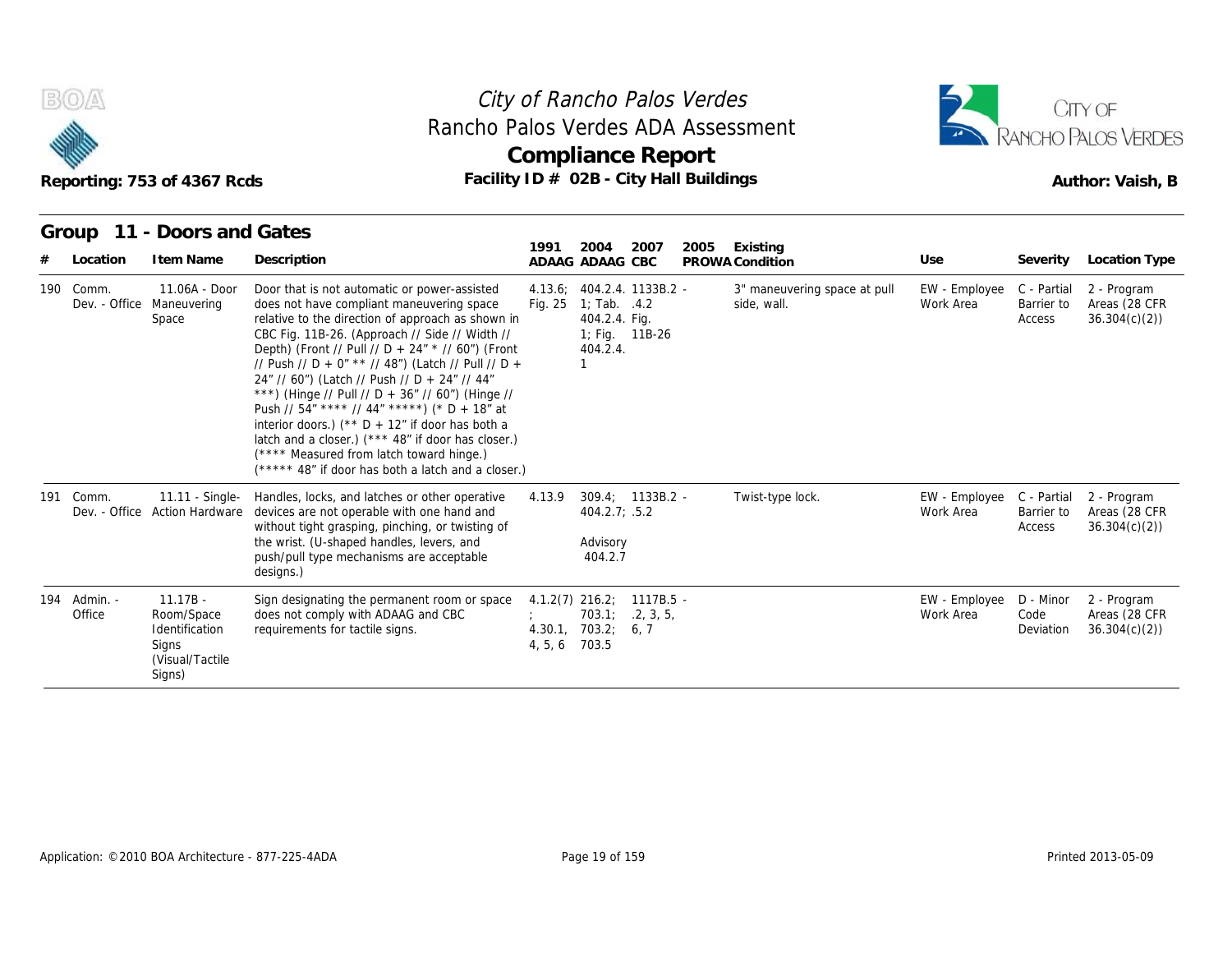# City of Rancho Palos Verdes
## Rancho Palos Verdes ADA Assessment
## Compliance Report

Reporting: 753 of 4367 Rcds — Facility ID # 02B - City Hall Buildings — Author: Vaish, B

### Group 11 - Doors and Gates

| # | Location | Item Name | Description | 1991 ADAAG | 2004 ADAAG | 2007 CBC | 2005 PROWA | Existing Condition | Use | Severity | Location Type |
|---|---|---|---|---|---|---|---|---|---|---|---|
| 190 | Comm. Dev. - Office | 11.06A - Door Maneuvering Space | Door that is not automatic or power-assisted does not have compliant maneuvering space relative to the direction of approach as shown in CBC Fig. 11B-26. (Approach // Side // Width // Depth) (Front // Pull // D + 24" * // 60") (Front // Push // D + 0" ** // 48") (Latch // Pull // D + 24" // 60") (Latch // Push // D + 24" // 44" ***) (Hinge // Pull // D + 36" // 60") (Hinge // Push // 54" **** // 44" *****) (* D + 18" at interior doors.) (** D + 12" if door has both a latch and a closer.) (*** 48" if door has closer.) (**** Measured from latch toward hinge.) (***** 48" if door has both a latch and a closer.) | 4.13.6; Fig. 25 | 404.2.4. 1; Tab. 404.2.4. 1; Fig. 404.2.4. 1 | 1133B.2 - .4.2 Fig. 11B-26 | | 3" maneuvering space at pull side, wall. | EW - Employee Work Area | C - Partial Barrier to Access | 2 - Program Areas (28 CFR 36.304(c)(2)) |
| 191 | Comm. Dev. - Office | 11.11 - Single-Action Hardware | Handles, locks, and latches or other operative devices are not operable with one hand and without tight grasping, pinching, or twisting of the wrist. (U-shaped handles, levers, and push/pull type mechanisms are acceptable designs.) | 4.13.9 | 309.4; 404.2.7; Advisory 404.2.7 | 1133B.2 - .5.2 | | Twist-type lock. | EW - Employee Work Area | C - Partial Barrier to Access | 2 - Program Areas (28 CFR 36.304(c)(2)) |
| 194 | Admin. - Office | 11.17B - Room/Space Identification Signs (Visual/Tactile Signs) | Sign designating the permanent room or space does not comply with ADAAG and CBC requirements for tactile signs. | 4.1.2(7); 4.30.1, 4, 5, 6 | 216.2; 703.1; 703.2; 703.5 | 1117B.5 - .2, 3, 5, 6, 7 | | | EW - Employee Work Area | D - Minor Code Deviation | 2 - Program Areas (28 CFR 36.304(c)(2)) |

Application: ©2010 BOA Architecture - 877-225-4ADA — Printed 2013-05-09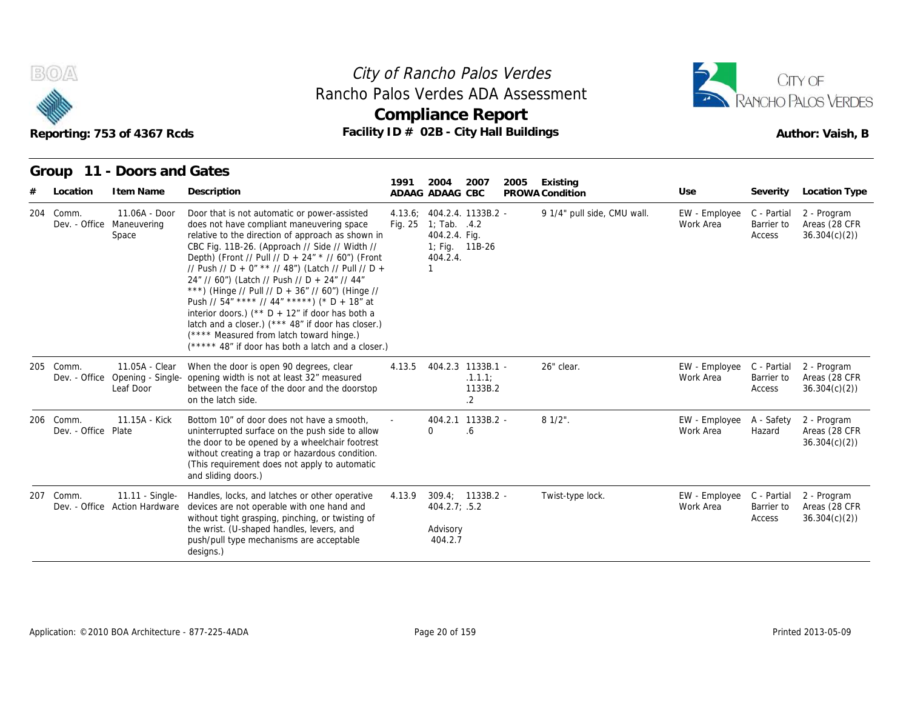# City of Rancho Palos Verdes
## Rancho Palos Verdes ADA Assessment
## Compliance Report

Reporting: 753 of 4367 Rcds

Facility ID # 02B - City Hall Buildings

Author: Vaish, B

### Group 11 - Doors and Gates

| # | Location | Item Name | Description | 1991 ADAAG | 2004 ADAAG | 2007 CBC | 2005 PROWA | Existing Condition | Use | Severity | Location Type |
|---|---|---|---|---|---|---|---|---|---|---|---|
| 204 | Comm. Dev. - Office | 11.06A - Door Maneuvering Space | Door that is not automatic or power-assisted does not have compliant maneuvering space relative to the direction of approach as shown in CBC Fig. 11B-26. (Approach // Side // Width // Depth) (Front // Pull // D + 24" * // 60") (Front // Push // D + 0" ** // 48") (Latch // Pull // D + 24" // 60") (Latch // Push // D + 24" // 44" ***) (Hinge // Pull // D + 36" // 60") (Hinge // Push // 54" **** // 44" *****) (* D + 18" at interior doors.) (** D + 12" if door has both a latch and a closer.) (*** 48" if door has closer.) (**** Measured from latch toward hinge.) (***** 48" if door has both a latch and a closer.) | 4.13.6; Fig. 25 | 404.2.4.1; Tab. 404.2.4. 1; Fig. 404.2.4. 1 | 1133B.2 - .4.2 Fig. 11B-26 | | 9 1/4" pull side, CMU wall. | EW - Employee Work Area | C - Partial Barrier to Access | 2 - Program Areas (28 CFR 36.304(c)(2)) |
| 205 | Comm. Dev. - Office | 11.05A - Clear Opening - Single-Leaf Door | When the door is open 90 degrees, clear opening width is not at least 32" measured between the face of the door and the doorstop on the latch side. | 4.13.5 | 404.2.3 | 1133B.1 - .1.1.1; 1133B.2 .2 | | 26" clear. | EW - Employee Work Area | C - Partial Barrier to Access | 2 - Program Areas (28 CFR 36.304(c)(2)) |
| 206 | Comm. Dev. - Office | 11.15A - Kick Plate | Bottom 10" of door does not have a smooth, uninterrupted surface on the push side to allow the door to be opened by a wheelchair footrest without creating a trap or hazardous condition. (This requirement does not apply to automatic and sliding doors.) | - | 404.2.1 0 | 1133B.2 - .6 | | 8 1/2". | EW - Employee Work Area | A - Safety Hazard | 2 - Program Areas (28 CFR 36.304(c)(2)) |
| 207 | Comm. Dev. - Office | 11.11 - Single-Action Hardware | Handles, locks, and latches or other operative devices are not operable with one hand and without tight grasping, pinching, or twisting of the wrist. (U-shaped handles, levers, and push/pull type mechanisms are acceptable designs.) | 4.13.9 | 309.4; 404.2.7; Advisory 404.2.7 | 1133B.2 - .5.2 | | Twist-type lock. | EW - Employee Work Area | C - Partial Barrier to Access | 2 - Program Areas (28 CFR 36.304(c)(2)) |

Application: ©2010 BOA Architecture - 877-225-4ADA

Printed 2013-05-09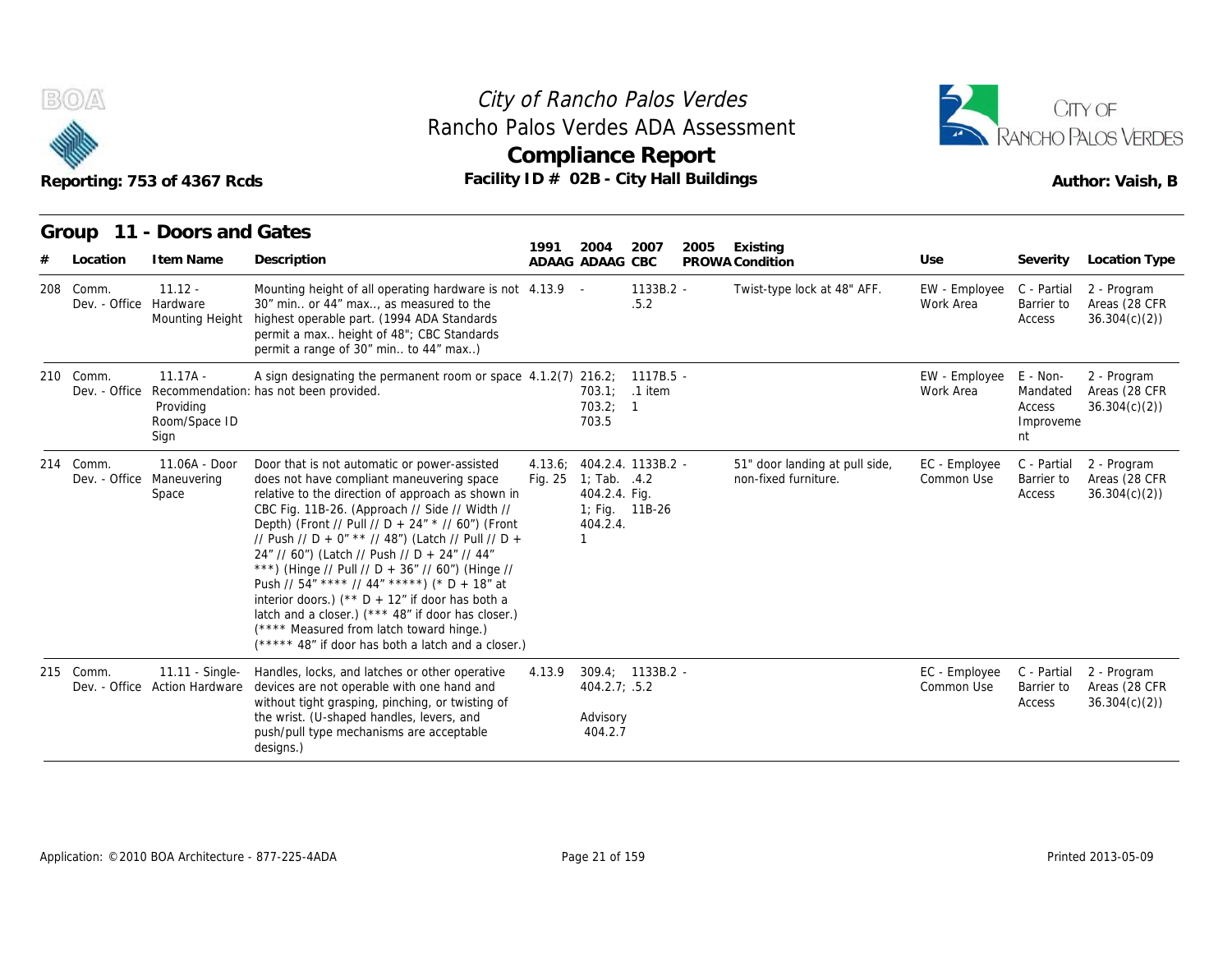# City of Rancho Palos Verdes
## Rancho Palos Verdes ADA Assessment
## Compliance Report

Reporting: 753 of 4367 Rcds

Facility ID # 02B - City Hall Buildings

Author: Vaish, B

### Group 11 - Doors and Gates

| # | Location | Item Name | Description | 1991 ADAAG | 2004 ADAAG | 2007 CBC | 2005 PROWA | Existing Condition | Use | Severity | Location Type |
|---|---|---|---|---|---|---|---|---|---|---|---|
| 208 | Comm. Dev. - Office | 11.12 - Hardware Mounting Height | Mounting height of all operating hardware is not 30" min.. or 44" max.., as measured to the highest operable part. (1994 ADA Standards permit a max.. height of 48"; CBC Standards permit a range of 30" min.. to 44" max..) | 4.13.9 | - | 1133B.2 - .5.2 | | Twist-type lock at 48" AFF. | EW - Employee Work Area | C - Partial Barrier to Access | 2 - Program Areas (28 CFR 36.304(c)(2)) |
| 210 | Comm. Dev. - Office | 11.17A - Recommendation: Providing Room/Space ID Sign | A sign designating the permanent room or space has not been provided. | 4.1.2(7) | 216.2; 703.1; 703.2; 703.5 | 1117B.5 - .1 item 1 | | | EW - Employee Work Area | E - Non-Mandated Access Improvement | 2 - Program Areas (28 CFR 36.304(c)(2)) |
| 214 | Comm. Dev. - Office | 11.06A - Door Maneuvering Space | Door that is not automatic or power-assisted does not have compliant maneuvering space relative to the direction of approach as shown in CBC Fig. 11B-26. (Approach // Side // Width // Depth) (Front // Pull // D + 24" * // 60") (Front // Push // D + 0" ** // 48") (Latch // Pull // D + 24" // 60") (Latch // Push // D + 24" // 44" ***) (Hinge // Pull // D + 36" // 60") (Hinge // Push // 54" **** // 44" *****) (* D + 18" at interior doors.) (** D + 12" if door has both a latch and a closer.) (*** 48" if door has closer.) (**** Measured from latch toward hinge.) (***** 48" if door has both a latch and a closer.) | 4.13.6; Fig. 25 | 404.2.4. 1; Tab. 404.2.4. 1; Fig. 404.2.4. 1 | 1133B.2 - .4.2 Fig. 11B-26 | | 51" door landing at pull side, non-fixed furniture. | EC - Employee Common Use | C - Partial Barrier to Access | 2 - Program Areas (28 CFR 36.304(c)(2)) |
| 215 | Comm. Dev. - Office | 11.11 - Single-Action Hardware | Handles, locks, and latches or other operative devices are not operable with one hand and without tight grasping, pinching, or twisting of the wrist. (U-shaped handles, levers, and push/pull type mechanisms are acceptable designs.) | 4.13.9 | 309.4; 404.2.7; Advisory 404.2.7 | 1133B.2 - .5.2 | | | EC - Employee Common Use | C - Partial Barrier to Access | 2 - Program Areas (28 CFR 36.304(c)(2)) |

Application: ©2010 BOA Architecture - 877-225-4ADA

Printed 2013-05-09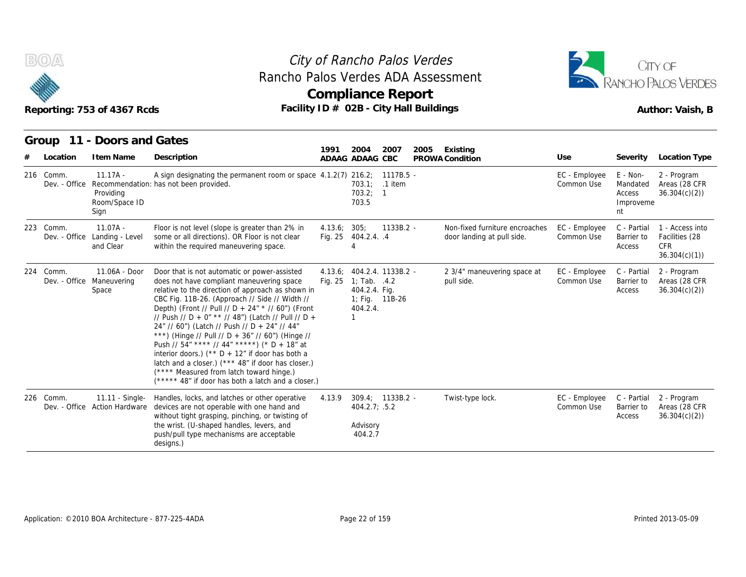# City of Rancho Palos Verdes
## Rancho Palos Verdes ADA Assessment
## Compliance Report

Reporting: 753 of 4367 Rcds | Facility ID # 02B - City Hall Buildings | Author: Vaish, B

## Group 11 - Doors and Gates

| # | Location | Item Name | Description | 1991 ADAAG | 2004 ADAAG | 2007 CBC | 2005 PROWA | Existing Condition | Use | Severity | Location Type |
|---|---|---|---|---|---|---|---|---|---|---|---|
| 216 | Comm. Dev. - Office | 11.17A - Recommendation: Providing Room/Space ID Sign | A sign designating the permanent room or space has not been provided. | 4.1.2(7) | 216.2; 703.1; 703.2; 703.5 | 1117B.5 - .1 item 1 | | | EC - Employee Common Use | E - Non-Mandated Access Improvement | 2 - Program Areas (28 CFR 36.304(c)(2)) |
| 223 | Comm. Dev. - Office | 11.07A - Landing - Level and Clear | Floor is not level (slope is greater than 2% in some or all directions). OR Floor is not clear within the required maneuvering space. | 4.13.6; Fig. 25 | 305; 404.2.4.4 | 1133B.2 - .4 | | Non-fixed furniture encroaches door landing at pull side. | EC - Employee Common Use | C - Partial Barrier to Access | 1 - Access into Facilities (28 CFR 36.304(c)(1)) |
| 224 | Comm. Dev. - Office | 11.06A - Door Maneuvering Space | Door that is not automatic or power-assisted does not have compliant maneuvering space relative to the direction of approach as shown in CBC Fig. 11B-26. (Approach // Side // Width // Depth) (Front // Pull // D + 24" * // 60") (Front // Push // D + 0" ** // 48") (Latch // Pull // D + 24" // 60") (Latch // Push // D + 24" // 44" ***) (Hinge // Pull // D + 36" // 60") (Hinge // Push // 54" **** // 44" *****) (* D + 18" at interior doors.) (** D + 12" if door has both a latch and a closer.) (*** 48" if door has closer.) (**** Measured from latch toward hinge.) (***** 48" if door has both a latch and a closer.) | 4.13.6; Fig. 25 | 404.2.4. 1; Tab. 404.2.4. 1; Fig. 404.2.4. 1 | 1133B.2 - .4.2 Fig. 11B-26 | | 2 3/4" maneuvering space at pull side. | EC - Employee Common Use | C - Partial Barrier to Access | 2 - Program Areas (28 CFR 36.304(c)(2)) |
| 226 | Comm. Dev. - Office | 11.11 - Single-Action Hardware | Handles, locks, and latches or other operative devices are not operable with one hand and without tight grasping, pinching, or twisting of the wrist. (U-shaped handles, levers, and push/pull type mechanisms are acceptable designs.) | 4.13.9 | 309.4; 404.2.7; Advisory 404.2.7 | 1133B.2 - .5.2 | | Twist-type lock. | EC - Employee Common Use | C - Partial Barrier to Access | 2 - Program Areas (28 CFR 36.304(c)(2)) |

Application: ©2010 BOA Architecture - 877-225-4ADA | Printed 2013-05-09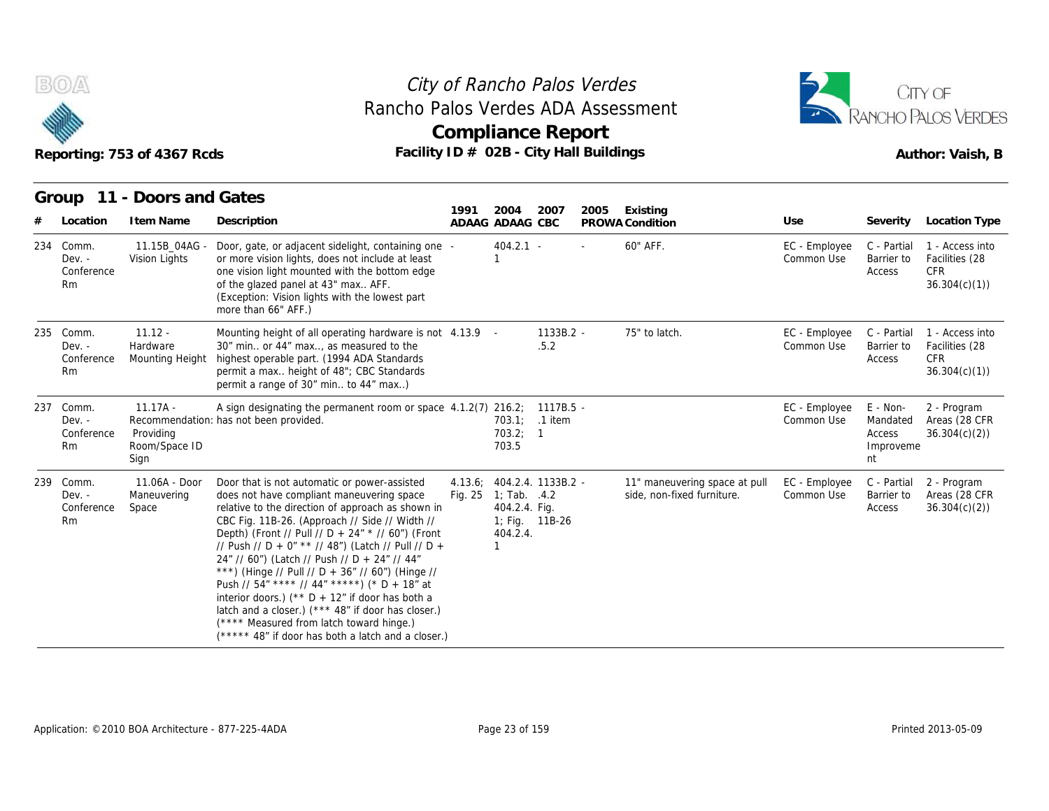# City of Rancho Palos Verdes
## Rancho Palos Verdes ADA Assessment
## Compliance Report

Reporting: 753 of 4367 Rcds | Facility ID # 02B - City Hall Buildings | Author: Vaish, B

### Group 11 - Doors and Gates

| # | Location | Item Name | Description | 1991 ADAAG | 2004 ADAAG | 2007 CBC | 2005 PROWA | Existing Condition | Use | Severity | Location Type |
|---|---|---|---|---|---|---|---|---|---|---|---|
| 234 | Comm. Dev. - Conference Rm | 11.15B_04AG - Vision Lights | Door, gate, or adjacent sidelight, containing one or more vision lights, does not include at least one vision light mounted with the bottom edge of the glazed panel at 43" max.. AFF. (Exception: Vision lights with the lowest part more than 66" AFF.) | - | 404.2.1 - 1 | - | - | 60" AFF. | EC - Employee Common Use | C - Partial Barrier to Access | 1 - Access into Facilities (28 CFR 36.304(c)(1)) |
| 235 | Comm. Dev. - Conference Rm | 11.12 - Hardware Mounting Height | Mounting height of all operating hardware is not 30" min.. or 44" max.., as measured to the highest operable part. (1994 ADA Standards permit a max.. height of 48"; CBC Standards permit a range of 30" min.. to 44" max..) | 4.13.9 | - | 1133B.2 - .5.2 | - | 75" to latch. | EC - Employee Common Use | C - Partial Barrier to Access | 1 - Access into Facilities (28 CFR 36.304(c)(1)) |
| 237 | Comm. Dev. - Conference Rm | 11.17A - Recommendation: Providing Room/Space ID Sign | A sign designating the permanent room or space has not been provided. | 4.1.2(7) | 216.2; 703.1; 703.2; 703.5 | 1117B.5 - .1 item 1 | - | | EC - Employee Common Use | E - Non-Mandated Access Improvement | 2 - Program Areas (28 CFR 36.304(c)(2)) |
| 239 | Comm. Dev. - Conference Rm | 11.06A - Door Maneuvering Space | Door that is not automatic or power-assisted does not have compliant maneuvering space relative to the direction of approach as shown in CBC Fig. 11B-26. (Approach // Side // Width // Depth) (Front // Pull // D + 24" * // 60") (Front // Push // D + 0" ** // 48") (Latch // Pull // D + 24" // 60") (Latch // Push // D + 24" // 44" ***) (Hinge // Pull // D + 36" // 60") (Hinge // Push // 54" **** // 44" *****) (* D + 18" at interior doors.) (** D + 12" if door has both a latch and a closer.) (*** 48" if door has closer.) (**** Measured from latch toward hinge.) (***** 48" if door has both a latch and a closer.) | 4.13.6; Fig. 25 | 404.2.4. 1; Tab. 404.2.4. 1; Fig. 404.2.4. 1 | 1133B.2 - .4.2 Fig. 11B-26 | - | 11" maneuvering space at pull side, non-fixed furniture. | EC - Employee Common Use | C - Partial Barrier to Access | 2 - Program Areas (28 CFR 36.304(c)(2)) |

Application: ©2010 BOA Architecture - 877-225-4ADA | Printed 2013-05-09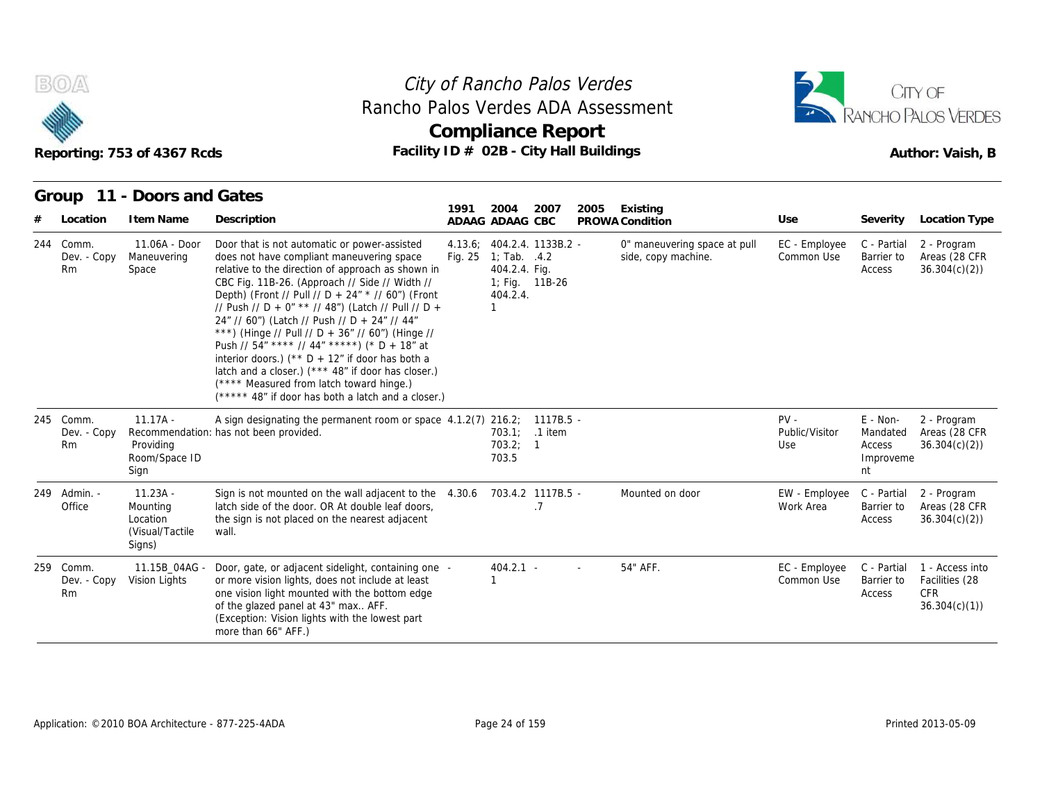# City of Rancho Palos Verdes
## Rancho Palos Verdes ADA Assessment
## Compliance Report

Reporting: 753 of 4367 Rcds

Facility ID # 02B - City Hall Buildings

Author: Vaish, B

### Group 11 - Doors and Gates

| # | Location | Item Name | Description | 1991 ADAAG | 2004 ADAAG | 2007 CBC | 2005 PROWA | Existing Condition | Use | Severity | Location Type |
|---|---|---|---|---|---|---|---|---|---|---|---|
| 244 | Comm. Dev. - Copy Rm | 11.06A - Door Maneuvering Space | Door that is not automatic or power-assisted does not have compliant maneuvering space relative to the direction of approach as shown in CBC Fig. 11B-26. (Approach // Side // Width // Depth) (Front // Pull // D + 24" * // 60") (Front // Push // D + 0" ** // 48") (Latch // Pull // D + 24" // 60") (Latch // Push // D + 24" // 44" ***) (Hinge // Pull // D + 36" // 60") (Hinge // Push // 54" **** // 44" *****) (* D + 18" at interior doors.) (** D + 12" if door has both a latch and a closer.) (*** 48" if door has closer.) (**** Measured from latch toward hinge.) (***** 48" if door has both a latch and a closer.) | 4.13.6; Fig. 25 | 404.2.4. 1; Tab. 404.2.4. 1; Fig. 404.2.4. 1 | 1133B.2 .4.2 Fig. 11B-26 | - | 0" maneuvering space at pull side, copy machine. | EC - Employee Common Use | C - Partial Barrier to Access | 2 - Program Areas (28 CFR 36.304(c)(2)) |
| 245 | Comm. Dev. - Copy Rm | 11.17A - Recommendation: Providing Room/Space ID Sign | A sign designating the permanent room or space has not been provided. | 4.1.2(7) | 216.2; 703.1; 703.2; 703.5 | 1117B.5 .1 item 1 | - | | PV - Public/Visitor Use | E - Non-Mandated Access Improvement | 2 - Program Areas (28 CFR 36.304(c)(2)) |
| 249 | Admin. - Office | 11.23A - Mounting Location (Visual/Tactile Signs) | Sign is not mounted on the wall adjacent to the latch side of the door. OR At double leaf doors, the sign is not placed on the nearest adjacent wall. | 4.30.6 | 703.4.2 | 1117B.5 .7 | - | Mounted on door | EW - Employee Work Area | C - Partial Barrier to Access | 2 - Program Areas (28 CFR 36.304(c)(2)) |
| 259 | Comm. Dev. - Copy Rm | 11.15B_04AG - Vision Lights | Door, gate, or adjacent sidelight, containing one or more vision lights, does not include at least one vision light mounted with the bottom edge of the glazed panel at 43" max.. AFF. (Exception: Vision lights with the lowest part more than 66" AFF.) | - | 404.2.1 1 | - | - | 54" AFF. | EC - Employee Common Use | C - Partial Barrier to Access | 1 - Access into Facilities (28 CFR 36.304(c)(1)) |

Application: ©2010 BOA Architecture - 877-225-4ADA

Printed 2013-05-09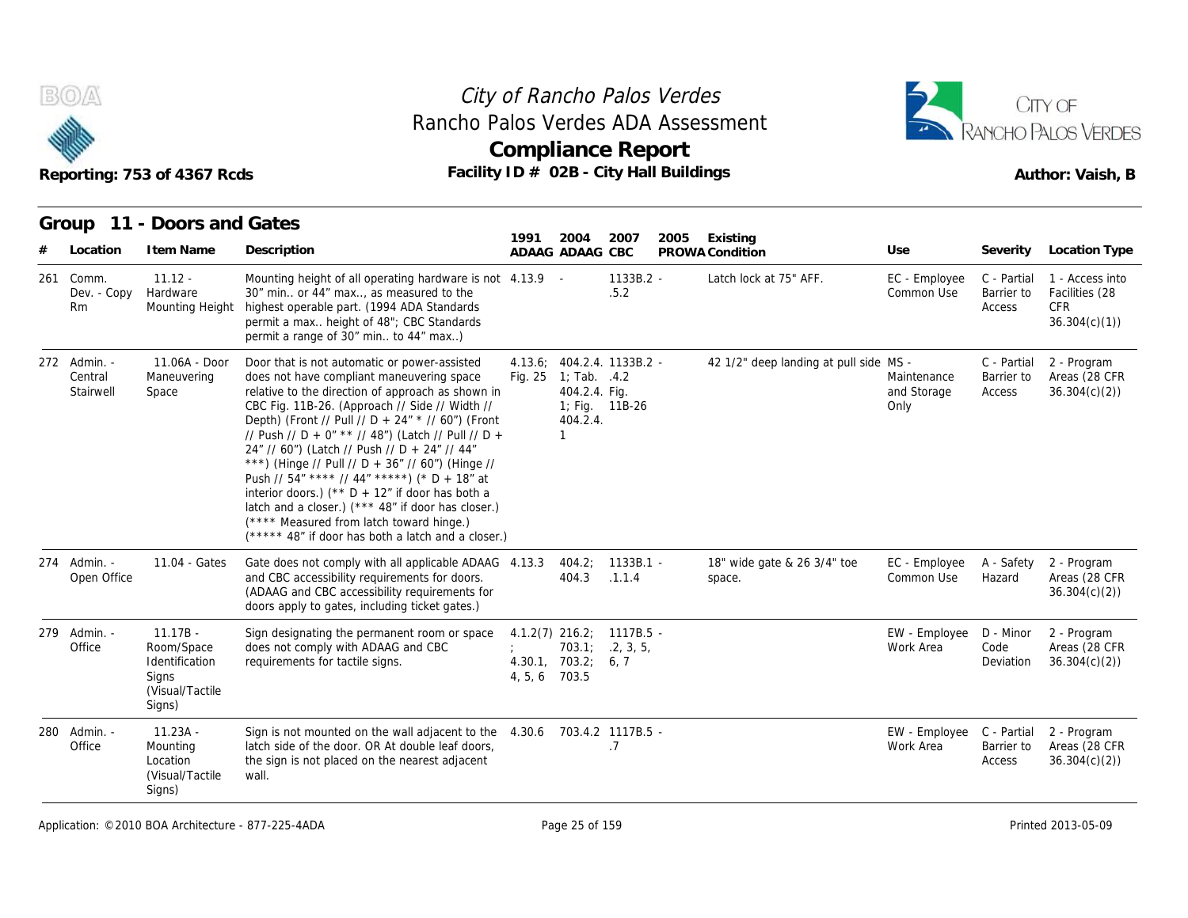# City of Rancho Palos Verdes
## Rancho Palos Verdes ADA Assessment
## Compliance Report

Reporting: 753 of 4367 Rcds

Facility ID # 02B - City Hall Buildings

Author: Vaish, B

### Group 11 - Doors and Gates

| # | Location | Item Name | Description | 1991 ADAAG | 2004 ADAAG | 2007 CBC | 2005 PROWA | Existing Condition | Use | Severity | Location Type |
|---|---|---|---|---|---|---|---|---|---|---|---|
| 261 | Comm. Dev. - Copy Rm | 11.12 - Hardware Mounting Height | Mounting height of all operating hardware is not 30" min.. or 44" max.., as measured to the highest operable part. (1994 ADA Standards permit a max.. height of 48"; CBC Standards permit a range of 30" min.. to 44" max..) | 4.13.9 | - | 1133B.2 - .5.2 | | Latch lock at 75" AFF. | EC - Employee Common Use | C - Partial Barrier to Access | 1 - Access into Facilities (28 CFR 36.304(c)(1)) |
| 272 | Admin. - Central Stairwell | 11.06A - Door Maneuvering Space | Door that is not automatic or power-assisted does not have compliant maneuvering space relative to the direction of approach as shown in CBC Fig. 11B-26. (Approach // Side // Width // Depth) (Front // Pull // D + 24" * // 60") (Front // Push // D + 0" ** // 48") (Latch // Pull // D + 24" // 60") (Latch // Push // D + 24" // 44" ***) (Hinge // Pull // D + 36" // 60") (Hinge // Push // 54" **** // 44" *****) (* D + 18" at interior doors.) (** D + 12" if door has both a latch and a closer.) (*** 48" if door has closer.) (**** Measured from latch toward hinge.) (***** 48" if door has both a latch and a closer.) | 4.13.6; Fig. 25 | 404.2.4. 1; Tab. 404.2.4. 1; Fig. 404.2.4. 1 | 1133B.2 - .4.2 Fig. 11B-26 | | 42 1/2" deep landing at pull side | MS - Maintenance and Storage Only | C - Partial Barrier to Access | 2 - Program Areas (28 CFR 36.304(c)(2)) |
| 274 | Admin. - Open Office | 11.04 - Gates | Gate does not comply with all applicable ADAAG and CBC accessibility requirements for doors. (ADAAG and CBC accessibility requirements for doors apply to gates, including ticket gates.) | 4.13.3 | 404.2; 404.3 | 1133B.1 - .1.1.4 | | 18" wide gate & 26 3/4" toe space. | EC - Employee Common Use | A - Safety Hazard | 2 - Program Areas (28 CFR 36.304(c)(2)) |
| 279 | Admin. - Office | 11.17B - Room/Space Identification Signs (Visual/Tactile Signs) | Sign designating the permanent room or space does not comply with ADAAG and CBC requirements for tactile signs. | 4.1.2(7); 4.30.1, 4, 5, 6 | 216.2; 703.1; 703.2; 703.5 | 1117B.5 - .2, 3, 5, 6, 7 | | | EW - Employee Work Area | D - Minor Code Deviation | 2 - Program Areas (28 CFR 36.304(c)(2)) |
| 280 | Admin. - Office | 11.23A - Mounting Location (Visual/Tactile Signs) | Sign is not mounted on the wall adjacent to the latch side of the door. OR At double leaf doors, the sign is not placed on the nearest adjacent wall. | 4.30.6 | 703.4.2 | 1117B.5 - .7 | | | EW - Employee Work Area | C - Partial Barrier to Access | 2 - Program Areas (28 CFR 36.304(c)(2)) |

Application: ©2010 BOA Architecture - 877-225-4ADA

Printed 2013-05-09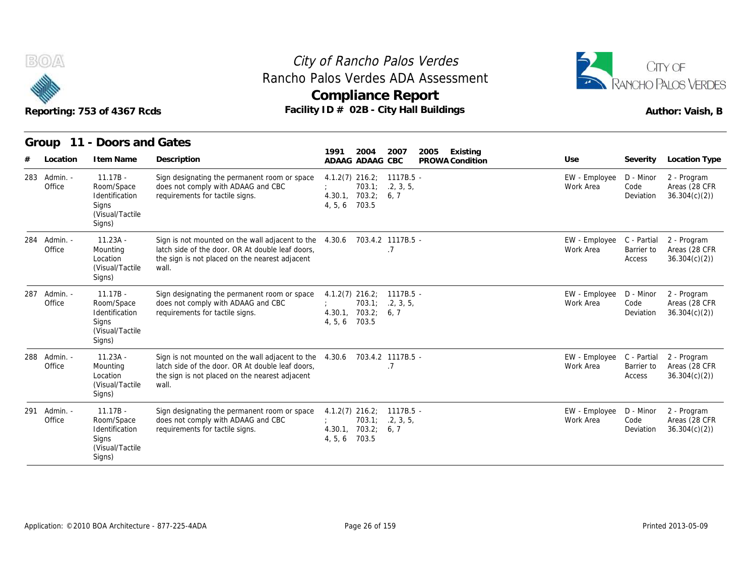# City of Rancho Palos Verdes
## Rancho Palos Verdes ADA Assessment
## Compliance Report

Reporting: 753 of 4367 Rcds

Facility ID # 02B - City Hall Buildings

Author: Vaish, B

### Group 11 - Doors and Gates

| # | Location | Item Name | Description | 1991 ADAAG | 2004 ADAAG | 2007 CBC | 2005 PROWA | Existing Condition | Use | Severity | Location Type |
|---|---|---|---|---|---|---|---|---|---|---|---|
| 283 | Admin. - Office | 11.17B - Room/Space Identification Signs (Visual/Tactile Signs) | Sign designating the permanent room or space does not comply with ADAAG and CBC requirements for tactile signs. | 4.1.2(7); 4.30.1, 4, 5, 6 | 216.2; 703.1; 703.2; 703.5 | 1117B.5 - .2, 3, 5, 6, 7 | | | EW - Employee Work Area | D - Minor Code Deviation | 2 - Program Areas (28 CFR 36.304(c)(2)) |
| 284 | Admin. - Office | 11.23A - Mounting Location (Visual/Tactile Signs) | Sign is not mounted on the wall adjacent to the latch side of the door. OR At double leaf doors, the sign is not placed on the nearest adjacent wall. | 4.30.6 | 703.4.2 | 1117B.5 - .7 | | | EW - Employee Work Area | C - Partial Barrier to Access | 2 - Program Areas (28 CFR 36.304(c)(2)) |
| 287 | Admin. - Office | 11.17B - Room/Space Identification Signs (Visual/Tactile Signs) | Sign designating the permanent room or space does not comply with ADAAG and CBC requirements for tactile signs. | 4.1.2(7); 4.30.1, 4, 5, 6 | 216.2; 703.1; 703.2; 703.5 | 1117B.5 - .2, 3, 5, 6, 7 | | | EW - Employee Work Area | D - Minor Code Deviation | 2 - Program Areas (28 CFR 36.304(c)(2)) |
| 288 | Admin. - Office | 11.23A - Mounting Location (Visual/Tactile Signs) | Sign is not mounted on the wall adjacent to the latch side of the door. OR At double leaf doors, the sign is not placed on the nearest adjacent wall. | 4.30.6 | 703.4.2 | 1117B.5 - .7 | | | EW - Employee Work Area | C - Partial Barrier to Access | 2 - Program Areas (28 CFR 36.304(c)(2)) |
| 291 | Admin. - Office | 11.17B - Room/Space Identification Signs (Visual/Tactile Signs) | Sign designating the permanent room or space does not comply with ADAAG and CBC requirements for tactile signs. | 4.1.2(7); 4.30.1, 4, 5, 6 | 216.2; 703.1; 703.2; 703.5 | 1117B.5 - .2, 3, 5, 6, 7 | | | EW - Employee Work Area | D - Minor Code Deviation | 2 - Program Areas (28 CFR 36.304(c)(2)) |

Application: ©2010 BOA Architecture - 877-225-4ADA

Printed 2013-05-09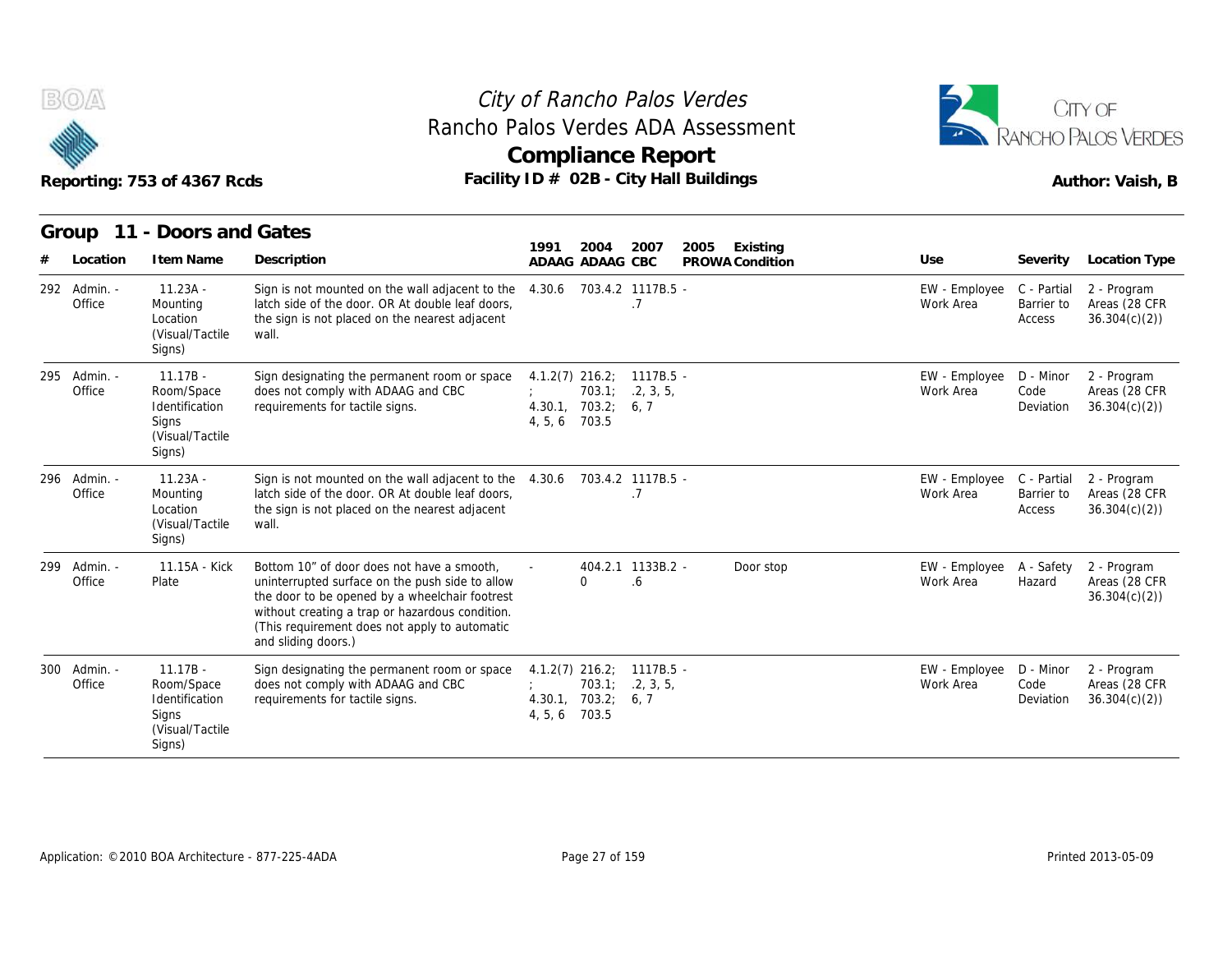City of Rancho Palos Verdes
Rancho Palos Verdes ADA Assessment

# Compliance Report

Reporting: 753 of 4367 Rcds

Facility ID # 02B - City Hall Buildings

Author: Vaish, B

## Group 11 - Doors and Gates

| # | Location | Item Name | Description | 1991 ADAAG | 2004 ADAAG | 2007 CBC | 2005 PROWA | Existing Condition | Use | Severity | Location Type |
|---|---|---|---|---|---|---|---|---|---|---|---|
| 292 | Admin. - Office | 11.23A - Mounting Location (Visual/Tactile Signs) | Sign is not mounted on the wall adjacent to the latch side of the door. OR At double leaf doors, the sign is not placed on the nearest adjacent wall. | 4.30.6 | 703.4.2 | 1117B.5 - .7 | | | EW - Employee Work Area | C - Partial Barrier to Access | 2 - Program Areas (28 CFR 36.304(c)(2)) |
| 295 | Admin. - Office | 11.17B - Room/Space Identification Signs (Visual/Tactile Signs) | Sign designating the permanent room or space does not comply with ADAAG and CBC requirements for tactile signs. | 4.1.2(7) ; 4.30.1, 4, 5, 6 | 216.2; 703.1; 703.2; 703.5 | 1117B.5 - .2, 3, 5, 6, 7 | | | EW - Employee Work Area | D - Minor Code Deviation | 2 - Program Areas (28 CFR 36.304(c)(2)) |
| 296 | Admin. - Office | 11.23A - Mounting Location (Visual/Tactile Signs) | Sign is not mounted on the wall adjacent to the latch side of the door. OR At double leaf doors, the sign is not placed on the nearest adjacent wall. | 4.30.6 | 703.4.2 | 1117B.5 - .7 | | | EW - Employee Work Area | C - Partial Barrier to Access | 2 - Program Areas (28 CFR 36.304(c)(2)) |
| 299 | Admin. - Office | 11.15A - Kick Plate | Bottom 10" of door does not have a smooth, uninterrupted surface on the push side to allow the door to be opened by a wheelchair footrest without creating a trap or hazardous condition. (This requirement does not apply to automatic and sliding doors.) | - | 404.2.10 | 1133B.2 - .6 | | Door stop | EW - Employee Work Area | A - Safety Hazard | 2 - Program Areas (28 CFR 36.304(c)(2)) |
| 300 | Admin. - Office | 11.17B - Room/Space Identification Signs (Visual/Tactile Signs) | Sign designating the permanent room or space does not comply with ADAAG and CBC requirements for tactile signs. | 4.1.2(7) ; 4.30.1, 4, 5, 6 | 216.2; 703.1; 703.2; 703.5 | 1117B.5 - .2, 3, 5, 6, 7 | | | EW - Employee Work Area | D - Minor Code Deviation | 2 - Program Areas (28 CFR 36.304(c)(2)) |

Application: ©2010 BOA Architecture - 877-225-4ADA

Printed 2013-05-09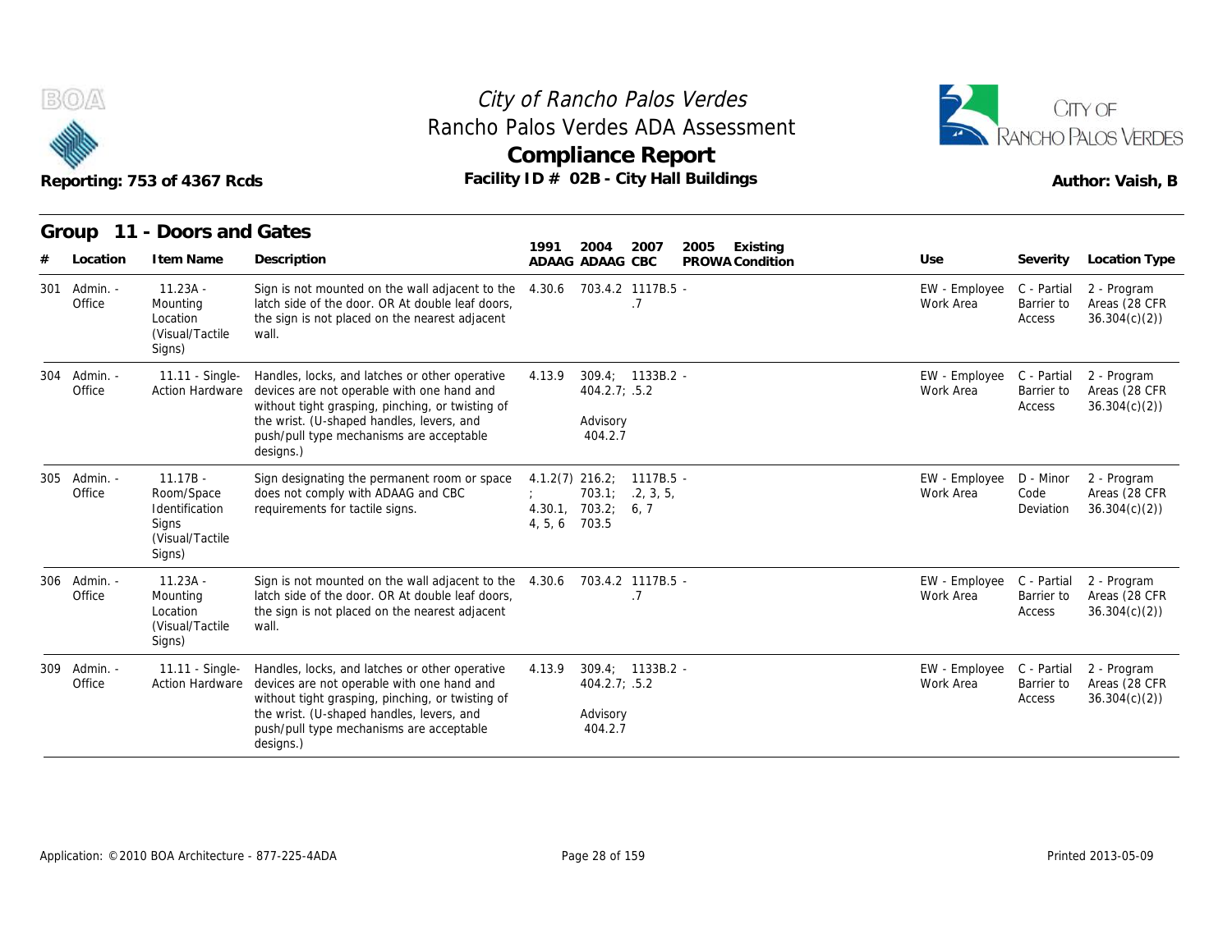# City of Rancho Palos Verdes

## Rancho Palos Verdes ADA Assessment

## Compliance Report

Reporting: 753 of 4367 Rcds

Facility ID # 02B - City Hall Buildings

Author: Vaish, B

### Group 11 - Doors and Gates

| # | Location | Item Name | Description | 1991 ADAAG | 2004 ADAAG | 2007 CBC | 2005 PROWA | Existing Condition | Use | Severity | Location Type |
|---|---|---|---|---|---|---|---|---|---|---|---|
| 301 | Admin. - Office | 11.23A - Mounting Location (Visual/Tactile Signs) | Sign is not mounted on the wall adjacent to the latch side of the door. OR At double leaf doors, the sign is not placed on the nearest adjacent wall. | 4.30.6 | 703.4.2 | 1117B.5 - .7 | | | EW - Employee Work Area | C - Partial Barrier to Access | 2 - Program Areas (28 CFR 36.304(c)(2)) |
| 304 | Admin. - Office | 11.11 - Single-Action Hardware | Handles, locks, and latches or other operative devices are not operable with one hand and without tight grasping, pinching, or twisting of the wrist. (U-shaped handles, levers, and push/pull type mechanisms are acceptable designs.) | 4.13.9 | 309.4; 404.2.7; Advisory 404.2.7 | 1133B.2 - .5.2 | | | EW - Employee Work Area | C - Partial Barrier to Access | 2 - Program Areas (28 CFR 36.304(c)(2)) |
| 305 | Admin. - Office | 11.17B - Room/Space Identification Signs (Visual/Tactile Signs) | Sign designating the permanent room or space does not comply with ADAAG and CBC requirements for tactile signs. | 4.1.2(7); 4.30.1, 4, 5, 6 | 216.2; 703.1; 703.2; 703.5 | 1117B.5 - .2, 3, 5, 6, 7 | | | EW - Employee Work Area | D - Minor Code Deviation | 2 - Program Areas (28 CFR 36.304(c)(2)) |
| 306 | Admin. - Office | 11.23A - Mounting Location (Visual/Tactile Signs) | Sign is not mounted on the wall adjacent to the latch side of the door. OR At double leaf doors, the sign is not placed on the nearest adjacent wall. | 4.30.6 | 703.4.2 | 1117B.5 - .7 | | | EW - Employee Work Area | C - Partial Barrier to Access | 2 - Program Areas (28 CFR 36.304(c)(2)) |
| 309 | Admin. - Office | 11.11 - Single-Action Hardware | Handles, locks, and latches or other operative devices are not operable with one hand and without tight grasping, pinching, or twisting of the wrist. (U-shaped handles, levers, and push/pull type mechanisms are acceptable designs.) | 4.13.9 | 309.4; 404.2.7; Advisory 404.2.7 | 1133B.2 - .5.2 | | | EW - Employee Work Area | C - Partial Barrier to Access | 2 - Program Areas (28 CFR 36.304(c)(2)) |

Application: ©2010 BOA Architecture - 877-225-4ADA

Printed 2013-05-09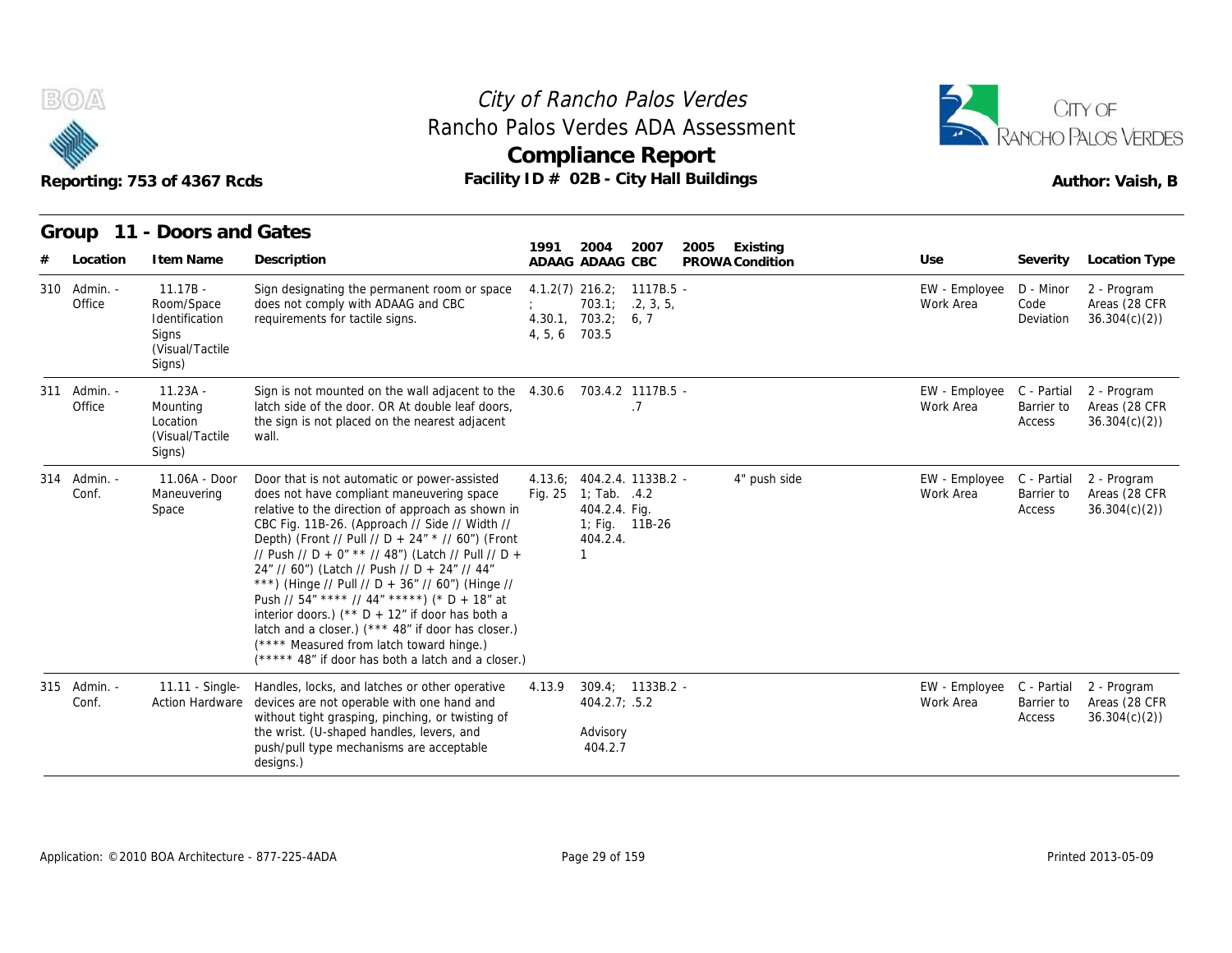# City of Rancho Palos Verdes
## Rancho Palos Verdes ADA Assessment
## Compliance Report
### Facility ID # 02B - City Hall Buildings

Reporting: 753 of 4367 Rcds

Author: Vaish, B

## Group 11 - Doors and Gates

| # | Location | Item Name | Description | 1991 ADAAG | 2004 ADAAG | 2007 CBC | 2005 PROWA | Existing Condition | Use | Severity | Location Type |
|---|---|---|---|---|---|---|---|---|---|---|---|
| 310 | Admin. - Office | 11.17B - Room/Space Identification Signs (Visual/Tactile Signs) | Sign designating the permanent room or space does not comply with ADAAG and CBC requirements for tactile signs. | 4.1.2(7); 4.30.1, 4, 5, 6 | 216.2; 703.1; 703.2; 703.5 | 1117B.5 - .2, 3, 5, 6, 7 | | | EW - Employee Work Area | D - Minor Code Deviation | 2 - Program Areas (28 CFR 36.304(c)(2)) |
| 311 | Admin. - Office | 11.23A - Mounting Location (Visual/Tactile Signs) | Sign is not mounted on the wall adjacent to the latch side of the door. OR At double leaf doors, the sign is not placed on the nearest adjacent wall. | 4.30.6 | 703.4.2 | 1117B.5 - .7 | | | EW - Employee Work Area | C - Partial Barrier to Access | 2 - Program Areas (28 CFR 36.304(c)(2)) |
| 314 | Admin. - Conf. | 11.06A - Door Maneuvering Space | Door that is not automatic or power-assisted does not have compliant maneuvering space relative to the direction of approach as shown in CBC Fig. 11B-26. (Approach // Side // Width // Depth) (Front // Pull // D + 24" * // 60") (Front // Push // D + 0" ** // 48") (Latch // Pull // D + 24" // 60") (Latch // Push // D + 24" // 44" ***) (Hinge // Pull // D + 36" // 60") (Hinge // Push // 54" **** // 44" *****) (* D + 18" at interior doors.) (** D + 12" if door has both a latch and a closer.) (*** 48" if door has closer.) (**** Measured from latch toward hinge.) (***** 48" if door has both a latch and a closer.) | 4.13.6; Fig. 25 | 404.2.4.1; Tab. 404.2.4.1; Fig. 404.2.4.1 | 1133B.2 - .4.2 Fig. 11B-26 | | 4" push side | EW - Employee Work Area | C - Partial Barrier to Access | 2 - Program Areas (28 CFR 36.304(c)(2)) |
| 315 | Admin. - Conf. | 11.11 - Single-Action Hardware | Handles, locks, and latches or other operative devices are not operable with one hand and without tight grasping, pinching, or twisting of the wrist. (U-shaped handles, levers, and push/pull type mechanisms are acceptable designs.) | 4.13.9 | 309.4; 404.2.7; Advisory 404.2.7 | 1133B.2 - .5.2 | | | EW - Employee Work Area | C - Partial Barrier to Access | 2 - Program Areas (28 CFR 36.304(c)(2)) |

Application: ©2010 BOA Architecture - 877-225-4ADA

Printed 2013-05-09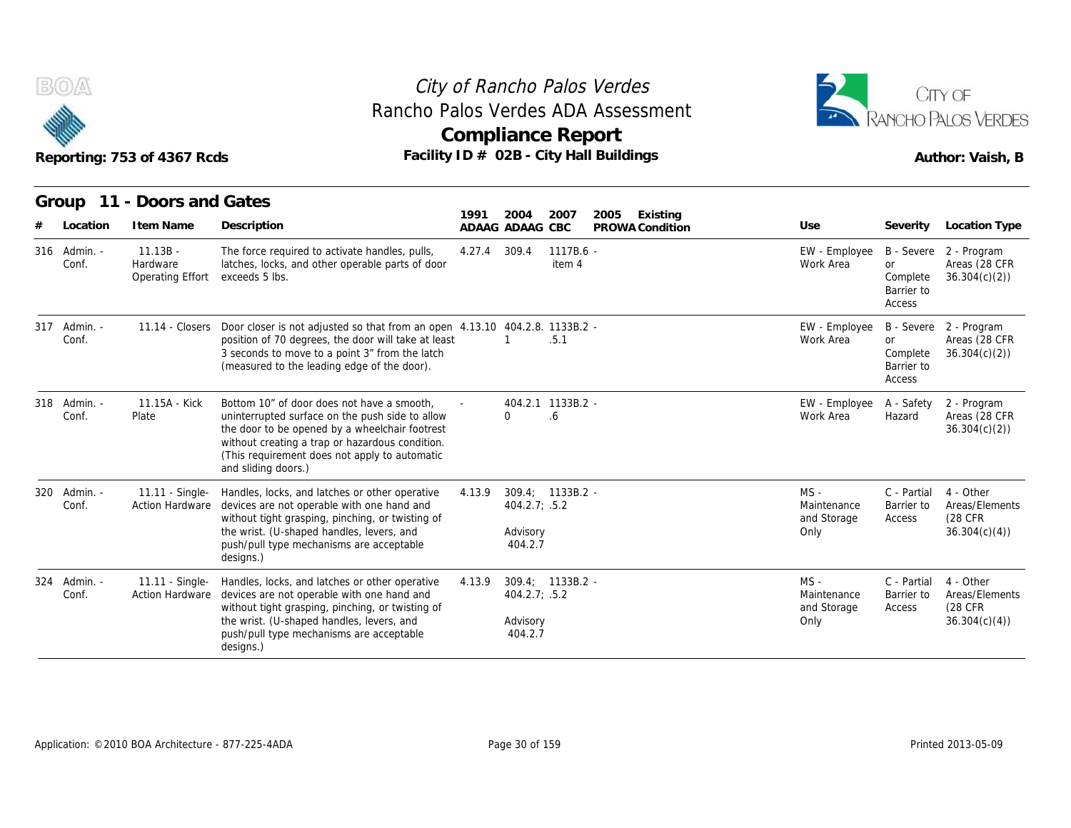City of Rancho Palos Verdes
Rancho Palos Verdes ADA Assessment
**Compliance Report**
Facility ID # 02B - City Hall Buildings

Reporting: 753 of 4367 Rcds

Author: Vaish, B

## Group 11 - Doors and Gates

| # | Location | Item Name | Description | 1991 ADAAG | 2004 ADAAG | 2007 CBC | 2005 PROWA | Existing Condition | Use | Severity | Location Type |
|---|---|---|---|---|---|---|---|---|---|---|---|
| 316 | Admin. - Conf. | 11.13B - Hardware Operating Effort | The force required to activate handles, pulls, latches, locks, and other operable parts of door exceeds 5 lbs. | 4.27.4 | 309.4 | 1117B.6 - item 4 | | | EW - Employee Work Area | B - Severe or Complete Barrier to Access | 2 - Program Areas (28 CFR 36.304(c)(2)) |
| 317 | Admin. - Conf. | 11.14 - Closers | Door closer is not adjusted so that from an open position of 70 degrees, the door will take at least 3 seconds to move to a point 3" from the latch (measured to the leading edge of the door). | 4.13.10 | 404.2.8.1 | 1133B.2 - .5.1 | | | EW - Employee Work Area | B - Severe or Complete Barrier to Access | 2 - Program Areas (28 CFR 36.304(c)(2)) |
| 318 | Admin. - Conf. | 11.15A - Kick Plate | Bottom 10" of door does not have a smooth, uninterrupted surface on the push side to allow the door to be opened by a wheelchair footrest without creating a trap or hazardous condition. (This requirement does not apply to automatic and sliding doors.) | - | 404.2.10 | 1133B.2 - .6 | | | EW - Employee Work Area | A - Safety Hazard | 2 - Program Areas (28 CFR 36.304(c)(2)) |
| 320 | Admin. - Conf. | 11.11 - Single-Action Hardware | Handles, locks, and latches or other operative devices are not operable with one hand and without tight grasping, pinching, or twisting of the wrist. (U-shaped handles, levers, and push/pull type mechanisms are acceptable designs.) | 4.13.9 | 309.4; 404.2.7; Advisory 404.2.7 | 1133B.2 - .5.2 | | | MS - Maintenance and Storage Only | C - Partial Barrier to Access | 4 - Other Areas/Elements (28 CFR 36.304(c)(4)) |
| 324 | Admin. - Conf. | 11.11 - Single-Action Hardware | Handles, locks, and latches or other operative devices are not operable with one hand and without tight grasping, pinching, or twisting of the wrist. (U-shaped handles, levers, and push/pull type mechanisms are acceptable designs.) | 4.13.9 | 309.4; 404.2.7; Advisory 404.2.7 | 1133B.2 - .5.2 | | | MS - Maintenance and Storage Only | C - Partial Barrier to Access | 4 - Other Areas/Elements (28 CFR 36.304(c)(4)) |

Application: ©2010 BOA Architecture - 877-225-4ADA

Printed 2013-05-09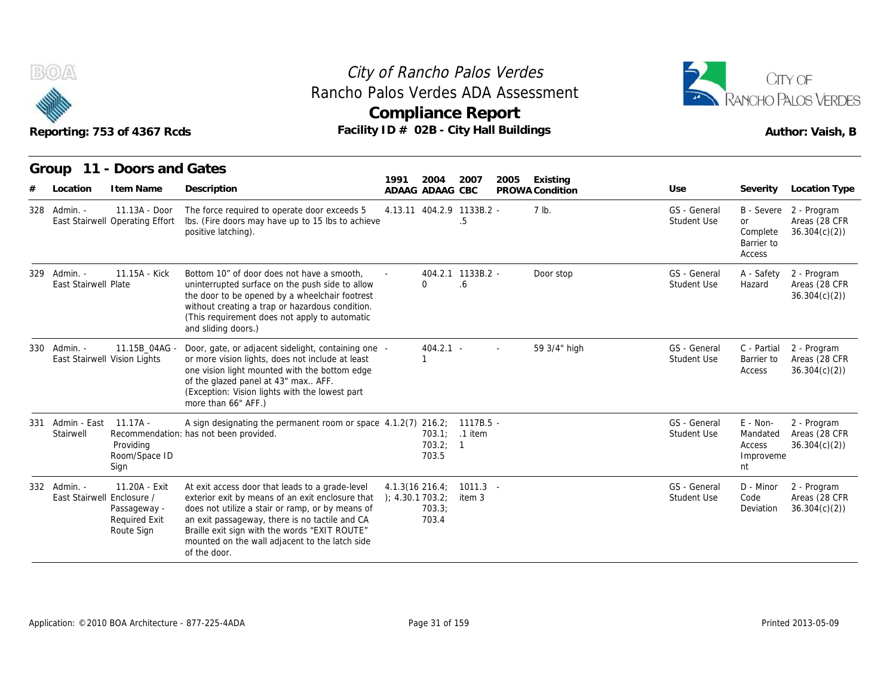# City of Rancho Palos Verdes
## Rancho Palos Verdes ADA Assessment
## Compliance Report

Reporting: 753 of 4367 Rcds

Facility ID # 02B - City Hall Buildings

Author: Vaish, B

### Group 11 - Doors and Gates

| # | Location | Item Name | Description | 1991 ADAAG | 2004 ADAAG | 2007 CBC | 2005 PROWA | Existing Condition | Use | Severity | Location Type |
|---|---|---|---|---|---|---|---|---|---|---|---|
| 328 | Admin. - East Stairwell | 11.13A - Door Operating Effort | The force required to operate door exceeds 5 lbs. (Fire doors may have up to 15 lbs to achieve positive latching). | 4.13.11 | 404.2.9 | 1133B.2.5 | - | 7 lb. | GS - General Student Use | B - Severe or Complete Barrier to Access | 2 - Program Areas (28 CFR 36.304(c)(2)) |
| 329 | Admin. - East Stairwell | 11.15A - Kick Plate | Bottom 10" of door does not have a smooth, uninterrupted surface on the push side to allow the door to be opened by a wheelchair footrest without creating a trap or hazardous condition. (This requirement does not apply to automatic and sliding doors.) | - | 404.2.10 | 1133B.2.6 | - | Door stop | GS - General Student Use | A - Safety Hazard | 2 - Program Areas (28 CFR 36.304(c)(2)) |
| 330 | Admin. - East Stairwell | 11.15B_04AG - Vision Lights | Door, gate, or adjacent sidelight, containing one or more vision lights, does not include at least one vision light mounted with the bottom edge of the glazed panel at 43" max.. AFF. (Exception: Vision lights with the lowest part more than 66" AFF.) | - | 404.2.11 | - | - | 59 3/4" high | GS - General Student Use | C - Partial Barrier to Access | 2 - Program Areas (28 CFR 36.304(c)(2)) |
| 331 | Admin - East Stairwell | 11.17A - Recommendation: Providing Room/Space ID Sign | A sign designating the permanent room or space has not been provided. | 4.1.2(7) | 216.2; 703.1; 703.2; 703.5 | 1117B.5.1 item 1 | - | | GS - General Student Use | E - Non-Mandated Access Improvement | 2 - Program Areas (28 CFR 36.304(c)(2)) |
| 332 | Admin. - East Stairwell | 11.20A - Exit Enclosure / Passageway - Required Exit Route Sign | At exit access door that leads to a grade-level exterior exit by means of an exit enclosure that does not utilize a stair or ramp, or by means of an exit passageway, there is no tactile and CA Braille exit sign with the words "EXIT ROUTE" mounted on the wall adjacent to the latch side of the door. | 4.1.3(16); 4.30.1 | 216.4; 703.2; 703.3; 703.4 | 1011.3 item 3 | - | | GS - General Student Use | D - Minor Code Deviation | 2 - Program Areas (28 CFR 36.304(c)(2)) |

Application: ©2010 BOA Architecture - 877-225-4ADA

Printed 2013-05-09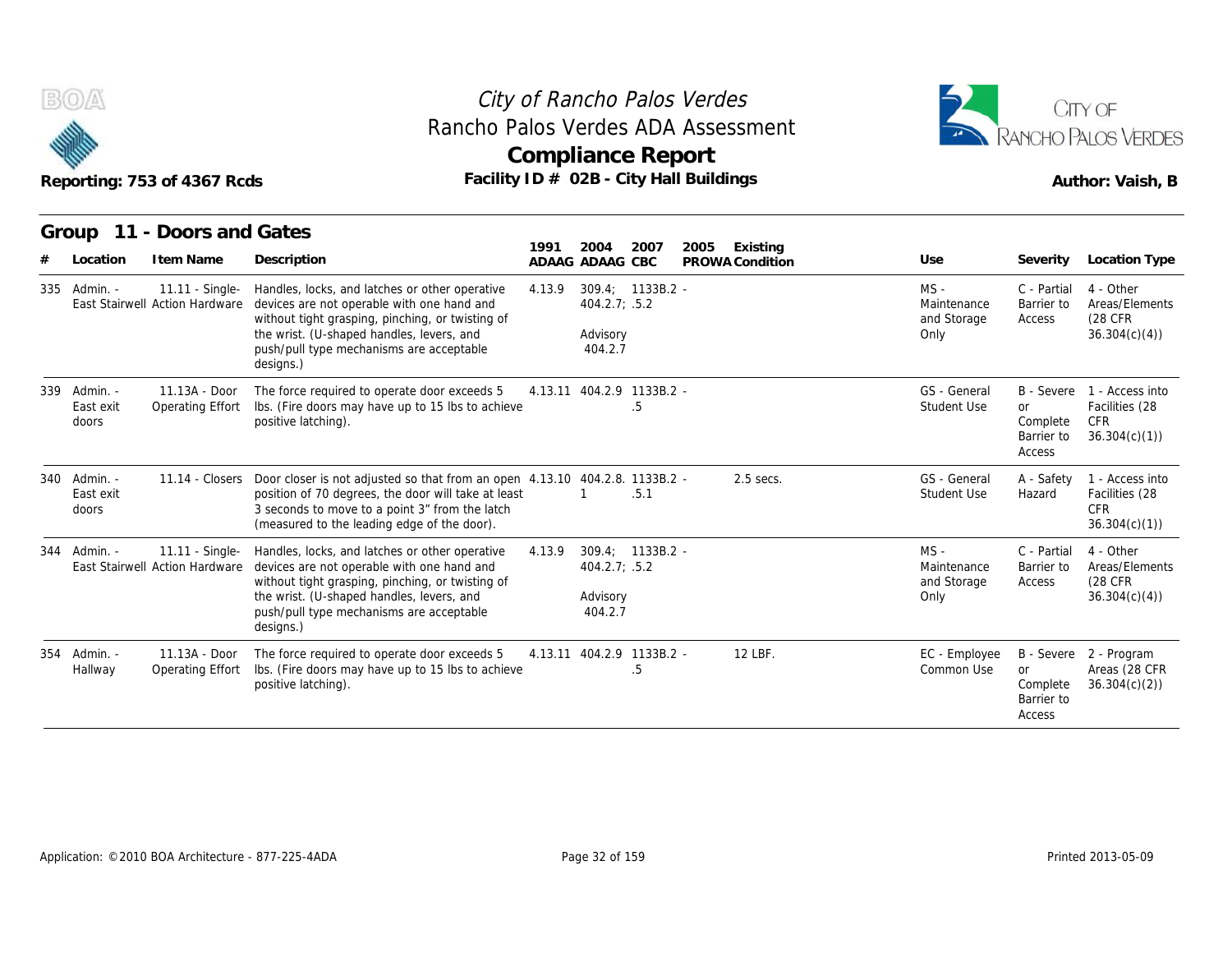# City of Rancho Palos Verdes
## Rancho Palos Verdes ADA Assessment
## Compliance Report

Reporting: 753 of 4367 Rcds

Facility ID # 02B - City Hall Buildings

Author: Vaish, B

### Group 11 - Doors and Gates

| # | Location | Item Name | Description | 1991 ADAAG | 2004 ADAAG | 2007 CBC | 2005 PROWA | Existing Condition | Use | Severity | Location Type |
|---|---|---|---|---|---|---|---|---|---|---|---|
| 335 | Admin. - East Stairwell | 11.11 - Single-Action Hardware | Handles, locks, and latches or other operative devices are not operable with one hand and without tight grasping, pinching, or twisting of the wrist. (U-shaped handles, levers, and push/pull type mechanisms are acceptable designs.) | 4.13.9 | 309.4; 404.2.7; Advisory 404.2.7 | 1133B.2 .5 | - | | MS - Maintenance and Storage Only | C - Partial Barrier to Access | 4 - Other Areas/Elements (28 CFR 36.304(c)(4)) |
| 339 | Admin. - East exit doors | 11.13A - Door Operating Effort | The force required to operate door exceeds 5 lbs. (Fire doors may have up to 15 lbs to achieve positive latching). | 4.13.11 | 404.2.9 | 1133B.2 .5 | - | | GS - General Student Use | B - Severe or Complete Barrier to Access | 1 - Access into Facilities (28 CFR 36.304(c)(1)) |
| 340 | Admin. - East exit doors | 11.14 - Closers | Door closer is not adjusted so that from an open position of 70 degrees, the door will take at least 3 seconds to move to a point 3" from the latch (measured to the leading edge of the door). | 4.13.10 | 404.2.8.1 | 1133B.2 .5.1 | - | 2.5 secs. | GS - General Student Use | A - Safety Hazard | 1 - Access into Facilities (28 CFR 36.304(c)(1)) |
| 344 | Admin. - East Stairwell | 11.11 - Single-Action Hardware | Handles, locks, and latches or other operative devices are not operable with one hand and without tight grasping, pinching, or twisting of the wrist. (U-shaped handles, levers, and push/pull type mechanisms are acceptable designs.) | 4.13.9 | 309.4; 404.2.7; Advisory 404.2.7 | 1133B.2 .5.2 | - | | MS - Maintenance and Storage Only | C - Partial Barrier to Access | 4 - Other Areas/Elements (28 CFR 36.304(c)(4)) |
| 354 | Admin. - Hallway | 11.13A - Door Operating Effort | The force required to operate door exceeds 5 lbs. (Fire doors may have up to 15 lbs to achieve positive latching). | 4.13.11 | 404.2.9 | 1133B.2 .5 | - | 12 LBF. | EC - Employee Common Use | B - Severe or Complete Barrier to Access | 2 - Program Areas (28 CFR 36.304(c)(2)) |

Application: ©2010 BOA Architecture - 877-225-4ADA

Printed 2013-05-09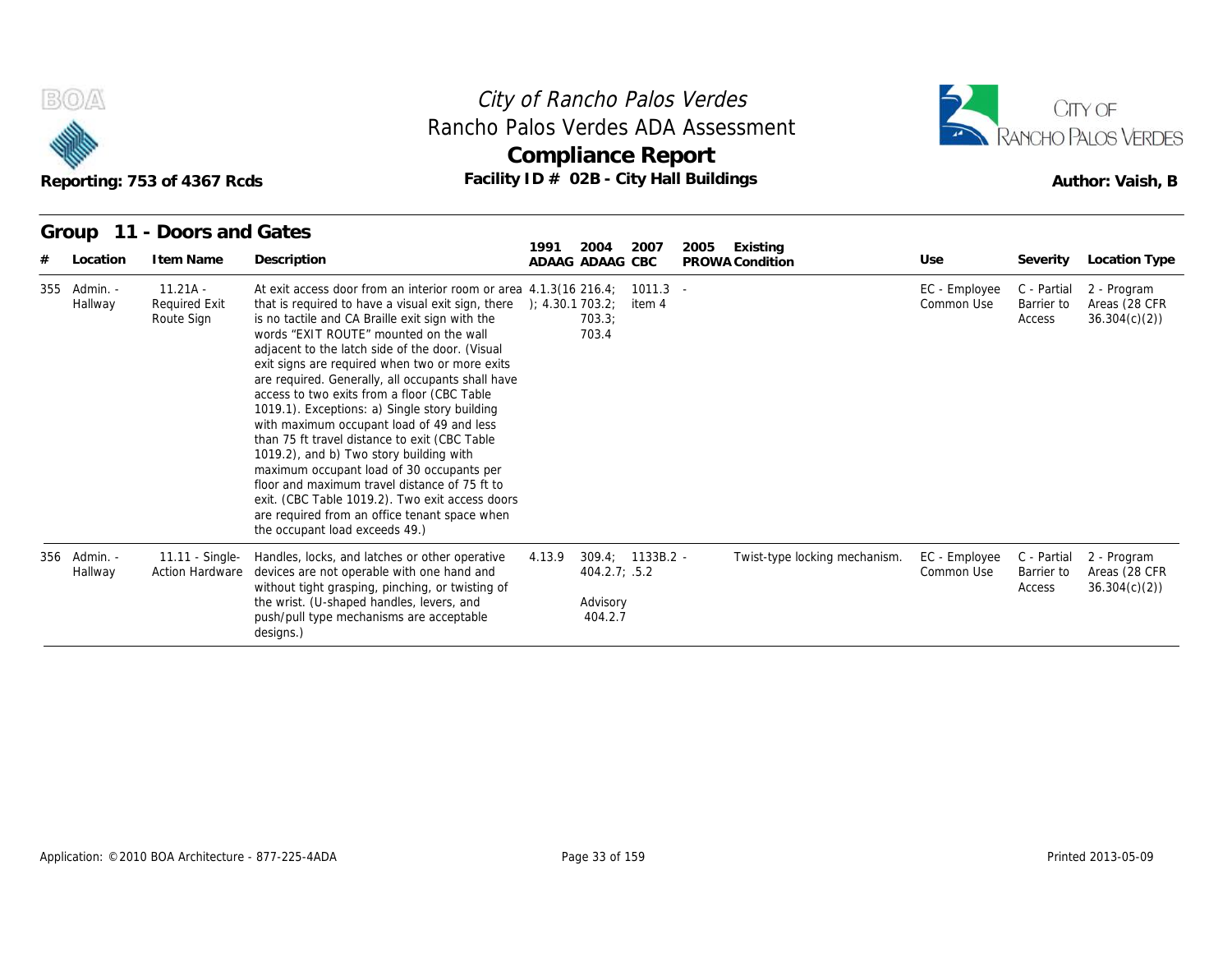# City of Rancho Palos Verdes

## Rancho Palos Verdes ADA Assessment

## Compliance Report

Reporting: 753 of 4367 Rcds

Facility ID # 02B - City Hall Buildings

Author: Vaish, B

### Group 11 - Doors and Gates

| # | Location | Item Name | Description | 1991 ADAAG | 2004 ADAAG | 2007 CBC | 2005 PROWA | Existing Condition | Use | Severity | Location Type |
|---|---|---|---|---|---|---|---|---|---|---|---|
| 355 | Admin. - Hallway | 11.21A - Required Exit Route Sign | At exit access door from an interior room or area that is required to have a visual exit sign, there is no tactile and CA Braille exit sign with the words "EXIT ROUTE" mounted on the wall adjacent to the latch side of the door. (Visual exit signs are required when two or more exits are required. Generally, all occupants shall have access to two exits from a floor (CBC Table 1019.1). Exceptions: a) Single story building with maximum occupant load of 49 and less than 75 ft travel distance to exit (CBC Table 1019.2), and b) Two story building with maximum occupant load of 30 occupants per floor and maximum travel distance of 75 ft to exit. (CBC Table 1019.2). Two exit access doors are required from an office tenant space when the occupant load exceeds 49.) | 4.1.3(16); 4.30.1 | 216.4; 703.2; 703.3; 703.4 | 1011.3 item 4 | - | | EC - Employee Common Use | C - Partial Barrier to Access | 2 - Program Areas (28 CFR 36.304(c)(2)) |
| 356 | Admin. - Hallway | 11.11 - Single-Action Hardware | Handles, locks, and latches or other operative devices are not operable with one hand and without tight grasping, pinching, or twisting of the wrist. (U-shaped handles, levers, and push/pull type mechanisms are acceptable designs.) | 4.13.9 | 309.4; 404.2.7; Advisory 404.2.7 | 1133B.2.5.2 | - | Twist-type locking mechanism. | EC - Employee Common Use | C - Partial Barrier to Access | 2 - Program Areas (28 CFR 36.304(c)(2)) |

Application: ©2010 BOA Architecture - 877-225-4ADA

Printed 2013-05-09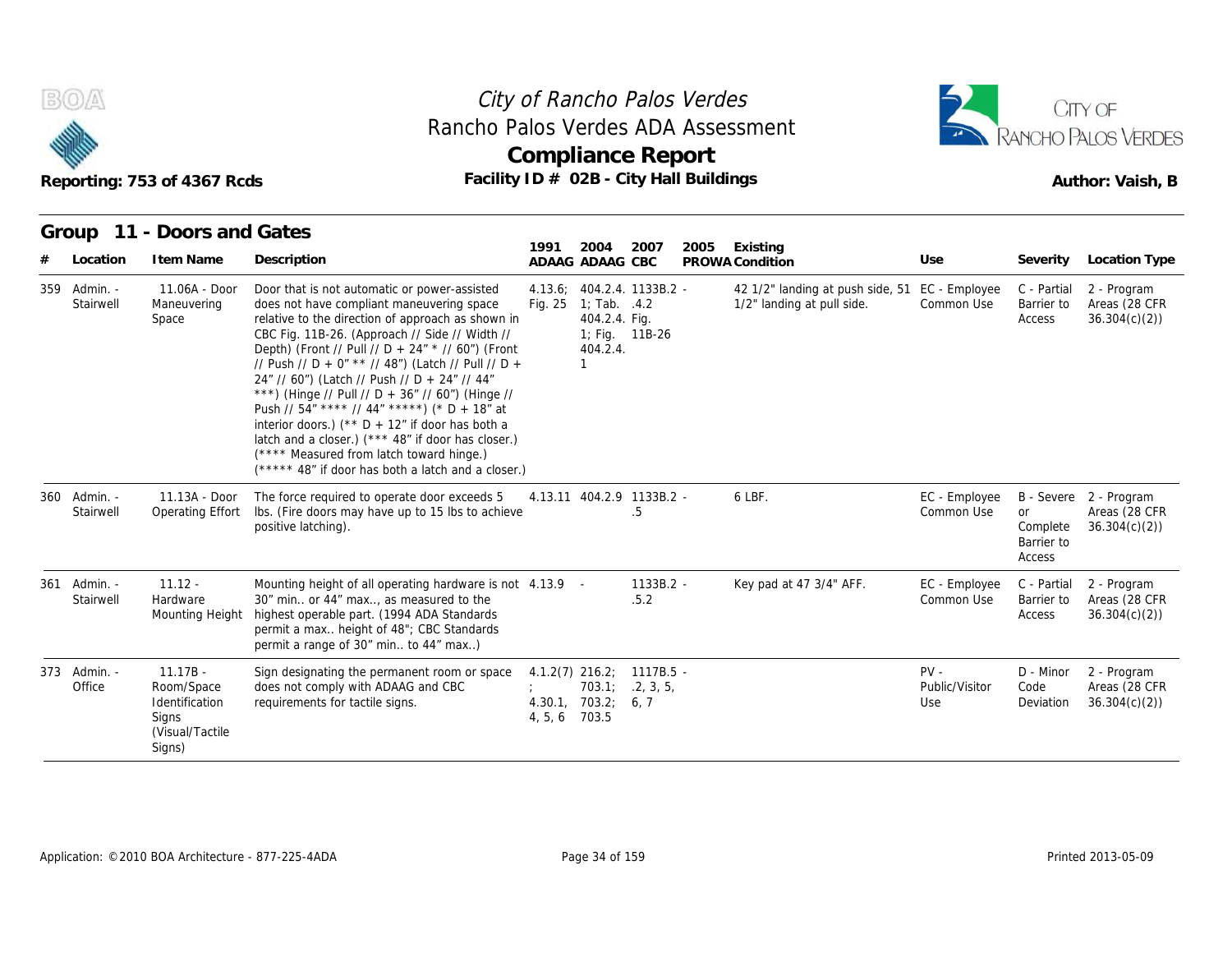# City of Rancho Palos Verdes
## Rancho Palos Verdes ADA Assessment
## Compliance Report

Reporting: 753 of 4367 Rcds

Facility ID # 02B - City Hall Buildings

Author: Vaish, B

### Group 11 - Doors and Gates

| # | Location | Item Name | Description | 1991 ADAAG | 2004 ADAAG | 2007 CBC | 2005 PROWA | Existing Condition | Use | Severity | Location Type |
|---|---|---|---|---|---|---|---|---|---|---|---|
| 359 | Admin. - Stairwell | 11.06A - Door Maneuvering Space | Door that is not automatic or power-assisted does not have compliant maneuvering space relative to the direction of approach as shown in CBC Fig. 11B-26. (Approach // Side // Width // Depth) (Front // Pull // D + 24" * // 60") (Front // Push // D + 0" ** // 48") (Latch // Pull // D + 24" // 60") (Latch // Push // D + 24" // 44" ***) (Hinge // Pull // D + 36" // 60") (Hinge // Push // 54" **** // 44" *****) (* D + 18" at interior doors.) (** D + 12" if door has both a latch and a closer.) (*** 48" if door has closer.) (**** Measured from latch toward hinge.) (***** 48" if door has both a latch and a closer.) | 4.13.6; Fig. 25 | 404.2.4. 1; Tab. 404.2.4. 1; Fig. 404.2.4. 1 | 1133B.2 - .4.2 Fig. 11B-26 | | 42 1/2" landing at push side, 51 1/2" landing at pull side. | EC - Employee Common Use | C - Partial Barrier to Access | 2 - Program Areas (28 CFR 36.304(c)(2)) |
| 360 | Admin. - Stairwell | 11.13A - Door Operating Effort | The force required to operate door exceeds 5 lbs. (Fire doors may have up to 15 lbs to achieve positive latching). | 4.13.11 | 404.2.9 | 1133B.2 - .5 | | 6 LBF. | EC - Employee Common Use | B - Severe or Complete Barrier to Access | 2 - Program Areas (28 CFR 36.304(c)(2)) |
| 361 | Admin. - Stairwell | 11.12 - Hardware Mounting Height | Mounting height of all operating hardware is not 30" min.. or 44" max.., as measured to the highest operable part. (1994 ADA Standards permit a max.. height of 48"; CBC Standards permit a range of 30" min.. to 44" max..) | 4.13.9 | - | 1133B.2 - .5.2 | | Key pad at 47 3/4" AFF. | EC - Employee Common Use | C - Partial Barrier to Access | 2 - Program Areas (28 CFR 36.304(c)(2)) |
| 373 | Admin. - Office | 11.17B - Room/Space Identification Signs (Visual/Tactile Signs) | Sign designating the permanent room or space does not comply with ADAAG and CBC requirements for tactile signs. | 4.1.2(7) ; 4.30.1, 4, 5, 6 | 216.2; 703.1; 703.2; 703.5 | 1117B.5 - .2, 3, 5, 6, 7 | | | PV - Public/Visitor Use | D - Minor Code Deviation | 2 - Program Areas (28 CFR 36.304(c)(2)) |

Application: ©2010 BOA Architecture - 877-225-4ADA

Printed 2013-05-09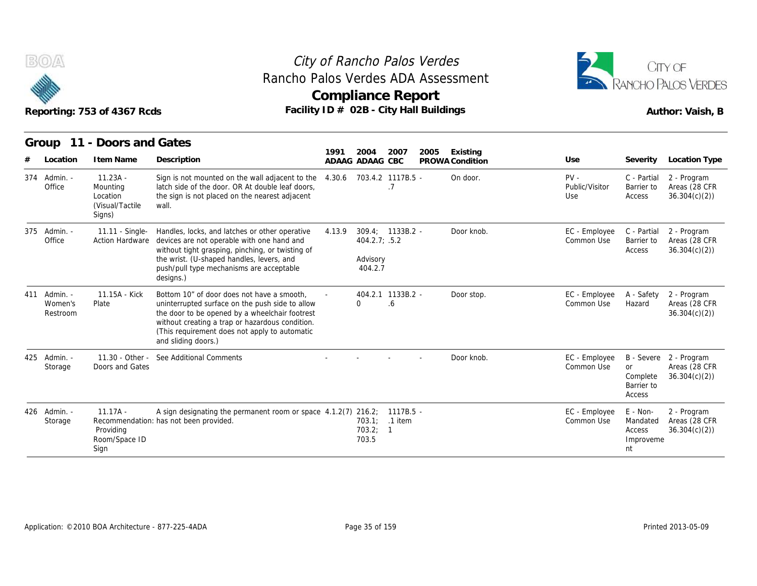# City of Rancho Palos Verdes

## Rancho Palos Verdes ADA Assessment

## Compliance Report

Reporting: 753 of 4367 Rcds

Facility ID # 02B - City Hall Buildings

Author: Vaish, B

### Group 11 - Doors and Gates

| # | Location | Item Name | Description | 1991 ADAAG | 2004 ADAAG | 2007 CBC | 2005 PROWA | Existing Condition | Use | Severity | Location Type |
|---|---|---|---|---|---|---|---|---|---|---|---|
| 374 | Admin. - Office | 11.23A - Mounting Location (Visual/Tactile Signs) | Sign is not mounted on the wall adjacent to the latch side of the door. OR At double leaf doors, the sign is not placed on the nearest adjacent wall. | 4.30.6 | 703.4.2 | 1117B.5 .7 | - | On door. | PV - Public/Visitor Use | C - Partial Barrier to Access | 2 - Program Areas (28 CFR 36.304(c)(2)) |
| 375 | Admin. - Office | 11.11 - Single-Action Hardware | Handles, locks, and latches or other operative devices are not operable with one hand and without tight grasping, pinching, or twisting of the wrist. (U-shaped handles, levers, and push/pull type mechanisms are acceptable designs.) | 4.13.9 | 309.4; 404.2.7; Advisory 404.2.7 | 1133B.2 .5.2 | - | Door knob. | EC - Employee Common Use | C - Partial Barrier to Access | 2 - Program Areas (28 CFR 36.304(c)(2)) |
| 411 | Admin. - Women's Restroom | 11.15A - Kick Plate | Bottom 10" of door does not have a smooth, uninterrupted surface on the push side to allow the door to be opened by a wheelchair footrest without creating a trap or hazardous condition. (This requirement does not apply to automatic and sliding doors.) | - | 404.2.10 | 1133B.2 .6 | - | Door stop. | EC - Employee Common Use | A - Safety Hazard | 2 - Program Areas (28 CFR 36.304(c)(2)) |
| 425 | Admin. - Storage | 11.30 - Other - Doors and Gates | See Additional Comments | - | - | - | - | Door knob. | EC - Employee Common Use | B - Severe or Complete Barrier to Access | 2 - Program Areas (28 CFR 36.304(c)(2)) |
| 426 | Admin. - Storage | 11.17A - Recommendation: Providing Room/Space ID Sign | A sign designating the permanent room or space has not been provided. | 4.1.2(7) | 216.2; 703.1; 703.2; 703.5 | 1117B.5 .1 item 1 | - | | EC - Employee Common Use | E - Non-Mandated Access Improvement | 2 - Program Areas (28 CFR 36.304(c)(2)) |

Application: ©2010 BOA Architecture - 877-225-4ADA

Printed 2013-05-09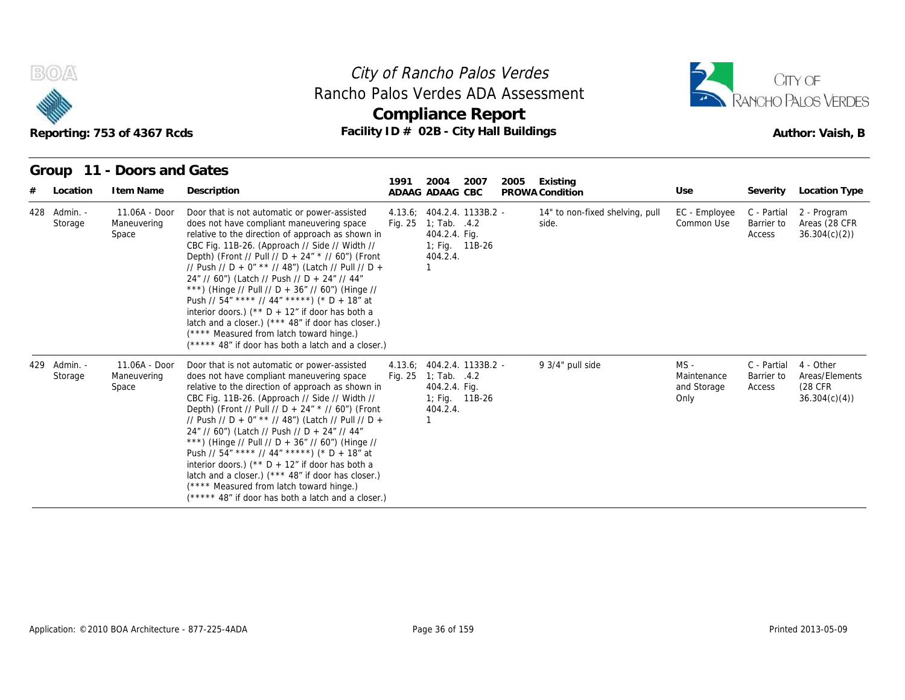# City of Rancho Palos Verdes
## Rancho Palos Verdes ADA Assessment
## Compliance Report

Reporting: 753 of 4367 Rcds

Facility ID # 02B - City Hall Buildings

Author: Vaish, B

### Group 11 - Doors and Gates

| # | Location | Item Name | Description | 1991 ADAAG | 2004 ADAAG | 2007 CBC | 2005 PROWA | Existing Condition | Use | Severity | Location Type |
|---|---|---|---|---|---|---|---|---|---|---|---|
| 428 | Admin. - Storage | 11.06A - Door Maneuvering Space | Door that is not automatic or power-assisted does not have compliant maneuvering space relative to the direction of approach as shown in CBC Fig. 11B-26. (Approach // Side // Width // Depth) (Front // Pull // D + 24" * // 60") (Front // Push // D + 0" ** // 48") (Latch // Pull // D + 24" // 60") (Latch // Push // D + 24" // 44" ***) (Hinge // Pull // D + 36" // 60") (Hinge // Push // 54" **** // 44" *****) (* D + 18" at interior doors.) (** D + 12" if door has both a latch and a closer.) (*** 48" if door has closer.) (**** Measured from latch toward hinge.) (***** 48" if door has both a latch and a closer.) | 4.13.6; Fig. 25 | 404.2.4.1; Tab. 404.2.4.1; Fig. 404.2.4.1 | 1133B.2.4.2 Fig. 11B-26 | - | 14" to non-fixed shelving, pull side. | EC - Employee Common Use | C - Partial Barrier to Access | 2 - Program Areas (28 CFR 36.304(c)(2)) |
| 429 | Admin. - Storage | 11.06A - Door Maneuvering Space | Door that is not automatic or power-assisted does not have compliant maneuvering space relative to the direction of approach as shown in CBC Fig. 11B-26. (Approach // Side // Width // Depth) (Front // Pull // D + 24" * // 60") (Front // Push // D + 0" ** // 48") (Latch // Pull // D + 24" // 60") (Latch // Push // D + 24" // 44" ***) (Hinge // Pull // D + 36" // 60") (Hinge // Push // 54" **** // 44" *****) (* D + 18" at interior doors.) (** D + 12" if door has both a latch and a closer.) (*** 48" if door has closer.) (**** Measured from latch toward hinge.) (***** 48" if door has both a latch and a closer.) | 4.13.6; Fig. 25 | 404.2.4.1; Tab. 404.2.4.1; Fig. 404.2.4.1 | 1133B.2.4.2 Fig. 11B-26 | - | 9 3/4" pull side | MS - Maintenance and Storage Only | C - Partial Barrier to Access | 4 - Other Areas/Elements (28 CFR 36.304(c)(4)) |

Application: ©2010 BOA Architecture - 877-225-4ADA

Printed 2013-05-09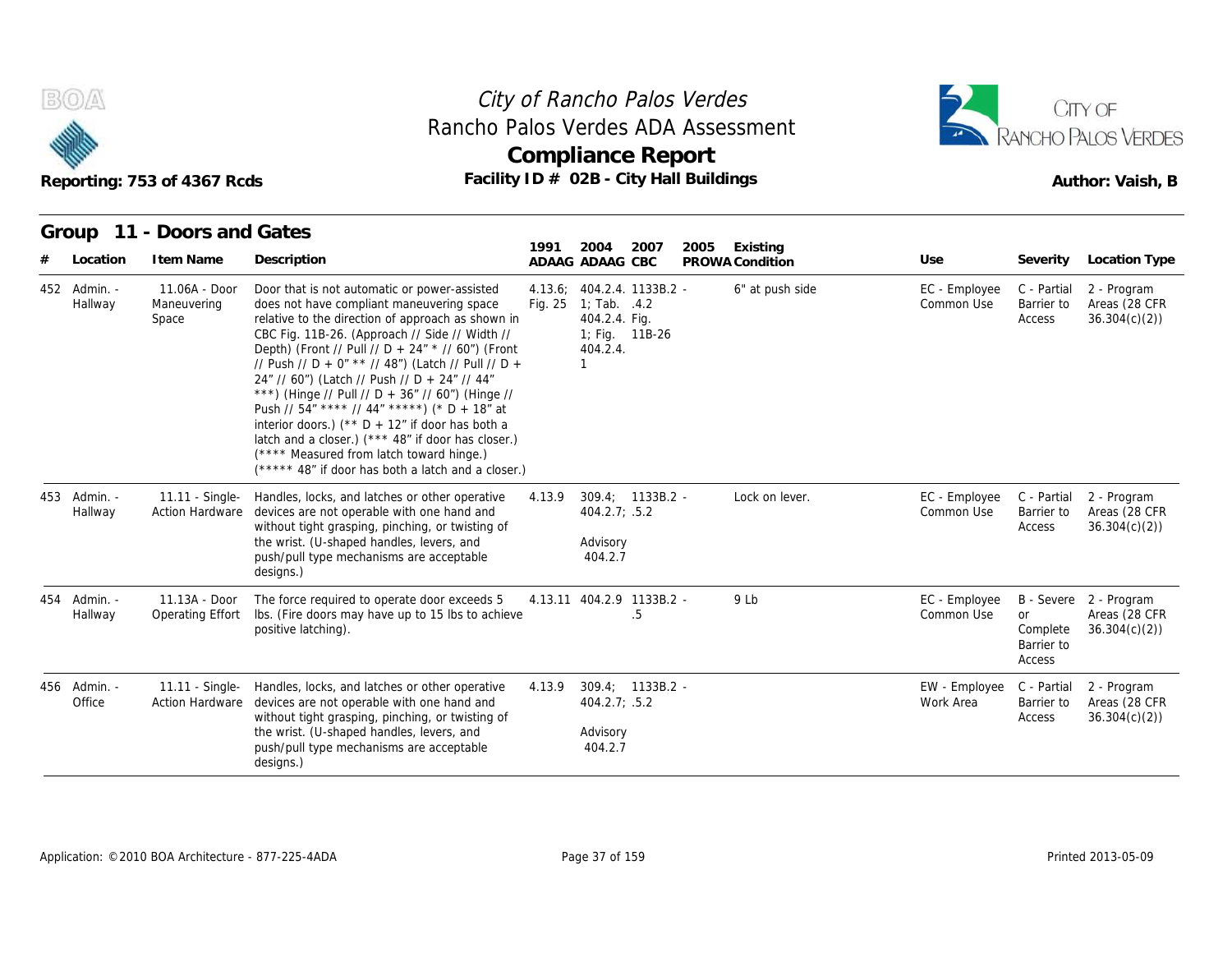# City of Rancho Palos Verdes
## Rancho Palos Verdes ADA Assessment
## Compliance Report

Reporting: 753 of 4367 Rcds

Facility ID # 02B - City Hall Buildings

Author: Vaish, B

### Group 11 - Doors and Gates

| # | Location | Item Name | Description | 1991 ADAAG | 2004 ADAAG | 2007 CBC | 2005 PROWA | Existing Condition | Use | Severity | Location Type |
|---|---|---|---|---|---|---|---|---|---|---|---|
| 452 | Admin. - Hallway | 11.06A - Door Maneuvering Space | Door that is not automatic or power-assisted does not have compliant maneuvering space relative to the direction of approach as shown in CBC Fig. 11B-26. (Approach // Side // Width // Depth) (Front // Pull // D + 24" * // 60") (Front // Push // D + 0" ** // 48") (Latch // Pull // D + 24" // 60") (Latch // Push // D + 24" // 44" ***) (Hinge // Pull // D + 36" // 60") (Hinge // Push // 54" **** // 44" *****) (* D + 18" at interior doors.) (** D + 12" if door has both a latch and a closer.) (*** 48" if door has closer.) (**** Measured from latch toward hinge.) (***** 48" if door has both a latch and a closer.) | 4.13.6; Fig. 25 | 404.2.4. 1; Tab. 404.2.4. 1; Fig. 404.2.4. 1 | 1133B.2 .4.2 Fig. 11B-26 | - | 6" at push side | EC - Employee Common Use | C - Partial Barrier to Access | 2 - Program Areas (28 CFR 36.304(c)(2)) |
| 453 | Admin. - Hallway | 11.11 - Single-Action Hardware | Handles, locks, and latches or other operative devices are not operable with one hand and without tight grasping, pinching, or twisting of the wrist. (U-shaped handles, levers, and push/pull type mechanisms are acceptable designs.) | 4.13.9 | 309.4; 404.2.7; Advisory 404.2.7 | 1133B.2 .5.2 | - | Lock on lever. | EC - Employee Common Use | C - Partial Barrier to Access | 2 - Program Areas (28 CFR 36.304(c)(2)) |
| 454 | Admin. - Hallway | 11.13A - Door Operating Effort | The force required to operate door exceeds 5 lbs. (Fire doors may have up to 15 lbs to achieve positive latching). | 4.13.11 | 404.2.9 | 1133B.2 .5 | - | 9 Lb | EC - Employee Common Use | B - Severe or Complete Barrier to Access | 2 - Program Areas (28 CFR 36.304(c)(2)) |
| 456 | Admin. - Office | 11.11 - Single-Action Hardware | Handles, locks, and latches or other operative devices are not operable with one hand and without tight grasping, pinching, or twisting of the wrist. (U-shaped handles, levers, and push/pull type mechanisms are acceptable designs.) | 4.13.9 | 309.4; 404.2.7; Advisory 404.2.7 | 1133B.2 .5.2 | - | | EW - Employee Work Area | C - Partial Barrier to Access | 2 - Program Areas (28 CFR 36.304(c)(2)) |

Application: ©2010 BOA Architecture - 877-225-4ADA

Printed 2013-05-09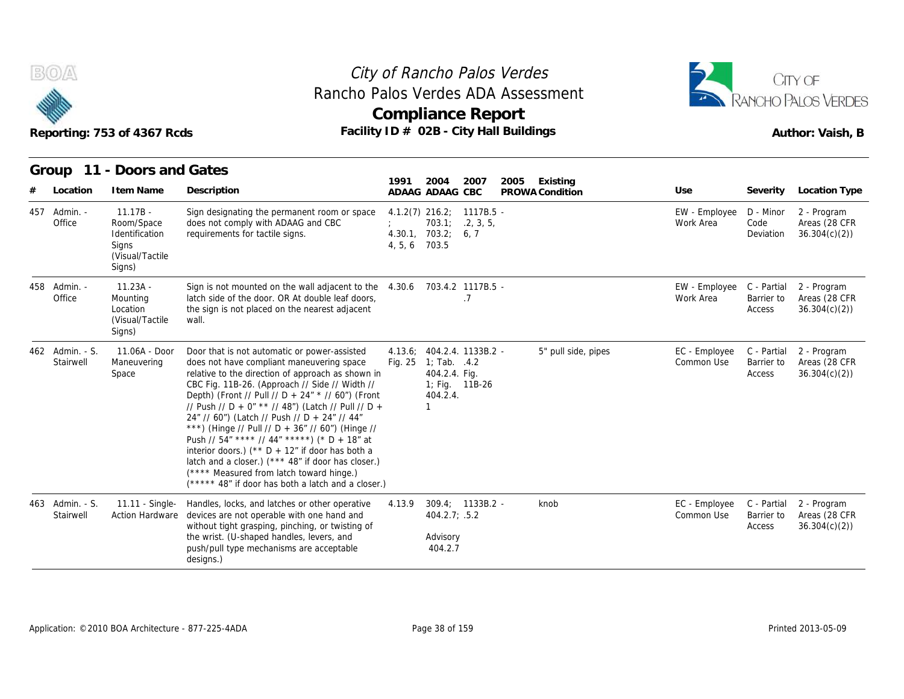# City of Rancho Palos Verdes
## Rancho Palos Verdes ADA Assessment
## Compliance Report

Reporting: 753 of 4367 Rcds

Facility ID # 02B - City Hall Buildings

Author: Vaish, B

### Group 11 - Doors and Gates

| # | Location | Item Name | Description | 1991 ADAAG | 2004 ADAAG | 2007 CBC | 2005 PROWA | Existing Condition | Use | Severity | Location Type |
|---|---|---|---|---|---|---|---|---|---|---|---|
| 457 | Admin. - Office | 11.17B - Room/Space Identification Signs (Visual/Tactile Signs) | Sign designating the permanent room or space does not comply with ADAAG and CBC requirements for tactile signs. | 4.1.2(7); 4.30.1, 4, 5, 6 | 216.2; 703.1; 703.2; 703.5 | 1117B.5 - .2, 3, 5, 6, 7 | | | EW - Employee Work Area | D - Minor Code Deviation | 2 - Program Areas (28 CFR 36.304(c)(2)) |
| 458 | Admin. - Office | 11.23A - Mounting Location (Visual/Tactile Signs) | Sign is not mounted on the wall adjacent to the latch side of the door. OR At double leaf doors, the sign is not placed on the nearest adjacent wall. | 4.30.6 | 703.4.2 | 1117B.5 - .7 | | | EW - Employee Work Area | C - Partial Barrier to Access | 2 - Program Areas (28 CFR 36.304(c)(2)) |
| 462 | Admin. - S. Stairwell | 11.06A - Door Maneuvering Space | Door that is not automatic or power-assisted does not have compliant maneuvering space relative to the direction of approach as shown in CBC Fig. 11B-26. (Approach // Side // Width // Depth) (Front // Pull // D + 24" * // 60") (Front // Push // D + 0" ** // 48") (Latch // Pull // D + 24" // 60") (Latch // Push // D + 24" // 44" ***) (Hinge // Pull // D + 36" // 60") (Hinge // Push // 54" **** // 44" *****) (* D + 18" at interior doors.) (** D + 12" if door has both a latch and a closer.) (*** 48" if door has closer.) (**** Measured from latch toward hinge.) (***** 48" if door has both a latch and a closer.) | 4.13.6; Fig. 25 | 404.2.4. 1; Tab. 404.2.4. 1; Fig. 404.2.4. 1 | 1133B.2 - .4.2 Fig. 11B-26 | | 5" pull side, pipes | EC - Employee Common Use | C - Partial Barrier to Access | 2 - Program Areas (28 CFR 36.304(c)(2)) |
| 463 | Admin. - S. Stairwell | 11.11 - Single-Action Hardware | Handles, locks, and latches or other operative devices are not operable with one hand and without tight grasping, pinching, or twisting of the wrist. (U-shaped handles, levers, and push/pull type mechanisms are acceptable designs.) | 4.13.9 | 309.4; 404.2.7; Advisory 404.2.7 | 1133B.2 - .5.2 | | knob | EC - Employee Common Use | C - Partial Barrier to Access | 2 - Program Areas (28 CFR 36.304(c)(2)) |

Application: ©2010 BOA Architecture - 877-225-4ADA

Printed 2013-05-09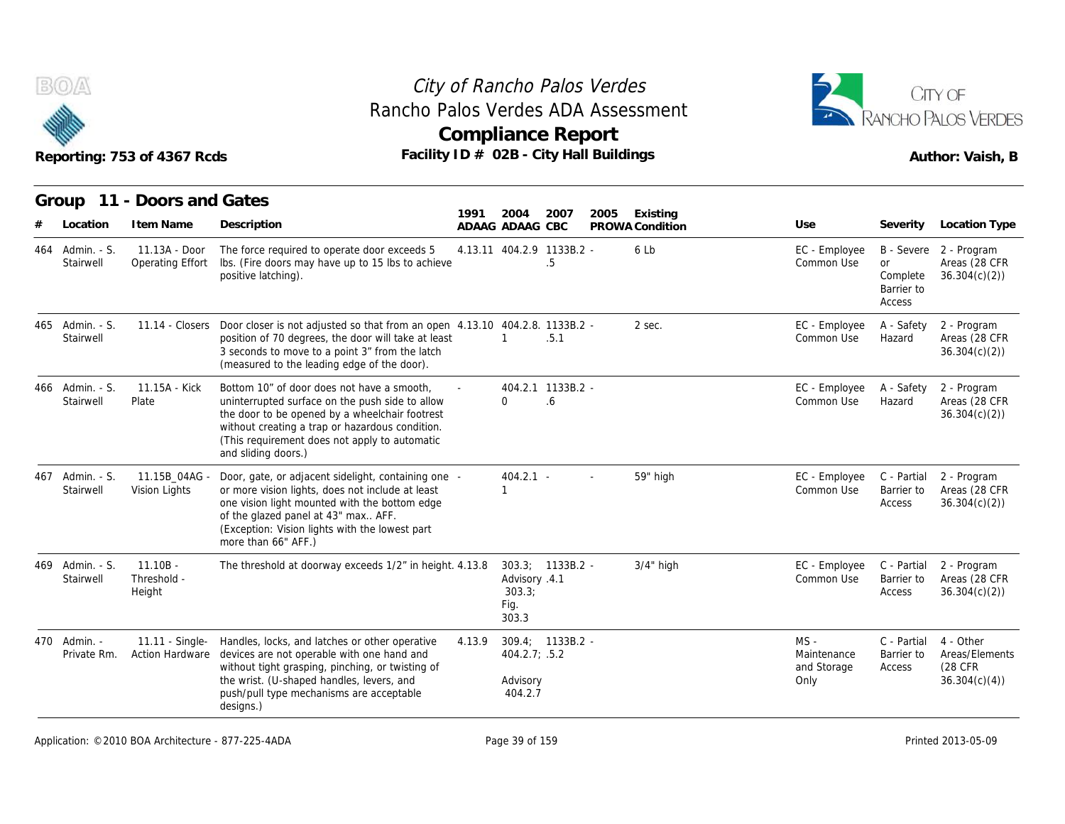City of Rancho Palos Verdes
Rancho Palos Verdes ADA Assessment

**Compliance Report**

Reporting: 753 of 4367 Rcds

Facility ID # 02B - City Hall Buildings

Author: Vaish, B

## Group 11 - Doors and Gates

| # | Location | Item Name | Description | 1991 ADAAG | 2004 ADAAG | 2007 CBC | 2005 PROWA | Existing Condition | Use | Severity | Location Type |
|---|---|---|---|---|---|---|---|---|---|---|---|
| 464 | Admin. - S. Stairwell | 11.13A - Door Operating Effort | The force required to operate door exceeds 5 lbs. (Fire doors may have up to 15 lbs to achieve positive latching). | 4.13.11 | 404.2.9 | 1133B.2 - .5 | | 6 Lb | EC - Employee Common Use | B - Severe or Complete Barrier to Access | 2 - Program Areas (28 CFR 36.304(c)(2)) |
| 465 | Admin. - S. Stairwell | 11.14 - Closers | Door closer is not adjusted so that from an open position of 70 degrees, the door will take at least 3 seconds to move to a point 3" from the latch (measured to the leading edge of the door). | 4.13.10 | 404.2.8. 1 | 1133B.2 - .5.1 | | 2 sec. | EC - Employee Common Use | A - Safety Hazard | 2 - Program Areas (28 CFR 36.304(c)(2)) |
| 466 | Admin. - S. Stairwell | 11.15A - Kick Plate | Bottom 10" of door does not have a smooth, uninterrupted surface on the push side to allow the door to be opened by a wheelchair footrest without creating a trap or hazardous condition. (This requirement does not apply to automatic and sliding doors.) | - | 404.2.1 0 | 1133B.2 - .6 | | | EC - Employee Common Use | A - Safety Hazard | 2 - Program Areas (28 CFR 36.304(c)(2)) |
| 467 | Admin. - S. Stairwell | 11.15B_04AG - Vision Lights | Door, gate, or adjacent sidelight, containing one or more vision lights, does not include at least one vision light mounted with the bottom edge of the glazed panel at 43" max.. AFF. (Exception: Vision lights with the lowest part more than 66" AFF.) | - | 404.2.1 1 | - | - | 59" high | EC - Employee Common Use | C - Partial Barrier to Access | 2 - Program Areas (28 CFR 36.304(c)(2)) |
| 469 | Admin. - S. Stairwell | 11.10B - Threshold - Height | The threshold at doorway exceeds 1/2" in height. | 4.13.8 | 303.3; Advisory 303.3; Fig. 303.3 | 1133B.2 - .4.1 | | 3/4" high | EC - Employee Common Use | C - Partial Barrier to Access | 2 - Program Areas (28 CFR 36.304(c)(2)) |
| 470 | Admin. - Private Rm. | 11.11 - Single-Action Hardware | Handles, locks, and latches or other operative devices are not operable with one hand and without tight grasping, pinching, or twisting of the wrist. (U-shaped handles, levers, and push/pull type mechanisms are acceptable designs.) | 4.13.9 | 309.4; 404.2.7; Advisory 404.2.7 | 1133B.2 - .5.2 | | | MS - Maintenance and Storage Only | C - Partial Barrier to Access | 4 - Other Areas/Elements (28 CFR 36.304(c)(4)) |

Application: ©2010 BOA Architecture - 877-225-4ADA

Printed 2013-05-09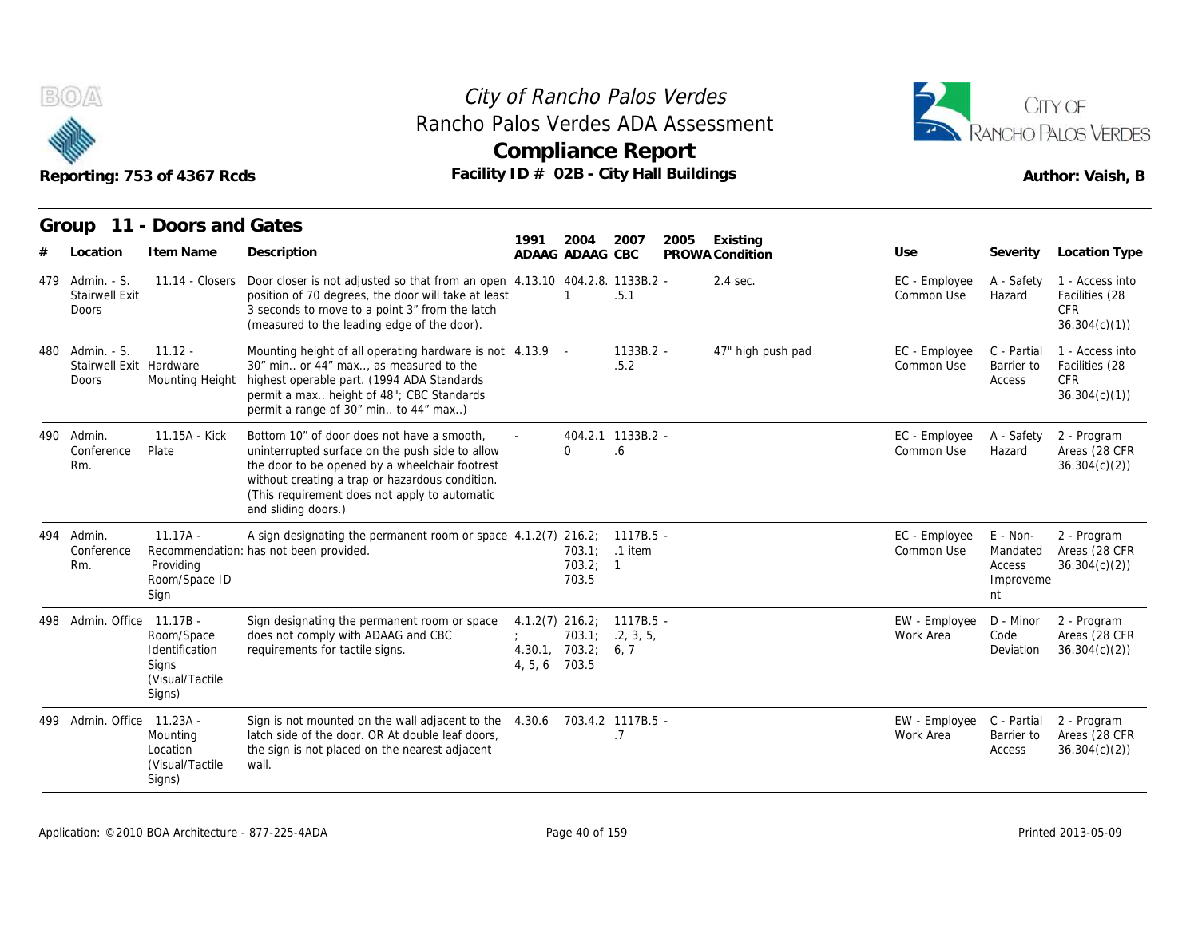# City of Rancho Palos Verdes
## Rancho Palos Verdes ADA Assessment
## Compliance Report

Reporting: 753 of 4367 Rcds — Facility ID # 02B - City Hall Buildings — Author: Vaish, B

### Group 11 - Doors and Gates

| # | Location | Item Name | Description | 1991 ADAAG | 2004 ADAAG | 2007 CBC | 2005 PROWA | Existing Condition | Use | Severity | Location Type |
|---|---|---|---|---|---|---|---|---|---|---|---|
| 479 | Admin. - S. Stairwell Exit Doors | 11.14 - Closers | Door closer is not adjusted so that from an open position of 70 degrees, the door will take at least 3 seconds to move to a point 3" from the latch (measured to the leading edge of the door). | 4.13.10 | 404.2.8.1 | 1133B.2 - .5.1 | | 2.4 sec. | EC - Employee Common Use | A - Safety Hazard | 1 - Access into Facilities (28 CFR 36.304(c)(1)) |
| 480 | Admin. - S. Stairwell Exit Doors | 11.12 - Hardware Mounting Height | Mounting height of all operating hardware is not 30" min.. or 44" max.., as measured to the highest operable part. (1994 ADA Standards permit a max.. height of 48"; CBC Standards permit a range of 30" min.. to 44" max..) | 4.13.9 | - | 1133B.2 - .5.2 | | 47" high push pad | EC - Employee Common Use | C - Partial Barrier to Access | 1 - Access into Facilities (28 CFR 36.304(c)(1)) |
| 490 | Admin. Conference Rm. | 11.15A - Kick Plate | Bottom 10" of door does not have a smooth, uninterrupted surface on the push side to allow the door to be opened by a wheelchair footrest without creating a trap or hazardous condition. (This requirement does not apply to automatic and sliding doors.) | - | 404.2.10 | 1133B.2 - .6 | | | EC - Employee Common Use | A - Safety Hazard | 2 - Program Areas (28 CFR 36.304(c)(2)) |
| 494 | Admin. Conference Rm. | 11.17A - Recommendation: Providing Room/Space ID Sign | A sign designating the permanent room or space has not been provided. | 4.1.2(7) | 216.2; 703.1; 703.2; 703.5 | 1117B.5 - .1 item 1 | | | EC - Employee Common Use | E - Non-Mandated Access Improvement | 2 - Program Areas (28 CFR 36.304(c)(2)) |
| 498 | Admin. Office | 11.17B - Room/Space Identification Signs (Visual/Tactile Signs) | Sign designating the permanent room or space does not comply with ADAAG and CBC requirements for tactile signs. | 4.1.2(7); 4.30.1, 4, 5, 6 | 216.2; 703.1; 703.2; 703.5 | 1117B.5 - .2, 3, 5, 6, 7 | | | EW - Employee Work Area | D - Minor Code Deviation | 2 - Program Areas (28 CFR 36.304(c)(2)) |
| 499 | Admin. Office | 11.23A - Mounting Location (Visual/Tactile Signs) | Sign is not mounted on the wall adjacent to the latch side of the door. OR At double leaf doors, the sign is not placed on the nearest adjacent wall. | 4.30.6 | 703.4.2 | 1117B.5 - .7 | | | EW - Employee Work Area | C - Partial Barrier to Access | 2 - Program Areas (28 CFR 36.304(c)(2)) |

Application: ©2010 BOA Architecture - 877-225-4ADA — Printed 2013-05-09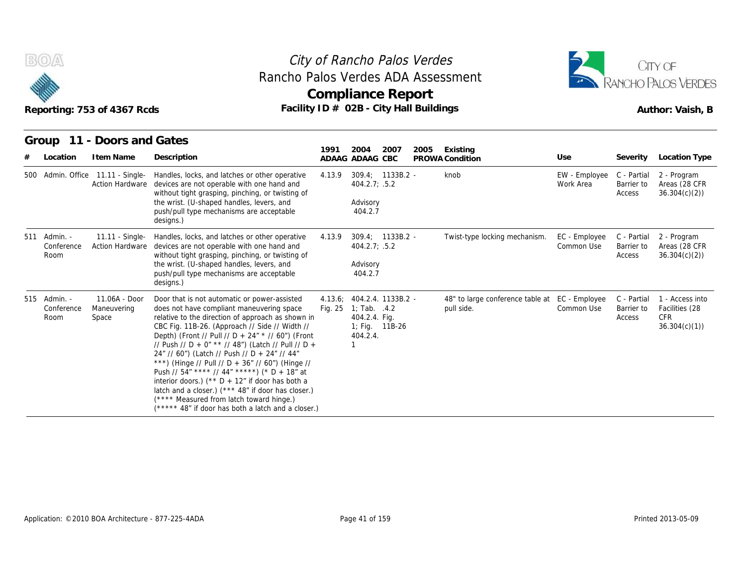# City of Rancho Palos Verdes
## Rancho Palos Verdes ADA Assessment
## Compliance Report

Reporting: 753 of 4367 Rcds

Facility ID # 02B - City Hall Buildings

Author: Vaish, B

### Group 11 - Doors and Gates

| # | Location | Item Name | Description | 1991 ADAAG | 2004 ADAAG | 2007 CBC | 2005 PROWA | Existing Condition | Use | Severity | Location Type |
|---|---|---|---|---|---|---|---|---|---|---|---|
| 500 | Admin. Office | 11.11 - Single-Action Hardware | Handles, locks, and latches or other operative devices are not operable with one hand and without tight grasping, pinching, or twisting of the wrist. (U-shaped handles, levers, and push/pull type mechanisms are acceptable designs.) | 4.13.9 | 309.4; 404.2.7; Advisory 404.2.7 | 1133B.2 - .5.2 | | knob | EW - Employee Work Area | C - Partial Barrier to Access | 2 - Program Areas (28 CFR 36.304(c)(2)) |
| 511 | Admin. - Conference Room | 11.11 - Single-Action Hardware | Handles, locks, and latches or other operative devices are not operable with one hand and without tight grasping, pinching, or twisting of the wrist. (U-shaped handles, levers, and push/pull type mechanisms are acceptable designs.) | 4.13.9 | 309.4; 404.2.7; Advisory 404.2.7 | 1133B.2 - .5.2 | | Twist-type locking mechanism. | EC - Employee Common Use | C - Partial Barrier to Access | 2 - Program Areas (28 CFR 36.304(c)(2)) |
| 515 | Admin. - Conference Room | 11.06A - Door Maneuvering Space | Door that is not automatic or power-assisted does not have compliant maneuvering space relative to the direction of approach as shown in CBC Fig. 11B-26. (Approach // Side // Width // Depth) (Front // Pull // D + 24" * // 60") (Front // Push // D + 0" ** // 48") (Latch // Pull // D + 24" // 60") (Latch // Push // D + 24" // 44" ***) (Hinge // Pull // D + 36" // 60") (Hinge // Push // 54" **** // 44" *****) (* D + 18" at interior doors.) (** D + 12" if door has both a latch and a closer.) (*** 48" if door has closer.) (**** Measured from latch toward hinge.) (***** 48" if door has both a latch and a closer.) | 4.13.6; Fig. 25 | 404.2.4. 1; Tab. 404.2.4. 1; Fig. 404.2.4. 1 | 1133B.2 - .4.2 Fig. 11B-26 | | 48" to large conference table at pull side. | EC - Employee Common Use | C - Partial Barrier to Access | 1 - Access into Facilities (28 CFR 36.304(c)(1)) |

Application: ©2010 BOA Architecture - 877-225-4ADA

Printed 2013-05-09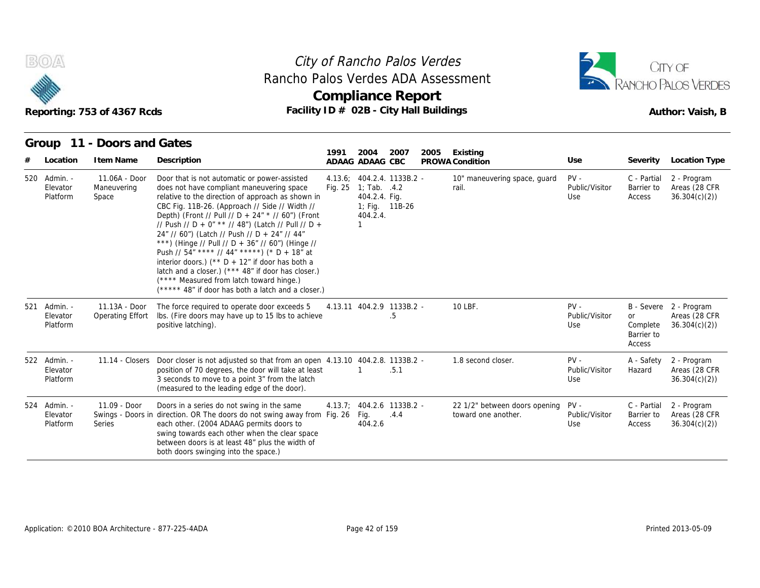# City of Rancho Palos Verdes
## Rancho Palos Verdes ADA Assessment
## Compliance Report

Reporting: 753 of 4367 Rcds

Facility ID # 02B - City Hall Buildings

Author: Vaish, B

### Group 11 - Doors and Gates

| # | Location | Item Name | Description | 1991 ADAAG | 2004 ADAAG | 2007 CBC | 2005 PROWA | Existing Condition | Use | Severity | Location Type |
|---|---|---|---|---|---|---|---|---|---|---|---|
| 520 | Admin. - Elevator Platform | 11.06A - Door Maneuvering Space | Door that is not automatic or power-assisted does not have compliant maneuvering space relative to the direction of approach as shown in CBC Fig. 11B-26. (Approach // Side // Width // Depth) (Front // Pull // D + 24" * // 60") (Front // Push // D + 0" ** // 48") (Latch // Pull // D + 24" // 60") (Latch // Push // D + 24" // 44" ***) (Hinge // Pull // D + 36" // 60") (Hinge // Push // 54" **** // 44" *****) (* D + 18" at interior doors.) (** D + 12" if door has both a latch and a closer.) (*** 48" if door has closer.) (**** Measured from latch toward hinge.) (***** 48" if door has both a latch and a closer.) | 4.13.6; Fig. 25 | 404.2.4. 1; Tab. 404.2.4. 1; Fig. 404.2.4. 1 | 1133B.2 - .4.2 Fig. 11B-26 | | 10" maneuvering space, guard rail. | PV - Public/Visitor Use | C - Partial Barrier to Access | 2 - Program Areas (28 CFR 36.304(c)(2)) |
| 521 | Admin. - Elevator Platform | 11.13A - Door Operating Effort | The force required to operate door exceeds 5 lbs. (Fire doors may have up to 15 lbs to achieve positive latching). | 4.13.11 | 404.2.9 | 1133B.2 - .5 | | 10 LBF. | PV - Public/Visitor Use | B - Severe or Complete Barrier to Access | 2 - Program Areas (28 CFR 36.304(c)(2)) |
| 522 | Admin. - Elevator Platform | 11.14 - Closers | Door closer is not adjusted so that from an open position of 70 degrees, the door will take at least 3 seconds to move to a point 3" from the latch (measured to the leading edge of the door). | 4.13.10 | 404.2.8. 1 | 1133B.2 - .5.1 | | 1.8 second closer. | PV - Public/Visitor Use | A - Safety Hazard | 2 - Program Areas (28 CFR 36.304(c)(2)) |
| 524 | Admin. - Elevator Platform | 11.09 - Door Swings - Doors in Series | Doors in a series do not swing in the same direction. OR The doors do not swing away from each other. (2004 ADAAG permits doors to swing towards each other when the clear space between doors is at least 48" plus the width of both doors swinging into the space.) | 4.13.7; Fig. 26 | 404.2.6 Fig. 404.2.6 | 1133B.2 - .4.4 | | 22 1/2" between doors opening toward one another. | PV - Public/Visitor Use | C - Partial Barrier to Access | 2 - Program Areas (28 CFR 36.304(c)(2)) |

Application: ©2010 BOA Architecture - 877-225-4ADA

Printed 2013-05-09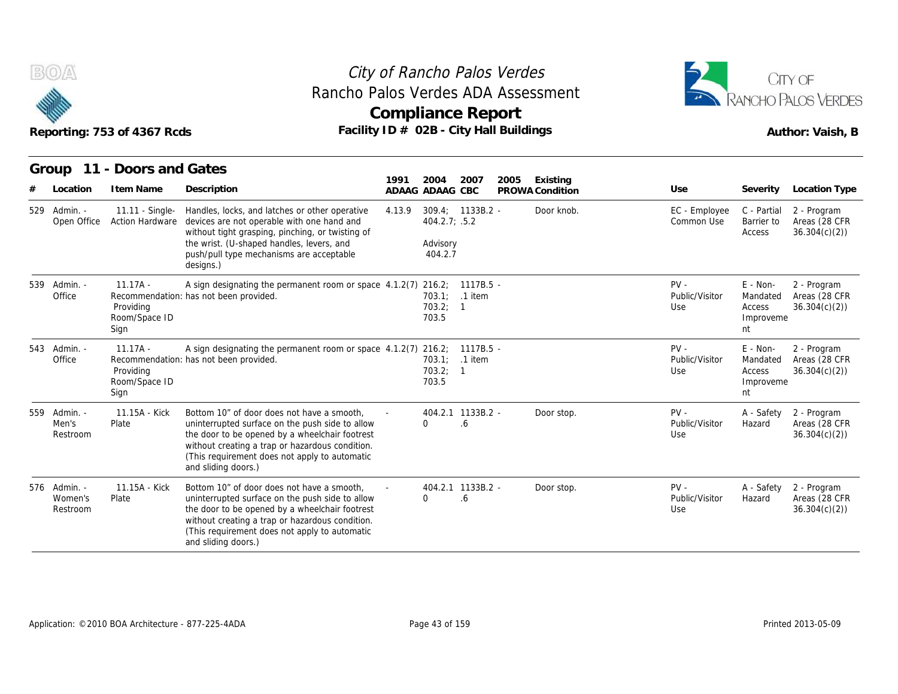# City of Rancho Palos Verdes
## Rancho Palos Verdes ADA Assessment
## Compliance Report

Reporting: 753 of 4367 Rcds

Facility ID # 02B - City Hall Buildings

Author: Vaish, B

### Group 11 - Doors and Gates

| # | Location | Item Name | Description | 1991 ADAAG | 2004 ADAAG | 2007 CBC | 2005 PROWA | Existing Condition | Use | Severity | Location Type |
|---|---|---|---|---|---|---|---|---|---|---|---|
| 529 | Admin. - Open Office | 11.11 - Single-Action Hardware | Handles, locks, and latches or other operative devices are not operable with one hand and without tight grasping, pinching, or twisting of the wrist. (U-shaped handles, levers, and push/pull type mechanisms are acceptable designs.) | 4.13.9 | 309.4; 404.2.7; Advisory 404.2.7 | 1133B.2 - .5.2 | | Door knob. | EC - Employee Common Use | C - Partial Barrier to Access | 2 - Program Areas (28 CFR 36.304(c)(2)) |
| 539 | Admin. - Office | 11.17A - Recommendation: Providing Room/Space ID Sign | A sign designating the permanent room or space has not been provided. | 4.1.2(7) | 216.2; 703.1; 703.2; 703.5 | 1117B.5 - .1 item 1 | | | PV - Public/Visitor Use | E - Non-Mandated Access Improvement | 2 - Program Areas (28 CFR 36.304(c)(2)) |
| 543 | Admin. - Office | 11.17A - Recommendation: Providing Room/Space ID Sign | A sign designating the permanent room or space has not been provided. | 4.1.2(7) | 216.2; 703.1; 703.2; 703.5 | 1117B.5 - .1 item 1 | | | PV - Public/Visitor Use | E - Non-Mandated Access Improvement | 2 - Program Areas (28 CFR 36.304(c)(2)) |
| 559 | Admin. - Men's Restroom | 11.15A - Kick Plate | Bottom 10" of door does not have a smooth, uninterrupted surface on the push side to allow the door to be opened by a wheelchair footrest without creating a trap or hazardous condition. (This requirement does not apply to automatic and sliding doors.) | - | 404.2.10 | 1133B.2 - .6 | | Door stop. | PV - Public/Visitor Use | A - Safety Hazard | 2 - Program Areas (28 CFR 36.304(c)(2)) |
| 576 | Admin. - Women's Restroom | 11.15A - Kick Plate | Bottom 10" of door does not have a smooth, uninterrupted surface on the push side to allow the door to be opened by a wheelchair footrest without creating a trap or hazardous condition. (This requirement does not apply to automatic and sliding doors.) | - | 404.2.10 | 1133B.2 - .6 | | Door stop. | PV - Public/Visitor Use | A - Safety Hazard | 2 - Program Areas (28 CFR 36.304(c)(2)) |

Application: ©2010 BOA Architecture - 877-225-4ADA

Printed 2013-05-09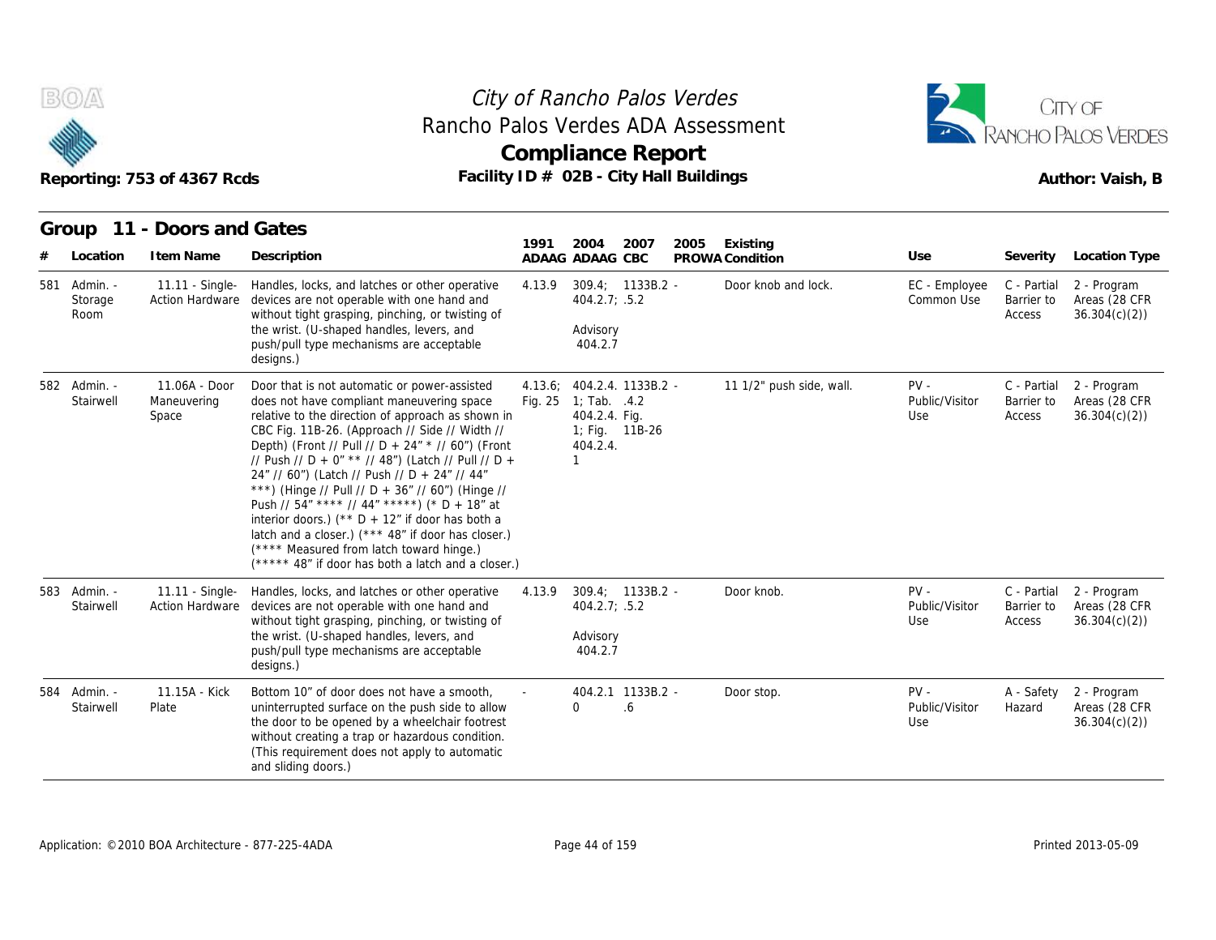# City of Rancho Palos Verdes
## Rancho Palos Verdes ADA Assessment
## Compliance Report

Reporting: 753 of 4367 Rcds — Facility ID # 02B - City Hall Buildings — Author: Vaish, B

## Group 11 - Doors and Gates

| # | Location | Item Name | Description | 1991 ADAAG | 2004 ADAAG | 2007 CBC | 2005 PROWA | Existing Condition | Use | Severity | Location Type |
|---|---|---|---|---|---|---|---|---|---|---|---|
| 581 | Admin. - Storage Room | 11.11 - Single-Action Hardware | Handles, locks, and latches or other operative devices are not operable with one hand and without tight grasping, pinching, or twisting of the wrist. (U-shaped handles, levers, and push/pull type mechanisms are acceptable designs.) | 4.13.9 | 309.4; 404.2.7; Advisory 404.2.7 | 1133B.2 - .5.2 | | Door knob and lock. | EC - Employee Common Use | C - Partial Barrier to Access | 2 - Program Areas (28 CFR 36.304(c)(2)) |
| 582 | Admin. - Stairwell | 11.06A - Door Maneuvering Space | Door that is not automatic or power-assisted does not have compliant maneuvering space relative to the direction of approach as shown in CBC Fig. 11B-26. (Approach // Side // Width // Depth) (Front // Pull // D + 24" * // 60") (Front // Push // D + 0" ** // 48") (Latch // Pull // D + 24" // 60") (Latch // Push // D + 24" // 44" ***) (Hinge // Pull // D + 36" // 60") (Hinge // Push // 54" **** // 44" *****) (* D + 18" at interior doors.) (** D + 12" if door has both a latch and a closer.) (*** 48" if door has closer.) (**** Measured from latch toward hinge.) (***** 48" if door has both a latch and a closer.) | 4.13.6; Fig. 25 | 404.2.4. 1; Tab. 404.2.4. 1; Fig. 404.2.4. 1 | 1133B.2 - .4.2 Fig. 11B-26 | | 11 1/2" push side, wall. | PV - Public/Visitor Use | C - Partial Barrier to Access | 2 - Program Areas (28 CFR 36.304(c)(2)) |
| 583 | Admin. - Stairwell | 11.11 - Single-Action Hardware | Handles, locks, and latches or other operative devices are not operable with one hand and without tight grasping, pinching, or twisting of the wrist. (U-shaped handles, levers, and push/pull type mechanisms are acceptable designs.) | 4.13.9 | 309.4; 404.2.7; Advisory 404.2.7 | 1133B.2 - .5.2 | | Door knob. | PV - Public/Visitor Use | C - Partial Barrier to Access | 2 - Program Areas (28 CFR 36.304(c)(2)) |
| 584 | Admin. - Stairwell | 11.15A - Kick Plate | Bottom 10" of door does not have a smooth, uninterrupted surface on the push side to allow the door to be opened by a wheelchair footrest without creating a trap or hazardous condition. (This requirement does not apply to automatic and sliding doors.) | - | 404.2.10 | 1133B.2 - .6 | | Door stop. | PV - Public/Visitor Use | A - Safety Hazard | 2 - Program Areas (28 CFR 36.304(c)(2)) |

Application: ©2010 BOA Architecture - 877-225-4ADA — Printed 2013-05-09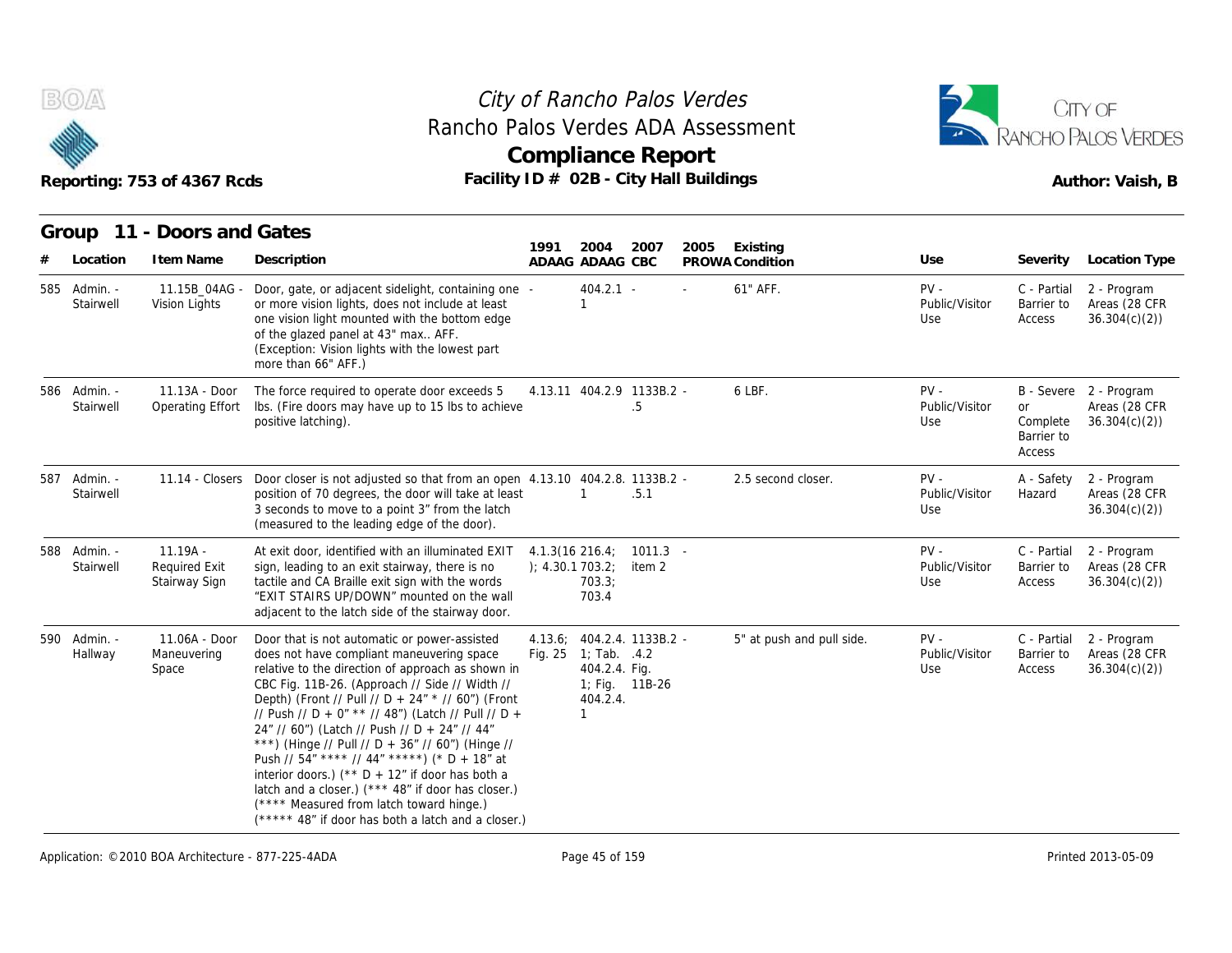# City of Rancho Palos Verdes
## Rancho Palos Verdes ADA Assessment
## Compliance Report

Reporting: 753 of 4367 Rcds

Facility ID # 02B - City Hall Buildings

Author: Vaish, B

### Group 11 - Doors and Gates

| # | Location | Item Name | Description | 1991 ADAAG | 2004 ADAAG | 2007 CBC | 2005 PROWA | Existing Condition | Use | Severity | Location Type |
|---|---|---|---|---|---|---|---|---|---|---|---|
| 585 | Admin. - Stairwell | 11.15B_04AG - Vision Lights | Door, gate, or adjacent sidelight, containing one or more vision lights, does not include at least one vision light mounted with the bottom edge of the glazed panel at 43" max.. AFF. (Exception: Vision lights with the lowest part more than 66" AFF.) | - | 404.2.1 1 | - | - | 61" AFF. | PV - Public/Visitor Use | C - Partial Barrier to Access | 2 - Program Areas (28 CFR 36.304(c)(2)) |
| 586 | Admin. - Stairwell | 11.13A - Door Operating Effort | The force required to operate door exceeds 5 lbs. (Fire doors may have up to 15 lbs to achieve positive latching). | 4.13.11 | 404.2.9 | 1133B.2 .5 | - | 6 LBF. | PV - Public/Visitor Use | B - Severe or Complete Barrier to Access | 2 - Program Areas (28 CFR 36.304(c)(2)) |
| 587 | Admin. - Stairwell | 11.14 - Closers | Door closer is not adjusted so that from an open position of 70 degrees, the door will take at least 3 seconds to move to a point 3" from the latch (measured to the leading edge of the door). | 4.13.10 | 404.2.8. 1 | 1133B.2 .5.1 | - | 2.5 second closer. | PV - Public/Visitor Use | A - Safety Hazard | 2 - Program Areas (28 CFR 36.304(c)(2)) |
| 588 | Admin. - Stairwell | 11.19A - Required Exit Stairway Sign | At exit door, identified with an illuminated EXIT sign, leading to an exit stairway, there is no tactile and CA Braille exit sign with the words "EXIT STAIRS UP/DOWN" mounted on the wall adjacent to the latch side of the stairway door. | 4.1.3(16 ); 4.30.1 | 216.4; 703.2; 703.3; 703.4 | 1011.3 item 2 | - | | PV - Public/Visitor Use | C - Partial Barrier to Access | 2 - Program Areas (28 CFR 36.304(c)(2)) |
| 590 | Admin. - Hallway | 11.06A - Door Maneuvering Space | Door that is not automatic or power-assisted does not have compliant maneuvering space relative to the direction of approach as shown in CBC Fig. 11B-26. (Approach // Side // Width // Depth) (Front // Pull // D + 24" * // 60") (Front // Push // D + 0" ** // 48") (Latch // Pull // D + 24" // 60") (Latch // Push // D + 24" // 44" ***) (Hinge // Pull // D + 36" // 60") (Hinge // Push // 54" **** // 44" *****) (* D + 18" at interior doors.) (** D + 12" if door has both a latch and a closer.) (*** 48" if door has closer.) (**** Measured from latch toward hinge.) (***** 48" if door has both a latch and a closer.) | 4.13.6; Fig. 25 | 404.2.4. 1; Tab. 404.2.4. 1; Fig. 404.2.4. 1 | 1133B.2 .4.2 Fig. 11B-26 | - | 5" at push and pull side. | PV - Public/Visitor Use | C - Partial Barrier to Access | 2 - Program Areas (28 CFR 36.304(c)(2)) |

Application: ©2010 BOA Architecture - 877-225-4ADA

Printed 2013-05-09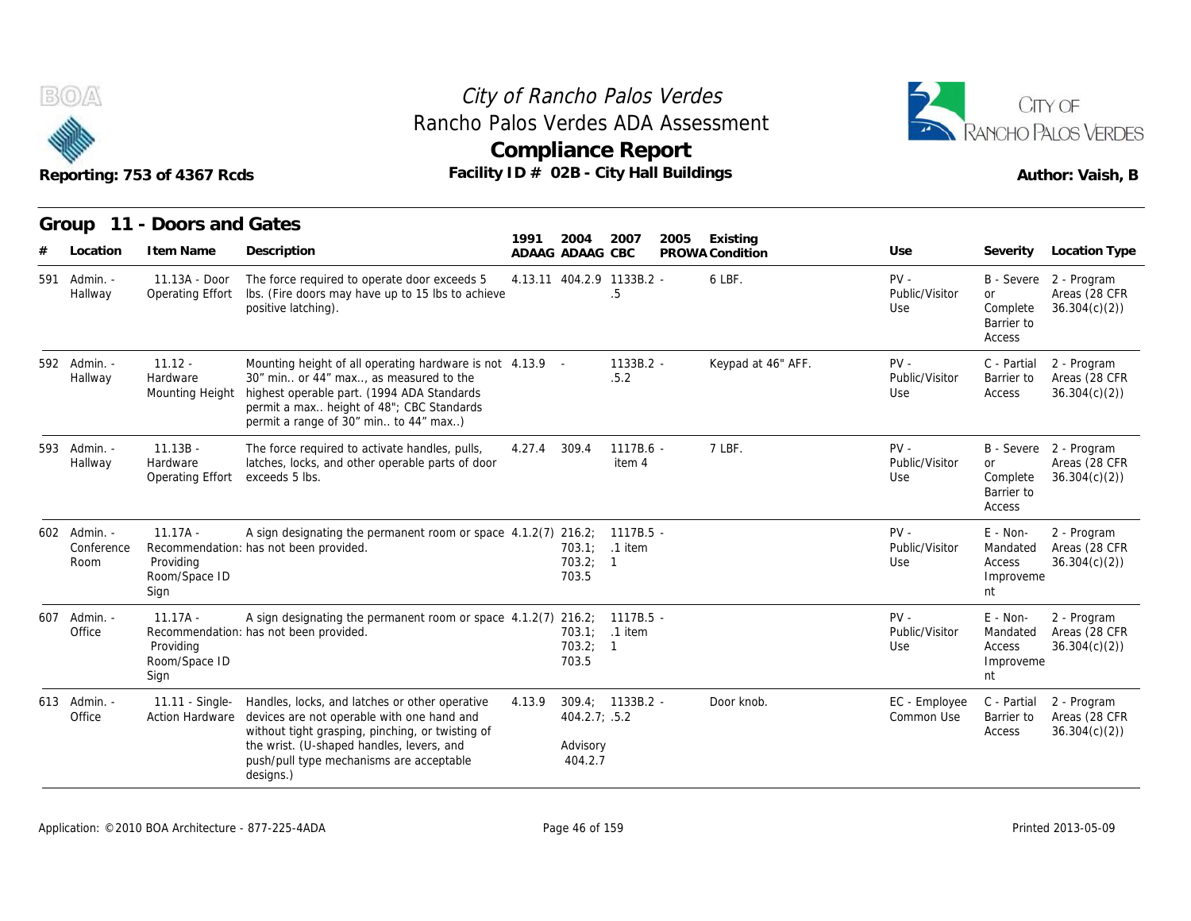# City of Rancho Palos Verdes
## Rancho Palos Verdes ADA Assessment
## Compliance Report

Reporting: 753 of 4367 Rcds

Facility ID # 02B - City Hall Buildings

Author: Vaish, B

### Group 11 - Doors and Gates

| # | Location | Item Name | Description | 1991 ADAAG | 2004 ADAAG | 2007 CBC | 2005 PROWA | Existing Condition | Use | Severity | Location Type |
|---|---|---|---|---|---|---|---|---|---|---|---|
| 591 | Admin. - Hallway | 11.13A - Door Operating Effort | The force required to operate door exceeds 5 lbs. (Fire doors may have up to 15 lbs to achieve positive latching). | 4.13.11 | 404.2.9 | 1133B.2 - .5 | | 6 LBF. | PV - Public/Visitor Use | B - Severe or Complete Barrier to Access | 2 - Program Areas (28 CFR 36.304(c)(2)) |
| 592 | Admin. - Hallway | 11.12 - Hardware Mounting Height | Mounting height of all operating hardware is not 30" min.. or 44" max.., as measured to the highest operable part. (1994 ADA Standards permit a max.. height of 48"; CBC Standards permit a range of 30" min.. to 44" max..) | 4.13.9 | - | 1133B.2 - .5.2 | | Keypad at 46" AFF. | PV - Public/Visitor Use | C - Partial Barrier to Access | 2 - Program Areas (28 CFR 36.304(c)(2)) |
| 593 | Admin. - Hallway | 11.13B - Hardware Operating Effort | The force required to activate handles, pulls, latches, locks, and other operable parts of door exceeds 5 lbs. | 4.27.4 | 309.4 | 1117B.6 - item 4 | | 7 LBF. | PV - Public/Visitor Use | B - Severe or Complete Barrier to Access | 2 - Program Areas (28 CFR 36.304(c)(2)) |
| 602 | Admin. - Conference Room | 11.17A - Recommendation: Providing Room/Space ID Sign | A sign designating the permanent room or space has not been provided. | 4.1.2(7) | 216.2; 703.1; 703.2; 703.5 | 1117B.5 - .1 item 1 | | | PV - Public/Visitor Use | E - Non-Mandated Access Improvement | 2 - Program Areas (28 CFR 36.304(c)(2)) |
| 607 | Admin. - Office | 11.17A - Recommendation: Providing Room/Space ID Sign | A sign designating the permanent room or space has not been provided. | 4.1.2(7) | 216.2; 703.1; 703.2; 703.5 | 1117B.5 - .1 item 1 | | | PV - Public/Visitor Use | E - Non-Mandated Access Improvement | 2 - Program Areas (28 CFR 36.304(c)(2)) |
| 613 | Admin. - Office | 11.11 - Single-Action Hardware | Handles, locks, and latches or other operative devices are not operable with one hand and without tight grasping, pinching, or twisting of the wrist. (U-shaped handles, levers, and push/pull type mechanisms are acceptable designs.) | 4.13.9 | 309.4; 404.2.7; Advisory 404.2.7 | 1133B.2 - .5.2 | | Door knob. | EC - Employee Common Use | C - Partial Barrier to Access | 2 - Program Areas (28 CFR 36.304(c)(2)) |

Application: ©2010 BOA Architecture - 877-225-4ADA

Printed 2013-05-09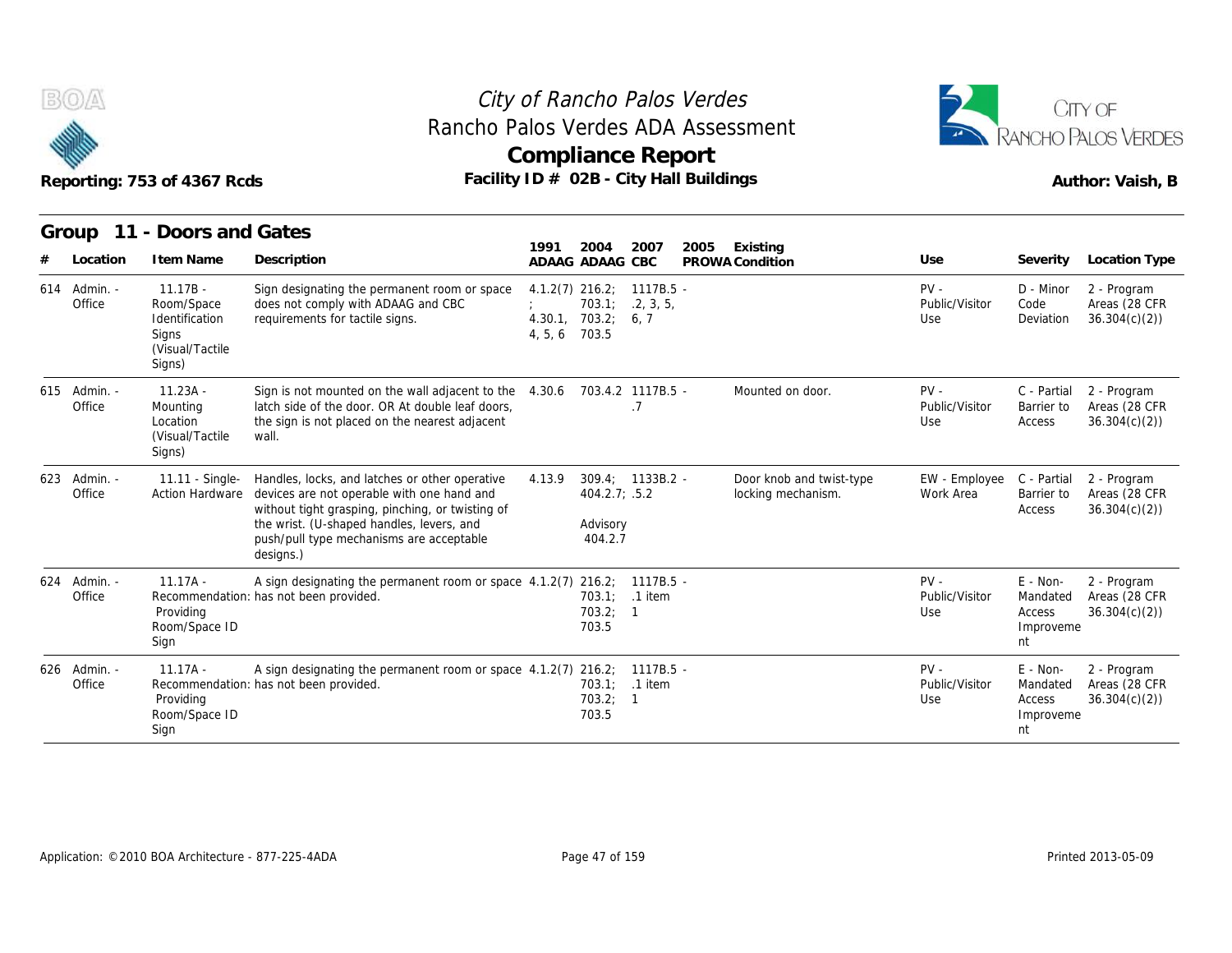City of Rancho Palos Verdes
Rancho Palos Verdes ADA Assessment
**Compliance Report**

Reporting: 753 of 4367 Rcds — Facility ID # 02B - City Hall Buildings — Author: Vaish, B

## Group 11 - Doors and Gates

| # | Location | Item Name | Description | 1991 ADAAG | 2004 ADAAG | 2007 CBC | 2005 PROWA | Existing Condition | Use | Severity | Location Type |
|---|---|---|---|---|---|---|---|---|---|---|---|
| 614 | Admin. - Office | 11.17B - Room/Space Identification Signs (Visual/Tactile Signs) | Sign designating the permanent room or space does not comply with ADAAG and CBC requirements for tactile signs. | 4.1.2(7); 4.30.1, 4, 5, 6 | 216.2; 703.1; 703.2; 703.5 | 1117B.5 - .2, 3, 5, 6, 7 | | | PV - Public/Visitor Use | D - Minor Code Deviation | 2 - Program Areas (28 CFR 36.304(c)(2)) |
| 615 | Admin. - Office | 11.23A - Mounting Location (Visual/Tactile Signs) | Sign is not mounted on the wall adjacent to the latch side of the door. OR At double leaf doors, the sign is not placed on the nearest adjacent wall. | 4.30.6 | 703.4.2 | 1117B.5 - .7 | | Mounted on door. | PV - Public/Visitor Use | C - Partial Barrier to Access | 2 - Program Areas (28 CFR 36.304(c)(2)) |
| 623 | Admin. - Office | 11.11 - Single-Action Hardware | Handles, locks, and latches or other operative devices are not operable with one hand and without tight grasping, pinching, or twisting of the wrist. (U-shaped handles, levers, and push/pull type mechanisms are acceptable designs.) | 4.13.9 | 309.4; 404.2.7; Advisory 404.2.7 | 1133B.2 - .5.2 | | Door knob and twist-type locking mechanism. | EW - Employee Work Area | C - Partial Barrier to Access | 2 - Program Areas (28 CFR 36.304(c)(2)) |
| 624 | Admin. - Office | 11.17A - Recommendation: Providing Room/Space ID Sign | A sign designating the permanent room or space has not been provided. | 4.1.2(7) | 216.2; 703.1; 703.2; 703.5 | 1117B.5 - .1 item 1 | | | PV - Public/Visitor Use | E - Non-Mandated Access Improvement | 2 - Program Areas (28 CFR 36.304(c)(2)) |
| 626 | Admin. - Office | 11.17A - Recommendation: Providing Room/Space ID Sign | A sign designating the permanent room or space has not been provided. | 4.1.2(7) | 216.2; 703.1; 703.2; 703.5 | 1117B.5 - .1 item 1 | | | PV - Public/Visitor Use | E - Non-Mandated Access Improvement | 2 - Program Areas (28 CFR 36.304(c)(2)) |

Application: ©2010 BOA Architecture - 877-225-4ADA — Printed 2013-05-09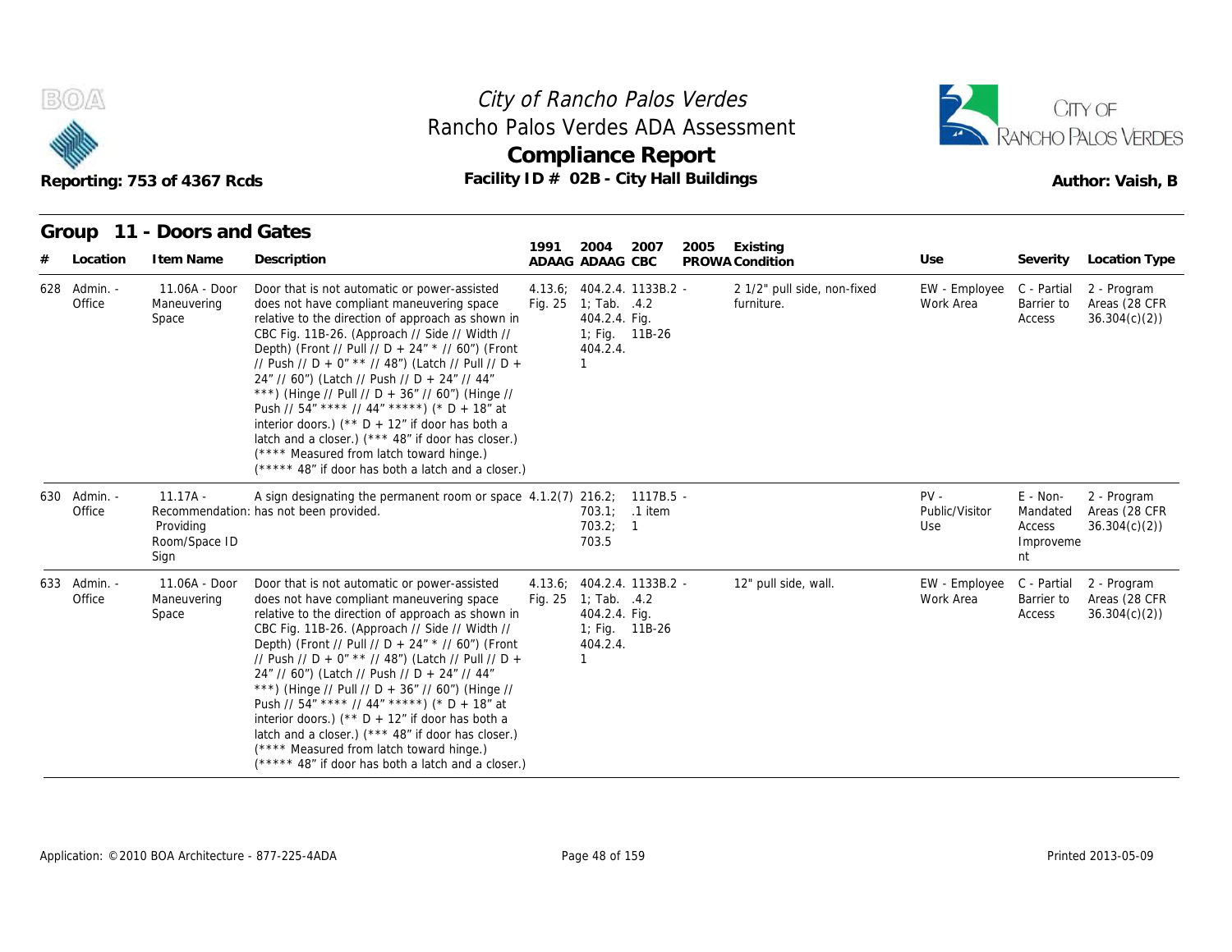# City of Rancho Palos Verdes
## Rancho Palos Verdes ADA Assessment
## Compliance Report

Reporting: 753 of 4367 Rcds

Facility ID # 02B - City Hall Buildings

Author: Vaish, B

## Group 11 - Doors and Gates

| # | Location | Item Name | Description | 1991 ADAAG | 2004 ADAAG | 2007 CBC | 2005 PROWA | Existing Condition | Use | Severity | Location Type |
|---|---|---|---|---|---|---|---|---|---|---|---|
| 628 | Admin. - Office | 11.06A - Door Maneuvering Space | Door that is not automatic or power-assisted does not have compliant maneuvering space relative to the direction of approach as shown in CBC Fig. 11B-26. (Approach // Side // Width // Depth) (Front // Pull // D + 24" * // 60") (Front // Push // D + 0" ** // 48") (Latch // Pull // D + 24" // 60") (Latch // Push // D + 24" // 44" ***) (Hinge // Pull // D + 36" // 60") (Hinge // Push // 54" **** // 44" *****) (* D + 18" at interior doors.) (** D + 12" if door has both a latch and a closer.) (*** 48" if door has closer.) (**** Measured from latch toward hinge.) (***** 48" if door has both a latch and a closer.) | 4.13.6; Fig. 25 | 404.2.4. 1; Tab. 404.2.4. 1; Fig. 404.2.4. 1 | 1133B.2 .4.2 Fig. 11B-26 | - | 2 1/2" pull side, non-fixed furniture. | EW - Employee Work Area | C - Partial Barrier to Access | 2 - Program Areas (28 CFR 36.304(c)(2)) |
| 630 | Admin. - Office | 11.17A - Recommendation: Providing Room/Space ID Sign | A sign designating the permanent room or space has not been provided. | 4.1.2(7) | 216.2; 703.1; 703.2; 703.5 | 1117B.5 .1 item 1 | - | | PV - Public/Visitor Use | E - Non-Mandated Access Improvement | 2 - Program Areas (28 CFR 36.304(c)(2)) |
| 633 | Admin. - Office | 11.06A - Door Maneuvering Space | Door that is not automatic or power-assisted does not have compliant maneuvering space relative to the direction of approach as shown in CBC Fig. 11B-26. (Approach // Side // Width // Depth) (Front // Pull // D + 24" * // 60") (Front // Push // D + 0" ** // 48") (Latch // Pull // D + 24" // 60") (Latch // Push // D + 24" // 44" ***) (Hinge // Pull // D + 36" // 60") (Hinge // Push // 54" **** // 44" *****) (* D + 18" at interior doors.) (** D + 12" if door has both a latch and a closer.) (*** 48" if door has closer.) (**** Measured from latch toward hinge.) (***** 48" if door has both a latch and a closer.) | 4.13.6; Fig. 25 | 404.2.4. 1; Tab. 404.2.4. 1; Fig. 404.2.4. 1 | 1133B.2 .4.2 Fig. 11B-26 | - | 12" pull side, wall. | EW - Employee Work Area | C - Partial Barrier to Access | 2 - Program Areas (28 CFR 36.304(c)(2)) |

Application: ©2010 BOA Architecture - 877-225-4ADA

Printed 2013-05-09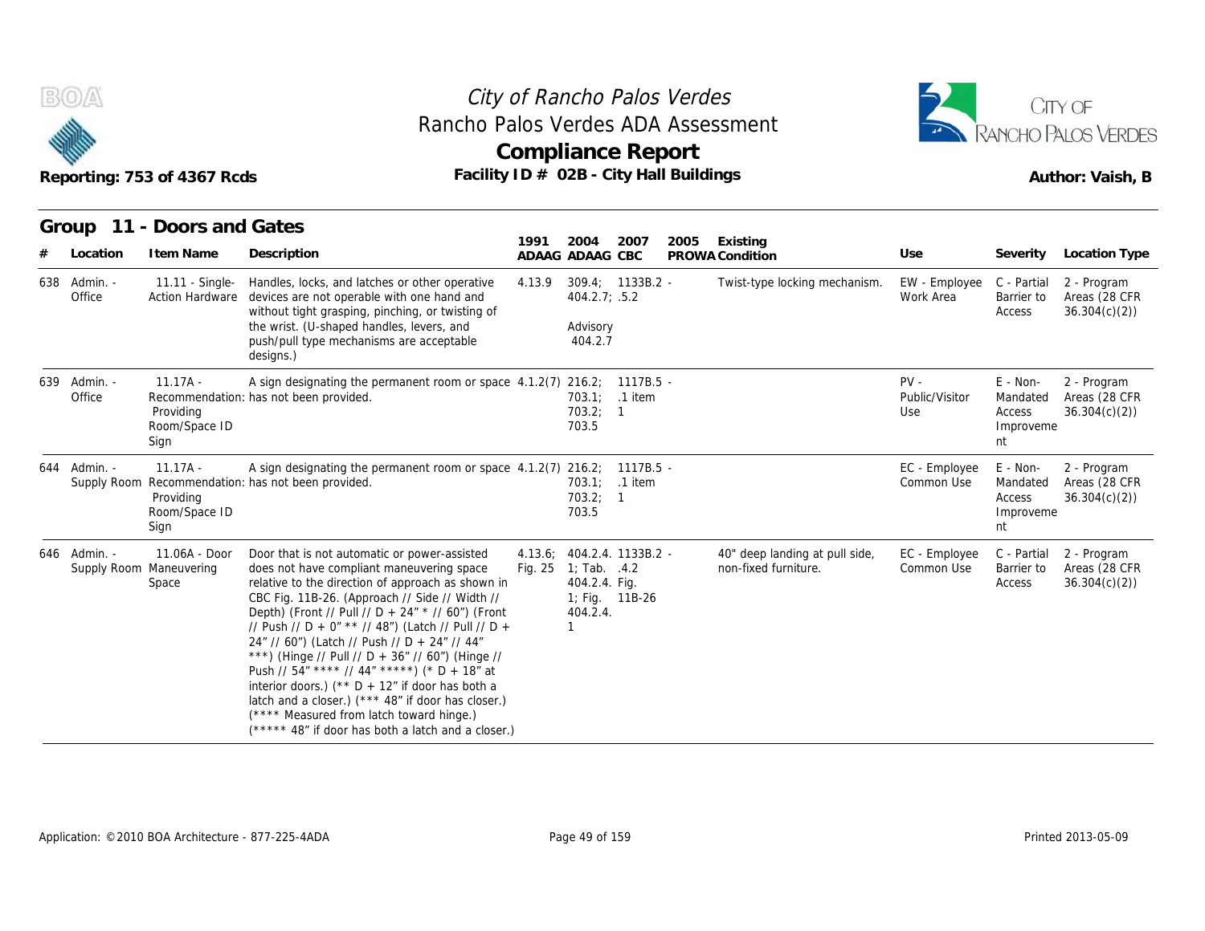# City of Rancho Palos Verdes
## Rancho Palos Verdes ADA Assessment
## Compliance Report

Reporting: 753 of 4367 Rcds | Facility ID # 02B - City Hall Buildings | Author: Vaish, B

## Group 11 - Doors and Gates

| # | Location | Item Name | Description | 1991 ADAAG | 2004 ADAAG | 2007 CBC | 2005 PROWA | Existing Condition | Use | Severity | Location Type |
|---|---|---|---|---|---|---|---|---|---|---|---|
| 638 | Admin. - Office | 11.11 - Single-Action Hardware | Handles, locks, and latches or other operative devices are not operable with one hand and without tight grasping, pinching, or twisting of the wrist. (U-shaped handles, levers, and push/pull type mechanisms are acceptable designs.) | 4.13.9 | 309.4; 404.2.7; Advisory 404.2.7 | 1133B.2 - .5.2 | | Twist-type locking mechanism. | EW - Employee Work Area | C - Partial Barrier to Access | 2 - Program Areas (28 CFR 36.304(c)(2)) |
| 639 | Admin. - Office | 11.17A - Recommendation: Providing Room/Space ID Sign | A sign designating the permanent room or space has not been provided. | 4.1.2(7) | 216.2; 703.1; 703.2; 703.5 | 1117B.5 - .1 item 1 | | | PV - Public/Visitor Use | E - Non-Mandated Access Improvement | 2 - Program Areas (28 CFR 36.304(c)(2)) |
| 644 | Admin. - Supply Room | 11.17A - Recommendation: Providing Room/Space ID Sign | A sign designating the permanent room or space has not been provided. | 4.1.2(7) | 216.2; 703.1; 703.2; 703.5 | 1117B.5 - .1 item 1 | | | EC - Employee Common Use | E - Non-Mandated Access Improvement | 2 - Program Areas (28 CFR 36.304(c)(2)) |
| 646 | Admin. - Supply Room | 11.06A - Door Maneuvering Space | Door that is not automatic or power-assisted does not have compliant maneuvering space relative to the direction of approach as shown in CBC Fig. 11B-26. (Approach // Side // Width // Depth) (Front // Pull // D + 24" * // 60") (Front // Push // D + 0" ** // 48") (Latch // Pull // D + 24" // 60") (Latch // Push // D + 24" // 44" ***) (Hinge // Pull // D + 36" // 60") (Hinge // Push // 54" **** // 44" *****) (* D + 18" at interior doors.) (** D + 12" if door has both a latch and a closer.) (*** 48" if door has closer.) (**** Measured from latch toward hinge.) (***** 48" if door has both a latch and a closer.) | 4.13.6; Fig. 25 | 404.2.4. 1; Tab. 404.2.4. 1; Fig. 404.2.4. 1 | 1133B.2 - .4.2 Fig. 11B-26 | | 40" deep landing at pull side, non-fixed furniture. | EC - Employee Common Use | C - Partial Barrier to Access | 2 - Program Areas (28 CFR 36.304(c)(2)) |

Application: ©2010 BOA Architecture - 877-225-4ADA | Printed 2013-05-09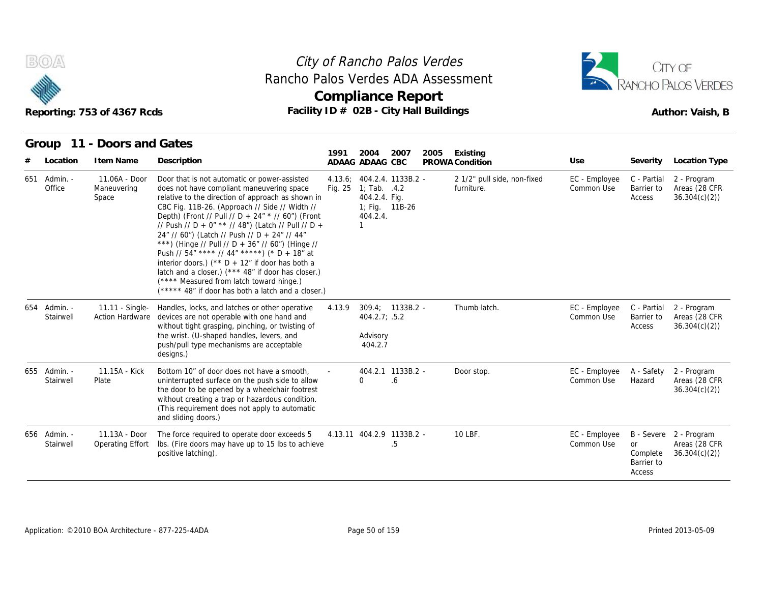## Group 11 - Doors and Gates

| # | Location | Item Name | Description | 1991 ADAAG | 2004 ADAAG | 2007 CBC | 2005 PROWA | Existing Condition | Use | Severity | Location Type |
|---|---|---|---|---|---|---|---|---|---|---|---|
| 651 | Admin. - Office | 11.06A - Door Maneuvering Space | Door that is not automatic or power-assisted does not have compliant maneuvering space relative to the direction of approach as shown in CBC Fig. 11B-26. (Approach // Side // Width // Depth) (Front // Pull // D + 24" * // 60") (Front // Push // D + 0" ** // 48") (Latch // Pull // D + 24" // 60") (Latch // Push // D + 24" // 44" ***) (Hinge // Pull // D + 36" // 60") (Hinge // Push // 54" **** // 44" *****) (* D + 18" at interior doors.) (** D + 12" if door has both a latch and a closer.) (*** 48" if door has closer.) (**** Measured from latch toward hinge.) (***** 48" if door has both a latch and a closer.) | 4.13.6; Fig. 25 | 404.2.4.1; Tab. 404.2.4. 1; Fig. 404.2.4. 1 | 1133B.2.4.2 Fig. 11B-26 | - | 2 1/2" pull side, non-fixed furniture. | EC - Employee Common Use | C - Partial Barrier to Access | 2 - Program Areas (28 CFR 36.304(c)(2)) |
| 654 | Admin. - Stairwell | 11.11 - Single-Action Hardware | Handles, locks, and latches or other operative devices are not operable with one hand and without tight grasping, pinching, or twisting of the wrist. (U-shaped handles, levers, and push/pull type mechanisms are acceptable designs.) | 4.13.9 | 309.4; 404.2.7; Advisory 404.2.7 | 1133B.2.5.2 | - | Thumb latch. | EC - Employee Common Use | C - Partial Barrier to Access | 2 - Program Areas (28 CFR 36.304(c)(2)) |
| 655 | Admin. - Stairwell | 11.15A - Kick Plate | Bottom 10" of door does not have a smooth, uninterrupted surface on the push side to allow the door to be opened by a wheelchair footrest without creating a trap or hazardous condition. (This requirement does not apply to automatic and sliding doors.) | - | 404.2.10 | 1133B.2.6 | - | Door stop. | EC - Employee Common Use | A - Safety Hazard | 2 - Program Areas (28 CFR 36.304(c)(2)) |
| 656 | Admin. - Stairwell | 11.13A - Door Operating Effort | The force required to operate door exceeds 5 lbs. (Fire doors may have up to 15 lbs to achieve positive latching). | 4.13.11 | 404.2.9 | 1133B.2.5 | - | 10 LBF. | EC - Employee Common Use | B - Severe or Complete Barrier to Access | 2 - Program Areas (28 CFR 36.304(c)(2)) |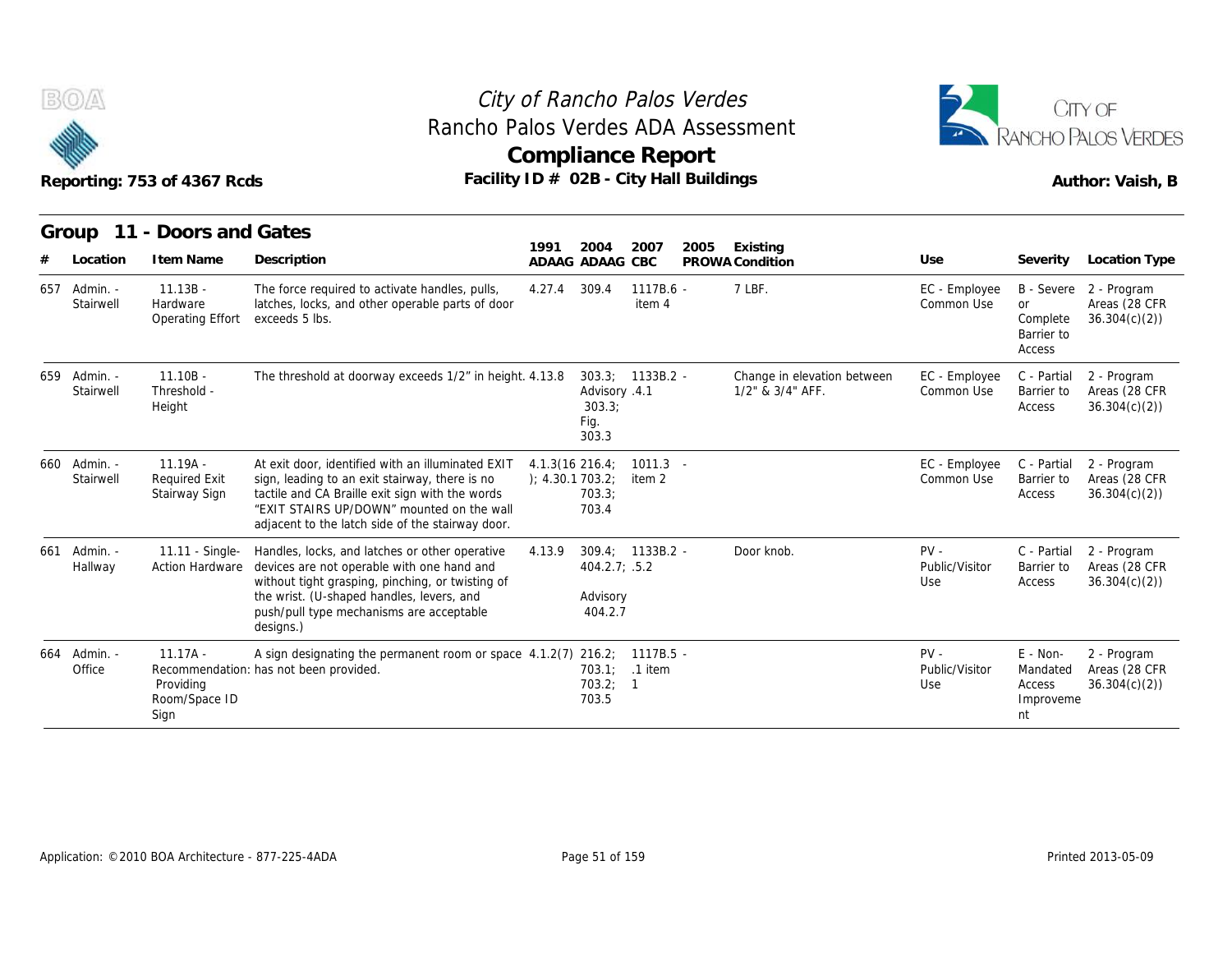# City of Rancho Palos Verdes
## Rancho Palos Verdes ADA Assessment
## Compliance Report

Reporting: 753 of 4367 Rcds — Facility ID # 02B - City Hall Buildings — Author: Vaish, B

### Group 11 - Doors and Gates

| # | Location | Item Name | Description | 1991 ADAAG | 2004 ADAAG | 2007 CBC | 2005 PROWA | Existing Condition | Use | Severity | Location Type |
|---|---|---|---|---|---|---|---|---|---|---|---|
| 657 | Admin. - Stairwell | 11.13B - Hardware Operating Effort | The force required to activate handles, pulls, latches, locks, and other operable parts of door exceeds 5 lbs. | 4.27.4 | 309.4 | 1117B.6 - item 4 | | 7 LBF. | EC - Employee Common Use | B - Severe or Complete Barrier to Access | 2 - Program Areas (28 CFR 36.304(c)(2)) |
| 659 | Admin. - Stairwell | 11.10B - Threshold - Height | The threshold at doorway exceeds 1/2" in height. | 4.13.8 | 303.3; Advisory 303.3; Fig. 303.3 | 1133B.2 - .4.1 | | Change in elevation between 1/2" & 3/4" AFF. | EC - Employee Common Use | C - Partial Barrier to Access | 2 - Program Areas (28 CFR 36.304(c)(2)) |
| 660 | Admin. - Stairwell | 11.19A - Required Exit Stairway Sign | At exit door, identified with an illuminated EXIT sign, leading to an exit stairway, there is no tactile and CA Braille exit sign with the words "EXIT STAIRS UP/DOWN" mounted on the wall adjacent to the latch side of the stairway door. | 4.1.3(16); 4.30.1 | 216.4; 703.2; 703.3; 703.4 | 1011.3 - item 2 | | | EC - Employee Common Use | C - Partial Barrier to Access | 2 - Program Areas (28 CFR 36.304(c)(2)) |
| 661 | Admin. - Hallway | 11.11 - Single-Action Hardware | Handles, locks, and latches or other operative devices are not operable with one hand and without tight grasping, pinching, or twisting of the wrist. (U-shaped handles, levers, and push/pull type mechanisms are acceptable designs.) | 4.13.9 | 309.4; 404.2.7; Advisory 404.2.7 | 1133B.2 - .5.2 | | Door knob. | PV - Public/Visitor Use | C - Partial Barrier to Access | 2 - Program Areas (28 CFR 36.304(c)(2)) |
| 664 | Admin. - Office | 11.17A - Recommendation: Providing Room/Space ID Sign | A sign designating the permanent room or space has not been provided. | 4.1.2(7) | 216.2; 703.1; 703.2; 703.5 | 1117B.5 - .1 item 1 | | | PV - Public/Visitor Use | E - Non-Mandated Access Improvement | 2 - Program Areas (28 CFR 36.304(c)(2)) |

Application: ©2010 BOA Architecture - 877-225-4ADA — Printed 2013-05-09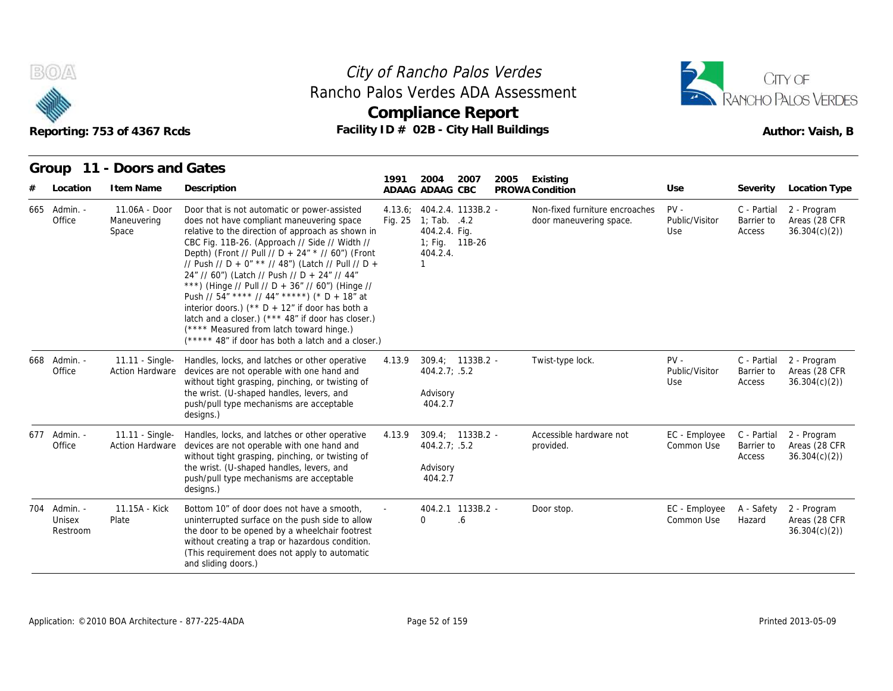# City of Rancho Palos Verdes
## Rancho Palos Verdes ADA Assessment
## Compliance Report

Reporting: 753 of 4367 Rcds

Facility ID # 02B - City Hall Buildings

Author: Vaish, B

### Group 11 - Doors and Gates

| # | Location | Item Name | Description | 1991 ADAAG | 2004 ADAAG | 2007 CBC | 2005 PROWA | Existing Condition | Use | Severity | Location Type |
|---|---|---|---|---|---|---|---|---|---|---|---|
| 665 | Admin. - Office | 11.06A - Door Maneuvering Space | Door that is not automatic or power-assisted does not have compliant maneuvering space relative to the direction of approach as shown in CBC Fig. 11B-26. (Approach // Side // Width // Depth) (Front // Pull // D + 24" * // 60") (Front // Push // D + 0" ** // 48") (Latch // Pull // D + 24" // 60") (Latch // Push // D + 24" // 44" ***) (Hinge // Pull // D + 36" // 60") (Hinge // Push // 54" **** // 44" *****) (* D + 18" at interior doors.) (** D + 12" if door has both a latch and a closer.) (*** 48" if door has closer.) (**** Measured from latch toward hinge.) (***** 48" if door has both a latch and a closer.) | 4.13.6; Fig. 25 | 404.2.4. 1; Tab. 404.2.4. 1; Fig. 404.2.4. 1 | 1133B.2 .4.2 Fig. 11B-26 | - | Non-fixed furniture encroaches door maneuvering space. | PV - Public/Visitor Use | C - Partial Barrier to Access | 2 - Program Areas (28 CFR 36.304(c)(2)) |
| 668 | Admin. - Office | 11.11 - Single-Action Hardware | Handles, locks, and latches or other operative devices are not operable with one hand and without tight grasping, pinching, or twisting of the wrist. (U-shaped handles, levers, and push/pull type mechanisms are acceptable designs.) | 4.13.9 | 309.4; 404.2.7; Advisory 404.2.7 | 1133B.2 .5.2 | - | Twist-type lock. | PV - Public/Visitor Use | C - Partial Barrier to Access | 2 - Program Areas (28 CFR 36.304(c)(2)) |
| 677 | Admin. - Office | 11.11 - Single-Action Hardware | Handles, locks, and latches or other operative devices are not operable with one hand and without tight grasping, pinching, or twisting of the wrist. (U-shaped handles, levers, and push/pull type mechanisms are acceptable designs.) | 4.13.9 | 309.4; 404.2.7; Advisory 404.2.7 | 1133B.2 .5.2 | - | Accessible hardware not provided. | EC - Employee Common Use | C - Partial Barrier to Access | 2 - Program Areas (28 CFR 36.304(c)(2)) |
| 704 | Admin. - Unisex Restroom | 11.15A - Kick Plate | Bottom 10" of door does not have a smooth, uninterrupted surface on the push side to allow the door to be opened by a wheelchair footrest without creating a trap or hazardous condition. (This requirement does not apply to automatic and sliding doors.) | - | 404.2.1 0 | 1133B.2 .6 | - | Door stop. | EC - Employee Common Use | A - Safety Hazard | 2 - Program Areas (28 CFR 36.304(c)(2)) |

Application: ©2010 BOA Architecture - 877-225-4ADA

Printed 2013-05-09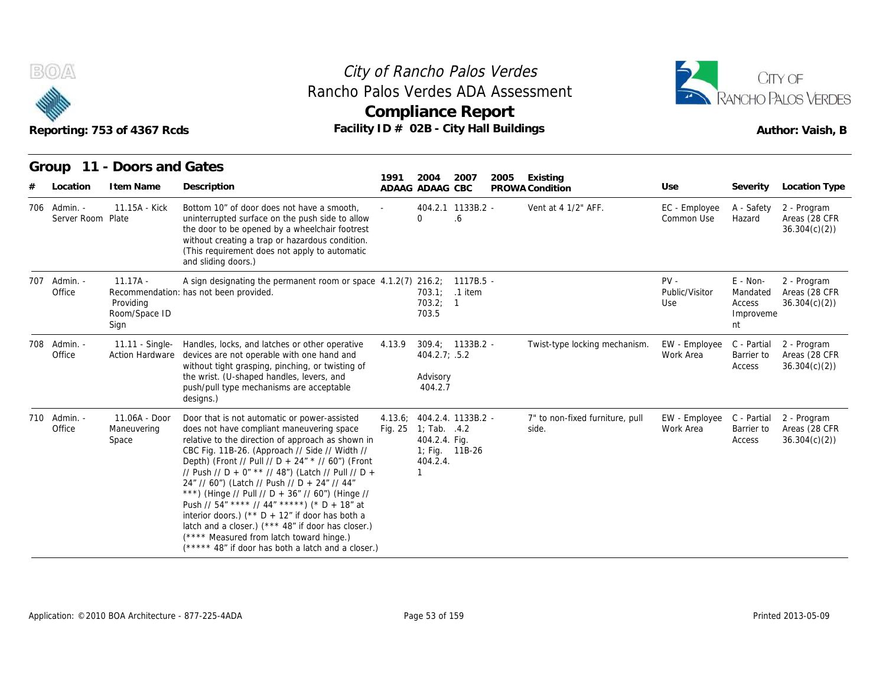# City of Rancho Palos Verdes
## Rancho Palos Verdes ADA Assessment
## Compliance Report

Reporting: 753 of 4367 Rcds — Facility ID # 02B - City Hall Buildings — Author: Vaish, B

## Group 11 - Doors and Gates

| # | Location | Item Name | Description | 1991 ADAAG | 2004 ADAAG | 2007 CBC | 2005 PROWA | Existing Condition | Use | Severity | Location Type |
|---|---|---|---|---|---|---|---|---|---|---|---|
| 706 | Admin. - Server Room | 11.15A - Kick Plate | Bottom 10" of door does not have a smooth, uninterrupted surface on the push side to allow the door to be opened by a wheelchair footrest without creating a trap or hazardous condition. (This requirement does not apply to automatic and sliding doors.) | - | 404.2.10 | 1133B.2 - .6 | | Vent at 4 1/2" AFF. | EC - Employee Common Use | A - Safety Hazard | 2 - Program Areas (28 CFR 36.304(c)(2)) |
| 707 | Admin. - Office | 11.17A - Recommendation: Providing Room/Space ID Sign | A sign designating the permanent room or space has not been provided. | 4.1.2(7) | 216.2; 703.1; 703.2; 703.5 | 1117B.5 - .1 item 1 | | | PV - Public/Visitor Use | E - Non-Mandated Access Improvement | 2 - Program Areas (28 CFR 36.304(c)(2)) |
| 708 | Admin. - Office | 11.11 - Single-Action Hardware | Handles, locks, and latches or other operative devices are not operable with one hand and without tight grasping, pinching, or twisting of the wrist. (U-shaped handles, levers, and push/pull type mechanisms are acceptable designs.) | 4.13.9 | 309.4; 404.2.7; Advisory 404.2.7 | 1133B.2 - .5.2 | | Twist-type locking mechanism. | EW - Employee Work Area | C - Partial Barrier to Access | 2 - Program Areas (28 CFR 36.304(c)(2)) |
| 710 | Admin. - Office | 11.06A - Door Maneuvering Space | Door that is not automatic or power-assisted does not have compliant maneuvering space relative to the direction of approach as shown in CBC Fig. 11B-26. (Approach // Side // Width // Depth) (Front // Pull // D + 24" * // 60") (Front // Push // D + 0" ** // 48") (Latch // Pull // D + 24" // 60") (Latch // Push // D + 24" // 44" ***) (Hinge // Pull // D + 36" // 60") (Hinge // Push // 54" **** // 44" *****) (* D + 18" at interior doors.) (** D + 12" if door has both a latch and a closer.) (*** 48" if door has closer.) (**** Measured from latch toward hinge.) (***** 48" if door has both a latch and a closer.) | 4.13.6; Fig. 25 | 404.2.4. 1; Tab. 404.2.4. 1; Fig. 404.2.4. 1 | 1133B.2 - .4.2 Fig. 11B-26 | | 7" to non-fixed furniture, pull side. | EW - Employee Work Area | C - Partial Barrier to Access | 2 - Program Areas (28 CFR 36.304(c)(2)) |

Application: ©2010 BOA Architecture - 877-225-4ADA — Printed 2013-05-09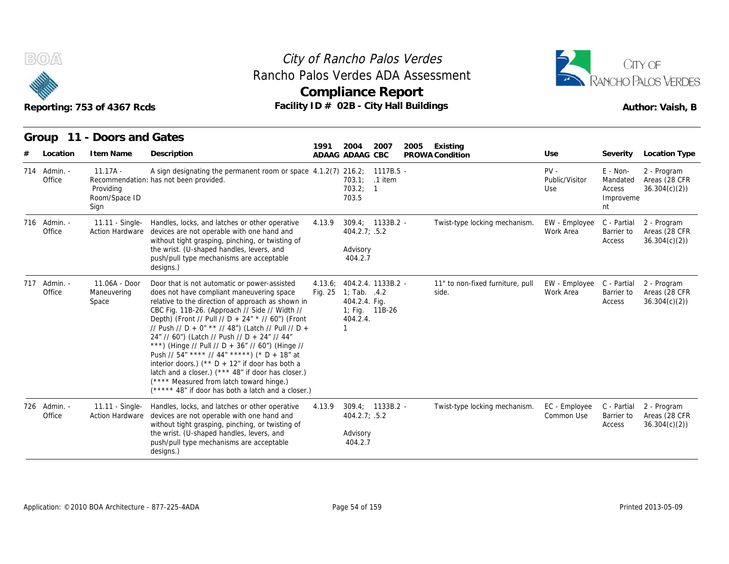# City of Rancho Palos Verdes
## Rancho Palos Verdes ADA Assessment
## Compliance Report

Reporting: 753 of 4367 Rcds

Facility ID # 02B - City Hall Buildings

Author: Vaish, B

### Group 11 - Doors and Gates

| # | Location | Item Name | Description | 1991 ADAAG | 2004 ADAAG | 2007 CBC | 2005 PROWA | Existing Condition | Use | Severity | Location Type |
|---|---|---|---|---|---|---|---|---|---|---|---|
| 714 | Admin. - Office | 11.17A - Recommendation: Providing Room/Space ID Sign | A sign designating the permanent room or space has not been provided. | 4.1.2(7) | 216.2; 703.1; 703.2; 703.5 | 1117B.5 - .1 item 1 | | | PV - Public/Visitor Use | E - Non-Mandated Access Improvement | 2 - Program Areas (28 CFR 36.304(c)(2)) |
| 716 | Admin. - Office | 11.11 - Single-Action Hardware | Handles, locks, and latches or other operative devices are not operable with one hand and without tight grasping, pinching, or twisting of the wrist. (U-shaped handles, levers, and push/pull type mechanisms are acceptable designs.) | 4.13.9 | 309.4; 404.2.7; Advisory 404.2.7 | 1133B.2 - .5.2 | | Twist-type locking mechanism. | EW - Employee Work Area | C - Partial Barrier to Access | 2 - Program Areas (28 CFR 36.304(c)(2)) |
| 717 | Admin. - Office | 11.06A - Door Maneuvering Space | Door that is not automatic or power-assisted does not have compliant maneuvering space relative to the direction of approach as shown in CBC Fig. 11B-26. (Approach // Side // Width // Depth) (Front // Pull // D + 24" * // 60") (Front // Push // D + 0" ** // 48") (Latch // Pull // D + 24" // 60") (Latch // Push // D + 24" // 44" ***) (Hinge // Pull // D + 36" // 60") (Hinge // Push // 54" **** // 44" *****) (* D + 18" at interior doors.) (** D + 12" if door has both a latch and a closer.) (*** 48" if door has closer.) (**** Measured from latch toward hinge.) (***** 48" if door has both a latch and a closer.) | 4.13.6; Fig. 25 | 404.2.4. 1; Tab. 404.2.4. 1; Fig. 404.2.4. 1 | 1133B.2 - .4.2 Fig. 11B-26 | | 11" to non-fixed furniture, pull side. | EW - Employee Work Area | C - Partial Barrier to Access | 2 - Program Areas (28 CFR 36.304(c)(2)) |
| 726 | Admin. - Office | 11.11 - Single-Action Hardware | Handles, locks, and latches or other operative devices are not operable with one hand and without tight grasping, pinching, or twisting of the wrist. (U-shaped handles, levers, and push/pull type mechanisms are acceptable designs.) | 4.13.9 | 309.4; 404.2.7; Advisory 404.2.7 | 1133B.2 - .5.2 | | Twist-type locking mechanism. | EC - Employee Common Use | C - Partial Barrier to Access | 2 - Program Areas (28 CFR 36.304(c)(2)) |

Application: ©2010 BOA Architecture - 877-225-4ADA

Printed 2013-05-09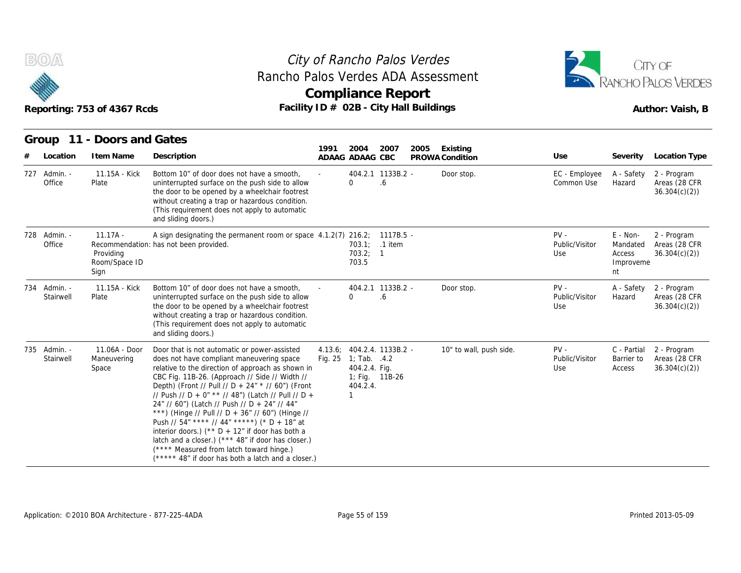# City of Rancho Palos Verdes
## Rancho Palos Verdes ADA Assessment
## Compliance Report

Reporting: 753 of 4367 Rcds

Facility ID # 02B - City Hall Buildings

Author: Vaish, B

## Group 11 - Doors and Gates

| # | Location | Item Name | Description | 1991 ADAAG | 2004 ADAAG | 2007 CBC | 2005 PROWA | Existing Condition | Use | Severity | Location Type |
|---|---|---|---|---|---|---|---|---|---|---|---|
| 727 | Admin. - Office | 11.15A - Kick Plate | Bottom 10" of door does not have a smooth, uninterrupted surface on the push side to allow the door to be opened by a wheelchair footrest without creating a trap or hazardous condition. (This requirement does not apply to automatic and sliding doors.) | - | 404.2.10 | 1133B.2.6 | - | Door stop. | EC - Employee Common Use | A - Safety Hazard | 2 - Program Areas (28 CFR 36.304(c)(2)) |
| 728 | Admin. - Office | 11.17A - Recommendation: Providing Room/Space ID Sign | A sign designating the permanent room or space has not been provided. | 4.1.2(7) | 216.2; 703.1; 703.2; 703.5 | 1117B.5.1 item 1 | - | | PV - Public/Visitor Use | E - Non-Mandated Access Improvement | 2 - Program Areas (28 CFR 36.304(c)(2)) |
| 734 | Admin. - Stairwell | 11.15A - Kick Plate | Bottom 10" of door does not have a smooth, uninterrupted surface on the push side to allow the door to be opened by a wheelchair footrest without creating a trap or hazardous condition. (This requirement does not apply to automatic and sliding doors.) | - | 404.2.10 | 1133B.2.6 | - | Door stop. | PV - Public/Visitor Use | A - Safety Hazard | 2 - Program Areas (28 CFR 36.304(c)(2)) |
| 735 | Admin. - Stairwell | 11.06A - Door Maneuvering Space | Door that is not automatic or power-assisted does not have compliant maneuvering space relative to the direction of approach as shown in CBC Fig. 11B-26. (Approach // Side // Width // Depth) (Front // Pull // D + 24" * // 60") (Front // Push // D + 0" ** // 48") (Latch // Pull // D + 24" // 60") (Latch // Push // D + 24" // 44" ***) (Hinge // Pull // D + 36" // 60") (Hinge // Push // 54" **** // 44" *****) (* D + 18" at interior doors.) (** D + 12" if door has both a latch and a closer.) (*** 48" if door has closer.) (**** Measured from latch toward hinge.) (***** 48" if door has both a latch and a closer.) | 4.13.6; Fig. 25 | 404.2.4.1; Tab. 404.2.4. 1; Fig. 404.2.4. 1 | 1133B.2.4.2 Fig. 11B-26 | - | 10" to wall, push side. | PV - Public/Visitor Use | C - Partial Barrier to Access | 2 - Program Areas (28 CFR 36.304(c)(2)) |

Application: ©2010 BOA Architecture - 877-225-4ADA

Printed 2013-05-09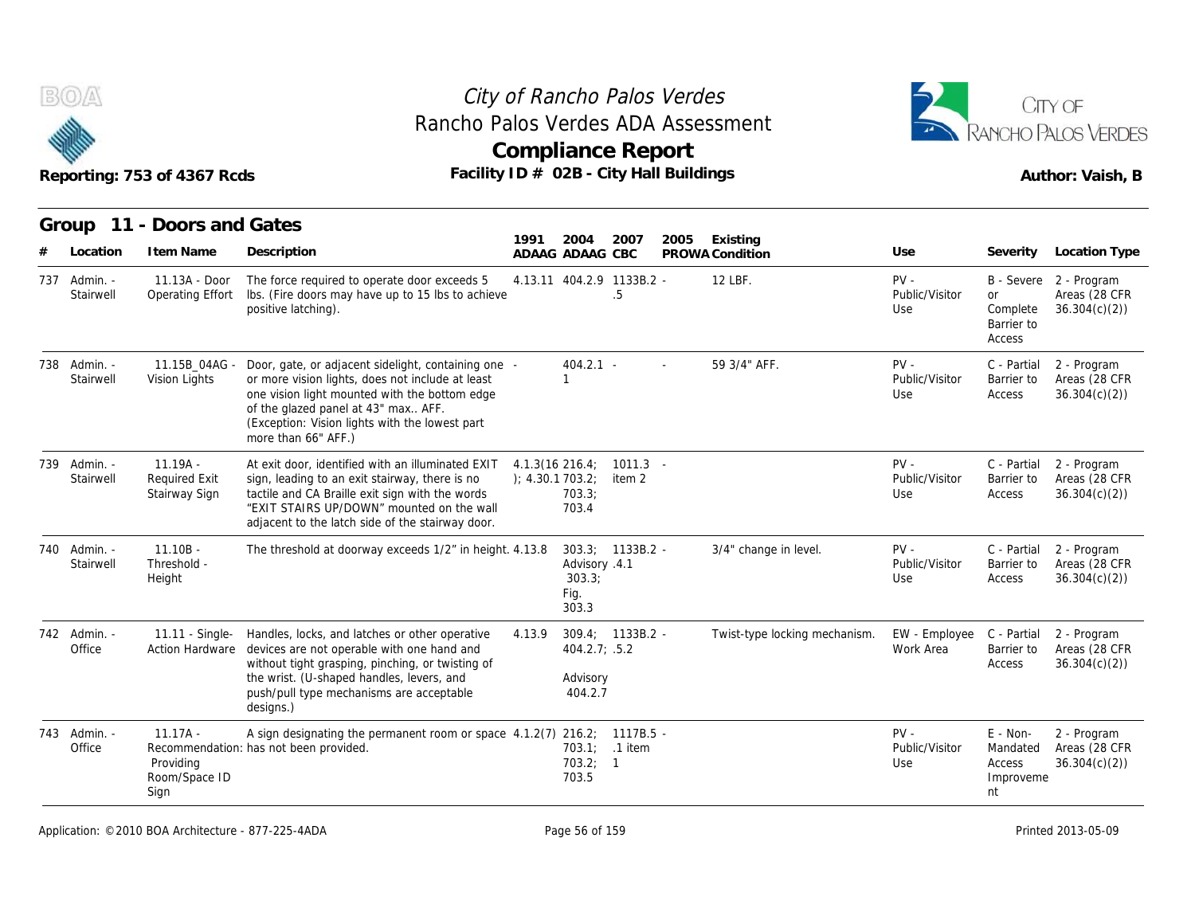# City of Rancho Palos Verdes
## Rancho Palos Verdes ADA Assessment
## Compliance Report

Reporting: 753 of 4367 Rcds

Facility ID # 02B - City Hall Buildings

Author: Vaish, B

### Group 11 - Doors and Gates

| # | Location | Item Name | Description | 1991 ADAAG | 2004 ADAAG | 2007 CBC | 2005 PROWA | Existing Condition | Use | Severity | Location Type |
|---|---|---|---|---|---|---|---|---|---|---|---|
| 737 | Admin. - Stairwell | 11.13A - Door Operating Effort | The force required to operate door exceeds 5 lbs. (Fire doors may have up to 15 lbs to achieve positive latching). | 4.13.11 | 404.2.9 | 1133B.2 .5 | - | 12 LBF. | PV - Public/Visitor Use | B - Severe or Complete Barrier to Access | 2 - Program Areas (28 CFR 36.304(c)(2)) |
| 738 | Admin. - Stairwell | 11.15B_04AG - Vision Lights | Door, gate, or adjacent sidelight, containing one or more vision lights, does not include at least one vision light mounted with the bottom edge of the glazed panel at 43" max.. AFF. (Exception: Vision lights with the lowest part more than 66" AFF.) | - | 404.2.1 1 | - | - | 59 3/4" AFF. | PV - Public/Visitor Use | C - Partial Barrier to Access | 2 - Program Areas (28 CFR 36.304(c)(2)) |
| 739 | Admin. - Stairwell | 11.19A - Required Exit Stairway Sign | At exit door, identified with an illuminated EXIT sign, leading to an exit stairway, there is no tactile and CA Braille exit sign with the words "EXIT STAIRS UP/DOWN" mounted on the wall adjacent to the latch side of the stairway door. | 4.1.3(16); 4.30.1 | 216.4; 703.2; 703.3; 703.4 | 1011.3 item 2 | - | | PV - Public/Visitor Use | C - Partial Barrier to Access | 2 - Program Areas (28 CFR 36.304(c)(2)) |
| 740 | Admin. - Stairwell | 11.10B - Threshold - Height | The threshold at doorway exceeds 1/2" in height. | 4.13.8 | 303.3; Advisory 303.3; Fig. 303.3 | 1133B.2 .4.1 | - | 3/4" change in level. | PV - Public/Visitor Use | C - Partial Barrier to Access | 2 - Program Areas (28 CFR 36.304(c)(2)) |
| 742 | Admin. - Office | 11.11 - Single-Action Hardware | Handles, locks, and latches or other operative devices are not operable with one hand and without tight grasping, pinching, or twisting of the wrist. (U-shaped handles, levers, and push/pull type mechanisms are acceptable designs.) | 4.13.9 | 309.4; 404.2.7; Advisory 404.2.7 | 1133B.2 .5.2 | - | Twist-type locking mechanism. | EW - Employee Work Area | C - Partial Barrier to Access | 2 - Program Areas (28 CFR 36.304(c)(2)) |
| 743 | Admin. - Office | 11.17A - Recommendation: Providing Room/Space ID Sign | A sign designating the permanent room or space has not been provided. | 4.1.2(7) | 216.2; 703.1; 703.2; 703.5 | 1117B.5 .1 item 1 | - | | PV - Public/Visitor Use | E - Non-Mandated Access Improvement | 2 - Program Areas (28 CFR 36.304(c)(2)) |

Application: ©2010 BOA Architecture - 877-225-4ADA

Printed 2013-05-09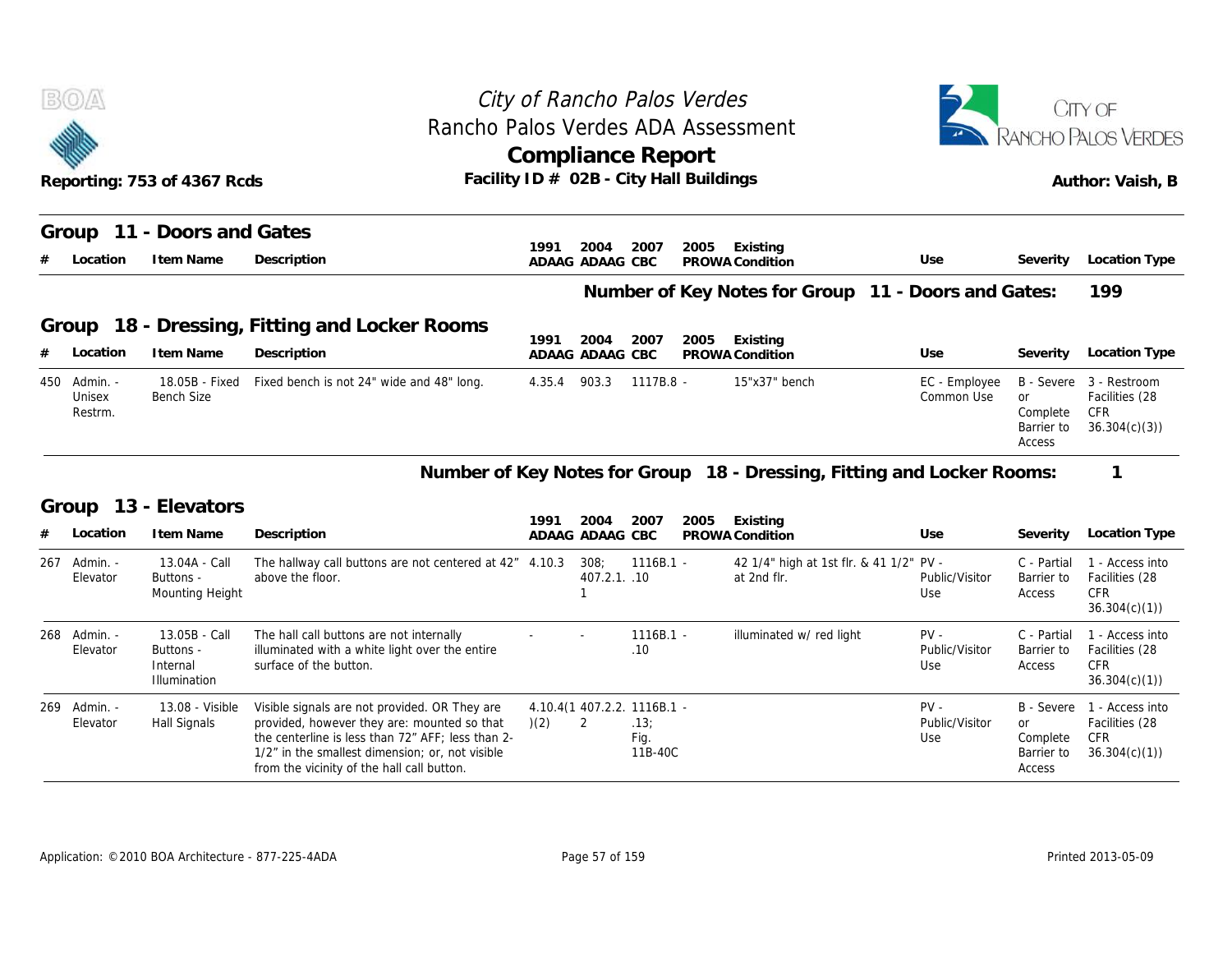City of Rancho Palos Verdes
Rancho Palos Verdes ADA Assessment
**Compliance Report**

Reporting: 753 of 4367 Rcds — Facility ID # 02B - City Hall Buildings — Author: Vaish, B

## Group 11 - Doors and Gates

| # | Location | Item Name | Description | 1991 ADAAG | 2004 ADAAG | 2007 CBC | 2005 PROWA | Existing Condition | Use | Severity | Location Type |
|---|---|---|---|---|---|---|---|---|---|---|---|

**Number of Key Notes for Group 11 - Doors and Gates: 199**

## Group 18 - Dressing, Fitting and Locker Rooms

| # | Location | Item Name | Description | 1991 ADAAG | 2004 ADAAG | 2007 CBC | 2005 PROWA | Existing Condition | Use | Severity | Location Type |
|---|---|---|---|---|---|---|---|---|---|---|---|
| 450 | Admin. - Unisex Restrm. | 18.05B - Fixed Bench Size | Fixed bench is not 24" wide and 48" long. | 4.35.4 | 903.3 | 1117B.8 | - | 15"x37" bench | EC - Employee Common Use | B - Severe or Complete Barrier to Access | 3 - Restroom Facilities (28 CFR 36.304(c)(3)) |

**Number of Key Notes for Group 18 - Dressing, Fitting and Locker Rooms: 1**

## Group 13 - Elevators

| # | Location | Item Name | Description | 1991 ADAAG | 2004 ADAAG | 2007 CBC | 2005 PROWA | Existing Condition | Use | Severity | Location Type |
|---|---|---|---|---|---|---|---|---|---|---|---|
| 267 | Admin. - Elevator | 13.04A - Call Buttons - Mounting Height | The hallway call buttons are not centered at 42" above the floor. | 4.10.3 | 308; 407.2.1.1 | 1116B.1.10 | - | 42 1/4" high at 1st flr. & 41 1/2" at 2nd flr. | PV - Public/Visitor Use | C - Partial Barrier to Access | 1 - Access into Facilities (28 CFR 36.304(c)(1)) |
| 268 | Admin. - Elevator | 13.05B - Call Buttons - Internal Illumination | The hall call buttons are not internally illuminated with a white light over the entire surface of the button. | - | - | 1116B.1.10 | - | illuminated w/ red light | PV - Public/Visitor Use | C - Partial Barrier to Access | 1 - Access into Facilities (28 CFR 36.304(c)(1)) |
| 269 | Admin. - Elevator | 13.08 - Visible Hall Signals | Visible signals are not provided. OR They are provided, however they are: mounted so that the centerline is less than 72" AFF; less than 2-1/2" in the smallest dimension; or, not visible from the vicinity of the hall call button. | 4.10.4(1)(2) | 407.2.2.2 | 1116B.1.13; Fig. 11B-40C | - | | PV - Public/Visitor Use | B - Severe or Complete Barrier to Access | 1 - Access into Facilities (28 CFR 36.304(c)(1)) |

Application: ©2010 BOA Architecture - 877-225-4ADA — Printed 2013-05-09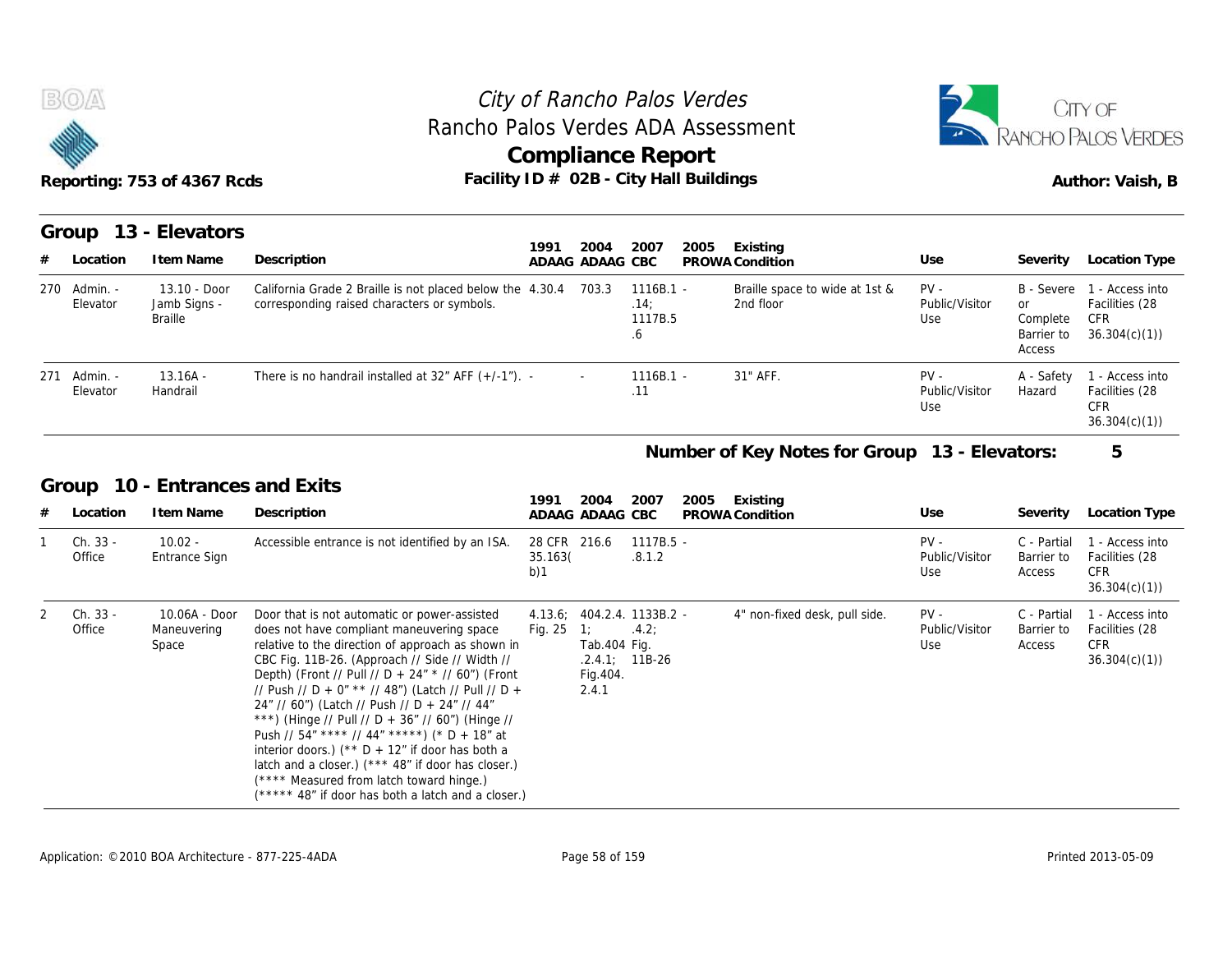City of Rancho Palos Verdes
Rancho Palos Verdes ADA Assessment
**Compliance Report**

Reporting: 753 of 4367 Rcds — Facility ID # 02B - City Hall Buildings — Author: Vaish, B

## Group 13 - Elevators

| # | Location | Item Name | Description | 1991 ADAAG | 2004 ADAAG | 2007 CBC | 2005 PROWA | Existing Condition | Use | Severity | Location Type |
|---|---|---|---|---|---|---|---|---|---|---|---|
| 270 | Admin. - Elevator | 13.10 - Door Jamb Signs - Braille | California Grade 2 Braille is not placed below the corresponding raised characters or symbols. | 4.30.4 | 703.3 | 1116B.1 .14; 1117B.5 .6 | - | Braille space to wide at 1st & 2nd floor | PV - Public/Visitor Use | B - Severe or Complete Barrier to Access | 1 - Access into Facilities (28 CFR 36.304(c)(1)) |
| 271 | Admin. - Elevator | 13.16A - Handrail | There is no handrail installed at 32" AFF (+/-1"). | - | - | 1116B.1 .11 | - | 31" AFF. | PV - Public/Visitor Use | A - Safety Hazard | 1 - Access into Facilities (28 CFR 36.304(c)(1)) |

**Number of Key Notes for Group 13 - Elevators: 5**

## Group 10 - Entrances and Exits

| # | Location | Item Name | Description | 1991 ADAAG | 2004 ADAAG | 2007 CBC | 2005 PROWA | Existing Condition | Use | Severity | Location Type |
|---|---|---|---|---|---|---|---|---|---|---|---|
| 1 | Ch. 33 - Office | 10.02 - Entrance Sign | Accessible entrance is not identified by an ISA. | 28 CFR 35.163(b)1 | 216.6 | 1117B.5 .8.1.2 | - | | PV - Public/Visitor Use | C - Partial Barrier to Access | 1 - Access into Facilities (28 CFR 36.304(c)(1)) |
| 2 | Ch. 33 - Office | 10.06A - Door Maneuvering Space | Door that is not automatic or power-assisted does not have compliant maneuvering space relative to the direction of approach as shown in CBC Fig. 11B-26. (Approach // Side // Width // Depth) (Front // Pull // D + 24" * // 60") (Front // Push // D + 0" ** // 48") (Latch // Pull // D + 24" // 60") (Latch // Push // D + 24" // 44" ***) (Hinge // Pull // D + 36" // 60") (Hinge // Push // 54" **** // 44" *****) (* D + 18" at interior doors.) (** D + 12" if door has both a latch and a closer.) (*** 48" if door has closer.) (**** Measured from latch toward hinge.) (***** 48" if door has both a latch and a closer.) | 4.13.6; Fig. 25 | 404.2.4. 1; Tab.404 .2.4.1; Fig.404. 2.4.1 | 1133B.2 .4.2; Fig. 11B-26 | - | 4" non-fixed desk, pull side. | PV - Public/Visitor Use | C - Partial Barrier to Access | 1 - Access into Facilities (28 CFR 36.304(c)(1)) |

Application: ©2010 BOA Architecture - 877-225-4ADA — Printed 2013-05-09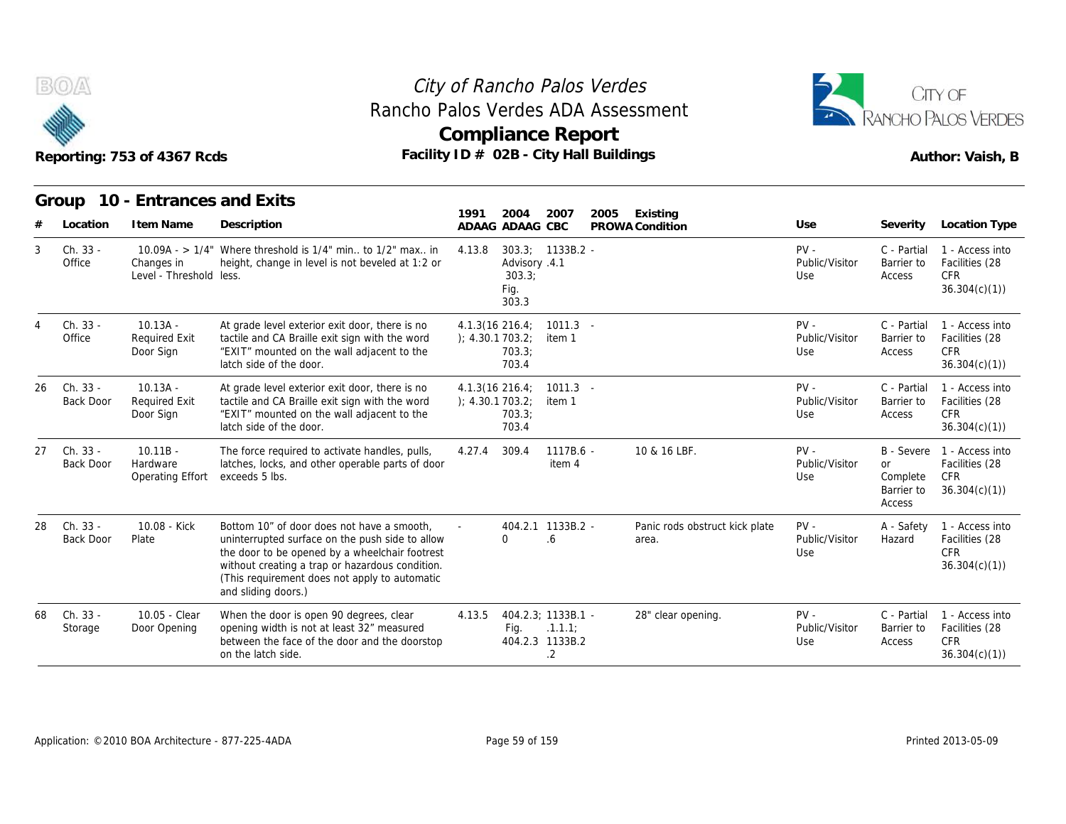# City of Rancho Palos Verdes
## Rancho Palos Verdes ADA Assessment
## Compliance Report

Reporting: 753 of 4367 Rcds

Facility ID # 02B - City Hall Buildings

Author: Vaish, B

### Group 10 - Entrances and Exits

| # | Location | Item Name | Description | 1991 ADAAG | 2004 ADAAG | 2007 CBC | 2005 PROWA | Existing Condition | Use | Severity | Location Type |
|---|---|---|---|---|---|---|---|---|---|---|---|
| 3 | Ch. 33 - Office | 10.09A - > 1/4" Changes in Level - Threshold | Where threshold is 1/4" min.. to 1/2" max.. in height, change in level is not beveled at 1:2 or less. | 4.13.8 | 303.3; Advisory 303.3; Fig. 303.3 | 1133B.2.4.1 | - | | PV - Public/Visitor Use | C - Partial Barrier to Access | 1 - Access into Facilities (28 CFR 36.304(c)(1)) |
| 4 | Ch. 33 - Office | 10.13A - Required Exit Door Sign | At grade level exterior exit door, there is no tactile and CA Braille exit sign with the word "EXIT" mounted on the wall adjacent to the latch side of the door. | 4.1.3(16); 4.30.1 | 216.4; 703.2; 703.3; 703.4 | 1011.3 item 1 | - | | PV - Public/Visitor Use | C - Partial Barrier to Access | 1 - Access into Facilities (28 CFR 36.304(c)(1)) |
| 26 | Ch. 33 - Back Door | 10.13A - Required Exit Door Sign | At grade level exterior exit door, there is no tactile and CA Braille exit sign with the word "EXIT" mounted on the wall adjacent to the latch side of the door. | 4.1.3(16); 4.30.1 | 216.4; 703.2; 703.3; 703.4 | 1011.3 item 1 | - | | PV - Public/Visitor Use | C - Partial Barrier to Access | 1 - Access into Facilities (28 CFR 36.304(c)(1)) |
| 27 | Ch. 33 - Back Door | 10.11B - Hardware Operating Effort | The force required to activate handles, pulls, latches, locks, and other operable parts of door exceeds 5 lbs. | 4.27.4 | 309.4 | 1117B.6 item 4 | - | 10 & 16 LBF. | PV - Public/Visitor Use | B - Severe or Complete Barrier to Access | 1 - Access into Facilities (28 CFR 36.304(c)(1)) |
| 28 | Ch. 33 - Back Door | 10.08 - Kick Plate | Bottom 10" of door does not have a smooth, uninterrupted surface on the push side to allow the door to be opened by a wheelchair footrest without creating a trap or hazardous condition. (This requirement does not apply to automatic and sliding doors.) | - | 404.2.10 | 1133B.2.6 | - | Panic rods obstruct kick plate area. | PV - Public/Visitor Use | A - Safety Hazard | 1 - Access into Facilities (28 CFR 36.304(c)(1)) |
| 68 | Ch. 33 - Storage | 10.05 - Clear Door Opening | When the door is open 90 degrees, clear opening width is not at least 32" measured between the face of the door and the doorstop on the latch side. | 4.13.5 | 404.2.3; Fig. 404.2.3 | 1133B.1.1.1; 1133B.2.2 | - | 28" clear opening. | PV - Public/Visitor Use | C - Partial Barrier to Access | 1 - Access into Facilities (28 CFR 36.304(c)(1)) |

Application: ©2010 BOA Architecture - 877-225-4ADA

Printed 2013-05-09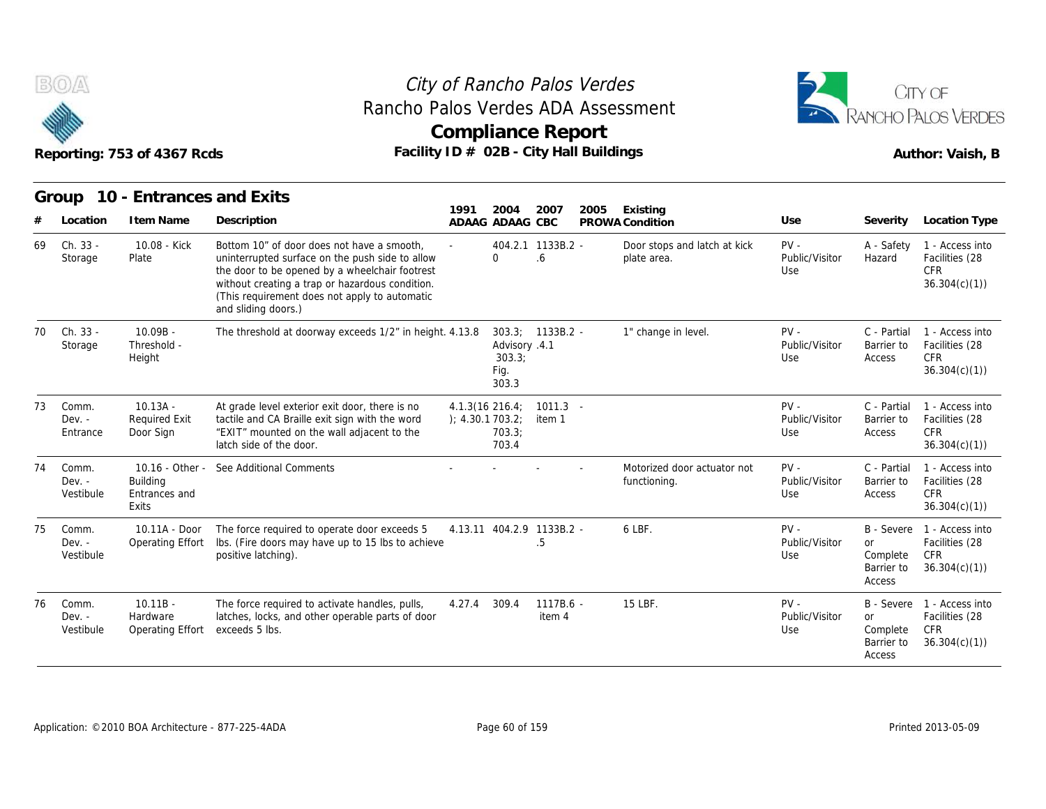# City of Rancho Palos Verdes

## Rancho Palos Verdes ADA Assessment

## Compliance Report

**Reporting: 753 of 4367 Rcds** | **Facility ID # 02B - City Hall Buildings** | **Author: Vaish, B**

### Group 10 - Entrances and Exits

| # | Location | Item Name | Description | 1991 ADAAG | 2004 ADAAG | 2007 CBC | 2005 PROWA | Existing Condition | Use | Severity | Location Type |
|---|---|---|---|---|---|---|---|---|---|---|---|
| 69 | Ch. 33 - Storage | 10.08 - Kick Plate | Bottom 10" of door does not have a smooth, uninterrupted surface on the push side to allow the door to be opened by a wheelchair footrest without creating a trap or hazardous condition. (This requirement does not apply to automatic and sliding doors.) | - | 404.2.10 | 1133B.2.6 | - | Door stops and latch at kick plate area. | PV - Public/Visitor Use | A - Safety Hazard | 1 - Access into Facilities (28 CFR 36.304(c)(1)) |
| 70 | Ch. 33 - Storage | 10.09B - Threshold - Height | The threshold at doorway exceeds 1/2" in height. | 4.13.8 | 303.3; Advisory 303.3; Fig. 303.3 | 1133B.2.4.1 | - | 1" change in level. | PV - Public/Visitor Use | C - Partial Barrier to Access | 1 - Access into Facilities (28 CFR 36.304(c)(1)) |
| 73 | Comm. Dev. - Entrance | 10.13A - Required Exit Door Sign | At grade level exterior exit door, there is no tactile and CA Braille exit sign with the word "EXIT" mounted on the wall adjacent to the latch side of the door. | 4.1.3(16); 4.30.1 | 216.4; 703.2; 703.3; 703.4 | 1011.3 item 1 | - | | PV - Public/Visitor Use | C - Partial Barrier to Access | 1 - Access into Facilities (28 CFR 36.304(c)(1)) |
| 74 | Comm. Dev. - Vestibule | 10.16 - Other - Building Entrances and Exits | See Additional Comments | - | - | - | - | Motorized door actuator not functioning. | PV - Public/Visitor Use | C - Partial Barrier to Access | 1 - Access into Facilities (28 CFR 36.304(c)(1)) |
| 75 | Comm. Dev. - Vestibule | 10.11A - Door Operating Effort | The force required to operate door exceeds 5 lbs. (Fire doors may have up to 15 lbs to achieve positive latching). | 4.13.11 | 404.2.9 | 1133B.2.5 | - | 6 LBF. | PV - Public/Visitor Use | B - Severe or Complete Barrier to Access | 1 - Access into Facilities (28 CFR 36.304(c)(1)) |
| 76 | Comm. Dev. - Vestibule | 10.11B - Hardware Operating Effort | The force required to activate handles, pulls, latches, locks, and other operable parts of door exceeds 5 lbs. | 4.27.4 | 309.4 | 1117B.6 item 4 | - | 15 LBF. | PV - Public/Visitor Use | B - Severe or Complete Barrier to Access | 1 - Access into Facilities (28 CFR 36.304(c)(1)) |

Application: ©2010 BOA Architecture - 877-225-4ADA

Printed 2013-05-09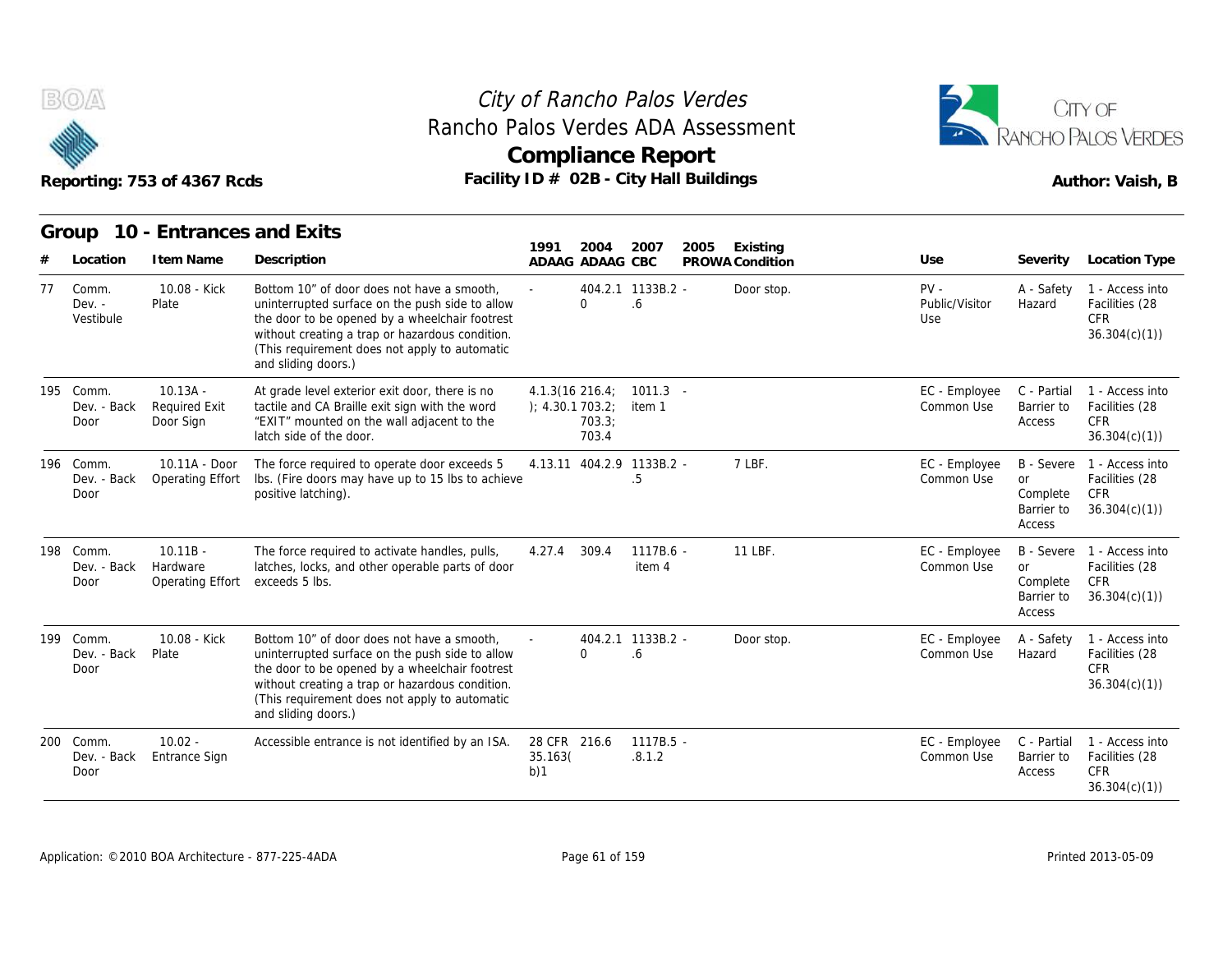# City of Rancho Palos Verdes
## Rancho Palos Verdes ADA Assessment
## Compliance Report

Reporting: 753 of 4367 Rcds

Facility ID # 02B - City Hall Buildings

Author: Vaish, B

### Group 10 - Entrances and Exits

| # | Location | Item Name | Description | 1991 ADAAG | 2004 ADAAG | 2007 CBC | 2005 PROWA | Existing Condition | Use | Severity | Location Type |
|---|---|---|---|---|---|---|---|---|---|---|---|
| 77 | Comm. Dev. - Vestibule | 10.08 - Kick Plate | Bottom 10" of door does not have a smooth, uninterrupted surface on the push side to allow the door to be opened by a wheelchair footrest without creating a trap or hazardous condition. (This requirement does not apply to automatic and sliding doors.) | - | 404.2.10 | 1133B.2.6 | - | Door stop. | PV - Public/Visitor Use | A - Safety Hazard | 1 - Access into Facilities (28 CFR 36.304(c)(1)) |
| 195 | Comm. Dev. - Back Door | 10.13A - Required Exit Door Sign | At grade level exterior exit door, there is no tactile and CA Braille exit sign with the word "EXIT" mounted on the wall adjacent to the latch side of the door. | 4.1.3(16); 4.30.1 | 216.4; 703.2; 703.3; 703.4 | 1011.3 item 1 | - | | EC - Employee Common Use | C - Partial Barrier to Access | 1 - Access into Facilities (28 CFR 36.304(c)(1)) |
| 196 | Comm. Dev. - Back Door | 10.11A - Door Operating Effort | The force required to operate door exceeds 5 lbs. (Fire doors may have up to 15 lbs to achieve positive latching). | 4.13.11 | 404.2.9 | 1133B.2.5 | - | 7 LBF. | EC - Employee Common Use | B - Severe or Complete Barrier to Access | 1 - Access into Facilities (28 CFR 36.304(c)(1)) |
| 198 | Comm. Dev. - Back Door | 10.11B - Hardware Operating Effort | The force required to activate handles, pulls, latches, locks, and other operable parts of door exceeds 5 lbs. | 4.27.4 | 309.4 | 1117B.6 - item 4 | | 11 LBF. | EC - Employee Common Use | B - Severe or Complete Barrier to Access | 1 - Access into Facilities (28 CFR 36.304(c)(1)) |
| 199 | Comm. Dev. - Back Door | 10.08 - Kick Plate | Bottom 10" of door does not have a smooth, uninterrupted surface on the push side to allow the door to be opened by a wheelchair footrest without creating a trap or hazardous condition. (This requirement does not apply to automatic and sliding doors.) | - | 404.2.10 | 1133B.2.6 | - | Door stop. | EC - Employee Common Use | A - Safety Hazard | 1 - Access into Facilities (28 CFR 36.304(c)(1)) |
| 200 | Comm. Dev. - Back Door | 10.02 - Entrance Sign | Accessible entrance is not identified by an ISA. | 28 CFR 35.163(b)1 | 216.6 | 1117B.5.8.1.2 | - | | EC - Employee Common Use | C - Partial Barrier to Access | 1 - Access into Facilities (28 CFR 36.304(c)(1)) |

Application: ©2010 BOA Architecture - 877-225-4ADA

Printed 2013-05-09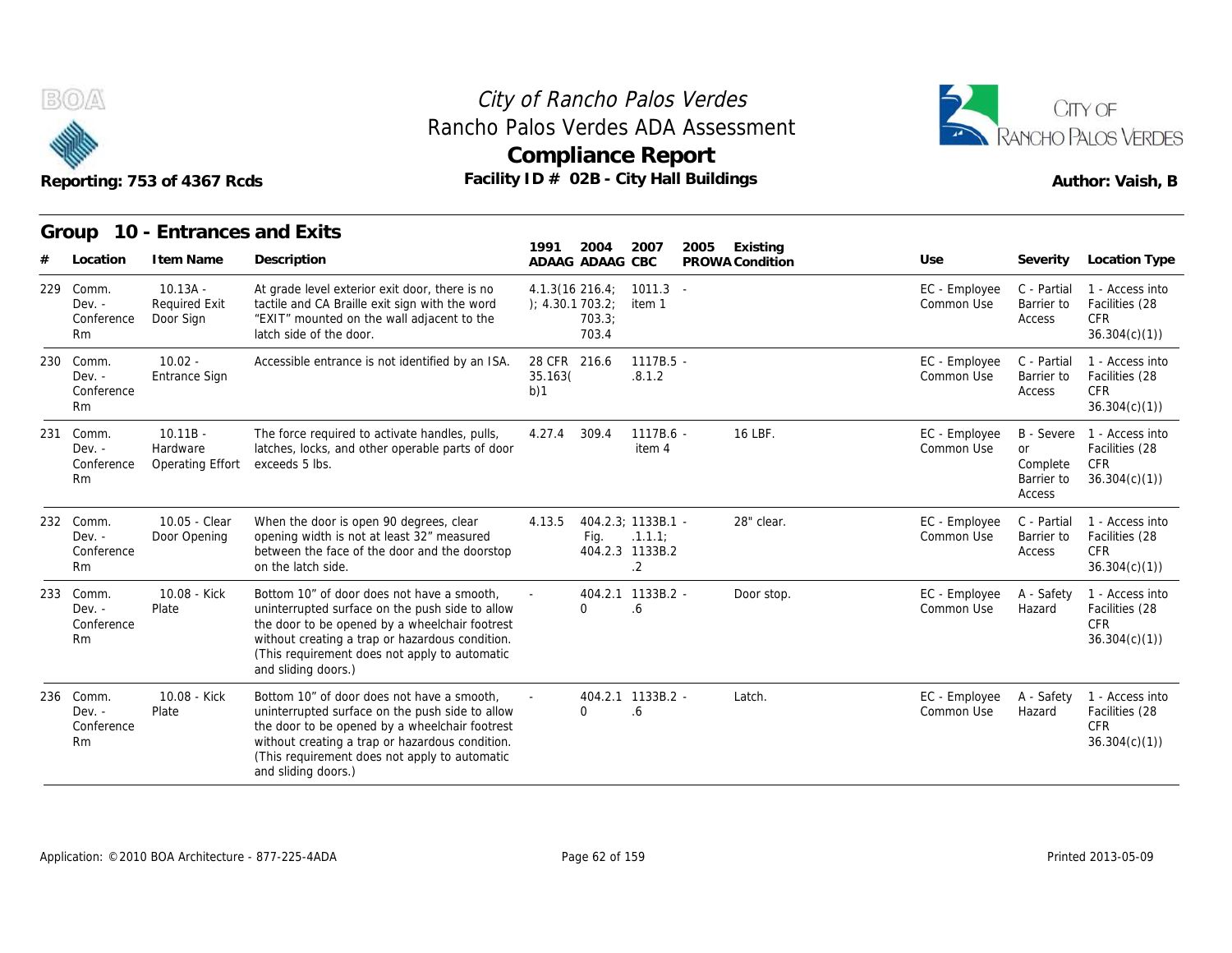City of Rancho Palos Verdes
Rancho Palos Verdes ADA Assessment
**Compliance Report**

Reporting: 753 of 4367 Rcds — Facility ID # 02B - City Hall Buildings — Author: Vaish, B

## Group 10 - Entrances and Exits

| # | Location | Item Name | Description | 1991 ADAAG | 2004 ADAAG | 2007 CBC | 2005 PROWA | Existing Condition | Use | Severity | Location Type |
|---|---|---|---|---|---|---|---|---|---|---|---|
| 229 | Comm. Dev. - Conference Rm | 10.13A - Required Exit Door Sign | At grade level exterior exit door, there is no tactile and CA Braille exit sign with the word "EXIT" mounted on the wall adjacent to the latch side of the door. | 4.1.3(16); 4.30.1 | 216.4; 703.2; 703.3; 703.4 | 1011.3 item 1 | - | | EC - Employee Common Use | C - Partial Barrier to Access | 1 - Access into Facilities (28 CFR 36.304(c)(1)) |
| 230 | Comm. Dev. - Conference Rm | 10.02 - Entrance Sign | Accessible entrance is not identified by an ISA. | 28 CFR 35.163(b)1 | 216.6 | 1117B.5.8.1.2 | - | | EC - Employee Common Use | C - Partial Barrier to Access | 1 - Access into Facilities (28 CFR 36.304(c)(1)) |
| 231 | Comm. Dev. - Conference Rm | 10.11B - Hardware Operating Effort | The force required to activate handles, pulls, latches, locks, and other operable parts of door exceeds 5 lbs. | 4.27.4 | 309.4 | 1117B.6 item 4 | - | 16 LBF. | EC - Employee Common Use | B - Severe or Complete Barrier to Access | 1 - Access into Facilities (28 CFR 36.304(c)(1)) |
| 232 | Comm. Dev. - Conference Rm | 10.05 - Clear Door Opening | When the door is open 90 degrees, clear opening width is not at least 32" measured between the face of the door and the doorstop on the latch side. | 4.13.5 | 404.2.3; Fig. 404.2.3 | 1133B.1.1.1; 1133B.2.2 | - | 28" clear. | EC - Employee Common Use | C - Partial Barrier to Access | 1 - Access into Facilities (28 CFR 36.304(c)(1)) |
| 233 | Comm. Dev. - Conference Rm | 10.08 - Kick Plate | Bottom 10" of door does not have a smooth, uninterrupted surface on the push side to allow the door to be opened by a wheelchair footrest without creating a trap or hazardous condition. (This requirement does not apply to automatic and sliding doors.) | - | 404.2.10 | 1133B.2.6 | - | Door stop. | EC - Employee Common Use | A - Safety Hazard | 1 - Access into Facilities (28 CFR 36.304(c)(1)) |
| 236 | Comm. Dev. - Conference Rm | 10.08 - Kick Plate | Bottom 10" of door does not have a smooth, uninterrupted surface on the push side to allow the door to be opened by a wheelchair footrest without creating a trap or hazardous condition. (This requirement does not apply to automatic and sliding doors.) | - | 404.2.10 | 1133B.2.6 | - | Latch. | EC - Employee Common Use | A - Safety Hazard | 1 - Access into Facilities (28 CFR 36.304(c)(1)) |

Application: ©2010 BOA Architecture - 877-225-4ADA — Printed 2013-05-09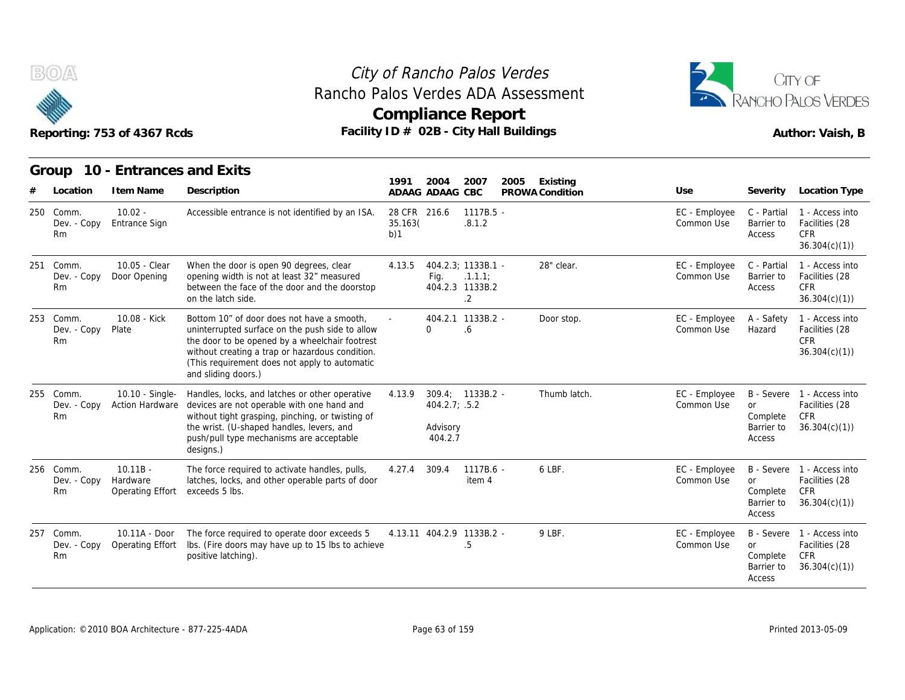# City of Rancho Palos Verdes
## Rancho Palos Verdes ADA Assessment
## Compliance Report

Reporting: 753 of 4367 Rcds

Facility ID # 02B - City Hall Buildings

Author: Vaish, B

### Group 10 - Entrances and Exits

| # | Location | Item Name | Description | 1991 ADAAG | 2004 ADAAG | 2007 CBC | 2005 PROWA | Existing Condition | Use | Severity | Location Type |
|---|---|---|---|---|---|---|---|---|---|---|---|
| 250 | Comm. Dev. - Copy Rm | 10.02 - Entrance Sign | Accessible entrance is not identified by an ISA. | 28 CFR 35.163(b)1 | 216.6 | 1117B.5 - .8.1.2 | | | EC - Employee Common Use | C - Partial Barrier to Access | 1 - Access into Facilities (28 CFR 36.304(c)(1)) |
| 251 | Comm. Dev. - Copy Rm | 10.05 - Clear Door Opening | When the door is open 90 degrees, clear opening width is not at least 32" measured between the face of the door and the doorstop on the latch side. | 4.13.5 | 404.2.3; Fig. 404.2.3 | 1133B.1 - .1.1.1; 1133B.2 .2 | | 28" clear. | EC - Employee Common Use | C - Partial Barrier to Access | 1 - Access into Facilities (28 CFR 36.304(c)(1)) |
| 253 | Comm. Dev. - Copy Rm | 10.08 - Kick Plate | Bottom 10" of door does not have a smooth, uninterrupted surface on the push side to allow the door to be opened by a wheelchair footrest without creating a trap or hazardous condition. (This requirement does not apply to automatic and sliding doors.) | - | 404.2.10 | 1133B.2 - .6 | | Door stop. | EC - Employee Common Use | A - Safety Hazard | 1 - Access into Facilities (28 CFR 36.304(c)(1)) |
| 255 | Comm. Dev. - Copy Rm | 10.10 - Single-Action Hardware | Handles, locks, and latches or other operative devices are not operable with one hand and without tight grasping, pinching, or twisting of the wrist. (U-shaped handles, levers, and push/pull type mechanisms are acceptable designs.) | 4.13.9 | 309.4; 404.2.7; Advisory 404.2.7 | 1133B.2 - .5.2 | | Thumb latch. | EC - Employee Common Use | B - Severe or Complete Barrier to Access | 1 - Access into Facilities (28 CFR 36.304(c)(1)) |
| 256 | Comm. Dev. - Copy Rm | 10.11B - Hardware Operating Effort | The force required to activate handles, pulls, latches, locks, and other operable parts of door exceeds 5 lbs. | 4.27.4 | 309.4 | 1117B.6 - item 4 | | 6 LBF. | EC - Employee Common Use | B - Severe or Complete Barrier to Access | 1 - Access into Facilities (28 CFR 36.304(c)(1)) |
| 257 | Comm. Dev. - Copy Rm | 10.11A - Door Operating Effort | The force required to operate door exceeds 5 lbs. (Fire doors may have up to 15 lbs to achieve positive latching). | 4.13.11 | 404.2.9 | 1133B.2 - .5 | | 9 LBF. | EC - Employee Common Use | B - Severe or Complete Barrier to Access | 1 - Access into Facilities (28 CFR 36.304(c)(1)) |

Application: ©2010 BOA Architecture - 877-225-4ADA

Printed 2013-05-09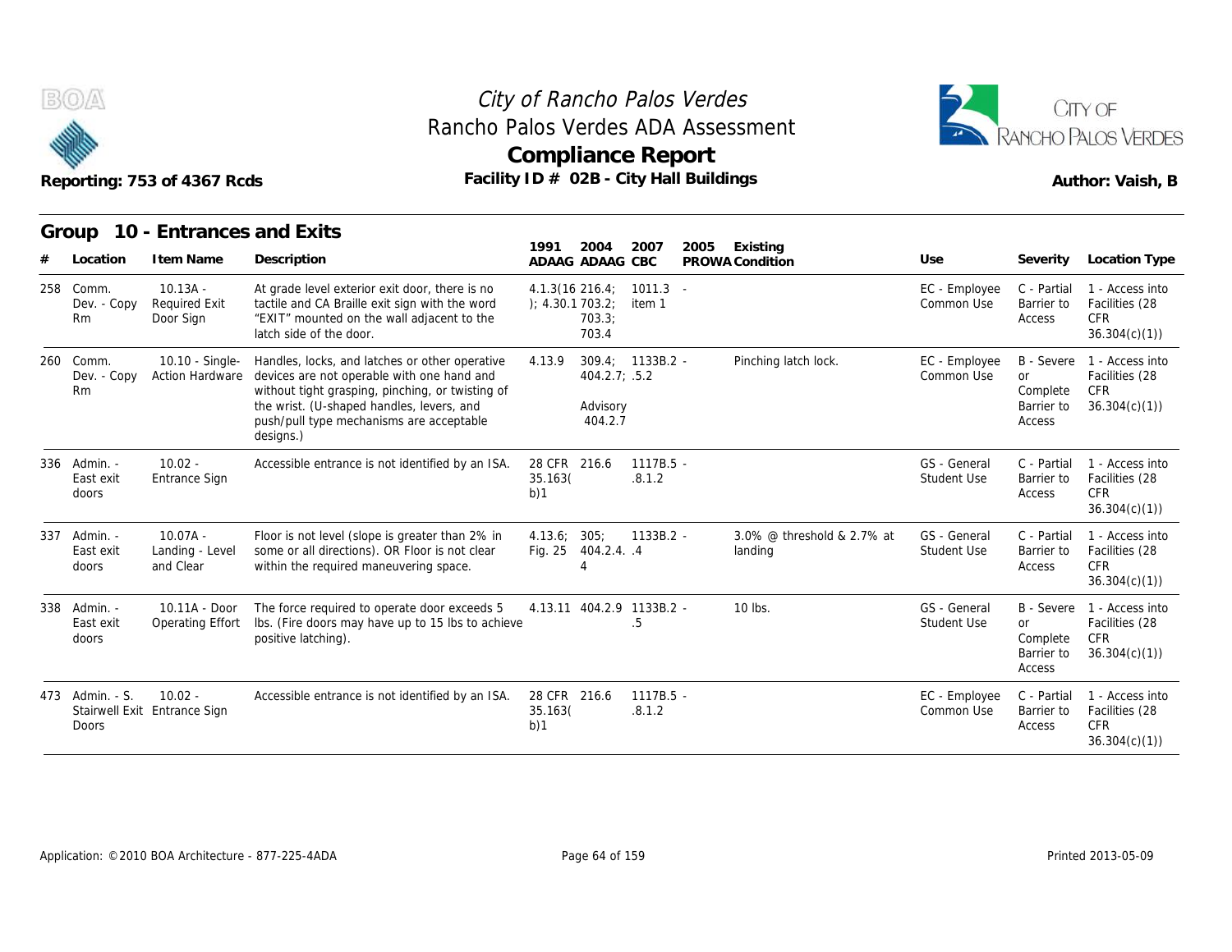# City of Rancho Palos Verdes
## Rancho Palos Verdes ADA Assessment
## Compliance Report

Reporting: 753 of 4367 Rcds

Facility ID # 02B - City Hall Buildings

Author: Vaish, B

### Group 10 - Entrances and Exits

| # | Location | Item Name | Description | 1991 ADAAG | 2004 ADAAG | 2007 CBC | 2005 PROWA | Existing Condition | Use | Severity | Location Type |
|---|---|---|---|---|---|---|---|---|---|---|---|
| 258 | Comm. Dev. - Copy Rm | 10.13A - Required Exit Door Sign | At grade level exterior exit door, there is no tactile and CA Braille exit sign with the word "EXIT" mounted on the wall adjacent to the latch side of the door. | 4.1.3(16); 4.30.1 | 216.4; 703.2; 703.3; 703.4 | 1011.3 item 1 | - | | EC - Employee Common Use | C - Partial Barrier to Access | 1 - Access into Facilities (28 CFR 36.304(c)(1)) |
| 260 | Comm. Dev. - Copy Rm | 10.10 - Single-Action Hardware | Handles, locks, and latches or other operative devices are not operable with one hand and without tight grasping, pinching, or twisting of the wrist. (U-shaped handles, levers, and push/pull type mechanisms are acceptable designs.) | 4.13.9 | 309.4; 404.2.7; Advisory 404.2.7 | 1133B.2.5.2 | - | Pinching latch lock. | EC - Employee Common Use | B - Severe or Complete Barrier to Access | 1 - Access into Facilities (28 CFR 36.304(c)(1)) |
| 336 | Admin. - East exit doors | 10.02 - Entrance Sign | Accessible entrance is not identified by an ISA. | 28 CFR 35.163(b)1 | 216.6 | 1117B.5.8.1.2 | - | | GS - General Student Use | C - Partial Barrier to Access | 1 - Access into Facilities (28 CFR 36.304(c)(1)) |
| 337 | Admin. - East exit doors | 10.07A - Landing - Level and Clear | Floor is not level (slope is greater than 2% in some or all directions). OR Floor is not clear within the required maneuvering space. | 4.13.6; Fig. 25 | 305; 404.2.4.4 | 1133B.2.4 | - | 3.0% @ threshold & 2.7% at landing | GS - General Student Use | C - Partial Barrier to Access | 1 - Access into Facilities (28 CFR 36.304(c)(1)) |
| 338 | Admin. - East exit doors | 10.11A - Door Operating Effort | The force required to operate door exceeds 5 lbs. (Fire doors may have up to 15 lbs to achieve positive latching). | 4.13.11 | 404.2.9 | 1133B.2.5 | - | 10 lbs. | GS - General Student Use | B - Severe or Complete Barrier to Access | 1 - Access into Facilities (28 CFR 36.304(c)(1)) |
| 473 | Admin. - S. Stairwell Exit Doors | 10.02 - Entrance Sign | Accessible entrance is not identified by an ISA. | 28 CFR 35.163(b)1 | 216.6 | 1117B.5.8.1.2 | - | | EC - Employee Common Use | C - Partial Barrier to Access | 1 - Access into Facilities (28 CFR 36.304(c)(1)) |

Application: ©2010 BOA Architecture - 877-225-4ADA

Printed 2013-05-09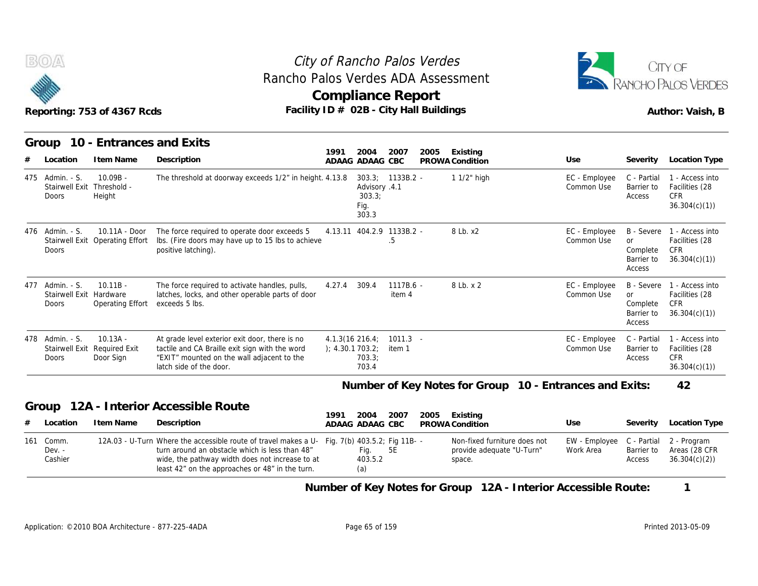# City of Rancho Palos Verdes
## Rancho Palos Verdes ADA Assessment
## Compliance Report

Reporting: 753 of 4367 Rcds | Facility ID # 02B - City Hall Buildings | Author: Vaish, B

## Group 10 - Entrances and Exits

| # | Location | Item Name | Description | 1991 ADAAG | 2004 ADAAG | 2007 CBC | 2005 PROWA | Existing Condition | Use | Severity | Location Type |
|---|---|---|---|---|---|---|---|---|---|---|---|
| 475 | Admin. - S. Stairwell Exit Doors | 10.09B - Threshold - Height | The threshold at doorway exceeds 1/2" in height. | 4.13.8 | 303.3; Advisory 303.3; Fig. 303.3 | 1133B.2 - .4.1 | | 1 1/2" high | EC - Employee Common Use | C - Partial Barrier to Access | 1 - Access into Facilities (28 CFR 36.304(c)(1)) |
| 476 | Admin. - S. Stairwell Exit Doors | 10.11A - Door Operating Effort | The force required to operate door exceeds 5 lbs. (Fire doors may have up to 15 lbs to achieve positive latching). | 4.13.11 | 404.2.9 | 1133B.2 - .5 | | 8 Lb. x2 | EC - Employee Common Use | B - Severe or Complete Barrier to Access | 1 - Access into Facilities (28 CFR 36.304(c)(1)) |
| 477 | Admin. - S. Stairwell Exit Doors | 10.11B - Hardware Operating Effort | The force required to activate handles, pulls, latches, locks, and other operable parts of door exceeds 5 lbs. | 4.27.4 | 309.4 | 1117B.6 - item 4 | | 8 Lb. x 2 | EC - Employee Common Use | B - Severe or Complete Barrier to Access | 1 - Access into Facilities (28 CFR 36.304(c)(1)) |
| 478 | Admin. - S. Stairwell Exit Doors | 10.13A - Required Exit Door Sign | At grade level exterior exit door, there is no tactile and CA Braille exit sign with the word "EXIT" mounted on the wall adjacent to the latch side of the door. | 4.1.3(16); 4.30.1 | 216.4; 703.2; 703.3; 703.4 | 1011.3 item 1 | - | | EC - Employee Common Use | C - Partial Barrier to Access | 1 - Access into Facilities (28 CFR 36.304(c)(1)) |

**Number of Key Notes for Group 10 - Entrances and Exits: 42**

## Group 12A - Interior Accessible Route

| # | Location | Item Name | Description | 1991 ADAAG | 2004 ADAAG | 2007 CBC | 2005 PROWA | Existing Condition | Use | Severity | Location Type |
|---|---|---|---|---|---|---|---|---|---|---|---|
| 161 | Comm. Dev. - Cashier | 12A.03 - U-Turn | Where the accessible route of travel makes a U-turn around an obstacle which is less than 48" wide, the pathway width does not increase to at least 42" on the approaches or 48" in the turn. | Fig. 7(b) | 403.5.2; Fig. 403.5.2 (a) | Fig 11B-5E | - | Non-fixed furniture does not provide adequate "U-Turn" space. | EW - Employee Work Area | C - Partial Barrier to Access | 2 - Program Areas (28 CFR 36.304(c)(2)) |

**Number of Key Notes for Group 12A - Interior Accessible Route: 1**

Application: ©2010 BOA Architecture - 877-225-4ADA | Printed 2013-05-09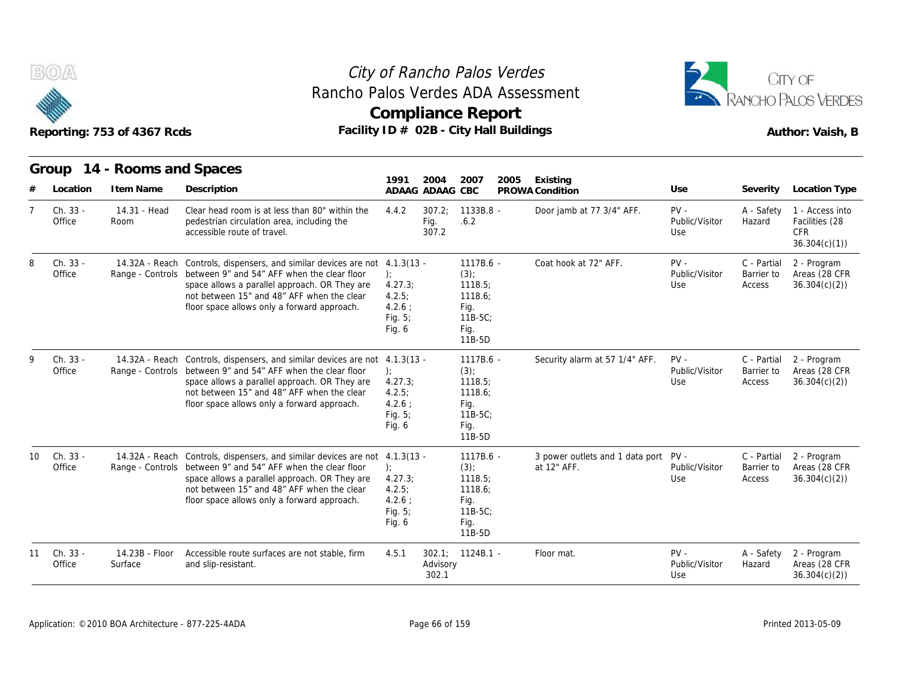# City of Rancho Palos Verdes
## Rancho Palos Verdes ADA Assessment
## Compliance Report

Reporting: 753 of 4367 Rcds

Facility ID # 02B - City Hall Buildings

Author: Vaish, B

## Group 14 - Rooms and Spaces

| # | Location | Item Name | Description | 1991 ADAAG | 2004 ADAAG | 2007 CBC | 2005 PROWA | Existing Condition | Use | Severity | Location Type |
|---|---|---|---|---|---|---|---|---|---|---|---|
| 7 | Ch. 33 - Office | 14.31 - Head Room | Clear head room is at less than 80" within the pedestrian circulation area, including the accessible route of travel. | 4.4.2 | 307.2; Fig. 307.2 | 1133B.8 - .6.2 | | Door jamb at 77 3/4" AFF. | PV - Public/Visitor Use | A - Safety Hazard | 1 - Access into Facilities (28 CFR 36.304(c)(1)) |
| 8 | Ch. 33 - Office | 14.32A - Reach Range - Controls | Controls, dispensers, and similar devices are not between 9" and 54" AFF when the clear floor space allows a parallel approach. OR They are not between 15" and 48" AFF when the clear floor space allows only a forward approach. | 4.1.3(13 - ); 4.27.3; 4.2.5; 4.2.6 ; Fig. 5; Fig. 6 | | 1117B.6 - (3); 1118.5; 1118.6; Fig. 11B-5C; Fig. 11B-5D | | Coat hook at 72" AFF. | PV - Public/Visitor Use | C - Partial Barrier to Access | 2 - Program Areas (28 CFR 36.304(c)(2)) |
| 9 | Ch. 33 - Office | 14.32A - Reach Range - Controls | Controls, dispensers, and similar devices are not between 9" and 54" AFF when the clear floor space allows a parallel approach. OR They are not between 15" and 48" AFF when the clear floor space allows only a forward approach. | 4.1.3(13 - ); 4.27.3; 4.2.5; 4.2.6 ; Fig. 5; Fig. 6 | | 1117B.6 - (3); 1118.5; 1118.6; Fig. 11B-5C; Fig. 11B-5D | | Security alarm at 57 1/4" AFF. | PV - Public/Visitor Use | C - Partial Barrier to Access | 2 - Program Areas (28 CFR 36.304(c)(2)) |
| 10 | Ch. 33 - Office | 14.32A - Reach Range - Controls | Controls, dispensers, and similar devices are not between 9" and 54" AFF when the clear floor space allows a parallel approach. OR They are not between 15" and 48" AFF when the clear floor space allows only a forward approach. | 4.1.3(13 - ); 4.27.3; 4.2.5; 4.2.6 ; Fig. 5; Fig. 6 | | 1117B.6 - (3); 1118.5; 1118.6; Fig. 11B-5C; Fig. 11B-5D | | 3 power outlets and 1 data port at 12" AFF. | PV - Public/Visitor Use | C - Partial Barrier to Access | 2 - Program Areas (28 CFR 36.304(c)(2)) |
| 11 | Ch. 33 - Office | 14.23B - Floor Surface | Accessible route surfaces are not stable, firm and slip-resistant. | 4.5.1 | 302.1; Advisory 302.1 | 1124B.1 - | | Floor mat. | PV - Public/Visitor Use | A - Safety Hazard | 2 - Program Areas (28 CFR 36.304(c)(2)) |

Application: ©2010 BOA Architecture - 877-225-4ADA

Printed 2013-05-09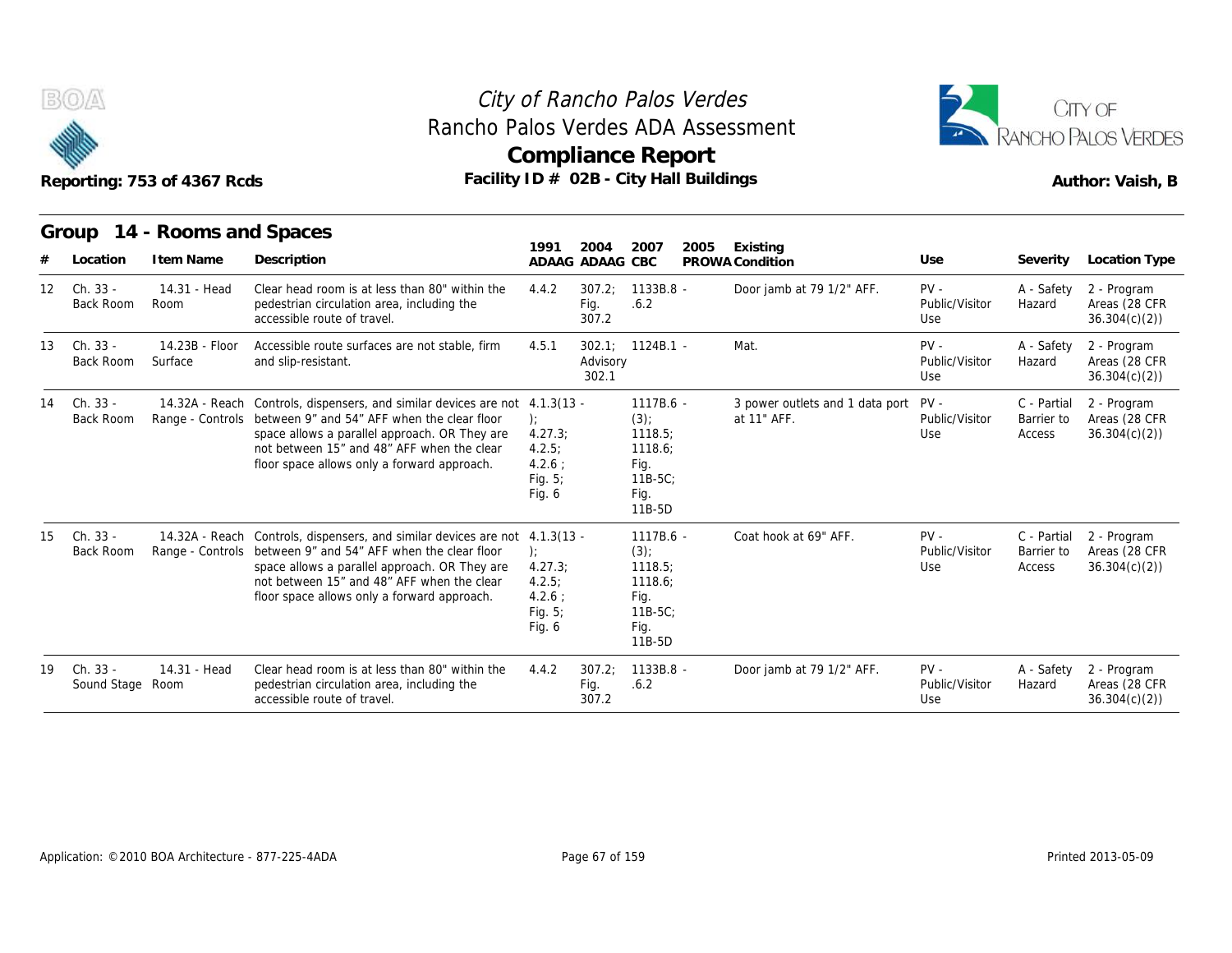# City of Rancho Palos Verdes
## Rancho Palos Verdes ADA Assessment
## Compliance Report

Reporting: 753 of 4367 Rcds | Facility ID # 02B - City Hall Buildings | Author: Vaish, B

### Group 14 - Rooms and Spaces

| # | Location | Item Name | Description | 1991 ADAAG | 2004 ADAAG | 2007 CBC | 2005 PROWA | Existing Condition | Use | Severity | Location Type |
|---|---|---|---|---|---|---|---|---|---|---|---|
| 12 | Ch. 33 - Back Room | 14.31 - Head Room | Clear head room is at less than 80" within the pedestrian circulation area, including the accessible route of travel. | 4.4.2 | 307.2; Fig. 307.2 | 1133B.8 - .6.2 | | Door jamb at 79 1/2" AFF. | PV - Public/Visitor Use | A - Safety Hazard | 2 - Program Areas (28 CFR 36.304(c)(2)) |
| 13 | Ch. 33 - Back Room | 14.23B - Floor Surface | Accessible route surfaces are not stable, firm and slip-resistant. | 4.5.1 | 302.1; Advisory 302.1 | 1124B.1 - | | Mat. | PV - Public/Visitor Use | A - Safety Hazard | 2 - Program Areas (28 CFR 36.304(c)(2)) |
| 14 | Ch. 33 - Back Room | 14.32A - Reach Range - Controls | Controls, dispensers, and similar devices are not between 9" and 54" AFF when the clear floor space allows a parallel approach. OR They are not between 15" and 48" AFF when the clear floor space allows only a forward approach. | 4.1.3(13 - ); 4.27.3; 4.2.5; 4.2.6 ; Fig. 5; Fig. 6 | | 1117B.6 - (3); 1118.5; 1118.6; Fig. 11B-5C; Fig. 11B-5D | | 3 power outlets and 1 data port at 11" AFF. | PV - Public/Visitor Use | C - Partial Barrier to Access | 2 - Program Areas (28 CFR 36.304(c)(2)) |
| 15 | Ch. 33 - Back Room | 14.32A - Reach Range - Controls | Controls, dispensers, and similar devices are not between 9" and 54" AFF when the clear floor space allows a parallel approach. OR They are not between 15" and 48" AFF when the clear floor space allows only a forward approach. | 4.1.3(13 - ); 4.27.3; 4.2.5; 4.2.6 ; Fig. 5; Fig. 6 | | 1117B.6 - (3); 1118.5; 1118.6; Fig. 11B-5C; Fig. 11B-5D | | Coat hook at 69" AFF. | PV - Public/Visitor Use | C - Partial Barrier to Access | 2 - Program Areas (28 CFR 36.304(c)(2)) |
| 19 | Ch. 33 - Sound Stage | 14.31 - Head Room | Clear head room is at less than 80" within the pedestrian circulation area, including the accessible route of travel. | 4.4.2 | 307.2; Fig. 307.2 | 1133B.8 - .6.2 | | Door jamb at 79 1/2" AFF. | PV - Public/Visitor Use | A - Safety Hazard | 2 - Program Areas (28 CFR 36.304(c)(2)) |

Application: ©2010 BOA Architecture - 877-225-4ADA | Printed 2013-05-09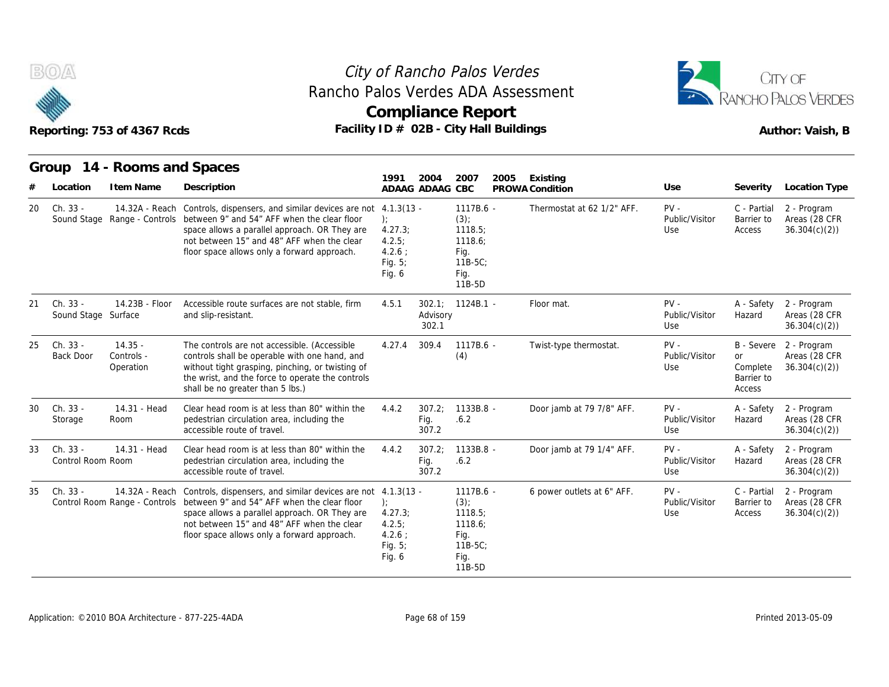# City of Rancho Palos Verdes
## Rancho Palos Verdes ADA Assessment
## Compliance Report

Reporting: 753 of 4367 Rcds

Facility ID # 02B - City Hall Buildings

Author: Vaish, B

### Group 14 - Rooms and Spaces

| # | Location | Item Name | Description | 1991 ADAAG | 2004 ADAAG | 2007 CBC | 2005 PROWA | Existing Condition | Use | Severity | Location Type |
|---|---|---|---|---|---|---|---|---|---|---|---|
| 20 | Ch. 33 - Sound Stage | 14.32A - Reach Range - Controls | Controls, dispensers, and similar devices are not between 9" and 54" AFF when the clear floor space allows a parallel approach. OR They are not between 15" and 48" AFF when the clear floor space allows only a forward approach. | 4.1.3(13 - ); 4.27.3; 4.2.5; 4.2.6 ; Fig. 5; Fig. 6 | | 1117B.6 - (3); 1118.5; 1118.6; Fig. 11B-5C; Fig. 11B-5D | | Thermostat at 62 1/2" AFF. | PV - Public/Visitor Use | C - Partial Barrier to Access | 2 - Program Areas (28 CFR 36.304(c)(2)) |
| 21 | Ch. 33 - Sound Stage | 14.23B - Floor Surface | Accessible route surfaces are not stable, firm and slip-resistant. | 4.5.1 | 302.1; Advisory 302.1 | 1124B.1 - | | Floor mat. | PV - Public/Visitor Use | A - Safety Hazard | 2 - Program Areas (28 CFR 36.304(c)(2)) |
| 25 | Ch. 33 - Back Door | 14.35 - Controls - Operation | The controls are not accessible. (Accessible controls shall be operable with one hand, and without tight grasping, pinching, or twisting of the wrist, and the force to operate the controls shall be no greater than 5 lbs.) | 4.27.4 | 309.4 | 1117B.6 - (4) | | Twist-type thermostat. | PV - Public/Visitor Use | B - Severe or Complete Barrier to Access | 2 - Program Areas (28 CFR 36.304(c)(2)) |
| 30 | Ch. 33 - Storage | 14.31 - Head Room | Clear head room is at less than 80" within the pedestrian circulation area, including the accessible route of travel. | 4.4.2 | 307.2; Fig. 307.2 | 1133B.8 - .6.2 | | Door jamb at 79 7/8" AFF. | PV - Public/Visitor Use | A - Safety Hazard | 2 - Program Areas (28 CFR 36.304(c)(2)) |
| 33 | Ch. 33 - Control Room | 14.31 - Head Room | Clear head room is at less than 80" within the pedestrian circulation area, including the accessible route of travel. | 4.4.2 | 307.2; Fig. 307.2 | 1133B.8 - .6.2 | | Door jamb at 79 1/4" AFF. | PV - Public/Visitor Use | A - Safety Hazard | 2 - Program Areas (28 CFR 36.304(c)(2)) |
| 35 | Ch. 33 - Control Room | 14.32A - Reach Range - Controls | Controls, dispensers, and similar devices are not between 9" and 54" AFF when the clear floor space allows a parallel approach. OR They are not between 15" and 48" AFF when the clear floor space allows only a forward approach. | 4.1.3(13 - ); 4.27.3; 4.2.5; 4.2.6 ; Fig. 5; Fig. 6 | | 1117B.6 - (3); 1118.5; 1118.6; Fig. 11B-5C; Fig. 11B-5D | | 6 power outlets at 6" AFF. | PV - Public/Visitor Use | C - Partial Barrier to Access | 2 - Program Areas (28 CFR 36.304(c)(2)) |

Application: ©2010 BOA Architecture - 877-225-4ADA

Printed 2013-05-09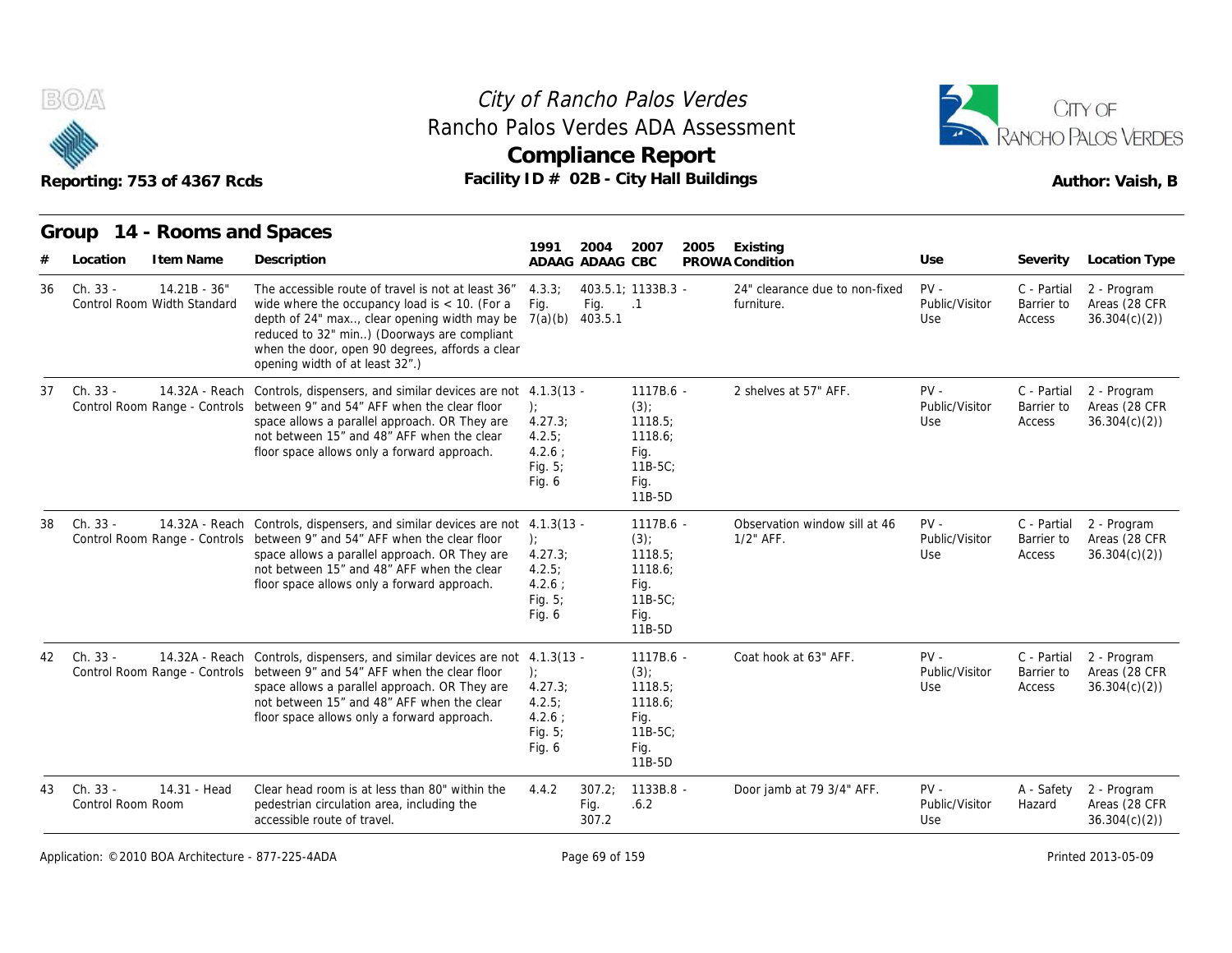# City of Rancho Palos Verdes
## Rancho Palos Verdes ADA Assessment
## Compliance Report

Reporting: 753 of 4367 Rcds

Facility ID # 02B - City Hall Buildings

Author: Vaish, B

### Group 14 - Rooms and Spaces

| # | Location | Item Name | Description | 1991 ADAAG | 2004 ADAAG | 2007 CBC | 2005 PROWA | Existing Condition | Use | Severity | Location Type |
|---|---|---|---|---|---|---|---|---|---|---|---|
| 36 | Ch. 33 - Control Room | 14.21B - 36" Width Standard | The accessible route of travel is not at least 36" wide where the occupancy load is < 10. (For a depth of 24" max.., clear opening width may be reduced to 32" min..) (Doorways are compliant when the door, open 90 degrees, affords a clear opening width of at least 32".) | 4.3.3; Fig. 7(a)(b) | 403.5.1; Fig. 403.5.1 | 1133B.3 - .1 | | 24" clearance due to non-fixed furniture. | PV - Public/Visitor Use | C - Partial Barrier to Access | 2 - Program Areas (28 CFR 36.304(c)(2)) |
| 37 | Ch. 33 - Control Room | 14.32A - Reach Range - Controls | Controls, dispensers, and similar devices are not between 9" and 54" AFF when the clear floor space allows a parallel approach. OR They are not between 15" and 48" AFF when the clear floor space allows only a forward approach. | 4.1.3(13 ); 4.27.3; 4.2.5; 4.2.6 ; Fig. 5; Fig. 6 | | 1117B.6 - (3); 1118.5; 1118.6; Fig. 11B-5C; Fig. 11B-5D | | 2 shelves at 57" AFF. | PV - Public/Visitor Use | C - Partial Barrier to Access | 2 - Program Areas (28 CFR 36.304(c)(2)) |
| 38 | Ch. 33 - Control Room | 14.32A - Reach Range - Controls | Controls, dispensers, and similar devices are not between 9" and 54" AFF when the clear floor space allows a parallel approach. OR They are not between 15" and 48" AFF when the clear floor space allows only a forward approach. | 4.1.3(13 ); 4.27.3; 4.2.5; 4.2.6 ; Fig. 5; Fig. 6 | | 1117B.6 - (3); 1118.5; 1118.6; Fig. 11B-5C; Fig. 11B-5D | | Observation window sill at 46 1/2" AFF. | PV - Public/Visitor Use | C - Partial Barrier to Access | 2 - Program Areas (28 CFR 36.304(c)(2)) |
| 42 | Ch. 33 - Control Room | 14.32A - Reach Range - Controls | Controls, dispensers, and similar devices are not between 9" and 54" AFF when the clear floor space allows a parallel approach. OR They are not between 15" and 48" AFF when the clear floor space allows only a forward approach. | 4.1.3(13 ); 4.27.3; 4.2.5; 4.2.6 ; Fig. 5; Fig. 6 | | 1117B.6 - (3); 1118.5; 1118.6; Fig. 11B-5C; Fig. 11B-5D | | Coat hook at 63" AFF. | PV - Public/Visitor Use | C - Partial Barrier to Access | 2 - Program Areas (28 CFR 36.304(c)(2)) |
| 43 | Ch. 33 - Control Room | 14.31 - Head Room | Clear head room is at less than 80" within the pedestrian circulation area, including the accessible route of travel. | 4.4.2 | 307.2; Fig. 307.2 | 1133B.8 - .6.2 | | Door jamb at 79 3/4" AFF. | PV - Public/Visitor Use | A - Safety Hazard | 2 - Program Areas (28 CFR 36.304(c)(2)) |

Application: ©2010 BOA Architecture - 877-225-4ADA

Printed 2013-05-09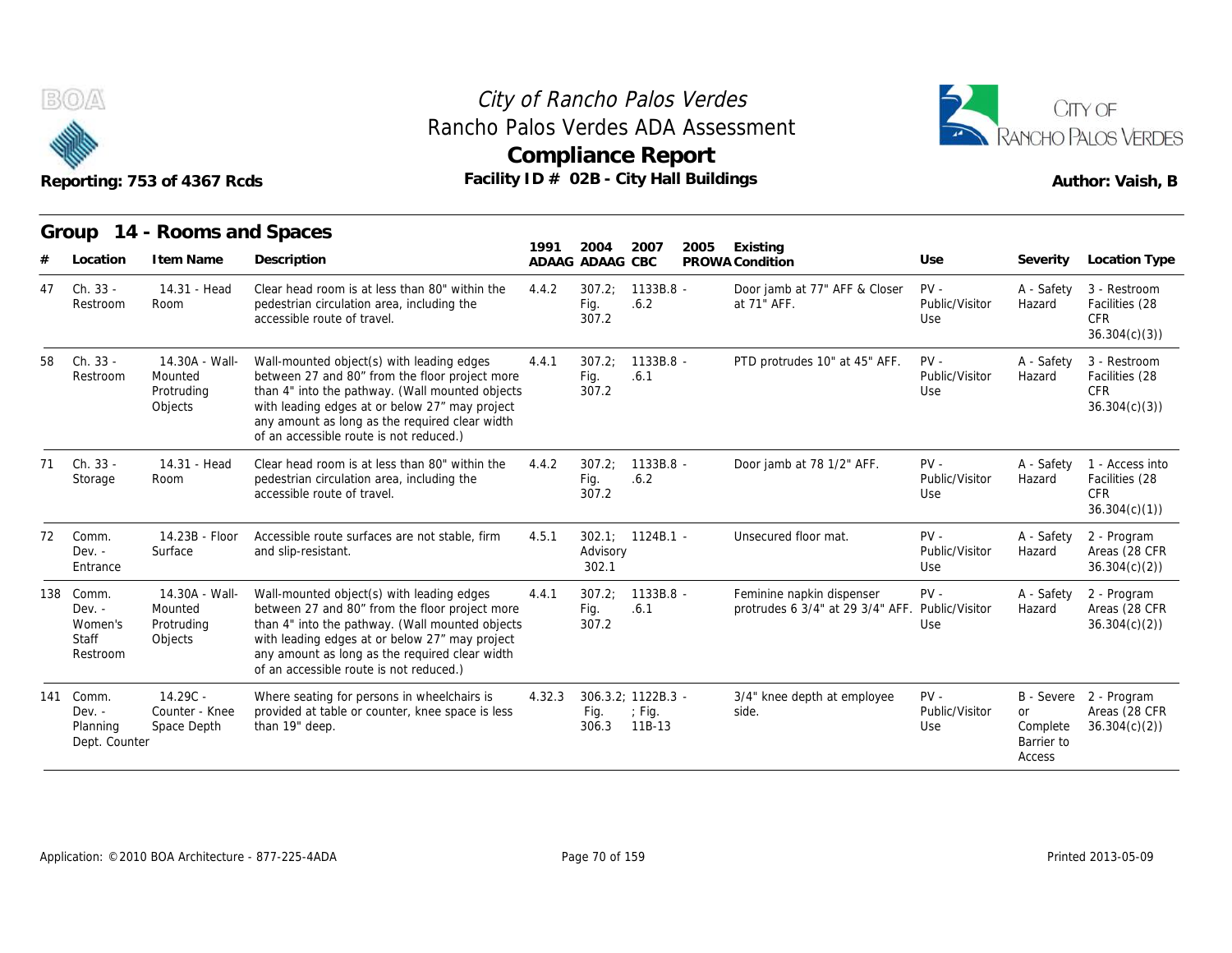City of Rancho Palos Verdes
Rancho Palos Verdes ADA Assessment
**Compliance Report**
Facility ID # 02B - City Hall Buildings

Reporting: 753 of 4367 Rcds

Author: Vaish, B

## Group 14 - Rooms and Spaces

| # | Location | Item Name | Description | 1991 ADAAG | 2004 ADAAG | 2007 CBC | 2005 PROWA | Existing Condition | Use | Severity | Location Type |
|---|---|---|---|---|---|---|---|---|---|---|---|
| 47 | Ch. 33 - Restroom | 14.31 - Head Room | Clear head room is at less than 80" within the pedestrian circulation area, including the accessible route of travel. | 4.4.2 | 307.2; Fig. 307.2 | 1133B.8 - .6.2 | | Door jamb at 77" AFF & Closer at 71" AFF. | PV - Public/Visitor Use | A - Safety Hazard | 3 - Restroom Facilities (28 CFR 36.304(c)(3)) |
| 58 | Ch. 33 - Restroom | 14.30A - Wall-Mounted Protruding Objects | Wall-mounted object(s) with leading edges between 27 and 80" from the floor project more than 4" into the pathway. (Wall mounted objects with leading edges at or below 27" may project any amount as long as the required clear width of an accessible route is not reduced.) | 4.4.1 | 307.2; Fig. 307.2 | 1133B.8 - .6.1 | | PTD protrudes 10" at 45" AFF. | PV - Public/Visitor Use | A - Safety Hazard | 3 - Restroom Facilities (28 CFR 36.304(c)(3)) |
| 71 | Ch. 33 - Storage | 14.31 - Head Room | Clear head room is at less than 80" within the pedestrian circulation area, including the accessible route of travel. | 4.4.2 | 307.2; Fig. 307.2 | 1133B.8 - .6.2 | | Door jamb at 78 1/2" AFF. | PV - Public/Visitor Use | A - Safety Hazard | 1 - Access into Facilities (28 CFR 36.304(c)(1)) |
| 72 | Comm. Dev. - Entrance | 14.23B - Floor Surface | Accessible route surfaces are not stable, firm and slip-resistant. | 4.5.1 | 302.1; Advisory 302.1 | 1124B.1 - | | Unsecured floor mat. | PV - Public/Visitor Use | A - Safety Hazard | 2 - Program Areas (28 CFR 36.304(c)(2)) |
| 138 | Comm. Dev. - Women's Staff Restroom | 14.30A - Wall-Mounted Protruding Objects | Wall-mounted object(s) with leading edges between 27 and 80" from the floor project more than 4" into the pathway. (Wall mounted objects with leading edges at or below 27" may project any amount as long as the required clear width of an accessible route is not reduced.) | 4.4.1 | 307.2; Fig. 307.2 | 1133B.8 - .6.1 | | Feminine napkin dispenser protrudes 6 3/4" at 29 3/4" AFF. | PV - Public/Visitor Use | A - Safety Hazard | 2 - Program Areas (28 CFR 36.304(c)(2)) |
| 141 | Comm. Dev. - Planning Dept. Counter | 14.29C - Counter - Knee Space Depth | Where seating for persons in wheelchairs is provided at table or counter, knee space is less than 19" deep. | 4.32.3 | 306.3.2; Fig. 306.3 | 1122B.3 - ; Fig. 11B-13 | | 3/4" knee depth at employee side. | PV - Public/Visitor Use | B - Severe or Complete Barrier to Access | 2 - Program Areas (28 CFR 36.304(c)(2)) |

Application: ©2010 BOA Architecture - 877-225-4ADA

Printed 2013-05-09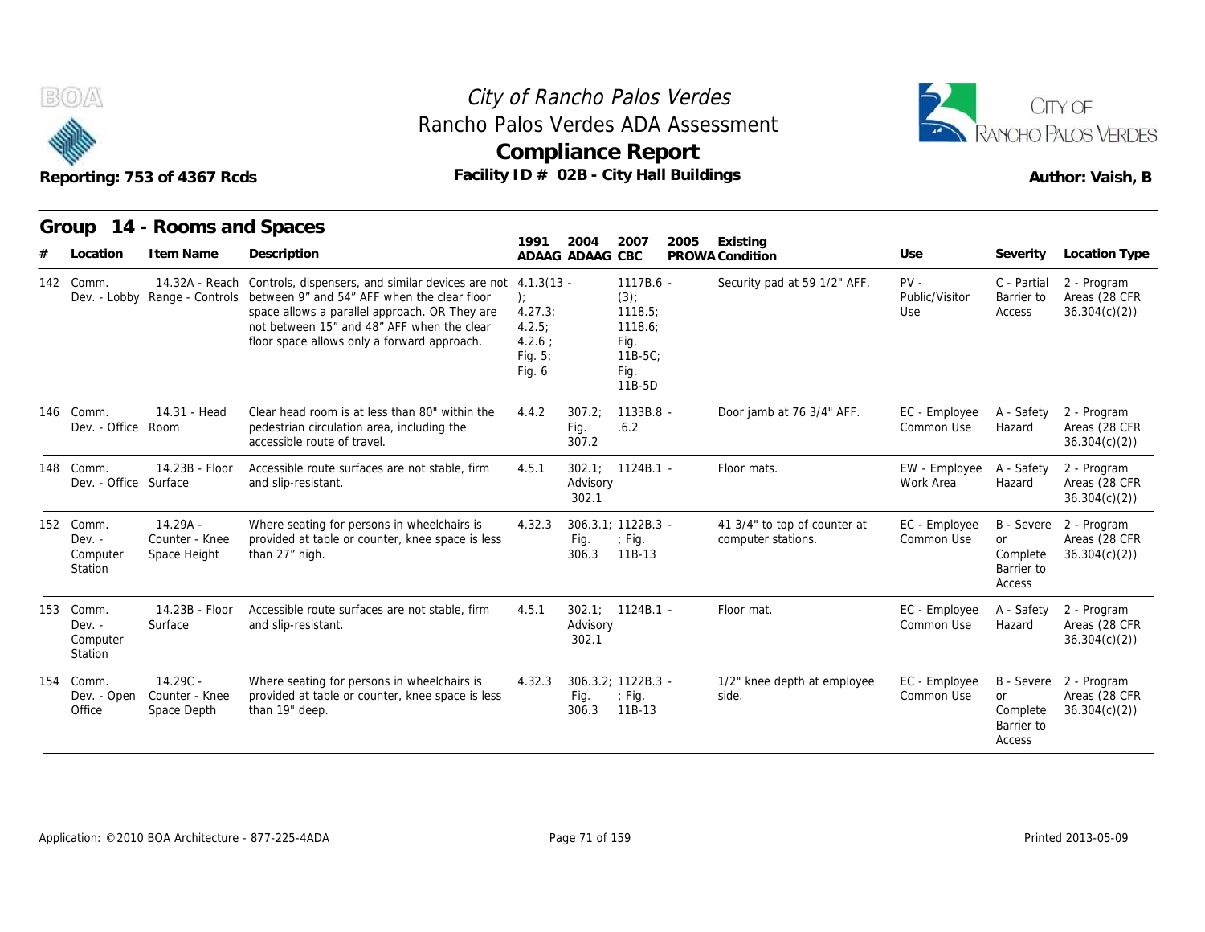# City of Rancho Palos Verdes
## Rancho Palos Verdes ADA Assessment
## Compliance Report

Reporting: 753 of 4367 Rcds

Facility ID # 02B - City Hall Buildings

Author: Vaish, B

### Group 14 - Rooms and Spaces

| # | Location | Item Name | Description | 1991 ADAAG | 2004 ADAAG | 2007 CBC | 2005 PROWA | Existing Condition | Use | Severity | Location Type |
|---|---|---|---|---|---|---|---|---|---|---|---|
| 142 | Comm. Dev. - Lobby | 14.32A - Reach Range - Controls | Controls, dispensers, and similar devices are not between 9" and 54" AFF when the clear floor space allows a parallel approach. OR They are not between 15" and 48" AFF when the clear floor space allows only a forward approach. | 4.1.3(13 - ); 4.27.3; 4.2.5; 4.2.6 ; Fig. 5; Fig. 6 | | 1117B.6 - (3); 1118.5; 1118.6; Fig. 11B-5C; Fig. 11B-5D | | Security pad at 59 1/2" AFF. | PV - Public/Visitor Use | C - Partial Barrier to Access | 2 - Program Areas (28 CFR 36.304(c)(2)) |
| 146 | Comm. Dev. - Office | 14.31 - Head Room | Clear head room is at less than 80" within the pedestrian circulation area, including the accessible route of travel. | 4.4.2 | 307.2; Fig. 307.2 | 1133B.8 - .6.2 | | Door jamb at 76 3/4" AFF. | EC - Employee Common Use | A - Safety Hazard | 2 - Program Areas (28 CFR 36.304(c)(2)) |
| 148 | Comm. Dev. - Office | 14.23B - Floor Surface | Accessible route surfaces are not stable, firm and slip-resistant. | 4.5.1 | 302.1; Advisory 302.1 | 1124B.1 - | | Floor mats. | EW - Employee Work Area | A - Safety Hazard | 2 - Program Areas (28 CFR 36.304(c)(2)) |
| 152 | Comm. Dev. - Computer Station | 14.29A - Counter - Knee Space Height | Where seating for persons in wheelchairs is provided at table or counter, knee space is less than 27" high. | 4.32.3 | 306.3.1; Fig. 306.3 | 1122B.3 - ; Fig. 11B-13 | | 41 3/4" to top of counter at computer stations. | EC - Employee Common Use | B - Severe or Complete Barrier to Access | 2 - Program Areas (28 CFR 36.304(c)(2)) |
| 153 | Comm. Dev. - Computer Station | 14.23B - Floor Surface | Accessible route surfaces are not stable, firm and slip-resistant. | 4.5.1 | 302.1; Advisory 302.1 | 1124B.1 - | | Floor mat. | EC - Employee Common Use | A - Safety Hazard | 2 - Program Areas (28 CFR 36.304(c)(2)) |
| 154 | Comm. Dev. - Open Office | 14.29C - Counter - Knee Space Depth | Where seating for persons in wheelchairs is provided at table or counter, knee space is less than 19" deep. | 4.32.3 | 306.3.2; Fig. 306.3 | 1122B.3 - ; Fig. 11B-13 | | 1/2" knee depth at employee side. | EC - Employee Common Use | B - Severe or Complete Barrier to Access | 2 - Program Areas (28 CFR 36.304(c)(2)) |

Application: ©2010 BOA Architecture - 877-225-4ADA

Printed 2013-05-09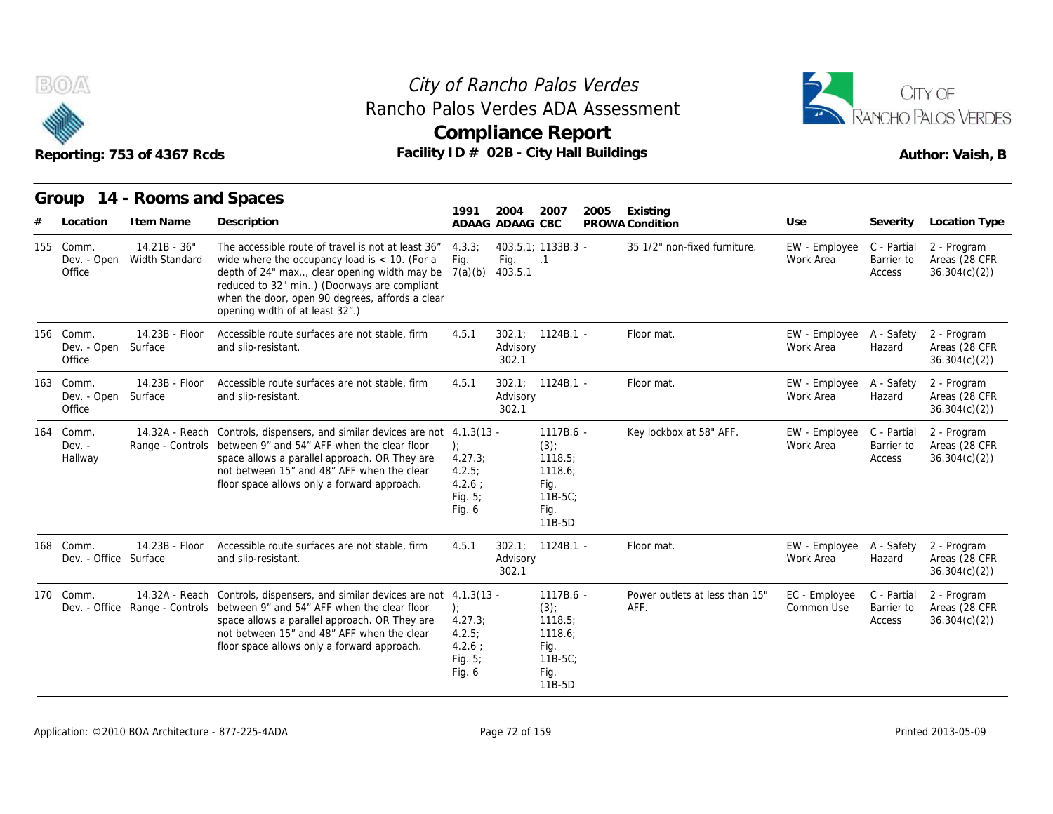# City of Rancho Palos Verdes
## Rancho Palos Verdes ADA Assessment
## Compliance Report

Reporting: 753 of 4367 Rcds

Facility ID # 02B - City Hall Buildings

Author: Vaish, B

### Group 14 - Rooms and Spaces

| # | Location | Item Name | Description | 1991 ADAAG | 2004 ADAAG | 2007 CBC | 2005 PROWA | Existing Condition | Use | Severity | Location Type |
|---|---|---|---|---|---|---|---|---|---|---|---|
| 155 | Comm. Dev. - Open Office | 14.21B - 36" Width Standard | The accessible route of travel is not at least 36" wide where the occupancy load is < 10. (For a depth of 24" max.., clear opening width may be reduced to 32" min..) (Doorways are compliant when the door, open 90 degrees, affords a clear opening width of at least 32".) | 4.3.3; Fig. 7(a)(b) | 403.5.1; Fig. 403.5.1 | 1133B.3 - .1 | | 35 1/2" non-fixed furniture. | EW - Employee Work Area | C - Partial Barrier to Access | 2 - Program Areas (28 CFR 36.304(c)(2)) |
| 156 | Comm. Dev. - Open Office | 14.23B - Floor Surface | Accessible route surfaces are not stable, firm and slip-resistant. | 4.5.1 | 302.1; Advisory 302.1 | 1124B.1 - | | Floor mat. | EW - Employee Work Area | A - Safety Hazard | 2 - Program Areas (28 CFR 36.304(c)(2)) |
| 163 | Comm. Dev. - Open Office | 14.23B - Floor Surface | Accessible route surfaces are not stable, firm and slip-resistant. | 4.5.1 | 302.1; Advisory 302.1 | 1124B.1 - | | Floor mat. | EW - Employee Work Area | A - Safety Hazard | 2 - Program Areas (28 CFR 36.304(c)(2)) |
| 164 | Comm. Dev. - Hallway | 14.32A - Reach Range - Controls | Controls, dispensers, and similar devices are not between 9" and 54" AFF when the clear floor space allows a parallel approach. OR They are not between 15" and 48" AFF when the clear floor space allows only a forward approach. | 4.1.3(13 - ); 4.27.3; 4.2.5; 4.2.6 ; Fig. 5; Fig. 6 | | 1117B.6 - (3); 1118.5; 1118.6; Fig. 11B-5C; Fig. 11B-5D | | Key lockbox at 58" AFF. | EW - Employee Work Area | C - Partial Barrier to Access | 2 - Program Areas (28 CFR 36.304(c)(2)) |
| 168 | Comm. Dev. - Office | 14.23B - Floor Surface | Accessible route surfaces are not stable, firm and slip-resistant. | 4.5.1 | 302.1; Advisory 302.1 | 1124B.1 - | | Floor mat. | EW - Employee Work Area | A - Safety Hazard | 2 - Program Areas (28 CFR 36.304(c)(2)) |
| 170 | Comm. Dev. - Office | 14.32A - Reach Range - Controls | Controls, dispensers, and similar devices are not between 9" and 54" AFF when the clear floor space allows a parallel approach. OR They are not between 15" and 48" AFF when the clear floor space allows only a forward approach. | 4.1.3(13 - ); 4.27.3; 4.2.5; 4.2.6 ; Fig. 5; Fig. 6 | | 1117B.6 - (3); 1118.5; 1118.6; Fig. 11B-5C; Fig. 11B-5D | | Power outlets at less than 15" AFF. | EC - Employee Common Use | C - Partial Barrier to Access | 2 - Program Areas (28 CFR 36.304(c)(2)) |

Application: ©2010 BOA Architecture - 877-225-4ADA

Printed 2013-05-09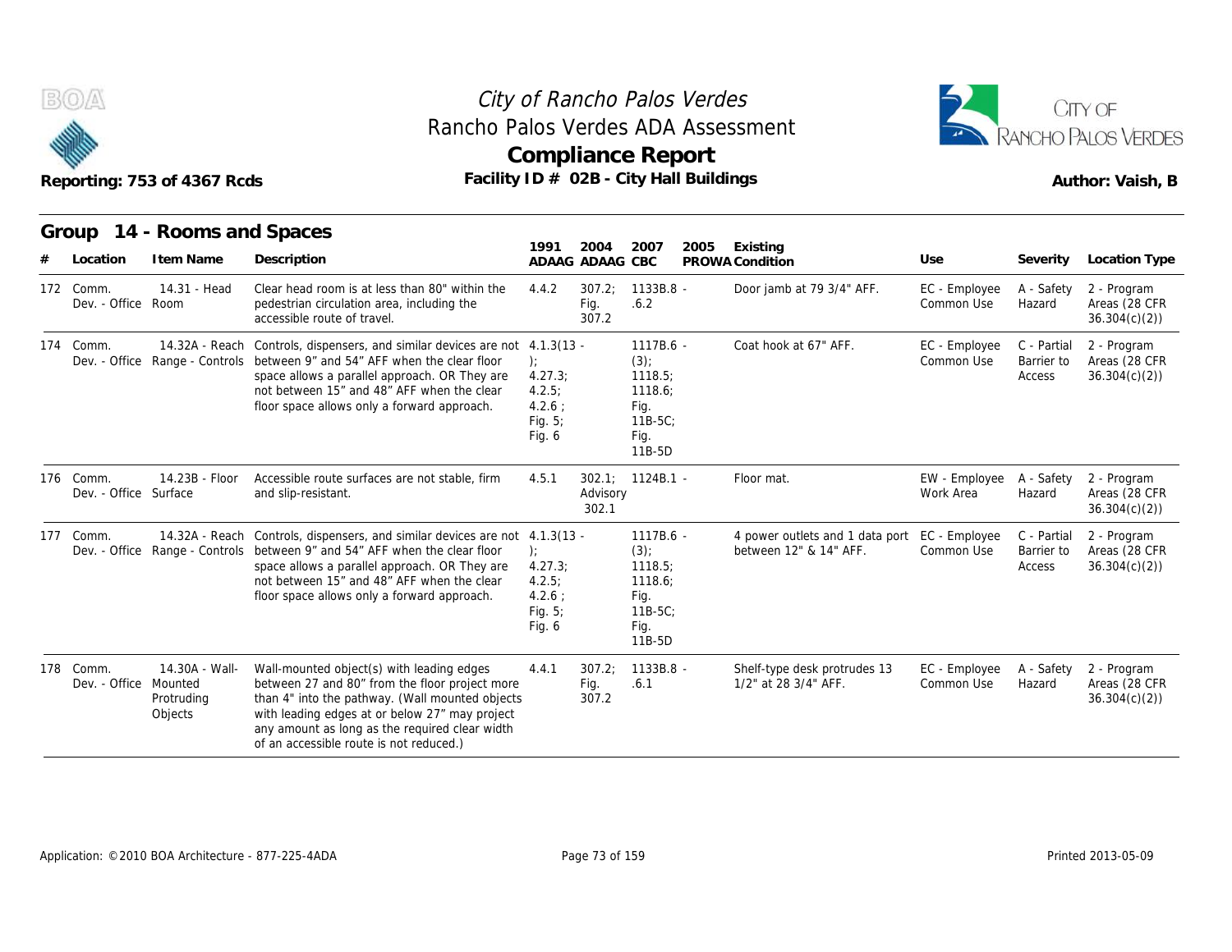# City of Rancho Palos Verdes
## Rancho Palos Verdes ADA Assessment
## Compliance Report

Reporting: 753 of 4367 Rcds

Facility ID # 02B - City Hall Buildings

Author: Vaish, B

## Group 14 - Rooms and Spaces

| # | Location | Item Name | Description | 1991 ADAAG | 2004 ADAAG | 2007 CBC | 2005 PROWA | Existing Condition | Use | Severity | Location Type |
|---|---|---|---|---|---|---|---|---|---|---|---|
| 172 | Comm. Dev. - Office | 14.31 - Head Room | Clear head room is at less than 80" within the pedestrian circulation area, including the accessible route of travel. | 4.4.2 | 307.2; Fig. 307.2 | 1133B.8 - .6.2 | | Door jamb at 79 3/4" AFF. | EC - Employee Common Use | A - Safety Hazard | 2 - Program Areas (28 CFR 36.304(c)(2)) |
| 174 | Comm. Dev. - Office | 14.32A - Reach Range - Controls | Controls, dispensers, and similar devices are not between 9" and 54" AFF when the clear floor space allows a parallel approach. OR They are not between 15" and 48" AFF when the clear floor space allows only a forward approach. | 4.1.3(13 - ); 4.27.3; 4.2.5; 4.2.6 ; Fig. 5; Fig. 6 | | 1117B.6 - (3); 1118.5; 1118.6; Fig. 11B-5C; Fig. 11B-5D | | Coat hook at 67" AFF. | EC - Employee Common Use | C - Partial Barrier to Access | 2 - Program Areas (28 CFR 36.304(c)(2)) |
| 176 | Comm. Dev. - Office | 14.23B - Floor Surface | Accessible route surfaces are not stable, firm and slip-resistant. | 4.5.1 | 302.1; Advisory 302.1 | 1124B.1 - | | Floor mat. | EW - Employee Work Area | A - Safety Hazard | 2 - Program Areas (28 CFR 36.304(c)(2)) |
| 177 | Comm. Dev. - Office | 14.32A - Reach Range - Controls | Controls, dispensers, and similar devices are not between 9" and 54" AFF when the clear floor space allows a parallel approach. OR They are not between 15" and 48" AFF when the clear floor space allows only a forward approach. | 4.1.3(13 - ); 4.27.3; 4.2.5; 4.2.6 ; Fig. 5; Fig. 6 | | 1117B.6 - (3); 1118.5; 1118.6; Fig. 11B-5C; Fig. 11B-5D | | 4 power outlets and 1 data port between 12" & 14" AFF. | EC - Employee Common Use | C - Partial Barrier to Access | 2 - Program Areas (28 CFR 36.304(c)(2)) |
| 178 | Comm. Dev. - Office | 14.30A - Wall-Mounted Protruding Objects | Wall-mounted object(s) with leading edges between 27 and 80" from the floor project more than 4" into the pathway. (Wall mounted objects with leading edges at or below 27" may project any amount as long as the required clear width of an accessible route is not reduced.) | 4.4.1 | 307.2; Fig. 307.2 | 1133B.8 - .6.1 | | Shelf-type desk protrudes 13 1/2" at 28 3/4" AFF. | EC - Employee Common Use | A - Safety Hazard | 2 - Program Areas (28 CFR 36.304(c)(2)) |

Application: ©2010 BOA Architecture - 877-225-4ADA

Printed 2013-05-09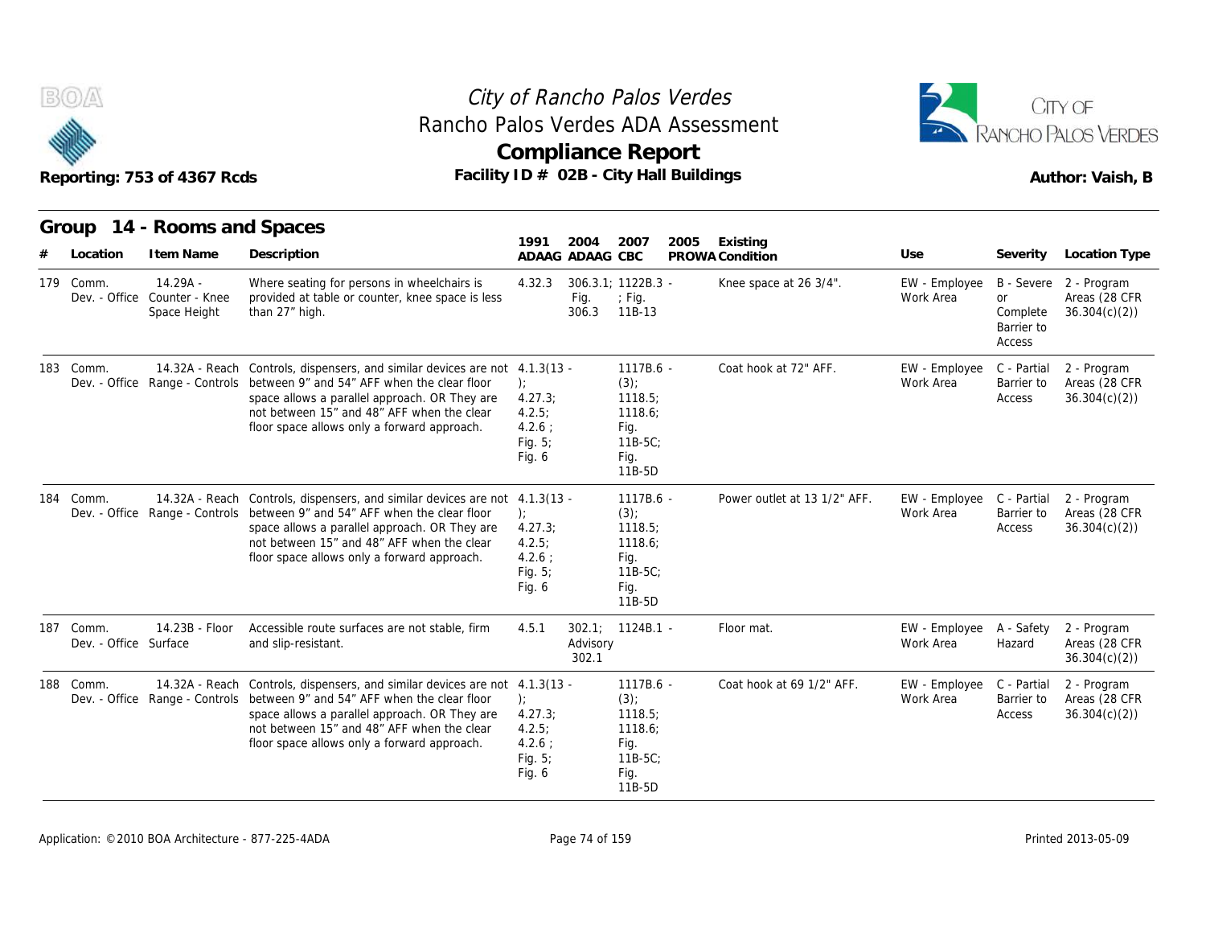# City of Rancho Palos Verdes
## Rancho Palos Verdes ADA Assessment
## Compliance Report

Reporting: 753 of 4367 Rcds

Facility ID # 02B - City Hall Buildings

Author: Vaish, B

### Group 14 - Rooms and Spaces

| # | Location | Item Name | Description | 1991 ADAAG | 2004 ADAAG | 2007 CBC | 2005 PROWA | Existing Condition | Use | Severity | Location Type |
|---|---|---|---|---|---|---|---|---|---|---|---|
| 179 | Comm. Dev. - Office | 14.29A - Counter - Knee Space Height | Where seating for persons in wheelchairs is provided at table or counter, knee space is less than 27" high. | 4.32.3 | 306.3.1; Fig. 306.3 | 1122B.3 - ; Fig. 11B-13 | | Knee space at 26 3/4". | EW - Employee Work Area | B - Severe or Complete Barrier to Access | 2 - Program Areas (28 CFR 36.304(c)(2)) |
| 183 | Comm. Dev. - Office | 14.32A - Reach Range - Controls | Controls, dispensers, and similar devices are not between 9" and 54" AFF when the clear floor space allows a parallel approach. OR They are not between 15" and 48" AFF when the clear floor space allows only a forward approach. | 4.1.3(13 - ); 4.27.3; 4.2.5; 4.2.6 ; Fig. 5; Fig. 6 | | 1117B.6 - (3); 1118.5; 1118.6; Fig. 11B-5C; Fig. 11B-5D | | Coat hook at 72" AFF. | EW - Employee Work Area | C - Partial Barrier to Access | 2 - Program Areas (28 CFR 36.304(c)(2)) |
| 184 | Comm. Dev. - Office | 14.32A - Reach Range - Controls | Controls, dispensers, and similar devices are not between 9" and 54" AFF when the clear floor space allows a parallel approach. OR They are not between 15" and 48" AFF when the clear floor space allows only a forward approach. | 4.1.3(13 - ); 4.27.3; 4.2.5; 4.2.6 ; Fig. 5; Fig. 6 | | 1117B.6 - (3); 1118.5; 1118.6; Fig. 11B-5C; Fig. 11B-5D | | Power outlet at 13 1/2" AFF. | EW - Employee Work Area | C - Partial Barrier to Access | 2 - Program Areas (28 CFR 36.304(c)(2)) |
| 187 | Comm. Dev. - Office | 14.23B - Floor Surface | Accessible route surfaces are not stable, firm and slip-resistant. | 4.5.1 | 302.1; Advisory 302.1 | 1124B.1 - | | Floor mat. | EW - Employee Work Area | A - Safety Hazard | 2 - Program Areas (28 CFR 36.304(c)(2)) |
| 188 | Comm. Dev. - Office | 14.32A - Reach Range - Controls | Controls, dispensers, and similar devices are not between 9" and 54" AFF when the clear floor space allows a parallel approach. OR They are not between 15" and 48" AFF when the clear floor space allows only a forward approach. | 4.1.3(13 - ); 4.27.3; 4.2.5; 4.2.6 ; Fig. 5; Fig. 6 | | 1117B.6 - (3); 1118.5; 1118.6; Fig. 11B-5C; Fig. 11B-5D | | Coat hook at 69 1/2" AFF. | EW - Employee Work Area | C - Partial Barrier to Access | 2 - Program Areas (28 CFR 36.304(c)(2)) |

Application: ©2010 BOA Architecture - 877-225-4ADA

Printed 2013-05-09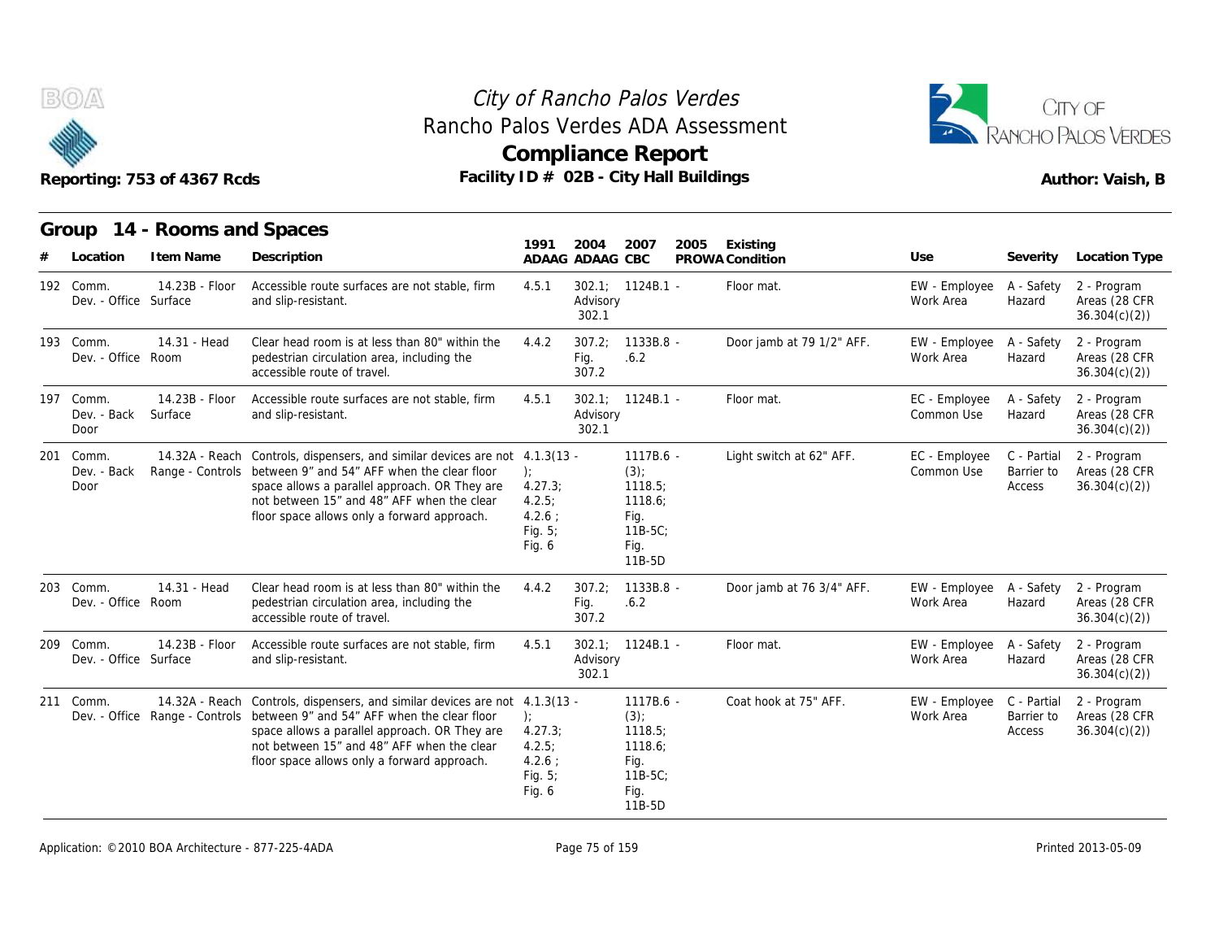# City of Rancho Palos Verdes
## Rancho Palos Verdes ADA Assessment
## Compliance Report

Reporting: 753 of 4367 Rcds

Facility ID # 02B - City Hall Buildings

Author: Vaish, B

### Group 14 - Rooms and Spaces

| # | Location | Item Name | Description | 1991 ADAAG | 2004 ADAAG | 2007 CBC | 2005 PROWA | Existing Condition | Use | Severity | Location Type |
|---|---|---|---|---|---|---|---|---|---|---|---|
| 192 | Comm. Dev. - Office | 14.23B - Floor Surface | Accessible route surfaces are not stable, firm and slip-resistant. | 4.5.1 | 302.1; Advisory 302.1 | 1124B.1 | - | Floor mat. | EW - Employee Work Area | A - Safety Hazard | 2 - Program Areas (28 CFR 36.304(c)(2)) |
| 193 | Comm. Dev. - Office | 14.31 - Head Room | Clear head room is at less than 80" within the pedestrian circulation area, including the accessible route of travel. | 4.4.2 | 307.2; Fig. 307.2 | 1133B.8 .6.2 | - | Door jamb at 79 1/2" AFF. | EW - Employee Work Area | A - Safety Hazard | 2 - Program Areas (28 CFR 36.304(c)(2)) |
| 197 | Comm. Dev. - Back Door | 14.23B - Floor Surface | Accessible route surfaces are not stable, firm and slip-resistant. | 4.5.1 | 302.1; Advisory 302.1 | 1124B.1 | - | Floor mat. | EC - Employee Common Use | A - Safety Hazard | 2 - Program Areas (28 CFR 36.304(c)(2)) |
| 201 | Comm. Dev. - Back Door | 14.32A - Reach Range - Controls | Controls, dispensers, and similar devices are not between 9" and 54" AFF when the clear floor space allows a parallel approach. OR They are not between 15" and 48" AFF when the clear floor space allows only a forward approach. | 4.1.3(13); 4.27.3; 4.2.5; 4.2.6; Fig. 5; Fig. 6 | | 1117B.6 (3); 1118.5; 1118.6; Fig. 11B-5C; Fig. 11B-5D | - | Light switch at 62" AFF. | EC - Employee Common Use | C - Partial Barrier to Access | 2 - Program Areas (28 CFR 36.304(c)(2)) |
| 203 | Comm. Dev. - Office | 14.31 - Head Room | Clear head room is at less than 80" within the pedestrian circulation area, including the accessible route of travel. | 4.4.2 | 307.2; Fig. 307.2 | 1133B.8 .6.2 | - | Door jamb at 76 3/4" AFF. | EW - Employee Work Area | A - Safety Hazard | 2 - Program Areas (28 CFR 36.304(c)(2)) |
| 209 | Comm. Dev. - Office | 14.23B - Floor Surface | Accessible route surfaces are not stable, firm and slip-resistant. | 4.5.1 | 302.1; Advisory 302.1 | 1124B.1 | - | Floor mat. | EW - Employee Work Area | A - Safety Hazard | 2 - Program Areas (28 CFR 36.304(c)(2)) |
| 211 | Comm. Dev. - Office | 14.32A - Reach Range - Controls | Controls, dispensers, and similar devices are not between 9" and 54" AFF when the clear floor space allows a parallel approach. OR They are not between 15" and 48" AFF when the clear floor space allows only a forward approach. | 4.1.3(13); 4.27.3; 4.2.5; 4.2.6; Fig. 5; Fig. 6 | | 1117B.6 (3); 1118.5; 1118.6; Fig. 11B-5C; Fig. 11B-5D | - | Coat hook at 75" AFF. | EW - Employee Work Area | C - Partial Barrier to Access | 2 - Program Areas (28 CFR 36.304(c)(2)) |

Application: ©2010 BOA Architecture - 877-225-4ADA

Printed 2013-05-09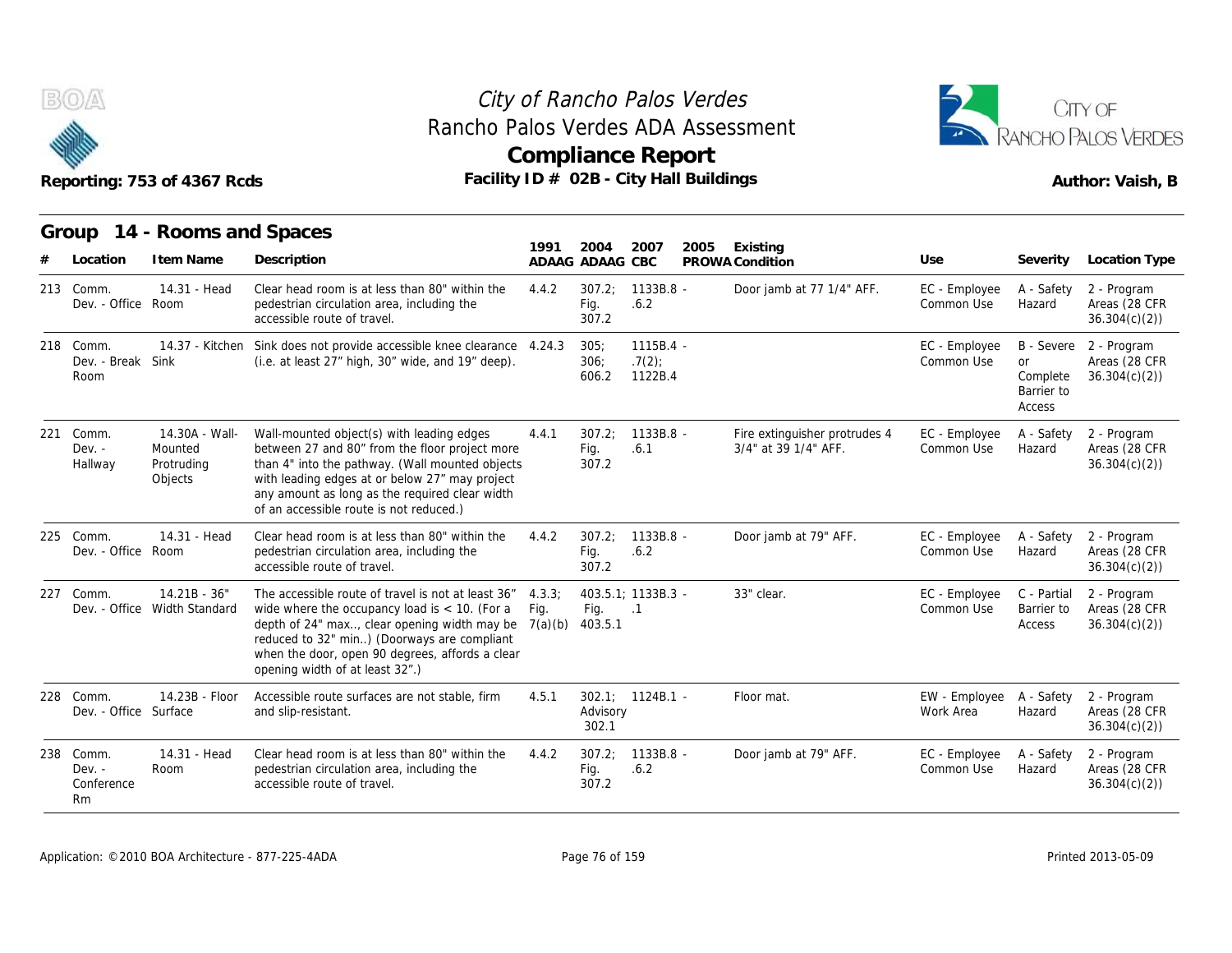# City of Rancho Palos Verdes
## Rancho Palos Verdes ADA Assessment
## Compliance Report

Reporting: 753 of 4367 Rcds

Facility ID # 02B - City Hall Buildings

Author: Vaish, B

## Group 14 - Rooms and Spaces

| # | Location | Item Name | Description | 1991 ADAAG | 2004 ADAAG | 2007 CBC | 2005 PROWA | Existing Condition | Use | Severity | Location Type |
|---|---|---|---|---|---|---|---|---|---|---|---|
| 213 | Comm. Dev. - Office | 14.31 - Head Room | Clear head room is at less than 80" within the pedestrian circulation area, including the accessible route of travel. | 4.4.2 | 307.2; Fig. 307.2 | 1133B.8 - .6.2 | | Door jamb at 77 1/4" AFF. | EC - Employee Common Use | A - Safety Hazard | 2 - Program Areas (28 CFR 36.304(c)(2)) |
| 218 | Comm. Dev. - Break Room | 14.37 - Kitchen Sink | Sink does not provide accessible knee clearance (i.e. at least 27" high, 30" wide, and 19" deep). | 4.24.3 | 305; 306; 606.2 | 1115B.4 - .7(2); 1122B.4 | | | EC - Employee Common Use | B - Severe or Complete Barrier to Access | 2 - Program Areas (28 CFR 36.304(c)(2)) |
| 221 | Comm. Dev. - Hallway | 14.30A - Wall-Mounted Protruding Objects | Wall-mounted object(s) with leading edges between 27 and 80" from the floor project more than 4" into the pathway. (Wall mounted objects with leading edges at or below 27" may project any amount as long as the required clear width of an accessible route is not reduced.) | 4.4.1 | 307.2; Fig. 307.2 | 1133B.8 - .6.1 | | Fire extinguisher protrudes 4 3/4" at 39 1/4" AFF. | EC - Employee Common Use | A - Safety Hazard | 2 - Program Areas (28 CFR 36.304(c)(2)) |
| 225 | Comm. Dev. - Office | 14.31 - Head Room | Clear head room is at less than 80" within the pedestrian circulation area, including the accessible route of travel. | 4.4.2 | 307.2; Fig. 307.2 | 1133B.8 - .6.2 | | Door jamb at 79" AFF. | EC - Employee Common Use | A - Safety Hazard | 2 - Program Areas (28 CFR 36.304(c)(2)) |
| 227 | Comm. Dev. - Office | 14.21B - 36" Width Standard | The accessible route of travel is not at least 36" wide where the occupancy load is < 10. (For a depth of 24" max.., clear opening width may be reduced to 32" min..) (Doorways are compliant when the door, open 90 degrees, affords a clear opening width of at least 32".) | 4.3.3; Fig. 7(a)(b) | 403.5.1; Fig. 403.5.1 | 1133B.3 - .1 | | 33" clear. | EC - Employee Common Use | C - Partial Barrier to Access | 2 - Program Areas (28 CFR 36.304(c)(2)) |
| 228 | Comm. Dev. - Office | 14.23B - Floor Surface | Accessible route surfaces are not stable, firm and slip-resistant. | 4.5.1 | 302.1; Advisory 302.1 | 1124B.1 - | | Floor mat. | EW - Employee Work Area | A - Safety Hazard | 2 - Program Areas (28 CFR 36.304(c)(2)) |
| 238 | Comm. Dev. - Conference Rm | 14.31 - Head Room | Clear head room is at less than 80" within the pedestrian circulation area, including the accessible route of travel. | 4.4.2 | 307.2; Fig. 307.2 | 1133B.8 - .6.2 | | Door jamb at 79" AFF. | EC - Employee Common Use | A - Safety Hazard | 2 - Program Areas (28 CFR 36.304(c)(2)) |

Application: ©2010 BOA Architecture - 877-225-4ADA

Printed 2013-05-09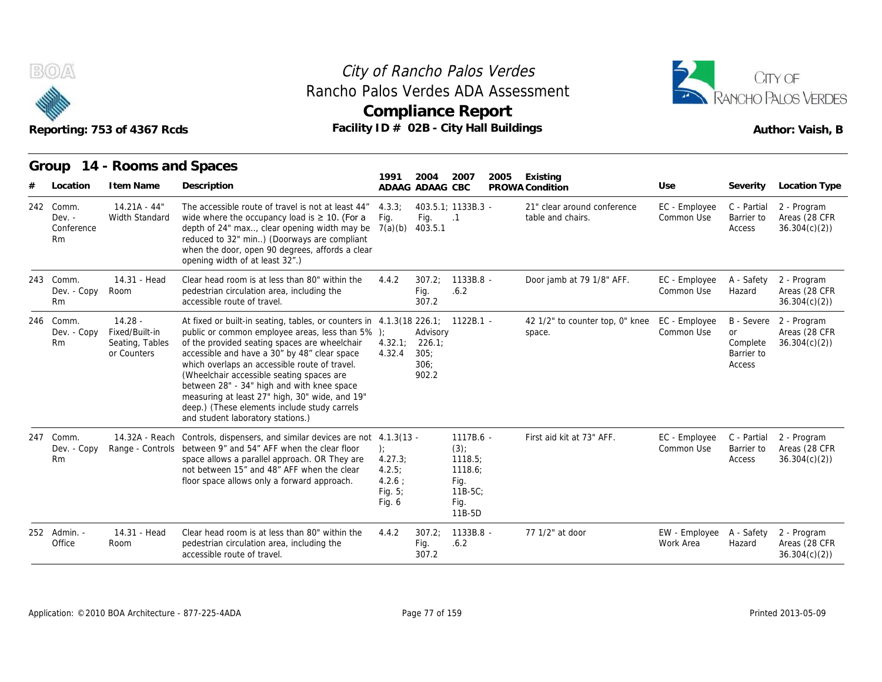# City of Rancho Palos Verdes
## Rancho Palos Verdes ADA Assessment
## Compliance Report

Reporting: 753 of 4367 Rcds — Facility ID # 02B - City Hall Buildings — Author: Vaish, B

### Group 14 - Rooms and Spaces

| # | Location | Item Name | Description | 1991 ADAAG | 2004 ADAAG | 2007 CBC | 2005 PROWA | Existing Condition | Use | Severity | Location Type |
|---|---|---|---|---|---|---|---|---|---|---|---|
| 242 | Comm. Dev. - Conference Rm | 14.21A - 44" Width Standard | The accessible route of travel is not at least 44" wide where the occupancy load is ≥ 10. (For a depth of 24" max.., clear opening width may be reduced to 32" min..) (Doorways are compliant when the door, open 90 degrees, affords a clear opening width of at least 32".) | 4.3.3; Fig. 7(a)(b) | 403.5.1; Fig. 403.5.1 | 1133B.3 - .1 | | 21" clear around conference table and chairs. | EC - Employee Common Use | C - Partial Barrier to Access | 2 - Program Areas (28 CFR 36.304(c)(2)) |
| 243 | Comm. Dev. - Copy Rm | 14.31 - Head Room | Clear head room is at less than 80" within the pedestrian circulation area, including the accessible route of travel. | 4.4.2 | 307.2; Fig. 307.2 | 1133B.8 - .6.2 | | Door jamb at 79 1/8" AFF. | EC - Employee Common Use | A - Safety Hazard | 2 - Program Areas (28 CFR 36.304(c)(2)) |
| 246 | Comm. Dev. - Copy Rm | 14.28 - Fixed/Built-in Seating, Tables or Counters | At fixed or built-in seating, tables, or counters in public or common employee areas, less than 5% of the provided seating spaces are wheelchair accessible and have a 30" by 48" clear space which overlaps an accessible route of travel. (Wheelchair accessible seating spaces are between 28" - 34" high and with knee space measuring at least 27" high, 30" wide, and 19" deep.) (These elements include study carrels and student laboratory stations.) | 4.1.3(18); 4.32.1; 4.32.4 | 226.1; Advisory 226.1; 305; 306; 902.2 | 1122B.1 - | | 42 1/2" to counter top, 0" knee space. | EC - Employee Common Use | B - Severe or Complete Barrier to Access | 2 - Program Areas (28 CFR 36.304(c)(2)) |
| 247 | Comm. Dev. - Copy Rm | 14.32A - Reach Range - Controls | Controls, dispensers, and similar devices are not between 9" and 54" AFF when the clear floor space allows a parallel approach. OR They are not between 15" and 48" AFF when the clear floor space allows only a forward approach. | 4.1.3(13); 4.27.3; 4.2.5; 4.2.6; Fig. 5; Fig. 6 | | 1117B.6 - (3); 1118.5; 1118.6; Fig. 11B-5C; Fig. 11B-5D | | First aid kit at 73" AFF. | EC - Employee Common Use | C - Partial Barrier to Access | 2 - Program Areas (28 CFR 36.304(c)(2)) |
| 252 | Admin. - Office | 14.31 - Head Room | Clear head room is at less than 80" within the pedestrian circulation area, including the accessible route of travel. | 4.4.2 | 307.2; Fig. 307.2 | 1133B.8 - .6.2 | | 77 1/2" at door | EW - Employee Work Area | A - Safety Hazard | 2 - Program Areas (28 CFR 36.304(c)(2)) |

Application: ©2010 BOA Architecture - 877-225-4ADA — Printed 2013-05-09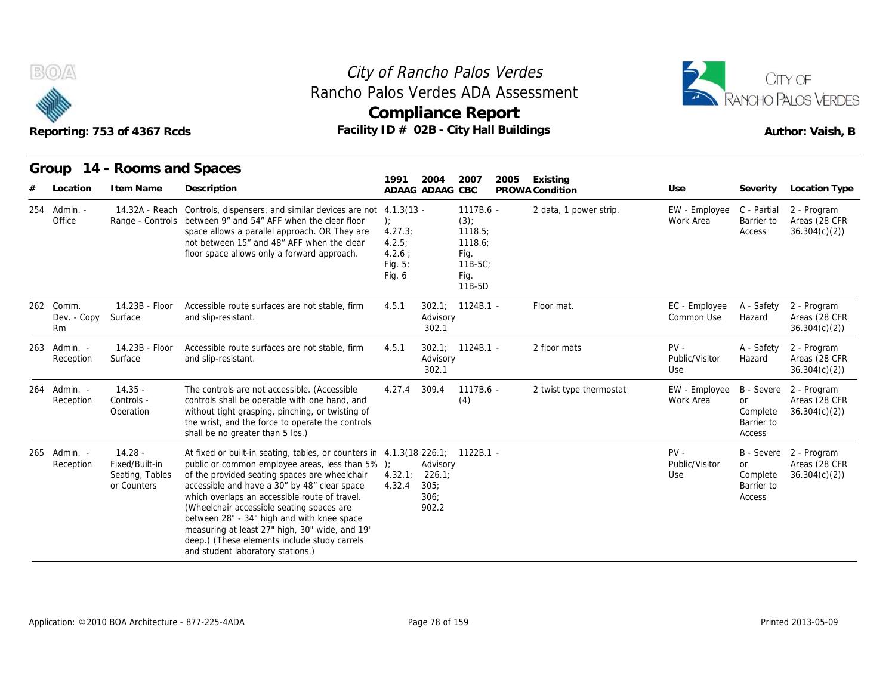# City of Rancho Palos Verdes
## Rancho Palos Verdes ADA Assessment
## Compliance Report

Reporting: 753 of 4367 Rcds

Facility ID # 02B - City Hall Buildings

Author: Vaish, B

### Group 14 - Rooms and Spaces

| # | Location | Item Name | Description | 1991 ADAAG | 2004 ADAAG | 2007 CBC | 2005 PROWA | Existing Condition | Use | Severity | Location Type |
|---|---|---|---|---|---|---|---|---|---|---|---|
| 254 | Admin. - Office | 14.32A - Reach Range - Controls | Controls, dispensers, and similar devices are not between 9" and 54" AFF when the clear floor space allows a parallel approach. OR They are not between 15" and 48" AFF when the clear floor space allows only a forward approach. | 4.1.3(13 - ); 4.27.3; 4.2.5; 4.2.6 ; Fig. 5; Fig. 6 | | 1117B.6 - (3); 1118.5; 1118.6; Fig. 11B-5C; Fig. 11B-5D | | 2 data, 1 power strip. | EW - Employee Work Area | C - Partial Barrier to Access | 2 - Program Areas (28 CFR 36.304(c)(2)) |
| 262 | Comm. Dev. - Copy Rm | 14.23B - Floor Surface | Accessible route surfaces are not stable, firm and slip-resistant. | 4.5.1 | 302.1; Advisory 302.1 | 1124B.1 - | | Floor mat. | EC - Employee Common Use | A - Safety Hazard | 2 - Program Areas (28 CFR 36.304(c)(2)) |
| 263 | Admin. - Reception | 14.23B - Floor Surface | Accessible route surfaces are not stable, firm and slip-resistant. | 4.5.1 | 302.1; Advisory 302.1 | 1124B.1 - | | 2 floor mats | PV - Public/Visitor Use | A - Safety Hazard | 2 - Program Areas (28 CFR 36.304(c)(2)) |
| 264 | Admin. - Reception | 14.35 - Controls - Operation | The controls are not accessible. (Accessible controls shall be operable with one hand, and without tight grasping, pinching, or twisting of the wrist, and the force to operate the controls shall be no greater than 5 lbs.) | 4.27.4 | 309.4 | 1117B.6 - (4) | | 2 twist type thermostat | EW - Employee Work Area | B - Severe or Complete Barrier to Access | 2 - Program Areas (28 CFR 36.304(c)(2)) |
| 265 | Admin. - Reception | 14.28 - Fixed/Built-in Seating, Tables or Counters | At fixed or built-in seating, tables, or counters in public or common employee areas, less than 5% of the provided seating spaces are wheelchair accessible and have a 30" by 48" clear space which overlaps an accessible route of travel. (Wheelchair accessible seating spaces are between 28" - 34" high and with knee space measuring at least 27" high, 30" wide, and 19" deep.) (These elements include study carrels and student laboratory stations.) | 4.1.3(18 ); 4.32.1; 4.32.4 | 226.1; Advisory 226.1; 305; 306; 902.2 | 1122B.1 - | | | PV - Public/Visitor Use | B - Severe or Complete Barrier to Access | 2 - Program Areas (28 CFR 36.304(c)(2)) |

Application: ©2010 BOA Architecture - 877-225-4ADA

Printed 2013-05-09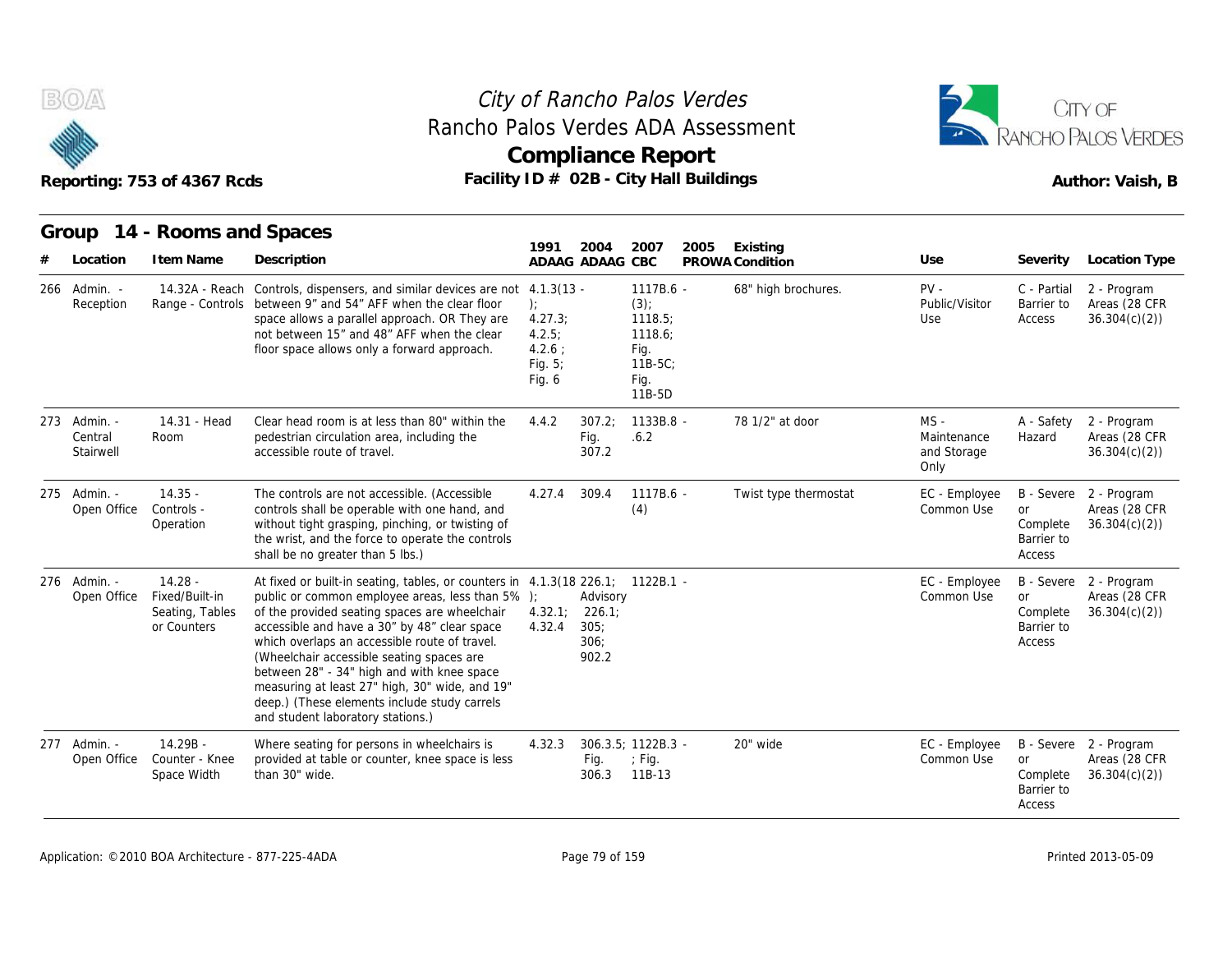# City of Rancho Palos Verdes
## Rancho Palos Verdes ADA Assessment
## Compliance Report

Reporting: 753 of 4367 Rcds

Facility ID # 02B - City Hall Buildings

Author: Vaish, B

### Group 14 - Rooms and Spaces

| # | Location | Item Name | Description | 1991 ADAAG | 2004 ADAAG | 2007 CBC | 2005 PROWA | Existing Condition | Use | Severity | Location Type |
|---|---|---|---|---|---|---|---|---|---|---|---|
| 266 | Admin. - Reception | 14.32A - Reach Range - Controls | Controls, dispensers, and similar devices are not between 9" and 54" AFF when the clear floor space allows a parallel approach. OR They are not between 15" and 48" AFF when the clear floor space allows only a forward approach. | 4.1.3(13 - ); 4.27.3; 4.2.5; 4.2.6 ; Fig. 5; Fig. 6 | | 1117B.6 - (3); 1118.5; 1118.6; Fig. 11B-5C; Fig. 11B-5D | | 68" high brochures. | PV - Public/Visitor Use | C - Partial Barrier to Access | 2 - Program Areas (28 CFR 36.304(c)(2)) |
| 273 | Admin. - Central Stairwell | 14.31 - Head Room | Clear head room is at less than 80" within the pedestrian circulation area, including the accessible route of travel. | 4.4.2 | 307.2; Fig. 307.2 | 1133B.8 - .6.2 | | 78 1/2" at door | MS - Maintenance and Storage Only | A - Safety Hazard | 2 - Program Areas (28 CFR 36.304(c)(2)) |
| 275 | Admin. - Open Office | 14.35 - Controls - Operation | The controls are not accessible. (Accessible controls shall be operable with one hand, and without tight grasping, pinching, or twisting of the wrist, and the force to operate the controls shall be no greater than 5 lbs.) | 4.27.4 | 309.4 | 1117B.6 - (4) | | Twist type thermostat | EC - Employee Common Use | B - Severe or Complete Barrier to Access | 2 - Program Areas (28 CFR 36.304(c)(2)) |
| 276 | Admin. - Open Office | 14.28 - Fixed/Built-in Seating, Tables or Counters | At fixed or built-in seating, tables, or counters in public or common employee areas, less than 5% of the provided seating spaces are wheelchair accessible and have a 30" by 48" clear space which overlaps an accessible route of travel. (Wheelchair accessible seating spaces are between 28" - 34" high and with knee space measuring at least 27" high, 30" wide, and 19" deep.) (These elements include study carrels and student laboratory stations.) | 4.1.3(18 ); 4.32.1; 4.32.4 | 226.1; Advisory 226.1; 305; 306; 902.2 | 1122B.1 - | | | EC - Employee Common Use | B - Severe or Complete Barrier to Access | 2 - Program Areas (28 CFR 36.304(c)(2)) |
| 277 | Admin. - Open Office | 14.29B - Counter - Knee Space Width | Where seating for persons in wheelchairs is provided at table or counter, knee space is less than 30" wide. | 4.32.3 | 306.3.5; Fig. 306.3 | 1122B.3 - ; Fig. 11B-13 | | 20" wide | EC - Employee Common Use | B - Severe or Complete Barrier to Access | 2 - Program Areas (28 CFR 36.304(c)(2)) |

Application: ©2010 BOA Architecture - 877-225-4ADA

Printed 2013-05-09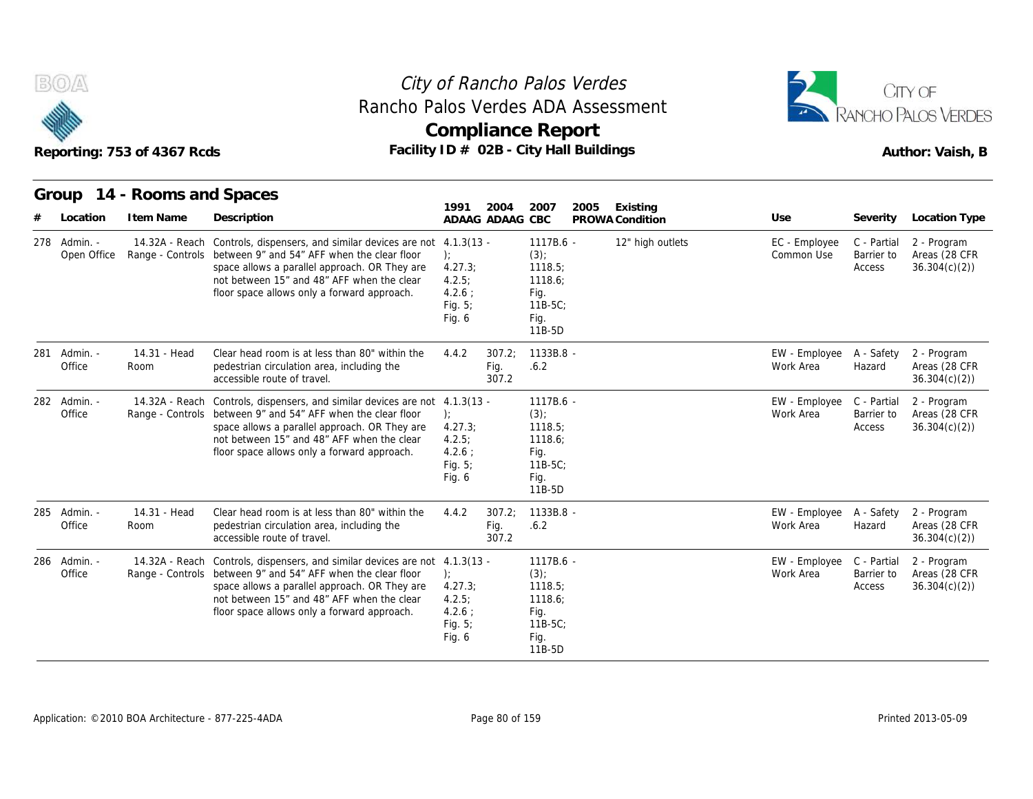# City of Rancho Palos Verdes

## Rancho Palos Verdes ADA Assessment

## Compliance Report

Reporting: 753 of 4367 Rcds

**Facility ID # 02B - City Hall Buildings**

Author: Vaish, B

### Group 14 - Rooms and Spaces

| # | Location | Item Name | Description | 1991 ADAAG | 2004 ADAAG | 2007 CBC | 2005 PROWA | Existing Condition | Use | Severity | Location Type |
|---|---|---|---|---|---|---|---|---|---|---|---|
| 278 | Admin. - Open Office | 14.32A - Reach Range - Controls | Controls, dispensers, and similar devices are not between 9" and 54" AFF when the clear floor space allows a parallel approach. OR They are not between 15" and 48" AFF when the clear floor space allows only a forward approach. | 4.1.3(13 - ); 4.27.3; 4.2.5; 4.2.6 ; Fig. 5; Fig. 6 | | 1117B.6 - (3); 1118.5; 1118.6; Fig. 11B-5C; Fig. 11B-5D | | 12" high outlets | EC - Employee Common Use | C - Partial Barrier to Access | 2 - Program Areas (28 CFR 36.304(c)(2)) |
| 281 | Admin. - Office | 14.31 - Head Room | Clear head room is at less than 80" within the pedestrian circulation area, including the accessible route of travel. | 4.4.2 | 307.2; Fig. 307.2 | 1133B.8 - .6.2 | | | EW - Employee Work Area | A - Safety Hazard | 2 - Program Areas (28 CFR 36.304(c)(2)) |
| 282 | Admin. - Office | 14.32A - Reach Range - Controls | Controls, dispensers, and similar devices are not between 9" and 54" AFF when the clear floor space allows a parallel approach. OR They are not between 15" and 48" AFF when the clear floor space allows only a forward approach. | 4.1.3(13 - ); 4.27.3; 4.2.5; 4.2.6 ; Fig. 5; Fig. 6 | | 1117B.6 - (3); 1118.5; 1118.6; Fig. 11B-5C; Fig. 11B-5D | | | EW - Employee Work Area | C - Partial Barrier to Access | 2 - Program Areas (28 CFR 36.304(c)(2)) |
| 285 | Admin. - Office | 14.31 - Head Room | Clear head room is at less than 80" within the pedestrian circulation area, including the accessible route of travel. | 4.4.2 | 307.2; Fig. 307.2 | 1133B.8 - .6.2 | | | EW - Employee Work Area | A - Safety Hazard | 2 - Program Areas (28 CFR 36.304(c)(2)) |
| 286 | Admin. - Office | 14.32A - Reach Range - Controls | Controls, dispensers, and similar devices are not between 9" and 54" AFF when the clear floor space allows a parallel approach. OR They are not between 15" and 48" AFF when the clear floor space allows only a forward approach. | 4.1.3(13 - ); 4.27.3; 4.2.5; 4.2.6 ; Fig. 5; Fig. 6 | | 1117B.6 - (3); 1118.5; 1118.6; Fig. 11B-5C; Fig. 11B-5D | | | EW - Employee Work Area | C - Partial Barrier to Access | 2 - Program Areas (28 CFR 36.304(c)(2)) |

Application: ©2010 BOA Architecture - 877-225-4ADA

Printed 2013-05-09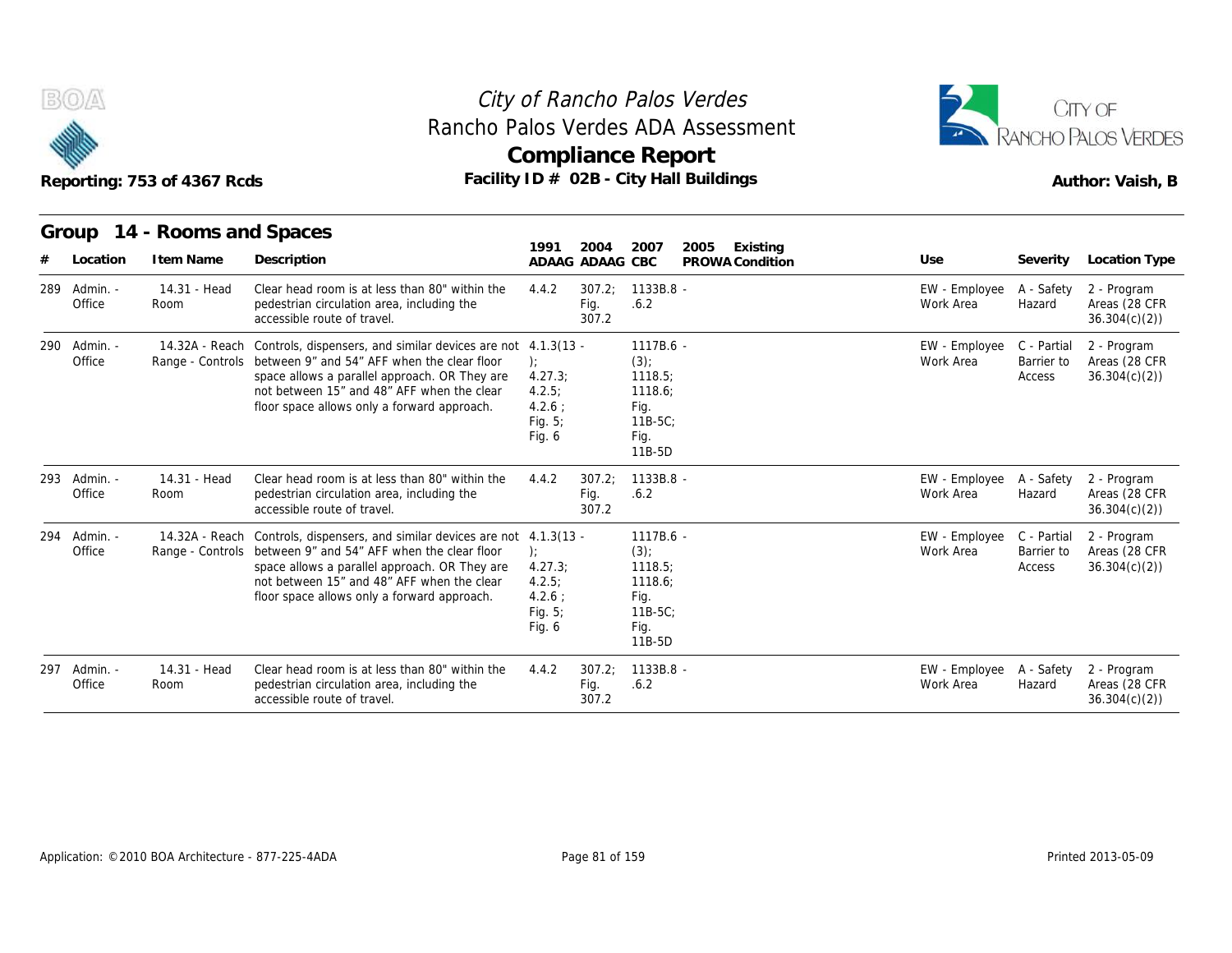## Group 14 - Rooms and Spaces

| # | Location | Item Name | Description | 1991 ADAAG | 2004 ADAAG | 2007 CBC | 2005 PROWA | Existing Condition | Use | Severity | Location Type |
|---|---|---|---|---|---|---|---|---|---|---|---|
| 289 | Admin. - Office | 14.31 - Head Room | Clear head room is at less than 80" within the pedestrian circulation area, including the accessible route of travel. | 4.4.2 | 307.2; Fig. 307.2 | 1133B.8 - .6.2 | | | EW - Employee Work Area | A - Safety Hazard | 2 - Program Areas (28 CFR 36.304(c)(2)) |
| 290 | Admin. - Office | 14.32A - Reach Range - Controls | Controls, dispensers, and similar devices are not between 9" and 54" AFF when the clear floor space allows a parallel approach. OR They are not between 15" and 48" AFF when the clear floor space allows only a forward approach. | 4.1.3(13 - ); 4.27.3; 4.2.5; 4.2.6 ; Fig. 5; Fig. 6 | | 1117B.6 - (3); 1118.5; 1118.6; Fig. 11B-5C; Fig. 11B-5D | | | EW - Employee Work Area | C - Partial Barrier to Access | 2 - Program Areas (28 CFR 36.304(c)(2)) |
| 293 | Admin. - Office | 14.31 - Head Room | Clear head room is at less than 80" within the pedestrian circulation area, including the accessible route of travel. | 4.4.2 | 307.2; Fig. 307.2 | 1133B.8 - .6.2 | | | EW - Employee Work Area | A - Safety Hazard | 2 - Program Areas (28 CFR 36.304(c)(2)) |
| 294 | Admin. - Office | 14.32A - Reach Range - Controls | Controls, dispensers, and similar devices are not between 9" and 54" AFF when the clear floor space allows a parallel approach. OR They are not between 15" and 48" AFF when the clear floor space allows only a forward approach. | 4.1.3(13 - ); 4.27.3; 4.2.5; 4.2.6 ; Fig. 5; Fig. 6 | | 1117B.6 - (3); 1118.5; 1118.6; Fig. 11B-5C; Fig. 11B-5D | | | EW - Employee Work Area | C - Partial Barrier to Access | 2 - Program Areas (28 CFR 36.304(c)(2)) |
| 297 | Admin. - Office | 14.31 - Head Room | Clear head room is at less than 80" within the pedestrian circulation area, including the accessible route of travel. | 4.4.2 | 307.2; Fig. 307.2 | 1133B.8 - .6.2 | | | EW - Employee Work Area | A - Safety Hazard | 2 - Program Areas (28 CFR 36.304(c)(2)) |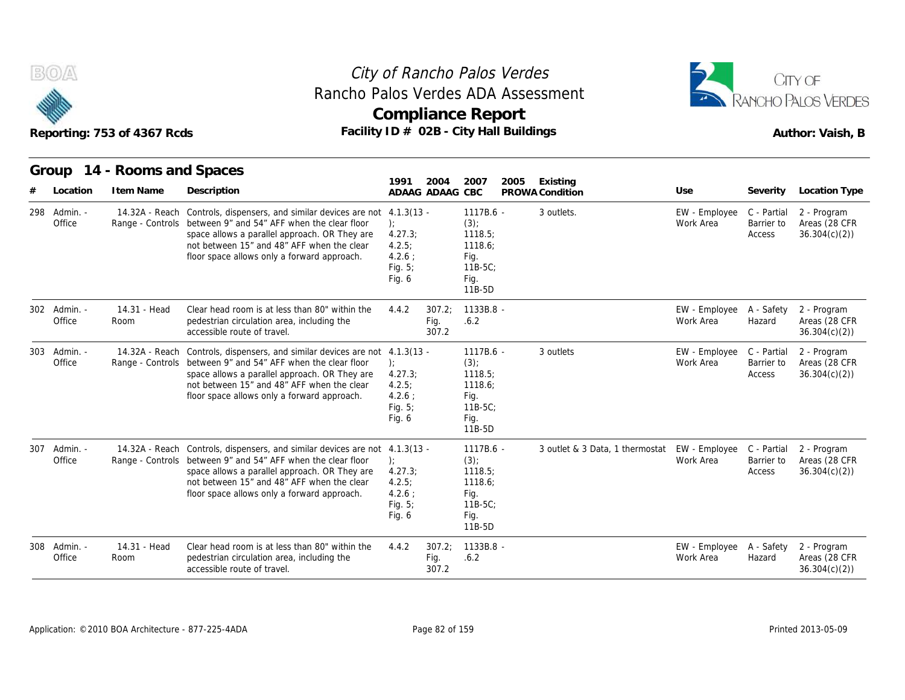# City of Rancho Palos Verdes
## Rancho Palos Verdes ADA Assessment
## Compliance Report

Reporting: 753 of 4367 Rcds

Facility ID # 02B - City Hall Buildings

Author: Vaish, B

## Group 14 - Rooms and Spaces

| # | Location | Item Name | Description | 1991 ADAAG | 2004 ADAAG | 2007 CBC | 2005 PROWA | Existing Condition | Use | Severity | Location Type |
|---|---|---|---|---|---|---|---|---|---|---|---|
| 298 | Admin. - Office | 14.32A - Reach Range - Controls | Controls, dispensers, and similar devices are not between 9" and 54" AFF when the clear floor space allows a parallel approach. OR They are not between 15" and 48" AFF when the clear floor space allows only a forward approach. | 4.1.3(13 - ); 4.27.3; 4.2.5; 4.2.6 ; Fig. 5; Fig. 6 | | 1117B.6 - (3); 1118.5; 1118.6; Fig. 11B-5C; Fig. 11B-5D | | 3 outlets. | EW - Employee Work Area | C - Partial Barrier to Access | 2 - Program Areas (28 CFR 36.304(c)(2)) |
| 302 | Admin. - Office | 14.31 - Head Room | Clear head room is at less than 80" within the pedestrian circulation area, including the accessible route of travel. | 4.4.2 | 307.2; Fig. 307.2 | 1133B.8 - .6.2 | | | EW - Employee Work Area | A - Safety Hazard | 2 - Program Areas (28 CFR 36.304(c)(2)) |
| 303 | Admin. - Office | 14.32A - Reach Range - Controls | Controls, dispensers, and similar devices are not between 9" and 54" AFF when the clear floor space allows a parallel approach. OR They are not between 15" and 48" AFF when the clear floor space allows only a forward approach. | 4.1.3(13 - ); 4.27.3; 4.2.5; 4.2.6 ; Fig. 5; Fig. 6 | | 1117B.6 - (3); 1118.5; 1118.6; Fig. 11B-5C; Fig. 11B-5D | | 3 outlets | EW - Employee Work Area | C - Partial Barrier to Access | 2 - Program Areas (28 CFR 36.304(c)(2)) |
| 307 | Admin. - Office | 14.32A - Reach Range - Controls | Controls, dispensers, and similar devices are not between 9" and 54" AFF when the clear floor space allows a parallel approach. OR They are not between 15" and 48" AFF when the clear floor space allows only a forward approach. | 4.1.3(13 - ); 4.27.3; 4.2.5; 4.2.6 ; Fig. 5; Fig. 6 | | 1117B.6 - (3); 1118.5; 1118.6; Fig. 11B-5C; Fig. 11B-5D | | 3 outlet & 3 Data, 1 thermostat | EW - Employee Work Area | C - Partial Barrier to Access | 2 - Program Areas (28 CFR 36.304(c)(2)) |
| 308 | Admin. - Office | 14.31 - Head Room | Clear head room is at less than 80" within the pedestrian circulation area, including the accessible route of travel. | 4.4.2 | 307.2; Fig. 307.2 | 1133B.8 - .6.2 | | | EW - Employee Work Area | A - Safety Hazard | 2 - Program Areas (28 CFR 36.304(c)(2)) |

Application: ©2010 BOA Architecture - 877-225-4ADA

Printed 2013-05-09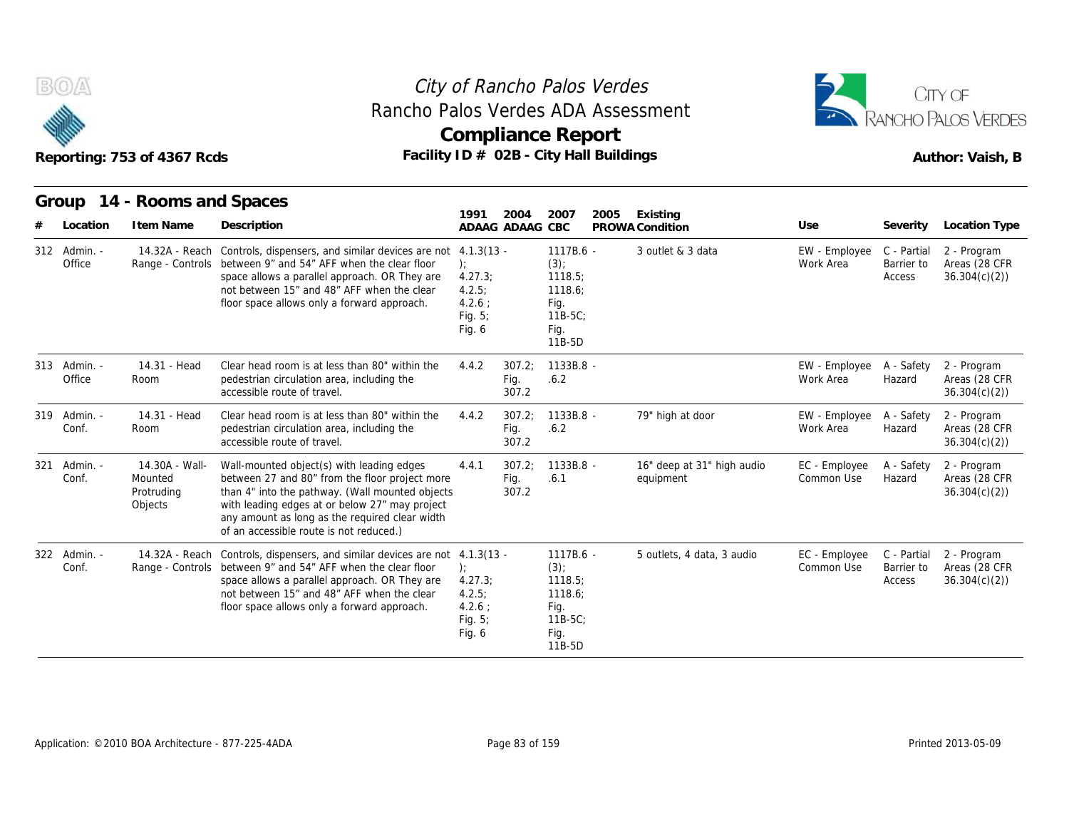# City of Rancho Palos Verdes
## Rancho Palos Verdes ADA Assessment
## Compliance Report

Reporting: 753 of 4367 Rcds | Facility ID # 02B - City Hall Buildings | Author: Vaish, B

### Group 14 - Rooms and Spaces

| # | Location | Item Name | Description | 1991 ADAAG | 2004 ADAAG | 2007 CBC | 2005 PROWA | Existing Condition | Use | Severity | Location Type |
|---|---|---|---|---|---|---|---|---|---|---|---|
| 312 | Admin. - Office | 14.32A - Reach Range - Controls | Controls, dispensers, and similar devices are not between 9" and 54" AFF when the clear floor space allows a parallel approach. OR They are not between 15" and 48" AFF when the clear floor space allows only a forward approach. | 4.1.3(13 - ); 4.27.3; 4.2.5; 4.2.6 ; Fig. 5; Fig. 6 | | 1117B.6 - (3); 1118.5; 1118.6; Fig. 11B-5C; Fig. 11B-5D | | 3 outlet & 3 data | EW - Employee Work Area | C - Partial Barrier to Access | 2 - Program Areas (28 CFR 36.304(c)(2)) |
| 313 | Admin. - Office | 14.31 - Head Room | Clear head room is at less than 80" within the pedestrian circulation area, including the accessible route of travel. | 4.4.2 | 307.2; Fig. 307.2 | 1133B.8 - .6.2 | | | EW - Employee Work Area | A - Safety Hazard | 2 - Program Areas (28 CFR 36.304(c)(2)) |
| 319 | Admin. - Conf. | 14.31 - Head Room | Clear head room is at less than 80" within the pedestrian circulation area, including the accessible route of travel. | 4.4.2 | 307.2; Fig. 307.2 | 1133B.8 - .6.2 | | 79" high at door | EW - Employee Work Area | A - Safety Hazard | 2 - Program Areas (28 CFR 36.304(c)(2)) |
| 321 | Admin. - Conf. | 14.30A - Wall-Mounted Protruding Objects | Wall-mounted object(s) with leading edges between 27 and 80" from the floor project more than 4" into the pathway. (Wall mounted objects with leading edges at or below 27" may project any amount as long as the required clear width of an accessible route is not reduced.) | 4.4.1 | 307.2; Fig. 307.2 | 1133B.8 - .6.1 | | 16" deep at 31" high audio equipment | EC - Employee Common Use | A - Safety Hazard | 2 - Program Areas (28 CFR 36.304(c)(2)) |
| 322 | Admin. - Conf. | 14.32A - Reach Range - Controls | Controls, dispensers, and similar devices are not between 9" and 54" AFF when the clear floor space allows a parallel approach. OR They are not between 15" and 48" AFF when the clear floor space allows only a forward approach. | 4.1.3(13 - ); 4.27.3; 4.2.5; 4.2.6 ; Fig. 5; Fig. 6 | | 1117B.6 - (3); 1118.5; 1118.6; Fig. 11B-5C; Fig. 11B-5D | | 5 outlets, 4 data, 3 audio | EC - Employee Common Use | C - Partial Barrier to Access | 2 - Program Areas (28 CFR 36.304(c)(2)) |

Application: ©2010 BOA Architecture - 877-225-4ADA | Printed 2013-05-09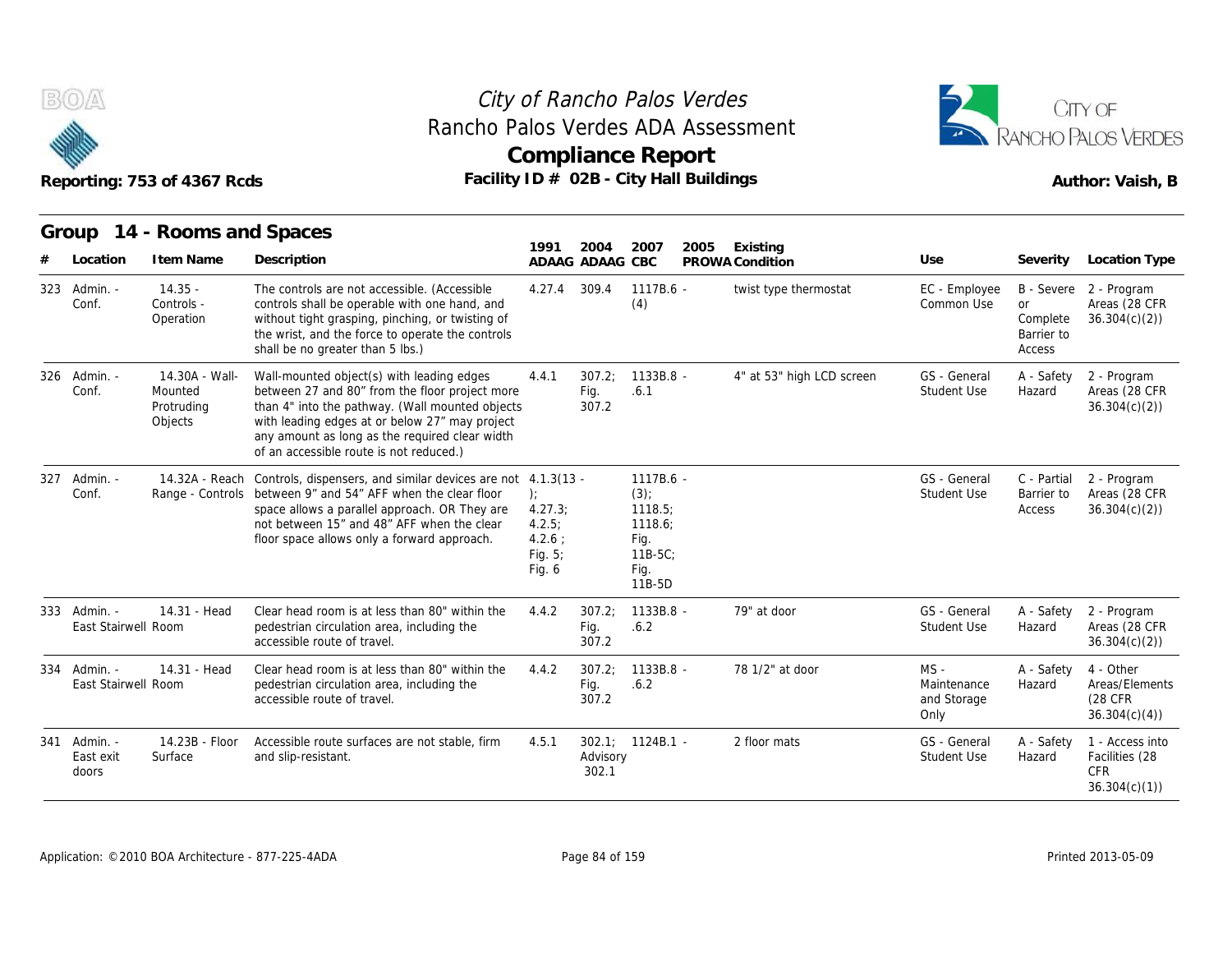# City of Rancho Palos Verdes
## Rancho Palos Verdes ADA Assessment
## Compliance Report

Reporting: 753 of 4367 Rcds

Facility ID # 02B - City Hall Buildings

Author: Vaish, B

## Group 14 - Rooms and Spaces

| # | Location | Item Name | Description | 1991 ADAAG | 2004 ADAAG | 2007 CBC | 2005 PROWA | Existing Condition | Use | Severity | Location Type |
|---|---|---|---|---|---|---|---|---|---|---|---|
| 323 | Admin. - Conf. | 14.35 - Controls - Operation | The controls are not accessible. (Accessible controls shall be operable with one hand, and without tight grasping, pinching, or twisting of the wrist, and the force to operate the controls shall be no greater than 5 lbs.) | 4.27.4 | 309.4 | 1117B.6 - (4) | | twist type thermostat | EC - Employee Common Use | B - Severe or Complete Barrier to Access | 2 - Program Areas (28 CFR 36.304(c)(2)) |
| 326 | Admin. - Conf. | 14.30A - Wall-Mounted Protruding Objects | Wall-mounted object(s) with leading edges between 27 and 80" from the floor project more than 4" into the pathway. (Wall mounted objects with leading edges at or below 27" may project any amount as long as the required clear width of an accessible route is not reduced.) | 4.4.1 | 307.2; Fig. 307.2 | 1133B.8 - .6.1 | | 4" at 53" high LCD screen | GS - General Student Use | A - Safety Hazard | 2 - Program Areas (28 CFR 36.304(c)(2)) |
| 327 | Admin. - Conf. | 14.32A - Reach Range - Controls | Controls, dispensers, and similar devices are not between 9" and 54" AFF when the clear floor space allows a parallel approach. OR They are not between 15" and 48" AFF when the clear floor space allows only a forward approach. | 4.1.3(13 - ); 4.27.3; 4.2.5; 4.2.6 ; Fig. 5; Fig. 6 | | 1117B.6 - (3); 1118.5; 1118.6; Fig. 11B-5C; Fig. 11B-5D | | | GS - General Student Use | C - Partial Barrier to Access | 2 - Program Areas (28 CFR 36.304(c)(2)) |
| 333 | Admin. - East Stairwell | 14.31 - Head Room | Clear head room is at less than 80" within the pedestrian circulation area, including the accessible route of travel. | 4.4.2 | 307.2; Fig. 307.2 | 1133B.8 - .6.2 | | 79" at door | GS - General Student Use | A - Safety Hazard | 2 - Program Areas (28 CFR 36.304(c)(2)) |
| 334 | Admin. - East Stairwell | 14.31 - Head Room | Clear head room is at less than 80" within the pedestrian circulation area, including the accessible route of travel. | 4.4.2 | 307.2; Fig. 307.2 | 1133B.8 - .6.2 | | 78 1/2" at door | MS - Maintenance and Storage Only | A - Safety Hazard | 4 - Other Areas/Elements (28 CFR 36.304(c)(4)) |
| 341 | Admin. - East exit doors | 14.23B - Floor Surface | Accessible route surfaces are not stable, firm and slip-resistant. | 4.5.1 | 302.1; Advisory 302.1 | 1124B.1 - | | 2 floor mats | GS - General Student Use | A - Safety Hazard | 1 - Access into Facilities (28 CFR 36.304(c)(1)) |

Application: ©2010 BOA Architecture - 877-225-4ADA

Printed 2013-05-09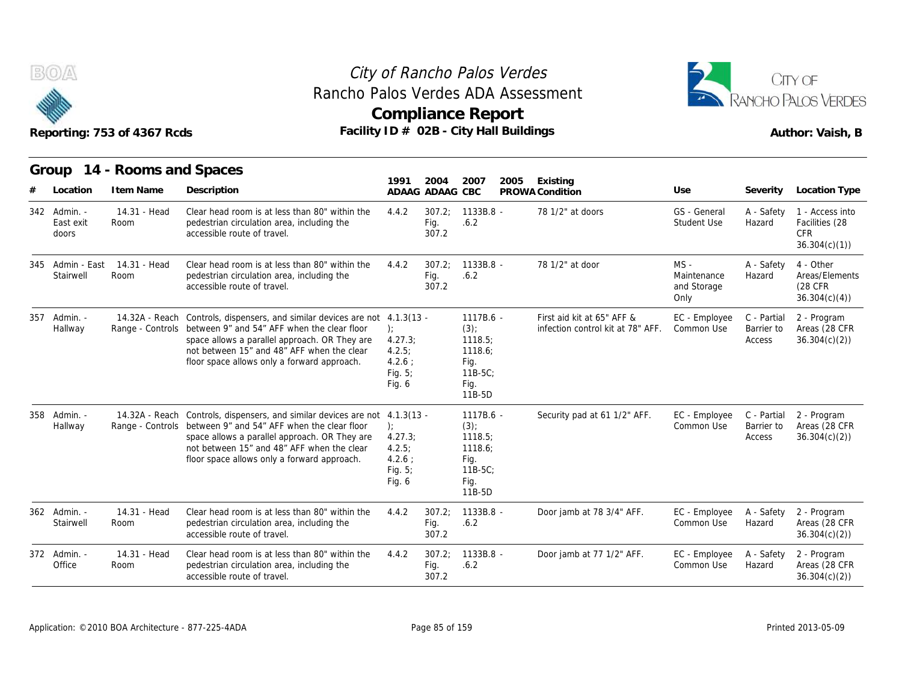# City of Rancho Palos Verdes
## Rancho Palos Verdes ADA Assessment
## Compliance Report

Reporting: 753 of 4367 Rcds

Facility ID # 02B - City Hall Buildings

Author: Vaish, B

### Group 14 - Rooms and Spaces

| # | Location | Item Name | Description | 1991 ADAAG | 2004 ADAAG | 2007 CBC | 2005 PROWA | Existing Condition | Use | Severity | Location Type |
|---|---|---|---|---|---|---|---|---|---|---|---|
| 342 | Admin. - East exit doors | 14.31 - Head Room | Clear head room is at less than 80" within the pedestrian circulation area, including the accessible route of travel. | 4.4.2 | 307.2; Fig. 307.2 | 1133B.8 - .6.2 | | 78 1/2" at doors | GS - General Student Use | A - Safety Hazard | 1 - Access into Facilities (28 CFR 36.304(c)(1)) |
| 345 | Admin - East Stairwell | 14.31 - Head Room | Clear head room is at less than 80" within the pedestrian circulation area, including the accessible route of travel. | 4.4.2 | 307.2; Fig. 307.2 | 1133B.8 - .6.2 | | 78 1/2" at door | MS - Maintenance and Storage Only | A - Safety Hazard | 4 - Other Areas/Elements (28 CFR 36.304(c)(4)) |
| 357 | Admin. - Hallway | 14.32A - Reach Range - Controls | Controls, dispensers, and similar devices are not between 9" and 54" AFF when the clear floor space allows a parallel approach. OR They are not between 15" and 48" AFF when the clear floor space allows only a forward approach. | 4.1.3(13 - ); 4.27.3; 4.2.5; 4.2.6 ; Fig. 5; Fig. 6 | | 1117B.6 - (3); 1118.5; 1118.6; Fig. 11B-5C; Fig. 11B-5D | | First aid kit at 65" AFF & infection control kit at 78" AFF. | EC - Employee Common Use | C - Partial Barrier to Access | 2 - Program Areas (28 CFR 36.304(c)(2)) |
| 358 | Admin. - Hallway | 14.32A - Reach Range - Controls | Controls, dispensers, and similar devices are not between 9" and 54" AFF when the clear floor space allows a parallel approach. OR They are not between 15" and 48" AFF when the clear floor space allows only a forward approach. | 4.1.3(13 - ); 4.27.3; 4.2.5; 4.2.6 ; Fig. 5; Fig. 6 | | 1117B.6 - (3); 1118.5; 1118.6; Fig. 11B-5C; Fig. 11B-5D | | Security pad at 61 1/2" AFF. | EC - Employee Common Use | C - Partial Barrier to Access | 2 - Program Areas (28 CFR 36.304(c)(2)) |
| 362 | Admin. - Stairwell | 14.31 - Head Room | Clear head room is at less than 80" within the pedestrian circulation area, including the accessible route of travel. | 4.4.2 | 307.2; Fig. 307.2 | 1133B.8 - .6.2 | | Door jamb at 78 3/4" AFF. | EC - Employee Common Use | A - Safety Hazard | 2 - Program Areas (28 CFR 36.304(c)(2)) |
| 372 | Admin. - Office | 14.31 - Head Room | Clear head room is at less than 80" within the pedestrian circulation area, including the accessible route of travel. | 4.4.2 | 307.2; Fig. 307.2 | 1133B.8 - .6.2 | | Door jamb at 77 1/2" AFF. | EC - Employee Common Use | A - Safety Hazard | 2 - Program Areas (28 CFR 36.304(c)(2)) |

Application: ©2010 BOA Architecture - 877-225-4ADA

Printed 2013-05-09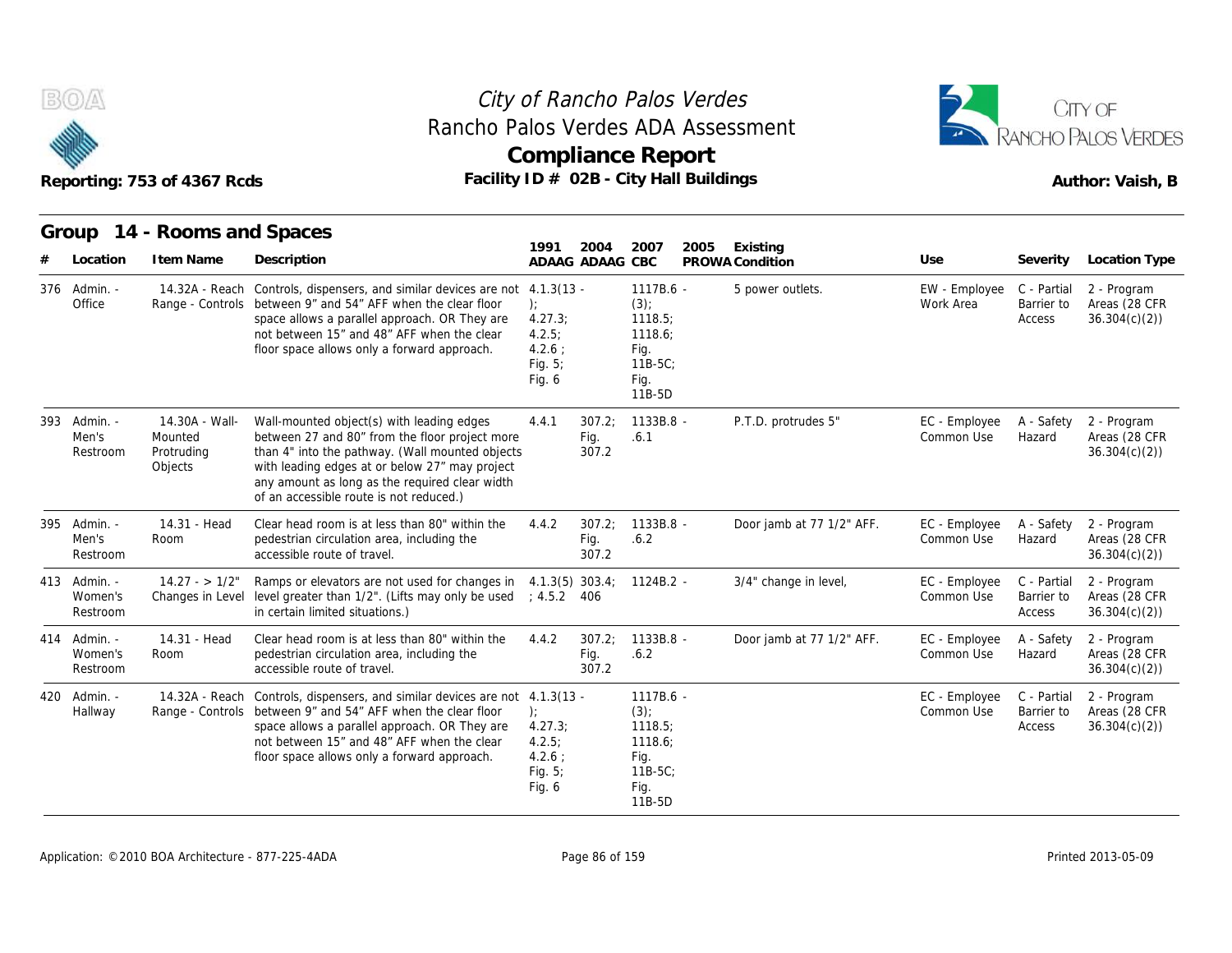# City of Rancho Palos Verdes
## Rancho Palos Verdes ADA Assessment
## Compliance Report

Reporting: 753 of 4367 Rcds

Facility ID # 02B - City Hall Buildings

Author: Vaish, B

### Group 14 - Rooms and Spaces

| # | Location | Item Name | Description | 1991 ADAAG | 2004 ADAAG | 2007 CBC | 2005 PROWA | Existing Condition | Use | Severity | Location Type |
|---|---|---|---|---|---|---|---|---|---|---|---|
| 376 | Admin. - Office | 14.32A - Reach Range - Controls | Controls, dispensers, and similar devices are not between 9" and 54" AFF when the clear floor space allows a parallel approach. OR They are not between 15" and 48" AFF when the clear floor space allows only a forward approach. | 4.1.3(13 - ); 4.27.3; 4.2.5; 4.2.6 ; Fig. 5; Fig. 6 | | 1117B.6 - (3); 1118.5; 1118.6; Fig. 11B-5C; Fig. 11B-5D | | 5 power outlets. | EW - Employee Work Area | C - Partial Barrier to Access | 2 - Program Areas (28 CFR 36.304(c)(2)) |
| 393 | Admin. - Men's Restroom | 14.30A - Wall-Mounted Protruding Objects | Wall-mounted object(s) with leading edges between 27 and 80" from the floor project more than 4" into the pathway. (Wall mounted objects with leading edges at or below 27" may project any amount as long as the required clear width of an accessible route is not reduced.) | 4.4.1 | 307.2; Fig. 307.2 | 1133B.8 - .6.1 | | P.T.D. protrudes 5" | EC - Employee Common Use | A - Safety Hazard | 2 - Program Areas (28 CFR 36.304(c)(2)) |
| 395 | Admin. - Men's Restroom | 14.31 - Head Room | Clear head room is at less than 80" within the pedestrian circulation area, including the accessible route of travel. | 4.4.2 | 307.2; Fig. 307.2 | 1133B.8 - .6.2 | | Door jamb at 77 1/2" AFF. | EC - Employee Common Use | A - Safety Hazard | 2 - Program Areas (28 CFR 36.304(c)(2)) |
| 413 | Admin. - Women's Restroom | 14.27 - > 1/2" Changes in Level | Ramps or elevators are not used for changes in level greater than 1/2". (Lifts may only be used in certain limited situations.) | 4.1.3(5) ; 4.5.2 | 303.4; 406 | 1124B.2 - | | 3/4" change in level, | EC - Employee Common Use | C - Partial Barrier to Access | 2 - Program Areas (28 CFR 36.304(c)(2)) |
| 414 | Admin. - Women's Restroom | 14.31 - Head Room | Clear head room is at less than 80" within the pedestrian circulation area, including the accessible route of travel. | 4.4.2 | 307.2; Fig. 307.2 | 1133B.8 - .6.2 | | Door jamb at 77 1/2" AFF. | EC - Employee Common Use | A - Safety Hazard | 2 - Program Areas (28 CFR 36.304(c)(2)) |
| 420 | Admin. - Hallway | 14.32A - Reach Range - Controls | Controls, dispensers, and similar devices are not between 9" and 54" AFF when the clear floor space allows a parallel approach. OR They are not between 15" and 48" AFF when the clear floor space allows only a forward approach. | 4.1.3(13 - ); 4.27.3; 4.2.5; 4.2.6 ; Fig. 5; Fig. 6 | | 1117B.6 - (3); 1118.5; 1118.6; Fig. 11B-5C; Fig. 11B-5D | | | EC - Employee Common Use | C - Partial Barrier to Access | 2 - Program Areas (28 CFR 36.304(c)(2)) |

Application: ©2010 BOA Architecture - 877-225-4ADA

Printed 2013-05-09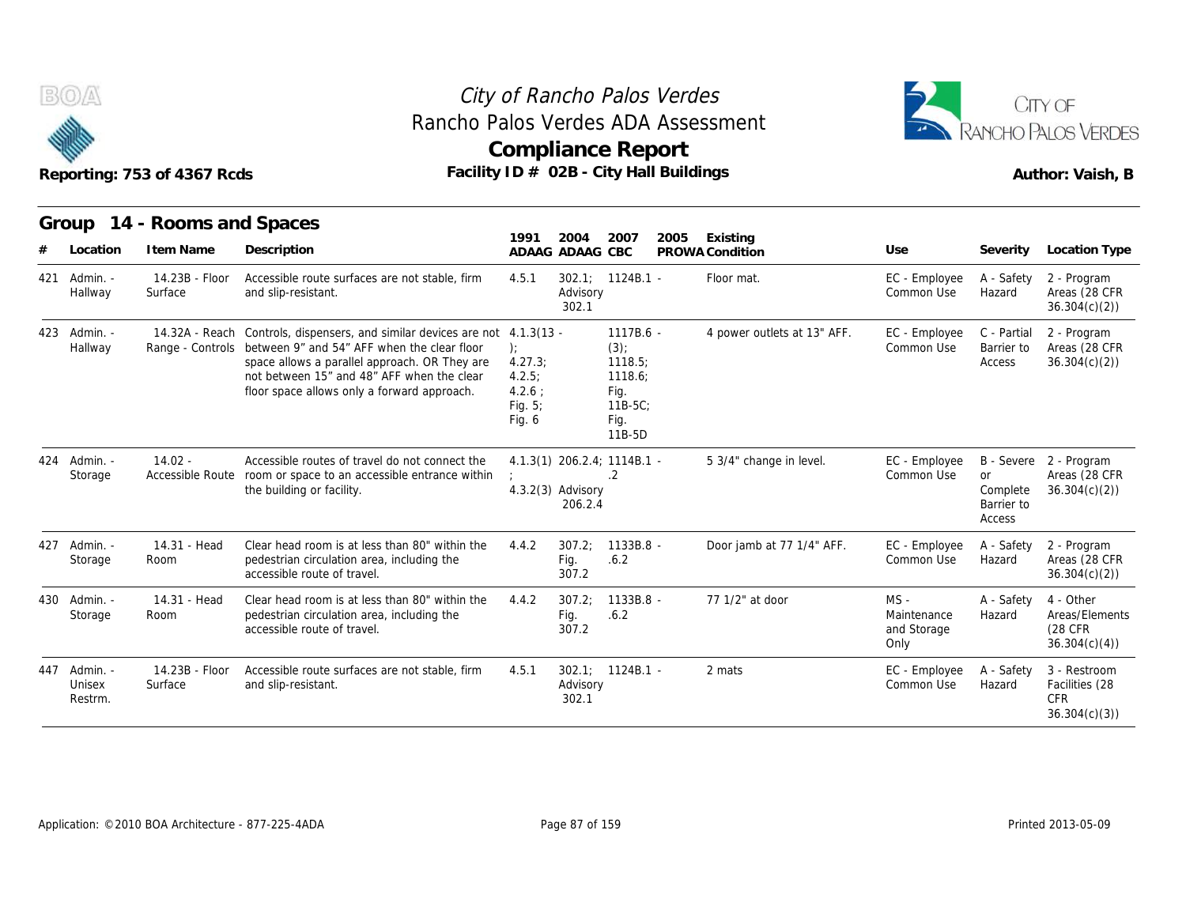# City of Rancho Palos Verdes
## Rancho Palos Verdes ADA Assessment
## Compliance Report

Reporting: 753 of 4367 Rcds

Facility ID # 02B - City Hall Buildings

Author: Vaish, B

### Group 14 - Rooms and Spaces

| # | Location | Item Name | Description | 1991 ADAAG | 2004 ADAAG | 2007 CBC | 2005 PROWA | Existing Condition | Use | Severity | Location Type |
|---|---|---|---|---|---|---|---|---|---|---|---|
| 421 | Admin. - Hallway | 14.23B - Floor Surface | Accessible route surfaces are not stable, firm and slip-resistant. | 4.5.1 | 302.1; Advisory 302.1 | 1124B.1 - | | Floor mat. | EC - Employee Common Use | A - Safety Hazard | 2 - Program Areas (28 CFR 36.304(c)(2)) |
| 423 | Admin. - Hallway | 14.32A - Reach Range - Controls | Controls, dispensers, and similar devices are not between 9" and 54" AFF when the clear floor space allows a parallel approach. OR They are not between 15" and 48" AFF when the clear floor space allows only a forward approach. | 4.1.3(13 - ); 4.27.3; 4.2.5; 4.2.6 ; Fig. 5; Fig. 6 | | 1117B.6 - (3); 1118.5; 1118.6; Fig. 11B-5C; Fig. 11B-5D | | 4 power outlets at 13" AFF. | EC - Employee Common Use | C - Partial Barrier to Access | 2 - Program Areas (28 CFR 36.304(c)(2)) |
| 424 | Admin. - Storage | 14.02 - Accessible Route | Accessible routes of travel do not connect the room or space to an accessible entrance within the building or facility. | 4.1.3(1) ; 4.3.2(3) | 206.2.4; Advisory 206.2.4 | 1114B.1 - .2 | | 5 3/4" change in level. | EC - Employee Common Use | B - Severe or Complete Barrier to Access | 2 - Program Areas (28 CFR 36.304(c)(2)) |
| 427 | Admin. - Storage | 14.31 - Head Room | Clear head room is at less than 80" within the pedestrian circulation area, including the accessible route of travel. | 4.4.2 | 307.2; Fig. 307.2 | 1133B.8 - .6.2 | | Door jamb at 77 1/4" AFF. | EC - Employee Common Use | A - Safety Hazard | 2 - Program Areas (28 CFR 36.304(c)(2)) |
| 430 | Admin. - Storage | 14.31 - Head Room | Clear head room is at less than 80" within the pedestrian circulation area, including the accessible route of travel. | 4.4.2 | 307.2; Fig. 307.2 | 1133B.8 - .6.2 | | 77 1/2" at door | MS - Maintenance and Storage Only | A - Safety Hazard | 4 - Other Areas/Elements (28 CFR 36.304(c)(4)) |
| 447 | Admin. - Unisex Restrm. | 14.23B - Floor Surface | Accessible route surfaces are not stable, firm and slip-resistant. | 4.5.1 | 302.1; Advisory 302.1 | 1124B.1 - | | 2 mats | EC - Employee Common Use | A - Safety Hazard | 3 - Restroom Facilities (28 CFR 36.304(c)(3)) |

Application: ©2010 BOA Architecture - 877-225-4ADA

Printed 2013-05-09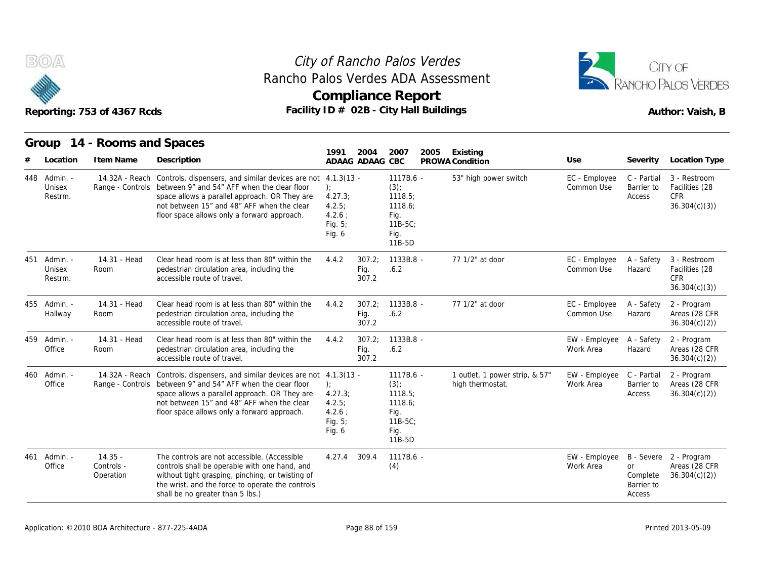# City of Rancho Palos Verdes
## Rancho Palos Verdes ADA Assessment
## Compliance Report

Reporting: 753 of 4367 Rcds

Facility ID # 02B - City Hall Buildings

Author: Vaish, B

## Group 14 - Rooms and Spaces

| # | Location | Item Name | Description | 1991 ADAAG | 2004 ADAAG | 2007 CBC | 2005 PROWA | Existing Condition | Use | Severity | Location Type |
|---|---|---|---|---|---|---|---|---|---|---|---|
| 448 | Admin. - Unisex Restrm. | 14.32A - Reach Range - Controls | Controls, dispensers, and similar devices are not between 9" and 54" AFF when the clear floor space allows a parallel approach. OR They are not between 15" and 48" AFF when the clear floor space allows only a forward approach. | 4.1.3(13 - ); 4.27.3; 4.2.5; 4.2.6 ; Fig. 5; Fig. 6 | | 1117B.6 - (3); 1118.5; 1118.6; Fig. 11B-5C; Fig. 11B-5D | | 53" high power switch | EC - Employee Common Use | C - Partial Barrier to Access | 3 - Restroom Facilities (28 CFR 36.304(c)(3)) |
| 451 | Admin. - Unisex Restrm. | 14.31 - Head Room | Clear head room is at less than 80" within the pedestrian circulation area, including the accessible route of travel. | 4.4.2 | 307.2; Fig. 307.2 | 1133B.8 - .6.2 | | 77 1/2" at door | EC - Employee Common Use | A - Safety Hazard | 3 - Restroom Facilities (28 CFR 36.304(c)(3)) |
| 455 | Admin. - Hallway | 14.31 - Head Room | Clear head room is at less than 80" within the pedestrian circulation area, including the accessible route of travel. | 4.4.2 | 307.2; Fig. 307.2 | 1133B.8 - .6.2 | | 77 1/2" at door | EC - Employee Common Use | A - Safety Hazard | 2 - Program Areas (28 CFR 36.304(c)(2)) |
| 459 | Admin. - Office | 14.31 - Head Room | Clear head room is at less than 80" within the pedestrian circulation area, including the accessible route of travel. | 4.4.2 | 307.2; Fig. 307.2 | 1133B.8 - .6.2 | | | EW - Employee Work Area | A - Safety Hazard | 2 - Program Areas (28 CFR 36.304(c)(2)) |
| 460 | Admin. - Office | 14.32A - Reach Range - Controls | Controls, dispensers, and similar devices are not between 9" and 54" AFF when the clear floor space allows a parallel approach. OR They are not between 15" and 48" AFF when the clear floor space allows only a forward approach. | 4.1.3(13 - ); 4.27.3; 4.2.5; 4.2.6 ; Fig. 5; Fig. 6 | | 1117B.6 - (3); 1118.5; 1118.6; Fig. 11B-5C; Fig. 11B-5D | | 1 outlet, 1 power strip, & 57" high thermostat. | EW - Employee Work Area | C - Partial Barrier to Access | 2 - Program Areas (28 CFR 36.304(c)(2)) |
| 461 | Admin. - Office | 14.35 - Controls - Operation | The controls are not accessible. (Accessible controls shall be operable with one hand, and without tight grasping, pinching, or twisting of the wrist, and the force to operate the controls shall be no greater than 5 lbs.) | 4.27.4 | 309.4 | 1117B.6 - (4) | | | EW - Employee Work Area | B - Severe or Complete Barrier to Access | 2 - Program Areas (28 CFR 36.304(c)(2)) |

Application: ©2010 BOA Architecture - 877-225-4ADA

Printed 2013-05-09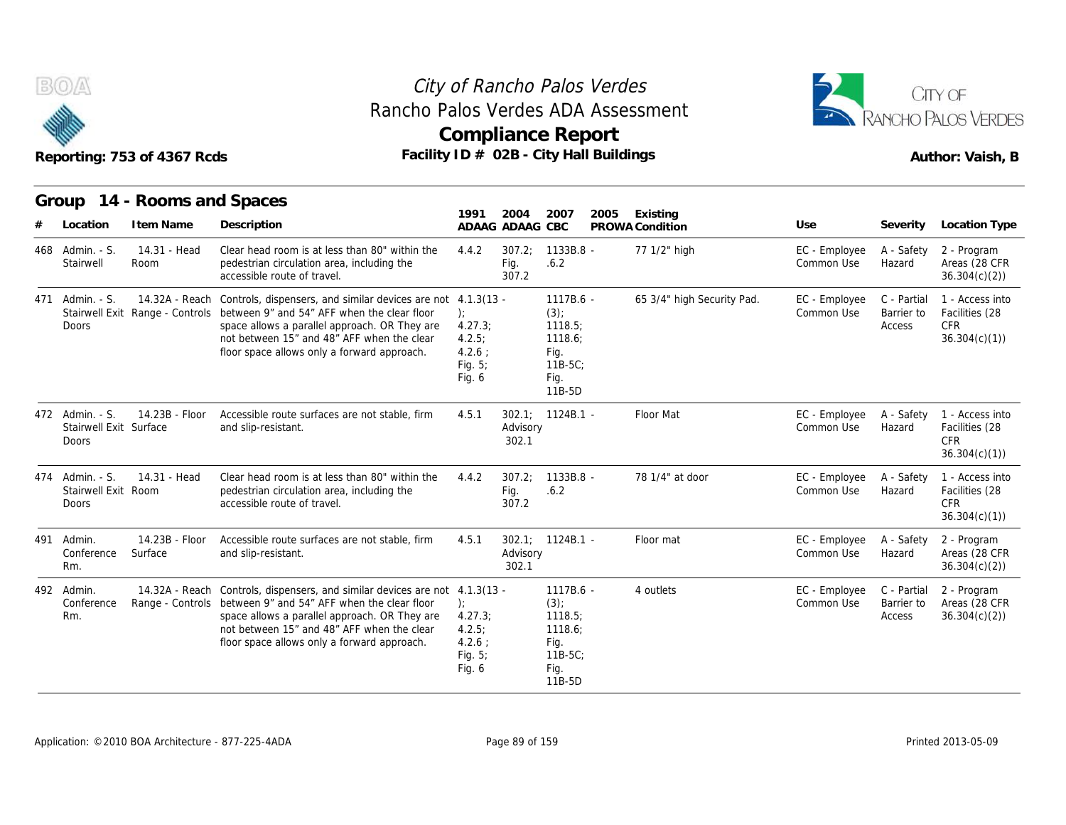# City of Rancho Palos Verdes
## Rancho Palos Verdes ADA Assessment
## Compliance Report

Reporting: 753 of 4367 Rcds — Facility ID # 02B - City Hall Buildings — Author: Vaish, B

### Group 14 - Rooms and Spaces

| # | Location | Item Name | Description | 1991 ADAAG | 2004 ADAAG | 2007 CBC | 2005 PROWA | Existing Condition | Use | Severity | Location Type |
|---|---|---|---|---|---|---|---|---|---|---|---|
| 468 | Admin. - S. Stairwell | 14.31 - Head Room | Clear head room is at less than 80" within the pedestrian circulation area, including the accessible route of travel. | 4.4.2 | 307.2; Fig. 307.2 | 1133B.8 - .6.2 | | 77 1/2" high | EC - Employee Common Use | A - Safety Hazard | 2 - Program Areas (28 CFR 36.304(c)(2)) |
| 471 | Admin. - S. Stairwell Exit Doors | 14.32A - Reach Range - Controls | Controls, dispensers, and similar devices are not between 9" and 54" AFF when the clear floor space allows a parallel approach. OR They are not between 15" and 48" AFF when the clear floor space allows only a forward approach. | 4.1.3(13 - ); 4.27.3; 4.2.5; 4.2.6 ; Fig. 5; Fig. 6 | | 1117B.6 - (3); 1118.5; 1118.6; Fig. 11B-5C; Fig. 11B-5D | | 65 3/4" high Security Pad. | EC - Employee Common Use | C - Partial Barrier to Access | 1 - Access into Facilities (28 CFR 36.304(c)(1)) |
| 472 | Admin. - S. Stairwell Exit Doors | 14.23B - Floor Surface | Accessible route surfaces are not stable, firm and slip-resistant. | 4.5.1 | 302.1; Advisory 302.1 | 1124B.1 - | | Floor Mat | EC - Employee Common Use | A - Safety Hazard | 1 - Access into Facilities (28 CFR 36.304(c)(1)) |
| 474 | Admin. - S. Stairwell Exit Doors | 14.31 - Head Room | Clear head room is at less than 80" within the pedestrian circulation area, including the accessible route of travel. | 4.4.2 | 307.2; Fig. 307.2 | 1133B.8 - .6.2 | | 78 1/4" at door | EC - Employee Common Use | A - Safety Hazard | 1 - Access into Facilities (28 CFR 36.304(c)(1)) |
| 491 | Admin. Conference Rm. | 14.23B - Floor Surface | Accessible route surfaces are not stable, firm and slip-resistant. | 4.5.1 | 302.1; Advisory 302.1 | 1124B.1 - | | Floor mat | EC - Employee Common Use | A - Safety Hazard | 2 - Program Areas (28 CFR 36.304(c)(2)) |
| 492 | Admin. Conference Rm. | 14.32A - Reach Range - Controls | Controls, dispensers, and similar devices are not between 9" and 54" AFF when the clear floor space allows a parallel approach. OR They are not between 15" and 48" AFF when the clear floor space allows only a forward approach. | 4.1.3(13 - ); 4.27.3; 4.2.5; 4.2.6 ; Fig. 5; Fig. 6 | | 1117B.6 - (3); 1118.5; 1118.6; Fig. 11B-5C; Fig. 11B-5D | | 4 outlets | EC - Employee Common Use | C - Partial Barrier to Access | 2 - Program Areas (28 CFR 36.304(c)(2)) |

Application: ©2010 BOA Architecture - 877-225-4ADA — Printed 2013-05-09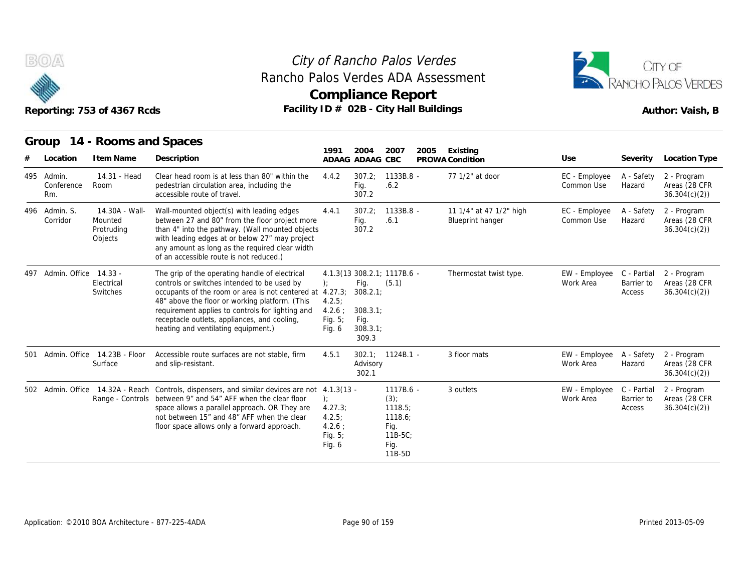# City of Rancho Palos Verdes
## Rancho Palos Verdes ADA Assessment
## Compliance Report

Reporting: 753 of 4367 Rcds

Facility ID # 02B - City Hall Buildings

Author: Vaish, B

### Group 14 - Rooms and Spaces

| # | Location | Item Name | Description | 1991 ADAAG | 2004 ADAAG | 2007 CBC | 2005 PROWA | Existing Condition | Use | Severity | Location Type |
|---|---|---|---|---|---|---|---|---|---|---|---|
| 495 | Admin. Conference Rm. | 14.31 - Head Room | Clear head room is at less than 80" within the pedestrian circulation area, including the accessible route of travel. | 4.4.2 | 307.2; Fig. 307.2 | 1133B.8 - .6.2 | | 77 1/2" at door | EC - Employee Common Use | A - Safety Hazard | 2 - Program Areas (28 CFR 36.304(c)(2)) |
| 496 | Admin. S. Corridor | 14.30A - Wall-Mounted Protruding Objects | Wall-mounted object(s) with leading edges between 27 and 80" from the floor project more than 4" into the pathway. (Wall mounted objects with leading edges at or below 27" may project any amount as long as the required clear width of an accessible route is not reduced.) | 4.4.1 | 307.2; Fig. 307.2 | 1133B.8 - .6.1 | | 11 1/4" at 47 1/2" high Blueprint hanger | EC - Employee Common Use | A - Safety Hazard | 2 - Program Areas (28 CFR 36.304(c)(2)) |
| 497 | Admin. Office | 14.33 - Electrical Switches | The grip of the operating handle of electrical controls or switches intended to be used by occupants of the room or area is not centered at 48" above the floor or working platform. (This requirement applies to controls for lighting and receptacle outlets, appliances, and cooling, heating and ventilating equipment.) | 4.1.3(13 ); 4.27.3; 4.2.5; 4.2.6 ; Fig. 5; Fig. 6 | 308.2.1; Fig. 308.2.1; 308.3.1; Fig. 308.3.1; 309.3 | 1117B.6 - (5.1) | | Thermostat twist type. | EW - Employee Work Area | C - Partial Barrier to Access | 2 - Program Areas (28 CFR 36.304(c)(2)) |
| 501 | Admin. Office | 14.23B - Floor Surface | Accessible route surfaces are not stable, firm and slip-resistant. | 4.5.1 | 302.1; Advisory 302.1 | 1124B.1 - | | 3 floor mats | EW - Employee Work Area | A - Safety Hazard | 2 - Program Areas (28 CFR 36.304(c)(2)) |
| 502 | Admin. Office | 14.32A - Reach Range - Controls | Controls, dispensers, and similar devices are not between 9" and 54" AFF when the clear floor space allows a parallel approach. OR They are not between 15" and 48" AFF when the clear floor space allows only a forward approach. | 4.1.3(13 ); 4.27.3; 4.2.5; 4.2.6 ; Fig. 5; Fig. 6 | | 1117B.6 - (3); 1118.5; 1118.6; Fig. 11B-5C; Fig. 11B-5D | | 3 outlets | EW - Employee Work Area | C - Partial Barrier to Access | 2 - Program Areas (28 CFR 36.304(c)(2)) |

Application: ©2010 BOA Architecture - 877-225-4ADA

Printed 2013-05-09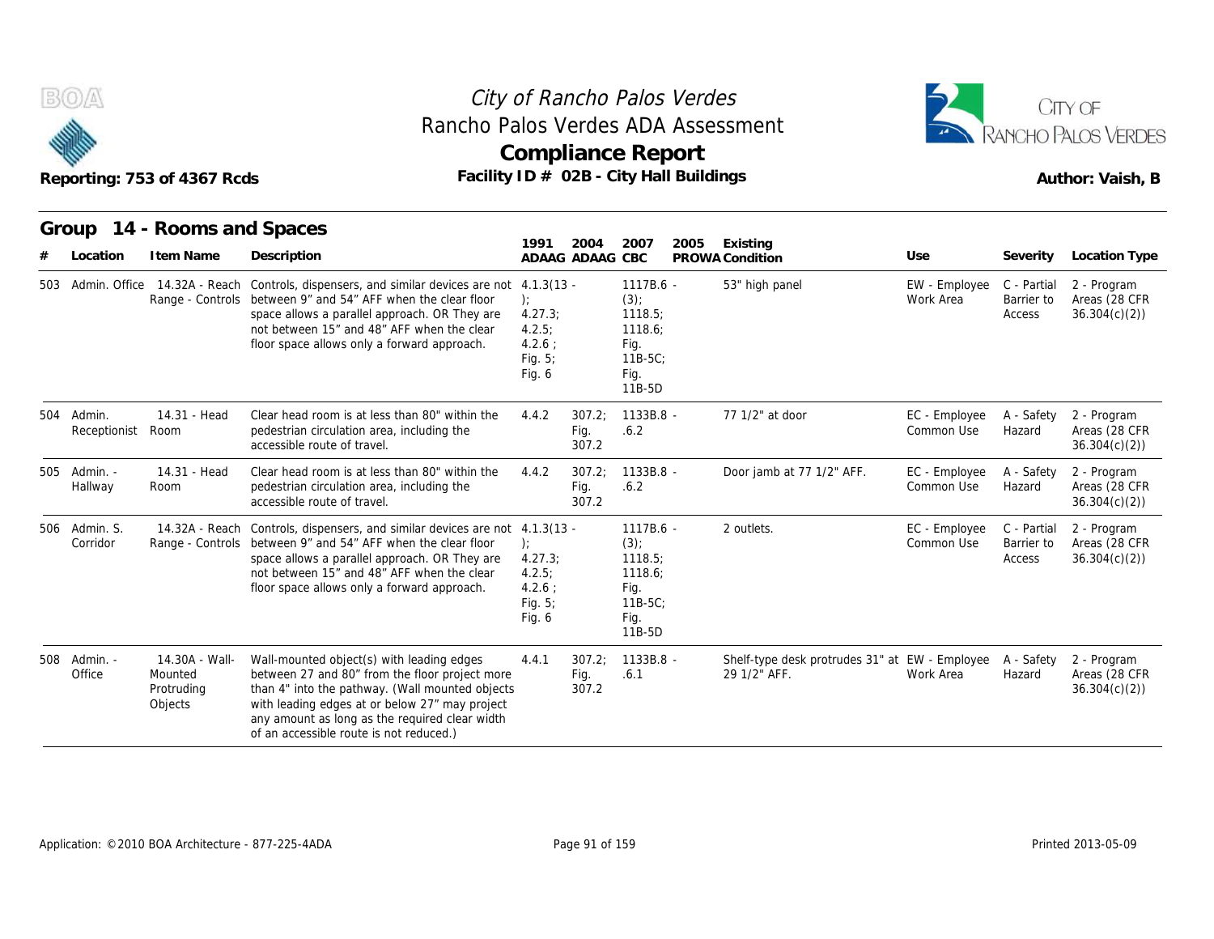# City of Rancho Palos Verdes
## Rancho Palos Verdes ADA Assessment
## Compliance Report

Reporting: 753 of 4367 Rcds

Facility ID # 02B - City Hall Buildings

Author: Vaish, B

## Group 14 - Rooms and Spaces

| # | Location | Item Name | Description | 1991 ADAAG | 2004 ADAAG | 2007 CBC | 2005 PROWA | Existing Condition | Use | Severity | Location Type |
|---|---|---|---|---|---|---|---|---|---|---|---|
| 503 | Admin. Office | 14.32A - Reach Range - Controls | Controls, dispensers, and similar devices are not between 9" and 54" AFF when the clear floor space allows a parallel approach. OR They are not between 15" and 48" AFF when the clear floor space allows only a forward approach. | 4.1.3(13 - ); 4.27.3; 4.2.5; 4.2.6 ; Fig. 5; Fig. 6 | | 1117B.6 - (3); 1118.5; 1118.6; Fig. 11B-5C; Fig. 11B-5D | | 53" high panel | EW - Employee Work Area | C - Partial Barrier to Access | 2 - Program Areas (28 CFR 36.304(c)(2)) |
| 504 | Admin. Receptionist | 14.31 - Head Room | Clear head room is at less than 80" within the pedestrian circulation area, including the accessible route of travel. | 4.4.2 | 307.2; Fig. 307.2 | 1133B.8 - .6.2 | | 77 1/2" at door | EC - Employee Common Use | A - Safety Hazard | 2 - Program Areas (28 CFR 36.304(c)(2)) |
| 505 | Admin. - Hallway | 14.31 - Head Room | Clear head room is at less than 80" within the pedestrian circulation area, including the accessible route of travel. | 4.4.2 | 307.2; Fig. 307.2 | 1133B.8 - .6.2 | | Door jamb at 77 1/2" AFF. | EC - Employee Common Use | A - Safety Hazard | 2 - Program Areas (28 CFR 36.304(c)(2)) |
| 506 | Admin. S. Corridor | 14.32A - Reach Range - Controls | Controls, dispensers, and similar devices are not between 9" and 54" AFF when the clear floor space allows a parallel approach. OR They are not between 15" and 48" AFF when the clear floor space allows only a forward approach. | 4.1.3(13 - ); 4.27.3; 4.2.5; 4.2.6 ; Fig. 5; Fig. 6 | | 1117B.6 - (3); 1118.5; 1118.6; Fig. 11B-5C; Fig. 11B-5D | | 2 outlets. | EC - Employee Common Use | C - Partial Barrier to Access | 2 - Program Areas (28 CFR 36.304(c)(2)) |
| 508 | Admin. - Office | 14.30A - Wall-Mounted Protruding Objects | Wall-mounted object(s) with leading edges between 27 and 80" from the floor project more than 4" into the pathway. (Wall mounted objects with leading edges at or below 27" may project any amount as long as the required clear width of an accessible route is not reduced.) | 4.4.1 | 307.2; Fig. 307.2 | 1133B.8 - .6.1 | | Shelf-type desk protrudes 31" at 29 1/2" AFF. | EW - Employee Work Area | A - Safety Hazard | 2 - Program Areas (28 CFR 36.304(c)(2)) |

Application: ©2010 BOA Architecture - 877-225-4ADA

Printed 2013-05-09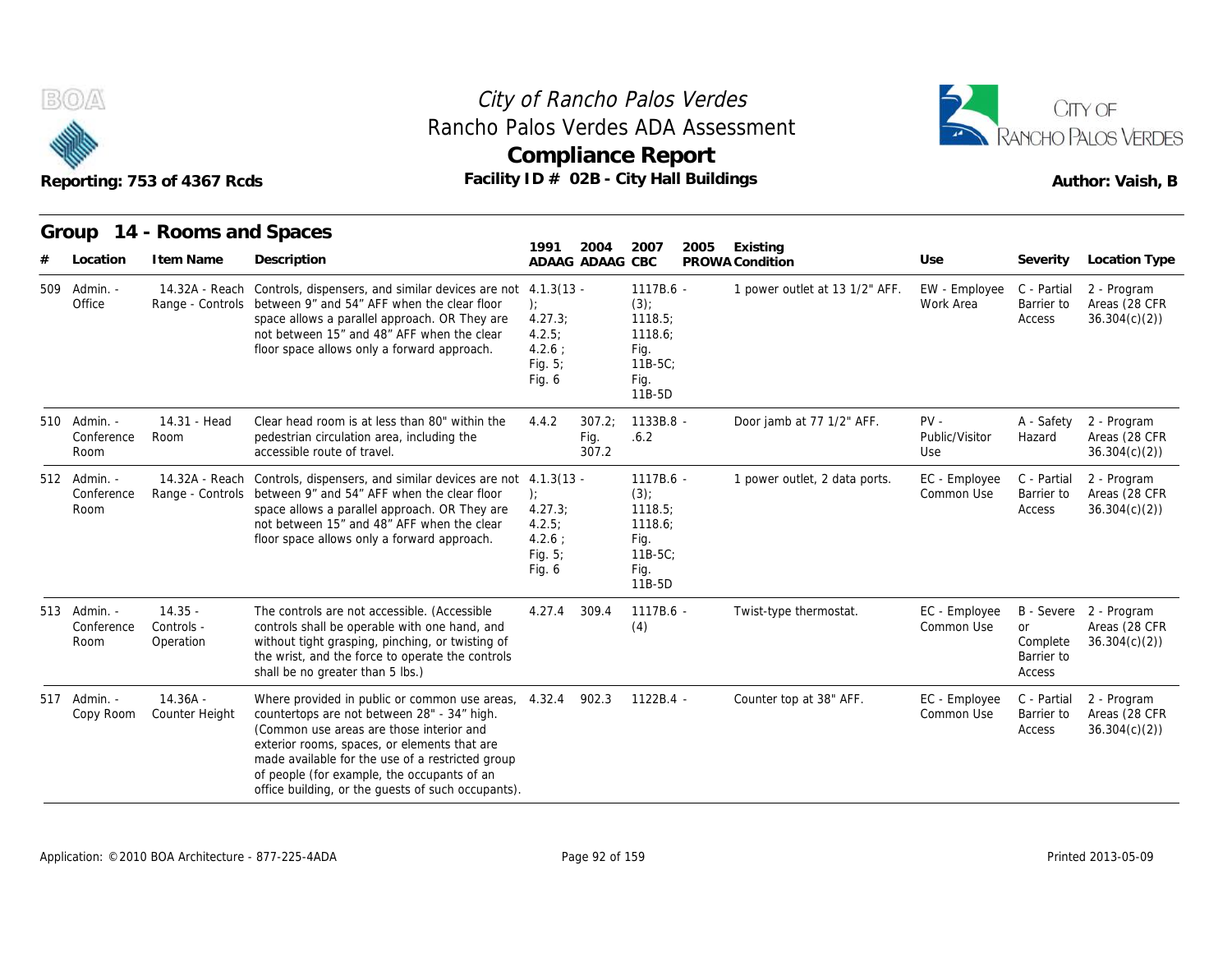# City of Rancho Palos Verdes

## Rancho Palos Verdes ADA Assessment

## Compliance Report

Reporting: 753 of 4367 Rcds

Facility ID # 02B - City Hall Buildings

Author: Vaish, B

## Group 14 - Rooms and Spaces

| # | Location | Item Name | Description | 1991 ADAAG | 2004 ADAAG | 2007 CBC | 2005 PROWA | Existing Condition | Use | Severity | Location Type |
|---|---|---|---|---|---|---|---|---|---|---|---|
| 509 | Admin. - Office | 14.32A - Reach Range - Controls | Controls, dispensers, and similar devices are not between 9" and 54" AFF when the clear floor space allows a parallel approach. OR They are not between 15" and 48" AFF when the clear floor space allows only a forward approach. | 4.1.3(13 - ); 4.27.3; 4.2.5; 4.2.6 ; Fig. 5; Fig. 6 | | 1117B.6 - (3); 1118.5; 1118.6; Fig. 11B-5C; Fig. 11B-5D | | 1 power outlet at 13 1/2" AFF. | EW - Employee Work Area | C - Partial Barrier to Access | 2 - Program Areas (28 CFR 36.304(c)(2)) |
| 510 | Admin. - Conference Room | 14.31 - Head Room | Clear head room is at less than 80" within the pedestrian circulation area, including the accessible route of travel. | 4.4.2 | 307.2; Fig. 307.2 | 1133B.8 - .6.2 | | Door jamb at 77 1/2" AFF. | PV - Public/Visitor Use | A - Safety Hazard | 2 - Program Areas (28 CFR 36.304(c)(2)) |
| 512 | Admin. - Conference Room | 14.32A - Reach Range - Controls | Controls, dispensers, and similar devices are not between 9" and 54" AFF when the clear floor space allows a parallel approach. OR They are not between 15" and 48" AFF when the clear floor space allows only a forward approach. | 4.1.3(13 - ); 4.27.3; 4.2.5; 4.2.6 ; Fig. 5; Fig. 6 | | 1117B.6 - (3); 1118.5; 1118.6; Fig. 11B-5C; Fig. 11B-5D | | 1 power outlet, 2 data ports. | EC - Employee Common Use | C - Partial Barrier to Access | 2 - Program Areas (28 CFR 36.304(c)(2)) |
| 513 | Admin. - Conference Room | 14.35 - Controls - Operation | The controls are not accessible. (Accessible controls shall be operable with one hand, and without tight grasping, pinching, or twisting of the wrist, and the force to operate the controls shall be no greater than 5 lbs.) | 4.27.4 | 309.4 | 1117B.6 - (4) | | Twist-type thermostat. | EC - Employee Common Use | B - Severe or Complete Barrier to Access | 2 - Program Areas (28 CFR 36.304(c)(2)) |
| 517 | Admin. - Copy Room | 14.36A - Counter Height | Where provided in public or common use areas, countertops are not between 28" - 34" high. (Common use areas are those interior and exterior rooms, spaces, or elements that are made available for the use of a restricted group of people (for example, the occupants of an office building, or the guests of such occupants). | 4.32.4 | 902.3 | 1122B.4 - | | Counter top at 38" AFF. | EC - Employee Common Use | C - Partial Barrier to Access | 2 - Program Areas (28 CFR 36.304(c)(2)) |

Application: ©2010 BOA Architecture - 877-225-4ADA

Printed 2013-05-09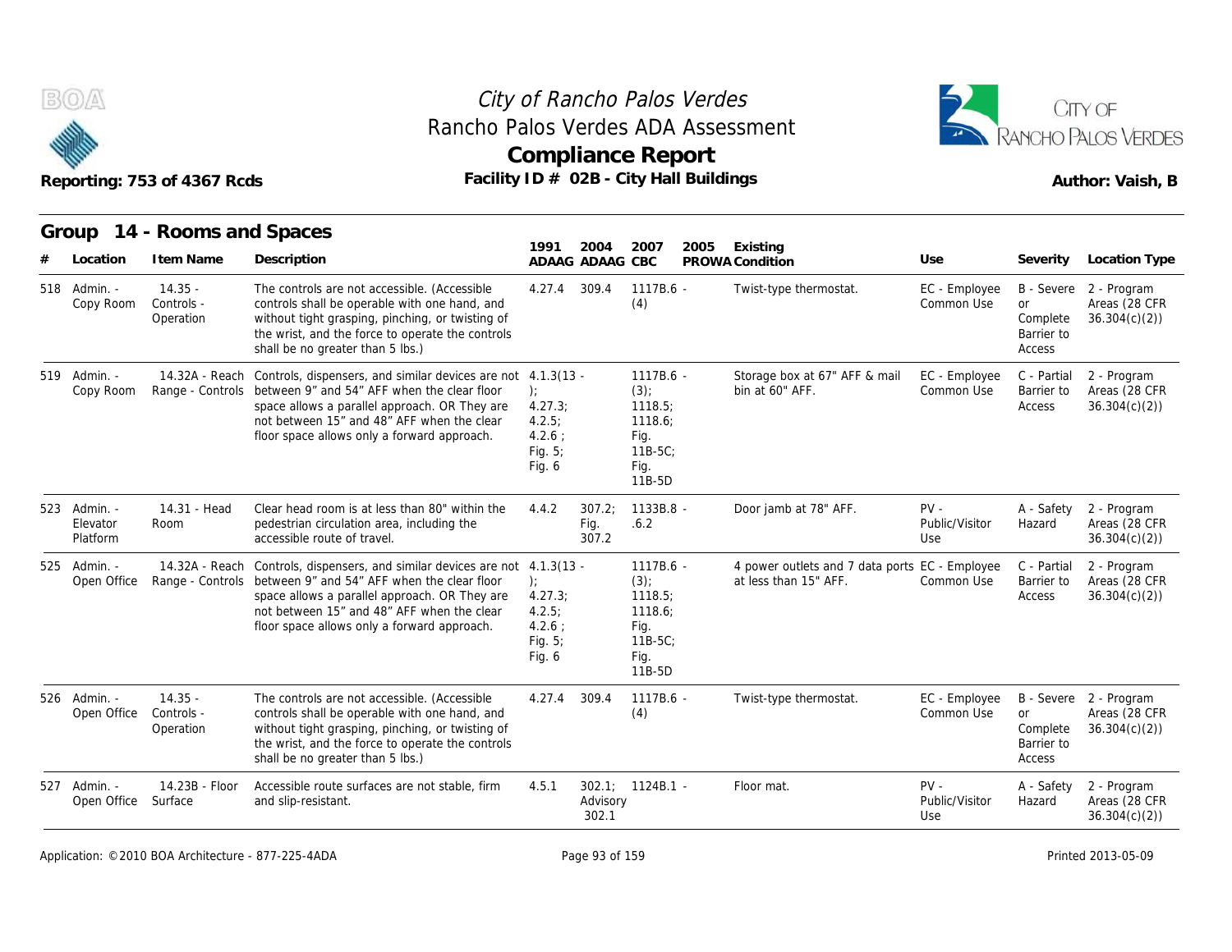# City of Rancho Palos Verdes
## Rancho Palos Verdes ADA Assessment
## Compliance Report

Reporting: 753 of 4367 Rcds — Facility ID # 02B - City Hall Buildings — Author: Vaish, B

## Group 14 - Rooms and Spaces

| # | Location | Item Name | Description | 1991 ADAAG | 2004 ADAAG | 2007 CBC | 2005 PROWA | Existing Condition | Use | Severity | Location Type |
|---|---|---|---|---|---|---|---|---|---|---|---|
| 518 | Admin. - Copy Room | 14.35 - Controls - Operation | The controls are not accessible. (Accessible controls shall be operable with one hand, and without tight grasping, pinching, or twisting of the wrist, and the force to operate the controls shall be no greater than 5 lbs.) | 4.27.4 | 309.4 | 1117B.6 - (4) | | Twist-type thermostat. | EC - Employee Common Use | B - Severe or Complete Barrier to Access | 2 - Program Areas (28 CFR 36.304(c)(2)) |
| 519 | Admin. - Copy Room | 14.32A - Reach Range - Controls | Controls, dispensers, and similar devices are not between 9" and 54" AFF when the clear floor space allows a parallel approach. OR They are not between 15" and 48" AFF when the clear floor space allows only a forward approach. | 4.1.3(13 - ); 4.27.3; 4.2.5; 4.2.6 ; Fig. 5; Fig. 6 | | 1117B.6 - (3); 1118.5; 1118.6; Fig. 11B-5C; Fig. 11B-5D | | Storage box at 67" AFF & mail bin at 60" AFF. | EC - Employee Common Use | C - Partial Barrier to Access | 2 - Program Areas (28 CFR 36.304(c)(2)) |
| 523 | Admin. - Elevator Platform | 14.31 - Head Room | Clear head room is at less than 80" within the pedestrian circulation area, including the accessible route of travel. | 4.4.2 | 307.2; Fig. 307.2 | 1133B.8 - .6.2 | | Door jamb at 78" AFF. | PV - Public/Visitor Use | A - Safety Hazard | 2 - Program Areas (28 CFR 36.304(c)(2)) |
| 525 | Admin. - Open Office | 14.32A - Reach Range - Controls | Controls, dispensers, and similar devices are not between 9" and 54" AFF when the clear floor space allows a parallel approach. OR They are not between 15" and 48" AFF when the clear floor space allows only a forward approach. | 4.1.3(13 - ); 4.27.3; 4.2.5; 4.2.6 ; Fig. 5; Fig. 6 | | 1117B.6 - (3); 1118.5; 1118.6; Fig. 11B-5C; Fig. 11B-5D | | 4 power outlets and 7 data ports at less than 15" AFF. | EC - Employee Common Use | C - Partial Barrier to Access | 2 - Program Areas (28 CFR 36.304(c)(2)) |
| 526 | Admin. - Open Office | 14.35 - Controls - Operation | The controls are not accessible. (Accessible controls shall be operable with one hand, and without tight grasping, pinching, or twisting of the wrist, and the force to operate the controls shall be no greater than 5 lbs.) | 4.27.4 | 309.4 | 1117B.6 - (4) | | Twist-type thermostat. | EC - Employee Common Use | B - Severe or Complete Barrier to Access | 2 - Program Areas (28 CFR 36.304(c)(2)) |
| 527 | Admin. - Open Office | 14.23B - Floor Surface | Accessible route surfaces are not stable, firm and slip-resistant. | 4.5.1 | 302.1; Advisory 302.1 | 1124B.1 - | | Floor mat. | PV - Public/Visitor Use | A - Safety Hazard | 2 - Program Areas (28 CFR 36.304(c)(2)) |

Application: ©2010 BOA Architecture - 877-225-4ADA — Printed 2013-05-09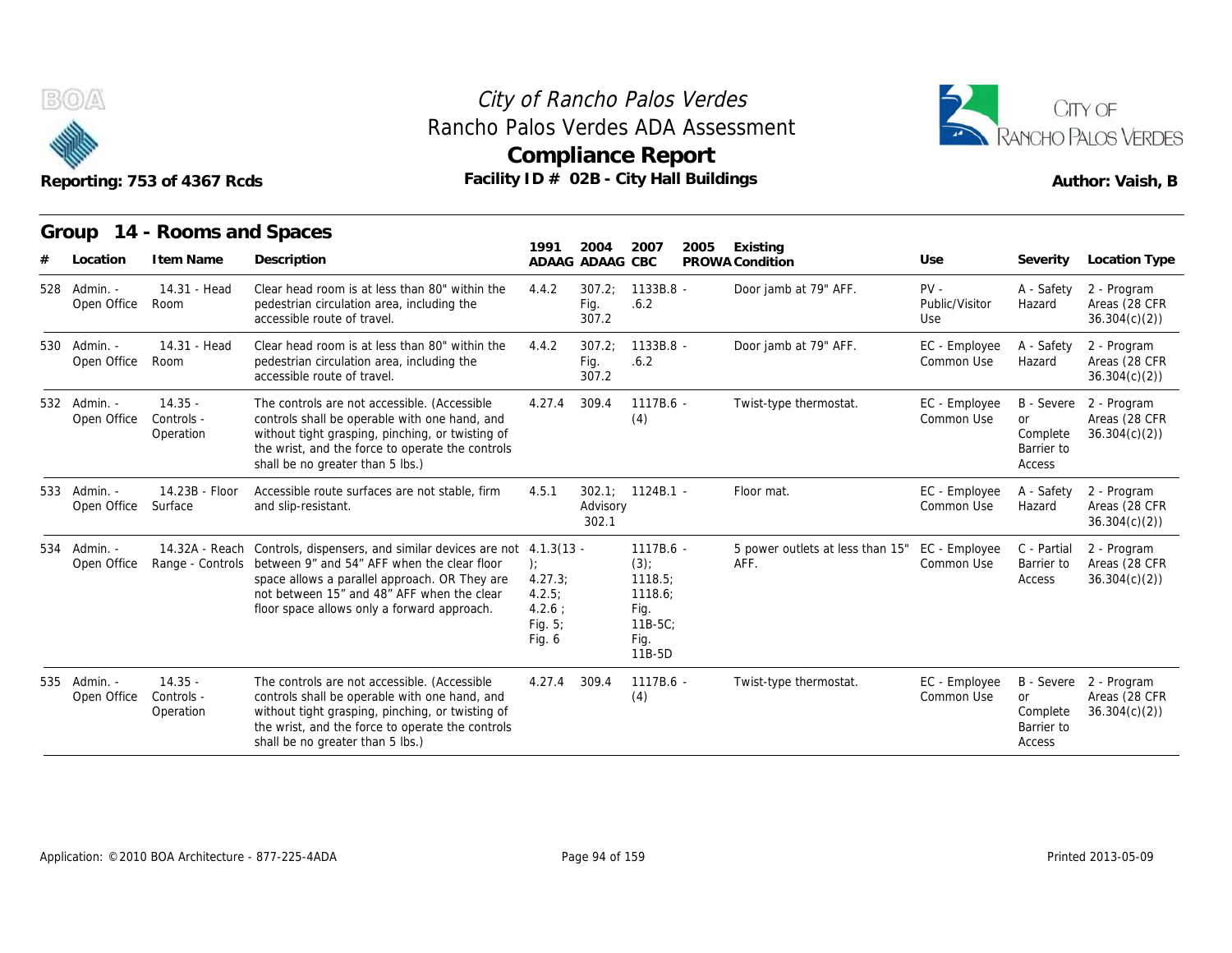# City of Rancho Palos Verdes
## Rancho Palos Verdes ADA Assessment
## Compliance Report

Reporting: 753 of 4367 Rcds

Facility ID # 02B - City Hall Buildings

Author: Vaish, B

### Group 14 - Rooms and Spaces

| # | Location | Item Name | Description | 1991 ADAAG | 2004 ADAAG | 2007 CBC | 2005 PROWA | Existing Condition | Use | Severity | Location Type |
|---|---|---|---|---|---|---|---|---|---|---|---|
| 528 | Admin. - Open Office | 14.31 - Head Room | Clear head room is at less than 80" within the pedestrian circulation area, including the accessible route of travel. | 4.4.2 | 307.2; Fig. 307.2 | 1133B.8 - .6.2 | | Door jamb at 79" AFF. | PV - Public/Visitor Use | A - Safety Hazard | 2 - Program Areas (28 CFR 36.304(c)(2)) |
| 530 | Admin. - Open Office | 14.31 - Head Room | Clear head room is at less than 80" within the pedestrian circulation area, including the accessible route of travel. | 4.4.2 | 307.2; Fig. 307.2 | 1133B.8 - .6.2 | | Door jamb at 79" AFF. | EC - Employee Common Use | A - Safety Hazard | 2 - Program Areas (28 CFR 36.304(c)(2)) |
| 532 | Admin. - Open Office | 14.35 - Controls - Operation | The controls are not accessible. (Accessible controls shall be operable with one hand, and without tight grasping, pinching, or twisting of the wrist, and the force to operate the controls shall be no greater than 5 lbs.) | 4.27.4 | 309.4 | 1117B.6 - (4) | | Twist-type thermostat. | EC - Employee Common Use | B - Severe or Complete Barrier to Access | 2 - Program Areas (28 CFR 36.304(c)(2)) |
| 533 | Admin. - Open Office | 14.23B - Floor Surface | Accessible route surfaces are not stable, firm and slip-resistant. | 4.5.1 | 302.1; Advisory 302.1 | 1124B.1 - | | Floor mat. | EC - Employee Common Use | A - Safety Hazard | 2 - Program Areas (28 CFR 36.304(c)(2)) |
| 534 | Admin. - Open Office | 14.32A - Reach Range - Controls | Controls, dispensers, and similar devices are not between 9" and 54" AFF when the clear floor space allows a parallel approach. OR They are not between 15" and 48" AFF when the clear floor space allows only a forward approach. | 4.1.3(13 - ); 4.27.3; 4.2.5; 4.2.6 ; Fig. 5; Fig. 6 | | 1117B.6 - (3); 1118.5; 1118.6; Fig. 11B-5C; Fig. 11B-5D | | 5 power outlets at less than 15" AFF. | EC - Employee Common Use | C - Partial Barrier to Access | 2 - Program Areas (28 CFR 36.304(c)(2)) |
| 535 | Admin. - Open Office | 14.35 - Controls - Operation | The controls are not accessible. (Accessible controls shall be operable with one hand, and without tight grasping, pinching, or twisting of the wrist, and the force to operate the controls shall be no greater than 5 lbs.) | 4.27.4 | 309.4 | 1117B.6 - (4) | | Twist-type thermostat. | EC - Employee Common Use | B - Severe or Complete Barrier to Access | 2 - Program Areas (28 CFR 36.304(c)(2)) |

Application: ©2010 BOA Architecture - 877-225-4ADA

Printed 2013-05-09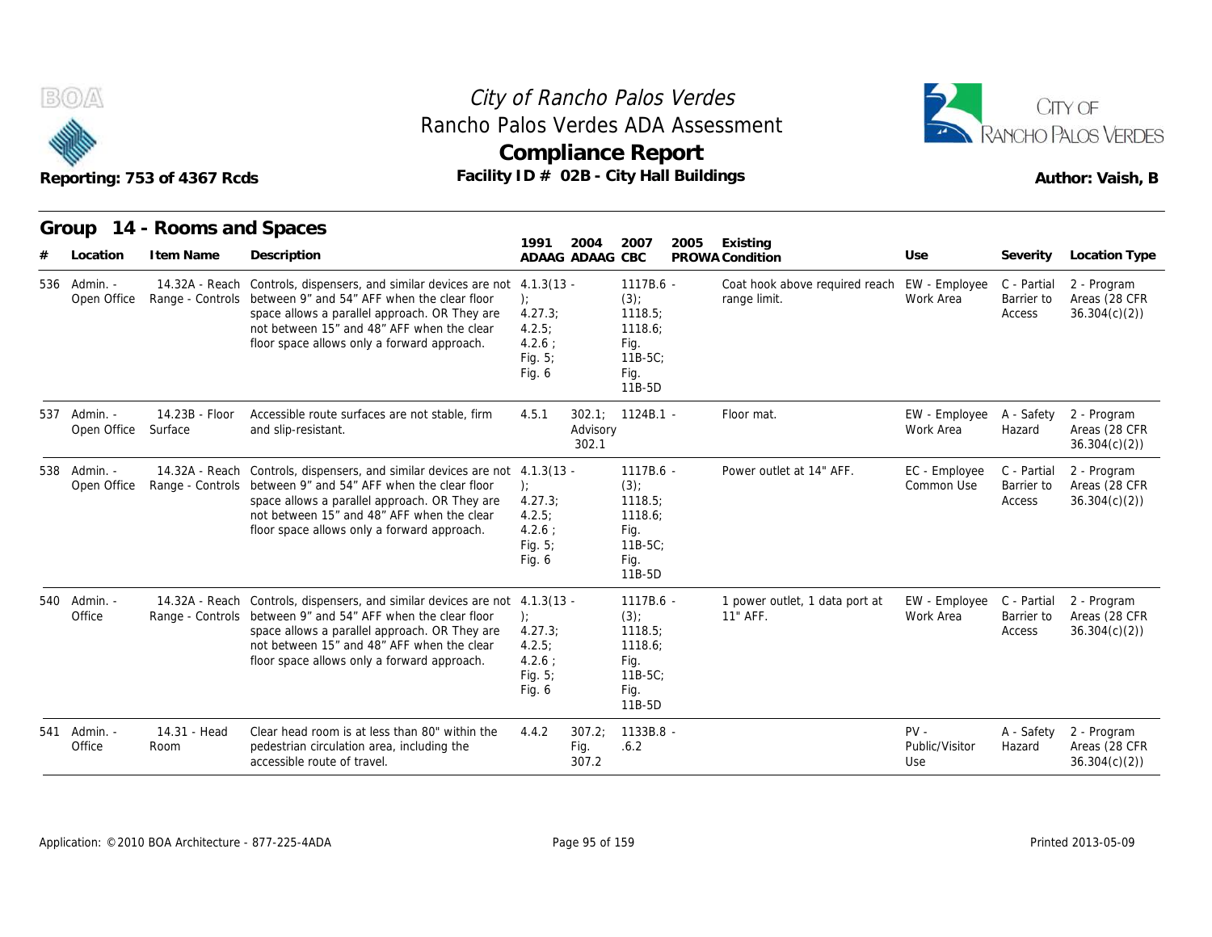# City of Rancho Palos Verdes
## Rancho Palos Verdes ADA Assessment
## Compliance Report

Reporting: 753 of 4367 Rcds

Facility ID # 02B - City Hall Buildings

Author: Vaish, B

## Group 14 - Rooms and Spaces

| # | Location | Item Name | Description | 1991 ADAAG | 2004 ADAAG | 2007 CBC | 2005 PROWA | Existing Condition | Use | Severity | Location Type |
|---|---|---|---|---|---|---|---|---|---|---|---|
| 536 | Admin. - Open Office | 14.32A - Reach Range - Controls | Controls, dispensers, and similar devices are not between 9" and 54" AFF when the clear floor space allows a parallel approach. OR They are not between 15" and 48" AFF when the clear floor space allows only a forward approach. | 4.1.3(13 - ); 4.27.3; 4.2.5; 4.2.6 ; Fig. 5; Fig. 6 | | 1117B.6 - (3); 1118.5; 1118.6; Fig. 11B-5C; Fig. 11B-5D | | Coat hook above required reach range limit. | EW - Employee Work Area | C - Partial Barrier to Access | 2 - Program Areas (28 CFR 36.304(c)(2)) |
| 537 | Admin. - Open Office | 14.23B - Floor Surface | Accessible route surfaces are not stable, firm and slip-resistant. | 4.5.1 | 302.1; Advisory 302.1 | 1124B.1 - | | Floor mat. | EW - Employee Work Area | A - Safety Hazard | 2 - Program Areas (28 CFR 36.304(c)(2)) |
| 538 | Admin. - Open Office | 14.32A - Reach Range - Controls | Controls, dispensers, and similar devices are not between 9" and 54" AFF when the clear floor space allows a parallel approach. OR They are not between 15" and 48" AFF when the clear floor space allows only a forward approach. | 4.1.3(13 - ); 4.27.3; 4.2.5; 4.2.6 ; Fig. 5; Fig. 6 | | 1117B.6 - (3); 1118.5; 1118.6; Fig. 11B-5C; Fig. 11B-5D | | Power outlet at 14" AFF. | EC - Employee Common Use | C - Partial Barrier to Access | 2 - Program Areas (28 CFR 36.304(c)(2)) |
| 540 | Admin. - Office | 14.32A - Reach Range - Controls | Controls, dispensers, and similar devices are not between 9" and 54" AFF when the clear floor space allows a parallel approach. OR They are not between 15" and 48" AFF when the clear floor space allows only a forward approach. | 4.1.3(13 - ); 4.27.3; 4.2.5; 4.2.6 ; Fig. 5; Fig. 6 | | 1117B.6 - (3); 1118.5; 1118.6; Fig. 11B-5C; Fig. 11B-5D | | 1 power outlet, 1 data port at 11" AFF. | EW - Employee Work Area | C - Partial Barrier to Access | 2 - Program Areas (28 CFR 36.304(c)(2)) |
| 541 | Admin. - Office | 14.31 - Head Room | Clear head room is at less than 80" within the pedestrian circulation area, including the accessible route of travel. | 4.4.2 | 307.2; Fig. 307.2 | 1133B.8 - .6.2 | | | PV - Public/Visitor Use | A - Safety Hazard | 2 - Program Areas (28 CFR 36.304(c)(2)) |

Application: ©2010 BOA Architecture - 877-225-4ADA

Printed 2013-05-09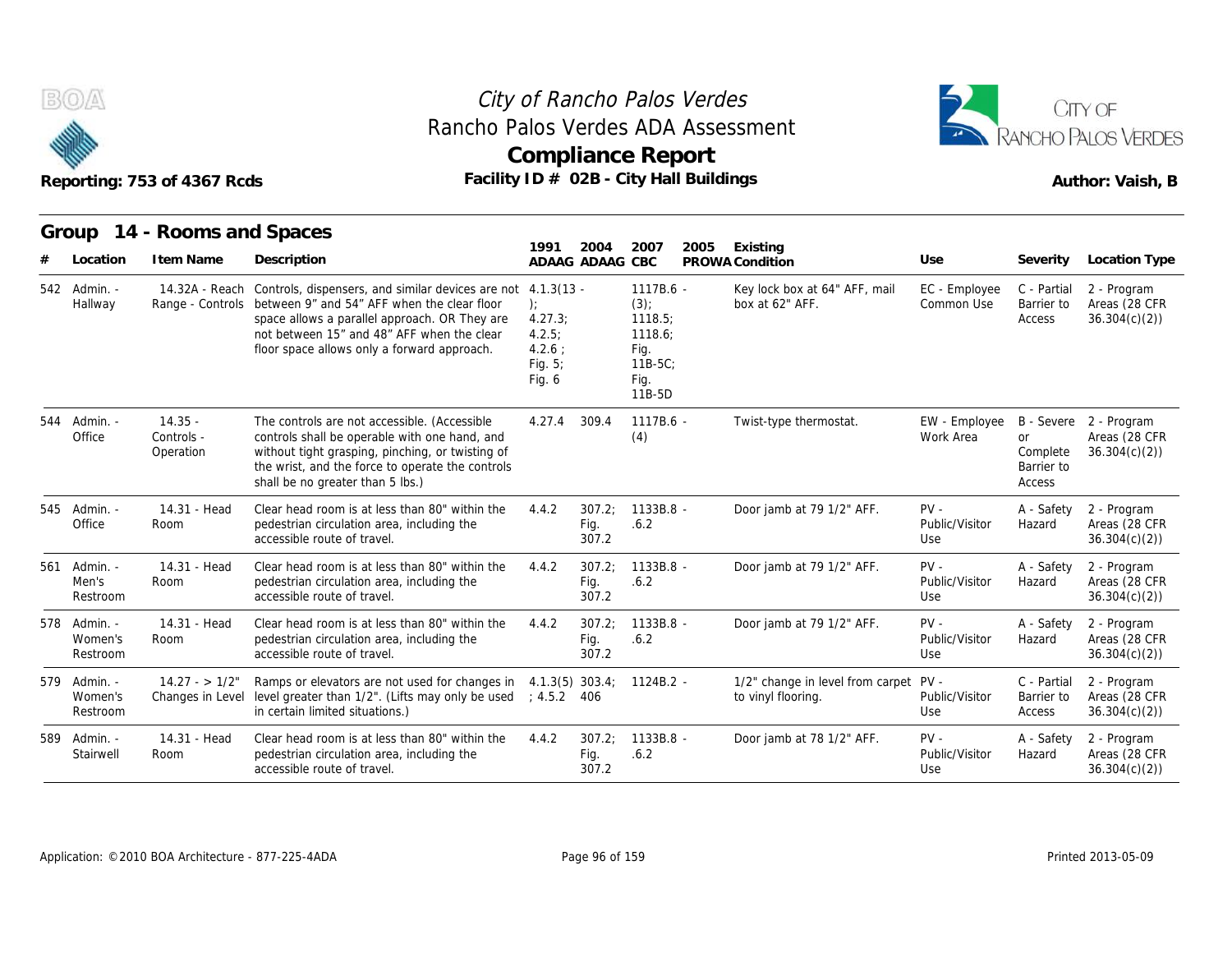City of Rancho Palos Verdes
Rancho Palos Verdes ADA Assessment
**Compliance Report**
Facility ID # 02B - City Hall Buildings

Reporting: 753 of 4367 Rcds

Author: Vaish, B

## Group 14 - Rooms and Spaces

| # | Location | Item Name | Description | 1991 ADAAG | 2004 ADAAG | 2007 CBC | 2005 PROWA | Existing Condition | Use | Severity | Location Type |
|---|---|---|---|---|---|---|---|---|---|---|---|
| 542 | Admin. - Hallway | 14.32A - Reach Range - Controls | Controls, dispensers, and similar devices are not between 9" and 54" AFF when the clear floor space allows a parallel approach. OR They are not between 15" and 48" AFF when the clear floor space allows only a forward approach. | 4.1.3(13 - ); 4.27.3; 4.2.5; 4.2.6 ; Fig. 5; Fig. 6 | | 1117B.6 - (3); 1118.5; 1118.6; Fig. 11B-5C; Fig. 11B-5D | | Key lock box at 64" AFF, mail box at 62" AFF. | EC - Employee Common Use | C - Partial Barrier to Access | 2 - Program Areas (28 CFR 36.304(c)(2)) |
| 544 | Admin. - Office | 14.35 - Controls - Operation | The controls are not accessible. (Accessible controls shall be operable with one hand, and without tight grasping, pinching, or twisting of the wrist, and the force to operate the controls shall be no greater than 5 lbs.) | 4.27.4 | 309.4 | 1117B.6 - (4) | | Twist-type thermostat. | EW - Employee Work Area | B - Severe or Complete Barrier to Access | 2 - Program Areas (28 CFR 36.304(c)(2)) |
| 545 | Admin. - Office | 14.31 - Head Room | Clear head room is at less than 80" within the pedestrian circulation area, including the accessible route of travel. | 4.4.2 | 307.2; Fig. 307.2 | 1133B.8 - .6.2 | | Door jamb at 79 1/2" AFF. | PV - Public/Visitor Use | A - Safety Hazard | 2 - Program Areas (28 CFR 36.304(c)(2)) |
| 561 | Admin. - Men's Restroom | 14.31 - Head Room | Clear head room is at less than 80" within the pedestrian circulation area, including the accessible route of travel. | 4.4.2 | 307.2; Fig. 307.2 | 1133B.8 - .6.2 | | Door jamb at 79 1/2" AFF. | PV - Public/Visitor Use | A - Safety Hazard | 2 - Program Areas (28 CFR 36.304(c)(2)) |
| 578 | Admin. - Women's Restroom | 14.31 - Head Room | Clear head room is at less than 80" within the pedestrian circulation area, including the accessible route of travel. | 4.4.2 | 307.2; Fig. 307.2 | 1133B.8 - .6.2 | | Door jamb at 79 1/2" AFF. | PV - Public/Visitor Use | A - Safety Hazard | 2 - Program Areas (28 CFR 36.304(c)(2)) |
| 579 | Admin. - Women's Restroom | 14.27 - > 1/2" Changes in Level | Ramps or elevators are not used for changes in level greater than 1/2". (Lifts may only be used in certain limited situations.) | 4.1.3(5) ; 4.5.2 | 303.4; 406 | 1124B.2 - | | 1/2" change in level from carpet to vinyl flooring. | PV - Public/Visitor Use | C - Partial Barrier to Access | 2 - Program Areas (28 CFR 36.304(c)(2)) |
| 589 | Admin. - Stairwell | 14.31 - Head Room | Clear head room is at less than 80" within the pedestrian circulation area, including the accessible route of travel. | 4.4.2 | 307.2; Fig. 307.2 | 1133B.8 - .6.2 | | Door jamb at 78 1/2" AFF. | PV - Public/Visitor Use | A - Safety Hazard | 2 - Program Areas (28 CFR 36.304(c)(2)) |

Application: ©2010 BOA Architecture - 877-225-4ADA

Printed 2013-05-09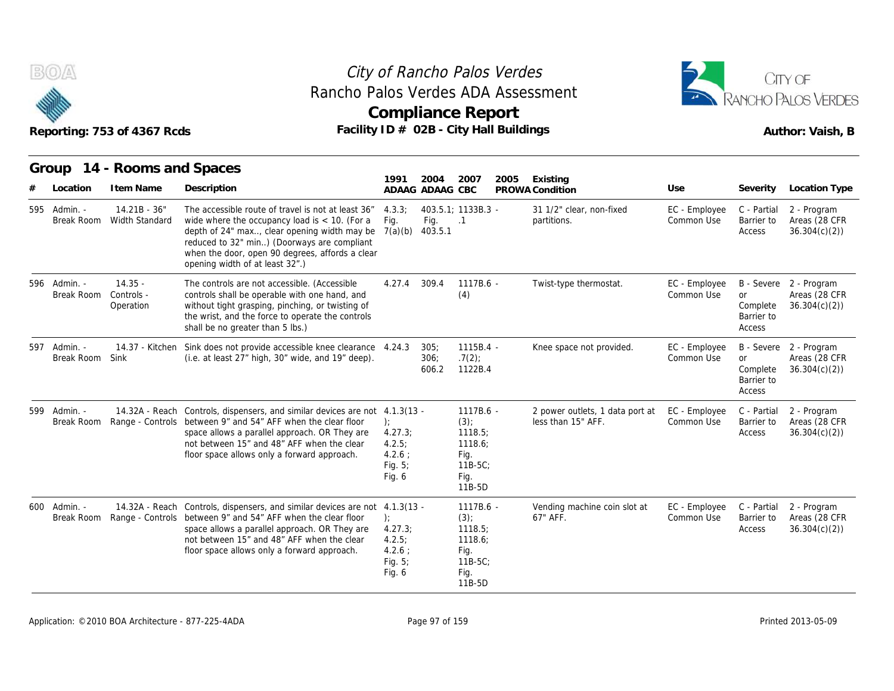# City of Rancho Palos Verdes
## Rancho Palos Verdes ADA Assessment
## Compliance Report

Reporting: 753 of 4367 Rcds

Facility ID # 02B - City Hall Buildings

Author: Vaish, B

### Group 14 - Rooms and Spaces

| # | Location | Item Name | Description | 1991 ADAAG | 2004 ADAAG | 2007 CBC | 2005 PROWA | Existing Condition | Use | Severity | Location Type |
|---|---|---|---|---|---|---|---|---|---|---|---|
| 595 | Admin. - Break Room | 14.21B - 36" Width Standard | The accessible route of travel is not at least 36" wide where the occupancy load is < 10. (For a depth of 24" max.., clear opening width may be reduced to 32" min..) (Doorways are compliant when the door, open 90 degrees, affords a clear opening width of at least 32".) | 4.3.3; Fig. 7(a)(b) | 403.5.1; Fig. 403.5.1 | 1133B.3 - .1 | | 31 1/2" clear, non-fixed partitions. | EC - Employee Common Use | C - Partial Barrier to Access | 2 - Program Areas (28 CFR 36.304(c)(2)) |
| 596 | Admin. - Break Room | 14.35 - Controls - Operation | The controls are not accessible. (Accessible controls shall be operable with one hand, and without tight grasping, pinching, or twisting of the wrist, and the force to operate the controls shall be no greater than 5 lbs.) | 4.27.4 | 309.4 | 1117B.6 - (4) | | Twist-type thermostat. | EC - Employee Common Use | B - Severe or Complete Barrier to Access | 2 - Program Areas (28 CFR 36.304(c)(2)) |
| 597 | Admin. - Break Room | 14.37 - Kitchen Sink | Sink does not provide accessible knee clearance (i.e. at least 27" high, 30" wide, and 19" deep). | 4.24.3 | 305; 306; 606.2 | 1115B.4 - .7(2); 1122B.4 | | Knee space not provided. | EC - Employee Common Use | B - Severe or Complete Barrier to Access | 2 - Program Areas (28 CFR 36.304(c)(2)) |
| 599 | Admin. - Break Room | 14.32A - Reach Range - Controls | Controls, dispensers, and similar devices are not between 9" and 54" AFF when the clear floor space allows a parallel approach. OR They are not between 15" and 48" AFF when the clear floor space allows only a forward approach. | 4.1.3(13 - ); 4.27.3; 4.2.5; 4.2.6 ; Fig. 5; Fig. 6 | | 1117B.6 - (3); 1118.5; 1118.6; Fig. 11B-5C; Fig. 11B-5D | | 2 power outlets, 1 data port at less than 15" AFF. | EC - Employee Common Use | C - Partial Barrier to Access | 2 - Program Areas (28 CFR 36.304(c)(2)) |
| 600 | Admin. - Break Room | 14.32A - Reach Range - Controls | Controls, dispensers, and similar devices are not between 9" and 54" AFF when the clear floor space allows a parallel approach. OR They are not between 15" and 48" AFF when the clear floor space allows only a forward approach. | 4.1.3(13 - ); 4.27.3; 4.2.5; 4.2.6 ; Fig. 5; Fig. 6 | | 1117B.6 - (3); 1118.5; 1118.6; Fig. 11B-5C; Fig. 11B-5D | | Vending machine coin slot at 67" AFF. | EC - Employee Common Use | C - Partial Barrier to Access | 2 - Program Areas (28 CFR 36.304(c)(2)) |

Application: ©2010 BOA Architecture - 877-225-4ADA

Printed 2013-05-09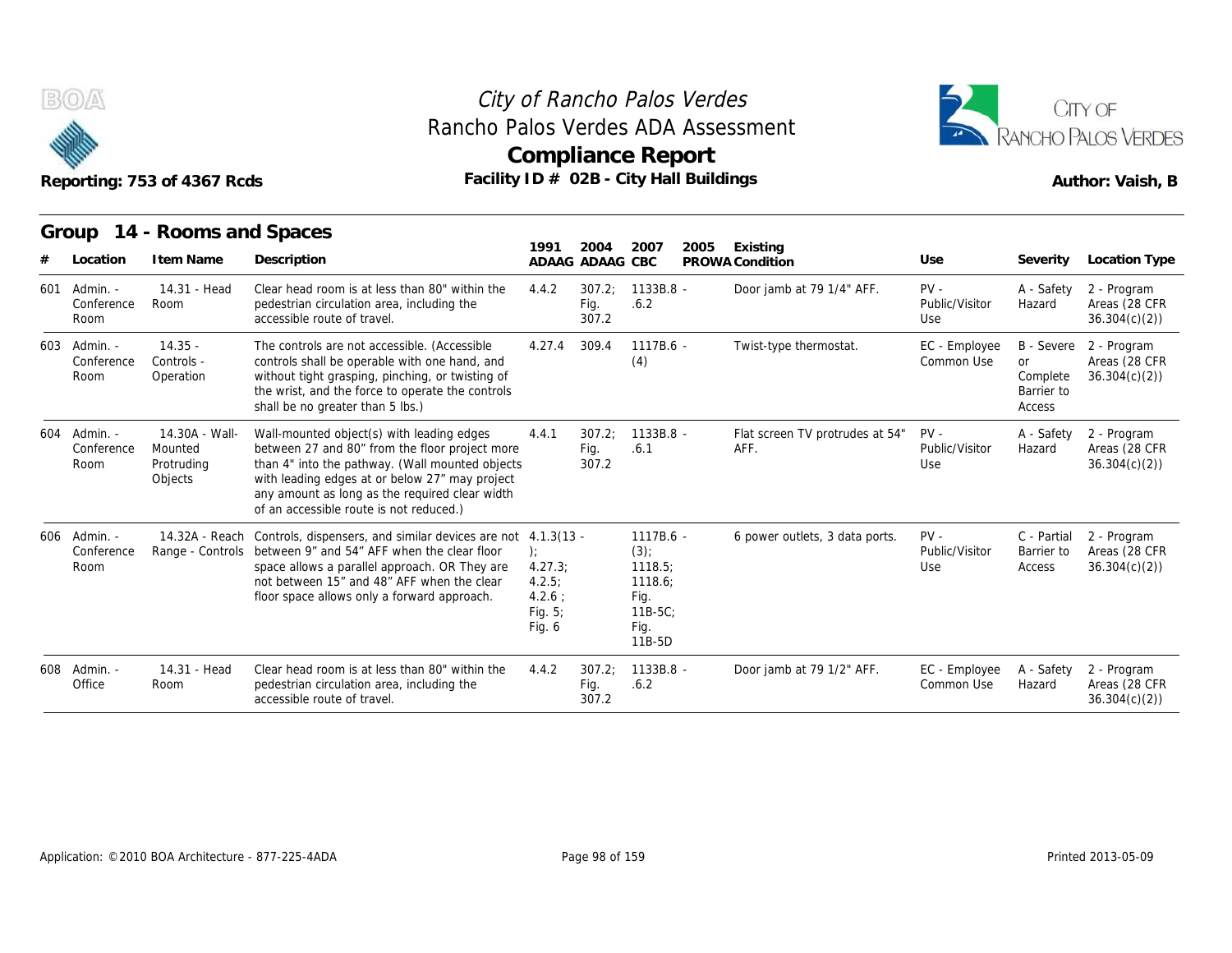# City of Rancho Palos Verdes
## Rancho Palos Verdes ADA Assessment
## Compliance Report

Reporting: 753 of 4367 Rcds

Facility ID # 02B - City Hall Buildings

Author: Vaish, B

### Group 14 - Rooms and Spaces

| # | Location | Item Name | Description | 1991 ADAAG | 2004 ADAAG | 2007 CBC | 2005 PROWA | Existing Condition | Use | Severity | Location Type |
|---|---|---|---|---|---|---|---|---|---|---|---|
| 601 | Admin. - Conference Room | 14.31 - Head Room | Clear head room is at less than 80" within the pedestrian circulation area, including the accessible route of travel. | 4.4.2 | 307.2; Fig. 307.2 | 1133B.8 - .6.2 | | Door jamb at 79 1/4" AFF. | PV - Public/Visitor Use | A - Safety Hazard | 2 - Program Areas (28 CFR 36.304(c)(2)) |
| 603 | Admin. - Conference Room | 14.35 - Controls - Operation | The controls are not accessible. (Accessible controls shall be operable with one hand, and without tight grasping, pinching, or twisting of the wrist, and the force to operate the controls shall be no greater than 5 lbs.) | 4.27.4 | 309.4 | 1117B.6 - (4) | | Twist-type thermostat. | EC - Employee Common Use | B - Severe or Complete Barrier to Access | 2 - Program Areas (28 CFR 36.304(c)(2)) |
| 604 | Admin. - Conference Room | 14.30A - Wall-Mounted Protruding Objects | Wall-mounted object(s) with leading edges between 27 and 80" from the floor project more than 4" into the pathway. (Wall mounted objects with leading edges at or below 27" may project any amount as long as the required clear width of an accessible route is not reduced.) | 4.4.1 | 307.2; Fig. 307.2 | 1133B.8 - .6.1 | | Flat screen TV protrudes at 54" AFF. | PV - Public/Visitor Use | A - Safety Hazard | 2 - Program Areas (28 CFR 36.304(c)(2)) |
| 606 | Admin. - Conference Room | 14.32A - Reach Range - Controls | Controls, dispensers, and similar devices are not between 9" and 54" AFF when the clear floor space allows a parallel approach. OR They are not between 15" and 48" AFF when the clear floor space allows only a forward approach. | 4.1.3(13 - ); 4.27.3; 4.2.5; 4.2.6 ; Fig. 5; Fig. 6 | | 1117B.6 - (3); 1118.5; 1118.6; Fig. 11B-5C; Fig. 11B-5D | | 6 power outlets, 3 data ports. | PV - Public/Visitor Use | C - Partial Barrier to Access | 2 - Program Areas (28 CFR 36.304(c)(2)) |
| 608 | Admin. - Office | 14.31 - Head Room | Clear head room is at less than 80" within the pedestrian circulation area, including the accessible route of travel. | 4.4.2 | 307.2; Fig. 307.2 | 1133B.8 - .6.2 | | Door jamb at 79 1/2" AFF. | EC - Employee Common Use | A - Safety Hazard | 2 - Program Areas (28 CFR 36.304(c)(2)) |

Application: ©2010 BOA Architecture - 877-225-4ADA

Printed 2013-05-09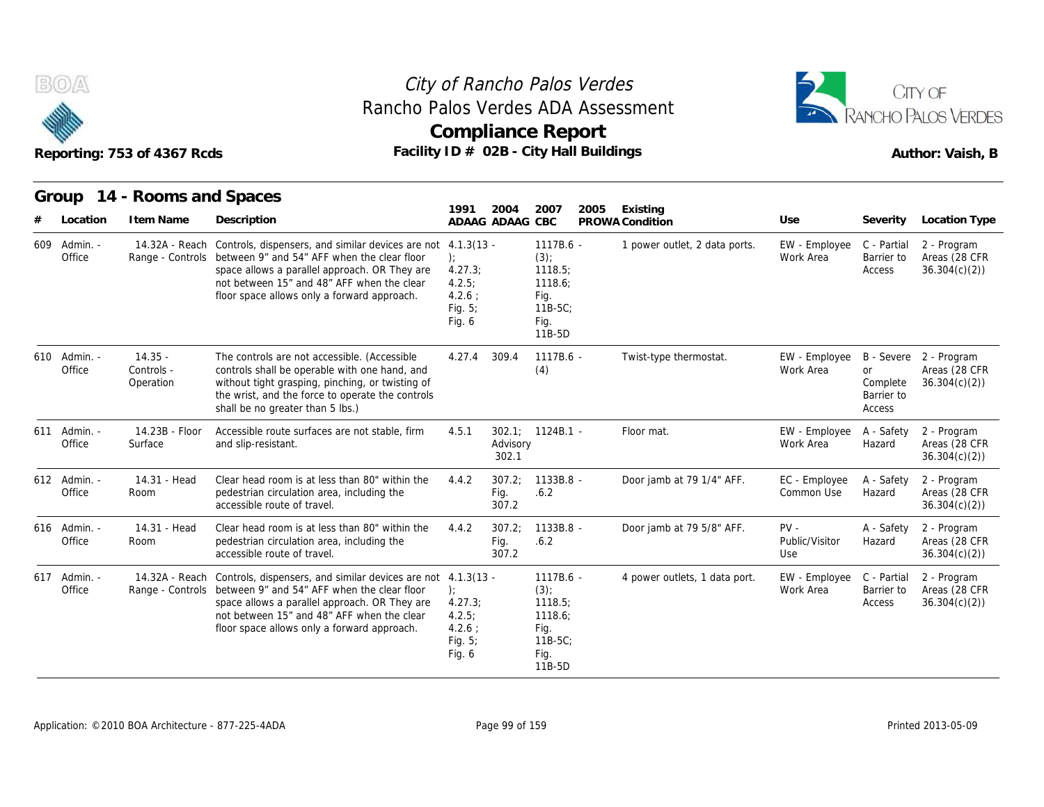# City of Rancho Palos Verdes

## Rancho Palos Verdes ADA Assessment

## Compliance Report

**Reporting: 753 of 4367 Rcds** — **Facility ID # 02B - City Hall Buildings** — **Author: Vaish, B**

## Group 14 - Rooms and Spaces

| # | Location | Item Name | Description | 1991 ADAAG | 2004 ADAAG | 2007 CBC | 2005 PROWA | Existing Condition | Use | Severity | Location Type |
|---|---|---|---|---|---|---|---|---|---|---|---|
| 609 | Admin. - Office | 14.32A - Reach Range - Controls | Controls, dispensers, and similar devices are not between 9" and 54" AFF when the clear floor space allows a parallel approach. OR They are not between 15" and 48" AFF when the clear floor space allows only a forward approach. | 4.1.3(13 - ); 4.27.3; 4.2.5; 4.2.6 ; Fig. 5; Fig. 6 | | 1117B.6 - (3); 1118.5; 1118.6; Fig. 11B-5C; Fig. 11B-5D | | 1 power outlet, 2 data ports. | EW - Employee Work Area | C - Partial Barrier to Access | 2 - Program Areas (28 CFR 36.304(c)(2)) |
| 610 | Admin. - Office | 14.35 - Controls - Operation | The controls are not accessible. (Accessible controls shall be operable with one hand, and without tight grasping, pinching, or twisting of the wrist, and the force to operate the controls shall be no greater than 5 lbs.) | 4.27.4 | 309.4 | 1117B.6 - (4) | | Twist-type thermostat. | EW - Employee Work Area | B - Severe or Complete Barrier to Access | 2 - Program Areas (28 CFR 36.304(c)(2)) |
| 611 | Admin. - Office | 14.23B - Floor Surface | Accessible route surfaces are not stable, firm and slip-resistant. | 4.5.1 | 302.1; Advisory 302.1 | 1124B.1 - | | Floor mat. | EW - Employee Work Area | A - Safety Hazard | 2 - Program Areas (28 CFR 36.304(c)(2)) |
| 612 | Admin. - Office | 14.31 - Head Room | Clear head room is at less than 80" within the pedestrian circulation area, including the accessible route of travel. | 4.4.2 | 307.2; Fig. 307.2 | 1133B.8 - .6.2 | | Door jamb at 79 1/4" AFF. | EC - Employee Common Use | A - Safety Hazard | 2 - Program Areas (28 CFR 36.304(c)(2)) |
| 616 | Admin. - Office | 14.31 - Head Room | Clear head room is at less than 80" within the pedestrian circulation area, including the accessible route of travel. | 4.4.2 | 307.2; Fig. 307.2 | 1133B.8 - .6.2 | | Door jamb at 79 5/8" AFF. | PV - Public/Visitor Use | A - Safety Hazard | 2 - Program Areas (28 CFR 36.304(c)(2)) |
| 617 | Admin. - Office | 14.32A - Reach Range - Controls | Controls, dispensers, and similar devices are not between 9" and 54" AFF when the clear floor space allows a parallel approach. OR They are not between 15" and 48" AFF when the clear floor space allows only a forward approach. | 4.1.3(13 - ); 4.27.3; 4.2.5; 4.2.6 ; Fig. 5; Fig. 6 | | 1117B.6 - (3); 1118.5; 1118.6; Fig. 11B-5C; Fig. 11B-5D | | 4 power outlets, 1 data port. | EW - Employee Work Area | C - Partial Barrier to Access | 2 - Program Areas (28 CFR 36.304(c)(2)) |

Application: ©2010 BOA Architecture - 877-225-4ADA

Printed 2013-05-09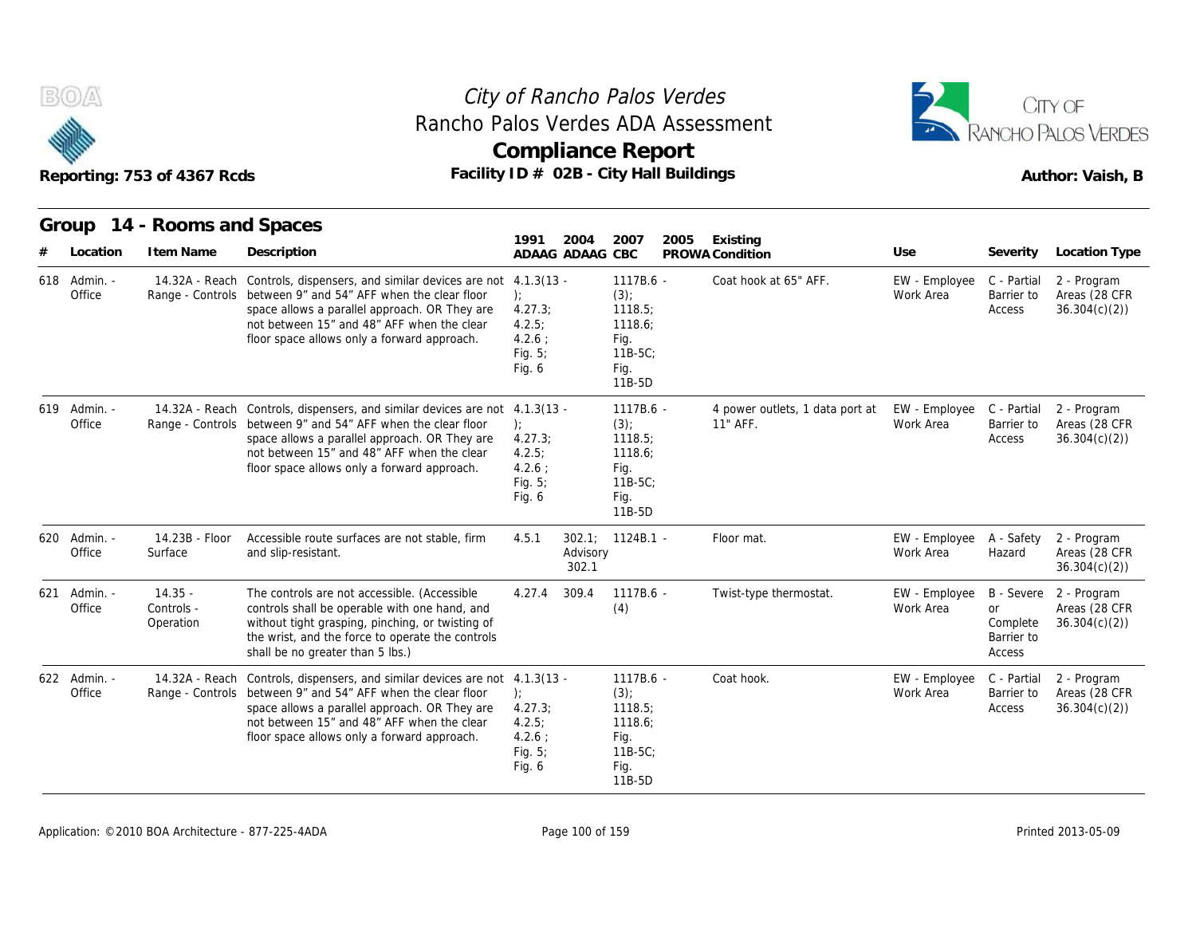# City of Rancho Palos Verdes
## Rancho Palos Verdes ADA Assessment
## Compliance Report

Reporting: 753 of 4367 Rcds

Facility ID # 02B - City Hall Buildings

Author: Vaish, B

### Group 14 - Rooms and Spaces

| # | Location | Item Name | Description | 1991 ADAAG | 2004 ADAAG | 2007 CBC | 2005 PROWA | Existing Condition | Use | Severity | Location Type |
|---|---|---|---|---|---|---|---|---|---|---|---|
| 618 | Admin. - Office | 14.32A - Reach Range - Controls | Controls, dispensers, and similar devices are not between 9" and 54" AFF when the clear floor space allows a parallel approach. OR They are not between 15" and 48" AFF when the clear floor space allows only a forward approach. | 4.1.3(13 - ); 4.27.3; 4.2.5; 4.2.6 ; Fig. 5; Fig. 6 | | 1117B.6 - (3); 1118.5; 1118.6; Fig. 11B-5C; Fig. 11B-5D | | Coat hook at 65" AFF. | EW - Employee Work Area | C - Partial Barrier to Access | 2 - Program Areas (28 CFR 36.304(c)(2)) |
| 619 | Admin. - Office | 14.32A - Reach Range - Controls | Controls, dispensers, and similar devices are not between 9" and 54" AFF when the clear floor space allows a parallel approach. OR They are not between 15" and 48" AFF when the clear floor space allows only a forward approach. | 4.1.3(13 - ); 4.27.3; 4.2.5; 4.2.6 ; Fig. 5; Fig. 6 | | 1117B.6 - (3); 1118.5; 1118.6; Fig. 11B-5C; Fig. 11B-5D | | 4 power outlets, 1 data port at 11" AFF. | EW - Employee Work Area | C - Partial Barrier to Access | 2 - Program Areas (28 CFR 36.304(c)(2)) |
| 620 | Admin. - Office | 14.23B - Floor Surface | Accessible route surfaces are not stable, firm and slip-resistant. | 4.5.1 | 302.1; Advisory 302.1 | 1124B.1 - | | Floor mat. | EW - Employee Work Area | A - Safety Hazard | 2 - Program Areas (28 CFR 36.304(c)(2)) |
| 621 | Admin. - Office | 14.35 - Controls - Operation | The controls are not accessible. (Accessible controls shall be operable with one hand, and without tight grasping, pinching, or twisting of the wrist, and the force to operate the controls shall be no greater than 5 lbs.) | 4.27.4 | 309.4 | 1117B.6 - (4) | | Twist-type thermostat. | EW - Employee Work Area | B - Severe or Complete Barrier to Access | 2 - Program Areas (28 CFR 36.304(c)(2)) |
| 622 | Admin. - Office | 14.32A - Reach Range - Controls | Controls, dispensers, and similar devices are not between 9" and 54" AFF when the clear floor space allows a parallel approach. OR They are not between 15" and 48" AFF when the clear floor space allows only a forward approach. | 4.1.3(13 - ); 4.27.3; 4.2.5; 4.2.6 ; Fig. 5; Fig. 6 | | 1117B.6 - (3); 1118.5; 1118.6; Fig. 11B-5C; Fig. 11B-5D | | Coat hook. | EW - Employee Work Area | C - Partial Barrier to Access | 2 - Program Areas (28 CFR 36.304(c)(2)) |

Application: ©2010 BOA Architecture - 877-225-4ADA

Printed 2013-05-09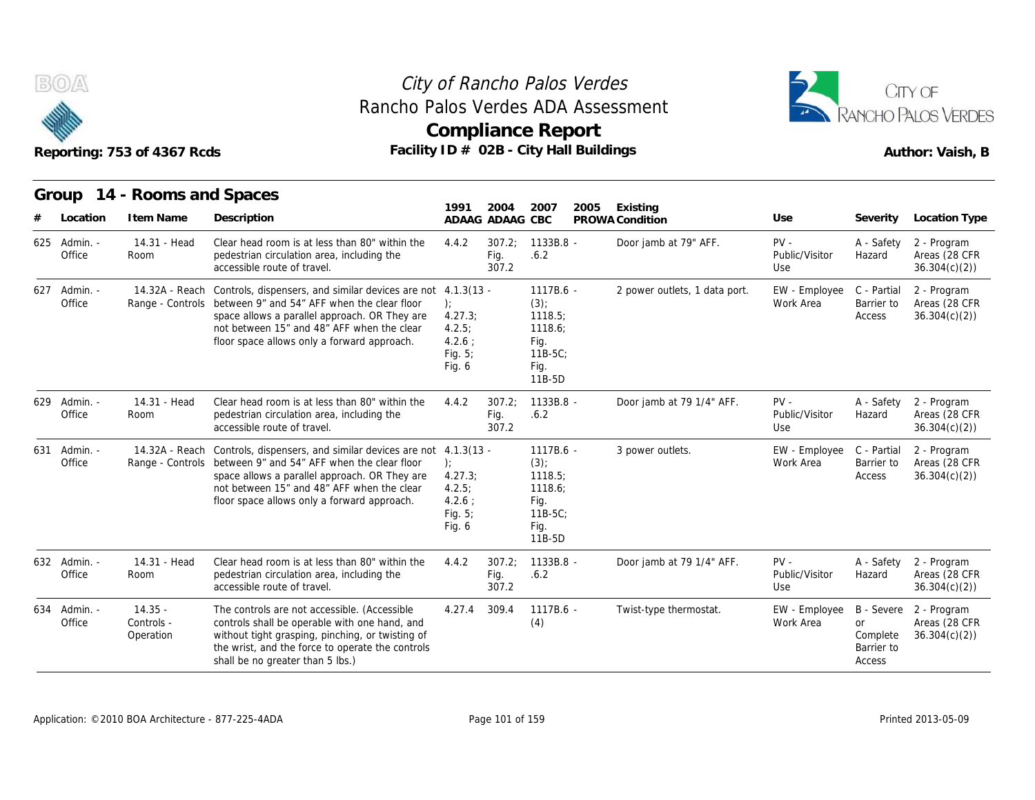City of Rancho Palos Verdes
Rancho Palos Verdes ADA Assessment
**Compliance Report**
Reporting: 753 of 4367 Rcds — Facility ID # 02B - City Hall Buildings — Author: Vaish, B

## Group 14 - Rooms and Spaces

| # | Location | Item Name | Description | 1991 ADAAG | 2004 ADAAG | 2007 CBC | 2005 PROWA | Existing Condition | Use | Severity | Location Type |
|---|---|---|---|---|---|---|---|---|---|---|---|
| 625 | Admin. - Office | 14.31 - Head Room | Clear head room is at less than 80" within the pedestrian circulation area, including the accessible route of travel. | 4.4.2 | 307.2; Fig. 307.2 | 1133B.8 - .6.2 | | Door jamb at 79" AFF. | PV - Public/Visitor Use | A - Safety Hazard | 2 - Program Areas (28 CFR 36.304(c)(2)) |
| 627 | Admin. - Office | 14.32A - Reach Range - Controls | Controls, dispensers, and similar devices are not between 9" and 54" AFF when the clear floor space allows a parallel approach. OR They are not between 15" and 48" AFF when the clear floor space allows only a forward approach. | 4.1.3(13 - ); 4.27.3; 4.2.5; 4.2.6 ; Fig. 5; Fig. 6 | | 1117B.6 - (3); 1118.5; 1118.6; Fig. 11B-5C; Fig. 11B-5D | | 2 power outlets, 1 data port. | EW - Employee Work Area | C - Partial Barrier to Access | 2 - Program Areas (28 CFR 36.304(c)(2)) |
| 629 | Admin. - Office | 14.31 - Head Room | Clear head room is at less than 80" within the pedestrian circulation area, including the accessible route of travel. | 4.4.2 | 307.2; Fig. 307.2 | 1133B.8 - .6.2 | | Door jamb at 79 1/4" AFF. | PV - Public/Visitor Use | A - Safety Hazard | 2 - Program Areas (28 CFR 36.304(c)(2)) |
| 631 | Admin. - Office | 14.32A - Reach Range - Controls | Controls, dispensers, and similar devices are not between 9" and 54" AFF when the clear floor space allows a parallel approach. OR They are not between 15" and 48" AFF when the clear floor space allows only a forward approach. | 4.1.3(13 - ); 4.27.3; 4.2.5; 4.2.6 ; Fig. 5; Fig. 6 | | 1117B.6 - (3); 1118.5; 1118.6; Fig. 11B-5C; Fig. 11B-5D | | 3 power outlets. | EW - Employee Work Area | C - Partial Barrier to Access | 2 - Program Areas (28 CFR 36.304(c)(2)) |
| 632 | Admin. - Office | 14.31 - Head Room | Clear head room is at less than 80" within the pedestrian circulation area, including the accessible route of travel. | 4.4.2 | 307.2; Fig. 307.2 | 1133B.8 - .6.2 | | Door jamb at 79 1/4" AFF. | PV - Public/Visitor Use | A - Safety Hazard | 2 - Program Areas (28 CFR 36.304(c)(2)) |
| 634 | Admin. - Office | 14.35 - Controls - Operation | The controls are not accessible. (Accessible controls shall be operable with one hand, and without tight grasping, pinching, or twisting of the wrist, and the force to operate the controls shall be no greater than 5 lbs.) | 4.27.4 | 309.4 | 1117B.6 - (4) | | Twist-type thermostat. | EW - Employee Work Area | B - Severe or Complete Barrier to Access | 2 - Program Areas (28 CFR 36.304(c)(2)) |

Application: ©2010 BOA Architecture - 877-225-4ADA — Printed 2013-05-09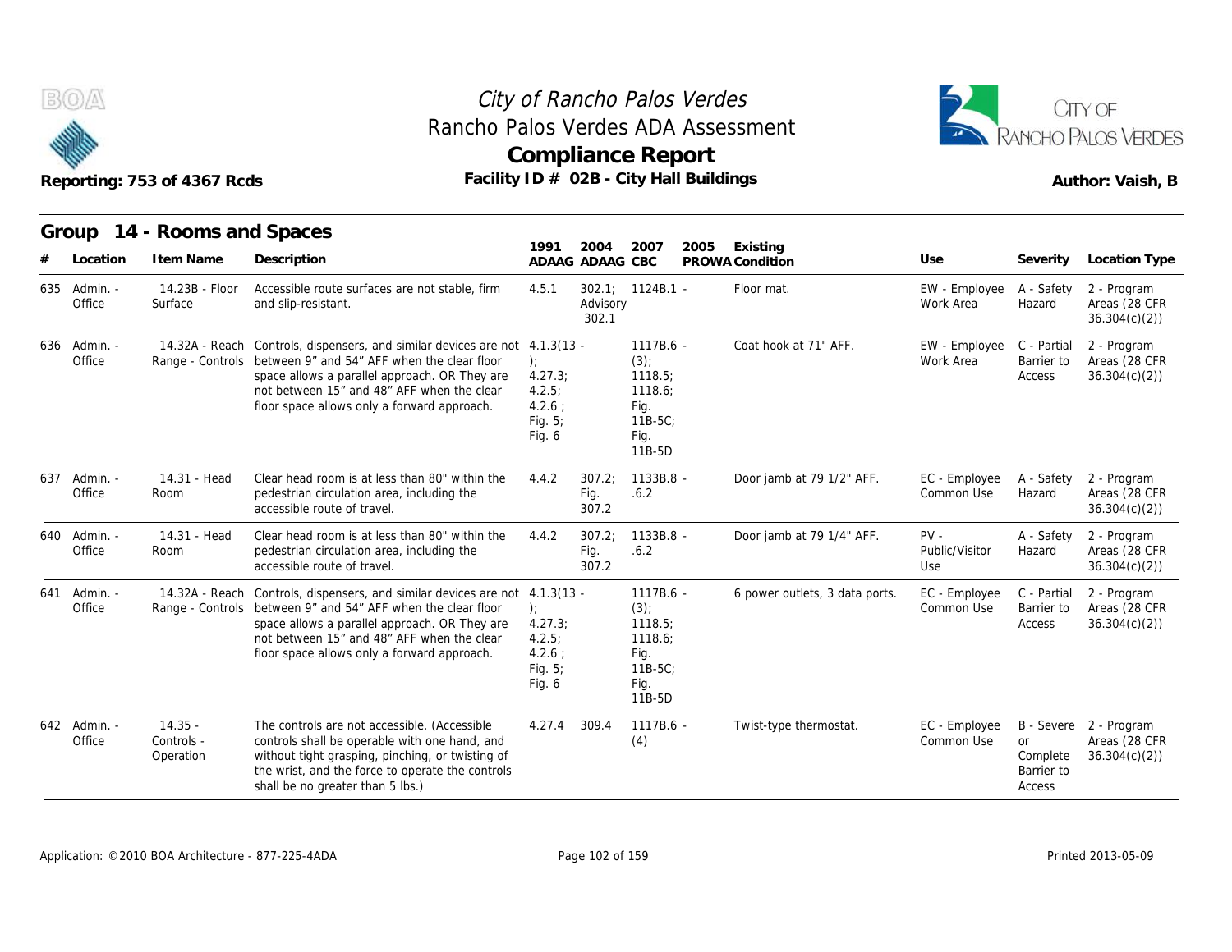City of Rancho Palos Verdes
Rancho Palos Verdes ADA Assessment
**Compliance Report**
Reporting: 753 of 4367 Rcds — Facility ID # 02B - City Hall Buildings — Author: Vaish, B

## Group 14 - Rooms and Spaces

| # | Location | Item Name | Description | 1991 ADAAG | 2004 ADAAG | 2007 CBC | 2005 PROWA | Existing Condition | Use | Severity | Location Type |
|---|---|---|---|---|---|---|---|---|---|---|---|
| 635 | Admin. - Office | 14.23B - Floor Surface | Accessible route surfaces are not stable, firm and slip-resistant. | 4.5.1 | 302.1; Advisory 302.1 | 1124B.1 - | | Floor mat. | EW - Employee Work Area | A - Safety Hazard | 2 - Program Areas (28 CFR 36.304(c)(2)) |
| 636 | Admin. - Office | 14.32A - Reach Range - Controls | Controls, dispensers, and similar devices are not between 9" and 54" AFF when the clear floor space allows a parallel approach. OR They are not between 15" and 48" AFF when the clear floor space allows only a forward approach. | 4.1.3(13 - ); 4.27.3; 4.2.5; 4.2.6 ; Fig. 5; Fig. 6 | | 1117B.6 - (3); 1118.5; 1118.6; Fig. 11B-5C; Fig. 11B-5D | | Coat hook at 71" AFF. | EW - Employee Work Area | C - Partial Barrier to Access | 2 - Program Areas (28 CFR 36.304(c)(2)) |
| 637 | Admin. - Office | 14.31 - Head Room | Clear head room is at less than 80" within the pedestrian circulation area, including the accessible route of travel. | 4.4.2 | 307.2; Fig. 307.2 | 1133B.8 - .6.2 | | Door jamb at 79 1/2" AFF. | EC - Employee Common Use | A - Safety Hazard | 2 - Program Areas (28 CFR 36.304(c)(2)) |
| 640 | Admin. - Office | 14.31 - Head Room | Clear head room is at less than 80" within the pedestrian circulation area, including the accessible route of travel. | 4.4.2 | 307.2; Fig. 307.2 | 1133B.8 - .6.2 | | Door jamb at 79 1/4" AFF. | PV - Public/Visitor Use | A - Safety Hazard | 2 - Program Areas (28 CFR 36.304(c)(2)) |
| 641 | Admin. - Office | 14.32A - Reach Range - Controls | Controls, dispensers, and similar devices are not between 9" and 54" AFF when the clear floor space allows a parallel approach. OR They are not between 15" and 48" AFF when the clear floor space allows only a forward approach. | 4.1.3(13 - ); 4.27.3; 4.2.5; 4.2.6 ; Fig. 5; Fig. 6 | | 1117B.6 - (3); 1118.5; 1118.6; Fig. 11B-5C; Fig. 11B-5D | | 6 power outlets, 3 data ports. | EC - Employee Common Use | C - Partial Barrier to Access | 2 - Program Areas (28 CFR 36.304(c)(2)) |
| 642 | Admin. - Office | 14.35 - Controls - Operation | The controls are not accessible. (Accessible controls shall be operable with one hand, and without tight grasping, pinching, or twisting of the wrist, and the force to operate the controls shall be no greater than 5 lbs.) | 4.27.4 | 309.4 | 1117B.6 - (4) | | Twist-type thermostat. | EC - Employee Common Use | B - Severe or Complete Barrier to Access | 2 - Program Areas (28 CFR 36.304(c)(2)) |

Application: ©2010 BOA Architecture - 877-225-4ADA — Printed 2013-05-09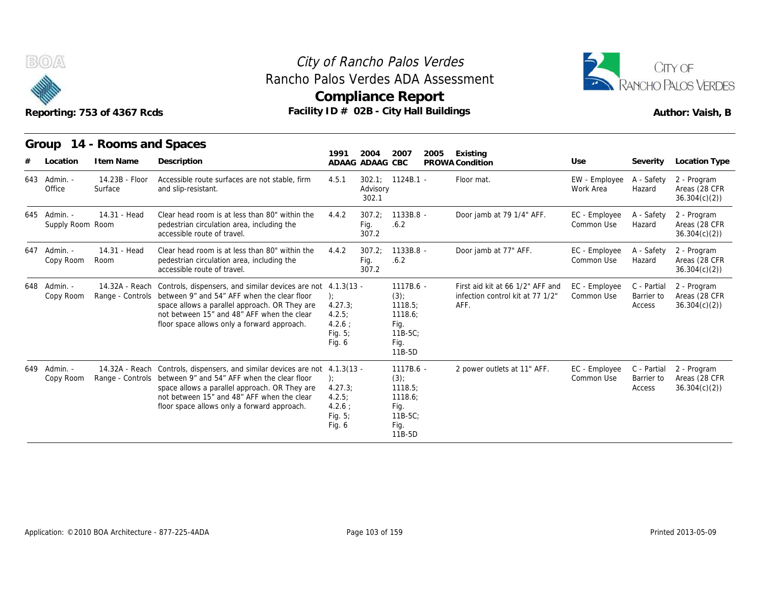# City of Rancho Palos Verdes
## Rancho Palos Verdes ADA Assessment
## Compliance Report

Reporting: 753 of 4367 Rcds

Facility ID # 02B - City Hall Buildings

Author: Vaish, B

### Group 14 - Rooms and Spaces

| # | Location | Item Name | Description | 1991 ADAAG | 2004 ADAAG | 2007 CBC | 2005 PROWA | Existing Condition | Use | Severity | Location Type |
|---|---|---|---|---|---|---|---|---|---|---|---|
| 643 | Admin. - Office | 14.23B - Floor Surface | Accessible route surfaces are not stable, firm and slip-resistant. | 4.5.1 | 302.1; Advisory 302.1 | 1124B.1 - | | Floor mat. | EW - Employee Work Area | A - Safety Hazard | 2 - Program Areas (28 CFR 36.304(c)(2)) |
| 645 | Admin. - Supply Room | 14.31 - Head Room | Clear head room is at less than 80" within the pedestrian circulation area, including the accessible route of travel. | 4.4.2 | 307.2; Fig. 307.2 | 1133B.8 - .6.2 | | Door jamb at 79 1/4" AFF. | EC - Employee Common Use | A - Safety Hazard | 2 - Program Areas (28 CFR 36.304(c)(2)) |
| 647 | Admin. - Copy Room | 14.31 - Head Room | Clear head room is at less than 80" within the pedestrian circulation area, including the accessible route of travel. | 4.4.2 | 307.2; Fig. 307.2 | 1133B.8 - .6.2 | | Door jamb at 77" AFF. | EC - Employee Common Use | A - Safety Hazard | 2 - Program Areas (28 CFR 36.304(c)(2)) |
| 648 | Admin. - Copy Room | 14.32A - Reach Range - Controls | Controls, dispensers, and similar devices are not between 9" and 54" AFF when the clear floor space allows a parallel approach. OR They are not between 15" and 48" AFF when the clear floor space allows only a forward approach. | 4.1.3(13 - ); 4.27.3; 4.2.5; 4.2.6 ; Fig. 5; Fig. 6 | | 1117B.6 - (3); 1118.5; 1118.6; Fig. 11B-5C; Fig. 11B-5D | | First aid kit at 66 1/2" AFF and infection control kit at 77 1/2" AFF. | EC - Employee Common Use | C - Partial Barrier to Access | 2 - Program Areas (28 CFR 36.304(c)(2)) |
| 649 | Admin. - Copy Room | 14.32A - Reach Range - Controls | Controls, dispensers, and similar devices are not between 9" and 54" AFF when the clear floor space allows a parallel approach. OR They are not between 15" and 48" AFF when the clear floor space allows only a forward approach. | 4.1.3(13 - ); 4.27.3; 4.2.5; 4.2.6 ; Fig. 5; Fig. 6 | | 1117B.6 - (3); 1118.5; 1118.6; Fig. 11B-5C; Fig. 11B-5D | | 2 power outlets at 11" AFF. | EC - Employee Common Use | C - Partial Barrier to Access | 2 - Program Areas (28 CFR 36.304(c)(2)) |

Application: ©2010 BOA Architecture - 877-225-4ADA

Printed 2013-05-09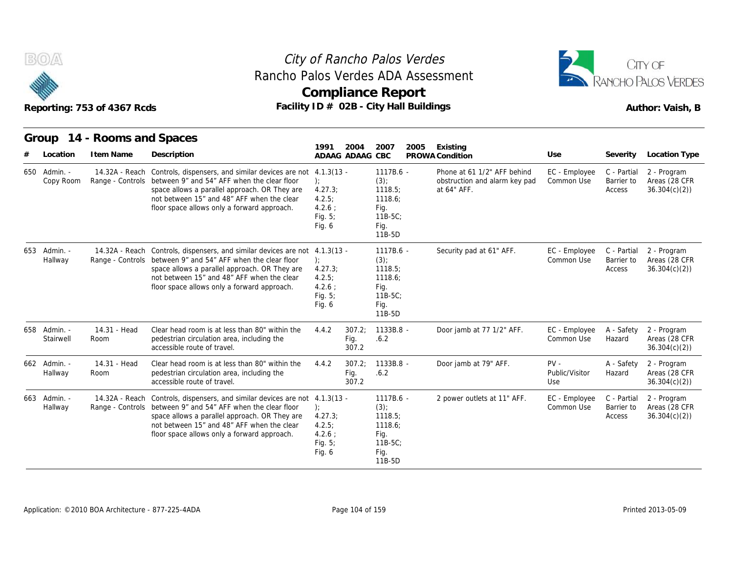# City of Rancho Palos Verdes
## Rancho Palos Verdes ADA Assessment
## Compliance Report

Reporting: 753 of 4367 Rcds

Facility ID # 02B - City Hall Buildings

Author: Vaish, B

### Group 14 - Rooms and Spaces

| # | Location | Item Name | Description | 1991 ADAAG | 2004 ADAAG | 2007 CBC | 2005 PROWA | Existing Condition | Use | Severity | Location Type |
|---|---|---|---|---|---|---|---|---|---|---|---|
| 650 | Admin. - Copy Room | 14.32A - Reach Range - Controls | Controls, dispensers, and similar devices are not between 9" and 54" AFF when the clear floor space allows a parallel approach. OR They are not between 15" and 48" AFF when the clear floor space allows only a forward approach. | 4.1.3(13 - ); 4.27.3; 4.2.5; 4.2.6 ; Fig. 5; Fig. 6 | | 1117B.6 - (3); 1118.5; 1118.6; Fig. 11B-5C; Fig. 11B-5D | | Phone at 61 1/2" AFF behind obstruction and alarm key pad at 64" AFF. | EC - Employee Common Use | C - Partial Barrier to Access | 2 - Program Areas (28 CFR 36.304(c)(2)) |
| 653 | Admin. - Hallway | 14.32A - Reach Range - Controls | Controls, dispensers, and similar devices are not between 9" and 54" AFF when the clear floor space allows a parallel approach. OR They are not between 15" and 48" AFF when the clear floor space allows only a forward approach. | 4.1.3(13 - ); 4.27.3; 4.2.5; 4.2.6 ; Fig. 5; Fig. 6 | | 1117B.6 - (3); 1118.5; 1118.6; Fig. 11B-5C; Fig. 11B-5D | | Security pad at 61" AFF. | EC - Employee Common Use | C - Partial Barrier to Access | 2 - Program Areas (28 CFR 36.304(c)(2)) |
| 658 | Admin. - Stairwell | 14.31 - Head Room | Clear head room is at less than 80" within the pedestrian circulation area, including the accessible route of travel. | 4.4.2 | 307.2; Fig. 307.2 | 1133B.8 - .6.2 | | Door jamb at 77 1/2" AFF. | EC - Employee Common Use | A - Safety Hazard | 2 - Program Areas (28 CFR 36.304(c)(2)) |
| 662 | Admin. - Hallway | 14.31 - Head Room | Clear head room is at less than 80" within the pedestrian circulation area, including the accessible route of travel. | 4.4.2 | 307.2; Fig. 307.2 | 1133B.8 - .6.2 | | Door jamb at 79" AFF. | PV - Public/Visitor Use | A - Safety Hazard | 2 - Program Areas (28 CFR 36.304(c)(2)) |
| 663 | Admin. - Hallway | 14.32A - Reach Range - Controls | Controls, dispensers, and similar devices are not between 9" and 54" AFF when the clear floor space allows a parallel approach. OR They are not between 15" and 48" AFF when the clear floor space allows only a forward approach. | 4.1.3(13 - ); 4.27.3; 4.2.5; 4.2.6 ; Fig. 5; Fig. 6 | | 1117B.6 - (3); 1118.5; 1118.6; Fig. 11B-5C; Fig. 11B-5D | | 2 power outlets at 11" AFF. | EC - Employee Common Use | C - Partial Barrier to Access | 2 - Program Areas (28 CFR 36.304(c)(2)) |

Application: ©2010 BOA Architecture - 877-225-4ADA

Printed 2013-05-09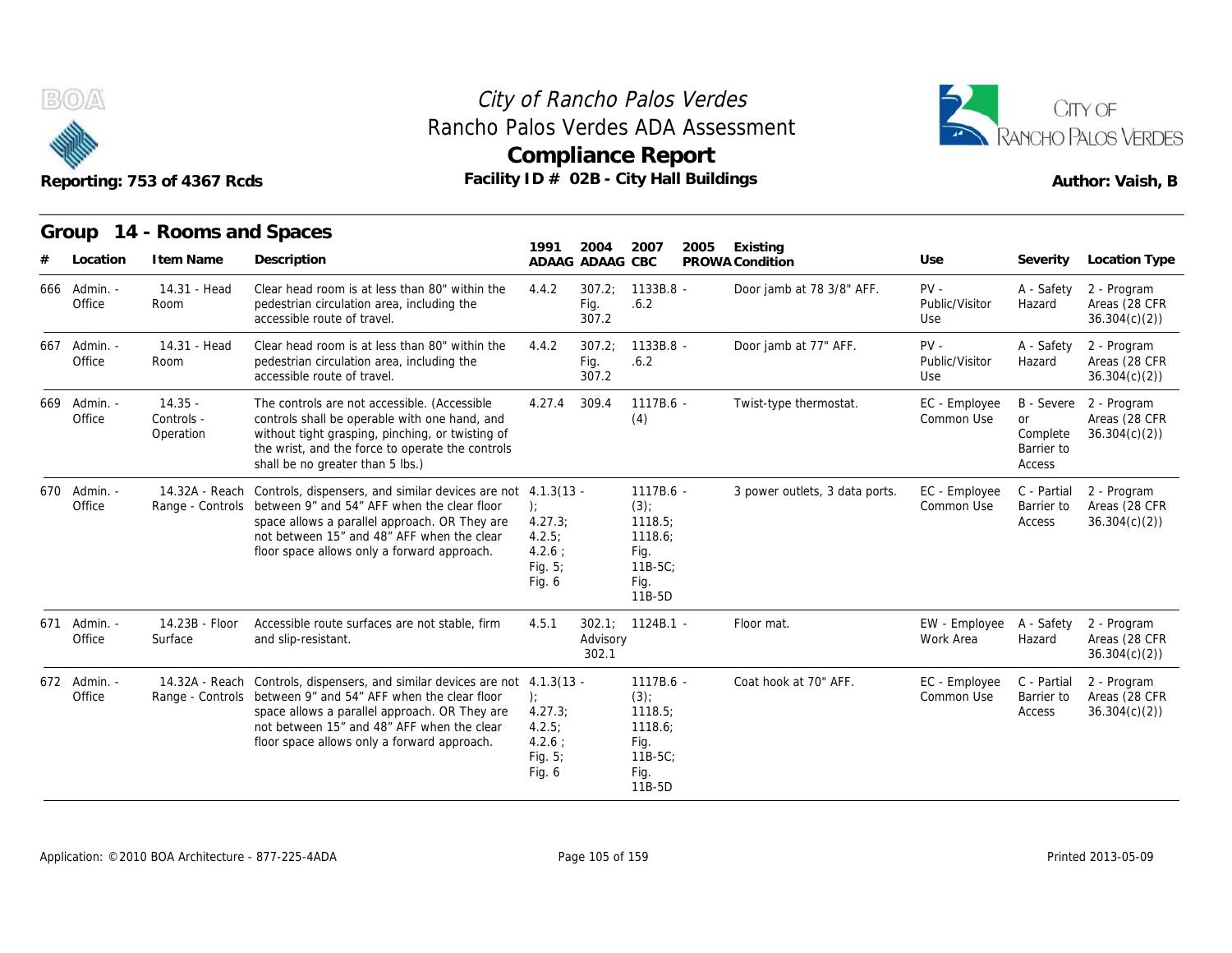# City of Rancho Palos Verdes
## Rancho Palos Verdes ADA Assessment
## Compliance Report

Reporting: 753 of 4367 Rcds — Facility ID # 02B - City Hall Buildings — Author: Vaish, B

## Group 14 - Rooms and Spaces

| # | Location | Item Name | Description | 1991 ADAAG | 2004 ADAAG | 2007 CBC | 2005 PROWA | Existing Condition | Use | Severity | Location Type |
|---|---|---|---|---|---|---|---|---|---|---|---|
| 666 | Admin. - Office | 14.31 - Head Room | Clear head room is at less than 80" within the pedestrian circulation area, including the accessible route of travel. | 4.4.2 | 307.2; Fig. 307.2 | 1133B.8 - .6.2 | | Door jamb at 78 3/8" AFF. | PV - Public/Visitor Use | A - Safety Hazard | 2 - Program Areas (28 CFR 36.304(c)(2)) |
| 667 | Admin. - Office | 14.31 - Head Room | Clear head room is at less than 80" within the pedestrian circulation area, including the accessible route of travel. | 4.4.2 | 307.2; Fig. 307.2 | 1133B.8 - .6.2 | | Door jamb at 77" AFF. | PV - Public/Visitor Use | A - Safety Hazard | 2 - Program Areas (28 CFR 36.304(c)(2)) |
| 669 | Admin. - Office | 14.35 - Controls - Operation | The controls are not accessible. (Accessible controls shall be operable with one hand, and without tight grasping, pinching, or twisting of the wrist, and the force to operate the controls shall be no greater than 5 lbs.) | 4.27.4 | 309.4 | 1117B.6 - (4) | | Twist-type thermostat. | EC - Employee Common Use | B - Severe or Complete Barrier to Access | 2 - Program Areas (28 CFR 36.304(c)(2)) |
| 670 | Admin. - Office | 14.32A - Reach Range - Controls | Controls, dispensers, and similar devices are not between 9" and 54" AFF when the clear floor space allows a parallel approach. OR They are not between 15" and 48" AFF when the clear floor space allows only a forward approach. | 4.1.3(13 - ); 4.27.3; 4.2.5; 4.2.6 ; Fig. 5; Fig. 6 | | 1117B.6 - (3); 1118.5; 1118.6; Fig. 11B-5C; Fig. 11B-5D | | 3 power outlets, 3 data ports. | EC - Employee Common Use | C - Partial Barrier to Access | 2 - Program Areas (28 CFR 36.304(c)(2)) |
| 671 | Admin. - Office | 14.23B - Floor Surface | Accessible route surfaces are not stable, firm and slip-resistant. | 4.5.1 | 302.1; Advisory 302.1 | 1124B.1 - | | Floor mat. | EW - Employee Work Area | A - Safety Hazard | 2 - Program Areas (28 CFR 36.304(c)(2)) |
| 672 | Admin. - Office | 14.32A - Reach Range - Controls | Controls, dispensers, and similar devices are not between 9" and 54" AFF when the clear floor space allows a parallel approach. OR They are not between 15" and 48" AFF when the clear floor space allows only a forward approach. | 4.1.3(13 - ); 4.27.3; 4.2.5; 4.2.6 ; Fig. 5; Fig. 6 | | 1117B.6 - (3); 1118.5; 1118.6; Fig. 11B-5C; Fig. 11B-5D | | Coat hook at 70" AFF. | EC - Employee Common Use | C - Partial Barrier to Access | 2 - Program Areas (28 CFR 36.304(c)(2)) |

Application: ©2010 BOA Architecture - 877-225-4ADA — Printed 2013-05-09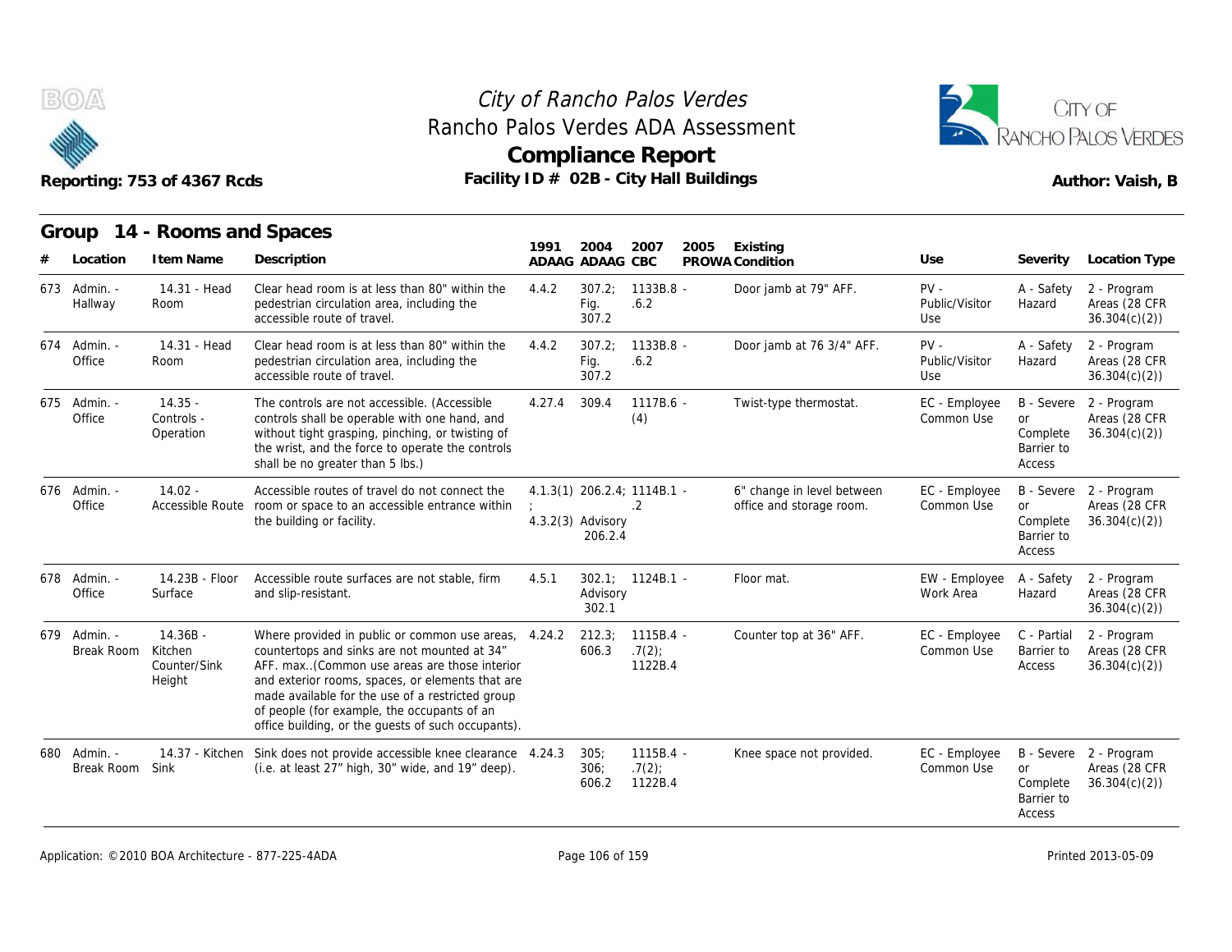# City of Rancho Palos Verdes
## Rancho Palos Verdes ADA Assessment
## Compliance Report

Reporting: 753 of 4367 Rcds

Facility ID # 02B - City Hall Buildings

Author: Vaish, B

## Group 14 - Rooms and Spaces

| # | Location | Item Name | Description | 1991 ADAAG | 2004 ADAAG | 2007 CBC | 2005 PROWA | Existing Condition | Use | Severity | Location Type |
|---|---|---|---|---|---|---|---|---|---|---|---|
| 673 | Admin. - Hallway | 14.31 - Head Room | Clear head room is at less than 80" within the pedestrian circulation area, including the accessible route of travel. | 4.4.2 | 307.2; Fig. 307.2 | 1133B.8 - .6.2 | | Door jamb at 79" AFF. | PV - Public/Visitor Use | A - Safety Hazard | 2 - Program Areas (28 CFR 36.304(c)(2)) |
| 674 | Admin. - Office | 14.31 - Head Room | Clear head room is at less than 80" within the pedestrian circulation area, including the accessible route of travel. | 4.4.2 | 307.2; Fig. 307.2 | 1133B.8 - .6.2 | | Door jamb at 76 3/4" AFF. | PV - Public/Visitor Use | A - Safety Hazard | 2 - Program Areas (28 CFR 36.304(c)(2)) |
| 675 | Admin. - Office | 14.35 - Controls - Operation | The controls are not accessible. (Accessible controls shall be operable with one hand, and without tight grasping, pinching, or twisting of the wrist, and the force to operate the controls shall be no greater than 5 lbs.) | 4.27.4 | 309.4 | 1117B.6 - (4) | | Twist-type thermostat. | EC - Employee Common Use | B - Severe or Complete Barrier to Access | 2 - Program Areas (28 CFR 36.304(c)(2)) |
| 676 | Admin. - Office | 14.02 - Accessible Route | Accessible routes of travel do not connect the room or space to an accessible entrance within the building or facility. | 4.1.3(1) ; 4.3.2(3) | 206.2.4; Advisory 206.2.4 | 1114B.1 - .2 | | 6" change in level between office and storage room. | EC - Employee Common Use | B - Severe or Complete Barrier to Access | 2 - Program Areas (28 CFR 36.304(c)(2)) |
| 678 | Admin. - Office | 14.23B - Floor Surface | Accessible route surfaces are not stable, firm and slip-resistant. | 4.5.1 | 302.1; Advisory 302.1 | 1124B.1 - | | Floor mat. | EW - Employee Work Area | A - Safety Hazard | 2 - Program Areas (28 CFR 36.304(c)(2)) |
| 679 | Admin. - Break Room | 14.36B - Kitchen Counter/Sink Height | Where provided in public or common use areas, countertops and sinks are not mounted at 34" AFF. max..(Common use areas are those interior and exterior rooms, spaces, or elements that are made available for the use of a restricted group of people (for example, the occupants of an office building, or the guests of such occupants). | 4.24.2 | 212.3; 606.3 | 1115B.4 - .7(2); 1122B.4 | | Counter top at 36" AFF. | EC - Employee Common Use | C - Partial Barrier to Access | 2 - Program Areas (28 CFR 36.304(c)(2)) |
| 680 | Admin. - Break Room | 14.37 - Kitchen Sink | Sink does not provide accessible knee clearance (i.e. at least 27" high, 30" wide, and 19" deep). | 4.24.3 | 305; 306; 606.2 | 1115B.4 - .7(2); 1122B.4 | | Knee space not provided. | EC - Employee Common Use | B - Severe or Complete Barrier to Access | 2 - Program Areas (28 CFR 36.304(c)(2)) |

Application: ©2010 BOA Architecture - 877-225-4ADA

Printed 2013-05-09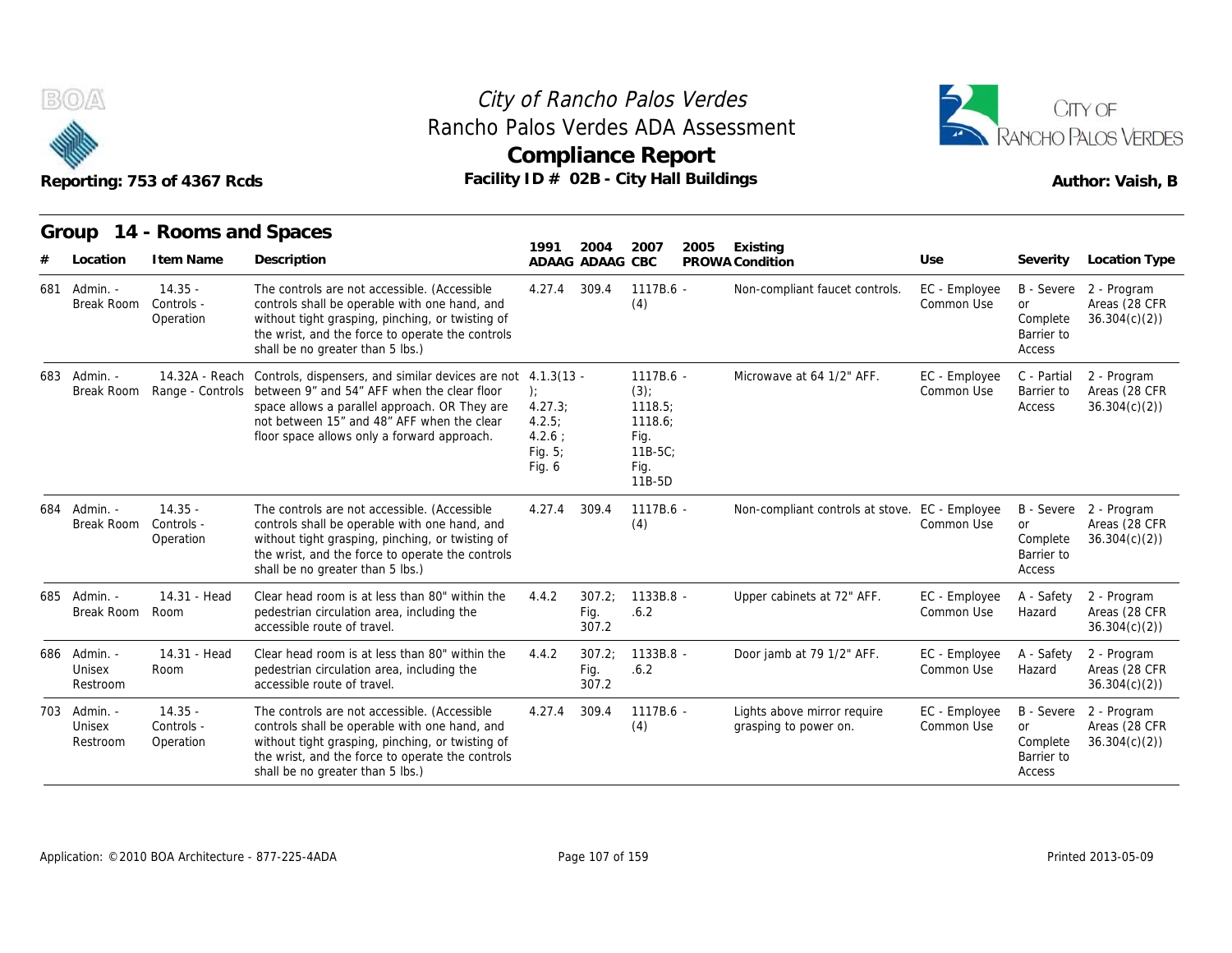## Group 14 - Rooms and Spaces

| # | Location | Item Name | Description | 1991 ADAAG | 2004 ADAAG | 2007 CBC | 2005 PROWA | Existing Condition | Use | Severity | Location Type |
|---|---|---|---|---|---|---|---|---|---|---|---|
| 681 | Admin. - Break Room | 14.35 - Controls - Operation | The controls are not accessible. (Accessible controls shall be operable with one hand, and without tight grasping, pinching, or twisting of the wrist, and the force to operate the controls shall be no greater than 5 lbs.) | 4.27.4 | 309.4 | 1117B.6 - (4) | | Non-compliant faucet controls. | EC - Employee Common Use | B - Severe or Complete Barrier to Access | 2 - Program Areas (28 CFR 36.304(c)(2)) |
| 683 | Admin. - Break Room | 14.32A - Reach Range - Controls | Controls, dispensers, and similar devices are not between 9" and 54" AFF when the clear floor space allows a parallel approach. OR They are not between 15" and 48" AFF when the clear floor space allows only a forward approach. | 4.1.3(13 - ); 4.27.3; 4.2.5; 4.2.6 ; Fig. 5; Fig. 6 | | 1117B.6 - (3); 1118.5; 1118.6; Fig. 11B-5C; Fig. 11B-5D | | Microwave at 64 1/2" AFF. | EC - Employee Common Use | C - Partial Barrier to Access | 2 - Program Areas (28 CFR 36.304(c)(2)) |
| 684 | Admin. - Break Room | 14.35 - Controls - Operation | The controls are not accessible. (Accessible controls shall be operable with one hand, and without tight grasping, pinching, or twisting of the wrist, and the force to operate the controls shall be no greater than 5 lbs.) | 4.27.4 | 309.4 | 1117B.6 - (4) | | Non-compliant controls at stove. | EC - Employee Common Use | B - Severe or Complete Barrier to Access | 2 - Program Areas (28 CFR 36.304(c)(2)) |
| 685 | Admin. - Break Room | 14.31 - Head Room | Clear head room is at less than 80" within the pedestrian circulation area, including the accessible route of travel. | 4.4.2 | 307.2; Fig. 307.2 | 1133B.8 - .6.2 | | Upper cabinets at 72" AFF. | EC - Employee Common Use | A - Safety Hazard | 2 - Program Areas (28 CFR 36.304(c)(2)) |
| 686 | Admin. - Unisex Restroom | 14.31 - Head Room | Clear head room is at less than 80" within the pedestrian circulation area, including the accessible route of travel. | 4.4.2 | 307.2; Fig. 307.2 | 1133B.8 - .6.2 | | Door jamb at 79 1/2" AFF. | EC - Employee Common Use | A - Safety Hazard | 2 - Program Areas (28 CFR 36.304(c)(2)) |
| 703 | Admin. - Unisex Restroom | 14.35 - Controls - Operation | The controls are not accessible. (Accessible controls shall be operable with one hand, and without tight grasping, pinching, or twisting of the wrist, and the force to operate the controls shall be no greater than 5 lbs.) | 4.27.4 | 309.4 | 1117B.6 - (4) | | Lights above mirror require grasping to power on. | EC - Employee Common Use | B - Severe or Complete Barrier to Access | 2 - Program Areas (28 CFR 36.304(c)(2)) |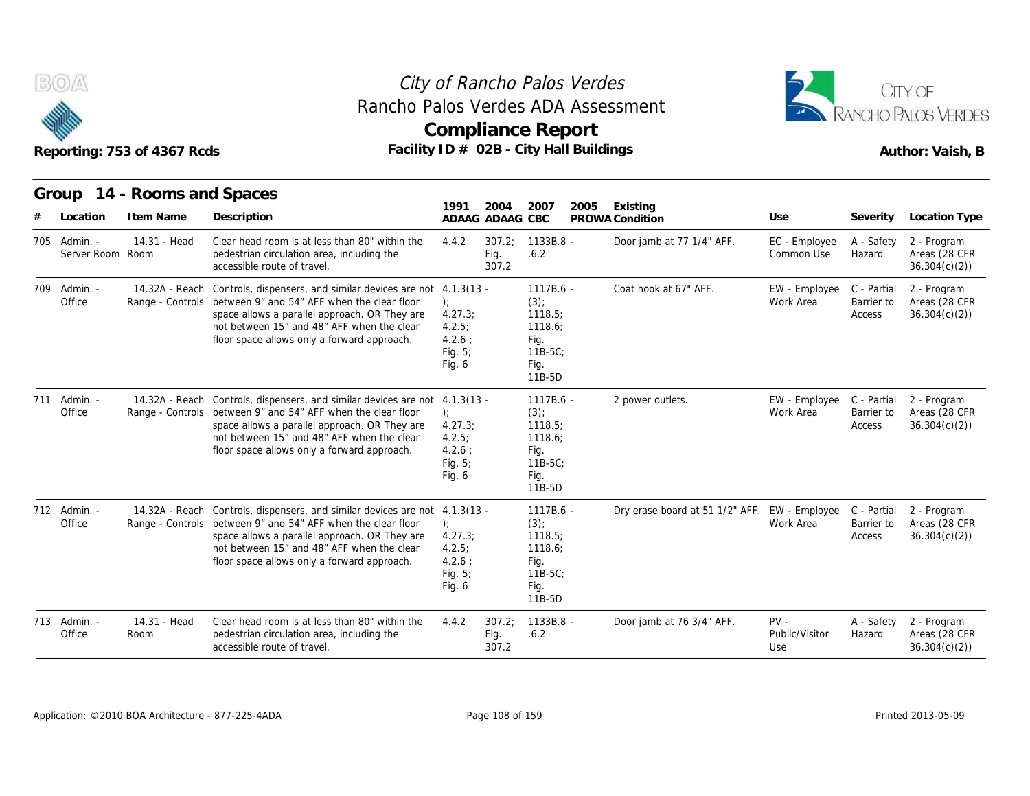# City of Rancho Palos Verdes
# Rancho Palos Verdes ADA Assessment
## Compliance Report

Reporting: 753 of 4367 Rcds

Facility ID # 02B - City Hall Buildings

Author: Vaish, B

### Group 14 - Rooms and Spaces

| # | Location | Item Name | Description | 1991 ADAAG | 2004 ADAAG | 2007 CBC | 2005 PROWA | Existing Condition | Use | Severity | Location Type |
|---|---|---|---|---|---|---|---|---|---|---|---|
| 705 | Admin. - Server Room | 14.31 - Head Room | Clear head room is at less than 80" within the pedestrian circulation area, including the accessible route of travel. | 4.4.2 | 307.2; Fig. 307.2 | 1133B.8 - .6.2 | | Door jamb at 77 1/4" AFF. | EC - Employee Common Use | A - Safety Hazard | 2 - Program Areas (28 CFR 36.304(c)(2)) |
| 709 | Admin. - Office | 14.32A - Reach Range - Controls | Controls, dispensers, and similar devices are not between 9" and 54" AFF when the clear floor space allows a parallel approach. OR They are not between 15" and 48" AFF when the clear floor space allows only a forward approach. | 4.1.3(13 - ); 4.27.3; 4.2.5; 4.2.6 ; Fig. 5; Fig. 6 | | 1117B.6 - (3); 1118.5; 1118.6; Fig. 11B-5C; Fig. 11B-5D | | Coat hook at 67" AFF. | EW - Employee Work Area | C - Partial Barrier to Access | 2 - Program Areas (28 CFR 36.304(c)(2)) |
| 711 | Admin. - Office | 14.32A - Reach Range - Controls | Controls, dispensers, and similar devices are not between 9" and 54" AFF when the clear floor space allows a parallel approach. OR They are not between 15" and 48" AFF when the clear floor space allows only a forward approach. | 4.1.3(13 - ); 4.27.3; 4.2.5; 4.2.6 ; Fig. 5; Fig. 6 | | 1117B.6 - (3); 1118.5; 1118.6; Fig. 11B-5C; Fig. 11B-5D | | 2 power outlets. | EW - Employee Work Area | C - Partial Barrier to Access | 2 - Program Areas (28 CFR 36.304(c)(2)) |
| 712 | Admin. - Office | 14.32A - Reach Range - Controls | Controls, dispensers, and similar devices are not between 9" and 54" AFF when the clear floor space allows a parallel approach. OR They are not between 15" and 48" AFF when the clear floor space allows only a forward approach. | 4.1.3(13 - ); 4.27.3; 4.2.5; 4.2.6 ; Fig. 5; Fig. 6 | | 1117B.6 - (3); 1118.5; 1118.6; Fig. 11B-5C; Fig. 11B-5D | | Dry erase board at 51 1/2" AFF. | EW - Employee Work Area | C - Partial Barrier to Access | 2 - Program Areas (28 CFR 36.304(c)(2)) |
| 713 | Admin. - Office | 14.31 - Head Room | Clear head room is at less than 80" within the pedestrian circulation area, including the accessible route of travel. | 4.4.2 | 307.2; Fig. 307.2 | 1133B.8 - .6.2 | | Door jamb at 76 3/4" AFF. | PV - Public/Visitor Use | A - Safety Hazard | 2 - Program Areas (28 CFR 36.304(c)(2)) |

Application: ©2010 BOA Architecture - 877-225-4ADA

Printed 2013-05-09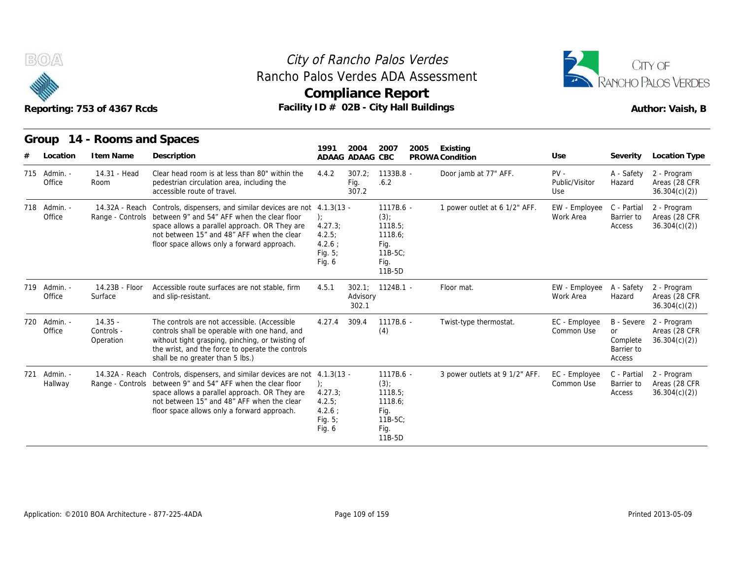# City of Rancho Palos Verdes
## Rancho Palos Verdes ADA Assessment
## Compliance Report

Reporting: 753 of 4367 Rcds

Facility ID # 02B - City Hall Buildings

Author: Vaish, B

### Group 14 - Rooms and Spaces

| # | Location | Item Name | Description | 1991 ADAAG | 2004 ADAAG | 2007 CBC | 2005 PROWA | Existing Condition | Use | Severity | Location Type |
|---|---|---|---|---|---|---|---|---|---|---|---|
| 715 | Admin. - Office | 14.31 - Head Room | Clear head room is at less than 80" within the pedestrian circulation area, including the accessible route of travel. | 4.4.2 | 307.2; Fig. 307.2 | 1133B.8 - .6.2 | | Door jamb at 77" AFF. | PV - Public/Visitor Use | A - Safety Hazard | 2 - Program Areas (28 CFR 36.304(c)(2)) |
| 718 | Admin. - Office | 14.32A - Reach Range - Controls | Controls, dispensers, and similar devices are not between 9" and 54" AFF when the clear floor space allows a parallel approach. OR They are not between 15" and 48" AFF when the clear floor space allows only a forward approach. | 4.1.3(13 - ); 4.27.3; 4.2.5; 4.2.6 ; Fig. 5; Fig. 6 | | 1117B.6 - (3); 1118.5; 1118.6; Fig. 11B-5C; Fig. 11B-5D | | 1 power outlet at 6 1/2" AFF. | EW - Employee Work Area | C - Partial Barrier to Access | 2 - Program Areas (28 CFR 36.304(c)(2)) |
| 719 | Admin. - Office | 14.23B - Floor Surface | Accessible route surfaces are not stable, firm and slip-resistant. | 4.5.1 | 302.1; Advisory 302.1 | 1124B.1 - | | Floor mat. | EW - Employee Work Area | A - Safety Hazard | 2 - Program Areas (28 CFR 36.304(c)(2)) |
| 720 | Admin. - Office | 14.35 - Controls - Operation | The controls are not accessible. (Accessible controls shall be operable with one hand, and without tight grasping, pinching, or twisting of the wrist, and the force to operate the controls shall be no greater than 5 lbs.) | 4.27.4 | 309.4 | 1117B.6 - (4) | | Twist-type thermostat. | EC - Employee Common Use | B - Severe or Complete Barrier to Access | 2 - Program Areas (28 CFR 36.304(c)(2)) |
| 721 | Admin. - Hallway | 14.32A - Reach Range - Controls | Controls, dispensers, and similar devices are not between 9" and 54" AFF when the clear floor space allows a parallel approach. OR They are not between 15" and 48" AFF when the clear floor space allows only a forward approach. | 4.1.3(13 - ); 4.27.3; 4.2.5; 4.2.6 ; Fig. 5; Fig. 6 | | 1117B.6 - (3); 1118.5; 1118.6; Fig. 11B-5C; Fig. 11B-5D | | 3 power outlets at 9 1/2" AFF. | EC - Employee Common Use | C - Partial Barrier to Access | 2 - Program Areas (28 CFR 36.304(c)(2)) |

Application: ©2010 BOA Architecture - 877-225-4ADA

Printed 2013-05-09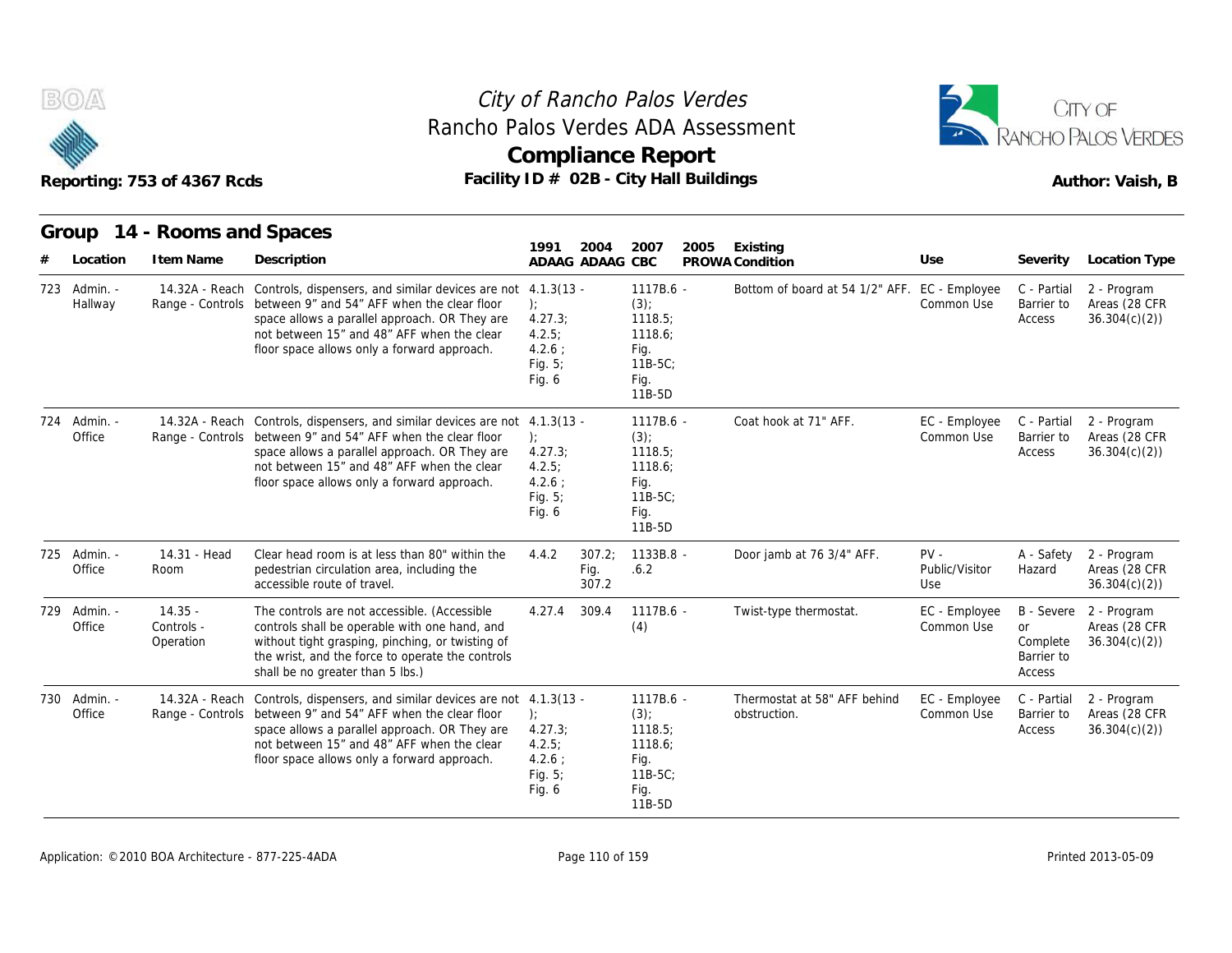# City of Rancho Palos Verdes
## Rancho Palos Verdes ADA Assessment
## Compliance Report

Reporting: 753 of 4367 Rcds

Facility ID # 02B - City Hall Buildings

Author: Vaish, B

### Group 14 - Rooms and Spaces

| # | Location | Item Name | Description | 1991 ADAAG | 2004 ADAAG | 2007 CBC | 2005 PROWA | Existing Condition | Use | Severity | Location Type |
|---|---|---|---|---|---|---|---|---|---|---|---|
| 723 | Admin. - Hallway | 14.32A - Reach Range - Controls | Controls, dispensers, and similar devices are not between 9" and 54" AFF when the clear floor space allows a parallel approach. OR They are not between 15" and 48" AFF when the clear floor space allows only a forward approach. | 4.1.3(13 - ); 4.27.3; 4.2.5; 4.2.6 ; Fig. 5; Fig. 6 | | 1117B.6 - (3); 1118.5; 1118.6; Fig. 11B-5C; Fig. 11B-5D | | Bottom of board at 54 1/2" AFF. | EC - Employee Common Use | C - Partial Barrier to Access | 2 - Program Areas (28 CFR 36.304(c)(2)) |
| 724 | Admin. - Office | 14.32A - Reach Range - Controls | Controls, dispensers, and similar devices are not between 9" and 54" AFF when the clear floor space allows a parallel approach. OR They are not between 15" and 48" AFF when the clear floor space allows only a forward approach. | 4.1.3(13 - ); 4.27.3; 4.2.5; 4.2.6 ; Fig. 5; Fig. 6 | | 1117B.6 - (3); 1118.5; 1118.6; Fig. 11B-5C; Fig. 11B-5D | | Coat hook at 71" AFF. | EC - Employee Common Use | C - Partial Barrier to Access | 2 - Program Areas (28 CFR 36.304(c)(2)) |
| 725 | Admin. - Office | 14.31 - Head Room | Clear head room is at less than 80" within the pedestrian circulation area, including the accessible route of travel. | 4.4.2 | 307.2; Fig. 307.2 | 1133B.8 - .6.2 | | Door jamb at 76 3/4" AFF. | PV - Public/Visitor Use | A - Safety Hazard | 2 - Program Areas (28 CFR 36.304(c)(2)) |
| 729 | Admin. - Office | 14.35 - Controls - Operation | The controls are not accessible. (Accessible controls shall be operable with one hand, and without tight grasping, pinching, or twisting of the wrist, and the force to operate the controls shall be no greater than 5 lbs.) | 4.27.4 | 309.4 | 1117B.6 - (4) | | Twist-type thermostat. | EC - Employee Common Use | B - Severe or Complete Barrier to Access | 2 - Program Areas (28 CFR 36.304(c)(2)) |
| 730 | Admin. - Office | 14.32A - Reach Range - Controls | Controls, dispensers, and similar devices are not between 9" and 54" AFF when the clear floor space allows a parallel approach. OR They are not between 15" and 48" AFF when the clear floor space allows only a forward approach. | 4.1.3(13 - ); 4.27.3; 4.2.5; 4.2.6 ; Fig. 5; Fig. 6 | | 1117B.6 - (3); 1118.5; 1118.6; Fig. 11B-5C; Fig. 11B-5D | | Thermostat at 58" AFF behind obstruction. | EC - Employee Common Use | C - Partial Barrier to Access | 2 - Program Areas (28 CFR 36.304(c)(2)) |

Application: ©2010 BOA Architecture - 877-225-4ADA

Printed 2013-05-09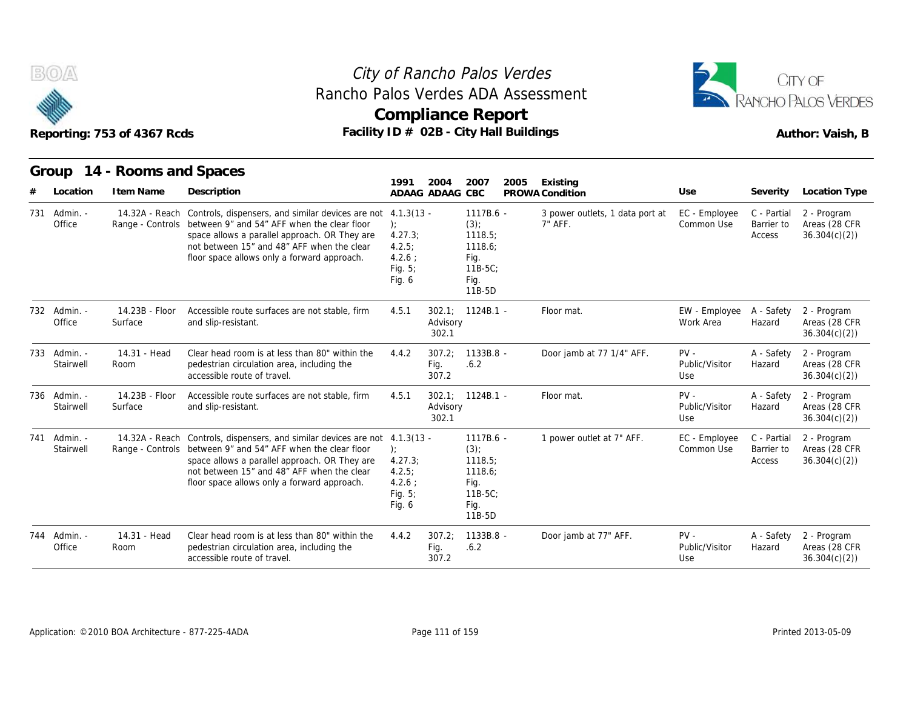# City of Rancho Palos Verdes
## Rancho Palos Verdes ADA Assessment
## Compliance Report

Reporting: 753 of 4367 Rcds

Facility ID # 02B - City Hall Buildings

Author: Vaish, B

### Group 14 - Rooms and Spaces

| # | Location | Item Name | Description | 1991 ADAAG | 2004 ADAAG | 2007 CBC | 2005 PROWA | Existing Condition | Use | Severity | Location Type |
|---|---|---|---|---|---|---|---|---|---|---|---|
| 731 | Admin. - Office | 14.32A - Reach Range - Controls | Controls, dispensers, and similar devices are not between 9" and 54" AFF when the clear floor space allows a parallel approach. OR They are not between 15" and 48" AFF when the clear floor space allows only a forward approach. | 4.1.3(13 - ); 4.27.3; 4.2.5; 4.2.6 ; Fig. 5; Fig. 6 | | 1117B.6 - (3); 1118.5; 1118.6; Fig. 11B-5C; Fig. 11B-5D | | 3 power outlets, 1 data port at 7" AFF. | EC - Employee Common Use | C - Partial Barrier to Access | 2 - Program Areas (28 CFR 36.304(c)(2)) |
| 732 | Admin. - Office | 14.23B - Floor Surface | Accessible route surfaces are not stable, firm and slip-resistant. | 4.5.1 | 302.1; Advisory 302.1 | 1124B.1 - | | Floor mat. | EW - Employee Work Area | A - Safety Hazard | 2 - Program Areas (28 CFR 36.304(c)(2)) |
| 733 | Admin. - Stairwell | 14.31 - Head Room | Clear head room is at less than 80" within the pedestrian circulation area, including the accessible route of travel. | 4.4.2 | 307.2; Fig. 307.2 | 1133B.8 - .6.2 | | Door jamb at 77 1/4" AFF. | PV - Public/Visitor Use | A - Safety Hazard | 2 - Program Areas (28 CFR 36.304(c)(2)) |
| 736 | Admin. - Stairwell | 14.23B - Floor Surface | Accessible route surfaces are not stable, firm and slip-resistant. | 4.5.1 | 302.1; Advisory 302.1 | 1124B.1 - | | Floor mat. | PV - Public/Visitor Use | A - Safety Hazard | 2 - Program Areas (28 CFR 36.304(c)(2)) |
| 741 | Admin. - Stairwell | 14.32A - Reach Range - Controls | Controls, dispensers, and similar devices are not between 9" and 54" AFF when the clear floor space allows a parallel approach. OR They are not between 15" and 48" AFF when the clear floor space allows only a forward approach. | 4.1.3(13 - ); 4.27.3; 4.2.5; 4.2.6 ; Fig. 5; Fig. 6 | | 1117B.6 - (3); 1118.5; 1118.6; Fig. 11B-5C; Fig. 11B-5D | | 1 power outlet at 7" AFF. | EC - Employee Common Use | C - Partial Barrier to Access | 2 - Program Areas (28 CFR 36.304(c)(2)) |
| 744 | Admin. - Office | 14.31 - Head Room | Clear head room is at less than 80" within the pedestrian circulation area, including the accessible route of travel. | 4.4.2 | 307.2; Fig. 307.2 | 1133B.8 - .6.2 | | Door jamb at 77" AFF. | PV - Public/Visitor Use | A - Safety Hazard | 2 - Program Areas (28 CFR 36.304(c)(2)) |

Application: ©2010 BOA Architecture - 877-225-4ADA

Printed 2013-05-09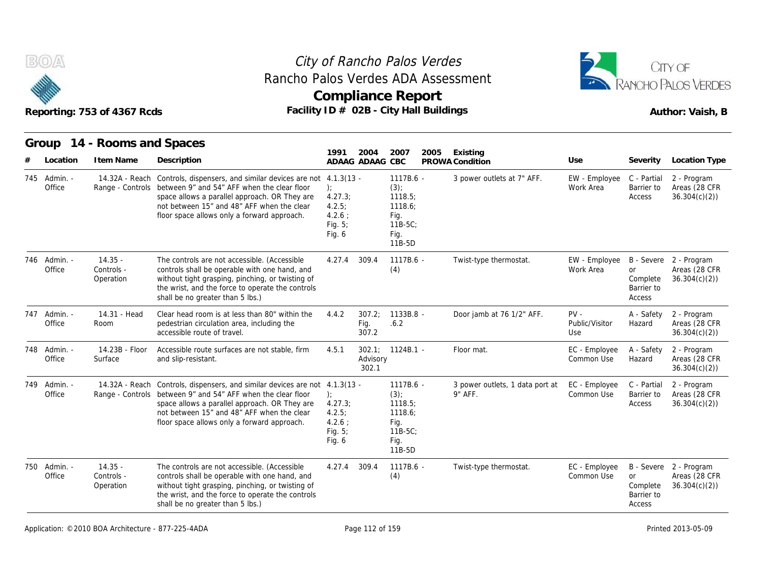# City of Rancho Palos Verdes
## Rancho Palos Verdes ADA Assessment
## Compliance Report

Reporting: 753 of 4367 Rcds

Facility ID # 02B - City Hall Buildings

Author: Vaish, B

## Group 14 - Rooms and Spaces

| # | Location | Item Name | Description | 1991 ADAAG | 2004 ADAAG | 2007 CBC | 2005 PROWA | Existing Condition | Use | Severity | Location Type |
|---|---|---|---|---|---|---|---|---|---|---|---|
| 745 | Admin. - Office | 14.32A - Reach Range - Controls | Controls, dispensers, and similar devices are not between 9" and 54" AFF when the clear floor space allows a parallel approach. OR They are not between 15" and 48" AFF when the clear floor space allows only a forward approach. | 4.1.3(13 - ); 4.27.3; 4.2.5; 4.2.6 ; Fig. 5; Fig. 6 | | 1117B.6 - (3); 1118.5; 1118.6; Fig. 11B-5C; Fig. 11B-5D | | 3 power outlets at 7" AFF. | EW - Employee Work Area | C - Partial Barrier to Access | 2 - Program Areas (28 CFR 36.304(c)(2)) |
| 746 | Admin. - Office | 14.35 - Controls - Operation | The controls are not accessible. (Accessible controls shall be operable with one hand, and without tight grasping, pinching, or twisting of the wrist, and the force to operate the controls shall be no greater than 5 lbs.) | 4.27.4 | 309.4 | 1117B.6 - (4) | | Twist-type thermostat. | EW - Employee Work Area | B - Severe or Complete Barrier to Access | 2 - Program Areas (28 CFR 36.304(c)(2)) |
| 747 | Admin. - Office | 14.31 - Head Room | Clear head room is at less than 80" within the pedestrian circulation area, including the accessible route of travel. | 4.4.2 | 307.2; Fig. 307.2 | 1133B.8 - .6.2 | | Door jamb at 76 1/2" AFF. | PV - Public/Visitor Use | A - Safety Hazard | 2 - Program Areas (28 CFR 36.304(c)(2)) |
| 748 | Admin. - Office | 14.23B - Floor Surface | Accessible route surfaces are not stable, firm and slip-resistant. | 4.5.1 | 302.1; Advisory 302.1 | 1124B.1 - | | Floor mat. | EC - Employee Common Use | A - Safety Hazard | 2 - Program Areas (28 CFR 36.304(c)(2)) |
| 749 | Admin. - Office | 14.32A - Reach Range - Controls | Controls, dispensers, and similar devices are not between 9" and 54" AFF when the clear floor space allows a parallel approach. OR They are not between 15" and 48" AFF when the clear floor space allows only a forward approach. | 4.1.3(13 - ); 4.27.3; 4.2.5; 4.2.6 ; Fig. 5; Fig. 6 | | 1117B.6 - (3); 1118.5; 1118.6; Fig. 11B-5C; Fig. 11B-5D | | 3 power outlets, 1 data port at 9" AFF. | EC - Employee Common Use | C - Partial Barrier to Access | 2 - Program Areas (28 CFR 36.304(c)(2)) |
| 750 | Admin. - Office | 14.35 - Controls - Operation | The controls are not accessible. (Accessible controls shall be operable with one hand, and without tight grasping, pinching, or twisting of the wrist, and the force to operate the controls shall be no greater than 5 lbs.) | 4.27.4 | 309.4 | 1117B.6 - (4) | | Twist-type thermostat. | EC - Employee Common Use | B - Severe or Complete Barrier to Access | 2 - Program Areas (28 CFR 36.304(c)(2)) |

Application: ©2010 BOA Architecture - 877-225-4ADA

Printed 2013-05-09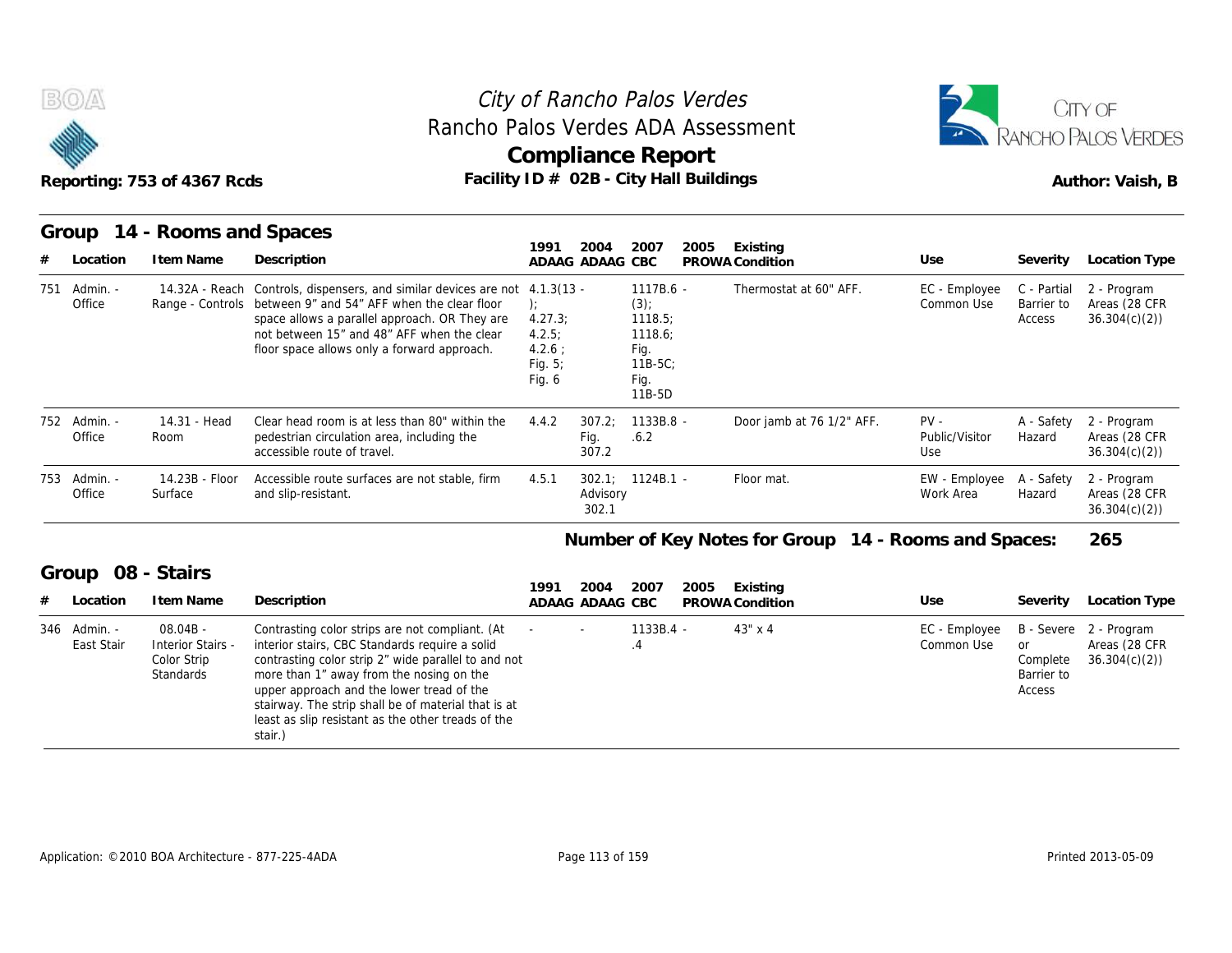# City of Rancho Palos Verdes
## Rancho Palos Verdes ADA Assessment
## Compliance Report

Reporting: 753 of 4367 Rcds

Facility ID # 02B - City Hall Buildings

Author: Vaish, B

## Group 14 - Rooms and Spaces

| # | Location | Item Name | Description | 1991 ADAAG | 2004 ADAAG | 2007 CBC | 2005 PROWA | Existing Condition | Use | Severity | Location Type |
|---|---|---|---|---|---|---|---|---|---|---|---|
| 751 | Admin. - Office | 14.32A - Reach Range - Controls | Controls, dispensers, and similar devices are not between 9" and 54" AFF when the clear floor space allows a parallel approach. OR They are not between 15" and 48" AFF when the clear floor space allows only a forward approach. | 4.1.3(13 - ); 4.27.3; 4.2.5; 4.2.6 ; Fig. 5; Fig. 6 | | 1117B.6 - (3); 1118.5; 1118.6; Fig. 11B-5C; Fig. 11B-5D | | Thermostat at 60" AFF. | EC - Employee Common Use | C - Partial Barrier to Access | 2 - Program Areas (28 CFR 36.304(c)(2)) |
| 752 | Admin. - Office | 14.31 - Head Room | Clear head room is at less than 80" within the pedestrian circulation area, including the accessible route of travel. | 4.4.2 | 307.2; Fig. 307.2 | 1133B.8 - .6.2 | | Door jamb at 76 1/2" AFF. | PV - Public/Visitor Use | A - Safety Hazard | 2 - Program Areas (28 CFR 36.304(c)(2)) |
| 753 | Admin. - Office | 14.23B - Floor Surface | Accessible route surfaces are not stable, firm and slip-resistant. | 4.5.1 | 302.1; Advisory 302.1 | 1124B.1 - | | Floor mat. | EW - Employee Work Area | A - Safety Hazard | 2 - Program Areas (28 CFR 36.304(c)(2)) |

**Number of Key Notes for Group 14 - Rooms and Spaces: 265**

## Group 08 - Stairs

| # | Location | Item Name | Description | 1991 ADAAG | 2004 ADAAG | 2007 CBC | 2005 PROWA | Existing Condition | Use | Severity | Location Type |
|---|---|---|---|---|---|---|---|---|---|---|---|
| 346 | Admin. - East Stair | 08.04B - Interior Stairs - Color Strip Standards | Contrasting color strips are not compliant. (At interior stairs, CBC Standards require a solid contrasting color strip 2" wide parallel to and not more than 1" away from the nosing on the upper approach and the lower tread of the stairway. The strip shall be of material that is at least as slip resistant as the other treads of the stair.) | - | - | 1133B.4 - .4 | | 43" x 4 | EC - Employee Common Use | B - Severe or Complete Barrier to Access | 2 - Program Areas (28 CFR 36.304(c)(2)) |

Application: ©2010 BOA Architecture - 877-225-4ADA

Printed 2013-05-09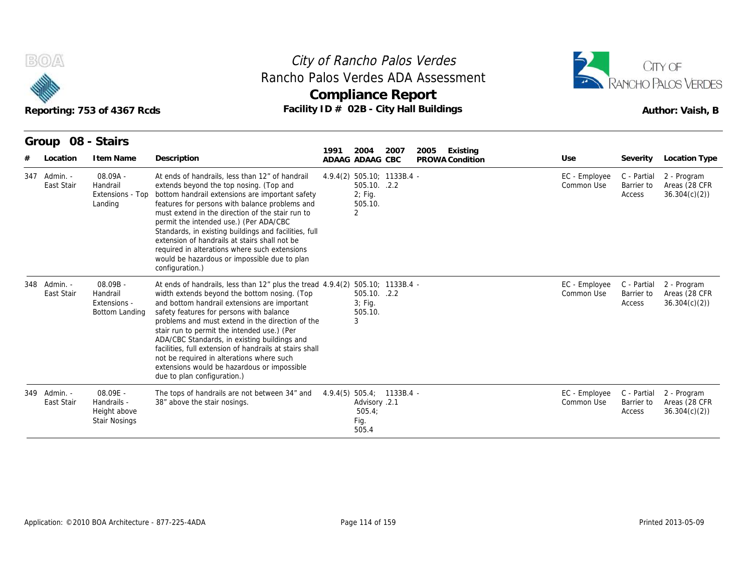# City of Rancho Palos Verdes

## Rancho Palos Verdes ADA Assessment

## Compliance Report

Reporting: 753 of 4367 Rcds

Facility ID # 02B - City Hall Buildings

Author: Vaish, B

### Group 08 - Stairs

| # | Location | Item Name | Description | 1991 ADAAG | 2004 ADAAG | 2007 CBC | 2005 PROWA | Existing Condition | Use | Severity | Location Type |
|---|---|---|---|---|---|---|---|---|---|---|---|
| 347 | Admin. - East Stair | 08.09A - Handrail Extensions - Top Landing | At ends of handrails, less than 12" of handrail extends beyond the top nosing. (Top and bottom handrail extensions are important safety features for persons with balance problems and must extend in the direction of the stair run to permit the intended use.) (Per ADA/CBC Standards, in existing buildings and facilities, full extension of handrails at stairs shall not be required in alterations where such extensions would be hazardous or impossible due to plan configuration.) | 4.9.4(2) | 505.10; 505.10. 2; Fig. 505.10. 2 | 1133B.4 .2.2 | - | | EC - Employee Common Use | C - Partial Barrier to Access | 2 - Program Areas (28 CFR 36.304(c)(2)) |
| 348 | Admin. - East Stair | 08.09B - Handrail Extensions - Bottom Landing | At ends of handrails, less than 12" plus the tread width extends beyond the bottom nosing. (Top and bottom handrail extensions are important safety features for persons with balance problems and must extend in the direction of the stair run to permit the intended use.) (Per ADA/CBC Standards, in existing buildings and facilities, full extension of handrails at stairs shall not be required in alterations where such extensions would be hazardous or impossible due to plan configuration.) | 4.9.4(2) | 505.10; 505.10. 3; Fig. 505.10. 3 | 1133B.4 .2.2 | - | | EC - Employee Common Use | C - Partial Barrier to Access | 2 - Program Areas (28 CFR 36.304(c)(2)) |
| 349 | Admin. - East Stair | 08.09E - Handrails - Height above Stair Nosings | The tops of handrails are not between 34" and 38" above the stair nosings. | 4.9.4(5) | 505.4; Advisory 505.4; Fig. 505.4 | 1133B.4 .2.1 | - | | EC - Employee Common Use | C - Partial Barrier to Access | 2 - Program Areas (28 CFR 36.304(c)(2)) |

Application: ©2010 BOA Architecture - 877-225-4ADA

Printed 2013-05-09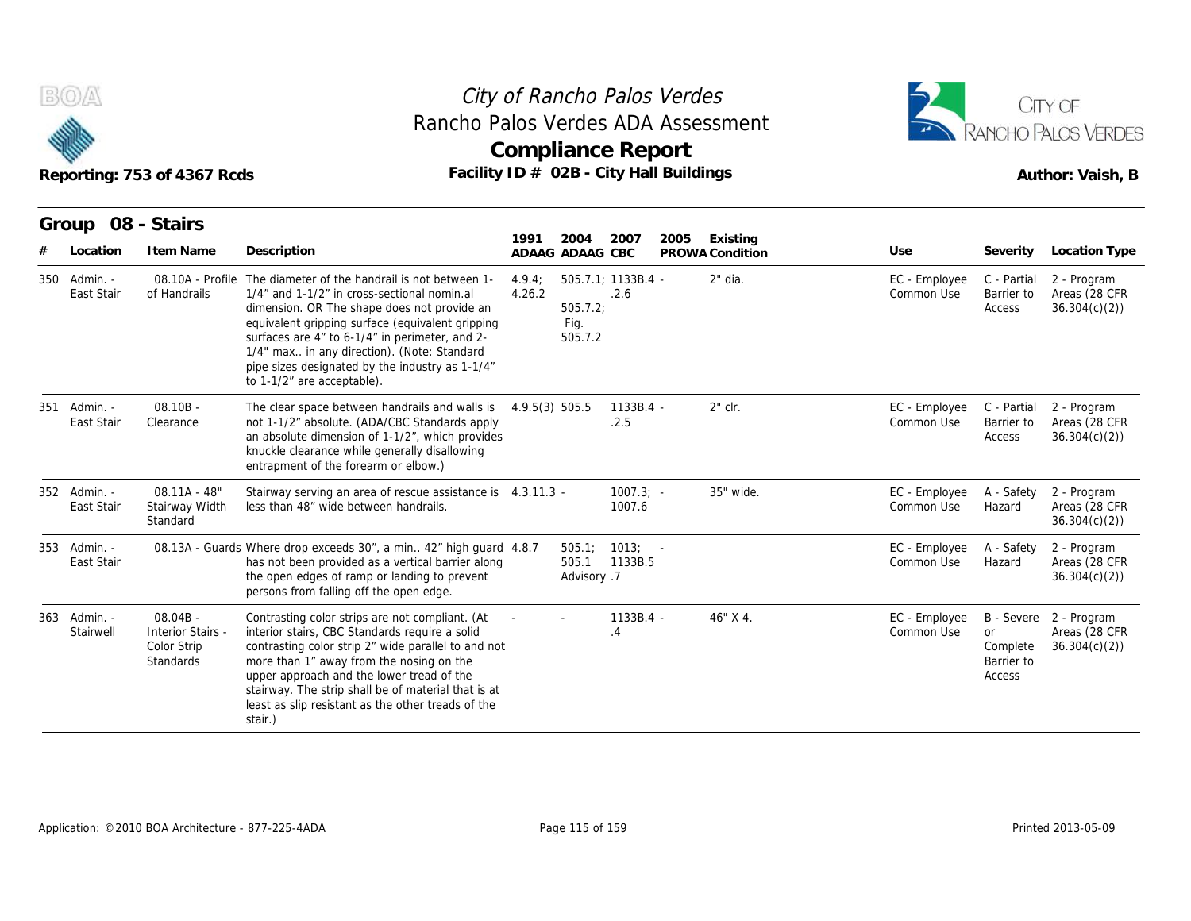# City of Rancho Palos Verdes
## Rancho Palos Verdes ADA Assessment
## Compliance Report

Reporting: 753 of 4367 Rcds

Facility ID # 02B - City Hall Buildings

Author: Vaish, B

### Group 08 - Stairs

| # | Location | Item Name | Description | 1991 ADAAG | 2004 ADAAG | 2007 CBC | 2005 PROWA | Existing Condition | Use | Severity | Location Type |
|---|---|---|---|---|---|---|---|---|---|---|---|
| 350 | Admin. - East Stair | 08.10A - Profile of Handrails | The diameter of the handrail is not between 1-1/4" and 1-1/2" in cross-sectional nomin.al dimension. OR The shape does not provide an equivalent gripping surface (equivalent gripping surfaces are 4" to 6-1/4" in perimeter, and 2-1/4" max.. in any direction). (Note: Standard pipe sizes designated by the industry as 1-1/4" to 1-1/2" are acceptable). | 4.9.4; 4.26.2 | 505.7.1; 505.7.2; Fig. 505.7.2 | 1133B.4 - .2.6 | - | 2" dia. | EC - Employee Common Use | C - Partial Barrier to Access | 2 - Program Areas (28 CFR 36.304(c)(2)) |
| 351 | Admin. - East Stair | 08.10B - Clearance | The clear space between handrails and walls is not 1-1/2" absolute. (ADA/CBC Standards apply an absolute dimension of 1-1/2", which provides knuckle clearance while generally disallowing entrapment of the forearm or elbow.) | 4.9.5(3) | 505.5 | 1133B.4 - .2.5 | | 2" clr. | EC - Employee Common Use | C - Partial Barrier to Access | 2 - Program Areas (28 CFR 36.304(c)(2)) |
| 352 | Admin. - East Stair | 08.11A - 48" Stairway Width Standard | Stairway serving an area of rescue assistance is less than 48" wide between handrails. | 4.3.11.3 | - | 1007.3; 1007.6 | - | 35" wide. | EC - Employee Common Use | A - Safety Hazard | 2 - Program Areas (28 CFR 36.304(c)(2)) |
| 353 | Admin. - East Stair | 08.13A - Guards | Where drop exceeds 30", a min.. 42" high guard has not been provided as a vertical barrier along the open edges of ramp or landing to prevent persons from falling off the open edge. | 4.8.7 | 505.1; 505.1 Advisory | 1013; 1133B.5 .7 | - | | EC - Employee Common Use | A - Safety Hazard | 2 - Program Areas (28 CFR 36.304(c)(2)) |
| 363 | Admin. - Stairwell | 08.04B - Interior Stairs - Color Strip Standards | Contrasting color strips are not compliant. (At interior stairs, CBC Standards require a solid contrasting color strip 2" wide parallel to and not more than 1" away from the nosing on the upper approach and the lower tread of the stairway. The strip shall be of material that is at least as slip resistant as the other treads of the stair.) | - | - | 1133B.4 - .4 | | 46" X 4. | EC - Employee Common Use | B - Severe or Complete Barrier to Access | 2 - Program Areas (28 CFR 36.304(c)(2)) |

Application: ©2010 BOA Architecture - 877-225-4ADA

Printed 2013-05-09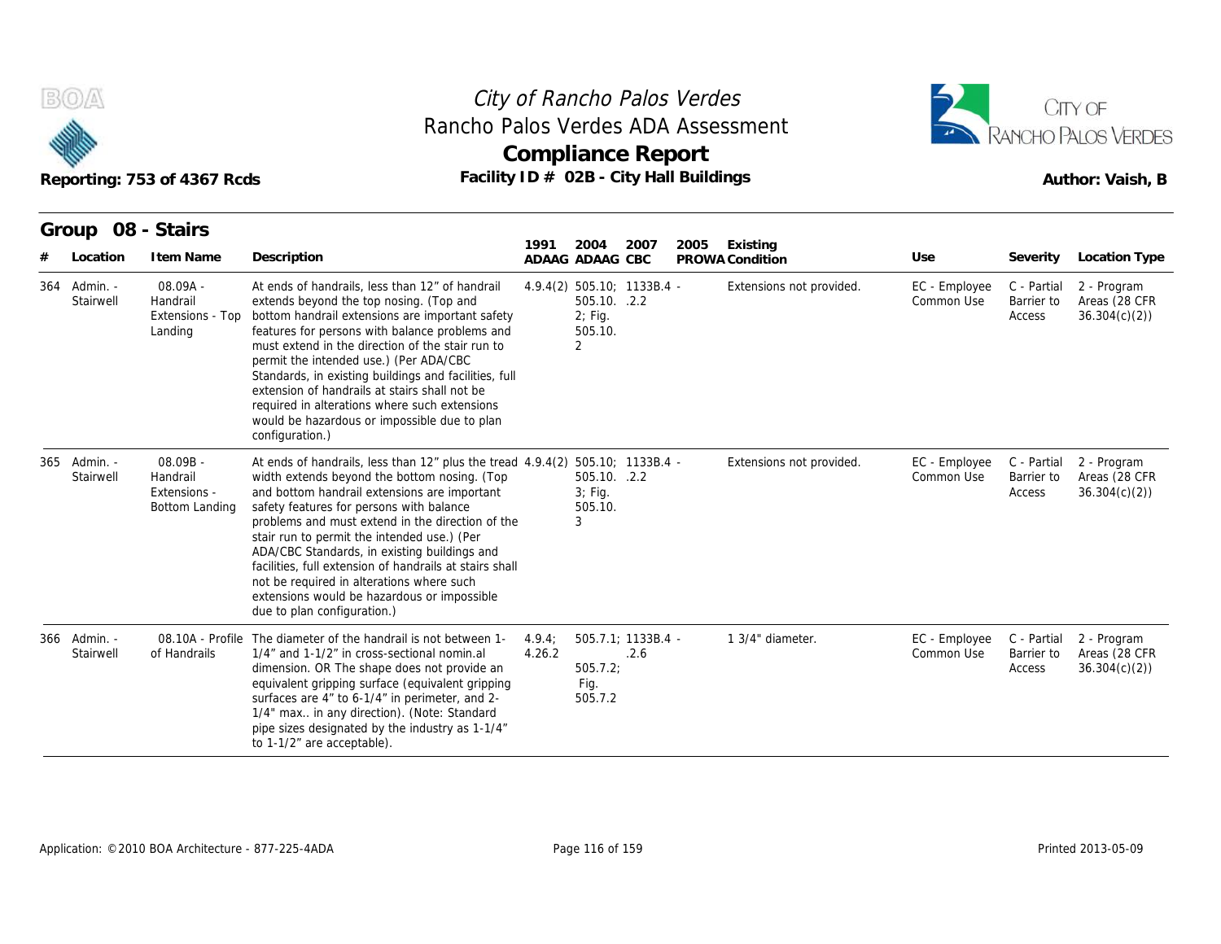# City of Rancho Palos Verdes
## Rancho Palos Verdes ADA Assessment
## Compliance Report

Reporting: 753 of 4367 Rcds

Facility ID # 02B - City Hall Buildings

Author: Vaish, B

### Group 08 - Stairs

| # | Location | Item Name | Description | 1991 ADAAG | 2004 ADAAG | 2007 CBC | 2005 PROWA | Existing Condition | Use | Severity | Location Type |
|---|---|---|---|---|---|---|---|---|---|---|---|
| 364 | Admin. - Stairwell | 08.09A - Handrail Extensions - Top Landing | At ends of handrails, less than 12" of handrail extends beyond the top nosing. (Top and bottom handrail extensions are important safety features for persons with balance problems and must extend in the direction of the stair run to permit the intended use.) (Per ADA/CBC Standards, in existing buildings and facilities, full extension of handrails at stairs shall not be required in alterations where such extensions would be hazardous or impossible due to plan configuration.) | 4.9.4(2) | 505.10; 505.10. 2; Fig. 505.10. 2 | 1133B.4 - .2.2 | | Extensions not provided. | EC - Employee Common Use | C - Partial Barrier to Access | 2 - Program Areas (28 CFR 36.304(c)(2)) |
| 365 | Admin. - Stairwell | 08.09B - Handrail Extensions - Bottom Landing | At ends of handrails, less than 12" plus the tread width extends beyond the bottom nosing. (Top and bottom handrail extensions are important safety features for persons with balance problems and must extend in the direction of the stair run to permit the intended use.) (Per ADA/CBC Standards, in existing buildings and facilities, full extension of handrails at stairs shall not be required in alterations where such extensions would be hazardous or impossible due to plan configuration.) | 4.9.4(2) | 505.10; 505.10. 3; Fig. 505.10. 3 | 1133B.4 - .2.2 | | Extensions not provided. | EC - Employee Common Use | C - Partial Barrier to Access | 2 - Program Areas (28 CFR 36.304(c)(2)) |
| 366 | Admin. - Stairwell | 08.10A - Profile of Handrails | The diameter of the handrail is not between 1-1/4" and 1-1/2" in cross-sectional nomin.al dimension. OR The shape does not provide an equivalent gripping surface (equivalent gripping surfaces are 4" to 6-1/4" in perimeter, and 2-1/4" max.. in any direction). (Note: Standard pipe sizes designated by the industry as 1-1/4" to 1-1/2" are acceptable). | 4.9.4; 4.26.2 | 505.7.1; 505.7.2; Fig. 505.7.2 | 1133B.4 - .2.6 | | 1 3/4" diameter. | EC - Employee Common Use | C - Partial Barrier to Access | 2 - Program Areas (28 CFR 36.304(c)(2)) |

Application: ©2010 BOA Architecture - 877-225-4ADA

Printed 2013-05-09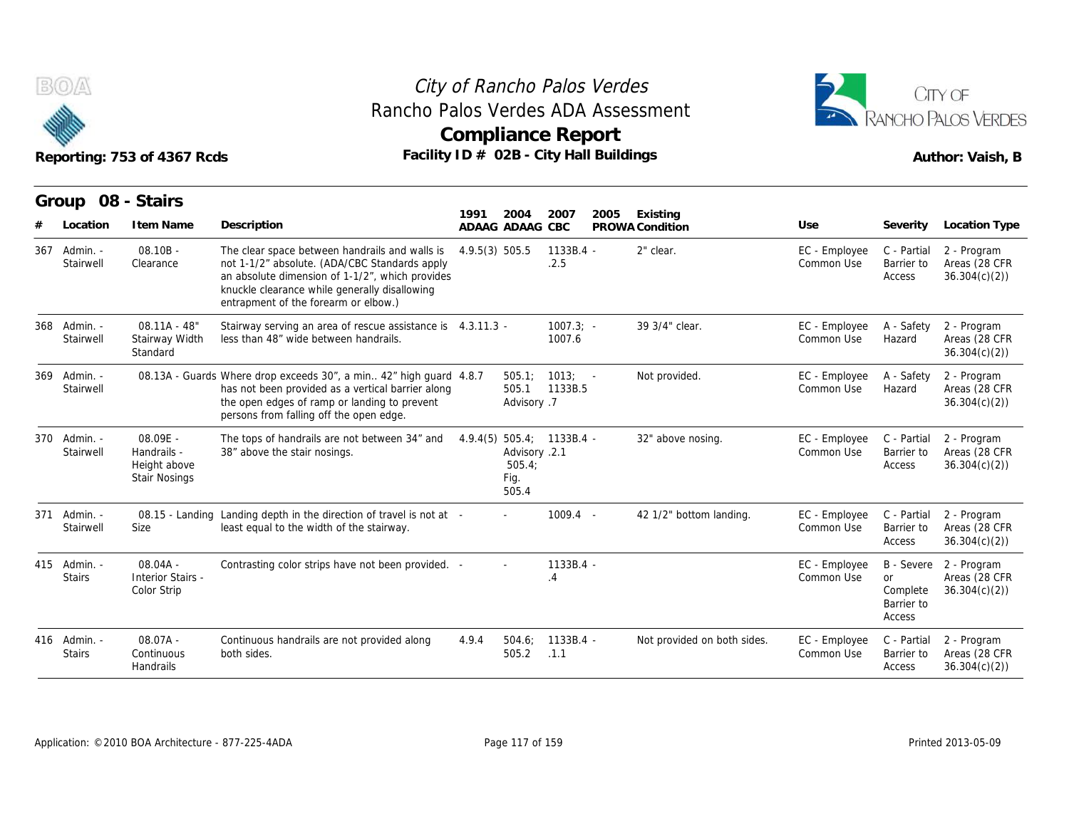# City of Rancho Palos Verdes
## Rancho Palos Verdes ADA Assessment
## Compliance Report

Reporting: 753 of 4367 Rcds

Facility ID # 02B - City Hall Buildings

Author: Vaish, B

### Group 08 - Stairs

| # | Location | Item Name | Description | 1991 ADAAG | 2004 ADAAG | 2007 CBC | 2005 PROWA | Existing Condition | Use | Severity | Location Type |
|---|---|---|---|---|---|---|---|---|---|---|---|
| 367 | Admin. - Stairwell | 08.10B - Clearance | The clear space between handrails and walls is not 1-1/2" absolute. (ADA/CBC Standards apply an absolute dimension of 1-1/2", which provides knuckle clearance while generally disallowing entrapment of the forearm or elbow.) | 4.9.5(3) | 505.5 | 1133B.4 - .2.5 | | 2" clear. | EC - Employee Common Use | C - Partial Barrier to Access | 2 - Program Areas (28 CFR 36.304(c)(2)) |
| 368 | Admin. - Stairwell | 08.11A - 48" Stairway Width Standard | Stairway serving an area of rescue assistance is less than 48" wide between handrails. | 4.3.11.3 | - | 1007.3; 1007.6 | - | 39 3/4" clear. | EC - Employee Common Use | A - Safety Hazard | 2 - Program Areas (28 CFR 36.304(c)(2)) |
| 369 | Admin. - Stairwell | 08.13A - Guards | Where drop exceeds 30", a min.. 42" high guard has not been provided as a vertical barrier along the open edges of ramp or landing to prevent persons from falling off the open edge. | 4.8.7 | 505.1; 505.1 Advisory | 1013; 1133B.5 .7 | - | Not provided. | EC - Employee Common Use | A - Safety Hazard | 2 - Program Areas (28 CFR 36.304(c)(2)) |
| 370 | Admin. - Stairwell | 08.09E - Handrails - Height above Stair Nosings | The tops of handrails are not between 34" and 38" above the stair nosings. | 4.9.4(5) | 505.4; Advisory 505.4; Fig. 505.4 | 1133B.4 - .2.1 | | 32" above nosing. | EC - Employee Common Use | C - Partial Barrier to Access | 2 - Program Areas (28 CFR 36.304(c)(2)) |
| 371 | Admin. - Stairwell | 08.15 - Landing Size | Landing depth in the direction of travel is not at least equal to the width of the stairway. | - | - | 1009.4 | - | 42 1/2" bottom landing. | EC - Employee Common Use | C - Partial Barrier to Access | 2 - Program Areas (28 CFR 36.304(c)(2)) |
| 415 | Admin. - Stairs | 08.04A - Interior Stairs - Color Strip | Contrasting color strips have not been provided. | - | - | 1133B.4 - .4 | | | EC - Employee Common Use | B - Severe or Complete Barrier to Access | 2 - Program Areas (28 CFR 36.304(c)(2)) |
| 416 | Admin. - Stairs | 08.07A - Continuous Handrails | Continuous handrails are not provided along both sides. | 4.9.4 | 504.6; 505.2 | 1133B.4 - .1.1 | | Not provided on both sides. | EC - Employee Common Use | C - Partial Barrier to Access | 2 - Program Areas (28 CFR 36.304(c)(2)) |

Application: ©2010 BOA Architecture - 877-225-4ADA

Printed 2013-05-09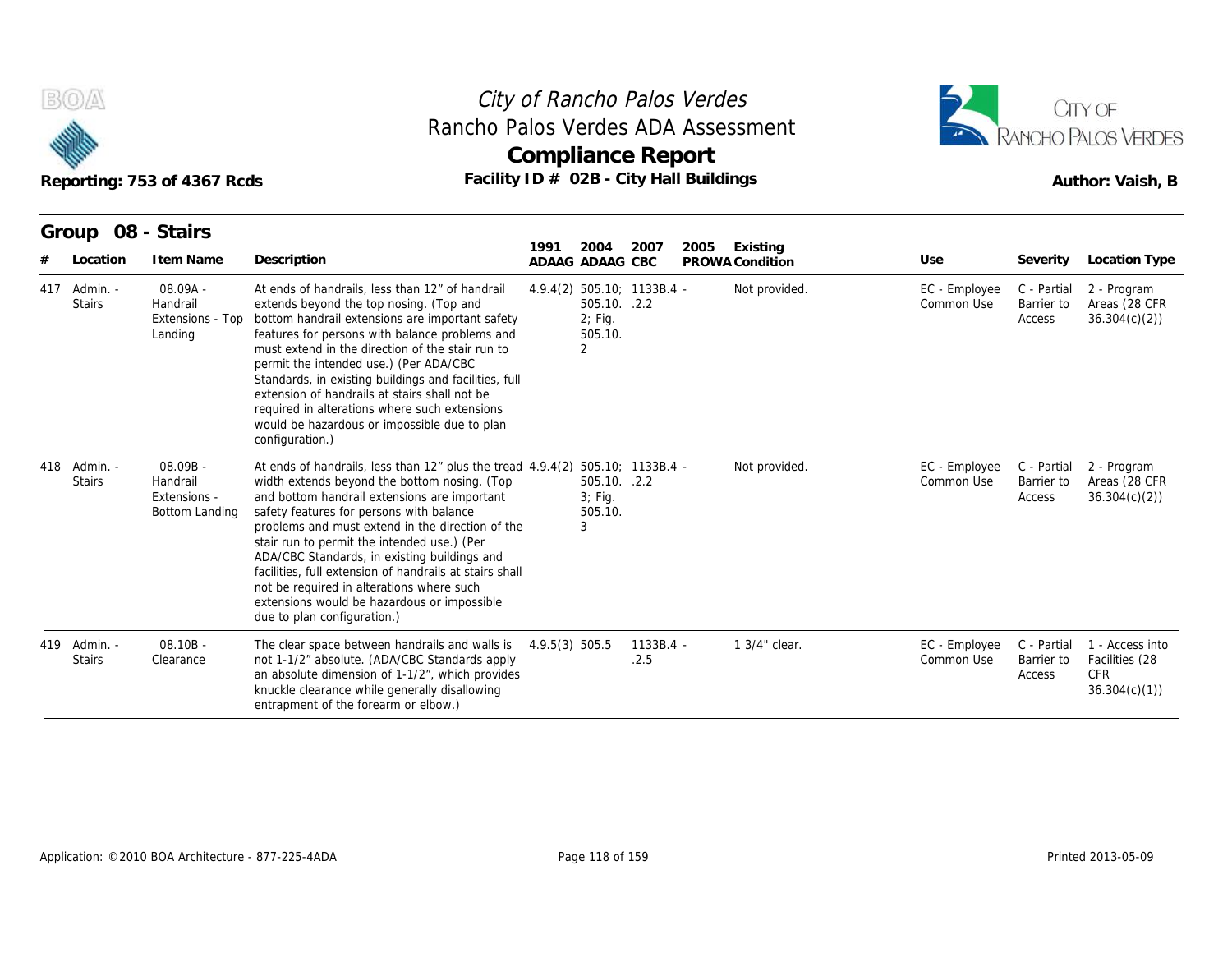City of Rancho Palos Verdes
Rancho Palos Verdes ADA Assessment

# Compliance Report

Reporting: 753 of 4367 Rcds

Facility ID # 02B - City Hall Buildings

Author: Vaish, B

## Group 08 - Stairs

| # | Location | Item Name | Description | 1991 ADAAG | 2004 ADAAG | 2007 CBC | 2005 PROWA | Existing Condition | Use | Severity | Location Type |
|---|---|---|---|---|---|---|---|---|---|---|---|
| 417 | Admin. - Stairs | 08.09A - Handrail Extensions - Top Landing | At ends of handrails, less than 12" of handrail extends beyond the top nosing. (Top and bottom handrail extensions are important safety features for persons with balance problems and must extend in the direction of the stair run to permit the intended use.) (Per ADA/CBC Standards, in existing buildings and facilities, full extension of handrails at stairs shall not be required in alterations where such extensions would be hazardous or impossible due to plan configuration.) | 4.9.4(2) | 505.10; 505.10. 2; Fig. 505.10. 2 | 1133B.4 - .2.2 | | Not provided. | EC - Employee Common Use | C - Partial Barrier to Access | 2 - Program Areas (28 CFR 36.304(c)(2)) |
| 418 | Admin. - Stairs | 08.09B - Handrail Extensions - Bottom Landing | At ends of handrails, less than 12" plus the tread width extends beyond the bottom nosing. (Top and bottom handrail extensions are important safety features for persons with balance problems and must extend in the direction of the stair run to permit the intended use.) (Per ADA/CBC Standards, in existing buildings and facilities, full extension of handrails at stairs shall not be required in alterations where such extensions would be hazardous or impossible due to plan configuration.) | 4.9.4(2) | 505.10; 505.10. 3; Fig. 505.10. 3 | 1133B.4 - .2.2 | | Not provided. | EC - Employee Common Use | C - Partial Barrier to Access | 2 - Program Areas (28 CFR 36.304(c)(2)) |
| 419 | Admin. - Stairs | 08.10B - Clearance | The clear space between handrails and walls is not 1-1/2" absolute. (ADA/CBC Standards apply an absolute dimension of 1-1/2", which provides knuckle clearance while generally disallowing entrapment of the forearm or elbow.) | 4.9.5(3) | 505.5 | 1133B.4 - .2.5 | | 1 3/4" clear. | EC - Employee Common Use | C - Partial Barrier to Access | 1 - Access into Facilities (28 CFR 36.304(c)(1)) |

Application: ©2010 BOA Architecture - 877-225-4ADA

Printed 2013-05-09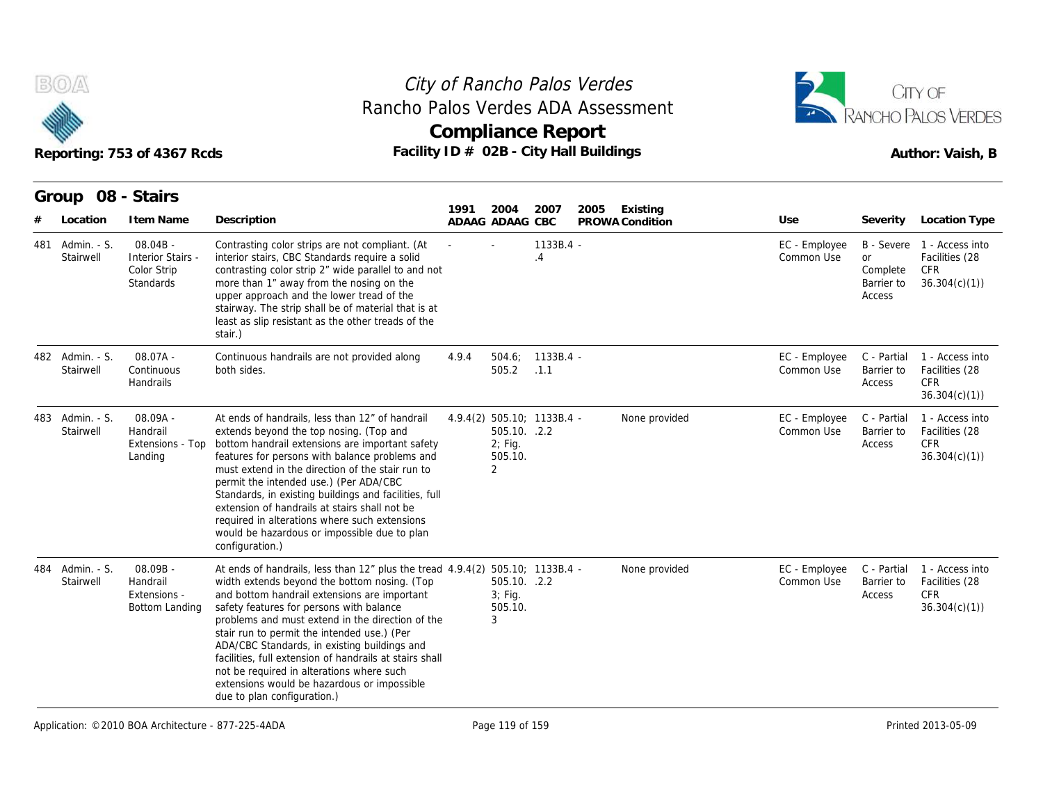# City of Rancho Palos Verdes
## Rancho Palos Verdes ADA Assessment
## Compliance Report

Reporting: 753 of 4367 Rcds

Facility ID # 02B - City Hall Buildings

Author: Vaish, B

### Group 08 - Stairs

| # | Location | Item Name | Description | 1991 ADAAG | 2004 ADAAG | 2007 CBC | 2005 PROWA | Existing Condition | Use | Severity | Location Type |
|---|---|---|---|---|---|---|---|---|---|---|---|
| 481 | Admin. - S. Stairwell | 08.04B - Interior Stairs - Color Strip Standards | Contrasting color strips are not compliant. (At interior stairs, CBC Standards require a solid contrasting color strip 2" wide parallel to and not more than 1" away from the nosing on the upper approach and the lower tread of the stairway. The strip shall be of material that is at least as slip resistant as the other treads of the stair.) | - | - | 1133B.4 - .4 | | | EC - Employee Common Use | B - Severe or Complete Barrier to Access | 1 - Access into Facilities (28 CFR 36.304(c)(1)) |
| 482 | Admin. - S. Stairwell | 08.07A - Continuous Handrails | Continuous handrails are not provided along both sides. | 4.9.4 | 504.6; 505.2 | 1133B.4 - .1.1 | | | EC - Employee Common Use | C - Partial Barrier to Access | 1 - Access into Facilities (28 CFR 36.304(c)(1)) |
| 483 | Admin. - S. Stairwell | 08.09A - Handrail Extensions - Top Landing | At ends of handrails, less than 12" of handrail extends beyond the top nosing. (Top and bottom handrail extensions are important safety features for persons with balance problems and must extend in the direction of the stair run to permit the intended use.) (Per ADA/CBC Standards, in existing buildings and facilities, full extension of handrails at stairs shall not be required in alterations where such extensions would be hazardous or impossible due to plan configuration.) | 4.9.4(2) | 505.10; 505.10. 2; Fig. 505.10. 2 | 1133B.4 - .2.2 | | None provided | EC - Employee Common Use | C - Partial Barrier to Access | 1 - Access into Facilities (28 CFR 36.304(c)(1)) |
| 484 | Admin. - S. Stairwell | 08.09B - Handrail Extensions - Bottom Landing | At ends of handrails, less than 12" plus the tread width extends beyond the bottom nosing. (Top and bottom handrail extensions are important safety features for persons with balance problems and must extend in the direction of the stair run to permit the intended use.) (Per ADA/CBC Standards, in existing buildings and facilities, full extension of handrails at stairs shall not be required in alterations where such extensions would be hazardous or impossible due to plan configuration.) | 4.9.4(2) | 505.10; 505.10. 3; Fig. 505.10. 3 | 1133B.4 - .2.2 | | None provided | EC - Employee Common Use | C - Partial Barrier to Access | 1 - Access into Facilities (28 CFR 36.304(c)(1)) |

Application: ©2010 BOA Architecture - 877-225-4ADA

Printed 2013-05-09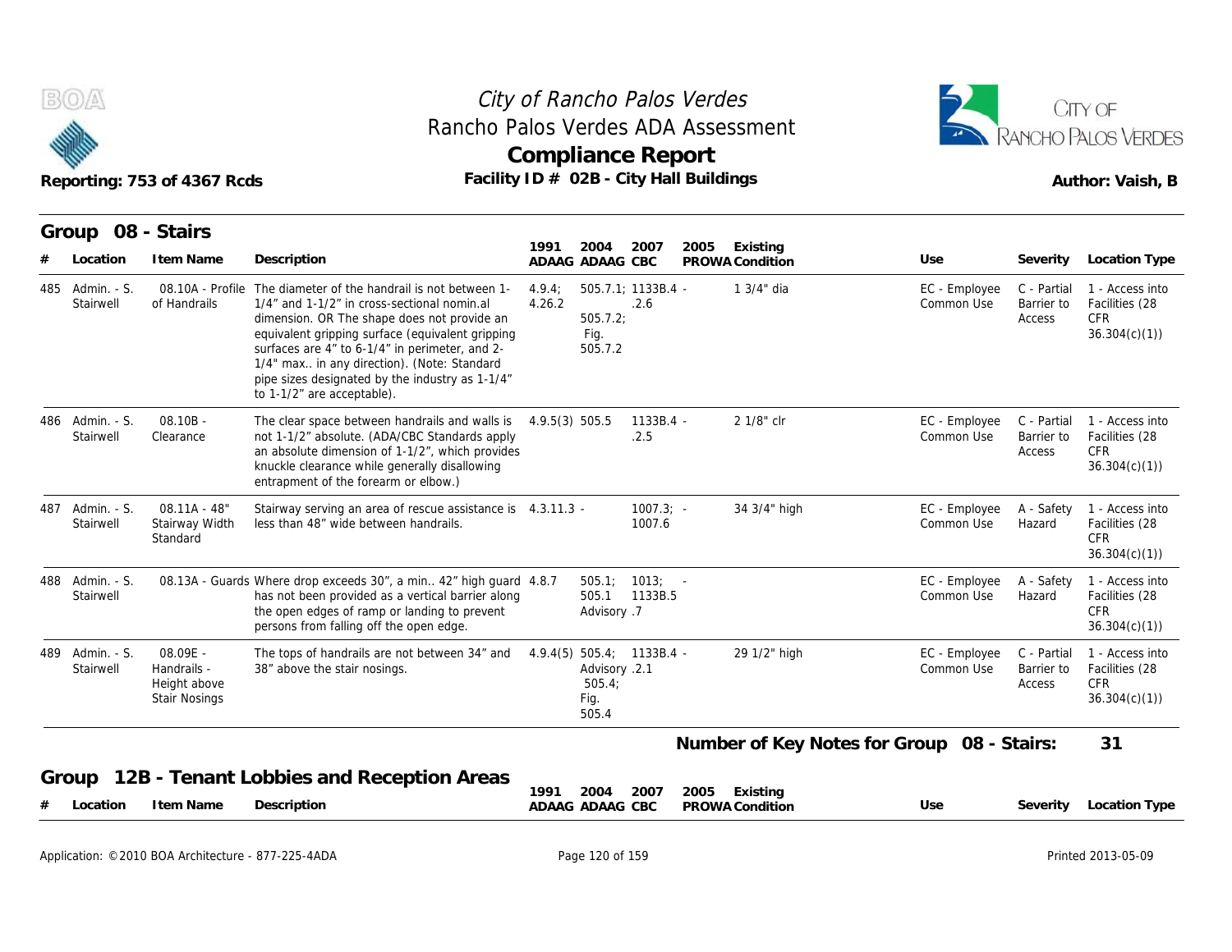# City of Rancho Palos Verdes
## Rancho Palos Verdes ADA Assessment
## Compliance Report

Reporting: 753 of 4367 Rcds

Facility ID # 02B - City Hall Buildings

Author: Vaish, B

## Group 08 - Stairs

| # | Location | Item Name | Description | 1991 ADAAG | 2004 ADAAG | 2007 CBC | 2005 PROWA | Existing Condition | Use | Severity | Location Type |
|---|---|---|---|---|---|---|---|---|---|---|---|
| 485 | Admin. - S. Stairwell | 08.10A - Profile of Handrails | The diameter of the handrail is not between 1-1/4" and 1-1/2" in cross-sectional nomin.al dimension. OR The shape does not provide an equivalent gripping surface (equivalent gripping surfaces are 4" to 6-1/4" in perimeter, and 2-1/4" max.. in any direction). (Note: Standard pipe sizes designated by the industry as 1-1/4" to 1-1/2" are acceptable). | 4.9.4; 4.26.2 | 505.7.1; 505.7.2; Fig. 505.7.2 | 1133B.4 - .2.6 | | 1 3/4" dia | EC - Employee Common Use | C - Partial Barrier to Access | 1 - Access into Facilities (28 CFR 36.304(c)(1)) |
| 486 | Admin. - S. Stairwell | 08.10B - Clearance | The clear space between handrails and walls is not 1-1/2" absolute. (ADA/CBC Standards apply an absolute dimension of 1-1/2", which provides knuckle clearance while generally disallowing entrapment of the forearm or elbow.) | 4.9.5(3) | 505.5 | 1133B.4 - .2.5 | | 2 1/8" clr | EC - Employee Common Use | C - Partial Barrier to Access | 1 - Access into Facilities (28 CFR 36.304(c)(1)) |
| 487 | Admin. - S. Stairwell | 08.11A - 48" Stairway Width Standard | Stairway serving an area of rescue assistance is less than 48" wide between handrails. | 4.3.11.3 | - | 1007.3; 1007.6 | - | 34 3/4" high | EC - Employee Common Use | A - Safety Hazard | 1 - Access into Facilities (28 CFR 36.304(c)(1)) |
| 488 | Admin. - S. Stairwell | 08.13A - Guards | Where drop exceeds 30", a min.. 42" high guard has not been provided as a vertical barrier along the open edges of ramp or landing to prevent persons from falling off the open edge. | 4.8.7 | 505.1; 505.1 Advisory | 1013; 1133B.5 .7 | - | | EC - Employee Common Use | A - Safety Hazard | 1 - Access into Facilities (28 CFR 36.304(c)(1)) |
| 489 | Admin. - S. Stairwell | 08.09E - Handrails - Height above Stair Nosings | The tops of handrails are not between 34" and 38" above the stair nosings. | 4.9.4(5) | 505.4; Advisory 505.4; Fig. 505.4 | 1133B.4 - .2.1 | | 29 1/2" high | EC - Employee Common Use | C - Partial Barrier to Access | 1 - Access into Facilities (28 CFR 36.304(c)(1)) |

**Number of Key Notes for Group 08 - Stairs: 31**

## Group 12B - Tenant Lobbies and Reception Areas

| # | Location | Item Name | Description | 1991 ADAAG | 2004 ADAAG | 2007 CBC | 2005 PROWA | Existing Condition | Use | Severity | Location Type |
|---|---|---|---|---|---|---|---|---|---|---|---|

Application: ©2010 BOA Architecture - 877-225-4ADA

Printed 2013-05-09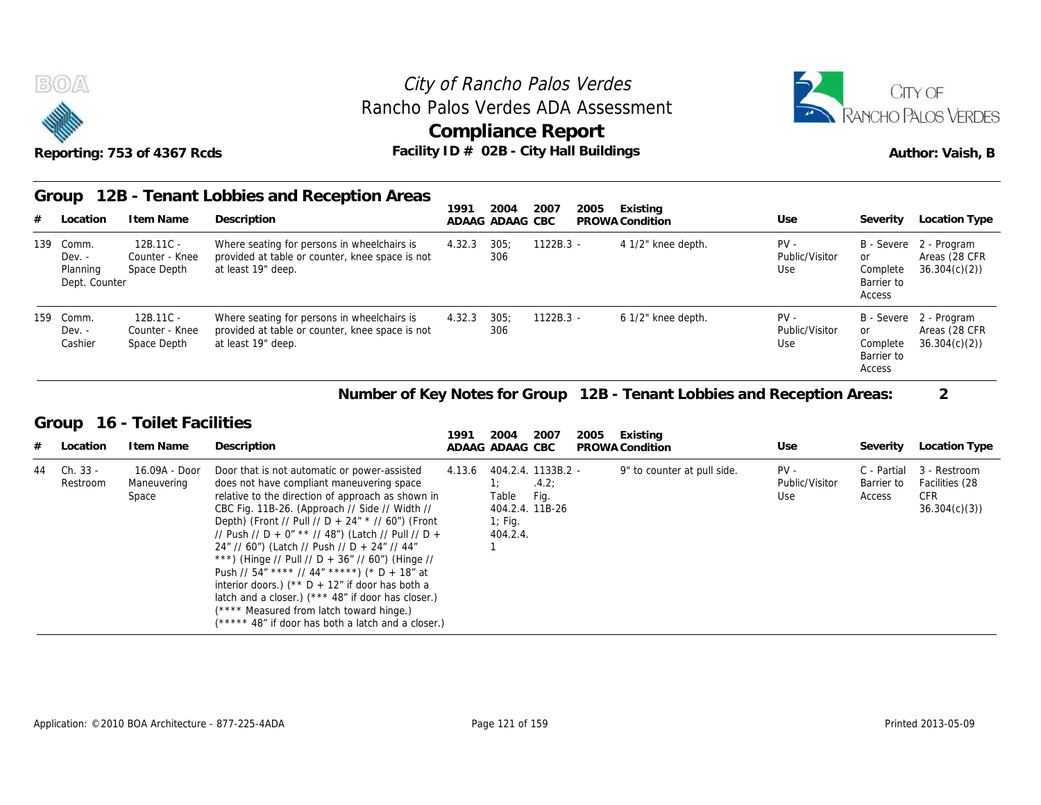City of Rancho Palos Verdes
Rancho Palos Verdes ADA Assessment
**Compliance Report**
Facility ID # 02B - City Hall Buildings

Reporting: 753 of 4367 Rcds — Author: Vaish, B

## Group 12B - Tenant Lobbies and Reception Areas

| # | Location | Item Name | Description | 1991 ADAAG | 2004 ADAAG | 2007 CBC | 2005 PROWA | Existing Condition | Use | Severity | Location Type |
|---|---|---|---|---|---|---|---|---|---|---|---|
| 139 | Comm. Dev. - Planning Dept. Counter | 12B.11C - Counter - Knee Space Depth | Where seating for persons in wheelchairs is provided at table or counter, knee space is not at least 19" deep. | 4.32.3 | 305; 306 | 1122B.3 | - | 4 1/2" knee depth. | PV - Public/Visitor Use | B - Severe or Complete Barrier to Access | 2 - Program Areas (28 CFR 36.304(c)(2)) |
| 159 | Comm. Dev. - Cashier | 12B.11C - Counter - Knee Space Depth | Where seating for persons in wheelchairs is provided at table or counter, knee space is not at least 19" deep. | 4.32.3 | 305; 306 | 1122B.3 | - | 6 1/2" knee depth. | PV - Public/Visitor Use | B - Severe or Complete Barrier to Access | 2 - Program Areas (28 CFR 36.304(c)(2)) |

**Number of Key Notes for Group 12B - Tenant Lobbies and Reception Areas: 2**

## Group 16 - Toilet Facilities

| # | Location | Item Name | Description | 1991 ADAAG | 2004 ADAAG | 2007 CBC | 2005 PROWA | Existing Condition | Use | Severity | Location Type |
|---|---|---|---|---|---|---|---|---|---|---|---|
| 44 | Ch. 33 - Restroom | 16.09A - Door Maneuvering Space | Door that is not automatic or power-assisted does not have compliant maneuvering space relative to the direction of approach as shown in CBC Fig. 11B-26. (Approach // Side // Width // Depth) (Front // Pull // D + 24" * // 60") (Front // Push // D + 0" ** // 48") (Latch // Pull // D + 24" // 60") (Latch // Push // D + 24" // 44" ***) (Hinge // Pull // D + 36" // 60") (Hinge // Push // 54" **** // 44" *****) (* D + 18" at interior doors.) (** D + 12" if door has both a latch and a closer.) (*** 48" if door has closer.) (**** Measured from latch toward hinge.) (***** 48" if door has both a latch and a closer.) | 4.13.6 | 404.2.4.1; Table 404.2.4.1; Fig. 404.2.4.1 | 1133B.2.4.2; Fig. 11B-26 | - | 9" to counter at pull side. | PV - Public/Visitor Use | C - Partial Barrier to Access | 3 - Restroom Facilities (28 CFR 36.304(c)(3)) |

Application: ©2010 BOA Architecture - 877-225-4ADA — Printed 2013-05-09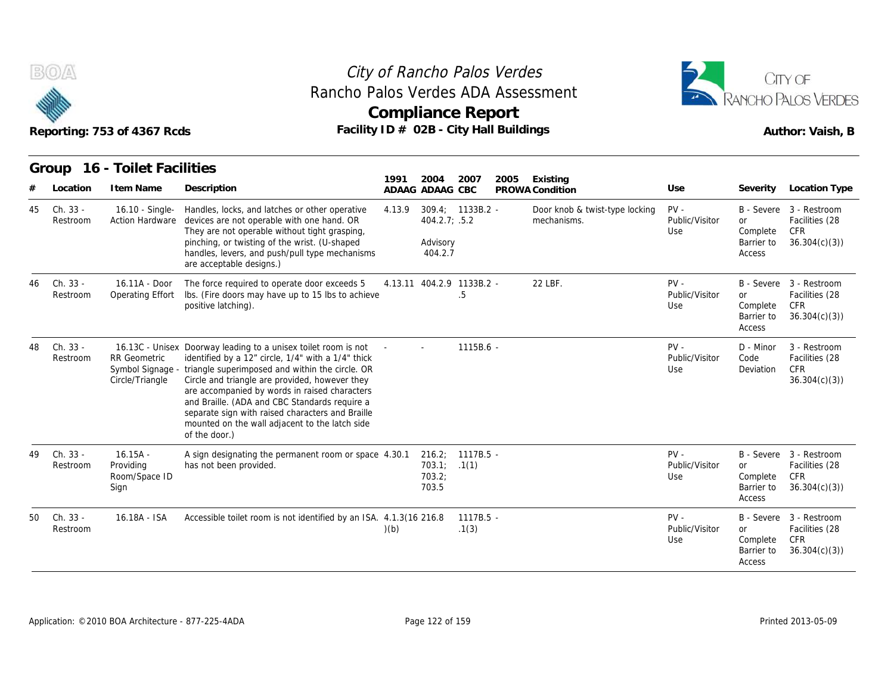# City of Rancho Palos Verdes

## Rancho Palos Verdes ADA Assessment

## Compliance Report

Reporting: 753 of 4367 Rcds

Facility ID # 02B - City Hall Buildings

Author: Vaish, B

### Group 16 - Toilet Facilities

| # | Location | Item Name | Description | 1991 ADAAG | 2004 ADAAG | 2007 CBC | 2005 PROWA | Existing Condition | Use | Severity | Location Type |
|---|---|---|---|---|---|---|---|---|---|---|---|
| 45 | Ch. 33 - Restroom | 16.10 - Single-Action Hardware | Handles, locks, and latches or other operative devices are not operable with one hand. OR They are not operable without tight grasping, pinching, or twisting of the wrist. (U-shaped handles, levers, and push/pull type mechanisms are acceptable designs.) | 4.13.9 | 309.4; 404.2.7; Advisory 404.2.7 | 1133B.2 - .5.2 | | Door knob & twist-type locking mechanisms. | PV - Public/Visitor Use | B - Severe or Complete Barrier to Access | 3 - Restroom Facilities (28 CFR 36.304(c)(3)) |
| 46 | Ch. 33 - Restroom | 16.11A - Door Operating Effort | The force required to operate door exceeds 5 lbs. (Fire doors may have up to 15 lbs to achieve positive latching). | 4.13.11 | 404.2.9 | 1133B.2 - .5 | | 22 LBF. | PV - Public/Visitor Use | B - Severe or Complete Barrier to Access | 3 - Restroom Facilities (28 CFR 36.304(c)(3)) |
| 48 | Ch. 33 - Restroom | 16.13C - Unisex RR Geometric Symbol Signage - Circle/Triangle | Doorway leading to a unisex toilet room is not identified by a 12" circle, 1/4" with a 1/4" thick triangle superimposed and within the circle. OR Circle and triangle are provided, however they are accompanied by words in raised characters and Braille. (ADA and CBC Standards require a separate sign with raised characters and Braille mounted on the wall adjacent to the latch side of the door.) | - | - | 1115B.6 - | | | PV - Public/Visitor Use | D - Minor Code Deviation | 3 - Restroom Facilities (28 CFR 36.304(c)(3)) |
| 49 | Ch. 33 - Restroom | 16.15A - Providing Room/Space ID Sign | A sign designating the permanent room or space has not been provided. | 4.30.1 | 216.2; 703.1; 703.2; 703.5 | 1117B.5 - .1(1) | | | PV - Public/Visitor Use | B - Severe or Complete Barrier to Access | 3 - Restroom Facilities (28 CFR 36.304(c)(3)) |
| 50 | Ch. 33 - Restroom | 16.18A - ISA | Accessible toilet room is not identified by an ISA. | 4.1.3(16)(b) | 216.8 | 1117B.5 - .1(3) | | | PV - Public/Visitor Use | B - Severe or Complete Barrier to Access | 3 - Restroom Facilities (28 CFR 36.304(c)(3)) |

Application: ©2010 BOA Architecture - 877-225-4ADA

Printed 2013-05-09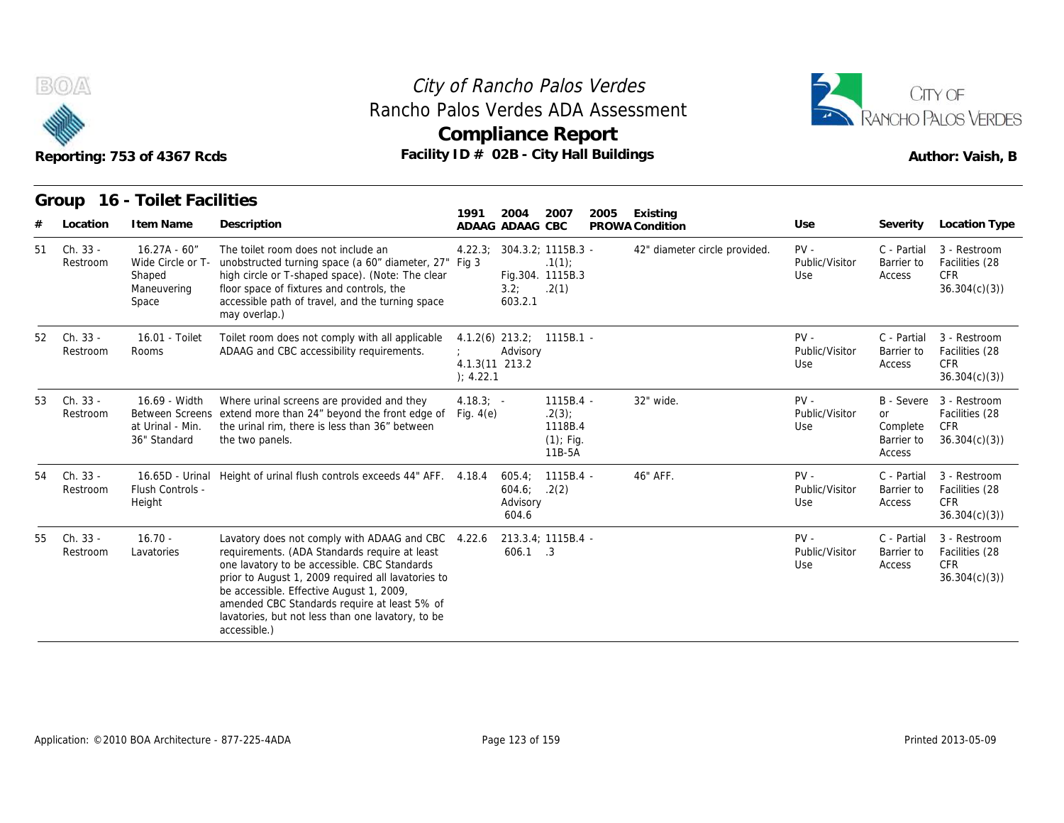# City of Rancho Palos Verdes
## Rancho Palos Verdes ADA Assessment
## Compliance Report

Reporting: 753 of 4367 Rcds

Facility ID # 02B - City Hall Buildings

Author: Vaish, B

### Group 16 - Toilet Facilities

| # | Location | Item Name | Description | 1991 ADAAG | 2004 ADAAG | 2007 CBC | 2005 PROWA | Existing Condition | Use | Severity | Location Type |
|---|---|---|---|---|---|---|---|---|---|---|---|
| 51 | Ch. 33 - Restroom | 16.27A - 60" Wide Circle or T-Shaped Maneuvering Space | The toilet room does not include an unobstructed turning space (a 60" diameter, 27" high circle or T-shaped space). (Note: The clear floor space of fixtures and controls, the accessible path of travel, and the turning space may overlap.) | 4.22.3; Fig 3 | 304.3.2; Fig.304. 3.2; 603.2.1 | 1115B.3 .1(1); 1115B.3 .2(1) | - | 42" diameter circle provided. | PV - Public/Visitor Use | C - Partial Barrier to Access | 3 - Restroom Facilities (28 CFR 36.304(c)(3)) |
| 52 | Ch. 33 - Restroom | 16.01 - Toilet Rooms | Toilet room does not comply with all applicable ADAAG and CBC accessibility requirements. | 4.1.2(6) ; 4.1.3(11 ); 4.22.1 | 213.2; Advisory 213.2 | 1115B.1 | - | | PV - Public/Visitor Use | C - Partial Barrier to Access | 3 - Restroom Facilities (28 CFR 36.304(c)(3)) |
| 53 | Ch. 33 - Restroom | 16.69 - Width Between Screens at Urinal - Min. 36" Standard | Where urinal screens are provided and they extend more than 24" beyond the front edge of the urinal rim, there is less than 36" between the two panels. | 4.18.3; Fig. 4(e) | - | 1115B.4 .2(3); 1118B.4 (1); Fig. 11B-5A | - | 32" wide. | PV - Public/Visitor Use | B - Severe or Complete Barrier to Access | 3 - Restroom Facilities (28 CFR 36.304(c)(3)) |
| 54 | Ch. 33 - Restroom | 16.65D - Urinal Flush Controls - Height | Height of urinal flush controls exceeds 44" AFF. | 4.18.4 | 605.4; 604.6; Advisory 604.6 | 1115B.4 .2(2) | - | 46" AFF. | PV - Public/Visitor Use | C - Partial Barrier to Access | 3 - Restroom Facilities (28 CFR 36.304(c)(3)) |
| 55 | Ch. 33 - Restroom | 16.70 - Lavatories | Lavatory does not comply with ADAAG and CBC requirements. (ADA Standards require at least one lavatory to be accessible. CBC Standards prior to August 1, 2009 required all lavatories to be accessible. Effective August 1, 2009, amended CBC Standards require at least 5% of lavatories, but not less than one lavatory, to be accessible.) | 4.22.6 | 213.3.4; 606.1 | 1115B.4 .3 | - | | PV - Public/Visitor Use | C - Partial Barrier to Access | 3 - Restroom Facilities (28 CFR 36.304(c)(3)) |

Application: ©2010 BOA Architecture - 877-225-4ADA

Printed 2013-05-09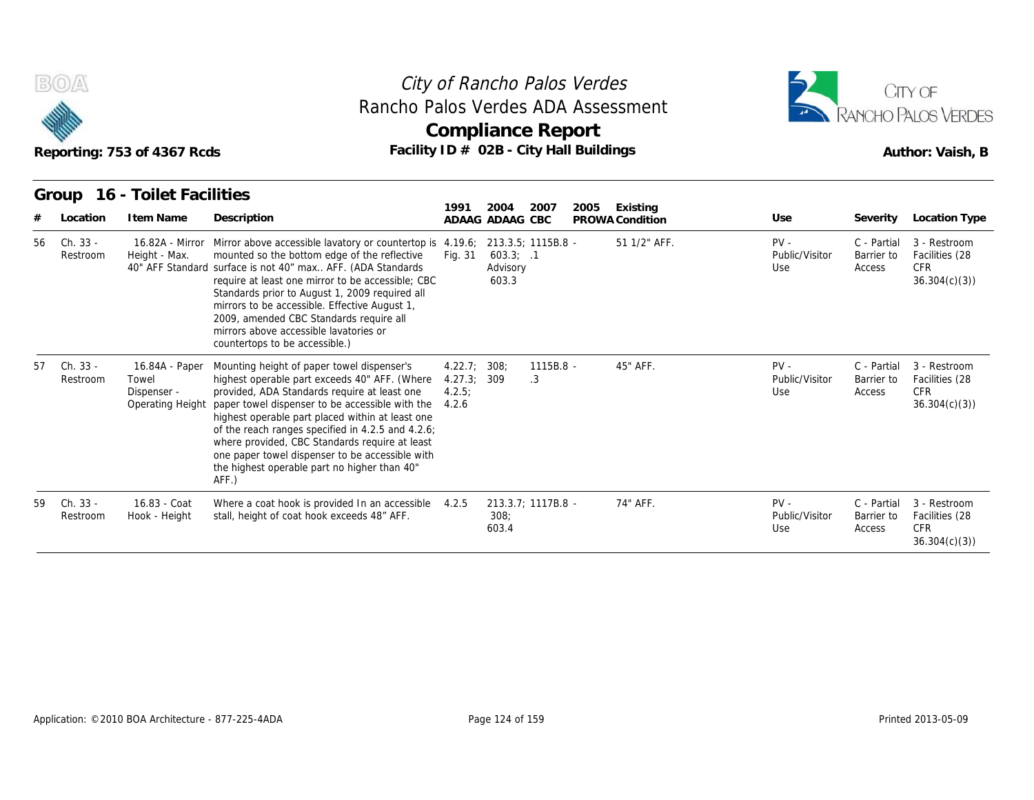# City of Rancho Palos Verdes

## Rancho Palos Verdes ADA Assessment

## Compliance Report

Reporting: 753 of 4367 Rcds

Facility ID # 02B - City Hall Buildings

Author: Vaish, B

### Group 16 - Toilet Facilities

| # | Location | Item Name | Description | 1991 ADAAG | 2004 ADAAG | 2007 CBC | 2005 PROWA | Existing Condition | Use | Severity | Location Type |
|---|---|---|---|---|---|---|---|---|---|---|---|
| 56 | Ch. 33 - Restroom | 16.82A - Mirror Height - Max. 40" AFF Standard | Mirror above accessible lavatory or countertop is mounted so the bottom edge of the reflective surface is not 40" max.. AFF. (ADA Standards require at least one mirror to be accessible; CBC Standards prior to August 1, 2009 required all mirrors to be accessible. Effective August 1, 2009, amended CBC Standards require all mirrors above accessible lavatories or countertops to be accessible.) | 4.19.6; Fig. 31 | 213.3.5; 603.3; Advisory 603.3 | 1115B.8 - .1 | | 51 1/2" AFF. | PV - Public/Visitor Use | C - Partial Barrier to Access | 3 - Restroom Facilities (28 CFR 36.304(c)(3)) |
| 57 | Ch. 33 - Restroom | 16.84A - Paper Towel Dispenser - Operating Height | Mounting height of paper towel dispenser's highest operable part exceeds 40" AFF. (Where provided, ADA Standards require at least one paper towel dispenser to be accessible with the highest operable part placed within at least one of the reach ranges specified in 4.2.5 and 4.2.6; where provided, CBC Standards require at least one paper towel dispenser to be accessible with the highest operable part no higher than 40" AFF.) | 4.22.7; 4.27.3; 4.2.5; 4.2.6 | 308; 309 | 1115B.8 - .3 | | 45" AFF. | PV - Public/Visitor Use | C - Partial Barrier to Access | 3 - Restroom Facilities (28 CFR 36.304(c)(3)) |
| 59 | Ch. 33 - Restroom | 16.83 - Coat Hook - Height | Where a coat hook is provided In an accessible stall, height of coat hook exceeds 48" AFF. | 4.2.5 | 213.3.7; 308; 603.4 | 1117B.8 - | | 74" AFF. | PV - Public/Visitor Use | C - Partial Barrier to Access | 3 - Restroom Facilities (28 CFR 36.304(c)(3)) |

Application: ©2010 BOA Architecture - 877-225-4ADA

Printed 2013-05-09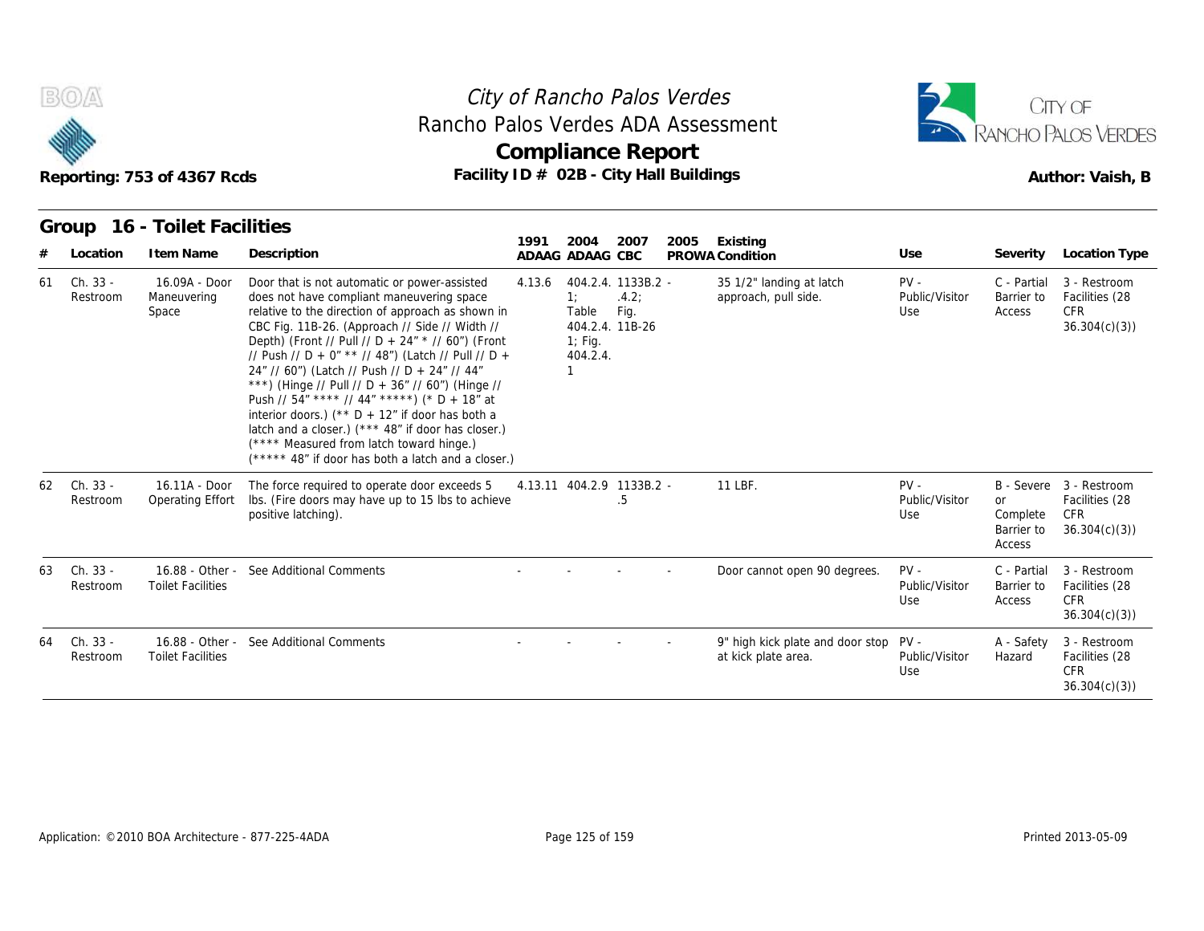# City of Rancho Palos Verdes

## Rancho Palos Verdes ADA Assessment

## Compliance Report

Reporting: 753 of 4367 Rcds

Facility ID # 02B - City Hall Buildings

Author: Vaish, B

### Group 16 - Toilet Facilities

| # | Location | Item Name | Description | 1991 ADAAG | 2004 ADAAG | 2007 CBC | 2005 PROWA | Existing Condition | Use | Severity | Location Type |
|---|---|---|---|---|---|---|---|---|---|---|---|
| 61 | Ch. 33 - Restroom | 16.09A - Door Maneuvering Space | Door that is not automatic or power-assisted does not have compliant maneuvering space relative to the direction of approach as shown in CBC Fig. 11B-26. (Approach // Side // Width // Depth) (Front // Pull // D + 24" * // 60") (Front // Push // D + 0" ** // 48") (Latch // Pull // D + 24" // 60") (Latch // Push // D + 24" // 44" ***) (Hinge // Pull // D + 36" // 60") (Hinge // Push // 54" **** // 44" *****) (* D + 18" at interior doors.) (** D + 12" if door has both a latch and a closer.) (*** 48" if door has closer.) (**** Measured from latch toward hinge.) (***** 48" if door has both a latch and a closer.) | 4.13.6 | 404.2.4.1; Table 404.2.4.1; Fig. 404.2.4.1 | 1133B.2.4.2; Fig. 11B-26 | - | 35 1/2" landing at latch approach, pull side. | PV - Public/Visitor Use | C - Partial Barrier to Access | 3 - Restroom Facilities (28 CFR 36.304(c)(3)) |
| 62 | Ch. 33 - Restroom | 16.11A - Door Operating Effort | The force required to operate door exceeds 5 lbs. (Fire doors may have up to 15 lbs to achieve positive latching). | 4.13.11 | 404.2.9 | 1133B.2.5 | - | 11 LBF. | PV - Public/Visitor Use | B - Severe or Complete Barrier to Access | 3 - Restroom Facilities (28 CFR 36.304(c)(3)) |
| 63 | Ch. 33 - Restroom | 16.88 - Other - Toilet Facilities | See Additional Comments | - | - | - | - | Door cannot open 90 degrees. | PV - Public/Visitor Use | C - Partial Barrier to Access | 3 - Restroom Facilities (28 CFR 36.304(c)(3)) |
| 64 | Ch. 33 - Restroom | 16.88 - Other - Toilet Facilities | See Additional Comments | - | - | - | - | 9" high kick plate and door stop at kick plate area. | PV - Public/Visitor Use | A - Safety Hazard | 3 - Restroom Facilities (28 CFR 36.304(c)(3)) |

Application: ©2010 BOA Architecture - 877-225-4ADA

Printed 2013-05-09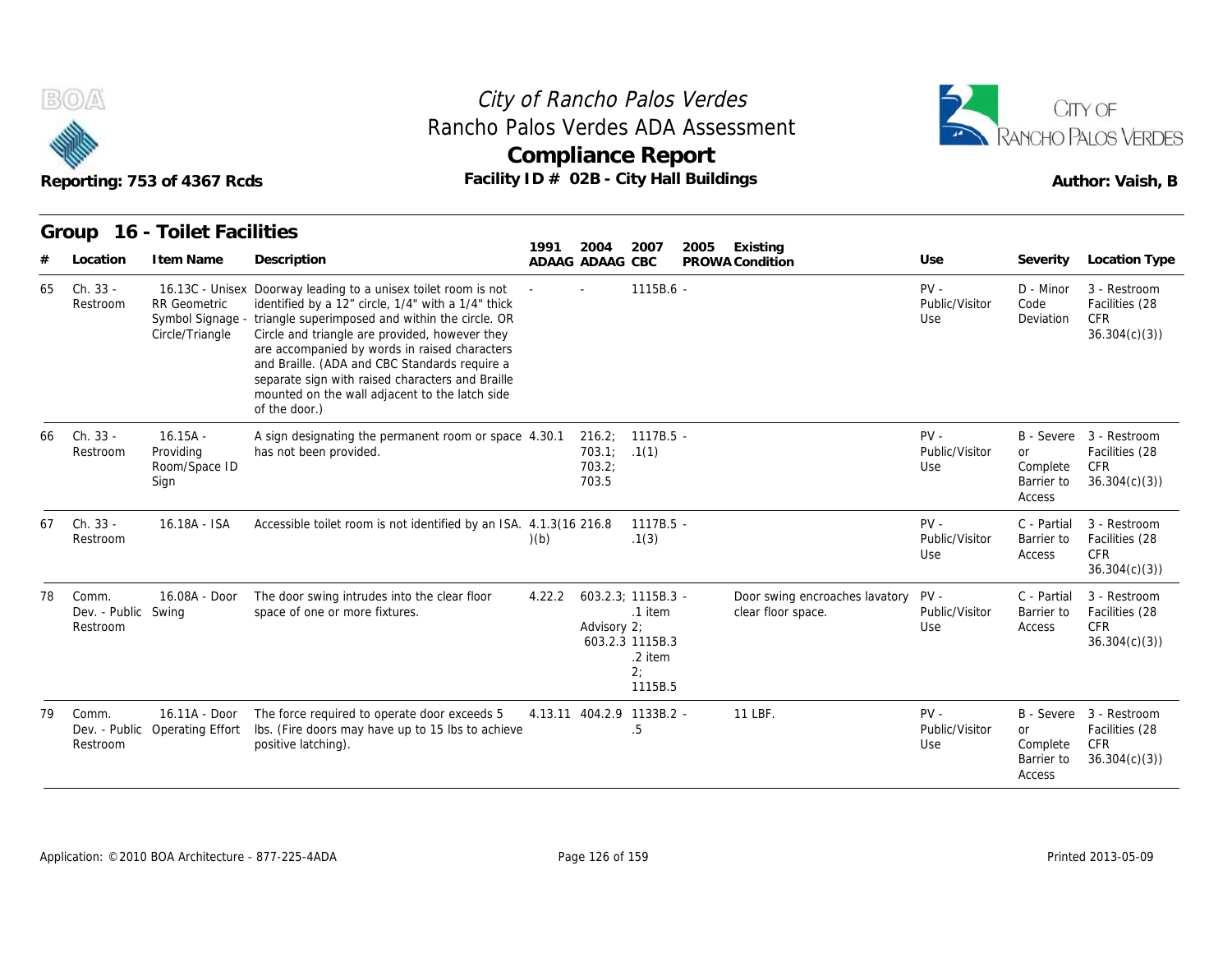# City of Rancho Palos Verdes

## Rancho Palos Verdes ADA Assessment

## Compliance Report

Reporting: 753 of 4367 Rcds

Facility ID # 02B - City Hall Buildings

Author: Vaish, B

### Group 16 - Toilet Facilities

| # | Location | Item Name | Description | 1991 ADAAG | 2004 ADAAG | 2007 CBC | 2005 PROWA | Existing Condition | Use | Severity | Location Type |
|---|---|---|---|---|---|---|---|---|---|---|---|
| 65 | Ch. 33 - Restroom | 16.13C - Unisex RR Geometric Symbol Signage - Circle/Triangle | Doorway leading to a unisex toilet room is not identified by a 12" circle, 1/4" with a 1/4" thick triangle superimposed and within the circle. OR Circle and triangle are provided, however they are accompanied by words in raised characters and Braille. (ADA and CBC Standards require a separate sign with raised characters and Braille mounted on the wall adjacent to the latch side of the door.) | - | - | 1115B.6 | - | | PV - Public/Visitor Use | D - Minor Code Deviation | 3 - Restroom Facilities (28 CFR 36.304(c)(3)) |
| 66 | Ch. 33 - Restroom | 16.15A - Providing Room/Space ID Sign | A sign designating the permanent room or space has not been provided. | 4.30.1 | 216.2; 703.1; 703.2; 703.5 | 1117B.5 .1(1) | - | | PV - Public/Visitor Use | B - Severe or Complete Barrier to Access | 3 - Restroom Facilities (28 CFR 36.304(c)(3)) |
| 67 | Ch. 33 - Restroom | 16.18A - ISA | Accessible toilet room is not identified by an ISA. | 4.1.3(16)(b) | 216.8 | 1117B.5 .1(3) | - | | PV - Public/Visitor Use | C - Partial Barrier to Access | 3 - Restroom Facilities (28 CFR 36.304(c)(3)) |
| 78 | Comm. Dev. - Public Restroom | 16.08A - Door Swing | The door swing intrudes into the clear floor space of one or more fixtures. | 4.22.2 | 603.2.3; Advisory 603.2.3 | 1115B.3 .1 item 2; 1115B.3 .2 item 2; 1115B.5 | - | Door swing encroaches lavatory clear floor space. | PV - Public/Visitor Use | C - Partial Barrier to Access | 3 - Restroom Facilities (28 CFR 36.304(c)(3)) |
| 79 | Comm. Dev. - Public Restroom | 16.11A - Door Operating Effort | The force required to operate door exceeds 5 lbs. (Fire doors may have up to 15 lbs to achieve positive latching). | 4.13.11 | 404.2.9 | 1133B.2 .5 | - | 11 LBF. | PV - Public/Visitor Use | B - Severe or Complete Barrier to Access | 3 - Restroom Facilities (28 CFR 36.304(c)(3)) |

Application: ©2010 BOA Architecture - 877-225-4ADA

Printed 2013-05-09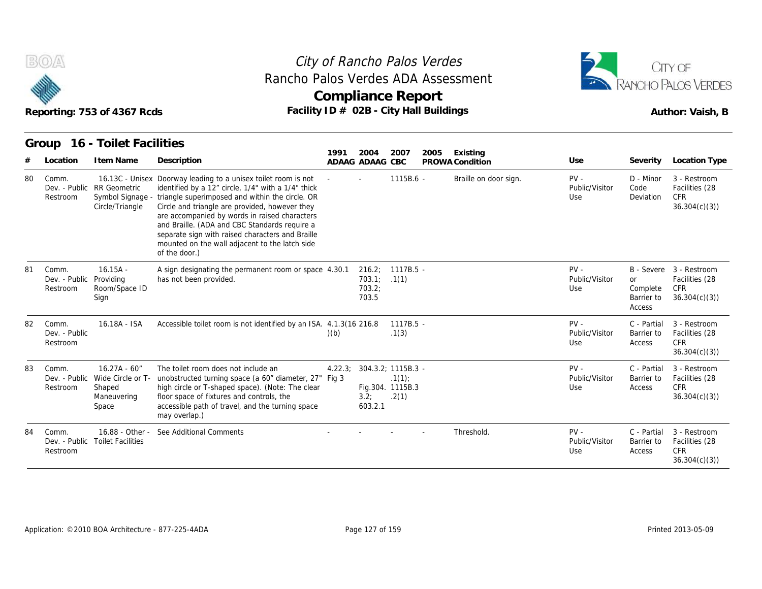City of Rancho Palos Verdes
Rancho Palos Verdes ADA Assessment

# Compliance Report

Reporting: 753 of 4367 Rcds

Facility ID # 02B - City Hall Buildings

Author: Vaish, B

## Group 16 - Toilet Facilities

| # | Location | Item Name | Description | 1991 ADAAG | 2004 ADAAG | 2007 CBC | 2005 PROWA | Existing Condition | Use | Severity | Location Type |
|---|---|---|---|---|---|---|---|---|---|---|---|
| 80 | Comm. Dev. - Public Restroom | 16.13C - Unisex RR Geometric Symbol Signage - Circle/Triangle | Doorway leading to a unisex toilet room is not identified by a 12" circle, 1/4" with a 1/4" thick triangle superimposed and within the circle. OR Circle and triangle are provided, however they are accompanied by words in raised characters and Braille. (ADA and CBC Standards require a separate sign with raised characters and Braille mounted on the wall adjacent to the latch side of the door.) | - | - | 1115B.6 | - | Braille on door sign. | PV - Public/Visitor Use | D - Minor Code Deviation | 3 - Restroom Facilities (28 CFR 36.304(c)(3)) |
| 81 | Comm. Dev. - Public Restroom | 16.15A - Providing Room/Space ID Sign | A sign designating the permanent room or space has not been provided. | 4.30.1 | 216.2; 703.1; 703.2; 703.5 | 1117B.5 .1(1) | - | | PV - Public/Visitor Use | B - Severe or Complete Barrier to Access | 3 - Restroom Facilities (28 CFR 36.304(c)(3)) |
| 82 | Comm. Dev. - Public Restroom | 16.18A - ISA | Accessible toilet room is not identified by an ISA. | 4.1.3(16)(b) | 216.8 | 1117B.5 .1(3) | - | | PV - Public/Visitor Use | C - Partial Barrier to Access | 3 - Restroom Facilities (28 CFR 36.304(c)(3)) |
| 83 | Comm. Dev. - Public Restroom | 16.27A - 60" Wide Circle or T-Shaped Maneuvering Space | The toilet room does not include an unobstructed turning space (a 60" diameter, 27" high circle or T-shaped space). (Note: The clear floor space of fixtures and controls, the accessible path of travel, and the turning space may overlap.) | 4.22.3; Fig 3 | 304.3.2; Fig.304.3.2; 603.2.1 | 1115B.3 .1(1); 1115B.3 .2(1) | - | | PV - Public/Visitor Use | C - Partial Barrier to Access | 3 - Restroom Facilities (28 CFR 36.304(c)(3)) |
| 84 | Comm. Dev. - Public Restroom | 16.88 - Other - Toilet Facilities | See Additional Comments | - | - | - | - | Threshold. | PV - Public/Visitor Use | C - Partial Barrier to Access | 3 - Restroom Facilities (28 CFR 36.304(c)(3)) |

Application: ©2010 BOA Architecture - 877-225-4ADA

Printed 2013-05-09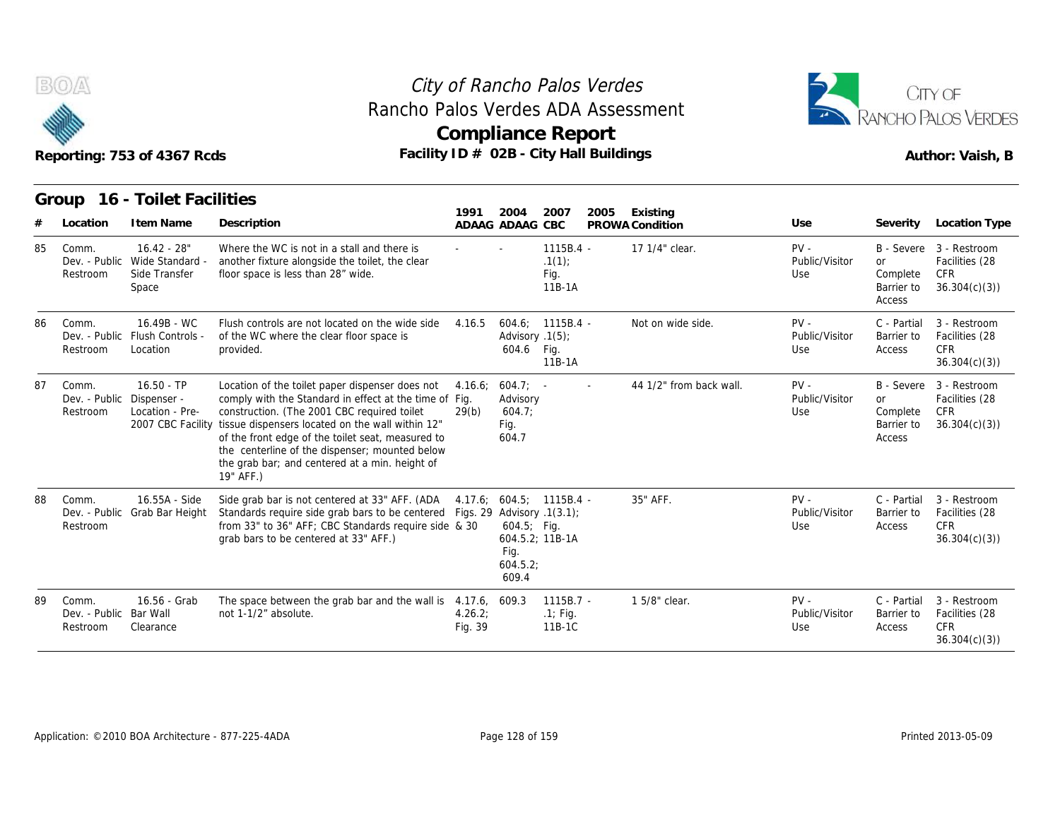# City of Rancho Palos Verdes
## Rancho Palos Verdes ADA Assessment
## Compliance Report

Reporting: 753 of 4367 Rcds

Facility ID # 02B - City Hall Buildings

Author: Vaish, B

### Group 16 - Toilet Facilities

| # | Location | Item Name | Description | 1991 ADAAG | 2004 ADAAG | 2007 CBC | 2005 PROWA | Existing Condition | Use | Severity | Location Type |
|---|---|---|---|---|---|---|---|---|---|---|---|
| 85 | Comm. Dev. - Public Restroom | 16.42 - 28" Wide Standard - Side Transfer Space | Where the WC is not in a stall and there is another fixture alongside the toilet, the clear floor space is less than 28" wide. | - | - | 1115B.4 - .1(1); Fig. 11B-1A | | 17 1/4" clear. | PV - Public/Visitor Use | B - Severe or Complete Barrier to Access | 3 - Restroom Facilities (28 CFR 36.304(c)(3)) |
| 86 | Comm. Dev. - Public Restroom | 16.49B - WC Flush Controls - Location | Flush controls are not located on the wide side of the WC where the clear floor space is provided. | 4.16.5 | 604.6; Advisory 604.6 | 1115B.4 - .1(5); Fig. 11B-1A | | Not on wide side. | PV - Public/Visitor Use | C - Partial Barrier to Access | 3 - Restroom Facilities (28 CFR 36.304(c)(3)) |
| 87 | Comm. Dev. - Public Restroom | 16.50 - TP Dispenser - Location - Pre-2007 CBC Facility | Location of the toilet paper dispenser does not comply with the Standard in effect at the time of construction. (The 2001 CBC required toilet tissue dispensers located on the wall within 12" of the front edge of the toilet seat, measured to the centerline of the dispenser; mounted below the grab bar; and centered at a min. height of 19" AFF.) | 4.16.6; Fig. 29(b) | 604.7; Advisory 604.7; Fig. 604.7 | - | - | 44 1/2" from back wall. | PV - Public/Visitor Use | B - Severe or Complete Barrier to Access | 3 - Restroom Facilities (28 CFR 36.304(c)(3)) |
| 88 | Comm. Dev. - Public Restroom | 16.55A - Side Grab Bar Height | Side grab bar is not centered at 33" AFF. (ADA Standards require side grab bars to be centered from 33" to 36" AFF; CBC Standards require side grab bars to be centered at 33" AFF.) | 4.17.6; Figs. 29 & 30 | 604.5; Advisory 604.5; 604.5.2; Fig. 604.5.2; 609.4 | 1115B.4 - .1(3.1); Fig. 11B-1A | | 35" AFF. | PV - Public/Visitor Use | C - Partial Barrier to Access | 3 - Restroom Facilities (28 CFR 36.304(c)(3)) |
| 89 | Comm. Dev. - Public Restroom | 16.56 - Grab Bar Wall Clearance | The space between the grab bar and the wall is not 1-1/2" absolute. | 4.17.6, 4.26.2; Fig. 39 | 609.3 | 1115B.7 - .1; Fig. 11B-1C | | 1 5/8" clear. | PV - Public/Visitor Use | C - Partial Barrier to Access | 3 - Restroom Facilities (28 CFR 36.304(c)(3)) |

Application: ©2010 BOA Architecture - 877-225-4ADA

Printed 2013-05-09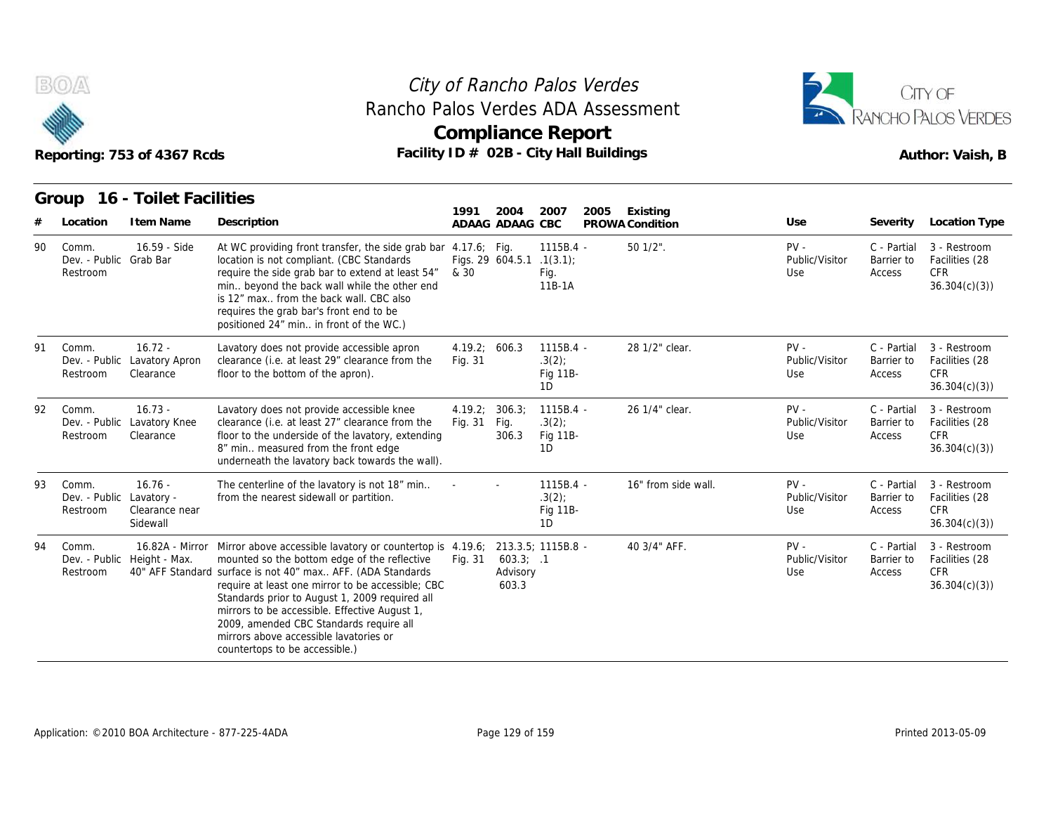# City of Rancho Palos Verdes
## Rancho Palos Verdes ADA Assessment
## Compliance Report

Reporting: 753 of 4367 Rcds

Facility ID # 02B - City Hall Buildings

Author: Vaish, B

### Group 16 - Toilet Facilities

| # | Location | Item Name | Description | 1991 ADAAG | 2004 ADAAG | 2007 CBC | 2005 PROWA | Existing Condition | Use | Severity | Location Type |
|---|---|---|---|---|---|---|---|---|---|---|---|
| 90 | Comm. Dev. - Public Restroom | 16.59 - Side Grab Bar | At WC providing front transfer, the side grab bar location is not compliant. (CBC Standards require the side grab bar to extend at least 54" min.. beyond the back wall while the other end is 12" max.. from the back wall. CBC also requires the grab bar's front end to be positioned 24" min.. in front of the WC.) | 4.17.6; Figs. 29 & 30 | Fig. 604.5.1 | 1115B.4 - .1(3.1); Fig. 11B-1A | | 50 1/2". | PV - Public/Visitor Use | C - Partial Barrier to Access | 3 - Restroom Facilities (28 CFR 36.304(c)(3)) |
| 91 | Comm. Dev. - Public Restroom | 16.72 - Lavatory Apron Clearance | Lavatory does not provide accessible apron clearance (i.e. at least 29" clearance from the floor to the bottom of the apron). | 4.19.2; Fig. 31 | 606.3 | 1115B.4 - .3(2); Fig 11B-1D | | 28 1/2" clear. | PV - Public/Visitor Use | C - Partial Barrier to Access | 3 - Restroom Facilities (28 CFR 36.304(c)(3)) |
| 92 | Comm. Dev. - Public Restroom | 16.73 - Lavatory Knee Clearance | Lavatory does not provide accessible knee clearance (i.e. at least 27" clearance from the floor to the underside of the lavatory, extending 8" min.. measured from the front edge underneath the lavatory back towards the wall). | 4.19.2; Fig. 31 | 306.3; Fig. 306.3 | 1115B.4 - .3(2); Fig 11B-1D | | 26 1/4" clear. | PV - Public/Visitor Use | C - Partial Barrier to Access | 3 - Restroom Facilities (28 CFR 36.304(c)(3)) |
| 93 | Comm. Dev. - Public Restroom | 16.76 - Lavatory - Clearance near Sidewall | The centerline of the lavatory is not 18" min.. from the nearest sidewall or partition. | - | - | 1115B.4 - .3(2); Fig 11B-1D | | 16" from side wall. | PV - Public/Visitor Use | C - Partial Barrier to Access | 3 - Restroom Facilities (28 CFR 36.304(c)(3)) |
| 94 | Comm. Dev. - Public Restroom | 16.82A - Mirror Height - Max. 40" AFF Standard | Mirror above accessible lavatory or countertop is mounted so the bottom edge of the reflective surface is not 40" max.. AFF. (ADA Standards require at least one mirror to be accessible; CBC Standards prior to August 1, 2009 required all mirrors to be accessible. Effective August 1, 2009, amended CBC Standards require all mirrors above accessible lavatories or countertops to be accessible.) | 4.19.6; Fig. 31 | 213.3.5; 603.3; Advisory 603.3 | 1115B.8 - .1 | | 40 3/4" AFF. | PV - Public/Visitor Use | C - Partial Barrier to Access | 3 - Restroom Facilities (28 CFR 36.304(c)(3)) |

Application: ©2010 BOA Architecture - 877-225-4ADA

Printed 2013-05-09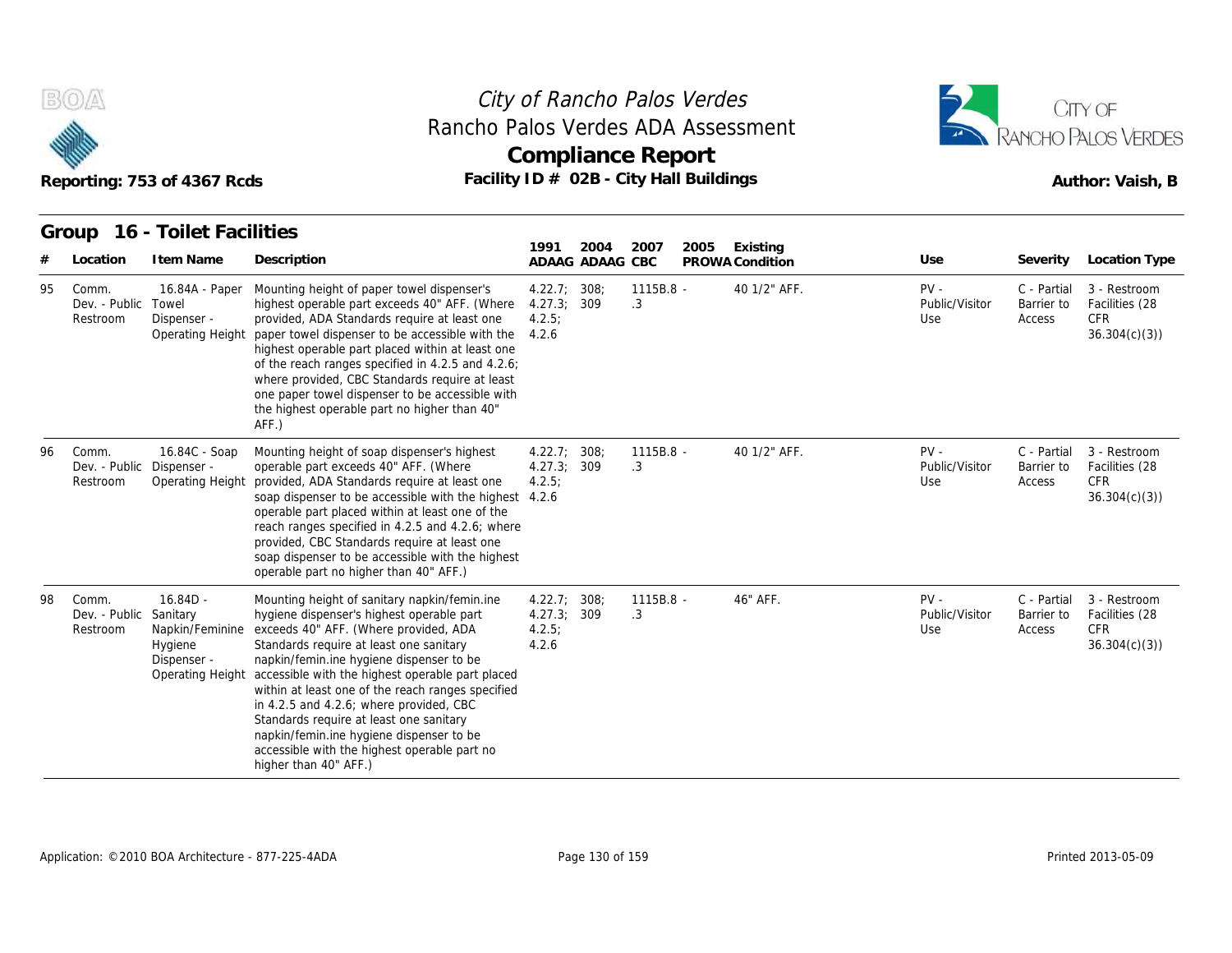# City of Rancho Palos Verdes

## Rancho Palos Verdes ADA Assessment

## Compliance Report

Reporting: 753 of 4367 Rcds

Facility ID # 02B - City Hall Buildings

Author: Vaish, B

### Group 16 - Toilet Facilities

| # | Location | Item Name | Description | 1991 ADAAG | 2004 ADAAG | 2007 CBC | 2005 PROWA | Existing Condition | Use | Severity | Location Type |
|---|---|---|---|---|---|---|---|---|---|---|---|
| 95 | Comm. Dev. - Public Restroom | 16.84A - Paper Towel Dispenser - Operating Height | Mounting height of paper towel dispenser's highest operable part exceeds 40" AFF. (Where provided, ADA Standards require at least one paper towel dispenser to be accessible with the highest operable part placed within at least one of the reach ranges specified in 4.2.5 and 4.2.6; where provided, CBC Standards require at least one paper towel dispenser to be accessible with the highest operable part no higher than 40" AFF.) | 4.22.7; 4.27.3; 4.2.5; 4.2.6 | 308; 309 | 1115B.8 - .3 | | 40 1/2" AFF. | PV - Public/Visitor Use | C - Partial Barrier to Access | 3 - Restroom Facilities (28 CFR 36.304(c)(3)) |
| 96 | Comm. Dev. - Public Restroom | 16.84C - Soap Dispenser - Operating Height | Mounting height of soap dispenser's highest operable part exceeds 40" AFF. (Where provided, ADA Standards require at least one soap dispenser to be accessible with the highest operable part placed within at least one of the reach ranges specified in 4.2.5 and 4.2.6; where provided, CBC Standards require at least one soap dispenser to be accessible with the highest operable part no higher than 40" AFF.) | 4.22.7; 4.27.3; 4.2.5; 4.2.6 | 308; 309 | 1115B.8 - .3 | | 40 1/2" AFF. | PV - Public/Visitor Use | C - Partial Barrier to Access | 3 - Restroom Facilities (28 CFR 36.304(c)(3)) |
| 98 | Comm. Dev. - Public Restroom | 16.84D - Sanitary Napkin/Feminine Hygiene Dispenser - Operating Height | Mounting height of sanitary napkin/femin.ine hygiene dispenser's highest operable part exceeds 40" AFF. (Where provided, ADA Standards require at least one sanitary napkin/femin.ine hygiene dispenser to be accessible with the highest operable part placed within at least one of the reach ranges specified in 4.2.5 and 4.2.6; where provided, CBC Standards require at least one sanitary napkin/femin.ine hygiene dispenser to be accessible with the highest operable part no higher than 40" AFF.) | 4.22.7; 4.27.3; 4.2.5; 4.2.6 | 308; 309 | 1115B.8 - .3 | | 46" AFF. | PV - Public/Visitor Use | C - Partial Barrier to Access | 3 - Restroom Facilities (28 CFR 36.304(c)(3)) |

Application: ©2010 BOA Architecture - 877-225-4ADA

Printed 2013-05-09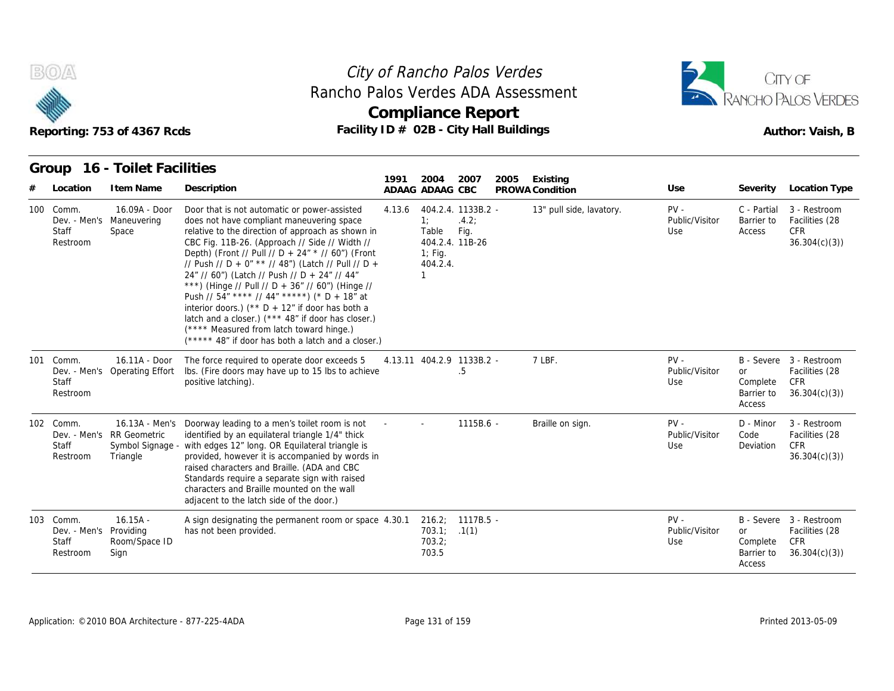# City of Rancho Palos Verdes
## Rancho Palos Verdes ADA Assessment
## Compliance Report

Reporting: 753 of 4367 Rcds

Facility ID # 02B - City Hall Buildings

Author: Vaish, B

### Group 16 - Toilet Facilities

| # | Location | Item Name | Description | 1991 ADAAG | 2004 ADAAG | 2007 CBC | 2005 PROWA | Existing Condition | Use | Severity | Location Type |
|---|---|---|---|---|---|---|---|---|---|---|---|
| 100 | Comm. Dev. - Men's Staff Restroom | 16.09A - Door Maneuvering Space | Door that is not automatic or power-assisted does not have compliant maneuvering space relative to the direction of approach as shown in CBC Fig. 11B-26. (Approach // Side // Width // Depth) (Front // Pull // D + 24" * // 60") (Front // Push // D + 0" ** // 48") (Latch // Pull // D + 24" // 60") (Latch // Push // D + 24" // 44" ***) (Hinge // Pull // D + 36" // 60") (Hinge // Push // 54" **** // 44" *****) (* D + 18" at interior doors.) (** D + 12" if door has both a latch and a closer.) (*** 48" if door has closer.) (**** Measured from latch toward hinge.) (***** 48" if door has both a latch and a closer.) | 4.13.6 | 404.2.4. 1; Table 404.2.4. 1; Fig. 404.2.4. 1 | 1133B.2 - .4.2; Fig. 11B-26 | | 13" pull side, lavatory. | PV - Public/Visitor Use | C - Partial Barrier to Access | 3 - Restroom Facilities (28 CFR 36.304(c)(3)) |
| 101 | Comm. Dev. - Men's Staff Restroom | 16.11A - Door Operating Effort | The force required to operate door exceeds 5 lbs. (Fire doors may have up to 15 lbs to achieve positive latching). | 4.13.11 | 404.2.9 | 1133B.2 - .5 | | 7 LBF. | PV - Public/Visitor Use | B - Severe or Complete Barrier to Access | 3 - Restroom Facilities (28 CFR 36.304(c)(3)) |
| 102 | Comm. Dev. - Men's Staff Restroom | 16.13A - Men's RR Geometric Symbol Signage - Triangle | Doorway leading to a men's toilet room is not identified by an equilateral triangle 1/4" thick with edges 12" long. OR Equilateral triangle is provided, however it is accompanied by words in raised characters and Braille. (ADA and CBC Standards require a separate sign with raised characters and Braille mounted on the wall adjacent to the latch side of the door.) | - | - | 1115B.6 - | | Braille on sign. | PV - Public/Visitor Use | D - Minor Code Deviation | 3 - Restroom Facilities (28 CFR 36.304(c)(3)) |
| 103 | Comm. Dev. - Men's Staff Restroom | 16.15A - Providing Room/Space ID Sign | A sign designating the permanent room or space has not been provided. | 4.30.1 | 216.2; 703.1; 703.2; 703.5 | 1117B.5 - .1(1) | | | PV - Public/Visitor Use | B - Severe or Complete Barrier to Access | 3 - Restroom Facilities (28 CFR 36.304(c)(3)) |

Application: ©2010 BOA Architecture - 877-225-4ADA

Printed 2013-05-09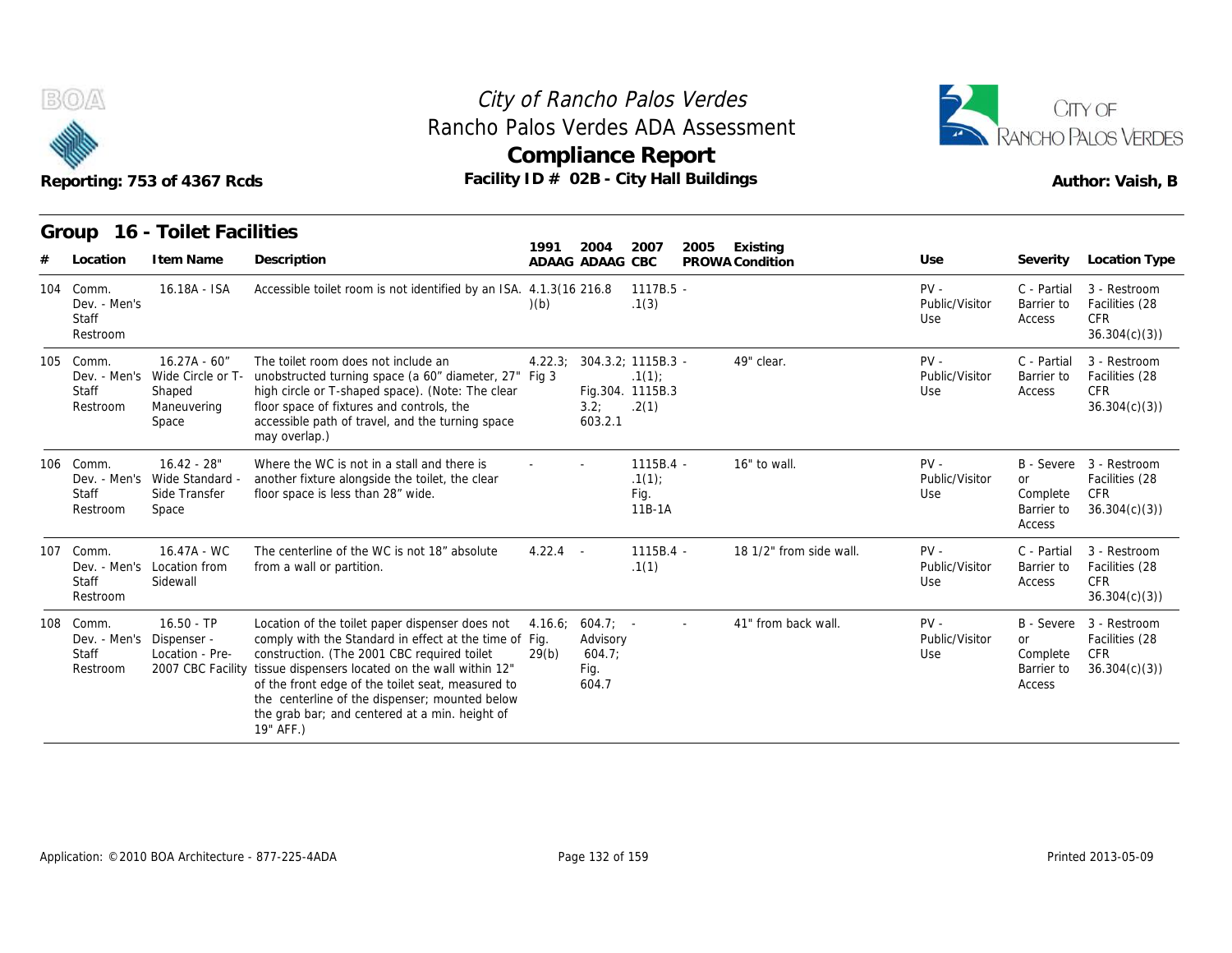City of Rancho Palos Verdes

Rancho Palos Verdes ADA Assessment

**Compliance Report**

Reporting: 753 of 4367 Rcds

Facility ID # 02B - City Hall Buildings

Author: Vaish, B

## Group 16 - Toilet Facilities

| # | Location | Item Name | Description | 1991 ADAAG | 2004 ADAAG | 2007 CBC | 2005 PROWA | Existing Condition | Use | Severity | Location Type |
|---|---|---|---|---|---|---|---|---|---|---|---|
| 104 | Comm. Dev. - Men's Staff Restroom | 16.18A - ISA | Accessible toilet room is not identified by an ISA. | 4.1.3(16)(b) | 216.8 | 1117B.5 - .1(3) | | | PV - Public/Visitor Use | C - Partial Barrier to Access | 3 - Restroom Facilities (28 CFR 36.304(c)(3)) |
| 105 | Comm. Dev. - Men's Staff Restroom | 16.27A - 60" Wide Circle or T-Shaped Maneuvering Space | The toilet room does not include an unobstructed turning space (a 60" diameter, 27" high circle or T-shaped space). (Note: The clear floor space of fixtures and controls, the accessible path of travel, and the turning space may overlap.) | 4.22.3; Fig 3 | 304.3.2; Fig.304.3.2; 603.2.1 | 1115B.3 - .1(1); 1115B.3 .2(1) | | 49" clear. | PV - Public/Visitor Use | C - Partial Barrier to Access | 3 - Restroom Facilities (28 CFR 36.304(c)(3)) |
| 106 | Comm. Dev. - Men's Staff Restroom | 16.42 - 28" Wide Standard - Side Transfer Space | Where the WC is not in a stall and there is another fixture alongside the toilet, the clear floor space is less than 28" wide. | - | - | 1115B.4 - .1(1); Fig. 11B-1A | | 16" to wall. | PV - Public/Visitor Use | B - Severe or Complete Barrier to Access | 3 - Restroom Facilities (28 CFR 36.304(c)(3)) |
| 107 | Comm. Dev. - Men's Staff Restroom | 16.47A - WC Location from Sidewall | The centerline of the WC is not 18" absolute from a wall or partition. | 4.22.4 | - | 1115B.4 - .1(1) | | 18 1/2" from side wall. | PV - Public/Visitor Use | C - Partial Barrier to Access | 3 - Restroom Facilities (28 CFR 36.304(c)(3)) |
| 108 | Comm. Dev. - Men's Staff Restroom | 16.50 - TP Dispenser - Location - Pre-2007 CBC Facility | Location of the toilet paper dispenser does not comply with the Standard in effect at the time of construction. (The 2001 CBC required toilet tissue dispensers located on the wall within 12" of the front edge of the toilet seat, measured to the centerline of the dispenser; mounted below the grab bar; and centered at a min. height of 19" AFF.) | 4.16.6; Fig. 29(b) | 604.7; Advisory 604.7; Fig. 604.7 | - | - | 41" from back wall. | PV - Public/Visitor Use | B - Severe or Complete Barrier to Access | 3 - Restroom Facilities (28 CFR 36.304(c)(3)) |

Application: ©2010 BOA Architecture - 877-225-4ADA

Printed 2013-05-09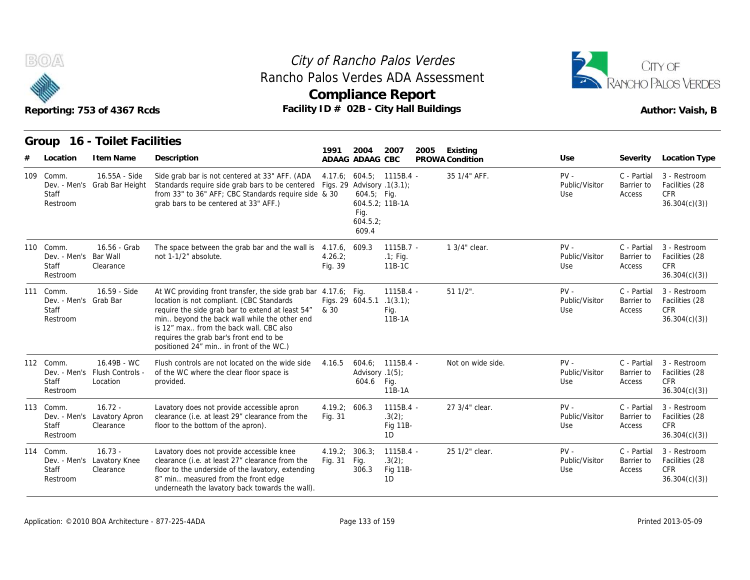# City of Rancho Palos Verdes
## Rancho Palos Verdes ADA Assessment
## Compliance Report

Reporting: 753 of 4367 Rcds

Facility ID # 02B - City Hall Buildings

Author: Vaish, B

### Group 16 - Toilet Facilities

| # | Location | Item Name | Description | 1991 ADAAG | 2004 ADAAG | 2007 CBC | 2005 PROWA | Existing Condition | Use | Severity | Location Type |
|---|---|---|---|---|---|---|---|---|---|---|---|
| 109 | Comm. Dev. - Men's Staff Restroom | 16.55A - Side Grab Bar Height | Side grab bar is not centered at 33" AFF. (ADA Standards require side grab bars to be centered from 33" to 36" AFF; CBC Standards require side grab bars to be centered at 33" AFF.) | 4.17.6; Figs. 29 & 30 | 604.5; Advisory 604.5; Fig. 604.5.2; Fig. 604.5.2; 609.4 | 1115B.4 - .1(3.1); Fig. 11B-1A | | 35 1/4" AFF. | PV - Public/Visitor Use | C - Partial Barrier to Access | 3 - Restroom Facilities (28 CFR 36.304(c)(3)) |
| 110 | Comm. Dev. - Men's Staff Restroom | 16.56 - Grab Bar Wall Clearance | The space between the grab bar and the wall is not 1-1/2" absolute. | 4.17.6, 4.26.2; Fig. 39 | 609.3 | 1115B.7 - .1; Fig. 11B-1C | | 1 3/4" clear. | PV - Public/Visitor Use | C - Partial Barrier to Access | 3 - Restroom Facilities (28 CFR 36.304(c)(3)) |
| 111 | Comm. Dev. - Men's Staff Restroom | 16.59 - Side Grab Bar | At WC providing front transfer, the side grab bar location is not compliant. (CBC Standards require the side grab bar to extend at least 54" min.. beyond the back wall while the other end is 12" max.. from the back wall. CBC also requires the grab bar's front end to be positioned 24" min.. in front of the WC.) | 4.17.6; Figs. 29 & 30 | Fig. 604.5.1 | 1115B.4 - .1(3.1); Fig. 11B-1A | | 51 1/2". | PV - Public/Visitor Use | C - Partial Barrier to Access | 3 - Restroom Facilities (28 CFR 36.304(c)(3)) |
| 112 | Comm. Dev. - Men's Staff Restroom | 16.49B - WC Flush Controls - Location | Flush controls are not located on the wide side of the WC where the clear floor space is provided. | 4.16.5 | 604.6; Advisory 604.6 | 1115B.4 - .1(5); Fig. 11B-1A | | Not on wide side. | PV - Public/Visitor Use | C - Partial Barrier to Access | 3 - Restroom Facilities (28 CFR 36.304(c)(3)) |
| 113 | Comm. Dev. - Men's Staff Restroom | 16.72 - Lavatory Apron Clearance | Lavatory does not provide accessible apron clearance (i.e. at least 29" clearance from the floor to the bottom of the apron). | 4.19.2; Fig. 31 | 606.3 | 1115B.4 - .3(2); Fig 11B-1D | | 27 3/4" clear. | PV - Public/Visitor Use | C - Partial Barrier to Access | 3 - Restroom Facilities (28 CFR 36.304(c)(3)) |
| 114 | Comm. Dev. - Men's Staff Restroom | 16.73 - Lavatory Knee Clearance | Lavatory does not provide accessible knee clearance (i.e. at least 27" clearance from the floor to the underside of the lavatory, extending 8" min.. measured from the front edge underneath the lavatory back towards the wall). | 4.19.2; Fig. 31 | 306.3; Fig. 306.3 | 1115B.4 - .3(2); Fig 11B-1D | | 25 1/2" clear. | PV - Public/Visitor Use | C - Partial Barrier to Access | 3 - Restroom Facilities (28 CFR 36.304(c)(3)) |

Application: ©2010 BOA Architecture - 877-225-4ADA

Printed 2013-05-09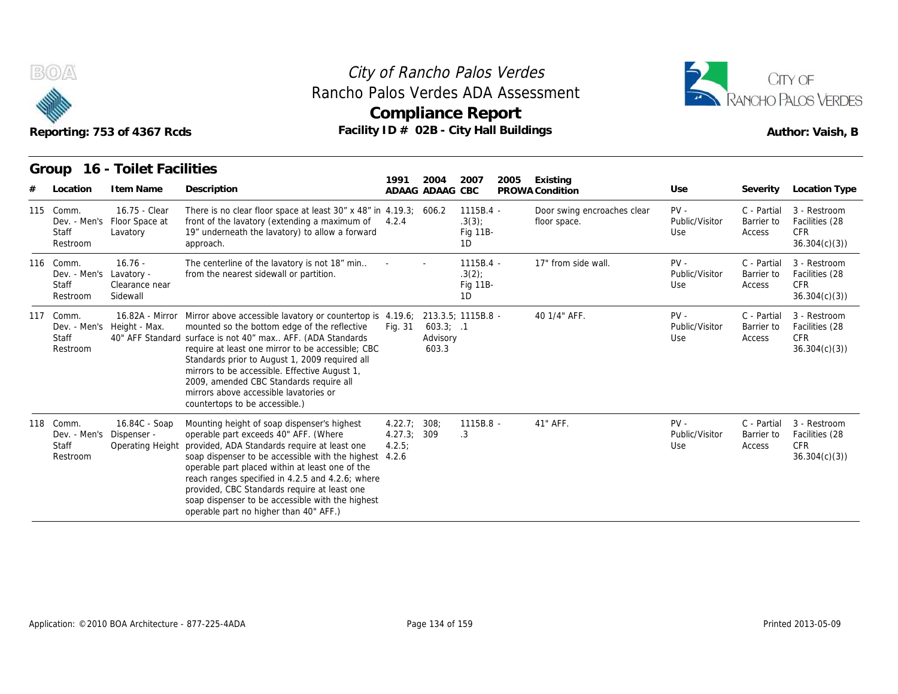# City of Rancho Palos Verdes
## Rancho Palos Verdes ADA Assessment
## Compliance Report

Reporting: 753 of 4367 Rcds

Facility ID # 02B - City Hall Buildings

Author: Vaish, B

## Group 16 - Toilet Facilities

| # | Location | Item Name | Description | 1991 ADAAG | 2004 ADAAG | 2007 CBC | 2005 PROWA | Existing Condition | Use | Severity | Location Type |
|---|---|---|---|---|---|---|---|---|---|---|---|
| 115 | Comm. Dev. - Men's Staff Restroom | 16.75 - Clear Floor Space at Lavatory | There is no clear floor space at least 30" x 48" in front of the lavatory (extending a maximum of 19" underneath the lavatory) to allow a forward approach. | 4.19.3; 4.2.4 | 606.2 | 1115B.4 - .3(3); Fig 11B-1D | | Door swing encroaches clear floor space. | PV - Public/Visitor Use | C - Partial Barrier to Access | 3 - Restroom Facilities (28 CFR 36.304(c)(3)) |
| 116 | Comm. Dev. - Men's Staff Restroom | 16.76 - Lavatory - Clearance near Sidewall | The centerline of the lavatory is not 18" min.. from the nearest sidewall or partition. | - | - | 1115B.4 - .3(2); Fig 11B-1D | | 17" from side wall. | PV - Public/Visitor Use | C - Partial Barrier to Access | 3 - Restroom Facilities (28 CFR 36.304(c)(3)) |
| 117 | Comm. Dev. - Men's Staff Restroom | 16.82A - Mirror Height - Max. 40" AFF Standard | Mirror above accessible lavatory or countertop is mounted so the bottom edge of the reflective surface is not 40" max.. AFF. (ADA Standards require at least one mirror to be accessible; CBC Standards prior to August 1, 2009 required all mirrors to be accessible. Effective August 1, 2009, amended CBC Standards require all mirrors above accessible lavatories or countertops to be accessible.) | 4.19.6; Fig. 31 | 213.3.5; 603.3; Advisory 603.3 | 1115B.8 - .1 | | 40 1/4" AFF. | PV - Public/Visitor Use | C - Partial Barrier to Access | 3 - Restroom Facilities (28 CFR 36.304(c)(3)) |
| 118 | Comm. Dev. - Men's Staff Restroom | 16.84C - Soap Dispenser - Operating Height | Mounting height of soap dispenser's highest operable part exceeds 40" AFF. (Where provided, ADA Standards require at least one soap dispenser to be accessible with the highest operable part placed within at least one of the reach ranges specified in 4.2.5 and 4.2.6; where provided, CBC Standards require at least one soap dispenser to be accessible with the highest operable part no higher than 40" AFF.) | 4.22.7; 4.27.3; 4.2.5; 4.2.6 | 308; 309 | 1115B.8 - .3 | | 41" AFF. | PV - Public/Visitor Use | C - Partial Barrier to Access | 3 - Restroom Facilities (28 CFR 36.304(c)(3)) |

Application: ©2010 BOA Architecture - 877-225-4ADA

Printed 2013-05-09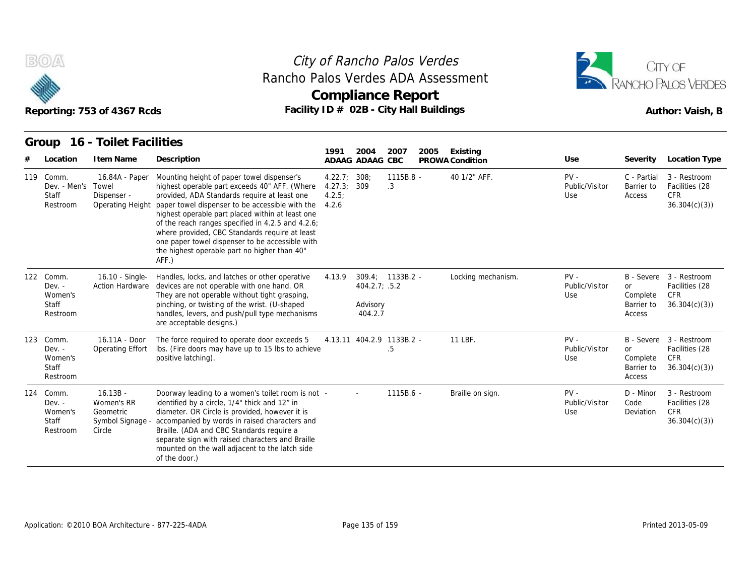City of Rancho Palos Verdes
Rancho Palos Verdes ADA Assessment
**Compliance Report**

Reporting: 753 of 4367 Rcds

Facility ID # 02B - City Hall Buildings

Author: Vaish, B

## Group 16 - Toilet Facilities

| # | Location | Item Name | Description | 1991 ADAAG | 2004 ADAAG | 2007 CBC | 2005 PROWA | Existing Condition | Use | Severity | Location Type |
|---|---|---|---|---|---|---|---|---|---|---|---|
| 119 | Comm. Dev. - Men's Staff Restroom | 16.84A - Paper Towel Dispenser - Operating Height | Mounting height of paper towel dispenser's highest operable part exceeds 40" AFF. (Where provided, ADA Standards require at least one paper towel dispenser to be accessible with the highest operable part placed within at least one of the reach ranges specified in 4.2.5 and 4.2.6; where provided, CBC Standards require at least one paper towel dispenser to be accessible with the highest operable part no higher than 40" AFF.) | 4.22.7; 4.27.3; 4.2.5; 4.2.6 | 308; 309 | 1115B.8 - .3 | | 40 1/2" AFF. | PV - Public/Visitor Use | C - Partial Barrier to Access | 3 - Restroom Facilities (28 CFR 36.304(c)(3)) |
| 122 | Comm. Dev. - Women's Staff Restroom | 16.10 - Single-Action Hardware | Handles, locks, and latches or other operative devices are not operable with one hand. OR They are not operable without tight grasping, pinching, or twisting of the wrist. (U-shaped handles, levers, and push/pull type mechanisms are acceptable designs.) | 4.13.9 | 309.4; 404.2.7; Advisory 404.2.7 | 1133B.2 - .5.2 | | Locking mechanism. | PV - Public/Visitor Use | B - Severe or Complete Barrier to Access | 3 - Restroom Facilities (28 CFR 36.304(c)(3)) |
| 123 | Comm. Dev. - Women's Staff Restroom | 16.11A - Door Operating Effort | The force required to operate door exceeds 5 lbs. (Fire doors may have up to 15 lbs to achieve positive latching). | 4.13.11 | 404.2.9 | 1133B.2 - .5 | | 11 LBF. | PV - Public/Visitor Use | B - Severe or Complete Barrier to Access | 3 - Restroom Facilities (28 CFR 36.304(c)(3)) |
| 124 | Comm. Dev. - Women's Staff Restroom | 16.13B - Women's RR Geometric Symbol Signage - Circle | Doorway leading to a women's toilet room is not identified by a circle, 1/4" thick and 12" in diameter. OR Circle is provided, however it is accompanied by words in raised characters and Braille. (ADA and CBC Standards require a separate sign with raised characters and Braille mounted on the wall adjacent to the latch side of the door.) | - | - | 1115B.6 - | | Braille on sign. | PV - Public/Visitor Use | D - Minor Code Deviation | 3 - Restroom Facilities (28 CFR 36.304(c)(3)) |

Application: ©2010 BOA Architecture - 877-225-4ADA

Printed 2013-05-09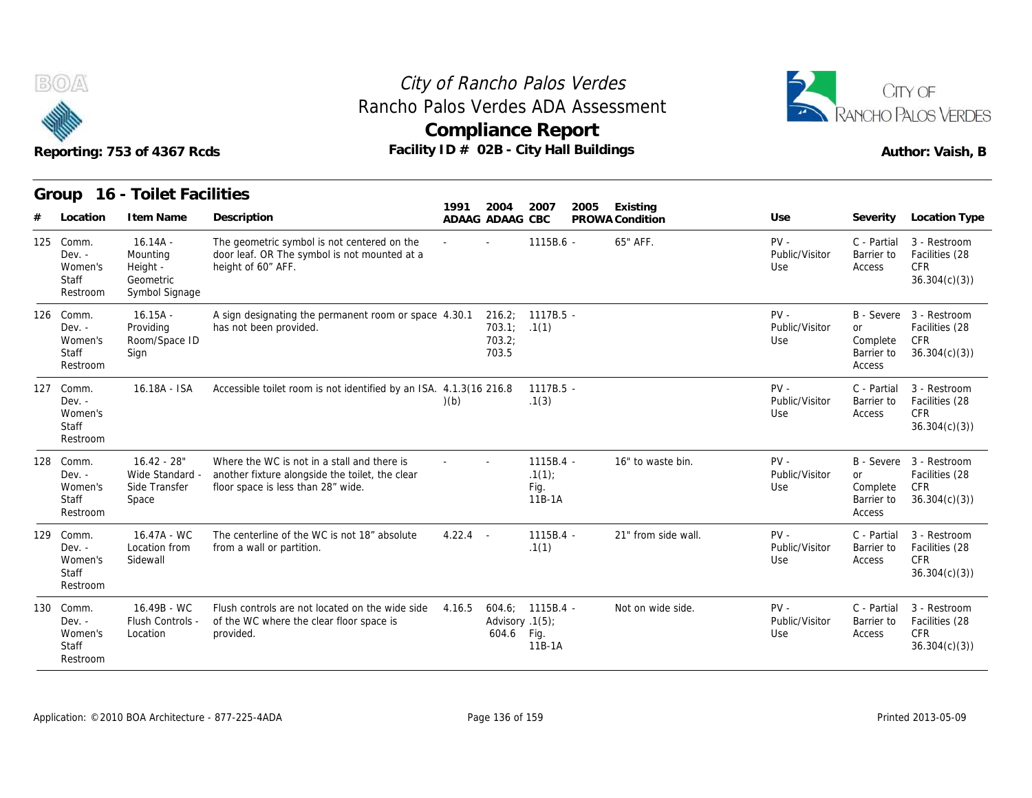City of Rancho Palos Verdes
Rancho Palos Verdes ADA Assessment
**Compliance Report**

Reporting: 753 of 4367 Rcds — Facility ID # 02B - City Hall Buildings — Author: Vaish, B

## Group 16 - Toilet Facilities

| # | Location | Item Name | Description | 1991 ADAAG | 2004 ADAAG | 2007 CBC | 2005 PROWA | Existing Condition | Use | Severity | Location Type |
|---|---|---|---|---|---|---|---|---|---|---|---|
| 125 | Comm. Dev. - Women's Staff Restroom | 16.14A - Mounting Height - Geometric Symbol Signage | The geometric symbol is not centered on the door leaf. OR The symbol is not mounted at a height of 60" AFF. | - | - | 1115B.6 - | | 65" AFF. | PV - Public/Visitor Use | C - Partial Barrier to Access | 3 - Restroom Facilities (28 CFR 36.304(c)(3)) |
| 126 | Comm. Dev. - Women's Staff Restroom | 16.15A - Providing Room/Space ID Sign | A sign designating the permanent room or space has not been provided. | 4.30.1 | 216.2; 703.1; 703.2; 703.5 | 1117B.5 - .1(1) | | | PV - Public/Visitor Use | B - Severe or Complete Barrier to Access | 3 - Restroom Facilities (28 CFR 36.304(c)(3)) |
| 127 | Comm. Dev. - Women's Staff Restroom | 16.18A - ISA | Accessible toilet room is not identified by an ISA. | 4.1.3(16)(b) | 216.8 | 1117B.5 - .1(3) | | | PV - Public/Visitor Use | C - Partial Barrier to Access | 3 - Restroom Facilities (28 CFR 36.304(c)(3)) |
| 128 | Comm. Dev. - Women's Staff Restroom | 16.42 - 28" Wide Standard - Side Transfer Space | Where the WC is not in a stall and there is another fixture alongside the toilet, the clear floor space is less than 28" wide. | - | - | 1115B.4 - .1(1); Fig. 11B-1A | | 16" to waste bin. | PV - Public/Visitor Use | B - Severe or Complete Barrier to Access | 3 - Restroom Facilities (28 CFR 36.304(c)(3)) |
| 129 | Comm. Dev. - Women's Staff Restroom | 16.47A - WC Location from Sidewall | The centerline of the WC is not 18" absolute from a wall or partition. | 4.22.4 | - | 1115B.4 - .1(1) | | 21" from side wall. | PV - Public/Visitor Use | C - Partial Barrier to Access | 3 - Restroom Facilities (28 CFR 36.304(c)(3)) |
| 130 | Comm. Dev. - Women's Staff Restroom | 16.49B - WC Flush Controls - Location | Flush controls are not located on the wide side of the WC where the clear floor space is provided. | 4.16.5 | 604.6; Advisory 604.6 | 1115B.4 - .1(5); Fig. 11B-1A | | Not on wide side. | PV - Public/Visitor Use | C - Partial Barrier to Access | 3 - Restroom Facilities (28 CFR 36.304(c)(3)) |

Application: ©2010 BOA Architecture - 877-225-4ADA — Printed 2013-05-09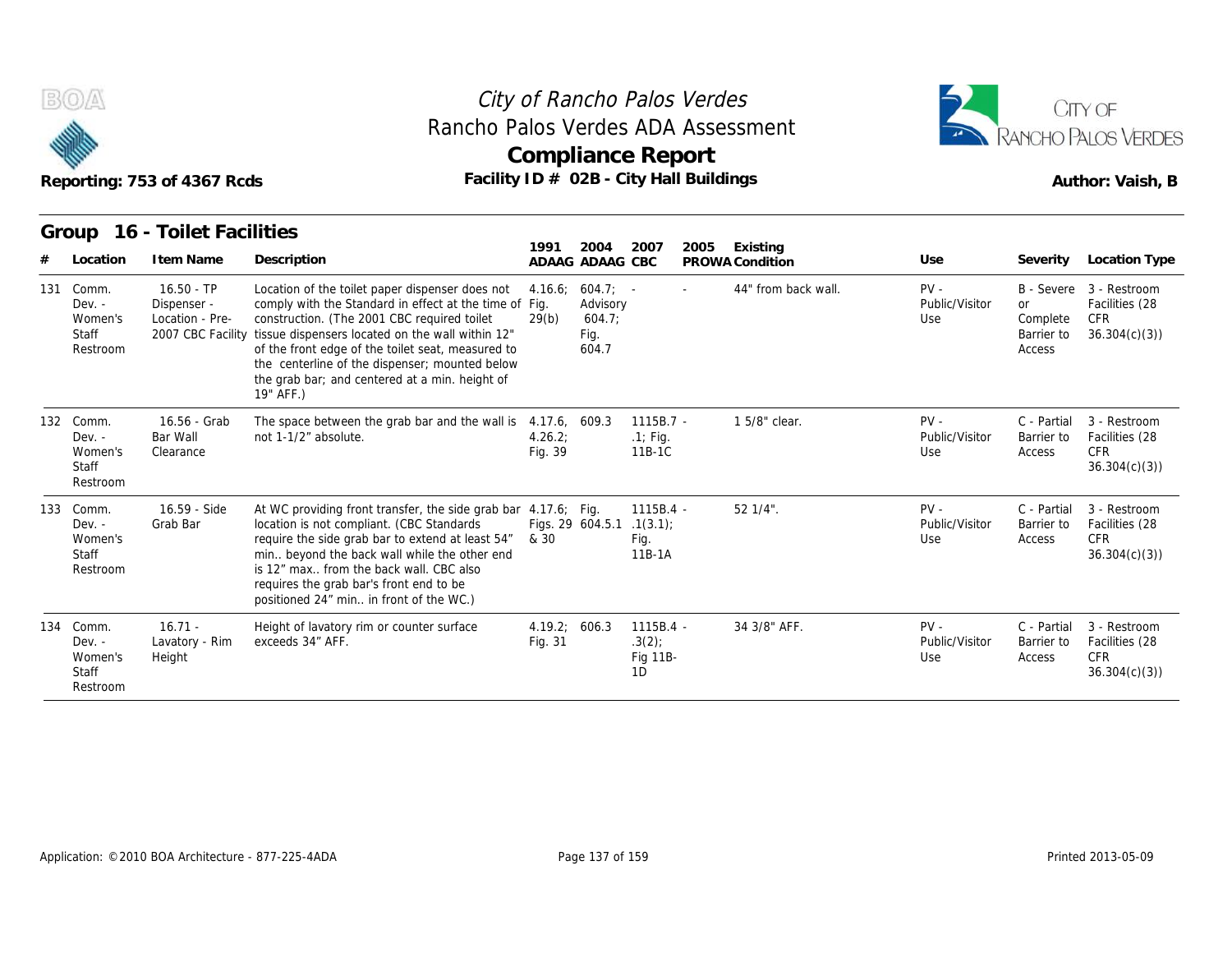# City of Rancho Palos Verdes
## Rancho Palos Verdes ADA Assessment
## Compliance Report

Reporting: 753 of 4367 Rcds

Facility ID # 02B - City Hall Buildings

Author: Vaish, B

### Group 16 - Toilet Facilities

| # | Location | Item Name | Description | 1991 ADAAG | 2004 ADAAG | 2007 CBC | 2005 PROWA | Existing Condition | Use | Severity | Location Type |
|---|---|---|---|---|---|---|---|---|---|---|---|
| 131 | Comm. Dev. - Women's Staff Restroom | 16.50 - TP Dispenser - Location - Pre-2007 CBC Facility | Location of the toilet paper dispenser does not comply with the Standard in effect at the time of construction. (The 2001 CBC required toilet tissue dispensers located on the wall within 12" of the front edge of the toilet seat, measured to the centerline of the dispenser; mounted below the grab bar; and centered at a min. height of 19" AFF.) | 4.16.6; Fig. 29(b) | 604.7; Advisory 604.7; Fig. 604.7 | - | - | 44" from back wall. | PV - Public/Visitor Use | B - Severe or Complete Barrier to Access | 3 - Restroom Facilities (28 CFR 36.304(c)(3)) |
| 132 | Comm. Dev. - Women's Staff Restroom | 16.56 - Grab Bar Wall Clearance | The space between the grab bar and the wall is not 1-1/2" absolute. | 4.17.6, 4.26.2; Fig. 39 | 609.3 | 1115B.7 - .1; Fig. 11B-1C | | 1 5/8" clear. | PV - Public/Visitor Use | C - Partial Barrier to Access | 3 - Restroom Facilities (28 CFR 36.304(c)(3)) |
| 133 | Comm. Dev. - Women's Staff Restroom | 16.59 - Side Grab Bar | At WC providing front transfer, the side grab bar location is not compliant. (CBC Standards require the side grab bar to extend at least 54" min.. beyond the back wall while the other end is 12" max.. from the back wall. CBC also requires the grab bar's front end to be positioned 24" min.. in front of the WC.) | 4.17.6; Figs. 29 & 30 | Fig. 604.5.1 | 1115B.4 - .1(3.1); Fig. 11B-1A | | 52 1/4". | PV - Public/Visitor Use | C - Partial Barrier to Access | 3 - Restroom Facilities (28 CFR 36.304(c)(3)) |
| 134 | Comm. Dev. - Women's Staff Restroom | 16.71 - Lavatory - Rim Height | Height of lavatory rim or counter surface exceeds 34" AFF. | 4.19.2; Fig. 31 | 606.3 | 1115B.4 - .3(2); Fig 11B-1D | | 34 3/8" AFF. | PV - Public/Visitor Use | C - Partial Barrier to Access | 3 - Restroom Facilities (28 CFR 36.304(c)(3)) |

Application: ©2010 BOA Architecture - 877-225-4ADA

Printed 2013-05-09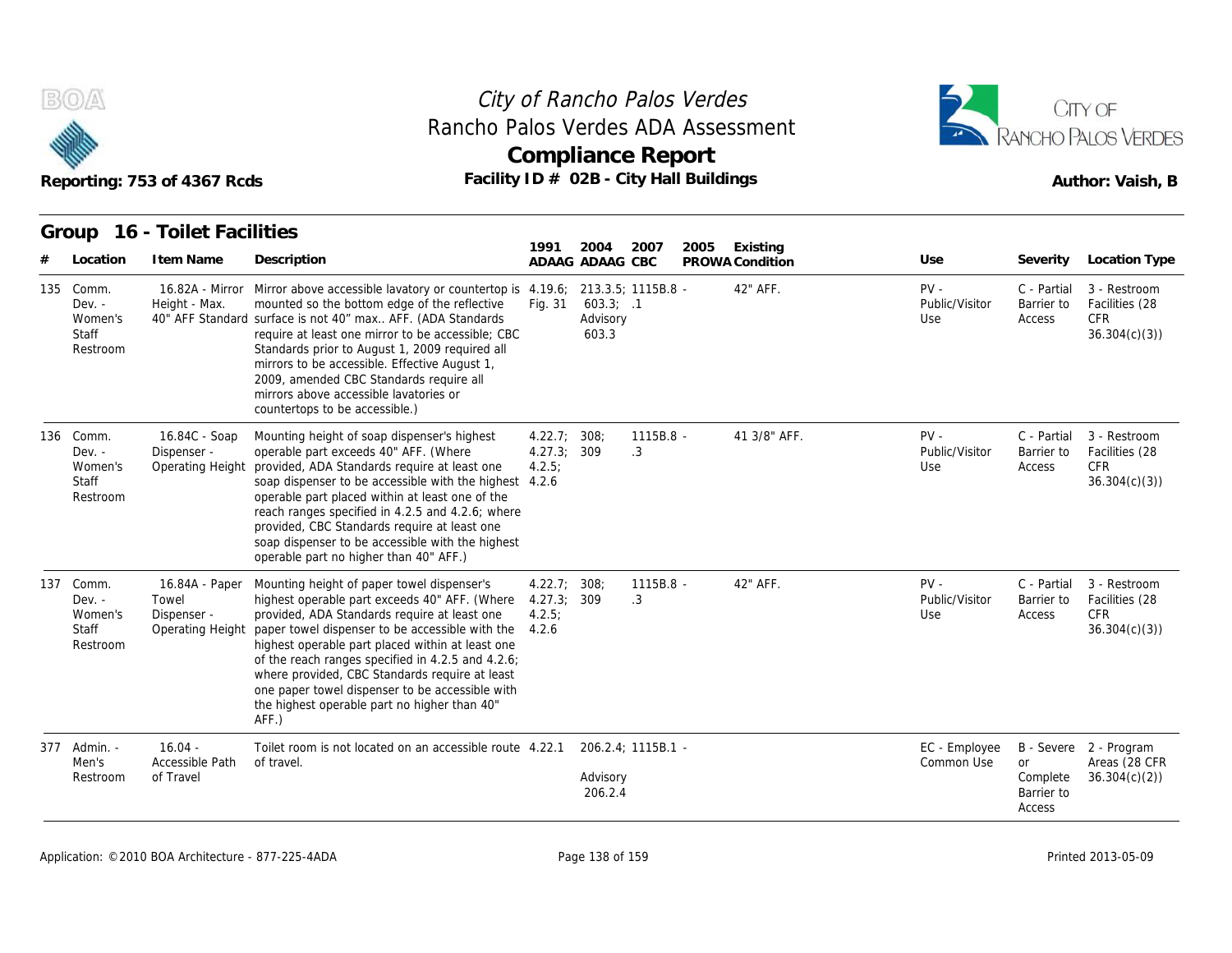# City of Rancho Palos Verdes
## Rancho Palos Verdes ADA Assessment
## Compliance Report

Reporting: 753 of 4367 Rcds

Facility ID # 02B - City Hall Buildings

Author: Vaish, B

### Group 16 - Toilet Facilities

| # | Location | Item Name | Description | 1991 ADAAG | 2004 ADAAG | 2007 CBC | 2005 PROWA | Existing Condition | Use | Severity | Location Type |
|---|---|---|---|---|---|---|---|---|---|---|---|
| 135 | Comm. Dev. - Women's Staff Restroom | 16.82A - Mirror Height - Max. 40" AFF Standard | Mirror above accessible lavatory or countertop is mounted so the bottom edge of the reflective surface is not 40" max.. AFF. (ADA Standards require at least one mirror to be accessible; CBC Standards prior to August 1, 2009 required all mirrors to be accessible. Effective August 1, 2009, amended CBC Standards require all mirrors above accessible lavatories or countertops to be accessible.) | 4.19.6; Fig. 31 | 213.3.5; 603.3; Advisory 603.3 | 1115B.8 - .1 | | 42" AFF. | PV - Public/Visitor Use | C - Partial Barrier to Access | 3 - Restroom Facilities (28 CFR 36.304(c)(3)) |
| 136 | Comm. Dev. - Women's Staff Restroom | 16.84C - Soap Dispenser - Operating Height | Mounting height of soap dispenser's highest operable part exceeds 40" AFF. (Where provided, ADA Standards require at least one soap dispenser to be accessible with the highest operable part placed within at least one of the reach ranges specified in 4.2.5 and 4.2.6; where provided, CBC Standards require at least one soap dispenser to be accessible with the highest operable part no higher than 40" AFF.) | 4.22.7; 4.27.3; 4.2.5; 4.2.6 | 308; 309 | 1115B.8 - .3 | | 41 3/8" AFF. | PV - Public/Visitor Use | C - Partial Barrier to Access | 3 - Restroom Facilities (28 CFR 36.304(c)(3)) |
| 137 | Comm. Dev. - Women's Staff Restroom | 16.84A - Paper Towel Dispenser - Operating Height | Mounting height of paper towel dispenser's highest operable part exceeds 40" AFF. (Where provided, ADA Standards require at least one paper towel dispenser to be accessible with the highest operable part placed within at least one of the reach ranges specified in 4.2.5 and 4.2.6; where provided, CBC Standards require at least one paper towel dispenser to be accessible with the highest operable part no higher than 40" AFF.) | 4.22.7; 4.27.3; 4.2.5; 4.2.6 | 308; 309 | 1115B.8 - .3 | | 42" AFF. | PV - Public/Visitor Use | C - Partial Barrier to Access | 3 - Restroom Facilities (28 CFR 36.304(c)(3)) |
| 377 | Admin. - Men's Restroom | 16.04 - Accessible Path of Travel | Toilet room is not located on an accessible route of travel. | 4.22.1 | 206.2.4; Advisory 206.2.4 | 1115B.1 - | | | EC - Employee Common Use | B - Severe or Complete Barrier to Access | 2 - Program Areas (28 CFR 36.304(c)(2)) |

Application: ©2010 BOA Architecture - 877-225-4ADA

Printed 2013-05-09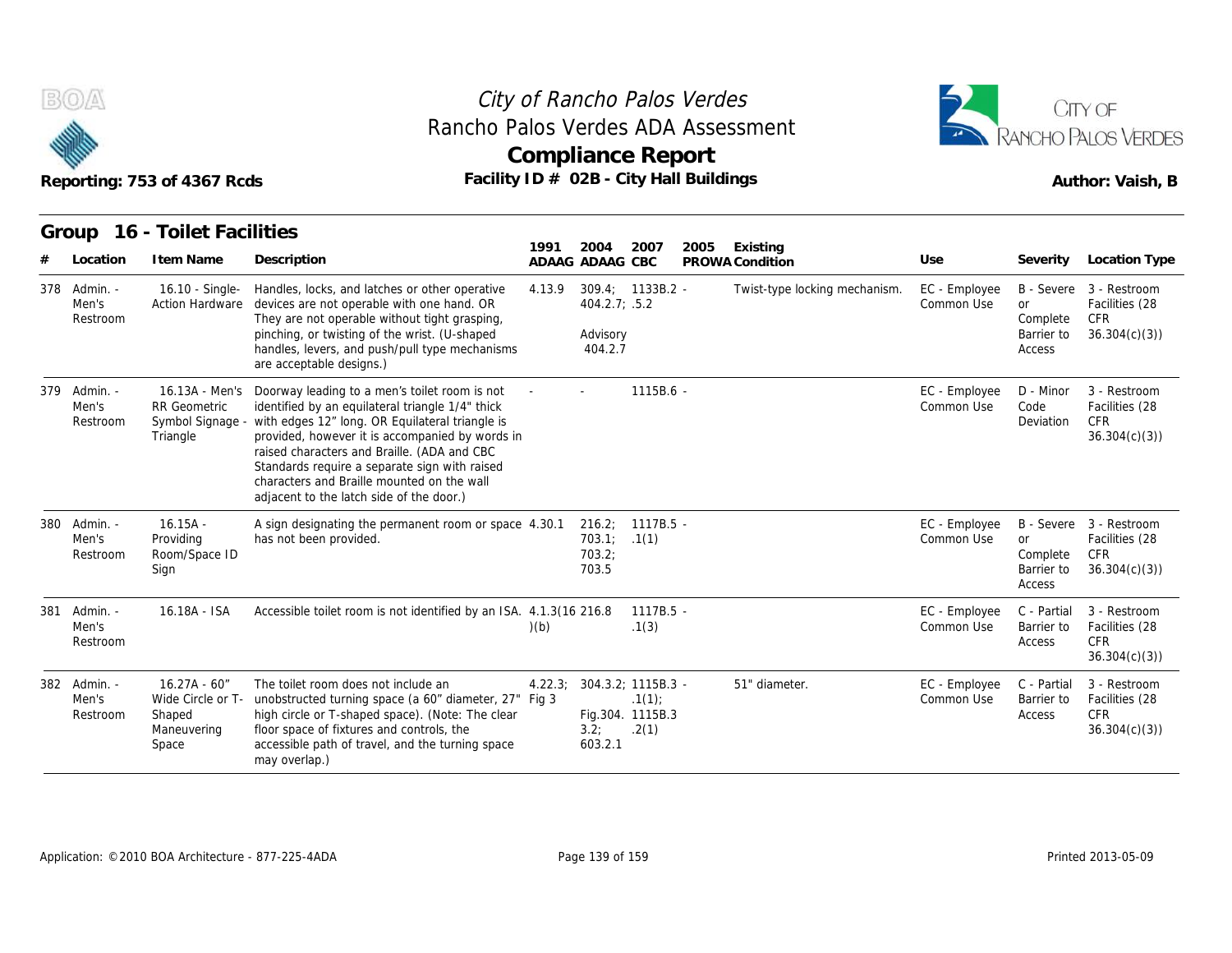# City of Rancho Palos Verdes

## Rancho Palos Verdes ADA Assessment

## Compliance Report

Reporting: 753 of 4367 Rcds

Facility ID # 02B - City Hall Buildings

Author: Vaish, B

### Group 16 - Toilet Facilities

| # | Location | Item Name | Description | 1991 ADAAG | 2004 ADAAG | 2007 CBC | 2005 PROWA | Existing Condition | Use | Severity | Location Type |
|---|---|---|---|---|---|---|---|---|---|---|---|
| 378 | Admin. - Men's Restroom | 16.10 - Single-Action Hardware | Handles, locks, and latches or other operative devices are not operable with one hand. OR They are not operable without tight grasping, pinching, or twisting of the wrist. (U-shaped handles, levers, and push/pull type mechanisms are acceptable designs.) | 4.13.9 | 309.4; 404.2.7; Advisory 404.2.7 | 1133B.2 .5.2 | - | Twist-type locking mechanism. | EC - Employee Common Use | B - Severe or Complete Barrier to Access | 3 - Restroom Facilities (28 CFR 36.304(c)(3)) |
| 379 | Admin. - Men's Restroom | 16.13A - Men's RR Geometric Symbol Signage - Triangle | Doorway leading to a men's toilet room is not identified by an equilateral triangle 1/4" thick with edges 12" long. OR Equilateral triangle is provided, however it is accompanied by words in raised characters and Braille. (ADA and CBC Standards require a separate sign with raised characters and Braille mounted on the wall adjacent to the latch side of the door.) | - | - | 1115B.6 | - | | EC - Employee Common Use | D - Minor Code Deviation | 3 - Restroom Facilities (28 CFR 36.304(c)(3)) |
| 380 | Admin. - Men's Restroom | 16.15A - Providing Room/Space ID Sign | A sign designating the permanent room or space has not been provided. | 4.30.1 | 216.2; 703.1; 703.2; 703.5 | 1117B.5 .1(1) | - | | EC - Employee Common Use | B - Severe or Complete Barrier to Access | 3 - Restroom Facilities (28 CFR 36.304(c)(3)) |
| 381 | Admin. - Men's Restroom | 16.18A - ISA | Accessible toilet room is not identified by an ISA. | 4.1.3(16)(b) | 216.8 | 1117B.5 .1(3) | - | | EC - Employee Common Use | C - Partial Barrier to Access | 3 - Restroom Facilities (28 CFR 36.304(c)(3)) |
| 382 | Admin. - Men's Restroom | 16.27A - 60" Wide Circle or T-Shaped Maneuvering Space | The toilet room does not include an unobstructed turning space (a 60" diameter, 27" high circle or T-shaped space). (Note: The clear floor space of fixtures and controls, the accessible path of travel, and the turning space may overlap.) | 4.22.3; Fig 3 | 304.3.2; Fig.304.3.2; 603.2.1 | 1115B.3 .1(1); 1115B.3 .2(1) | - | 51" diameter. | EC - Employee Common Use | C - Partial Barrier to Access | 3 - Restroom Facilities (28 CFR 36.304(c)(3)) |

Application: ©2010 BOA Architecture - 877-225-4ADA

Printed 2013-05-09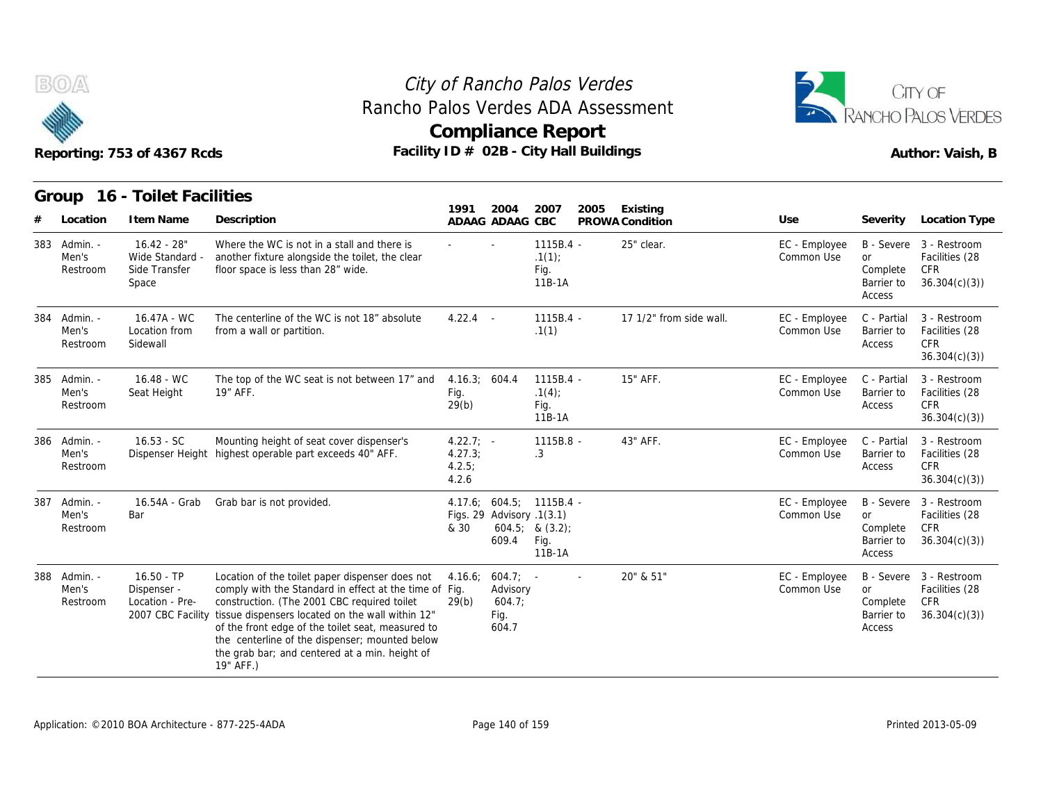# City of Rancho Palos Verdes
## Rancho Palos Verdes ADA Assessment
## Compliance Report

Reporting: 753 of 4367 Rcds

Facility ID # 02B - City Hall Buildings

Author: Vaish, B

### Group 16 - Toilet Facilities

| # | Location | Item Name | Description | 1991 ADAAG | 2004 ADAAG | 2007 CBC | 2005 PROWA | Existing Condition | Use | Severity | Location Type |
|---|---|---|---|---|---|---|---|---|---|---|---|
| 383 | Admin. - Men's Restroom | 16.42 - 28" Wide Standard - Side Transfer Space | Where the WC is not in a stall and there is another fixture alongside the toilet, the clear floor space is less than 28" wide. | - | - | 1115B.4 - .1(1); Fig. 11B-1A | | 25" clear. | EC - Employee Common Use | B - Severe or Complete Barrier to Access | 3 - Restroom Facilities (28 CFR 36.304(c)(3)) |
| 384 | Admin. - Men's Restroom | 16.47A - WC Location from Sidewall | The centerline of the WC is not 18" absolute from a wall or partition. | 4.22.4 | - | 1115B.4 - .1(1) | | 17 1/2" from side wall. | EC - Employee Common Use | C - Partial Barrier to Access | 3 - Restroom Facilities (28 CFR 36.304(c)(3)) |
| 385 | Admin. - Men's Restroom | 16.48 - WC Seat Height | The top of the WC seat is not between 17" and 19" AFF. | 4.16.3; Fig. 29(b) | 604.4 | 1115B.4 - .1(4); Fig. 11B-1A | | 15" AFF. | EC - Employee Common Use | C - Partial Barrier to Access | 3 - Restroom Facilities (28 CFR 36.304(c)(3)) |
| 386 | Admin. - Men's Restroom | 16.53 - SC Dispenser Height | Mounting height of seat cover dispenser's highest operable part exceeds 40" AFF. | 4.22.7; 4.27.3; 4.2.5; 4.2.6 | - | 1115B.8 - .3 | | 43" AFF. | EC - Employee Common Use | C - Partial Barrier to Access | 3 - Restroom Facilities (28 CFR 36.304(c)(3)) |
| 387 | Admin. - Men's Restroom | 16.54A - Grab Bar | Grab bar is not provided. | 4.17.6; Figs. 29 & 30 | 604.5; Advisory 604.5; 609.4 | 1115B.4 - .1(3.1) & (3.2); Fig. 11B-1A | | | EC - Employee Common Use | B - Severe or Complete Barrier to Access | 3 - Restroom Facilities (28 CFR 36.304(c)(3)) |
| 388 | Admin. - Men's Restroom | 16.50 - TP Dispenser - Location - Pre-2007 CBC Facility | Location of the toilet paper dispenser does not comply with the Standard in effect at the time of construction. (The 2001 CBC required toilet tissue dispensers located on the wall within 12" of the front edge of the toilet seat, measured to the centerline of the dispenser; mounted below the grab bar; and centered at a min. height of 19" AFF.) | 4.16.6; Fig. 29(b) | 604.7; Advisory 604.7; Fig. 604.7 | - | - | 20" & 51" | EC - Employee Common Use | B - Severe or Complete Barrier to Access | 3 - Restroom Facilities (28 CFR 36.304(c)(3)) |

Application: ©2010 BOA Architecture - 877-225-4ADA

Printed 2013-05-09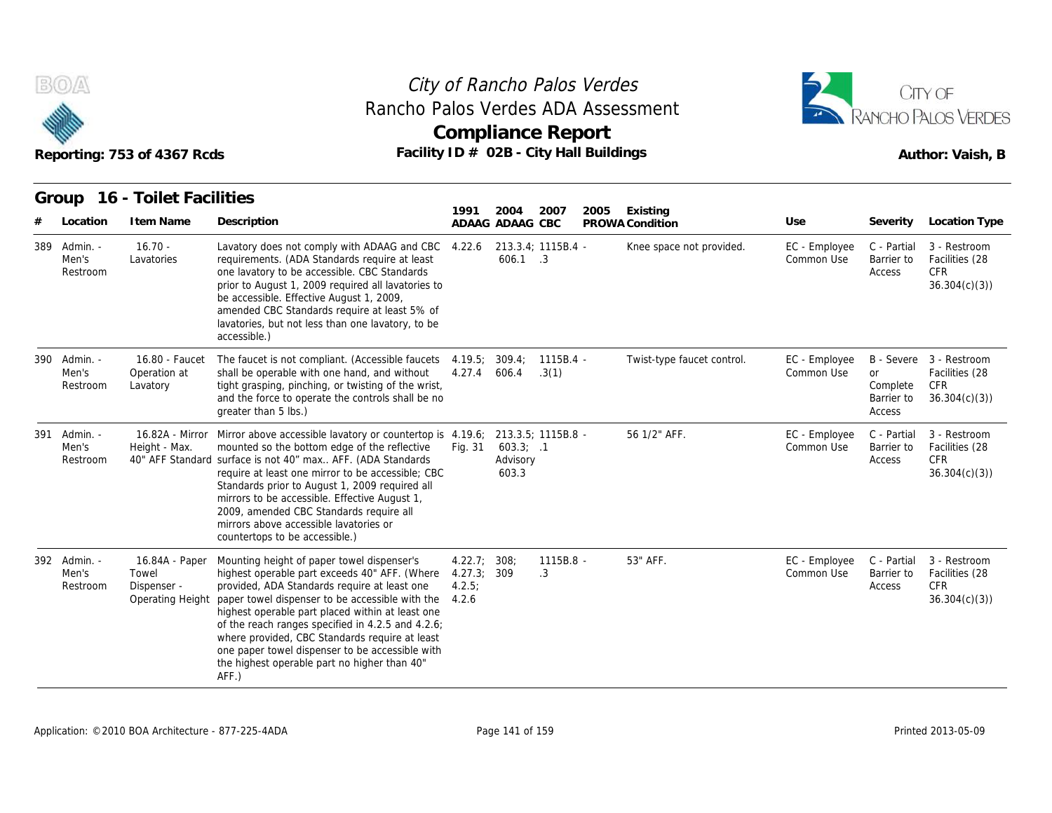# City of Rancho Palos Verdes

## Rancho Palos Verdes ADA Assessment

## Compliance Report

Reporting: 753 of 4367 Rcds

Facility ID # 02B - City Hall Buildings

Author: Vaish, B

### Group 16 - Toilet Facilities

| # | Location | Item Name | Description | 1991 ADAAG | 2004 ADAAG | 2007 CBC | 2005 PROWA | Existing Condition | Use | Severity | Location Type |
|---|---|---|---|---|---|---|---|---|---|---|---|
| 389 | Admin. - Men's Restroom | 16.70 - Lavatories | Lavatory does not comply with ADAAG and CBC requirements. (ADA Standards require at least one lavatory to be accessible. CBC Standards prior to August 1, 2009 required all lavatories to be accessible. Effective August 1, 2009, amended CBC Standards require at least 5% of lavatories, but not less than one lavatory, to be accessible.) | 4.22.6 | 213.3.4; 606.1 | 1115B.4 - .3 | | Knee space not provided. | EC - Employee Common Use | C - Partial Barrier to Access | 3 - Restroom Facilities (28 CFR 36.304(c)(3)) |
| 390 | Admin. - Men's Restroom | 16.80 - Faucet Operation at Lavatory | The faucet is not compliant. (Accessible faucets shall be operable with one hand, and without tight grasping, pinching, or twisting of the wrist, and the force to operate the controls shall be no greater than 5 lbs.) | 4.19.5; 4.27.4 | 309.4; 606.4 | 1115B.4 - .3(1) | | Twist-type faucet control. | EC - Employee Common Use | B - Severe or Complete Barrier to Access | 3 - Restroom Facilities (28 CFR 36.304(c)(3)) |
| 391 | Admin. - Men's Restroom | 16.82A - Mirror Height - Max. 40" AFF Standard | Mirror above accessible lavatory or countertop is mounted so the bottom edge of the reflective surface is not 40" max.. AFF. (ADA Standards require at least one mirror to be accessible; CBC Standards prior to August 1, 2009 required all mirrors to be accessible. Effective August 1, 2009, amended CBC Standards require all mirrors above accessible lavatories or countertops to be accessible.) | 4.19.6; Fig. 31 | 213.3.5; 603.3; Advisory 603.3 | 1115B.8 - .1 | | 56 1/2" AFF. | EC - Employee Common Use | C - Partial Barrier to Access | 3 - Restroom Facilities (28 CFR 36.304(c)(3)) |
| 392 | Admin. - Men's Restroom | 16.84A - Paper Towel Dispenser - Operating Height | Mounting height of paper towel dispenser's highest operable part exceeds 40" AFF. (Where provided, ADA Standards require at least one paper towel dispenser to be accessible with the highest operable part placed within at least one of the reach ranges specified in 4.2.5 and 4.2.6; where provided, CBC Standards require at least one paper towel dispenser to be accessible with the highest operable part no higher than 40" AFF.) | 4.22.7; 4.27.3; 4.2.5; 4.2.6 | 308; 309 | 1115B.8 - .3 | | 53" AFF. | EC - Employee Common Use | C - Partial Barrier to Access | 3 - Restroom Facilities (28 CFR 36.304(c)(3)) |

Application: ©2010 BOA Architecture - 877-225-4ADA

Printed 2013-05-09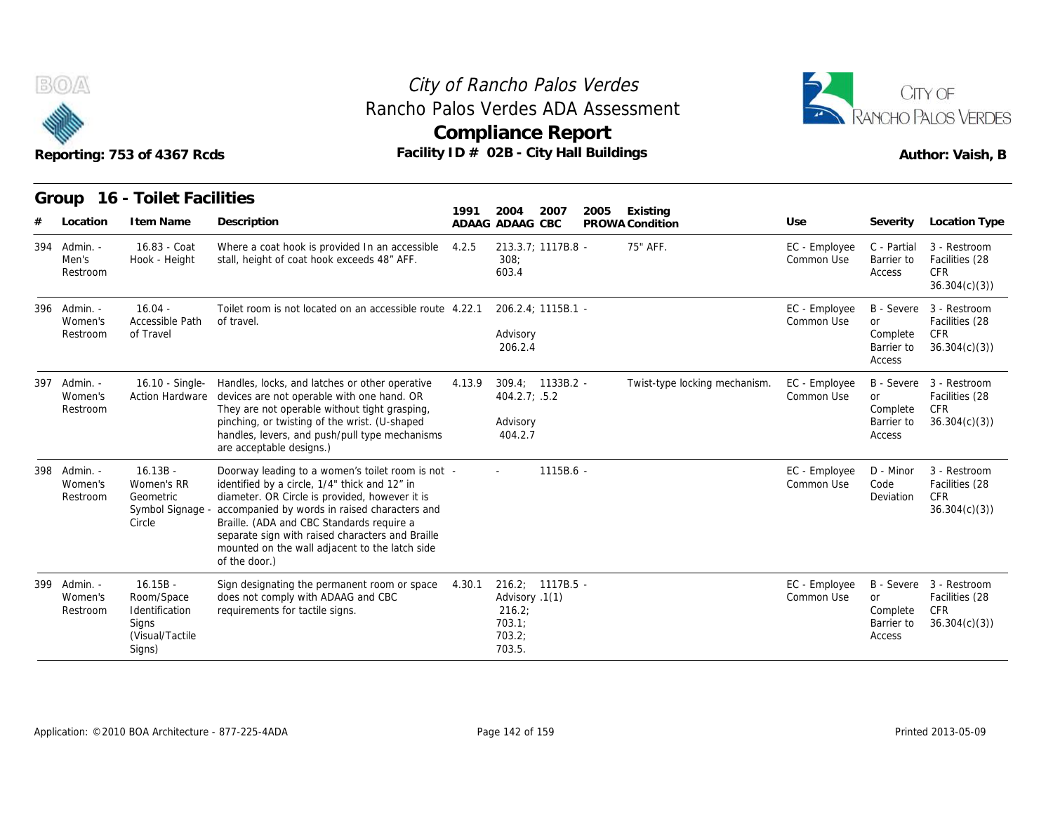City of Rancho Palos Verdes

Rancho Palos Verdes ADA Assessment

**Compliance Report**

Reporting: 753 of 4367 Rcds

Facility ID # 02B - City Hall Buildings

Author: Vaish, B

## Group 16 - Toilet Facilities

| # | Location | Item Name | Description | 1991 ADAAG | 2004 ADAAG | 2007 CBC | 2005 PROWA | Existing Condition | Use | Severity | Location Type |
|---|---|---|---|---|---|---|---|---|---|---|---|
| 394 | Admin. - Men's Restroom | 16.83 - Coat Hook - Height | Where a coat hook is provided In an accessible stall, height of coat hook exceeds 48" AFF. | 4.2.5 | 213.3.7; 308; 603.4 | 1117B.8 | - | 75" AFF. | EC - Employee Common Use | C - Partial Barrier to Access | 3 - Restroom Facilities (28 CFR 36.304(c)(3)) |
| 396 | Admin. - Women's Restroom | 16.04 - Accessible Path of Travel | Toilet room is not located on an accessible route of travel. | 4.22.1 | 206.2.4; Advisory 206.2.4 | 1115B.1 | - | | EC - Employee Common Use | B - Severe or Complete Barrier to Access | 3 - Restroom Facilities (28 CFR 36.304(c)(3)) |
| 397 | Admin. - Women's Restroom | 16.10 - Single-Action Hardware | Handles, locks, and latches or other operative devices are not operable with one hand. OR They are not operable without tight grasping, pinching, or twisting of the wrist. (U-shaped handles, levers, and push/pull type mechanisms are acceptable designs.) | 4.13.9 | 309.4; 404.2.7; Advisory 404.2.7 | 1133B.2 .5.2 | - | Twist-type locking mechanism. | EC - Employee Common Use | B - Severe or Complete Barrier to Access | 3 - Restroom Facilities (28 CFR 36.304(c)(3)) |
| 398 | Admin. - Women's Restroom | 16.13B - Women's RR Geometric Symbol Signage - Circle | Doorway leading to a women's toilet room is not identified by a circle, 1/4" thick and 12" in diameter. OR Circle is provided, however it is accompanied by words in raised characters and Braille. (ADA and CBC Standards require a separate sign with raised characters and Braille mounted on the wall adjacent to the latch side of the door.) | - | - | 1115B.6 | - | | EC - Employee Common Use | D - Minor Code Deviation | 3 - Restroom Facilities (28 CFR 36.304(c)(3)) |
| 399 | Admin. - Women's Restroom | 16.15B - Room/Space Identification Signs (Visual/Tactile Signs) | Sign designating the permanent room or space does not comply with ADAAG and CBC requirements for tactile signs. | 4.30.1 | 216.2; Advisory 216.2; 703.1; 703.2; 703.5. | 1117B.5 .1(1) | - | | EC - Employee Common Use | B - Severe or Complete Barrier to Access | 3 - Restroom Facilities (28 CFR 36.304(c)(3)) |

Application: ©2010 BOA Architecture - 877-225-4ADA

Printed 2013-05-09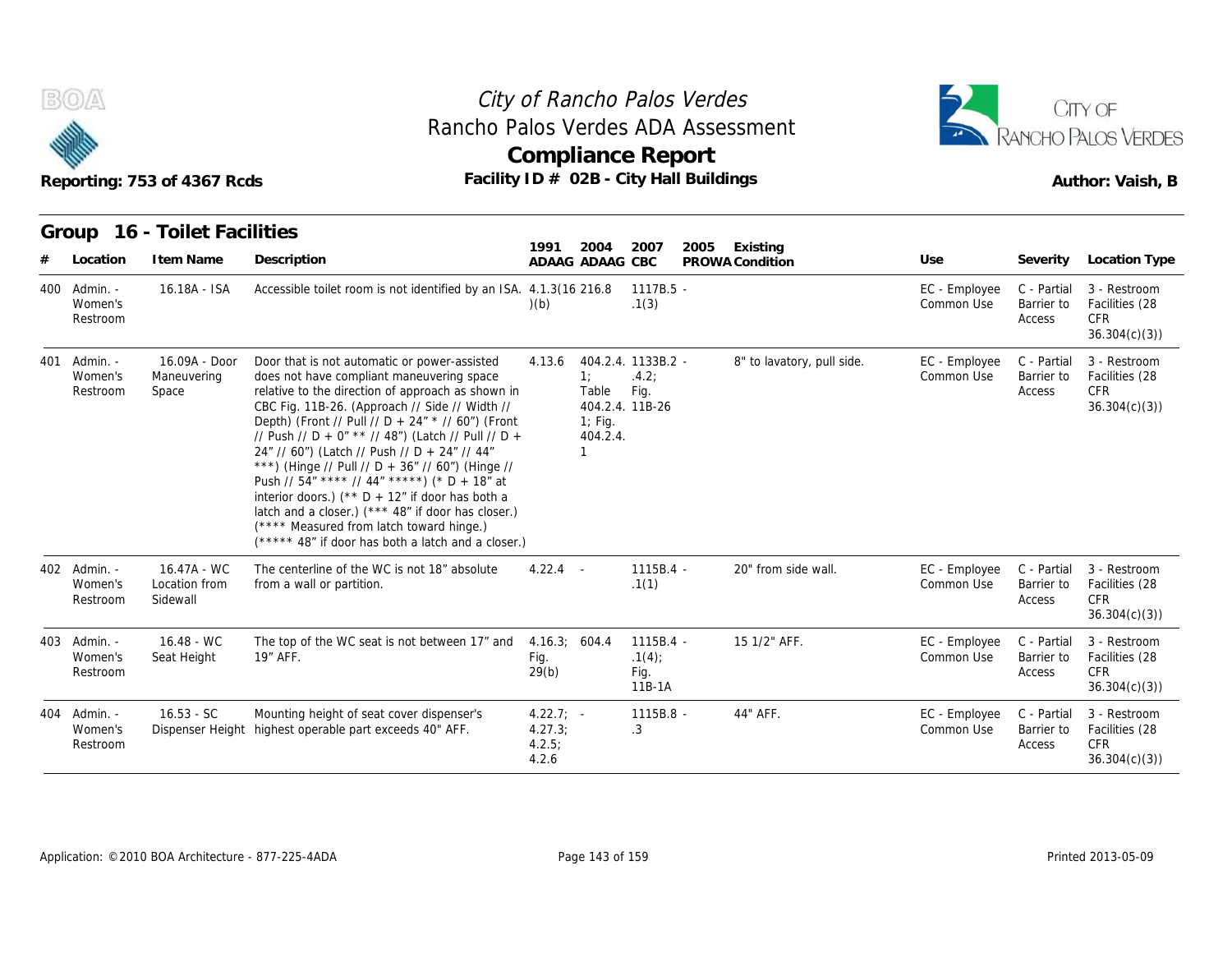# City of Rancho Palos Verdes
## Rancho Palos Verdes ADA Assessment
## Compliance Report

Reporting: 753 of 4367 Rcds

Facility ID # 02B - City Hall Buildings

Author: Vaish, B

### Group 16 - Toilet Facilities

| # | Location | Item Name | Description | 1991 ADAAG | 2004 ADAAG | 2007 CBC | 2005 PROWA | Existing Condition | Use | Severity | Location Type |
|---|---|---|---|---|---|---|---|---|---|---|---|
| 400 | Admin. - Women's Restroom | 16.18A - ISA | Accessible toilet room is not identified by an ISA. | 4.1.3(16)(b) | 216.8 | 1117B.5 - .1(3) | | | EC - Employee Common Use | C - Partial Barrier to Access | 3 - Restroom Facilities (28 CFR 36.304(c)(3)) |
| 401 | Admin. - Women's Restroom | 16.09A - Door Maneuvering Space | Door that is not automatic or power-assisted does not have compliant maneuvering space relative to the direction of approach as shown in CBC Fig. 11B-26. (Approach // Side // Width // Depth) (Front // Pull // D + 24" * // 60") (Front // Push // D + 0" ** // 48") (Latch // Pull // D + 24" // 60") (Latch // Push // D + 24" // 44" ***) (Hinge // Pull // D + 36" // 60") (Hinge // Push // 54" **** // 44" *****) (* D + 18" at interior doors.) (** D + 12" if door has both a latch and a closer.) (*** 48" if door has closer.) (**** Measured from latch toward hinge.) (***** 48" if door has both a latch and a closer.) | 4.13.6 | 404.2.4.1; Table 404.2.4.1; Fig. 404.2.4.1 | 1133B.2 - .4.2; Fig. 11B-26 | | 8" to lavatory, pull side. | EC - Employee Common Use | C - Partial Barrier to Access | 3 - Restroom Facilities (28 CFR 36.304(c)(3)) |
| 402 | Admin. - Women's Restroom | 16.47A - WC Location from Sidewall | The centerline of the WC is not 18" absolute from a wall or partition. | 4.22.4 | - | 1115B.4 - .1(1) | | 20" from side wall. | EC - Employee Common Use | C - Partial Barrier to Access | 3 - Restroom Facilities (28 CFR 36.304(c)(3)) |
| 403 | Admin. - Women's Restroom | 16.48 - WC Seat Height | The top of the WC seat is not between 17" and 19" AFF. | 4.16.3; Fig. 29(b) | 604.4 | 1115B.4 - .1(4); Fig. 11B-1A | | 15 1/2" AFF. | EC - Employee Common Use | C - Partial Barrier to Access | 3 - Restroom Facilities (28 CFR 36.304(c)(3)) |
| 404 | Admin. - Women's Restroom | 16.53 - SC Dispenser Height | Mounting height of seat cover dispenser's highest operable part exceeds 40" AFF. | 4.22.7; 4.27.3; 4.2.5; 4.2.6 | - | 1115B.8 - .3 | | 44" AFF. | EC - Employee Common Use | C - Partial Barrier to Access | 3 - Restroom Facilities (28 CFR 36.304(c)(3)) |

Application: ©2010 BOA Architecture - 877-225-4ADA

Printed 2013-05-09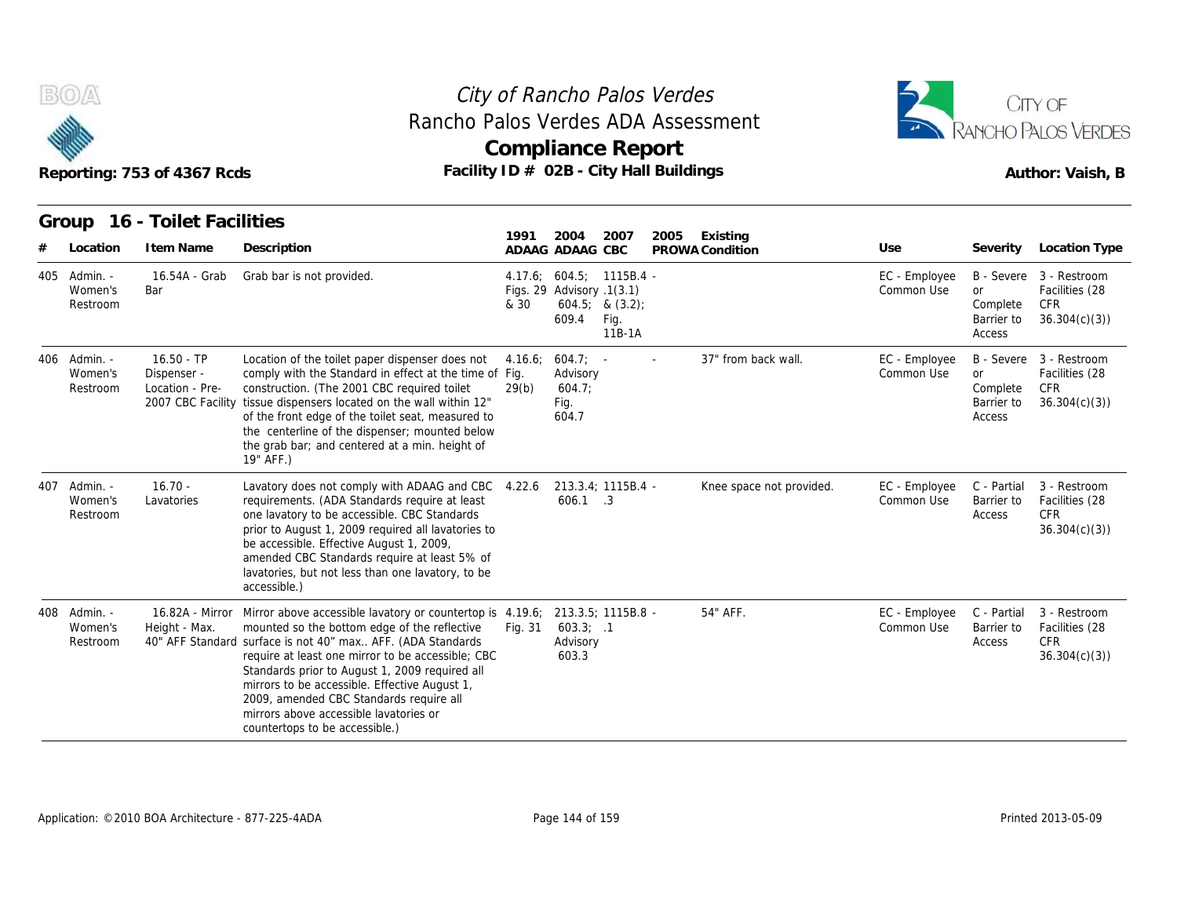City of Rancho Palos Verdes
Rancho Palos Verdes ADA Assessment

**Compliance Report**

Reporting: 753 of 4367 Rcds — Facility ID # 02B - City Hall Buildings — Author: Vaish, B

## Group 16 - Toilet Facilities

| # | Location | Item Name | Description | 1991 ADAAG | 2004 ADAAG | 2007 CBC | 2005 PROWA | Existing Condition | Use | Severity | Location Type |
|---|---|---|---|---|---|---|---|---|---|---|---|
| 405 | Admin. - Women's Restroom | 16.54A - Grab Bar | Grab bar is not provided. | 4.17.6; Figs. 29 & 30 | 604.5; Advisory 604.5; 609.4 | 1115B.4 .1(3.1) & (3.2); Fig. 11B-1A | - | | EC - Employee Common Use | B - Severe or Complete Barrier to Access | 3 - Restroom Facilities (28 CFR 36.304(c)(3)) |
| 406 | Admin. - Women's Restroom | 16.50 - TP Dispenser - Location - Pre-2007 CBC Facility | Location of the toilet paper dispenser does not comply with the Standard in effect at the time of construction. (The 2001 CBC required toilet tissue dispensers located on the wall within 12" of the front edge of the toilet seat, measured to the centerline of the dispenser; mounted below the grab bar; and centered at a min. height of 19" AFF.) | 4.16.6; Fig. 29(b) | 604.7; Advisory 604.7; Fig. 604.7 | - | - | 37" from back wall. | EC - Employee Common Use | B - Severe or Complete Barrier to Access | 3 - Restroom Facilities (28 CFR 36.304(c)(3)) |
| 407 | Admin. - Women's Restroom | 16.70 - Lavatories | Lavatory does not comply with ADAAG and CBC requirements. (ADA Standards require at least one lavatory to be accessible. CBC Standards prior to August 1, 2009 required all lavatories to be accessible. Effective August 1, 2009, amended CBC Standards require at least 5% of lavatories, but not less than one lavatory, to be accessible.) | 4.22.6 | 213.3.4; 606.1 | 1115B.4 .3 | - | Knee space not provided. | EC - Employee Common Use | C - Partial Barrier to Access | 3 - Restroom Facilities (28 CFR 36.304(c)(3)) |
| 408 | Admin. - Women's Restroom | 16.82A - Mirror Height - Max. 40" AFF Standard | Mirror above accessible lavatory or countertop is mounted so the bottom edge of the reflective surface is not 40" max.. AFF. (ADA Standards require at least one mirror to be accessible; CBC Standards prior to August 1, 2009 required all mirrors to be accessible. Effective August 1, 2009, amended CBC Standards require all mirrors above accessible lavatories or countertops to be accessible.) | 4.19.6; Fig. 31 | 213.3.5; 603.3; Advisory 603.3 | 1115B.8 .1 | - | 54" AFF. | EC - Employee Common Use | C - Partial Barrier to Access | 3 - Restroom Facilities (28 CFR 36.304(c)(3)) |

Application: ©2010 BOA Architecture - 877-225-4ADA — Printed 2013-05-09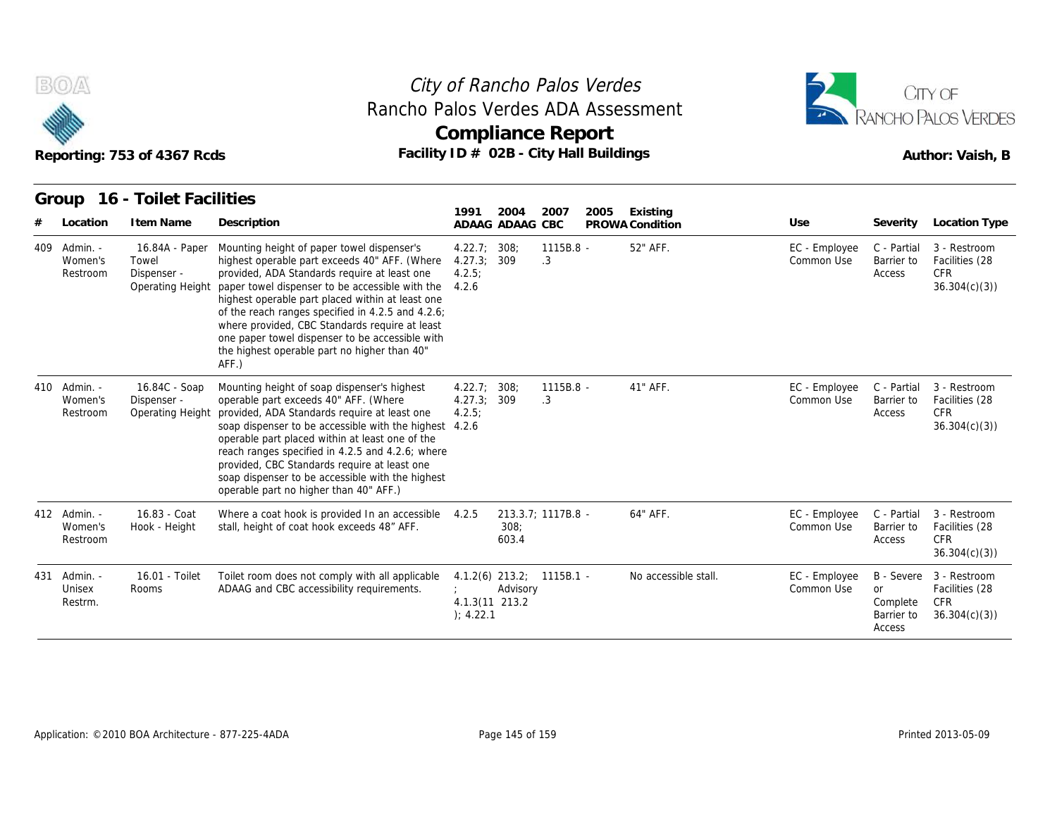# City of Rancho Palos Verdes
## Rancho Palos Verdes ADA Assessment
## Compliance Report

Reporting: 753 of 4367 Rcds

Facility ID # 02B - City Hall Buildings

Author: Vaish, B

### Group 16 - Toilet Facilities

| # | Location | Item Name | Description | 1991 ADAAG | 2004 ADAAG | 2007 CBC | 2005 PROWA | Existing Condition | Use | Severity | Location Type |
|---|---|---|---|---|---|---|---|---|---|---|---|
| 409 | Admin. - Women's Restroom | 16.84A - Paper Towel Dispenser - Operating Height | Mounting height of paper towel dispenser's highest operable part exceeds 40" AFF. (Where provided, ADA Standards require at least one paper towel dispenser to be accessible with the highest operable part placed within at least one of the reach ranges specified in 4.2.5 and 4.2.6; where provided, CBC Standards require at least one paper towel dispenser to be accessible with the highest operable part no higher than 40" AFF.) | 4.22.7; 4.27.3; 4.2.5; 4.2.6 | 308; 309 | 1115B.8 - .3 | | 52" AFF. | EC - Employee Common Use | C - Partial Barrier to Access | 3 - Restroom Facilities (28 CFR 36.304(c)(3)) |
| 410 | Admin. - Women's Restroom | 16.84C - Soap Dispenser - Operating Height | Mounting height of soap dispenser's highest operable part exceeds 40" AFF. (Where provided, ADA Standards require at least one soap dispenser to be accessible with the highest operable part placed within at least one of the reach ranges specified in 4.2.5 and 4.2.6; where provided, CBC Standards require at least one soap dispenser to be accessible with the highest operable part no higher than 40" AFF.) | 4.22.7; 4.27.3; 4.2.5; 4.2.6 | 308; 309 | 1115B.8 - .3 | | 41" AFF. | EC - Employee Common Use | C - Partial Barrier to Access | 3 - Restroom Facilities (28 CFR 36.304(c)(3)) |
| 412 | Admin. - Women's Restroom | 16.83 - Coat Hook - Height | Where a coat hook is provided In an accessible stall, height of coat hook exceeds 48" AFF. | 4.2.5 | 213.3.7; 308; 603.4 | 1117B.8 - | | 64" AFF. | EC - Employee Common Use | C - Partial Barrier to Access | 3 - Restroom Facilities (28 CFR 36.304(c)(3)) |
| 431 | Admin. - Unisex Restrm. | 16.01 - Toilet Rooms | Toilet room does not comply with all applicable ADAAG and CBC accessibility requirements. | 4.1.2(6); 4.1.3(11); 4.22.1 | 213.2; Advisory 213.2 | 1115B.1 - | | No accessible stall. | EC - Employee Common Use | B - Severe or Complete Barrier to Access | 3 - Restroom Facilities (28 CFR 36.304(c)(3)) |

Application: ©2010 BOA Architecture - 877-225-4ADA

Printed 2013-05-09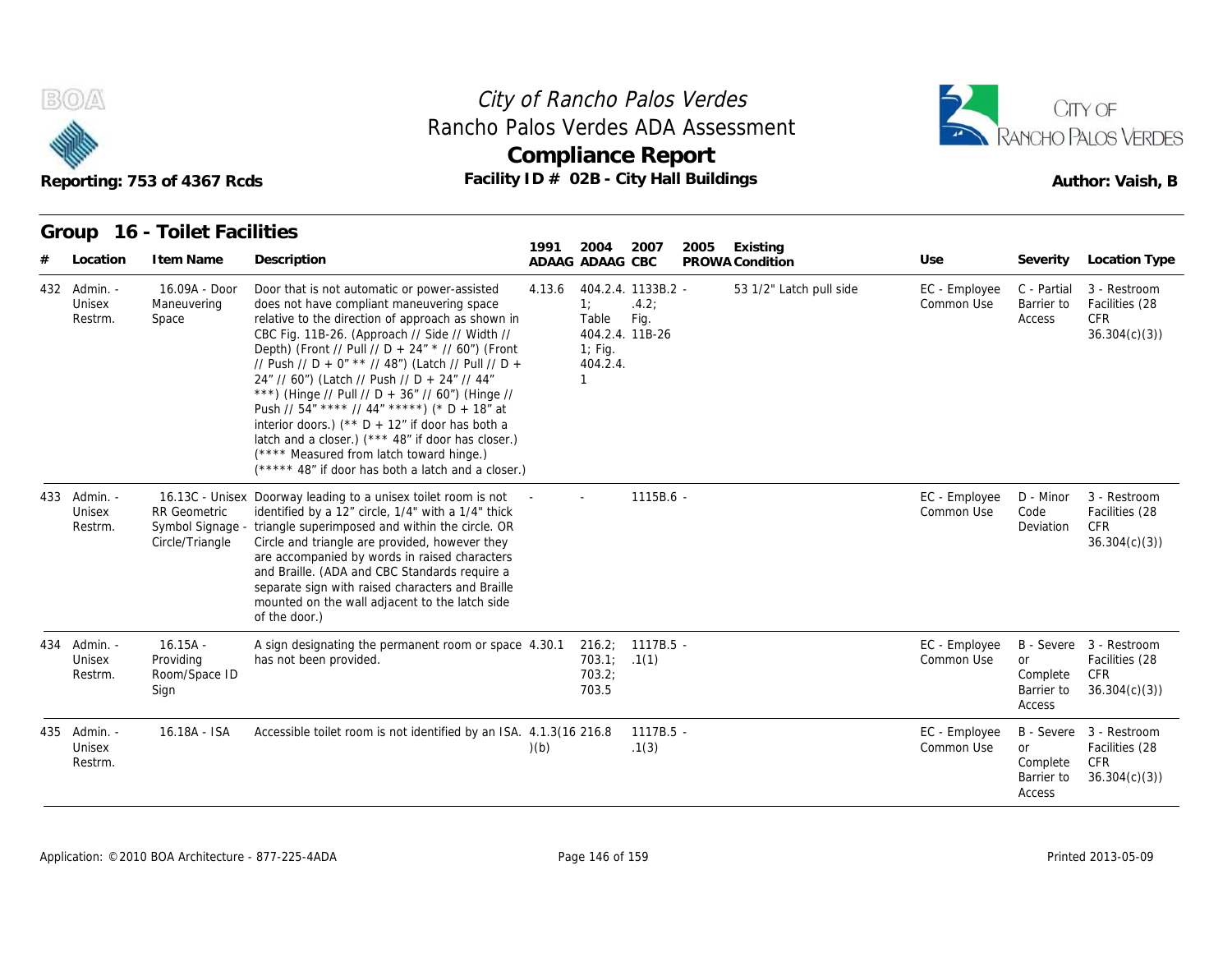# City of Rancho Palos Verdes
## Rancho Palos Verdes ADA Assessment
## Compliance Report

Reporting: 753 of 4367 Rcds

Facility ID # 02B - City Hall Buildings

Author: Vaish, B

## Group 16 - Toilet Facilities

| # | Location | Item Name | Description | 1991 ADAAG | 2004 ADAAG | 2007 CBC | 2005 PROWA | Existing Condition | Use | Severity | Location Type |
|---|---|---|---|---|---|---|---|---|---|---|---|
| 432 | Admin. - Unisex Restrm. | 16.09A - Door Maneuvering Space | Door that is not automatic or power-assisted does not have compliant maneuvering space relative to the direction of approach as shown in CBC Fig. 11B-26. (Approach // Side // Width // Depth) (Front // Pull // D + 24" * // 60") (Front // Push // D + 0" ** // 48") (Latch // Pull // D + 24" // 60") (Latch // Push // D + 24" // 44" ***) (Hinge // Pull // D + 36" // 60") (Hinge // Push // 54" **** // 44" *****) (* D + 18" at interior doors.) (** D + 12" if door has both a latch and a closer.) (*** 48" if door has closer.) (**** Measured from latch toward hinge.) (***** 48" if door has both a latch and a closer.) | 4.13.6 | 404.2.4.1; Table 404.2.4.1; Fig. 404.2.4.1 | 1133B.2.4.2; Fig. 11B-26 | - | 53 1/2" Latch pull side | EC - Employee Common Use | C - Partial Barrier to Access | 3 - Restroom Facilities (28 CFR 36.304(c)(3)) |
| 433 | Admin. - Unisex Restrm. | 16.13C - Unisex RR Geometric Symbol Signage - Circle/Triangle | Doorway leading to a unisex toilet room is not identified by a 12" circle, 1/4" with a 1/4" thick triangle superimposed and within the circle. OR Circle and triangle are provided, however they are accompanied by words in raised characters and Braille. (ADA and CBC Standards require a separate sign with raised characters and Braille mounted on the wall adjacent to the latch side of the door.) | - | - | 1115B.6 | - | | EC - Employee Common Use | D - Minor Code Deviation | 3 - Restroom Facilities (28 CFR 36.304(c)(3)) |
| 434 | Admin. - Unisex Restrm. | 16.15A - Providing Room/Space ID Sign | A sign designating the permanent room or space has not been provided. | 4.30.1 | 216.2; 703.1; 703.2; 703.5 | 1117B.5.1(1) | - | | EC - Employee Common Use | B - Severe or Complete Barrier to Access | 3 - Restroom Facilities (28 CFR 36.304(c)(3)) |
| 435 | Admin. - Unisex Restrm. | 16.18A - ISA | Accessible toilet room is not identified by an ISA. | 4.1.3(16)(b) | 216.8 | 1117B.5.1(3) | - | | EC - Employee Common Use | B - Severe or Complete Barrier to Access | 3 - Restroom Facilities (28 CFR 36.304(c)(3)) |

Application: ©2010 BOA Architecture - 877-225-4ADA

Printed 2013-05-09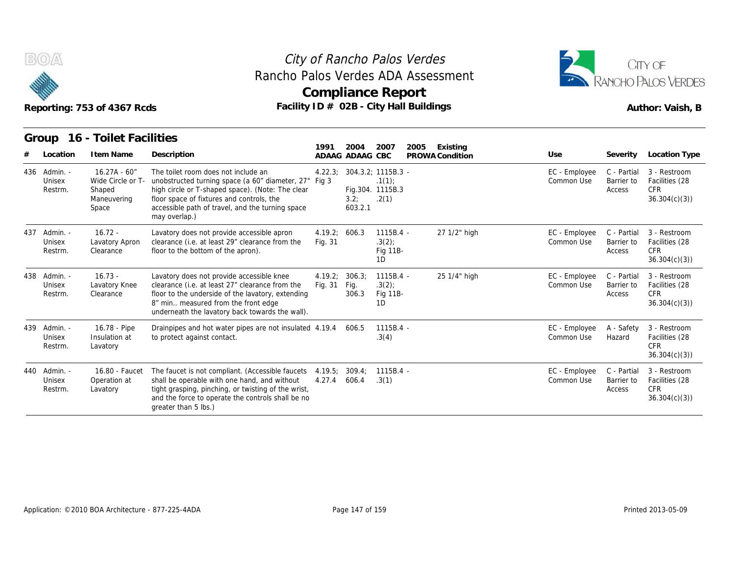City of Rancho Palos Verdes
Rancho Palos Verdes ADA Assessment
**Compliance Report**

Reporting: 753 of 4367 Rcds

Facility ID # 02B - City Hall Buildings

Author: Vaish, B

## Group 16 - Toilet Facilities

| # | Location | Item Name | Description | 1991 ADAAG | 2004 ADAAG | 2007 CBC | 2005 PROWA | Existing Condition | Use | Severity | Location Type |
|---|---|---|---|---|---|---|---|---|---|---|---|
| 436 | Admin. - Unisex Restrm. | 16.27A - 60" Wide Circle or T-Shaped Maneuvering Space | The toilet room does not include an unobstructed turning space (a 60" diameter, 27" high circle or T-shaped space). (Note: The clear floor space of fixtures and controls, the accessible path of travel, and the turning space may overlap.) | 4.22.3; Fig 3 | 304.3.2; Fig.304. 3.2; 603.2.1 | 1115B.3 - .1(1); 1115B.3 .2(1) | | | EC - Employee Common Use | C - Partial Barrier to Access | 3 - Restroom Facilities (28 CFR 36.304(c)(3)) |
| 437 | Admin. - Unisex Restrm. | 16.72 - Lavatory Apron Clearance | Lavatory does not provide accessible apron clearance (i.e. at least 29" clearance from the floor to the bottom of the apron). | 4.19.2; Fig. 31 | 606.3 | 1115B.4 - .3(2); Fig 11B-1D | | 27 1/2" high | EC - Employee Common Use | C - Partial Barrier to Access | 3 - Restroom Facilities (28 CFR 36.304(c)(3)) |
| 438 | Admin. - Unisex Restrm. | 16.73 - Lavatory Knee Clearance | Lavatory does not provide accessible knee clearance (i.e. at least 27" clearance from the floor to the underside of the lavatory, extending 8" min.. measured from the front edge underneath the lavatory back towards the wall). | 4.19.2; Fig. 31 | 306.3; Fig. 306.3 | 1115B.4 - .3(2); Fig 11B-1D | | 25 1/4" high | EC - Employee Common Use | C - Partial Barrier to Access | 3 - Restroom Facilities (28 CFR 36.304(c)(3)) |
| 439 | Admin. - Unisex Restrm. | 16.78 - Pipe Insulation at Lavatory | Drainpipes and hot water pipes are not insulated to protect against contact. | 4.19.4 | 606.5 | 1115B.4 - .3(4) | | | EC - Employee Common Use | A - Safety Hazard | 3 - Restroom Facilities (28 CFR 36.304(c)(3)) |
| 440 | Admin. - Unisex Restrm. | 16.80 - Faucet Operation at Lavatory | The faucet is not compliant. (Accessible faucets shall be operable with one hand, and without tight grasping, pinching, or twisting of the wrist, and the force to operate the controls shall be no greater than 5 lbs.) | 4.19.5; 4.27.4 | 309.4; 606.4 | 1115B.4 - .3(1) | | | EC - Employee Common Use | C - Partial Barrier to Access | 3 - Restroom Facilities (28 CFR 36.304(c)(3)) |

Application: ©2010 BOA Architecture - 877-225-4ADA

Printed 2013-05-09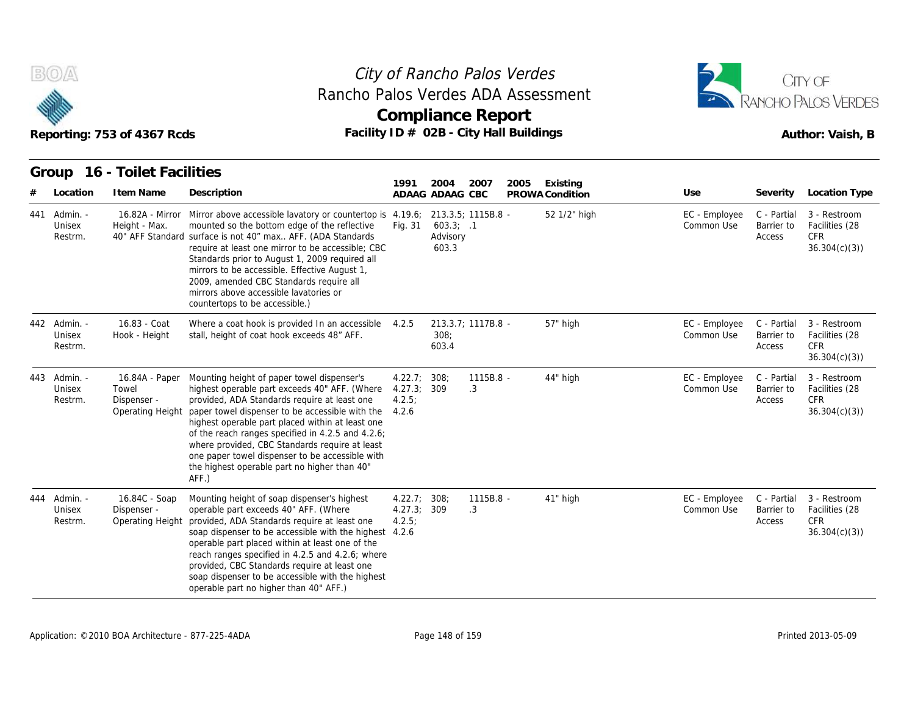City of Rancho Palos Verdes
Rancho Palos Verdes ADA Assessment
**Compliance Report**
Reporting: 753 of 4367 Rcds — Facility ID # 02B - City Hall Buildings — Author: Vaish, B

## Group 16 - Toilet Facilities

| # | Location | Item Name | Description | 1991 ADAAG | 2004 ADAAG | 2007 CBC | 2005 PROWA | Existing Condition | Use | Severity | Location Type |
|---|---|---|---|---|---|---|---|---|---|---|---|
| 441 | Admin. - Unisex Restrm. | 16.82A - Mirror Height - Max. 40" AFF Standard | Mirror above accessible lavatory or countertop is mounted so the bottom edge of the reflective surface is not 40" max.. AFF. (ADA Standards require at least one mirror to be accessible; CBC Standards prior to August 1, 2009 required all mirrors to be accessible. Effective August 1, 2009, amended CBC Standards require all mirrors above accessible lavatories or countertops to be accessible.) | 4.19.6; Fig. 31 | 213.3.5; 603.3; Advisory 603.3 | 1115B.8 - .1 | | 52 1/2" high | EC - Employee Common Use | C - Partial Barrier to Access | 3 - Restroom Facilities (28 CFR 36.304(c)(3)) |
| 442 | Admin. - Unisex Restrm. | 16.83 - Coat Hook - Height | Where a coat hook is provided In an accessible stall, height of coat hook exceeds 48" AFF. | 4.2.5 | 213.3.7; 308; 603.4 | 1117B.8 - | | 57" high | EC - Employee Common Use | C - Partial Barrier to Access | 3 - Restroom Facilities (28 CFR 36.304(c)(3)) |
| 443 | Admin. - Unisex Restrm. | 16.84A - Paper Towel Dispenser - Operating Height | Mounting height of paper towel dispenser's highest operable part exceeds 40" AFF. (Where provided, ADA Standards require at least one paper towel dispenser to be accessible with the highest operable part placed within at least one of the reach ranges specified in 4.2.5 and 4.2.6; where provided, CBC Standards require at least one paper towel dispenser to be accessible with the highest operable part no higher than 40" AFF.) | 4.22.7; 4.27.3; 4.2.5; 4.2.6 | 308; 309 | 1115B.8 - .3 | | 44" high | EC - Employee Common Use | C - Partial Barrier to Access | 3 - Restroom Facilities (28 CFR 36.304(c)(3)) |
| 444 | Admin. - Unisex Restrm. | 16.84C - Soap Dispenser - Operating Height | Mounting height of soap dispenser's highest operable part exceeds 40" AFF. (Where provided, ADA Standards require at least one soap dispenser to be accessible with the highest operable part placed within at least one of the reach ranges specified in 4.2.5 and 4.2.6; where provided, CBC Standards require at least one soap dispenser to be accessible with the highest operable part no higher than 40" AFF.) | 4.22.7; 4.27.3; 4.2.5; 4.2.6 | 308; 309 | 1115B.8 - .3 | | 41" high | EC - Employee Common Use | C - Partial Barrier to Access | 3 - Restroom Facilities (28 CFR 36.304(c)(3)) |

Application: ©2010 BOA Architecture - 877-225-4ADA — Printed 2013-05-09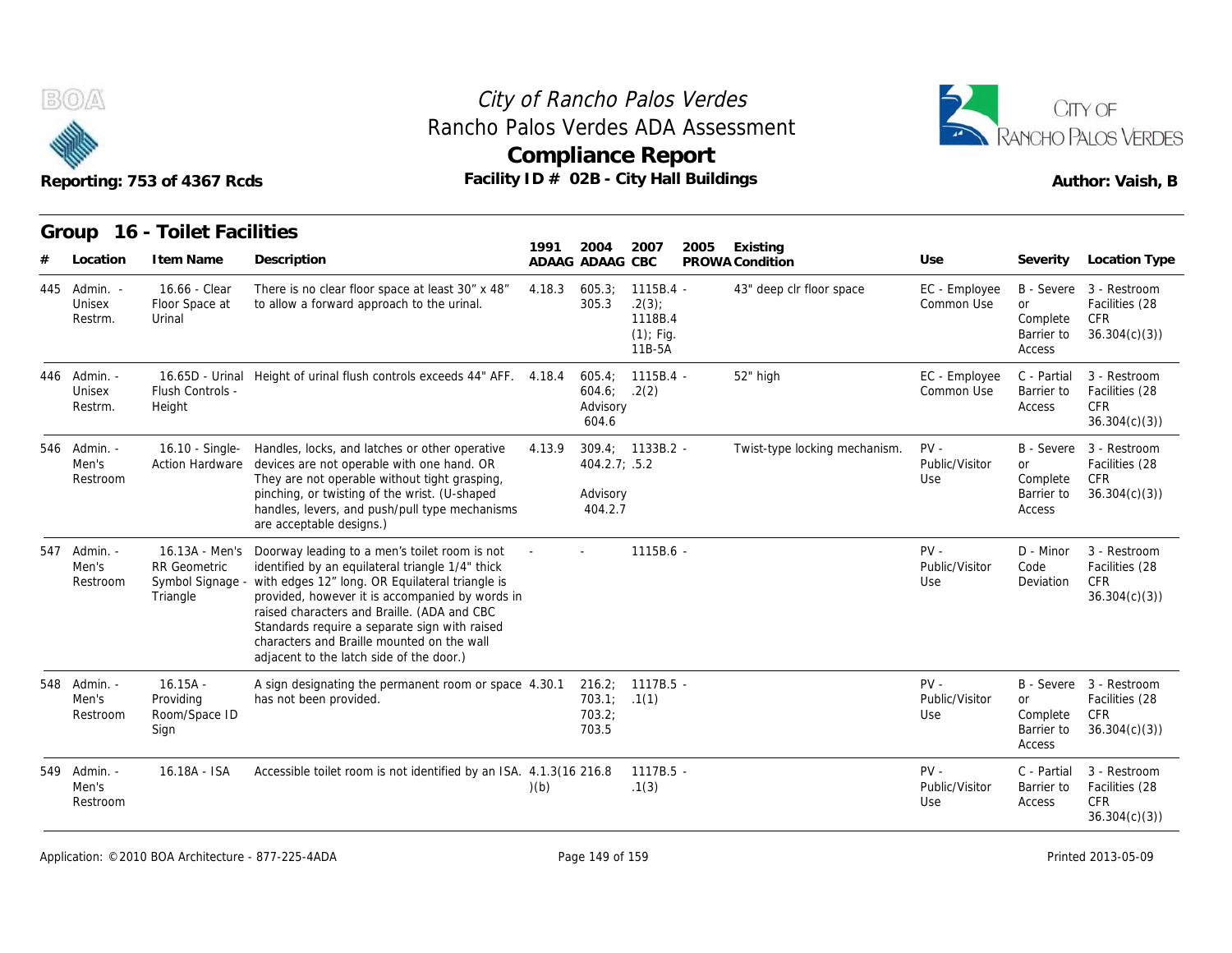# City of Rancho Palos Verdes
## Rancho Palos Verdes ADA Assessment
## Compliance Report

Reporting: 753 of 4367 Rcds

Facility ID # 02B - City Hall Buildings

Author: Vaish, B

### Group 16 - Toilet Facilities

| # | Location | Item Name | Description | 1991 ADAAG | 2004 ADAAG | 2007 CBC | 2005 PROWA | Existing Condition | Use | Severity | Location Type |
|---|---|---|---|---|---|---|---|---|---|---|---|
| 445 | Admin. - Unisex Restrm. | 16.66 - Clear Floor Space at Urinal | There is no clear floor space at least 30" x 48" to allow a forward approach to the urinal. | 4.18.3 | 605.3; 305.3 | 1115B.4 - .2(3); 1118B.4 (1); Fig. 11B-5A | | 43" deep clr floor space | EC - Employee Common Use | B - Severe or Complete Barrier to Access | 3 - Restroom Facilities (28 CFR 36.304(c)(3)) |
| 446 | Admin. - Unisex Restrm. | 16.65D - Urinal Flush Controls - Height | Height of urinal flush controls exceeds 44" AFF. | 4.18.4 | 605.4; 604.6; Advisory 604.6 | 1115B.4 - .2(2) | | 52" high | EC - Employee Common Use | C - Partial Barrier to Access | 3 - Restroom Facilities (28 CFR 36.304(c)(3)) |
| 546 | Admin. - Men's Restroom | 16.10 - Single-Action Hardware | Handles, locks, and latches or other operative devices are not operable with one hand. OR They are not operable without tight grasping, pinching, or twisting of the wrist. (U-shaped handles, levers, and push/pull type mechanisms are acceptable designs.) | 4.13.9 | 309.4; 404.2.7; Advisory 404.2.7 | 1133B.2 - .5.2 | | Twist-type locking mechanism. | PV - Public/Visitor Use | B - Severe or Complete Barrier to Access | 3 - Restroom Facilities (28 CFR 36.304(c)(3)) |
| 547 | Admin. - Men's Restroom | 16.13A - Men's RR Geometric Symbol Signage - Triangle | Doorway leading to a men's toilet room is not identified by an equilateral triangle 1/4" thick with edges 12" long. OR Equilateral triangle is provided, however it is accompanied by words in raised characters and Braille. (ADA and CBC Standards require a separate sign with raised characters and Braille mounted on the wall adjacent to the latch side of the door.) | - | - | 1115B.6 - | | | PV - Public/Visitor Use | D - Minor Code Deviation | 3 - Restroom Facilities (28 CFR 36.304(c)(3)) |
| 548 | Admin. - Men's Restroom | 16.15A - Providing Room/Space ID Sign | A sign designating the permanent room or space has not been provided. | 4.30.1 | 216.2; 703.1; 703.2; 703.5 | 1117B.5 - .1(1) | | | PV - Public/Visitor Use | B - Severe or Complete Barrier to Access | 3 - Restroom Facilities (28 CFR 36.304(c)(3)) |
| 549 | Admin. - Men's Restroom | 16.18A - ISA | Accessible toilet room is not identified by an ISA. | 4.1.3(16)(b) | 216.8 | 1117B.5 - .1(3) | | | PV - Public/Visitor Use | C - Partial Barrier to Access | 3 - Restroom Facilities (28 CFR 36.304(c)(3)) |

Application: ©2010 BOA Architecture - 877-225-4ADA

Printed 2013-05-09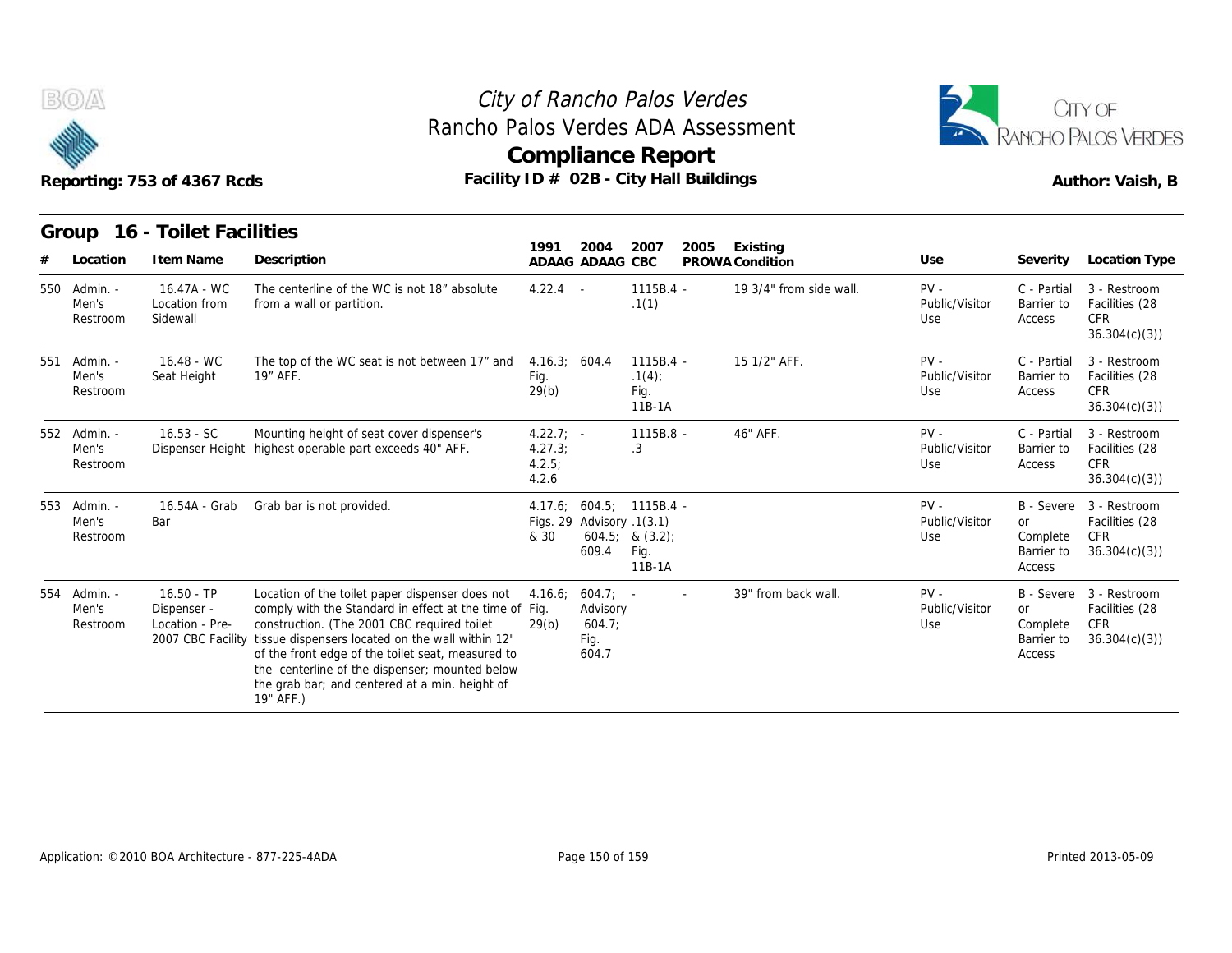# City of Rancho Palos Verdes
## Rancho Palos Verdes ADA Assessment
## Compliance Report

Reporting: 753 of 4367 Rcds

Facility ID # 02B - City Hall Buildings

Author: Vaish, B

### Group 16 - Toilet Facilities

| # | Location | Item Name | Description | 1991 ADAAG | 2004 ADAAG | 2007 CBC | 2005 PROWA | Existing Condition | Use | Severity | Location Type |
|---|---|---|---|---|---|---|---|---|---|---|---|
| 550 | Admin. - Men's Restroom | 16.47A - WC Location from Sidewall | The centerline of the WC is not 18" absolute from a wall or partition. | 4.22.4 | - | 1115B.4 - .1(1) | | 19 3/4" from side wall. | PV - Public/Visitor Use | C - Partial Barrier to Access | 3 - Restroom Facilities (28 CFR 36.304(c)(3)) |
| 551 | Admin. - Men's Restroom | 16.48 - WC Seat Height | The top of the WC seat is not between 17" and 19" AFF. | 4.16.3; Fig. 29(b) | 604.4 | 1115B.4 - .1(4); Fig. 11B-1A | | 15 1/2" AFF. | PV - Public/Visitor Use | C - Partial Barrier to Access | 3 - Restroom Facilities (28 CFR 36.304(c)(3)) |
| 552 | Admin. - Men's Restroom | 16.53 - SC Dispenser Height | Mounting height of seat cover dispenser's highest operable part exceeds 40" AFF. | 4.22.7; 4.27.3; 4.2.5; 4.2.6 | - | 1115B.8 - .3 | | 46" AFF. | PV - Public/Visitor Use | C - Partial Barrier to Access | 3 - Restroom Facilities (28 CFR 36.304(c)(3)) |
| 553 | Admin. - Men's Restroom | 16.54A - Grab Bar | Grab bar is not provided. | 4.17.6; Figs. 29 & 30 | 604.5; Advisory 604.5; 609.4 | 1115B.4 - .1(3.1) & (3.2); Fig. 11B-1A | | | PV - Public/Visitor Use | B - Severe or Complete Barrier to Access | 3 - Restroom Facilities (28 CFR 36.304(c)(3)) |
| 554 | Admin. - Men's Restroom | 16.50 - TP Dispenser - Location - Pre-2007 CBC Facility | Location of the toilet paper dispenser does not comply with the Standard in effect at the time of construction. (The 2001 CBC required toilet tissue dispensers located on the wall within 12" of the front edge of the toilet seat, measured to the centerline of the dispenser; mounted below the grab bar; and centered at a min. height of 19" AFF.) | 4.16.6; Fig. 29(b) | 604.7; Advisory 604.7; Fig. 604.7 | - | - | 39" from back wall. | PV - Public/Visitor Use | B - Severe or Complete Barrier to Access | 3 - Restroom Facilities (28 CFR 36.304(c)(3)) |

Application: ©2010 BOA Architecture - 877-225-4ADA

Printed 2013-05-09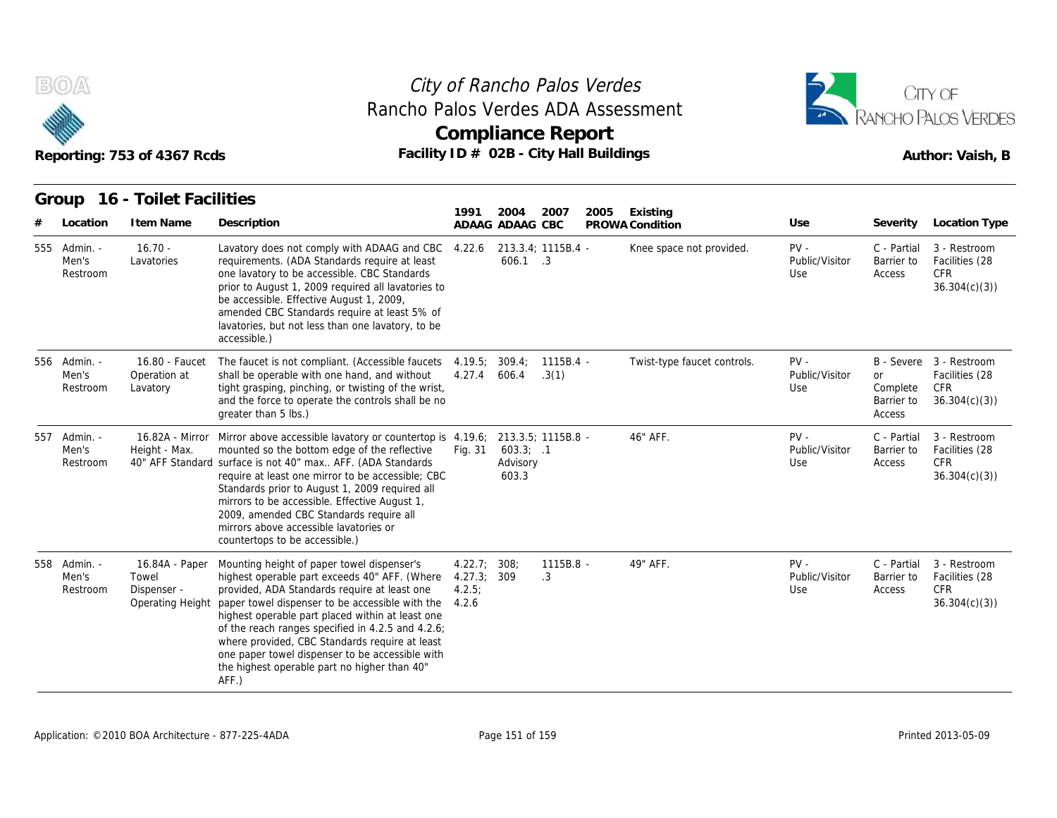# City of Rancho Palos Verdes
## Rancho Palos Verdes ADA Assessment
## Compliance Report

Reporting: 753 of 4367 Rcds

Facility ID # 02B - City Hall Buildings

Author: Vaish, B

### Group 16 - Toilet Facilities

| # | Location | Item Name | Description | 1991 ADAAG | 2004 ADAAG | 2007 CBC | 2005 PROWA | Existing Condition | Use | Severity | Location Type |
|---|---|---|---|---|---|---|---|---|---|---|---|
| 555 | Admin. - Men's Restroom | 16.70 - Lavatories | Lavatory does not comply with ADAAG and CBC requirements. (ADA Standards require at least one lavatory to be accessible. CBC Standards prior to August 1, 2009 required all lavatories to be accessible. Effective August 1, 2009, amended CBC Standards require at least 5% of lavatories, but not less than one lavatory, to be accessible.) | 4.22.6 | 213.3.4; 606.1 | 1115B.4 - .3 | | Knee space not provided. | PV - Public/Visitor Use | C - Partial Barrier to Access | 3 - Restroom Facilities (28 CFR 36.304(c)(3)) |
| 556 | Admin. - Men's Restroom | 16.80 - Faucet Operation at Lavatory | The faucet is not compliant. (Accessible faucets shall be operable with one hand, and without tight grasping, pinching, or twisting of the wrist, and the force to operate the controls shall be no greater than 5 lbs.) | 4.19.5; 4.27.4 | 309.4; 606.4 | 1115B.4 - .3(1) | | Twist-type faucet controls. | PV - Public/Visitor Use | B - Severe or Complete Barrier to Access | 3 - Restroom Facilities (28 CFR 36.304(c)(3)) |
| 557 | Admin. - Men's Restroom | 16.82A - Mirror Height - Max. 40" AFF Standard | Mirror above accessible lavatory or countertop is mounted so the bottom edge of the reflective surface is not 40" max.. AFF. (ADA Standards require at least one mirror to be accessible; CBC Standards prior to August 1, 2009 required all mirrors to be accessible. Effective August 1, 2009, amended CBC Standards require all mirrors above accessible lavatories or countertops to be accessible.) | 4.19.6; Fig. 31 | 213.3.5; 603.3; Advisory 603.3 | 1115B.8 - .1 | | 46" AFF. | PV - Public/Visitor Use | C - Partial Barrier to Access | 3 - Restroom Facilities (28 CFR 36.304(c)(3)) |
| 558 | Admin. - Men's Restroom | 16.84A - Paper Towel Dispenser - Operating Height | Mounting height of paper towel dispenser's highest operable part exceeds 40" AFF. (Where provided, ADA Standards require at least one paper towel dispenser to be accessible with the highest operable part placed within at least one of the reach ranges specified in 4.2.5 and 4.2.6; where provided, CBC Standards require at least one paper towel dispenser to be accessible with the highest operable part no higher than 40" AFF.) | 4.22.7; 4.27.3; 4.2.5; 4.2.6 | 308; 309 | 1115B.8 - .3 | | 49" AFF. | PV - Public/Visitor Use | C - Partial Barrier to Access | 3 - Restroom Facilities (28 CFR 36.304(c)(3)) |

Application: ©2010 BOA Architecture - 877-225-4ADA

Printed 2013-05-09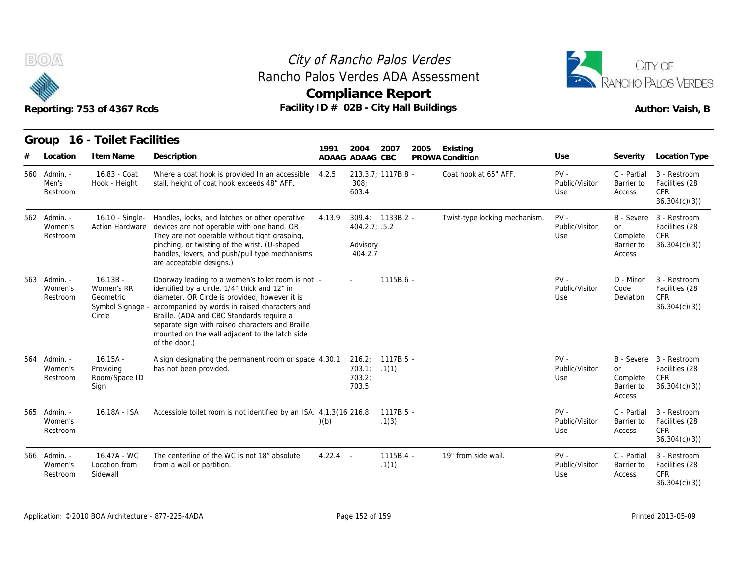City of Rancho Palos Verdes

Rancho Palos Verdes ADA Assessment

**Compliance Report**

Reporting: 753 of 4367 Rcds

Facility ID # 02B - City Hall Buildings

Author: Vaish, B

## Group 16 - Toilet Facilities

| # | Location | Item Name | Description | 1991 ADAAG | 2004 ADAAG | 2007 CBC | 2005 PROWA | Existing Condition | Use | Severity | Location Type |
|---|---|---|---|---|---|---|---|---|---|---|---|
| 560 | Admin. - Men's Restroom | 16.83 - Coat Hook - Height | Where a coat hook is provided In an accessible stall, height of coat hook exceeds 48" AFF. | 4.2.5 | 213.3.7; 308; 603.4 | 1117B.8 | - | Coat hook at 65" AFF. | PV - Public/Visitor Use | C - Partial Barrier to Access | 3 - Restroom Facilities (28 CFR 36.304(c)(3)) |
| 562 | Admin. - Women's Restroom | 16.10 - Single-Action Hardware | Handles, locks, and latches or other operative devices are not operable with one hand. OR They are not operable without tight grasping, pinching, or twisting of the wrist. (U-shaped handles, levers, and push/pull type mechanisms are acceptable designs.) | 4.13.9 | 309.4; 404.2.7; Advisory 404.2.7 | 1133B.2 .5.2 | - | Twist-type locking mechanism. | PV - Public/Visitor Use | B - Severe or Complete Barrier to Access | 3 - Restroom Facilities (28 CFR 36.304(c)(3)) |
| 563 | Admin. - Women's Restroom | 16.13B - Women's RR Geometric Symbol Signage - Circle | Doorway leading to a women's toilet room is not identified by a circle, 1/4" thick and 12" in diameter. OR Circle is provided, however it is accompanied by words in raised characters and Braille. (ADA and CBC Standards require a separate sign with raised characters and Braille mounted on the wall adjacent to the latch side of the door.) | - | - | 1115B.6 | - | | PV - Public/Visitor Use | D - Minor Code Deviation | 3 - Restroom Facilities (28 CFR 36.304(c)(3)) |
| 564 | Admin. - Women's Restroom | 16.15A - Providing Room/Space ID Sign | A sign designating the permanent room or space has not been provided. | 4.30.1 | 216.2; 703.1; 703.2; 703.5 | 1117B.5 .1(1) | - | | PV - Public/Visitor Use | B - Severe or Complete Barrier to Access | 3 - Restroom Facilities (28 CFR 36.304(c)(3)) |
| 565 | Admin. - Women's Restroom | 16.18A - ISA | Accessible toilet room is not identified by an ISA. | 4.1.3(16)(b) | 216.8 | 1117B.5 .1(3) | - | | PV - Public/Visitor Use | C - Partial Barrier to Access | 3 - Restroom Facilities (28 CFR 36.304(c)(3)) |
| 566 | Admin. - Women's Restroom | 16.47A - WC Location from Sidewall | The centerline of the WC is not 18" absolute from a wall or partition. | 4.22.4 | - | 1115B.4 .1(1) | - | 19" from side wall. | PV - Public/Visitor Use | C - Partial Barrier to Access | 3 - Restroom Facilities (28 CFR 36.304(c)(3)) |

Application: ©2010 BOA Architecture - 877-225-4ADA

Printed 2013-05-09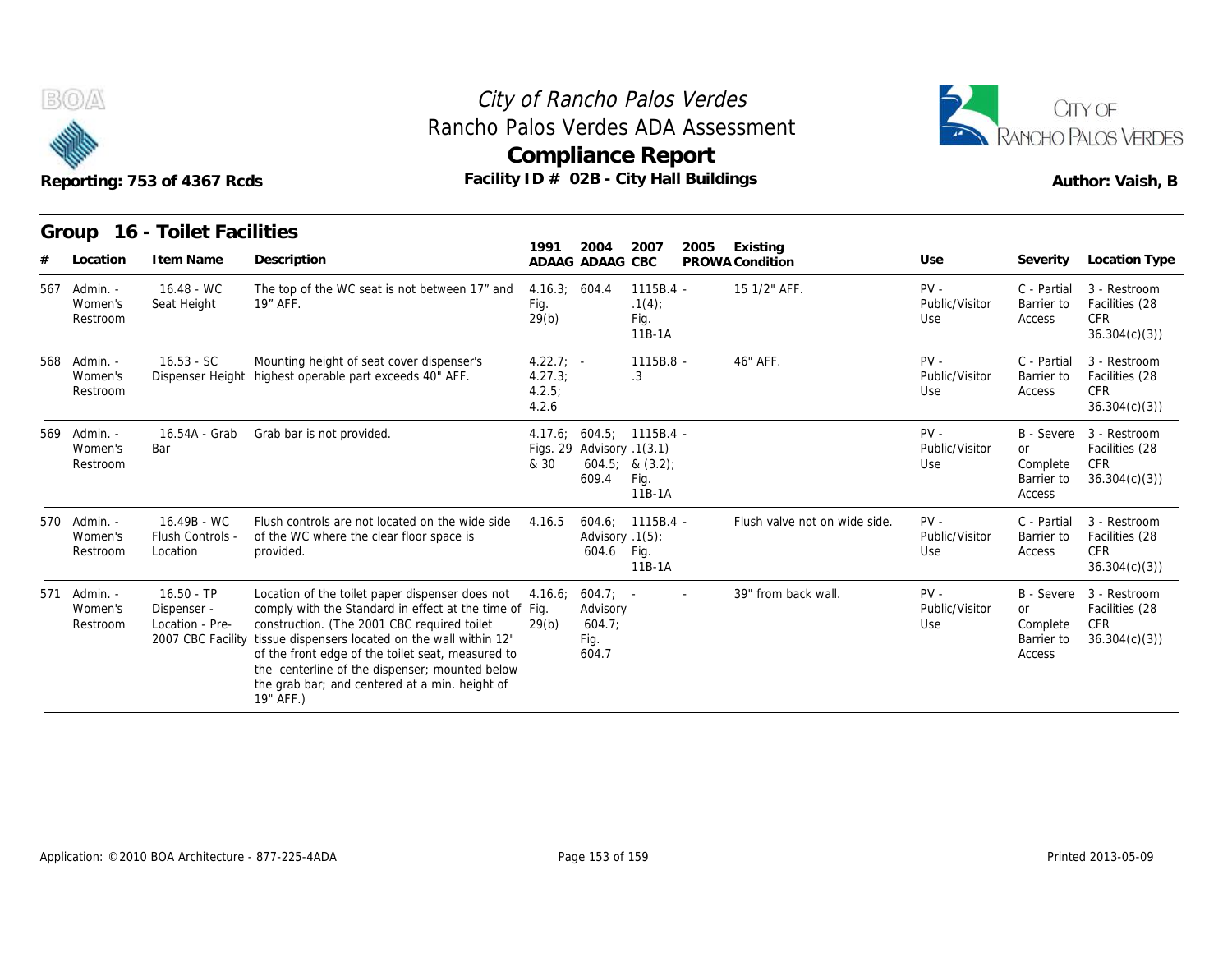# City of Rancho Palos Verdes
## Rancho Palos Verdes ADA Assessment
## Compliance Report

Reporting: 753 of 4367 Rcds

Facility ID # 02B - City Hall Buildings

Author: Vaish, B

### Group 16 - Toilet Facilities

| # | Location | Item Name | Description | 1991 ADAAG | 2004 ADAAG | 2007 CBC | 2005 PROWA | Existing Condition | Use | Severity | Location Type |
|---|---|---|---|---|---|---|---|---|---|---|---|
| 567 | Admin. - Women's Restroom | 16.48 - WC Seat Height | The top of the WC seat is not between 17" and 19" AFF. | 4.16.3; Fig. 29(b) | 604.4 | 1115B.4 - .1(4); Fig. 11B-1A | | 15 1/2" AFF. | PV - Public/Visitor Use | C - Partial Barrier to Access | 3 - Restroom Facilities (28 CFR 36.304(c)(3)) |
| 568 | Admin. - Women's Restroom | 16.53 - SC Dispenser Height | Mounting height of seat cover dispenser's highest operable part exceeds 40" AFF. | 4.22.7; 4.27.3; 4.2.5; 4.2.6 | - | 1115B.8 - .3 | | 46" AFF. | PV - Public/Visitor Use | C - Partial Barrier to Access | 3 - Restroom Facilities (28 CFR 36.304(c)(3)) |
| 569 | Admin. - Women's Restroom | 16.54A - Grab Bar | Grab bar is not provided. | 4.17.6; Figs. 29 & 30 | 604.5; Advisory 604.5; 609.4 | 1115B.4 - .1(3.1) & (3.2); Fig. 11B-1A | | | PV - Public/Visitor Use | B - Severe or Complete Barrier to Access | 3 - Restroom Facilities (28 CFR 36.304(c)(3)) |
| 570 | Admin. - Women's Restroom | 16.49B - WC Flush Controls - Location | Flush controls are not located on the wide side of the WC where the clear floor space is provided. | 4.16.5 | 604.6; Advisory 604.6 | 1115B.4 - .1(5); Fig. 11B-1A | | Flush valve not on wide side. | PV - Public/Visitor Use | C - Partial Barrier to Access | 3 - Restroom Facilities (28 CFR 36.304(c)(3)) |
| 571 | Admin. - Women's Restroom | 16.50 - TP Dispenser - Location - Pre-2007 CBC Facility | Location of the toilet paper dispenser does not comply with the Standard in effect at the time of construction. (The 2001 CBC required toilet tissue dispensers located on the wall within 12" of the front edge of the toilet seat, measured to the centerline of the dispenser; mounted below the grab bar; and centered at a min. height of 19" AFF.) | 4.16.6; Fig. 29(b) | 604.7; Advisory 604.7; Fig. 604.7 | - | - | 39" from back wall. | PV - Public/Visitor Use | B - Severe or Complete Barrier to Access | 3 - Restroom Facilities (28 CFR 36.304(c)(3)) |

Application: ©2010 BOA Architecture - 877-225-4ADA

Printed 2013-05-09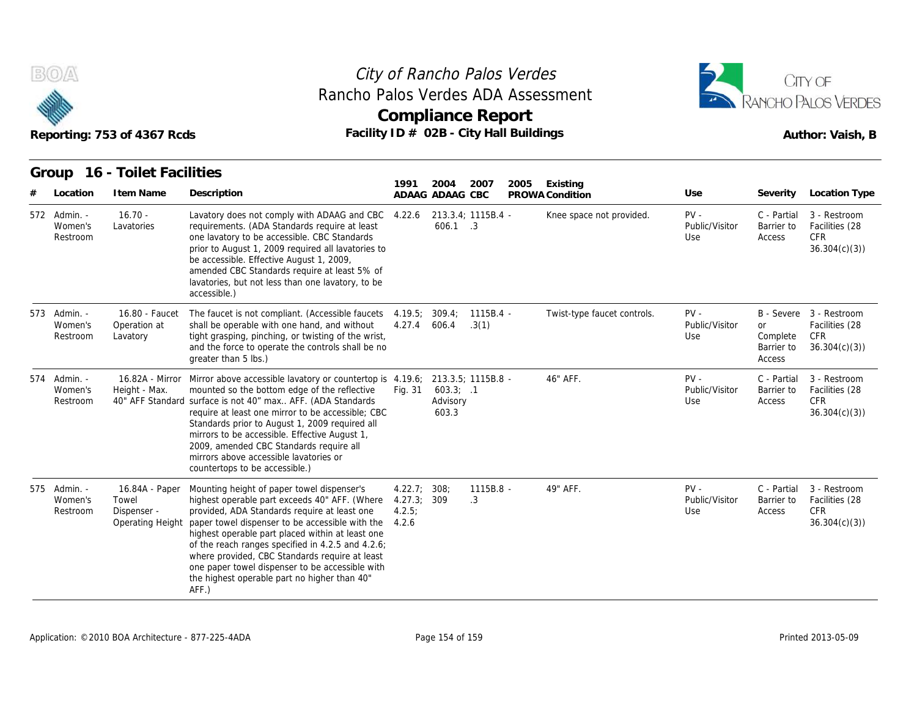# City of Rancho Palos Verdes

## Rancho Palos Verdes ADA Assessment

## Compliance Report

**Reporting: 753 of 4367 Rcds** — **Facility ID # 02B - City Hall Buildings** — **Author: Vaish, B**

### Group 16 - Toilet Facilities

| # | Location | Item Name | Description | 1991 ADAAG | 2004 ADAAG | 2007 CBC | 2005 PROWA | Existing Condition | Use | Severity | Location Type |
|---|---|---|---|---|---|---|---|---|---|---|---|
| 572 | Admin. - Women's Restroom | 16.70 - Lavatories | Lavatory does not comply with ADAAG and CBC requirements. (ADA Standards require at least one lavatory to be accessible. CBC Standards prior to August 1, 2009 required all lavatories to be accessible. Effective August 1, 2009, amended CBC Standards require at least 5% of lavatories, but not less than one lavatory, to be accessible.) | 4.22.6 | 213.3.4; 606.1 | 1115B.4 - .3 | | Knee space not provided. | PV - Public/Visitor Use | C - Partial Barrier to Access | 3 - Restroom Facilities (28 CFR 36.304(c)(3)) |
| 573 | Admin. - Women's Restroom | 16.80 - Faucet Operation at Lavatory | The faucet is not compliant. (Accessible faucets shall be operable with one hand, and without tight grasping, pinching, or twisting of the wrist, and the force to operate the controls shall be no greater than 5 lbs.) | 4.19.5; 4.27.4 | 309.4; 606.4 | 1115B.4 - .3(1) | | Twist-type faucet controls. | PV - Public/Visitor Use | B - Severe or Complete Barrier to Access | 3 - Restroom Facilities (28 CFR 36.304(c)(3)) |
| 574 | Admin. - Women's Restroom | 16.82A - Mirror Height - Max. 40" AFF Standard | Mirror above accessible lavatory or countertop is mounted so the bottom edge of the reflective surface is not 40" max.. AFF. (ADA Standards require at least one mirror to be accessible; CBC Standards prior to August 1, 2009 required all mirrors to be accessible. Effective August 1, 2009, amended CBC Standards require all mirrors above accessible lavatories or countertops to be accessible.) | 4.19.6; Fig. 31 | 213.3.5; 603.3; Advisory 603.3 | 1115B.8 - .1 | | 46" AFF. | PV - Public/Visitor Use | C - Partial Barrier to Access | 3 - Restroom Facilities (28 CFR 36.304(c)(3)) |
| 575 | Admin. - Women's Restroom | 16.84A - Paper Towel Dispenser - Operating Height | Mounting height of paper towel dispenser's highest operable part exceeds 40" AFF. (Where provided, ADA Standards require at least one paper towel dispenser to be accessible with the highest operable part placed within at least one of the reach ranges specified in 4.2.5 and 4.2.6; where provided, CBC Standards require at least one paper towel dispenser to be accessible with the highest operable part no higher than 40" AFF.) | 4.22.7; 4.27.3; 4.2.5; 4.2.6 | 308; 309 | 1115B.8 - .3 | | 49" AFF. | PV - Public/Visitor Use | C - Partial Barrier to Access | 3 - Restroom Facilities (28 CFR 36.304(c)(3)) |

Application: ©2010 BOA Architecture - 877-225-4ADA — Printed 2013-05-09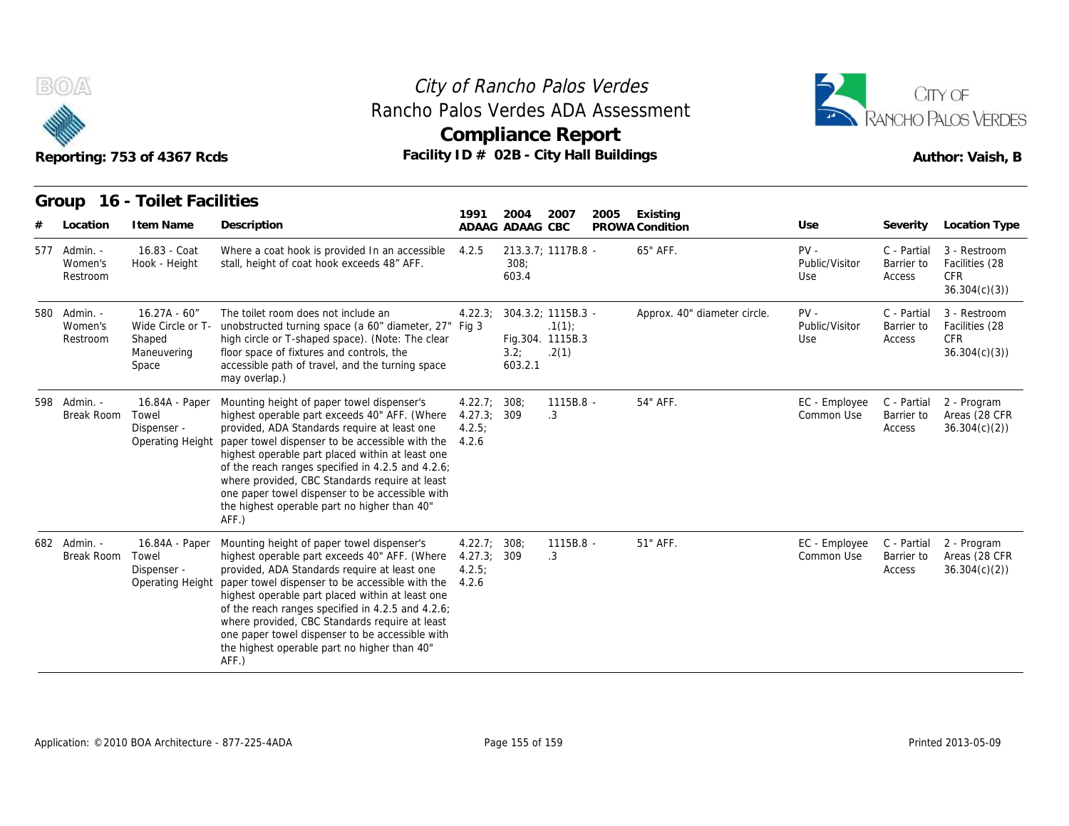# City of Rancho Palos Verdes
## Rancho Palos Verdes ADA Assessment
## Compliance Report

Reporting: 753 of 4367 Rcds

Facility ID # 02B - City Hall Buildings

Author: Vaish, B

### Group 16 - Toilet Facilities

| # | Location | Item Name | Description | 1991 ADAAG | 2004 ADAAG | 2007 CBC | 2005 PROWA | Existing Condition | Use | Severity | Location Type |
|---|---|---|---|---|---|---|---|---|---|---|---|
| 577 | Admin. - Women's Restroom | 16.83 - Coat Hook - Height | Where a coat hook is provided In an accessible stall, height of coat hook exceeds 48" AFF. | 4.2.5 | 213.3.7; 308; 603.4 | 1117B.8 - | | 65" AFF. | PV - Public/Visitor Use | C - Partial Barrier to Access | 3 - Restroom Facilities (28 CFR 36.304(c)(3)) |
| 580 | Admin. - Women's Restroom | 16.27A - 60" Wide Circle or T-Shaped Maneuvering Space | The toilet room does not include an unobstructed turning space (a 60" diameter, 27" high circle or T-shaped space). (Note: The clear floor space of fixtures and controls, the accessible path of travel, and the turning space may overlap.) | 4.22.3; Fig 3 | 304.3.2; Fig.304. 3.2; 603.2.1 | 1115B.3 - .1(1); 1115B.3 .2(1) | | Approx. 40" diameter circle. | PV - Public/Visitor Use | C - Partial Barrier to Access | 3 - Restroom Facilities (28 CFR 36.304(c)(3)) |
| 598 | Admin. - Break Room | 16.84A - Paper Towel Dispenser - Operating Height | Mounting height of paper towel dispenser's highest operable part exceeds 40" AFF. (Where provided, ADA Standards require at least one paper towel dispenser to be accessible with the highest operable part placed within at least one of the reach ranges specified in 4.2.5 and 4.2.6; where provided, CBC Standards require at least one paper towel dispenser to be accessible with the highest operable part no higher than 40" AFF.) | 4.22.7; 4.27.3; 4.2.5; 4.2.6 | 308; 309 | 1115B.8 - .3 | | 54" AFF. | EC - Employee Common Use | C - Partial Barrier to Access | 2 - Program Areas (28 CFR 36.304(c)(2)) |
| 682 | Admin. - Break Room | 16.84A - Paper Towel Dispenser - Operating Height | Mounting height of paper towel dispenser's highest operable part exceeds 40" AFF. (Where provided, ADA Standards require at least one paper towel dispenser to be accessible with the highest operable part placed within at least one of the reach ranges specified in 4.2.5 and 4.2.6; where provided, CBC Standards require at least one paper towel dispenser to be accessible with the highest operable part no higher than 40" AFF.) | 4.22.7; 4.27.3; 4.2.5; 4.2.6 | 308; 309 | 1115B.8 - .3 | | 51" AFF. | EC - Employee Common Use | C - Partial Barrier to Access | 2 - Program Areas (28 CFR 36.304(c)(2)) |

Application: ©2010 BOA Architecture - 877-225-4ADA

Printed 2013-05-09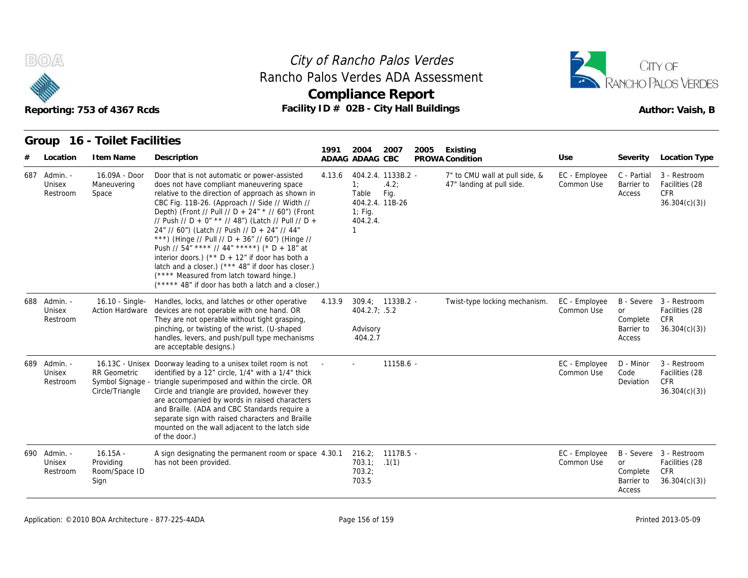# City of Rancho Palos Verdes
## Rancho Palos Verdes ADA Assessment
### Compliance Report

Reporting: 753 of 4367 Rcds

Facility ID # 02B - City Hall Buildings

Author: Vaish, B

## Group 16 - Toilet Facilities

| # | Location | Item Name | Description | 1991 ADAAG | 2004 ADAAG | 2007 CBC | 2005 PROWA | Existing Condition | Use | Severity | Location Type |
|---|---|---|---|---|---|---|---|---|---|---|---|
| 687 | Admin. - Unisex Restroom | 16.09A - Door Maneuvering Space | Door that is not automatic or power-assisted does not have compliant maneuvering space relative to the direction of approach as shown in CBC Fig. 11B-26. (Approach // Side // Width // Depth) (Front // Pull // D + 24" * // 60") (Front // Push // D + 0" ** // 48") (Latch // Pull // D + 24" // 60") (Latch // Push // D + 24" // 44" ***) (Hinge // Pull // D + 36" // 60") (Hinge // Push // 54" **** // 44" *****) (* D + 18" at interior doors.) (** D + 12" if door has both a latch and a closer.) (*** 48" if door has closer.) (**** Measured from latch toward hinge.) (***** 48" if door has both a latch and a closer.) | 4.13.6 | 404.2.4.1; Table 404.2.4.1; Fig. 404.2.4.1 | 1133B.2.4.2; Fig. 11B-26 | - | 7" to CMU wall at pull side, & 47" landing at pull side. | EC - Employee Common Use | C - Partial Barrier to Access | 3 - Restroom Facilities (28 CFR 36.304(c)(3)) |
| 688 | Admin. - Unisex Restroom | 16.10 - Single-Action Hardware | Handles, locks, and latches or other operative devices are not operable with one hand. OR They are not operable without tight grasping, pinching, or twisting of the wrist. (U-shaped handles, levers, and push/pull type mechanisms are acceptable designs.) | 4.13.9 | 309.4; 404.2.7; Advisory 404.2.7 | 1133B.2.5.2 | - | Twist-type locking mechanism. | EC - Employee Common Use | B - Severe or Complete Barrier to Access | 3 - Restroom Facilities (28 CFR 36.304(c)(3)) |
| 689 | Admin. - Unisex Restroom | 16.13C - Unisex RR Geometric Symbol Signage - Circle/Triangle | Doorway leading to a unisex toilet room is not identified by a 12" circle, 1/4" with a 1/4" thick triangle superimposed and within the circle. OR Circle and triangle are provided, however they are accompanied by words in raised characters and Braille. (ADA and CBC Standards require a separate sign with raised characters and Braille mounted on the wall adjacent to the latch side of the door.) | - | - | 1115B.6 | - | | EC - Employee Common Use | D - Minor Code Deviation | 3 - Restroom Facilities (28 CFR 36.304(c)(3)) |
| 690 | Admin. - Unisex Restroom | 16.15A - Providing Room/Space ID Sign | A sign designating the permanent room or space has not been provided. | 4.30.1 | 216.2; 703.1; 703.2; 703.5 | 1117B.5.1(1) | - | | EC - Employee Common Use | B - Severe or Complete Barrier to Access | 3 - Restroom Facilities (28 CFR 36.304(c)(3)) |

Application: ©2010 BOA Architecture - 877-225-4ADA

Printed 2013-05-09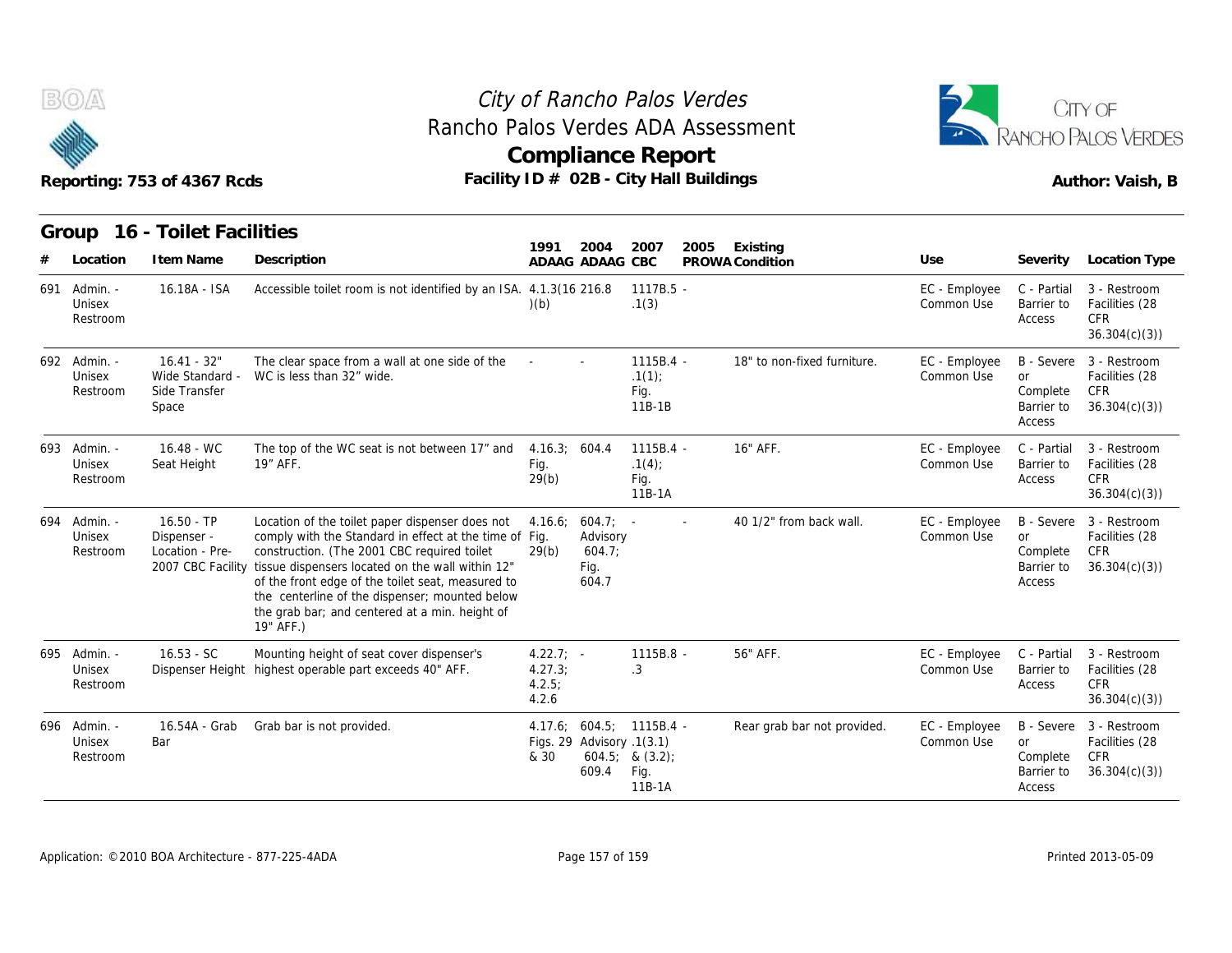# City of Rancho Palos Verdes
## Rancho Palos Verdes ADA Assessment
## Compliance Report

Reporting: 753 of 4367 Rcds

Facility ID # 02B - City Hall Buildings

Author: Vaish, B

## Group 16 - Toilet Facilities

| # | Location | Item Name | Description | 1991 ADAAG | 2004 ADAAG | 2007 CBC | 2005 PROWA | Existing Condition | Use | Severity | Location Type |
|---|---|---|---|---|---|---|---|---|---|---|---|
| 691 | Admin. - Unisex Restroom | 16.18A - ISA | Accessible toilet room is not identified by an ISA. | 4.1.3(16)(b) | 216.8 | 1117B.5 - .1(3) | | | EC - Employee Common Use | C - Partial Barrier to Access | 3 - Restroom Facilities (28 CFR 36.304(c)(3)) |
| 692 | Admin. - Unisex Restroom | 16.41 - 32" Wide Standard - Side Transfer Space | The clear space from a wall at one side of the WC is less than 32" wide. | - | - | 1115B.4 - .1(1); Fig. 11B-1B | | 18" to non-fixed furniture. | EC - Employee Common Use | B - Severe or Complete Barrier to Access | 3 - Restroom Facilities (28 CFR 36.304(c)(3)) |
| 693 | Admin. - Unisex Restroom | 16.48 - WC Seat Height | The top of the WC seat is not between 17" and 19" AFF. | 4.16.3; Fig. 29(b) | 604.4 | 1115B.4 - .1(4); Fig. 11B-1A | | 16" AFF. | EC - Employee Common Use | C - Partial Barrier to Access | 3 - Restroom Facilities (28 CFR 36.304(c)(3)) |
| 694 | Admin. - Unisex Restroom | 16.50 - TP Dispenser - Location - Pre-2007 CBC Facility | Location of the toilet paper dispenser does not comply with the Standard in effect at the time of construction. (The 2001 CBC required toilet tissue dispensers located on the wall within 12" of the front edge of the toilet seat, measured to the centerline of the dispenser; mounted below the grab bar; and centered at a min. height of 19" AFF.) | 4.16.6; Fig. 29(b) | 604.7; Advisory 604.7; Fig. 604.7 | - | - | 40 1/2" from back wall. | EC - Employee Common Use | B - Severe or Complete Barrier to Access | 3 - Restroom Facilities (28 CFR 36.304(c)(3)) |
| 695 | Admin. - Unisex Restroom | 16.53 - SC Dispenser Height | Mounting height of seat cover dispenser's highest operable part exceeds 40" AFF. | 4.22.7; 4.27.3; 4.2.5; 4.2.6 | - | 1115B.8 - .3 | | 56" AFF. | EC - Employee Common Use | C - Partial Barrier to Access | 3 - Restroom Facilities (28 CFR 36.304(c)(3)) |
| 696 | Admin. - Unisex Restroom | 16.54A - Grab Bar | Grab bar is not provided. | 4.17.6; Figs. 29 & 30 | 604.5; Advisory 604.5; 609.4 | 1115B.4 - .1(3.1) & (3.2); Fig. 11B-1A | | Rear grab bar not provided. | EC - Employee Common Use | B - Severe or Complete Barrier to Access | 3 - Restroom Facilities (28 CFR 36.304(c)(3)) |

Application: ©2010 BOA Architecture - 877-225-4ADA

Printed 2013-05-09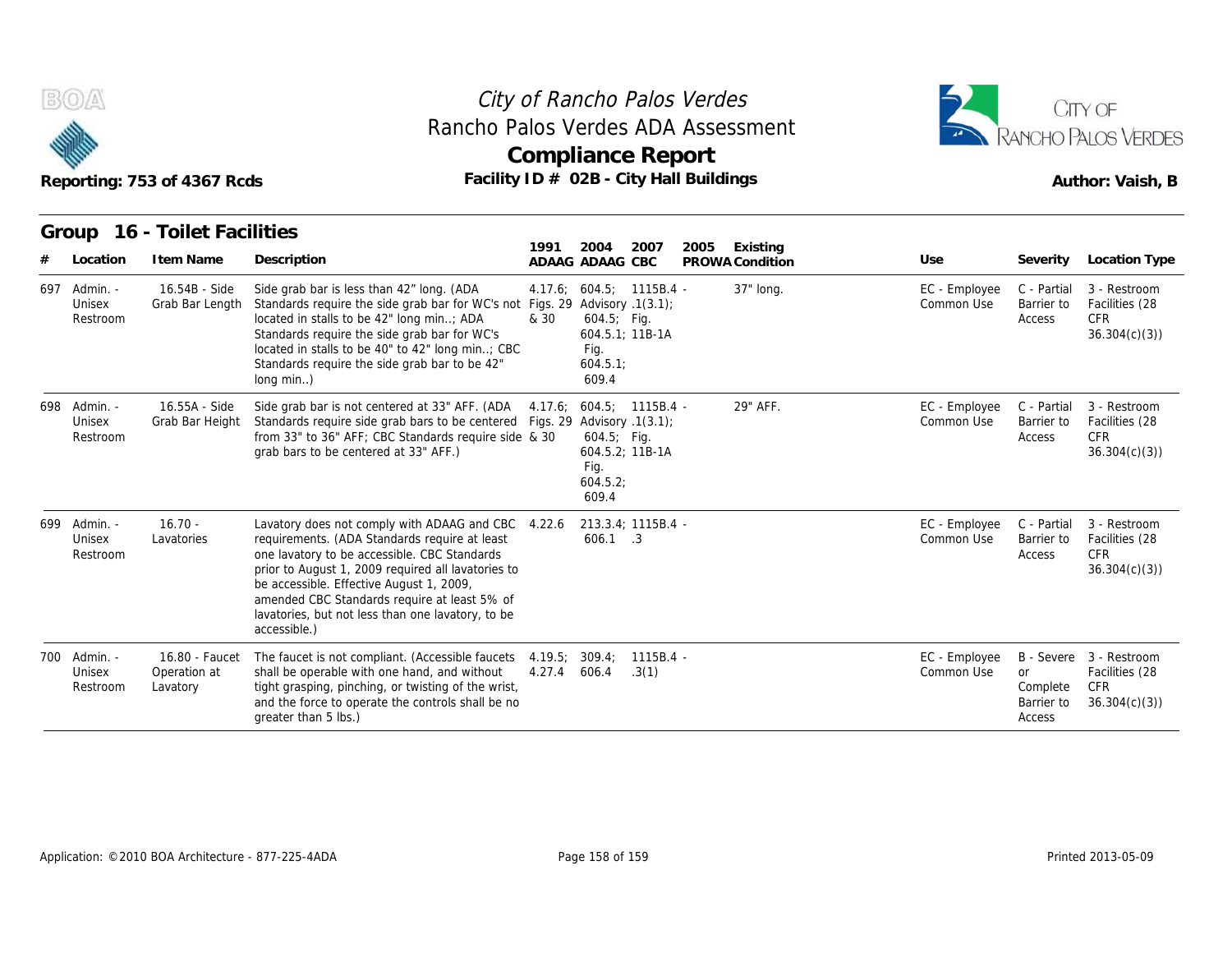# City of Rancho Palos Verdes
## Rancho Palos Verdes ADA Assessment
## Compliance Report

Reporting: 753 of 4367 Rcds

Facility ID # 02B - City Hall Buildings

Author: Vaish, B

### Group 16 - Toilet Facilities

| # | Location | Item Name | Description | 1991 ADAAG | 2004 ADAAG | 2007 CBC | 2005 PROWA | Existing Condition | Use | Severity | Location Type |
|---|---|---|---|---|---|---|---|---|---|---|---|
| 697 | Admin. - Unisex Restroom | 16.54B - Side Grab Bar Length | Side grab bar is less than 42" long. (ADA Standards require the side grab bar for WC's not located in stalls to be 42" long min..; ADA Standards require the side grab bar for WC's located in stalls to be 40" to 42" long min..; CBC Standards require the side grab bar to be 42" long min..) | 4.17.6; Figs. 29 & 30 | 604.5; Advisory 604.5; Fig. 604.5.1; Fig. 604.5.1; 609.4 | 1115B.4 - .1(3.1); 11B-1A | | 37" long. | EC - Employee Common Use | C - Partial Barrier to Access | 3 - Restroom Facilities (28 CFR 36.304(c)(3)) |
| 698 | Admin. - Unisex Restroom | 16.55A - Side Grab Bar Height | Side grab bar is not centered at 33" AFF. (ADA Standards require side grab bars to be centered from 33" to 36" AFF; CBC Standards require side grab bars to be centered at 33" AFF.) | 4.17.6; Figs. 29 & 30 | 604.5; Advisory 604.5; Fig. 604.5.2; Fig. 604.5.2; 609.4 | 1115B.4 - .1(3.1); 11B-1A | | 29" AFF. | EC - Employee Common Use | C - Partial Barrier to Access | 3 - Restroom Facilities (28 CFR 36.304(c)(3)) |
| 699 | Admin. - Unisex Restroom | 16.70 - Lavatories | Lavatory does not comply with ADAAG and CBC requirements. (ADA Standards require at least one lavatory to be accessible. CBC Standards prior to August 1, 2009 required all lavatories to be accessible. Effective August 1, 2009, amended CBC Standards require at least 5% of lavatories, but not less than one lavatory, to be accessible.) | 4.22.6 | 213.3.4; 606.1 | 1115B.4 - .3 | | | EC - Employee Common Use | C - Partial Barrier to Access | 3 - Restroom Facilities (28 CFR 36.304(c)(3)) |
| 700 | Admin. - Unisex Restroom | 16.80 - Faucet Operation at Lavatory | The faucet is not compliant. (Accessible faucets shall be operable with one hand, and without tight grasping, pinching, or twisting of the wrist, and the force to operate the controls shall be no greater than 5 lbs.) | 4.19.5; 4.27.4 | 309.4; 606.4 | 1115B.4 - .3(1) | | | EC - Employee Common Use | B - Severe or Complete Barrier to Access | 3 - Restroom Facilities (28 CFR 36.304(c)(3)) |

Application: ©2010 BOA Architecture - 877-225-4ADA

Printed 2013-05-09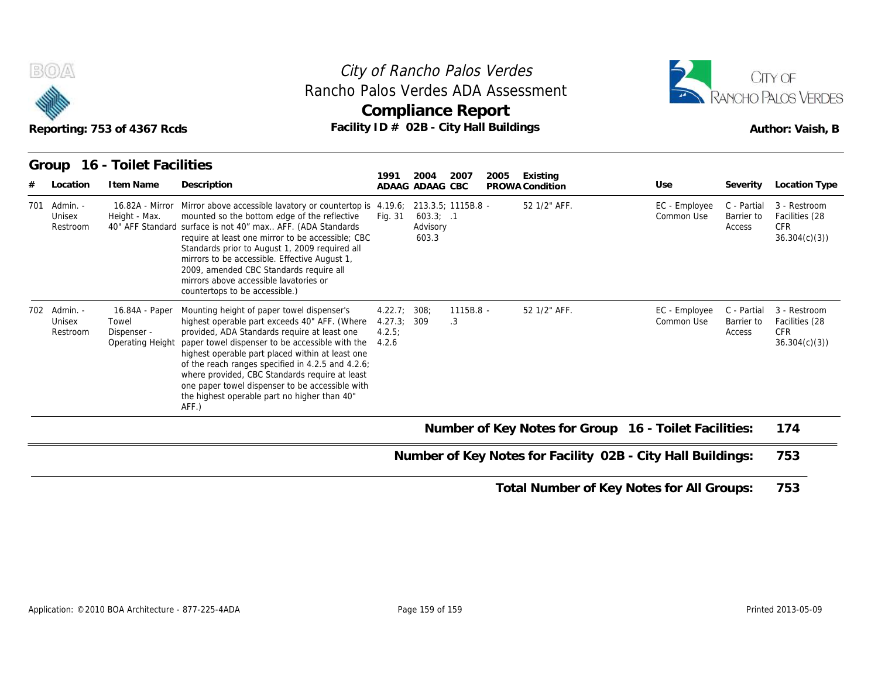# City of Rancho Palos Verdes
## Rancho Palos Verdes ADA Assessment
## Compliance Report

Reporting: 753 of 4367 Rcds

Facility ID # 02B - City Hall Buildings

Author: Vaish, B

### Group 16 - Toilet Facilities

| # | Location | Item Name | Description | 1991 ADAAG | 2004 ADAAG | 2007 CBC | 2005 PROWA | Existing Condition | Use | Severity | Location Type |
|---|---|---|---|---|---|---|---|---|---|---|---|
| 701 | Admin. - Unisex Restroom | 16.82A - Mirror Height - Max. 40" AFF Standard | Mirror above accessible lavatory or countertop is mounted so the bottom edge of the reflective surface is not 40" max.. AFF. (ADA Standards require at least one mirror to be accessible; CBC Standards prior to August 1, 2009 required all mirrors to be accessible. Effective August 1, 2009, amended CBC Standards require all mirrors above accessible lavatories or countertops to be accessible.) | 4.19.6; Fig. 31 | 213.3.5; 603.3; Advisory 603.3 | 1115B.8 - .1 | | 52 1/2" AFF. | EC - Employee Common Use | C - Partial Barrier to Access | 3 - Restroom Facilities (28 CFR 36.304(c)(3)) |
| 702 | Admin. - Unisex Restroom | 16.84A - Paper Towel Dispenser - Operating Height | Mounting height of paper towel dispenser's highest operable part exceeds 40" AFF. (Where provided, ADA Standards require at least one paper towel dispenser to be accessible with the highest operable part placed within at least one of the reach ranges specified in 4.2.5 and 4.2.6; where provided, CBC Standards require at least one paper towel dispenser to be accessible with the highest operable part no higher than 40" AFF.) | 4.22.7; 4.27.3; 4.2.5; 4.2.6 | 308; 309 | 1115B.8 - .3 | | 52 1/2" AFF. | EC - Employee Common Use | C - Partial Barrier to Access | 3 - Restroom Facilities (28 CFR 36.304(c)(3)) |

**Number of Key Notes for Group 16 - Toilet Facilities: 174**

**Number of Key Notes for Facility 02B - City Hall Buildings: 753**

**Total Number of Key Notes for All Groups: 753**

Application: ©2010 BOA Architecture - 877-225-4ADA

Printed 2013-05-09